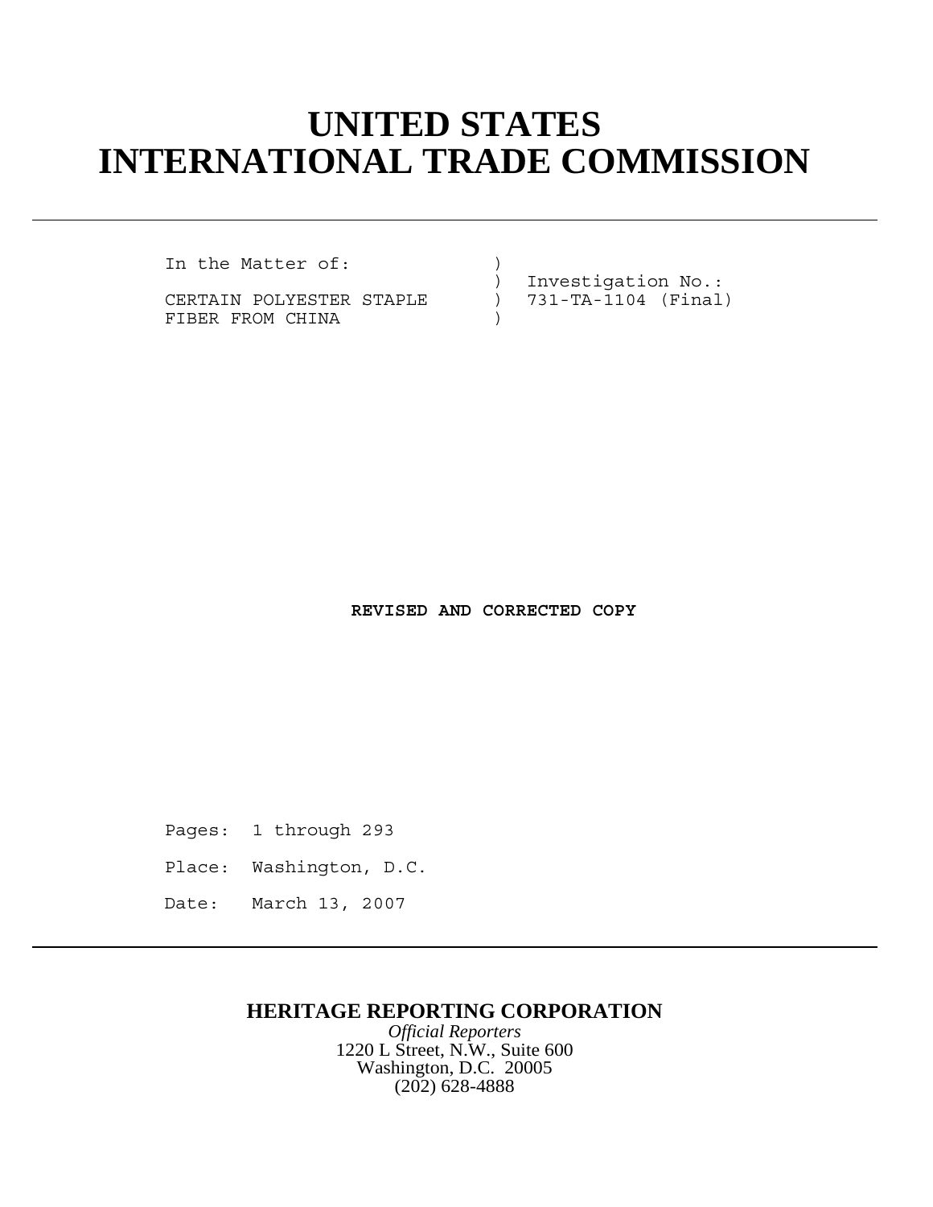# UNITED STATES
# INTERNATIONAL TRADE COMMISSION

```
In the Matter of:             )
                              )  Investigation No.:
CERTAIN POLYESTER STAPLE      )  731-TA-1104 (Final)
FIBER FROM CHINA              )
```

**REVISED AND CORRECTED COPY**

Pages: 1 through 293

Place: Washington, D.C.

Date: March 13, 2007

**HERITAGE REPORTING CORPORATION**

*Official Reporters*

1220 L Street, N.W., Suite 600

Washington, D.C. 20005

(202) 628-4888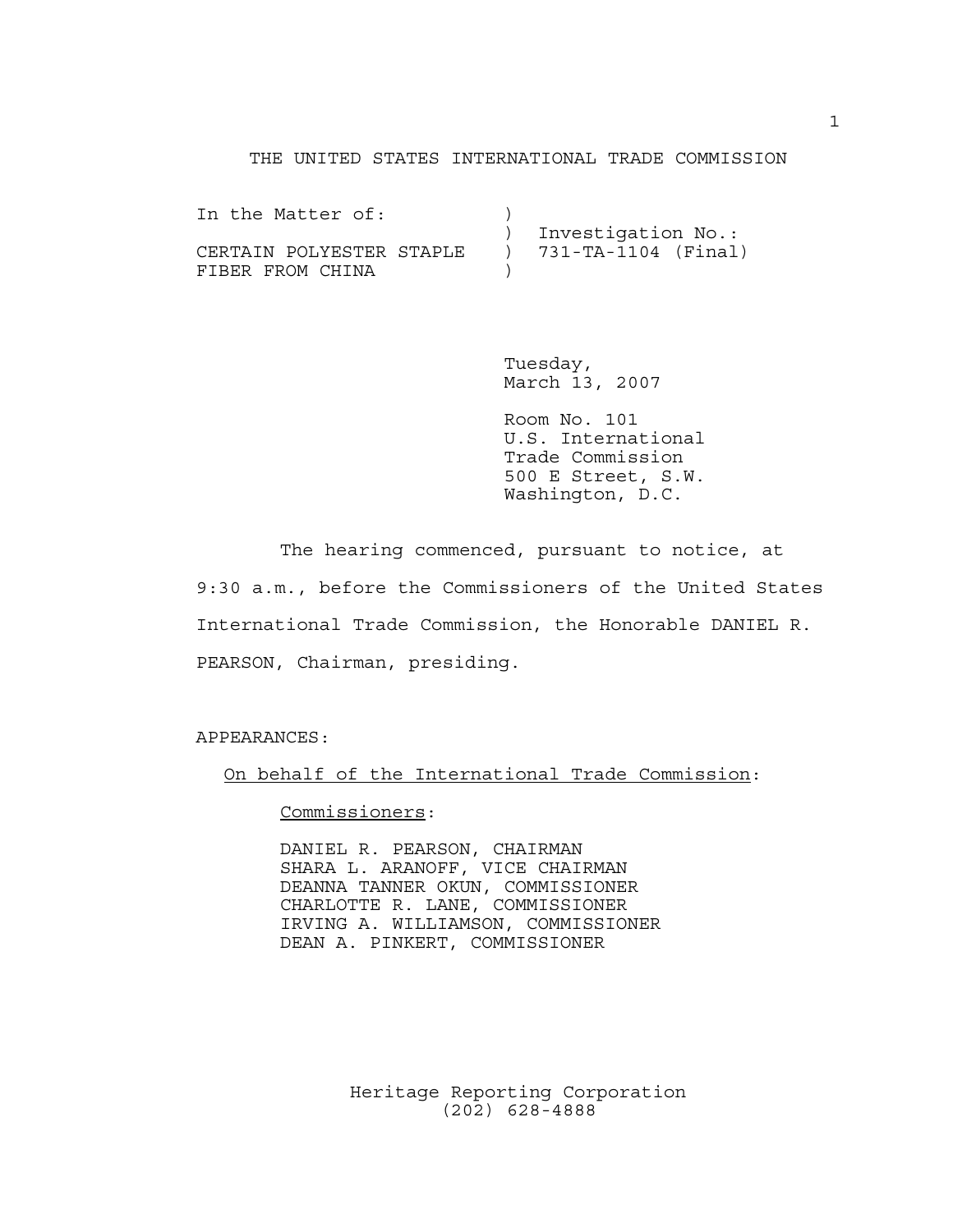# THE UNITED STATES INTERNATIONAL TRADE COMMISSION

| | | |
|---|---|---|
| In the Matter of: | ) | |
| | ) | Investigation No.: |
| CERTAIN POLYESTER STAPLE | ) | 731-TA-1104 (Final) |
| FIBER FROM CHINA | ) | |

Tuesday,
March 13, 2007

Room No. 101
U.S. International
Trade Commission
500 E Street, S.W.
Washington, D.C.

The hearing commenced, pursuant to notice, at 9:30 a.m., before the Commissioners of the United States International Trade Commission, the Honorable DANIEL R. PEARSON, Chairman, presiding.

APPEARANCES:

On behalf of the International Trade Commission:

Commissioners:

DANIEL R. PEARSON, CHAIRMAN
SHARA L. ARANOFF, VICE CHAIRMAN
DEANNA TANNER OKUN, COMMISSIONER
CHARLOTTE R. LANE, COMMISSIONER
IRVING A. WILLIAMSON, COMMISSIONER
DEAN A. PINKERT, COMMISSIONER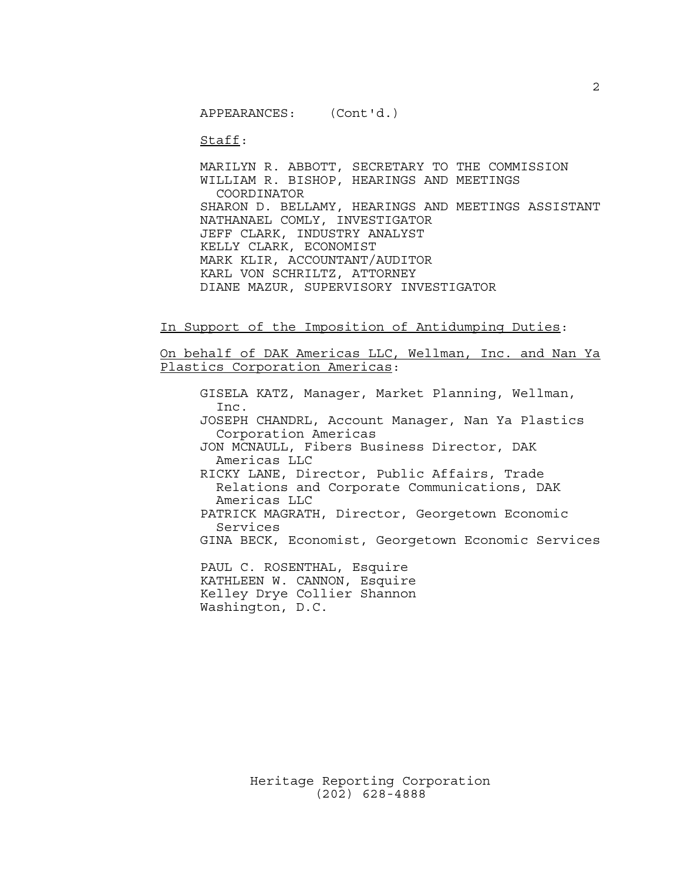APPEARANCES: (Cont'd.)

Staff:

MARILYN R. ABBOTT, SECRETARY TO THE COMMISSION
WILLIAM R. BISHOP, HEARINGS AND MEETINGS COORDINATOR
SHARON D. BELLAMY, HEARINGS AND MEETINGS ASSISTANT
NATHANAEL COMLY, INVESTIGATOR
JEFF CLARK, INDUSTRY ANALYST
KELLY CLARK, ECONOMIST
MARK KLIR, ACCOUNTANT/AUDITOR
KARL VON SCHRILTZ, ATTORNEY
DIANE MAZUR, SUPERVISORY INVESTIGATOR

In Support of the Imposition of Antidumping Duties:

On behalf of DAK Americas LLC, Wellman, Inc. and Nan Ya Plastics Corporation Americas:

GISELA KATZ, Manager, Market Planning, Wellman, Inc.
JOSEPH CHANDRL, Account Manager, Nan Ya Plastics Corporation Americas
JON MCNAULL, Fibers Business Director, DAK Americas LLC
RICKY LANE, Director, Public Affairs, Trade Relations and Corporate Communications, DAK Americas LLC
PATRICK MAGRATH, Director, Georgetown Economic Services
GINA BECK, Economist, Georgetown Economic Services

PAUL C. ROSENTHAL, Esquire
KATHLEEN W. CANNON, Esquire
Kelley Drye Collier Shannon
Washington, D.C.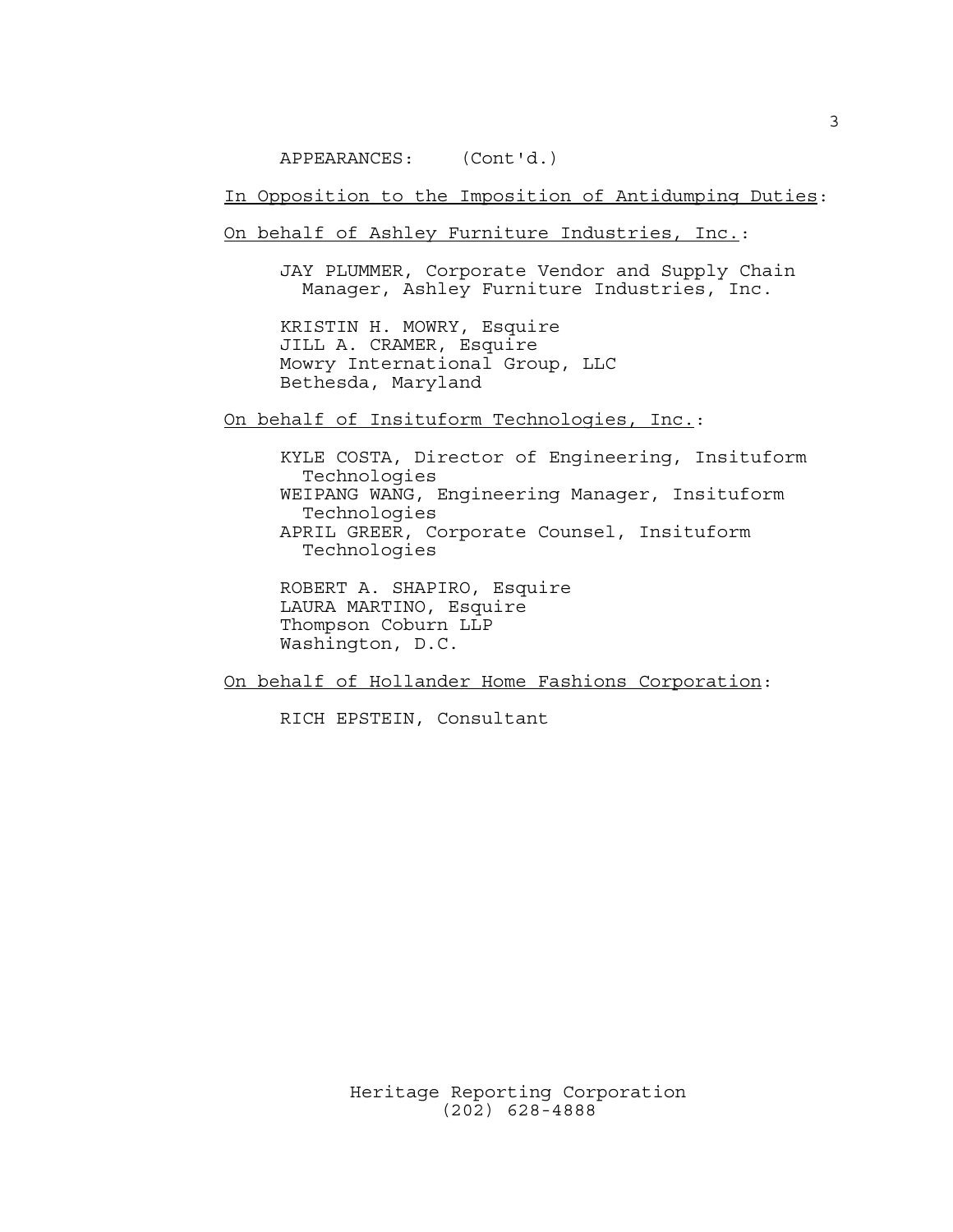APPEARANCES: (Cont'd.)

In Opposition to the Imposition of Antidumping Duties:

On behalf of Ashley Furniture Industries, Inc.:

JAY PLUMMER, Corporate Vendor and Supply Chain Manager, Ashley Furniture Industries, Inc.

KRISTIN H. MOWRY, Esquire
JILL A. CRAMER, Esquire
Mowry International Group, LLC
Bethesda, Maryland

On behalf of Insituform Technologies, Inc.:

KYLE COSTA, Director of Engineering, Insituform Technologies
WEIPANG WANG, Engineering Manager, Insituform Technologies
APRIL GREER, Corporate Counsel, Insituform Technologies

ROBERT A. SHAPIRO, Esquire
LAURA MARTINO, Esquire
Thompson Coburn LLP
Washington, D.C.

On behalf of Hollander Home Fashions Corporation:

RICH EPSTEIN, Consultant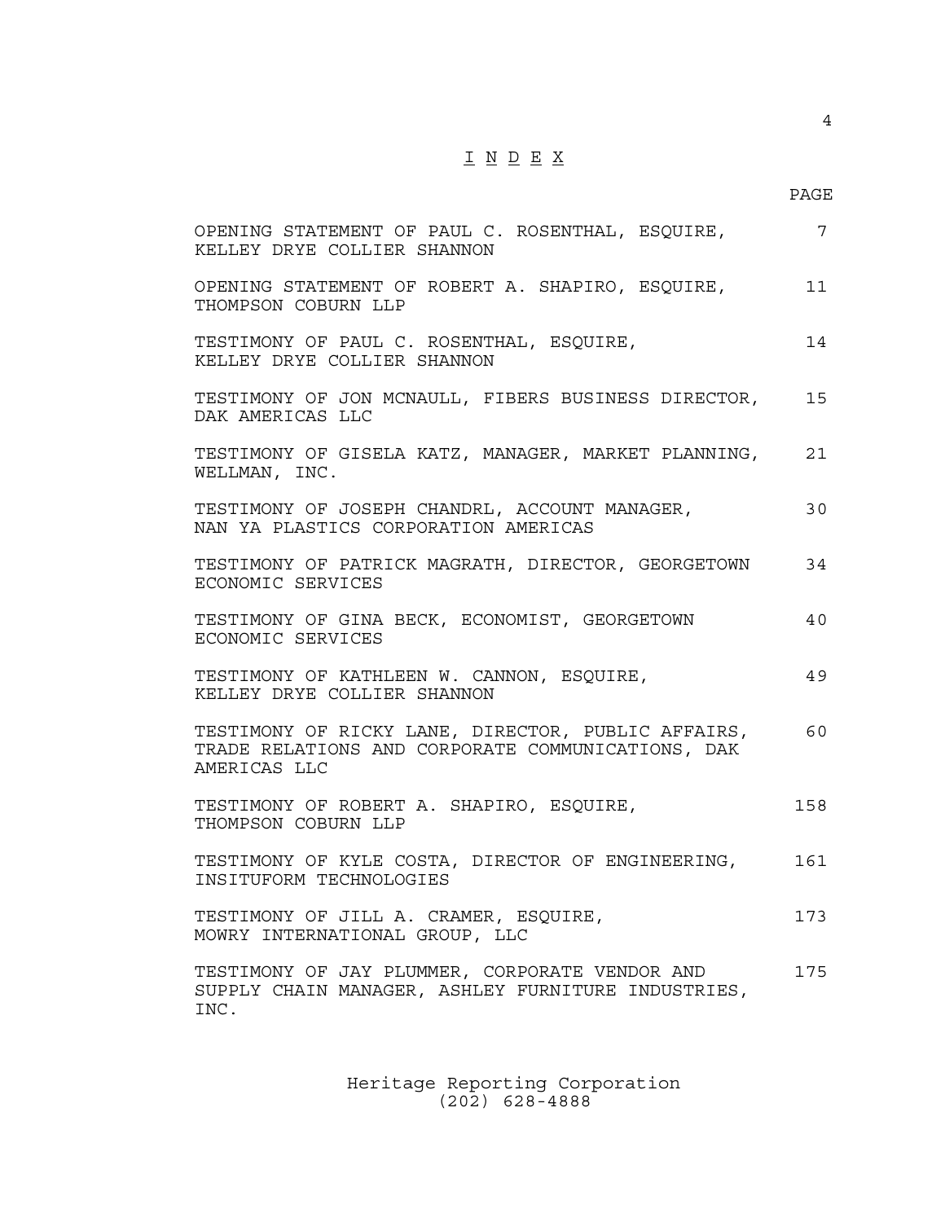# I N D E X

| | PAGE |
|---|---|
| OPENING STATEMENT OF PAUL C. ROSENTHAL, ESQUIRE, KELLEY DRYE COLLIER SHANNON | 7 |
| OPENING STATEMENT OF ROBERT A. SHAPIRO, ESQUIRE, THOMPSON COBURN LLP | 11 |
| TESTIMONY OF PAUL C. ROSENTHAL, ESQUIRE, KELLEY DRYE COLLIER SHANNON | 14 |
| TESTIMONY OF JON MCNAULL, FIBERS BUSINESS DIRECTOR, DAK AMERICAS LLC | 15 |
| TESTIMONY OF GISELA KATZ, MANAGER, MARKET PLANNING, WELLMAN, INC. | 21 |
| TESTIMONY OF JOSEPH CHANDRL, ACCOUNT MANAGER, NAN YA PLASTICS CORPORATION AMERICAS | 30 |
| TESTIMONY OF PATRICK MAGRATH, DIRECTOR, GEORGETOWN ECONOMIC SERVICES | 34 |
| TESTIMONY OF GINA BECK, ECONOMIST, GEORGETOWN ECONOMIC SERVICES | 40 |
| TESTIMONY OF KATHLEEN W. CANNON, ESQUIRE, KELLEY DRYE COLLIER SHANNON | 49 |
| TESTIMONY OF RICKY LANE, DIRECTOR, PUBLIC AFFAIRS, TRADE RELATIONS AND CORPORATE COMMUNICATIONS, DAK AMERICAS LLC | 60 |
| TESTIMONY OF ROBERT A. SHAPIRO, ESQUIRE, THOMPSON COBURN LLP | 158 |
| TESTIMONY OF KYLE COSTA, DIRECTOR OF ENGINEERING, INSITUFORM TECHNOLOGIES | 161 |
| TESTIMONY OF JILL A. CRAMER, ESQUIRE, MOWRY INTERNATIONAL GROUP, LLC | 173 |
| TESTIMONY OF JAY PLUMMER, CORPORATE VENDOR AND SUPPLY CHAIN MANAGER, ASHLEY FURNITURE INDUSTRIES, INC. | 175 |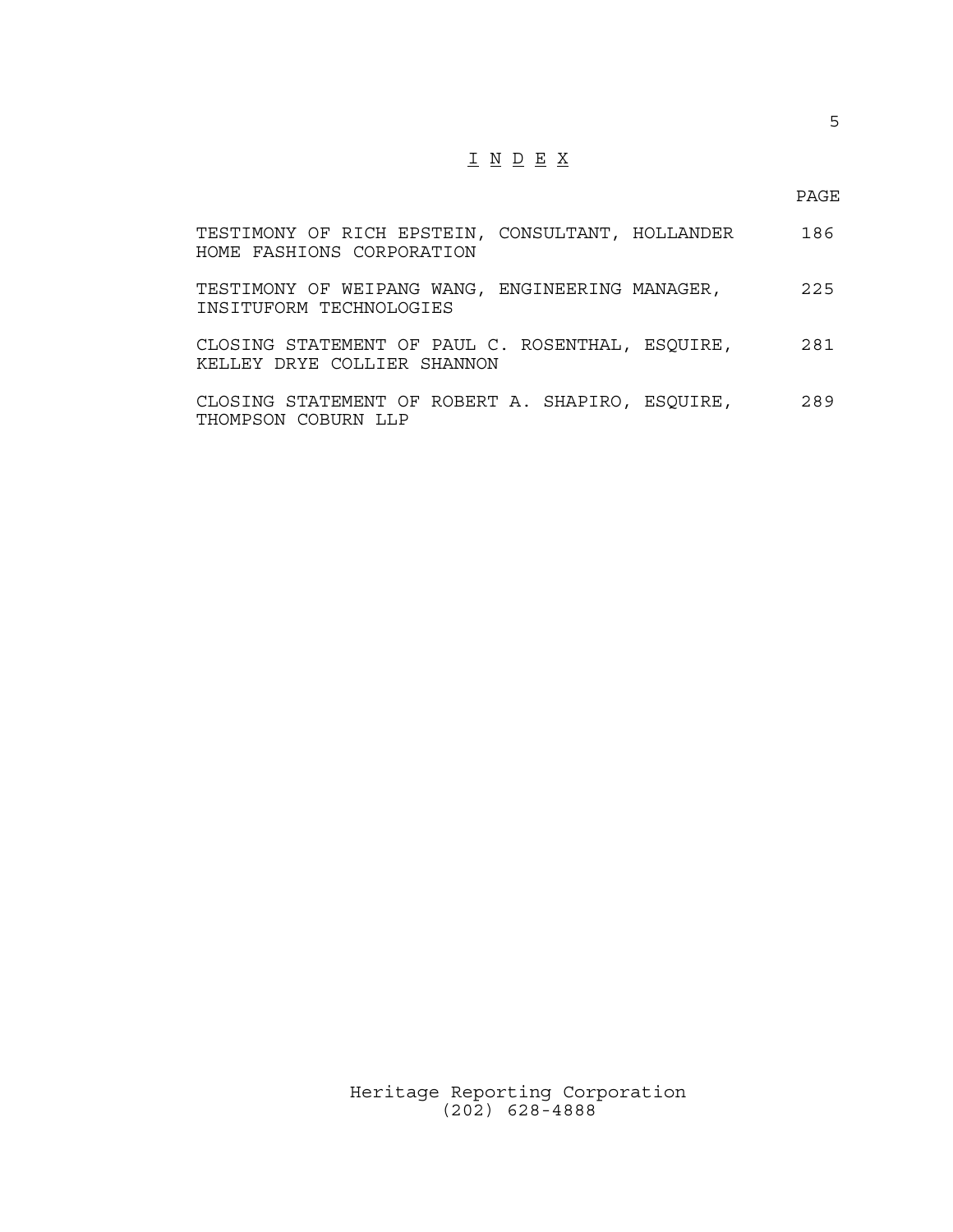# I N D E X

| | PAGE |
|---|---|
| TESTIMONY OF RICH EPSTEIN, CONSULTANT, HOLLANDER HOME FASHIONS CORPORATION | 186 |
| TESTIMONY OF WEIPANG WANG, ENGINEERING MANAGER, INSITUFORM TECHNOLOGIES | 225 |
| CLOSING STATEMENT OF PAUL C. ROSENTHAL, ESQUIRE, KELLEY DRYE COLLIER SHANNON | 281 |
| CLOSING STATEMENT OF ROBERT A. SHAPIRO, ESQUIRE, THOMPSON COBURN LLP | 289 |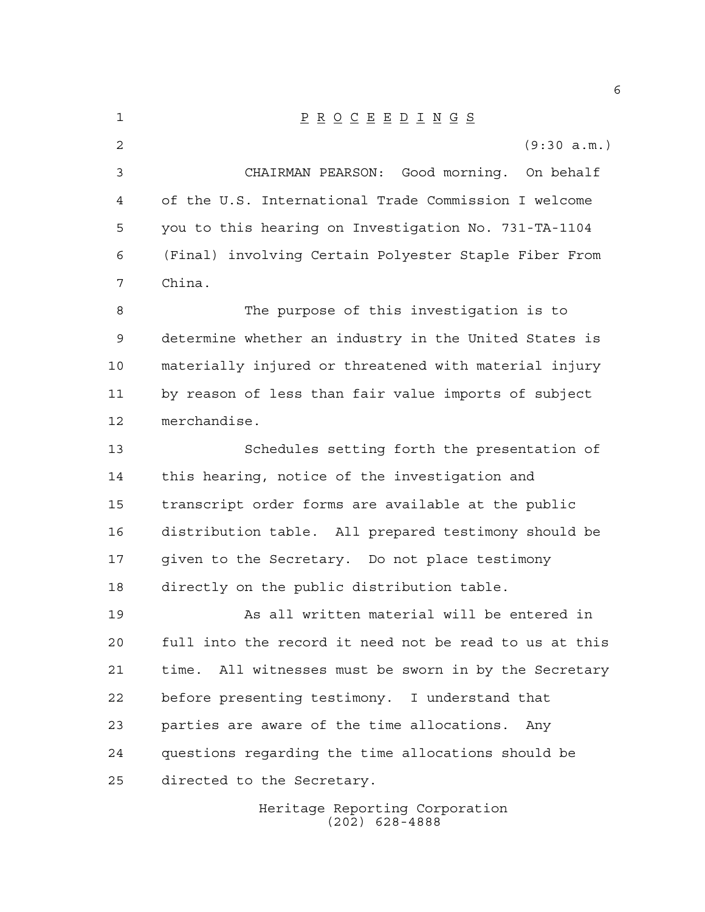P R O C E E D I N G S

(9:30 a.m.)

CHAIRMAN PEARSON: Good morning. On behalf of the U.S. International Trade Commission I welcome you to this hearing on Investigation No. 731-TA-1104 (Final) involving Certain Polyester Staple Fiber From China.

The purpose of this investigation is to determine whether an industry in the United States is materially injured or threatened with material injury by reason of less than fair value imports of subject merchandise.

Schedules setting forth the presentation of this hearing, notice of the investigation and transcript order forms are available at the public distribution table. All prepared testimony should be given to the Secretary. Do not place testimony directly on the public distribution table.

As all written material will be entered in full into the record it need not be read to us at this time. All witnesses must be sworn in by the Secretary before presenting testimony. I understand that parties are aware of the time allocations. Any questions regarding the time allocations should be directed to the Secretary.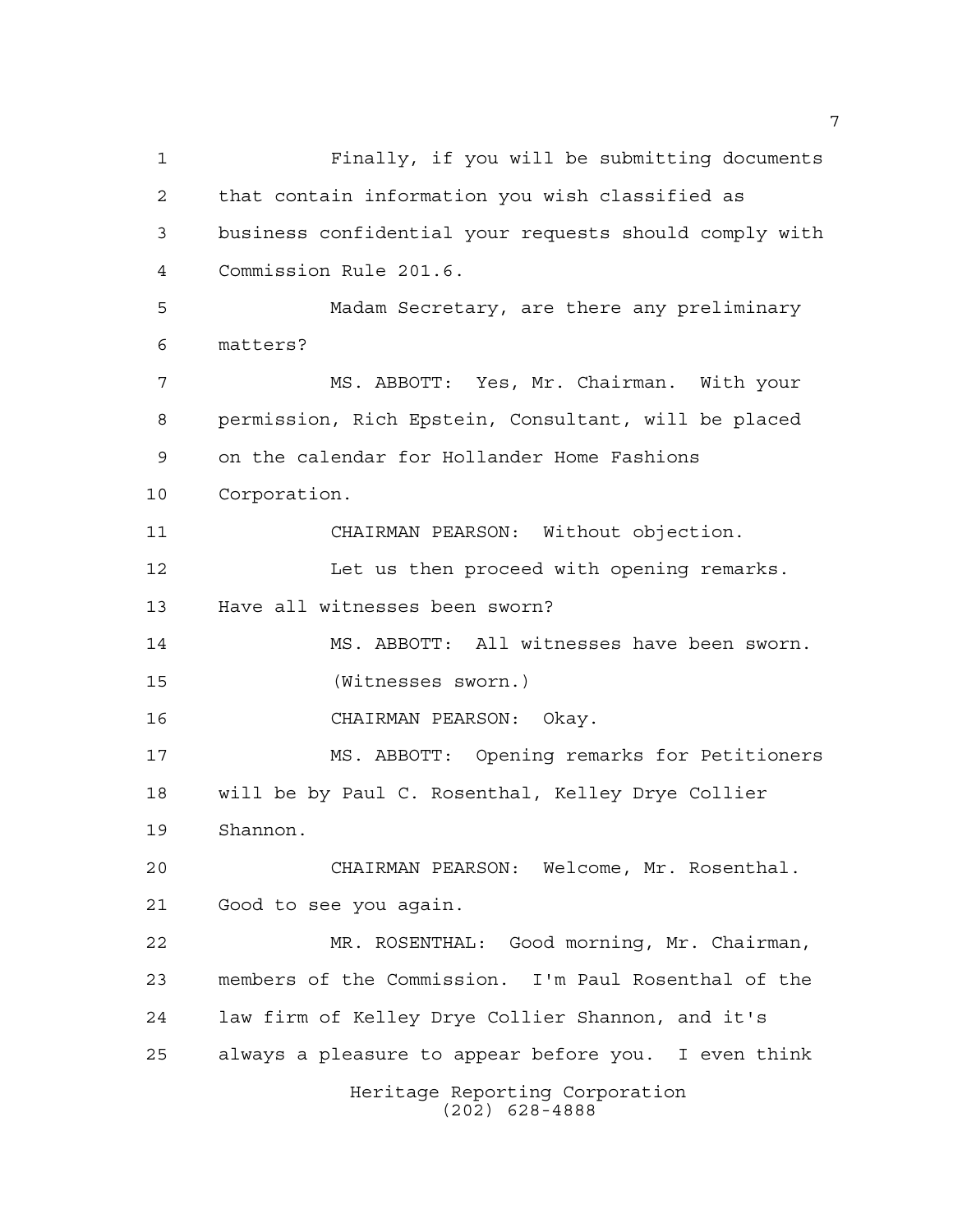Finally, if you will be submitting documents that contain information you wish classified as business confidential your requests should comply with Commission Rule 201.6.

Madam Secretary, are there any preliminary matters?

MS. ABBOTT: Yes, Mr. Chairman. With your permission, Rich Epstein, Consultant, will be placed on the calendar for Hollander Home Fashions Corporation.

CHAIRMAN PEARSON: Without objection.

Let us then proceed with opening remarks. Have all witnesses been sworn?

MS. ABBOTT: All witnesses have been sworn.

(Witnesses sworn.)

CHAIRMAN PEARSON: Okay.

MS. ABBOTT: Opening remarks for Petitioners will be by Paul C. Rosenthal, Kelley Drye Collier Shannon.

CHAIRMAN PEARSON: Welcome, Mr. Rosenthal. Good to see you again.

MR. ROSENTHAL: Good morning, Mr. Chairman, members of the Commission. I'm Paul Rosenthal of the law firm of Kelley Drye Collier Shannon, and it's always a pleasure to appear before you. I even think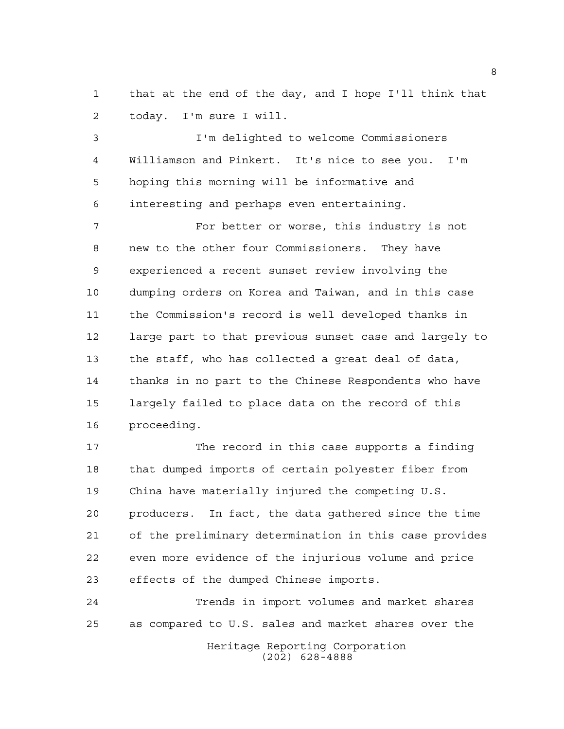that at the end of the day, and I hope I'll think that today. I'm sure I will.

I'm delighted to welcome Commissioners Williamson and Pinkert. It's nice to see you. I'm hoping this morning will be informative and interesting and perhaps even entertaining.

For better or worse, this industry is not new to the other four Commissioners. They have experienced a recent sunset review involving the dumping orders on Korea and Taiwan, and in this case the Commission's record is well developed thanks in large part to that previous sunset case and largely to the staff, who has collected a great deal of data, thanks in no part to the Chinese Respondents who have largely failed to place data on the record of this proceeding.

The record in this case supports a finding that dumped imports of certain polyester fiber from China have materially injured the competing U.S. producers. In fact, the data gathered since the time of the preliminary determination in this case provides even more evidence of the injurious volume and price effects of the dumped Chinese imports.

Trends in import volumes and market shares as compared to U.S. sales and market shares over the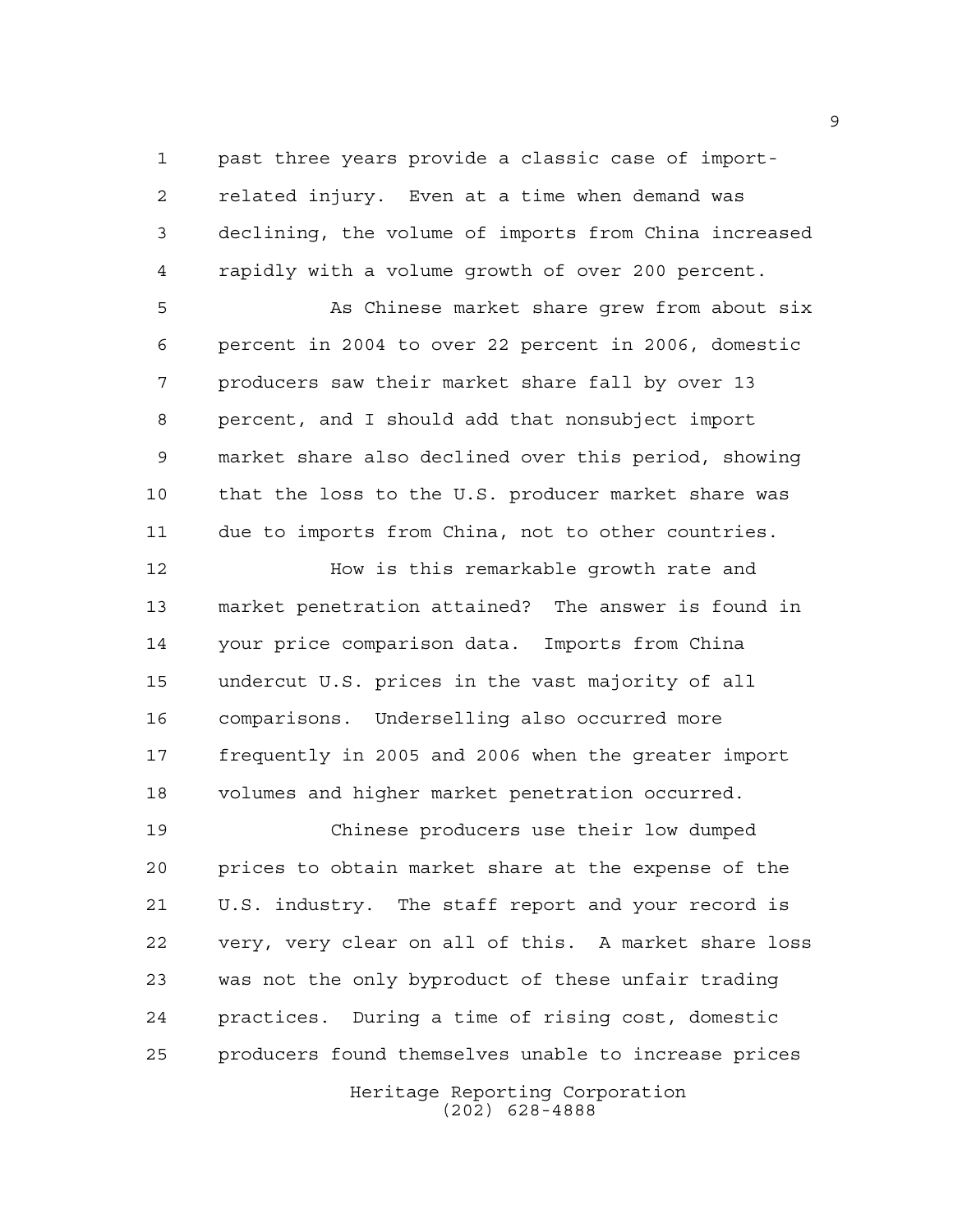past three years provide a classic case of import-related injury. Even at a time when demand was declining, the volume of imports from China increased rapidly with a volume growth of over 200 percent.

As Chinese market share grew from about six percent in 2004 to over 22 percent in 2006, domestic producers saw their market share fall by over 13 percent, and I should add that nonsubject import market share also declined over this period, showing that the loss to the U.S. producer market share was due to imports from China, not to other countries.

How is this remarkable growth rate and market penetration attained? The answer is found in your price comparison data. Imports from China undercut U.S. prices in the vast majority of all comparisons. Underselling also occurred more frequently in 2005 and 2006 when the greater import volumes and higher market penetration occurred.

Chinese producers use their low dumped prices to obtain market share at the expense of the U.S. industry. The staff report and your record is very, very clear on all of this. A market share loss was not the only byproduct of these unfair trading practices. During a time of rising cost, domestic producers found themselves unable to increase prices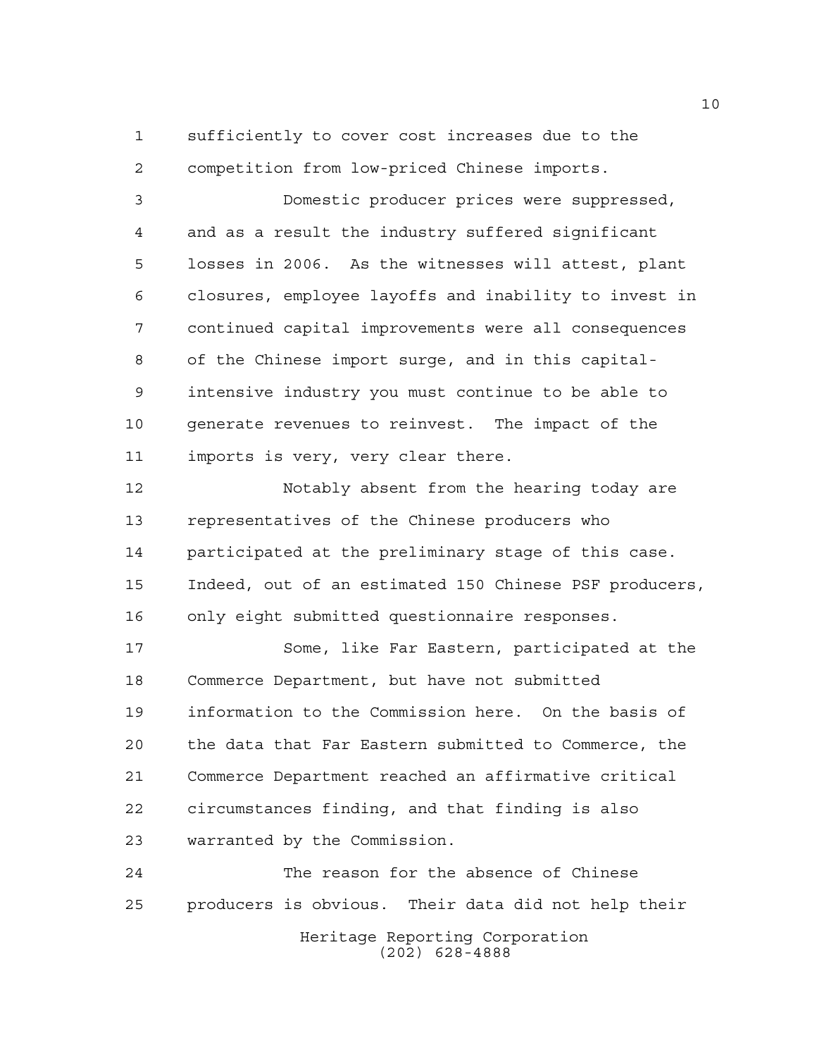sufficiently to cover cost increases due to the competition from low-priced Chinese imports.

Domestic producer prices were suppressed, and as a result the industry suffered significant losses in 2006. As the witnesses will attest, plant closures, employee layoffs and inability to invest in continued capital improvements were all consequences of the Chinese import surge, and in this capital-intensive industry you must continue to be able to generate revenues to reinvest. The impact of the imports is very, very clear there.

Notably absent from the hearing today are representatives of the Chinese producers who participated at the preliminary stage of this case. Indeed, out of an estimated 150 Chinese PSF producers, only eight submitted questionnaire responses.

Some, like Far Eastern, participated at the Commerce Department, but have not submitted information to the Commission here. On the basis of the data that Far Eastern submitted to Commerce, the Commerce Department reached an affirmative critical circumstances finding, and that finding is also warranted by the Commission.

The reason for the absence of Chinese producers is obvious. Their data did not help their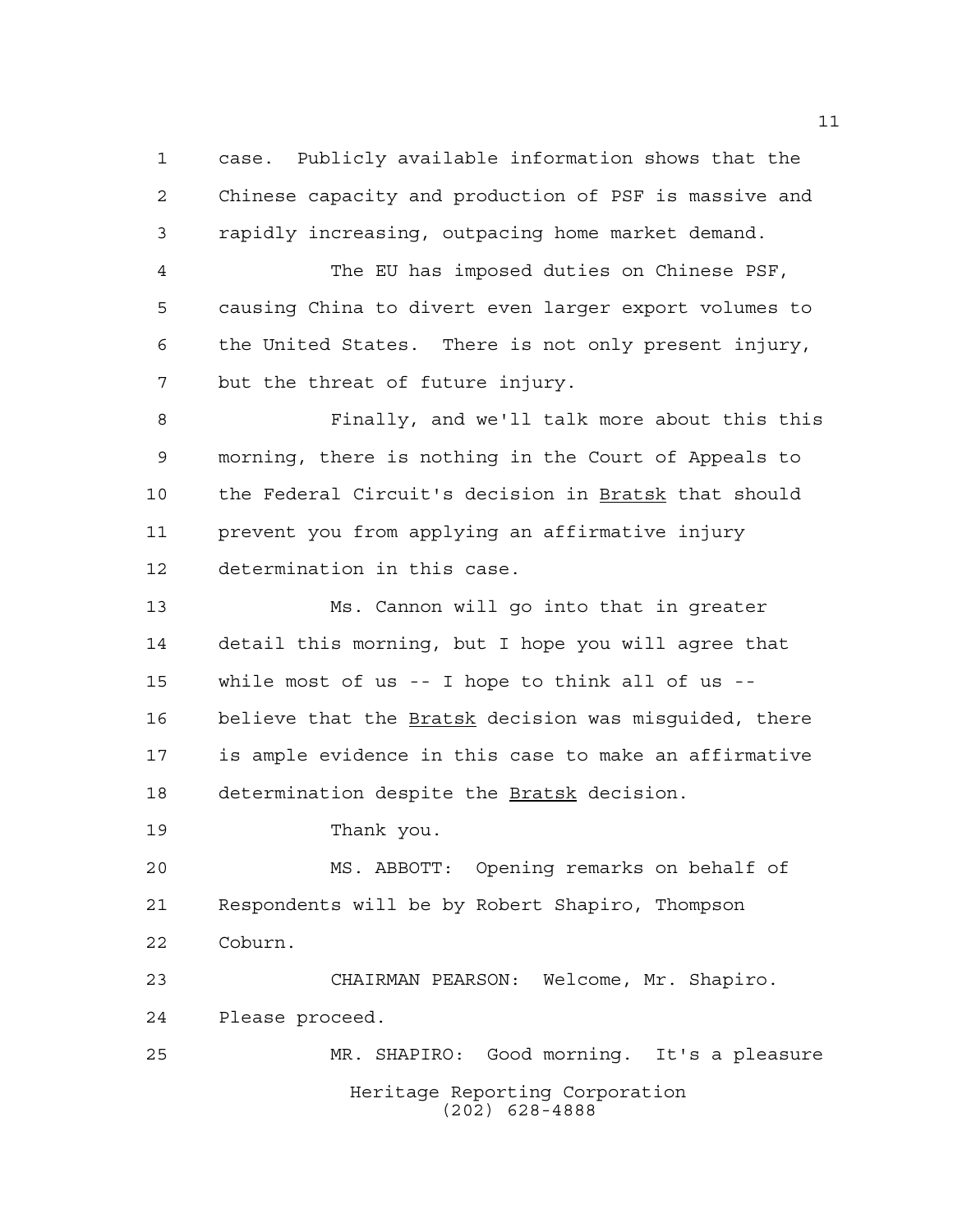case. Publicly available information shows that the Chinese capacity and production of PSF is massive and rapidly increasing, outpacing home market demand.

The EU has imposed duties on Chinese PSF, causing China to divert even larger export volumes to the United States. There is not only present injury, but the threat of future injury.

Finally, and we'll talk more about this this morning, there is nothing in the Court of Appeals to the Federal Circuit's decision in Bratsk that should prevent you from applying an affirmative injury determination in this case.

Ms. Cannon will go into that in greater detail this morning, but I hope you will agree that while most of us -- I hope to think all of us -- believe that the Bratsk decision was misguided, there is ample evidence in this case to make an affirmative determination despite the Bratsk decision.

Thank you.

MS. ABBOTT: Opening remarks on behalf of Respondents will be by Robert Shapiro, Thompson Coburn.

CHAIRMAN PEARSON: Welcome, Mr. Shapiro. Please proceed.

MR. SHAPIRO: Good morning. It's a pleasure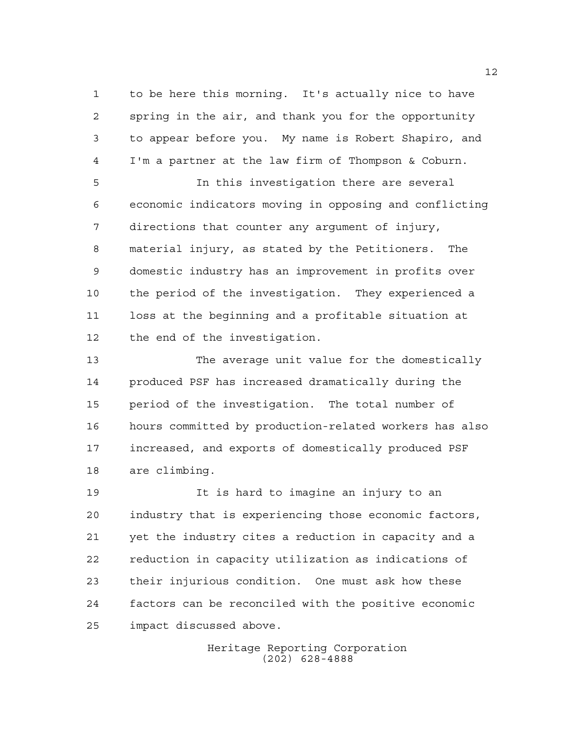to be here this morning. It's actually nice to have spring in the air, and thank you for the opportunity to appear before you. My name is Robert Shapiro, and I'm a partner at the law firm of Thompson & Coburn.

In this investigation there are several economic indicators moving in opposing and conflicting directions that counter any argument of injury, material injury, as stated by the Petitioners. The domestic industry has an improvement in profits over the period of the investigation. They experienced a loss at the beginning and a profitable situation at the end of the investigation.

The average unit value for the domestically produced PSF has increased dramatically during the period of the investigation. The total number of hours committed by production-related workers has also increased, and exports of domestically produced PSF are climbing.

It is hard to imagine an injury to an industry that is experiencing those economic factors, yet the industry cites a reduction in capacity and a reduction in capacity utilization as indications of their injurious condition. One must ask how these factors can be reconciled with the positive economic impact discussed above.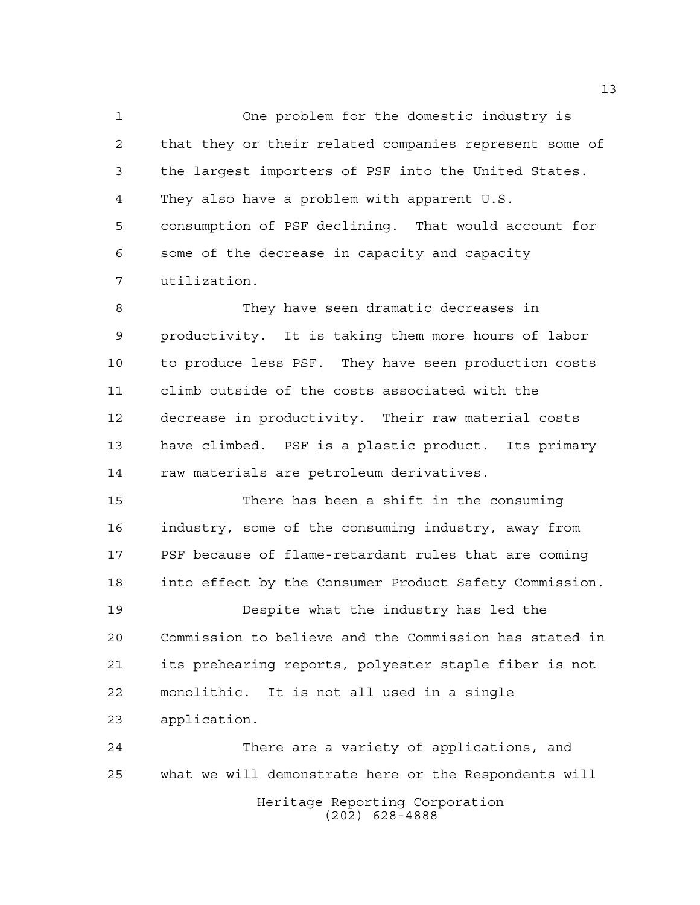One problem for the domestic industry is that they or their related companies represent some of the largest importers of PSF into the United States. They also have a problem with apparent U.S. consumption of PSF declining. That would account for some of the decrease in capacity and capacity utilization.

They have seen dramatic decreases in productivity. It is taking them more hours of labor to produce less PSF. They have seen production costs climb outside of the costs associated with the decrease in productivity. Their raw material costs have climbed. PSF is a plastic product. Its primary raw materials are petroleum derivatives.

There has been a shift in the consuming industry, some of the consuming industry, away from PSF because of flame-retardant rules that are coming into effect by the Consumer Product Safety Commission.

Despite what the industry has led the Commission to believe and the Commission has stated in its prehearing reports, polyester staple fiber is not monolithic. It is not all used in a single application.

There are a variety of applications, and what we will demonstrate here or the Respondents will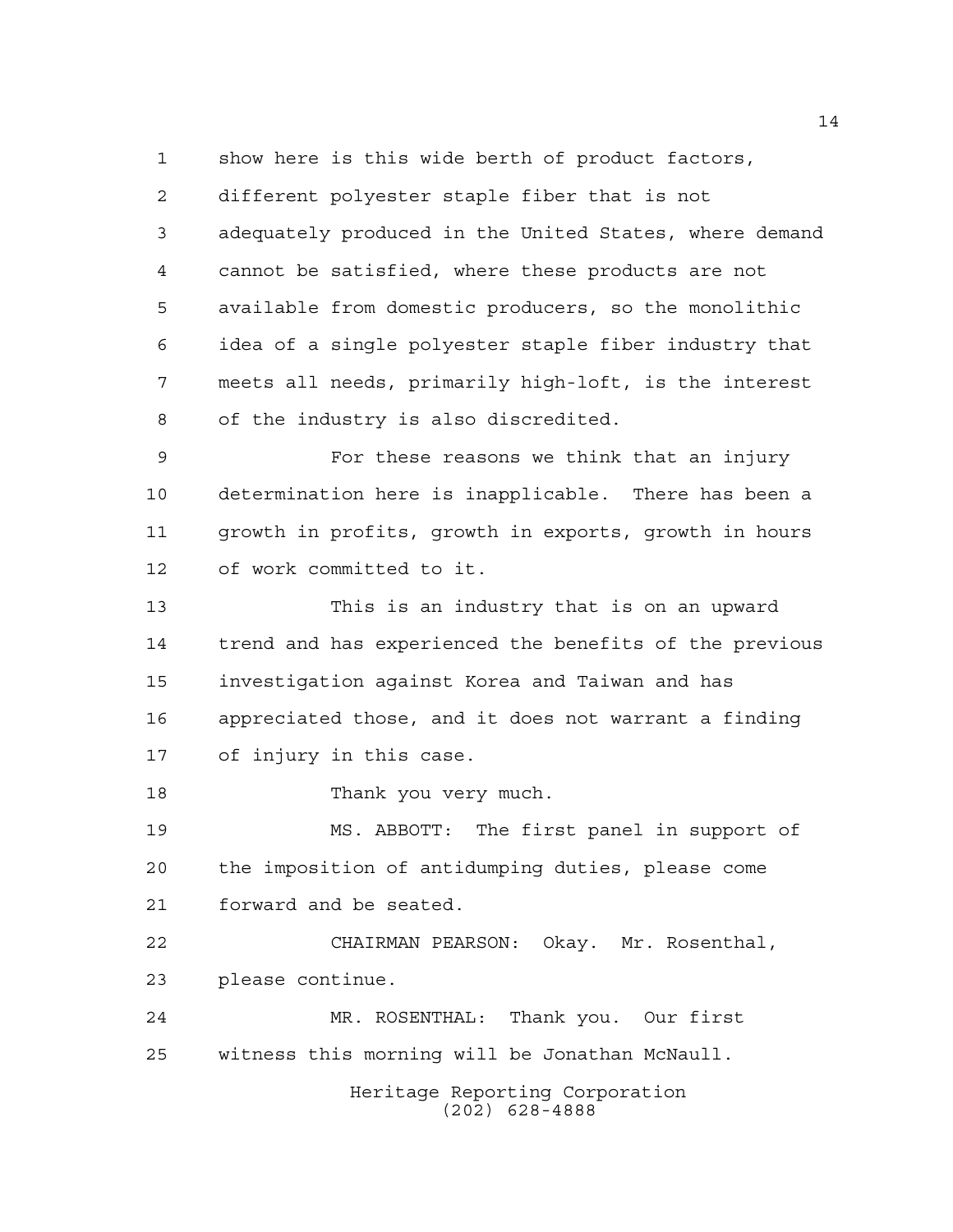show here is this wide berth of product factors, different polyester staple fiber that is not adequately produced in the United States, where demand cannot be satisfied, where these products are not available from domestic producers, so the monolithic idea of a single polyester staple fiber industry that meets all needs, primarily high-loft, is the interest of the industry is also discredited.

For these reasons we think that an injury determination here is inapplicable. There has been a growth in profits, growth in exports, growth in hours of work committed to it.

This is an industry that is on an upward trend and has experienced the benefits of the previous investigation against Korea and Taiwan and has appreciated those, and it does not warrant a finding of injury in this case.

Thank you very much.

MS. ABBOTT: The first panel in support of the imposition of antidumping duties, please come forward and be seated.

CHAIRMAN PEARSON: Okay. Mr. Rosenthal, please continue.

MR. ROSENTHAL: Thank you. Our first witness this morning will be Jonathan McNaull.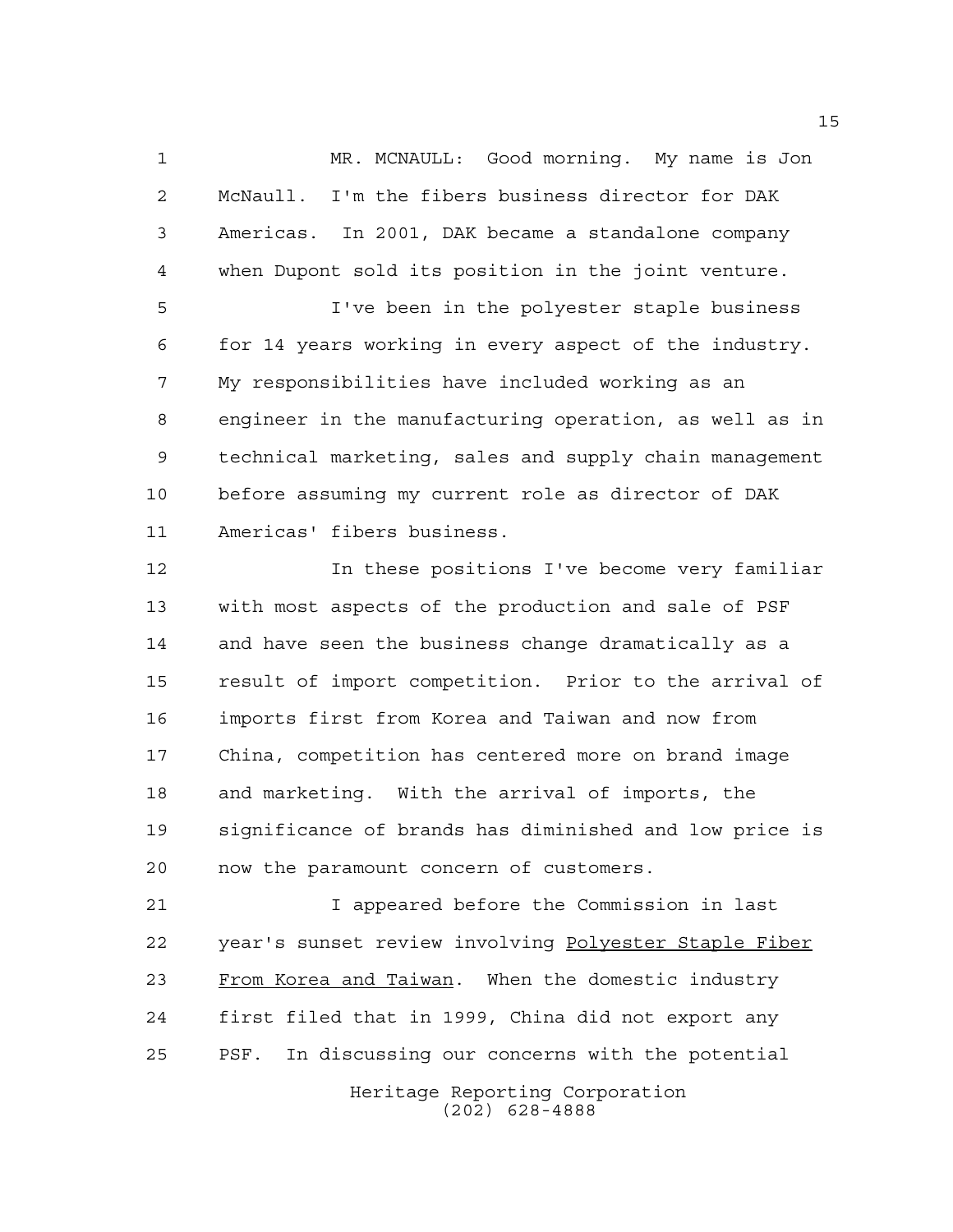MR. MCNAULL: Good morning. My name is Jon McNaull. I'm the fibers business director for DAK Americas. In 2001, DAK became a standalone company when Dupont sold its position in the joint venture.

I've been in the polyester staple business for 14 years working in every aspect of the industry. My responsibilities have included working as an engineer in the manufacturing operation, as well as in technical marketing, sales and supply chain management before assuming my current role as director of DAK Americas' fibers business.

In these positions I've become very familiar with most aspects of the production and sale of PSF and have seen the business change dramatically as a result of import competition. Prior to the arrival of imports first from Korea and Taiwan and now from China, competition has centered more on brand image and marketing. With the arrival of imports, the significance of brands has diminished and low price is now the paramount concern of customers.

I appeared before the Commission in last year's sunset review involving Polyester Staple Fiber From Korea and Taiwan. When the domestic industry first filed that in 1999, China did not export any PSF. In discussing our concerns with the potential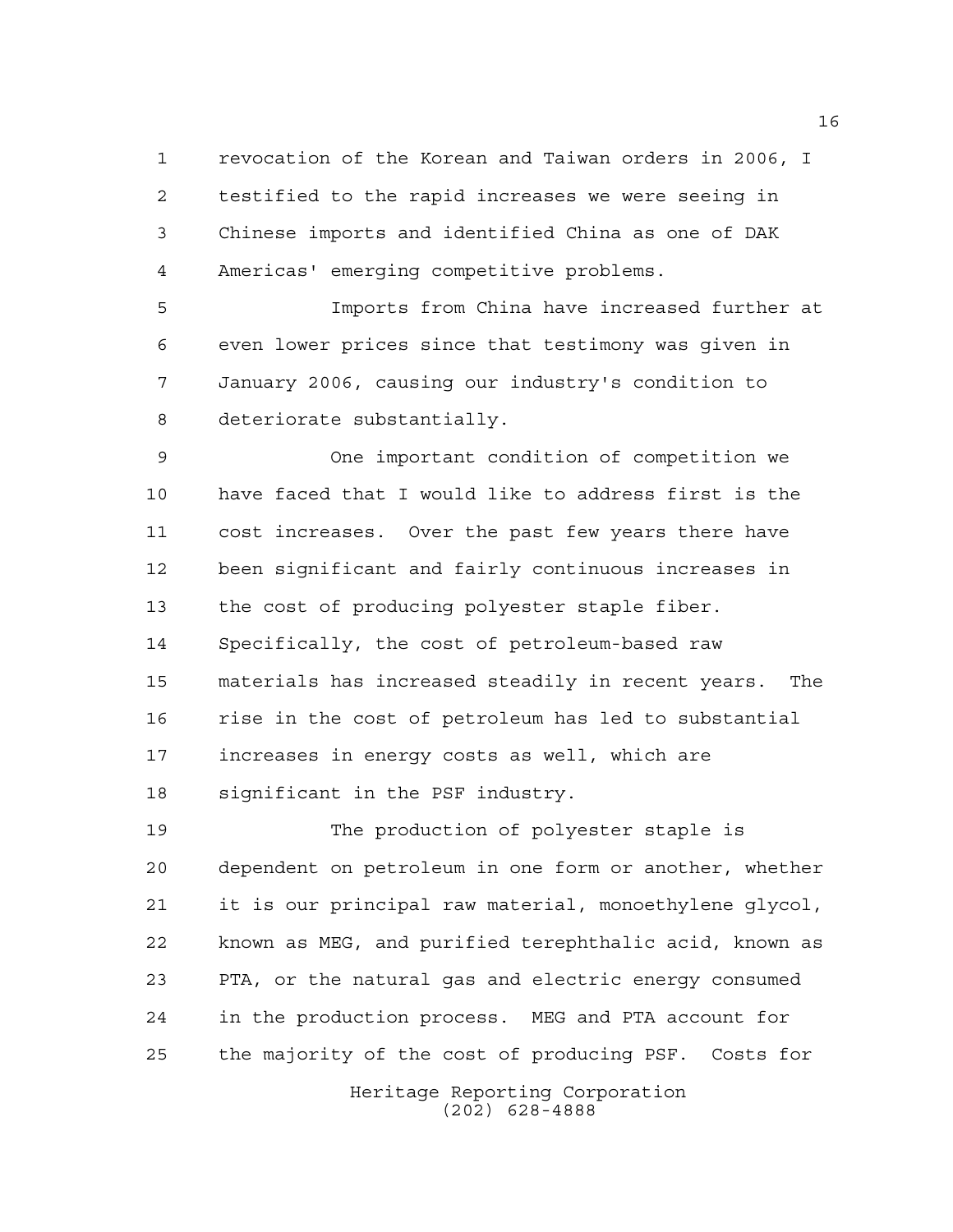revocation of the Korean and Taiwan orders in 2006, I testified to the rapid increases we were seeing in Chinese imports and identified China as one of DAK Americas' emerging competitive problems.

Imports from China have increased further at even lower prices since that testimony was given in January 2006, causing our industry's condition to deteriorate substantially.

One important condition of competition we have faced that I would like to address first is the cost increases. Over the past few years there have been significant and fairly continuous increases in the cost of producing polyester staple fiber. Specifically, the cost of petroleum-based raw materials has increased steadily in recent years. The rise in the cost of petroleum has led to substantial increases in energy costs as well, which are significant in the PSF industry.

The production of polyester staple is dependent on petroleum in one form or another, whether it is our principal raw material, monoethylene glycol, known as MEG, and purified terephthalic acid, known as PTA, or the natural gas and electric energy consumed in the production process. MEG and PTA account for the majority of the cost of producing PSF. Costs for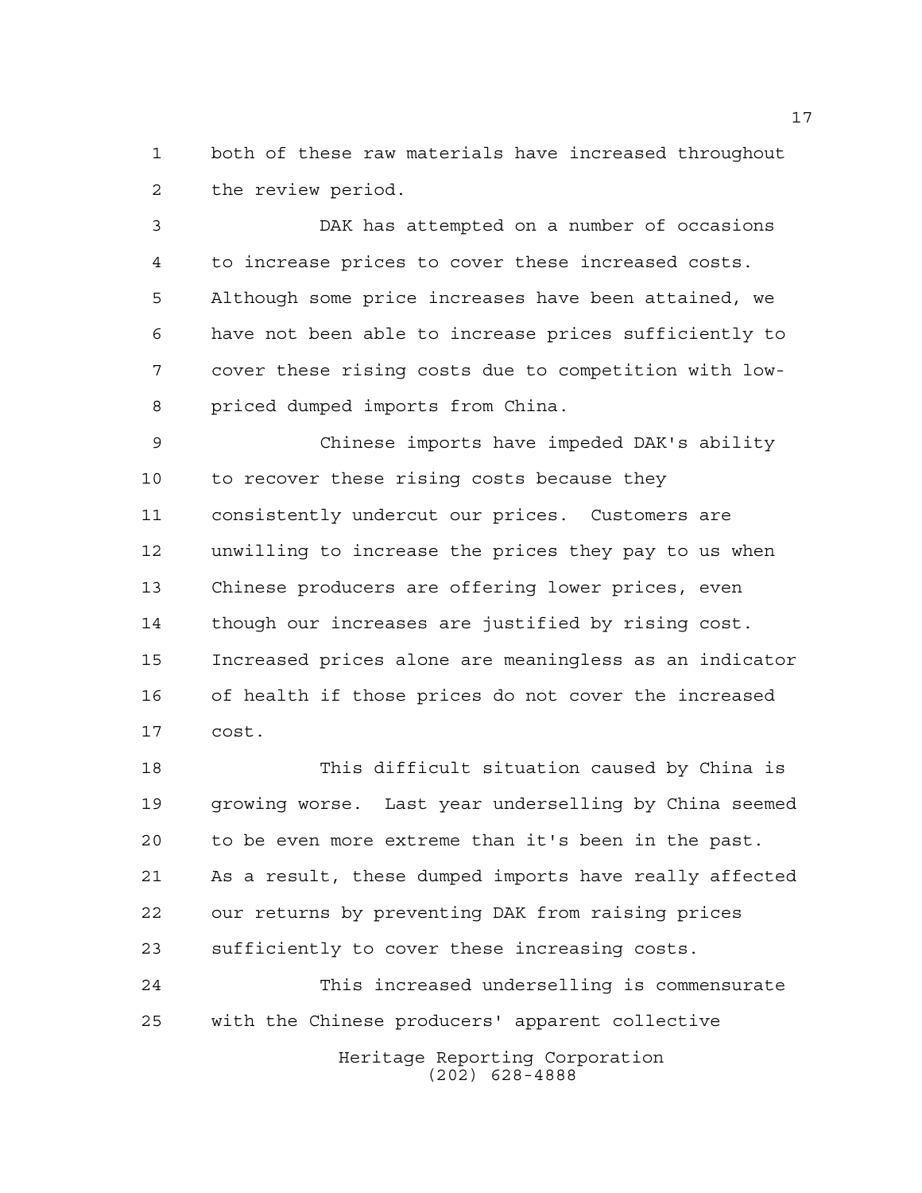both of these raw materials have increased throughout the review period.

DAK has attempted on a number of occasions to increase prices to cover these increased costs. Although some price increases have been attained, we have not been able to increase prices sufficiently to cover these rising costs due to competition with low-priced dumped imports from China.

Chinese imports have impeded DAK's ability to recover these rising costs because they consistently undercut our prices. Customers are unwilling to increase the prices they pay to us when Chinese producers are offering lower prices, even though our increases are justified by rising cost. Increased prices alone are meaningless as an indicator of health if those prices do not cover the increased cost.

This difficult situation caused by China is growing worse. Last year underselling by China seemed to be even more extreme than it's been in the past. As a result, these dumped imports have really affected our returns by preventing DAK from raising prices sufficiently to cover these increasing costs.

This increased underselling is commensurate with the Chinese producers' apparent collective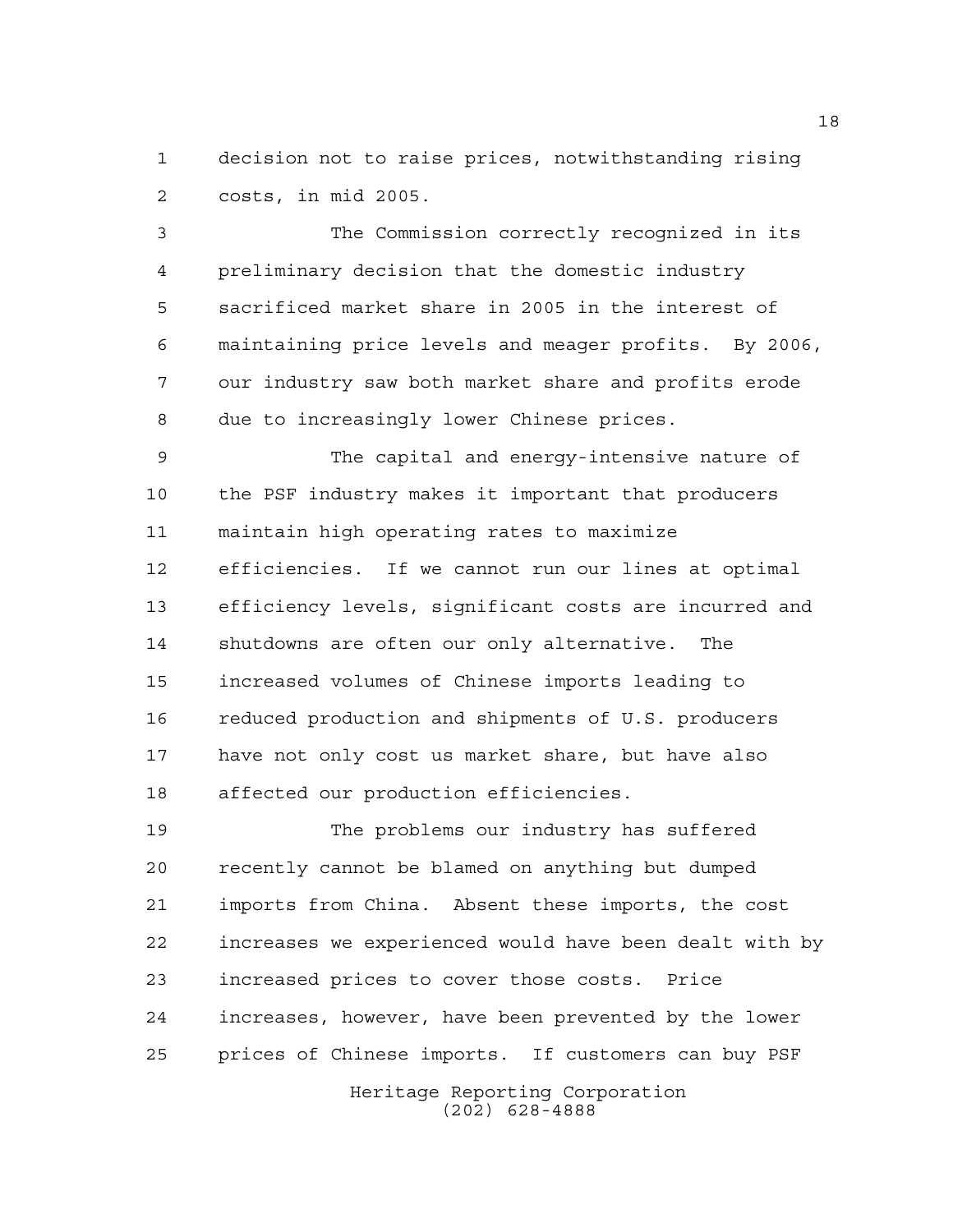decision not to raise prices, notwithstanding rising costs, in mid 2005.

The Commission correctly recognized in its preliminary decision that the domestic industry sacrificed market share in 2005 in the interest of maintaining price levels and meager profits. By 2006, our industry saw both market share and profits erode due to increasingly lower Chinese prices.

The capital and energy-intensive nature of the PSF industry makes it important that producers maintain high operating rates to maximize efficiencies. If we cannot run our lines at optimal efficiency levels, significant costs are incurred and shutdowns are often our only alternative. The increased volumes of Chinese imports leading to reduced production and shipments of U.S. producers have not only cost us market share, but have also affected our production efficiencies.

The problems our industry has suffered recently cannot be blamed on anything but dumped imports from China. Absent these imports, the cost increases we experienced would have been dealt with by increased prices to cover those costs. Price increases, however, have been prevented by the lower prices of Chinese imports. If customers can buy PSF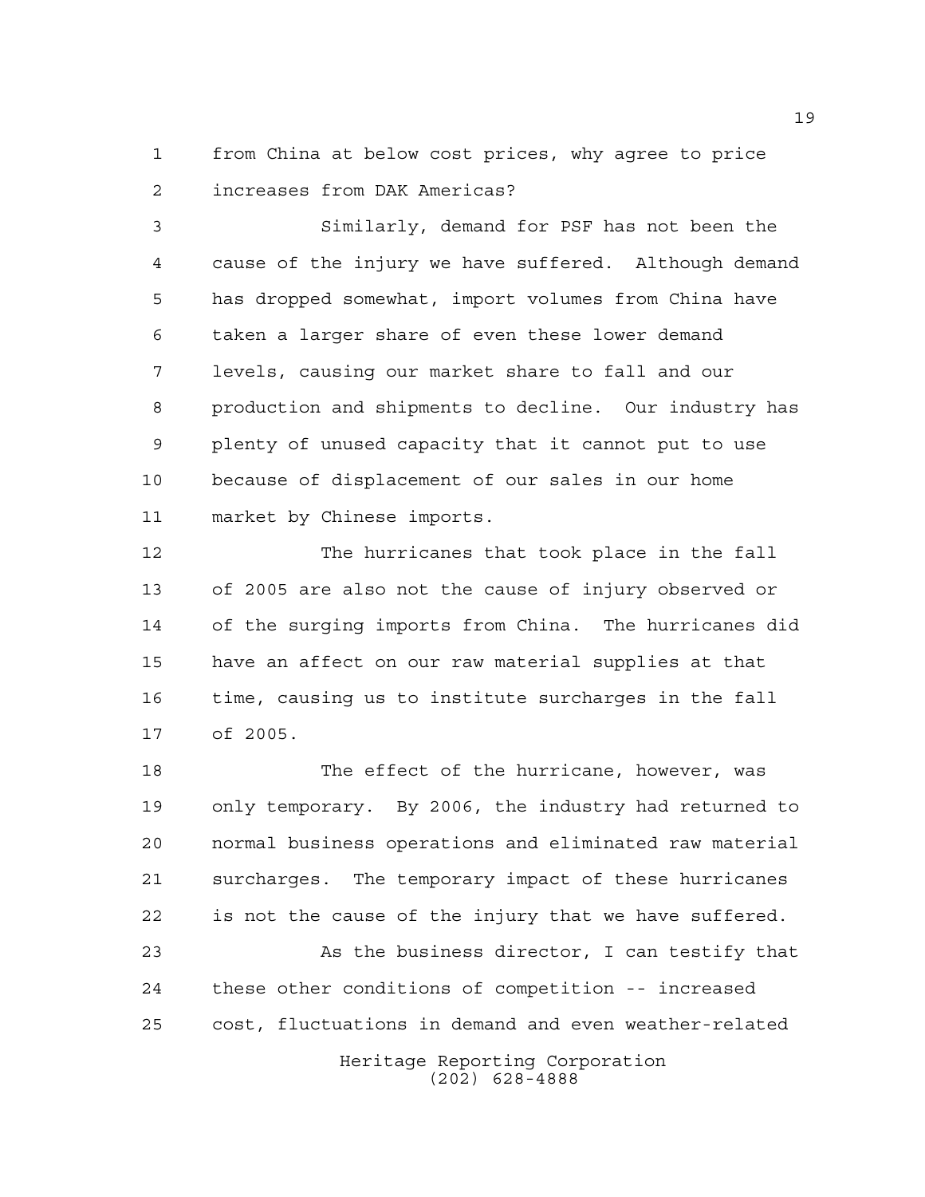from China at below cost prices, why agree to price increases from DAK Americas?

Similarly, demand for PSF has not been the cause of the injury we have suffered. Although demand has dropped somewhat, import volumes from China have taken a larger share of even these lower demand levels, causing our market share to fall and our production and shipments to decline. Our industry has plenty of unused capacity that it cannot put to use because of displacement of our sales in our home market by Chinese imports.

The hurricanes that took place in the fall of 2005 are also not the cause of injury observed or of the surging imports from China. The hurricanes did have an affect on our raw material supplies at that time, causing us to institute surcharges in the fall of 2005.

The effect of the hurricane, however, was only temporary. By 2006, the industry had returned to normal business operations and eliminated raw material surcharges. The temporary impact of these hurricanes is not the cause of the injury that we have suffered.

As the business director, I can testify that these other conditions of competition -- increased cost, fluctuations in demand and even weather-related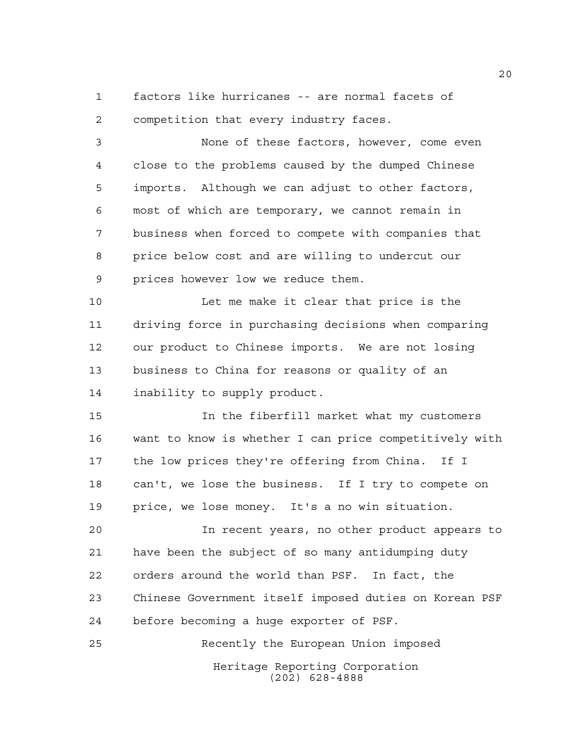factors like hurricanes -- are normal facets of competition that every industry faces.

None of these factors, however, come even close to the problems caused by the dumped Chinese imports. Although we can adjust to other factors, most of which are temporary, we cannot remain in business when forced to compete with companies that price below cost and are willing to undercut our prices however low we reduce them.

Let me make it clear that price is the driving force in purchasing decisions when comparing our product to Chinese imports. We are not losing business to China for reasons or quality of an inability to supply product.

In the fiberfill market what my customers want to know is whether I can price competitively with the low prices they're offering from China. If I can't, we lose the business. If I try to compete on price, we lose money. It's a no win situation.

In recent years, no other product appears to have been the subject of so many antidumping duty orders around the world than PSF. In fact, the Chinese Government itself imposed duties on Korean PSF before becoming a huge exporter of PSF.

Recently the European Union imposed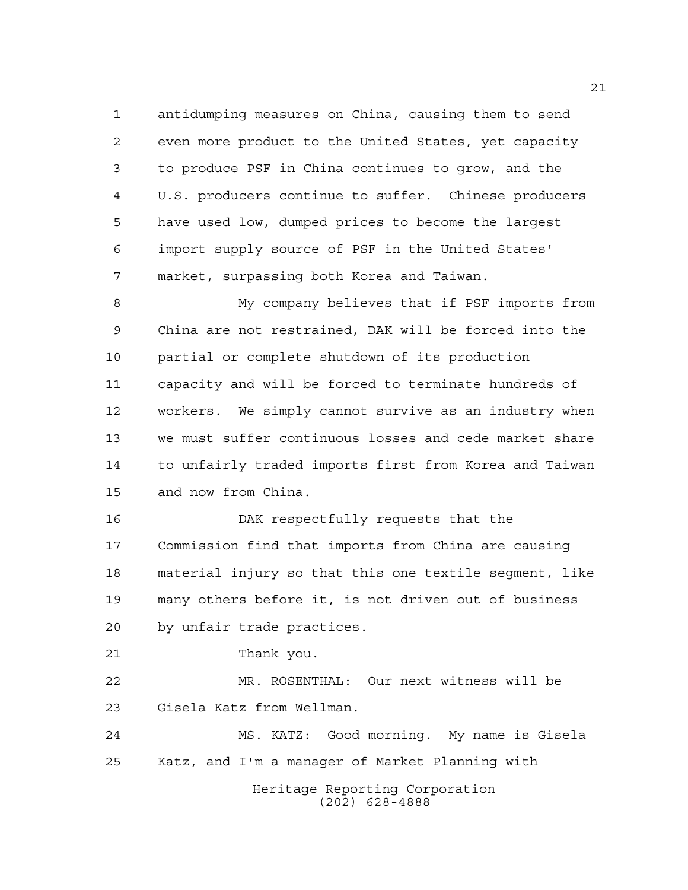antidumping measures on China, causing them to send even more product to the United States, yet capacity to produce PSF in China continues to grow, and the U.S. producers continue to suffer. Chinese producers have used low, dumped prices to become the largest import supply source of PSF in the United States' market, surpassing both Korea and Taiwan.

My company believes that if PSF imports from China are not restrained, DAK will be forced into the partial or complete shutdown of its production capacity and will be forced to terminate hundreds of workers. We simply cannot survive as an industry when we must suffer continuous losses and cede market share to unfairly traded imports first from Korea and Taiwan and now from China.

DAK respectfully requests that the Commission find that imports from China are causing material injury so that this one textile segment, like many others before it, is not driven out of business by unfair trade practices.

Thank you.

MR. ROSENTHAL: Our next witness will be Gisela Katz from Wellman.

MS. KATZ: Good morning. My name is Gisela Katz, and I'm a manager of Market Planning with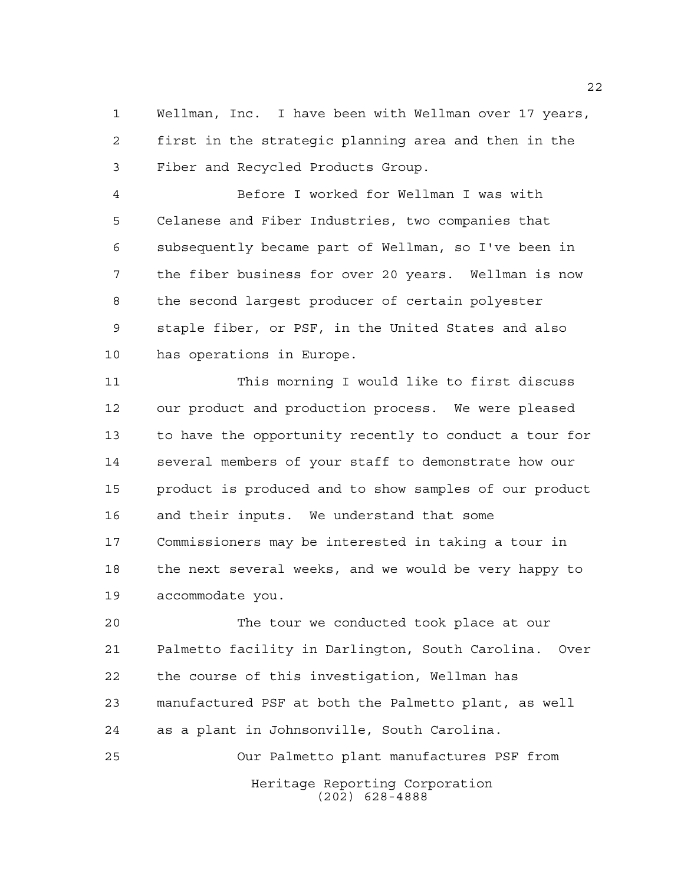Wellman, Inc. I have been with Wellman over 17 years, first in the strategic planning area and then in the Fiber and Recycled Products Group.

Before I worked for Wellman I was with Celanese and Fiber Industries, two companies that subsequently became part of Wellman, so I've been in the fiber business for over 20 years. Wellman is now the second largest producer of certain polyester staple fiber, or PSF, in the United States and also has operations in Europe.

This morning I would like to first discuss our product and production process. We were pleased to have the opportunity recently to conduct a tour for several members of your staff to demonstrate how our product is produced and to show samples of our product and their inputs. We understand that some Commissioners may be interested in taking a tour in the next several weeks, and we would be very happy to accommodate you.

The tour we conducted took place at our Palmetto facility in Darlington, South Carolina. Over the course of this investigation, Wellman has manufactured PSF at both the Palmetto plant, as well as a plant in Johnsonville, South Carolina.

Our Palmetto plant manufactures PSF from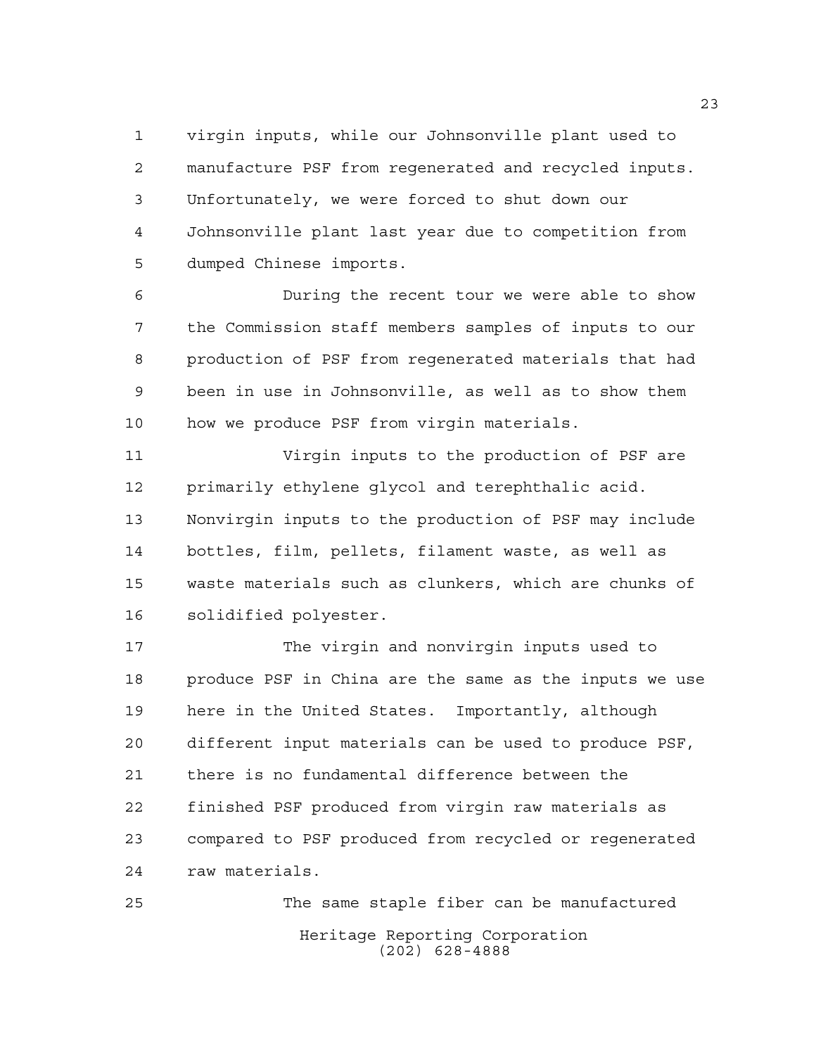virgin inputs, while our Johnsonville plant used to manufacture PSF from regenerated and recycled inputs. Unfortunately, we were forced to shut down our Johnsonville plant last year due to competition from dumped Chinese imports.

During the recent tour we were able to show the Commission staff members samples of inputs to our production of PSF from regenerated materials that had been in use in Johnsonville, as well as to show them how we produce PSF from virgin materials.

Virgin inputs to the production of PSF are primarily ethylene glycol and terephthalic acid. Nonvirgin inputs to the production of PSF may include bottles, film, pellets, filament waste, as well as waste materials such as clunkers, which are chunks of solidified polyester.

The virgin and nonvirgin inputs used to produce PSF in China are the same as the inputs we use here in the United States. Importantly, although different input materials can be used to produce PSF, there is no fundamental difference between the finished PSF produced from virgin raw materials as compared to PSF produced from recycled or regenerated raw materials.

The same staple fiber can be manufactured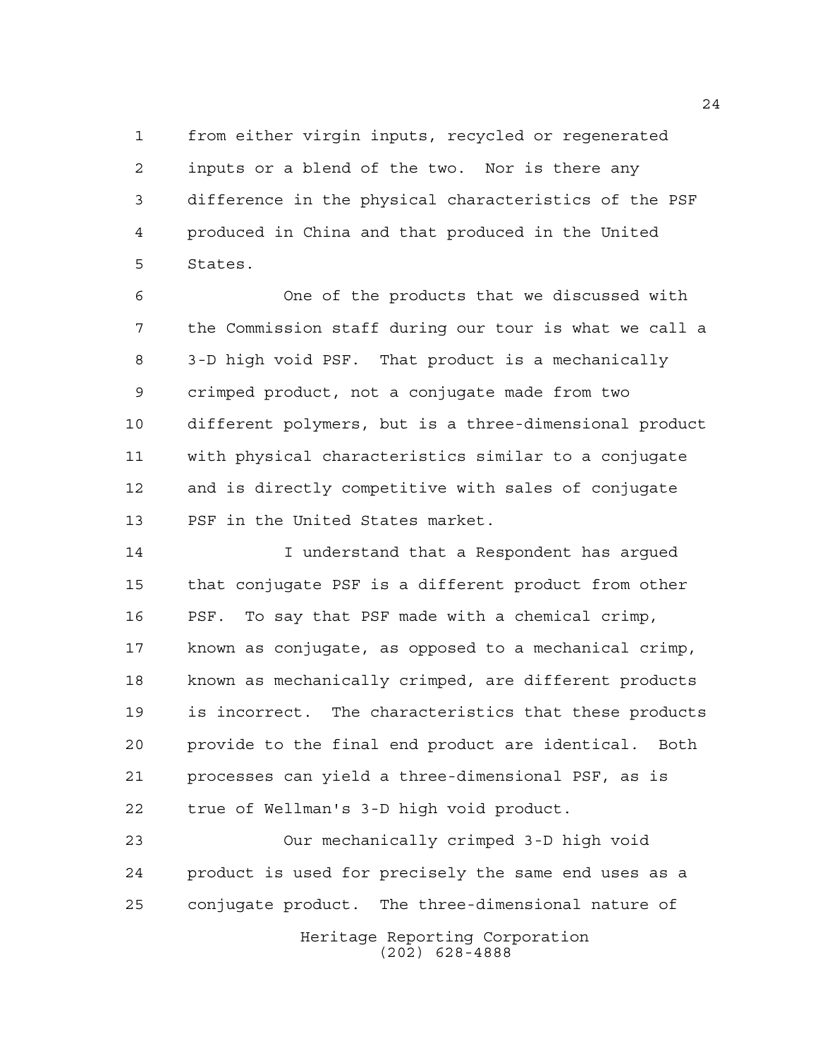from either virgin inputs, recycled or regenerated inputs or a blend of the two. Nor is there any difference in the physical characteristics of the PSF produced in China and that produced in the United States.

One of the products that we discussed with the Commission staff during our tour is what we call a 3-D high void PSF. That product is a mechanically crimped product, not a conjugate made from two different polymers, but is a three-dimensional product with physical characteristics similar to a conjugate and is directly competitive with sales of conjugate PSF in the United States market.

I understand that a Respondent has argued that conjugate PSF is a different product from other PSF. To say that PSF made with a chemical crimp, known as conjugate, as opposed to a mechanical crimp, known as mechanically crimped, are different products is incorrect. The characteristics that these products provide to the final end product are identical. Both processes can yield a three-dimensional PSF, as is true of Wellman's 3-D high void product.

Our mechanically crimped 3-D high void product is used for precisely the same end uses as a conjugate product. The three-dimensional nature of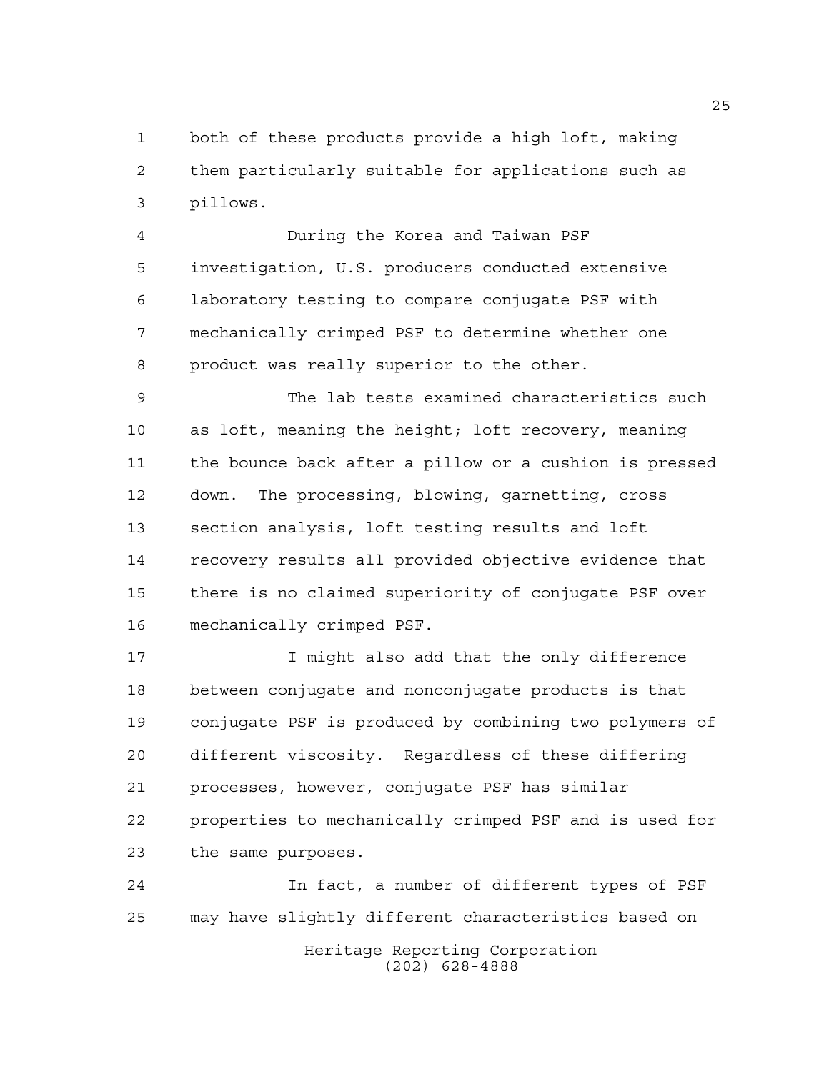both of these products provide a high loft, making them particularly suitable for applications such as pillows.

During the Korea and Taiwan PSF investigation, U.S. producers conducted extensive laboratory testing to compare conjugate PSF with mechanically crimped PSF to determine whether one product was really superior to the other.

The lab tests examined characteristics such as loft, meaning the height; loft recovery, meaning the bounce back after a pillow or a cushion is pressed down. The processing, blowing, garnetting, cross section analysis, loft testing results and loft recovery results all provided objective evidence that there is no claimed superiority of conjugate PSF over mechanically crimped PSF.

I might also add that the only difference between conjugate and nonconjugate products is that conjugate PSF is produced by combining two polymers of different viscosity. Regardless of these differing processes, however, conjugate PSF has similar properties to mechanically crimped PSF and is used for the same purposes.

In fact, a number of different types of PSF may have slightly different characteristics based on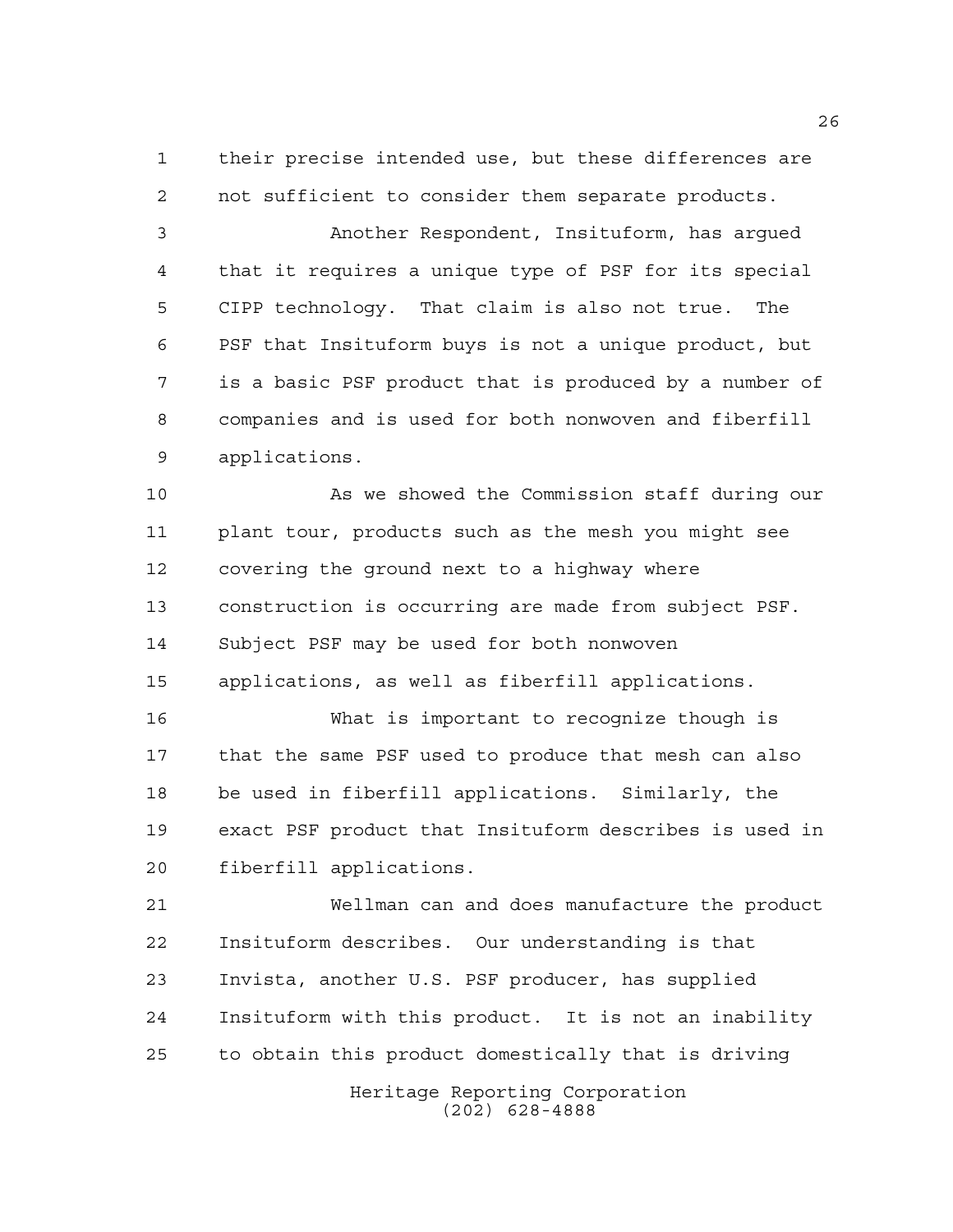their precise intended use, but these differences are not sufficient to consider them separate products.

Another Respondent, Insituform, has argued that it requires a unique type of PSF for its special CIPP technology. That claim is also not true. The PSF that Insituform buys is not a unique product, but is a basic PSF product that is produced by a number of companies and is used for both nonwoven and fiberfill applications.

As we showed the Commission staff during our plant tour, products such as the mesh you might see covering the ground next to a highway where construction is occurring are made from subject PSF. Subject PSF may be used for both nonwoven applications, as well as fiberfill applications.

What is important to recognize though is that the same PSF used to produce that mesh can also be used in fiberfill applications. Similarly, the exact PSF product that Insituform describes is used in fiberfill applications.

Wellman can and does manufacture the product Insituform describes. Our understanding is that Invista, another U.S. PSF producer, has supplied Insituform with this product. It is not an inability to obtain this product domestically that is driving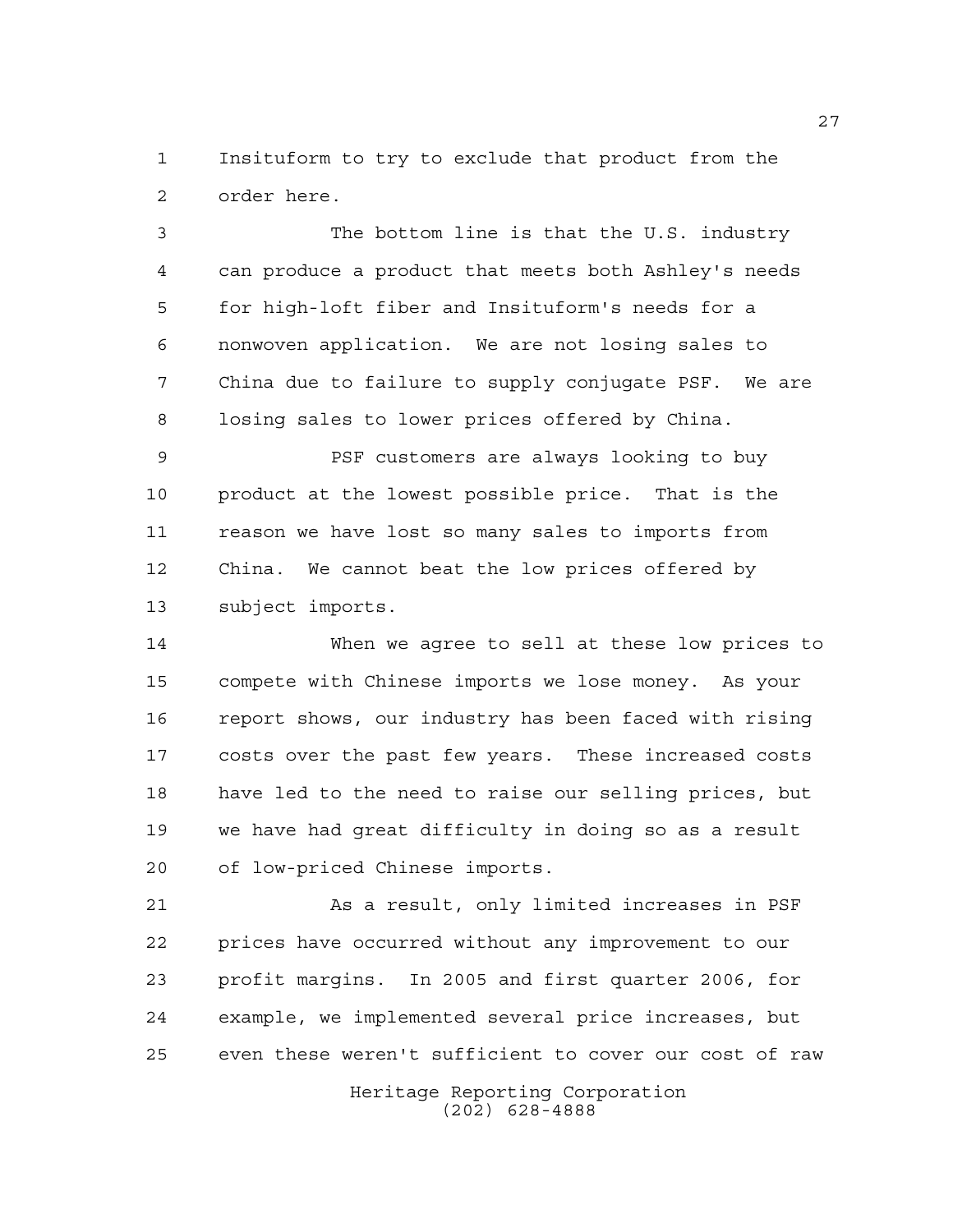Insituform to try to exclude that product from the order here.

The bottom line is that the U.S. industry can produce a product that meets both Ashley's needs for high-loft fiber and Insituform's needs for a nonwoven application. We are not losing sales to China due to failure to supply conjugate PSF. We are losing sales to lower prices offered by China.

PSF customers are always looking to buy product at the lowest possible price. That is the reason we have lost so many sales to imports from China. We cannot beat the low prices offered by subject imports.

When we agree to sell at these low prices to compete with Chinese imports we lose money. As your report shows, our industry has been faced with rising costs over the past few years. These increased costs have led to the need to raise our selling prices, but we have had great difficulty in doing so as a result of low-priced Chinese imports.

As a result, only limited increases in PSF prices have occurred without any improvement to our profit margins. In 2005 and first quarter 2006, for example, we implemented several price increases, but even these weren't sufficient to cover our cost of raw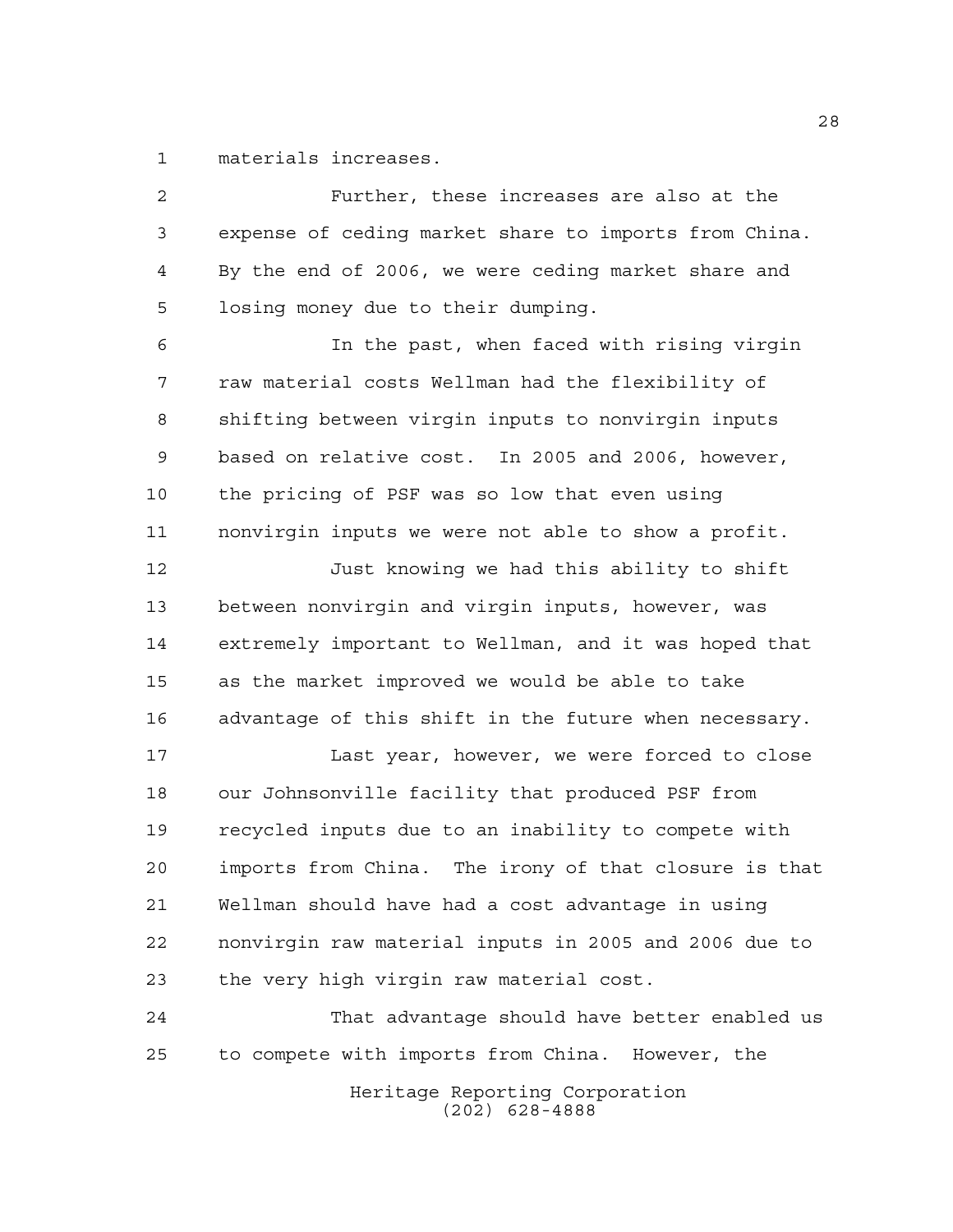materials increases.

Further, these increases are also at the expense of ceding market share to imports from China. By the end of 2006, we were ceding market share and losing money due to their dumping.

In the past, when faced with rising virgin raw material costs Wellman had the flexibility of shifting between virgin inputs to nonvirgin inputs based on relative cost. In 2005 and 2006, however, the pricing of PSF was so low that even using nonvirgin inputs we were not able to show a profit.

Just knowing we had this ability to shift between nonvirgin and virgin inputs, however, was extremely important to Wellman, and it was hoped that as the market improved we would be able to take advantage of this shift in the future when necessary.

Last year, however, we were forced to close our Johnsonville facility that produced PSF from recycled inputs due to an inability to compete with imports from China. The irony of that closure is that Wellman should have had a cost advantage in using nonvirgin raw material inputs in 2005 and 2006 due to the very high virgin raw material cost.

That advantage should have better enabled us to compete with imports from China. However, the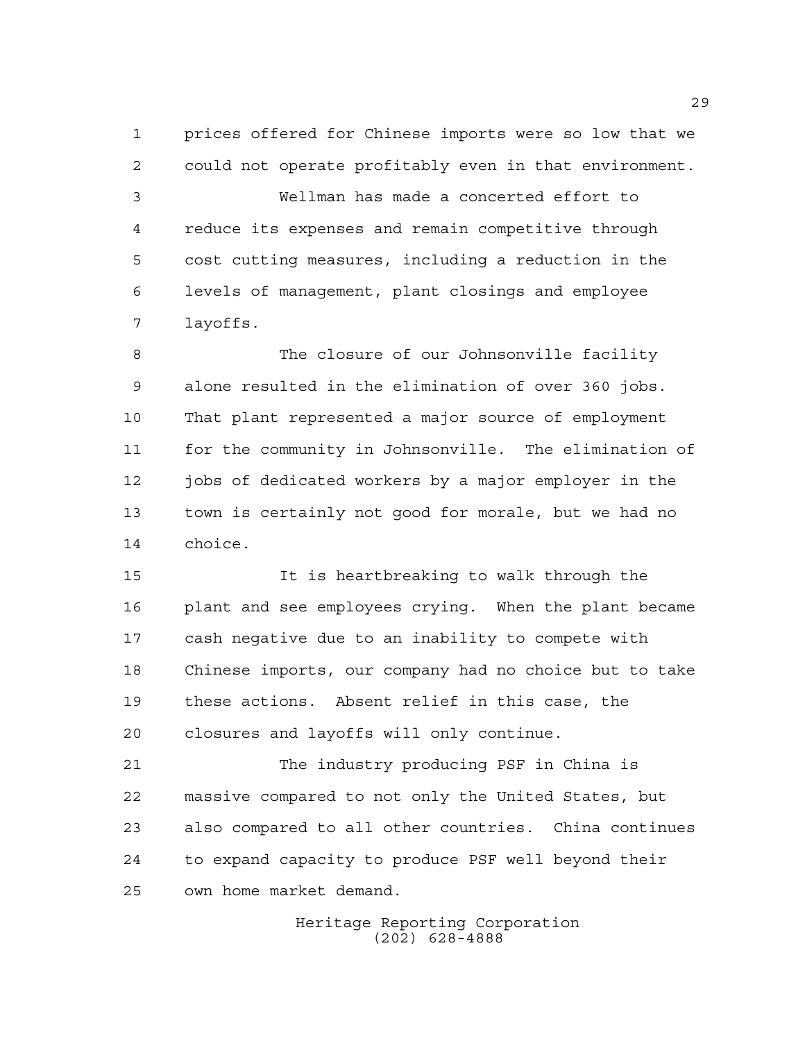prices offered for Chinese imports were so low that we could not operate profitably even in that environment.

Wellman has made a concerted effort to reduce its expenses and remain competitive through cost cutting measures, including a reduction in the levels of management, plant closings and employee layoffs.

The closure of our Johnsonville facility alone resulted in the elimination of over 360 jobs. That plant represented a major source of employment for the community in Johnsonville. The elimination of jobs of dedicated workers by a major employer in the town is certainly not good for morale, but we had no choice.

It is heartbreaking to walk through the plant and see employees crying. When the plant became cash negative due to an inability to compete with Chinese imports, our company had no choice but to take these actions. Absent relief in this case, the closures and layoffs will only continue.

The industry producing PSF in China is massive compared to not only the United States, but also compared to all other countries. China continues to expand capacity to produce PSF well beyond their own home market demand.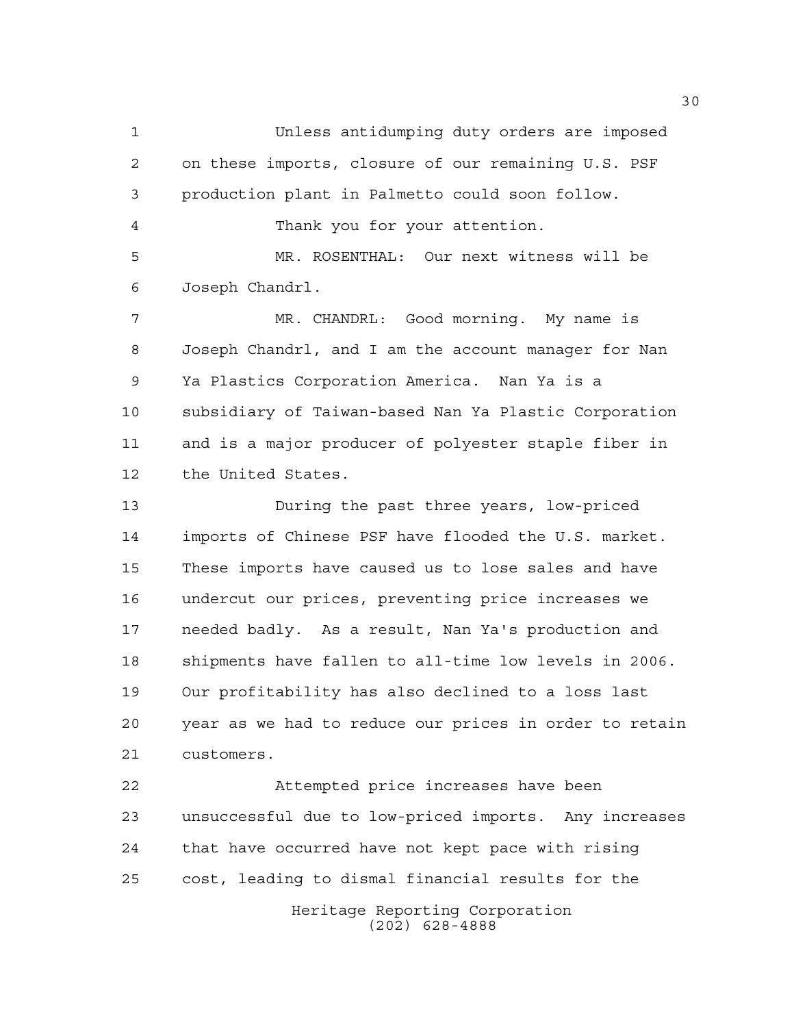Unless antidumping duty orders are imposed on these imports, closure of our remaining U.S. PSF production plant in Palmetto could soon follow.

Thank you for your attention.

MR. ROSENTHAL: Our next witness will be Joseph Chandrl.

MR. CHANDRL: Good morning. My name is Joseph Chandrl, and I am the account manager for Nan Ya Plastics Corporation America. Nan Ya is a subsidiary of Taiwan-based Nan Ya Plastic Corporation and is a major producer of polyester staple fiber in the United States.

During the past three years, low-priced imports of Chinese PSF have flooded the U.S. market. These imports have caused us to lose sales and have undercut our prices, preventing price increases we needed badly. As a result, Nan Ya's production and shipments have fallen to all-time low levels in 2006. Our profitability has also declined to a loss last year as we had to reduce our prices in order to retain customers.

Attempted price increases have been unsuccessful due to low-priced imports. Any increases that have occurred have not kept pace with rising cost, leading to dismal financial results for the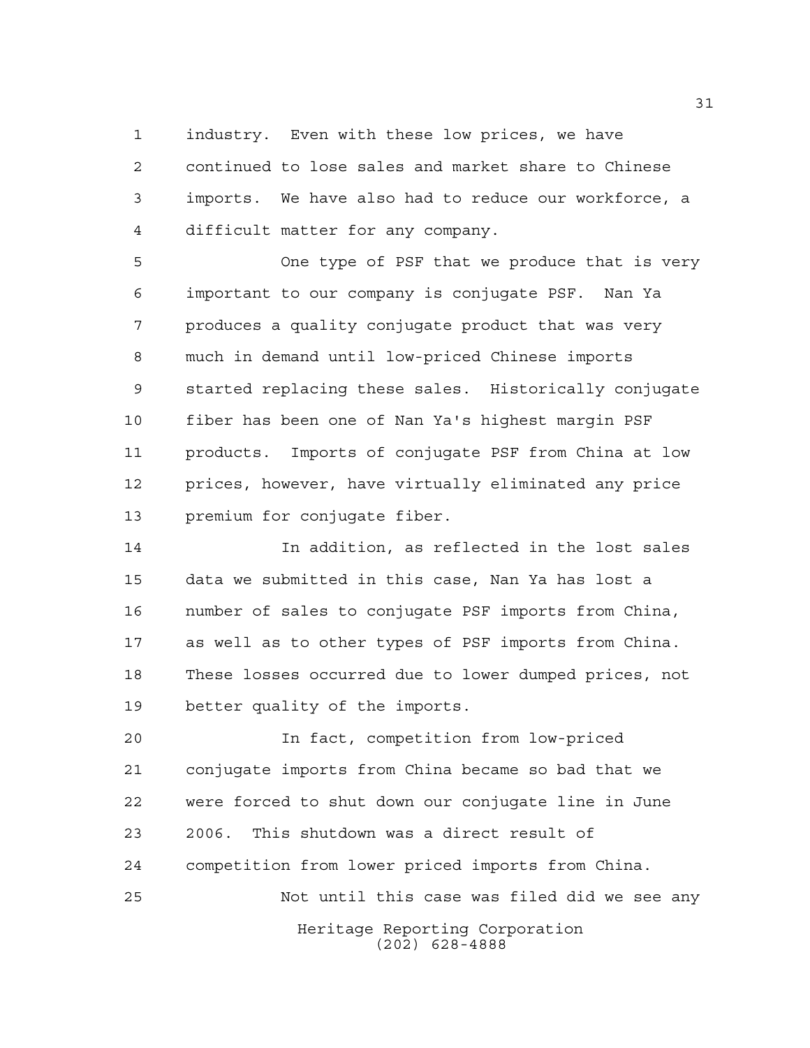industry. Even with these low prices, we have continued to lose sales and market share to Chinese imports. We have also had to reduce our workforce, a difficult matter for any company.

One type of PSF that we produce that is very important to our company is conjugate PSF. Nan Ya produces a quality conjugate product that was very much in demand until low-priced Chinese imports started replacing these sales. Historically conjugate fiber has been one of Nan Ya's highest margin PSF products. Imports of conjugate PSF from China at low prices, however, have virtually eliminated any price premium for conjugate fiber.

In addition, as reflected in the lost sales data we submitted in this case, Nan Ya has lost a number of sales to conjugate PSF imports from China, as well as to other types of PSF imports from China. These losses occurred due to lower dumped prices, not better quality of the imports.

In fact, competition from low-priced conjugate imports from China became so bad that we were forced to shut down our conjugate line in June 2006. This shutdown was a direct result of competition from lower priced imports from China.

Not until this case was filed did we see any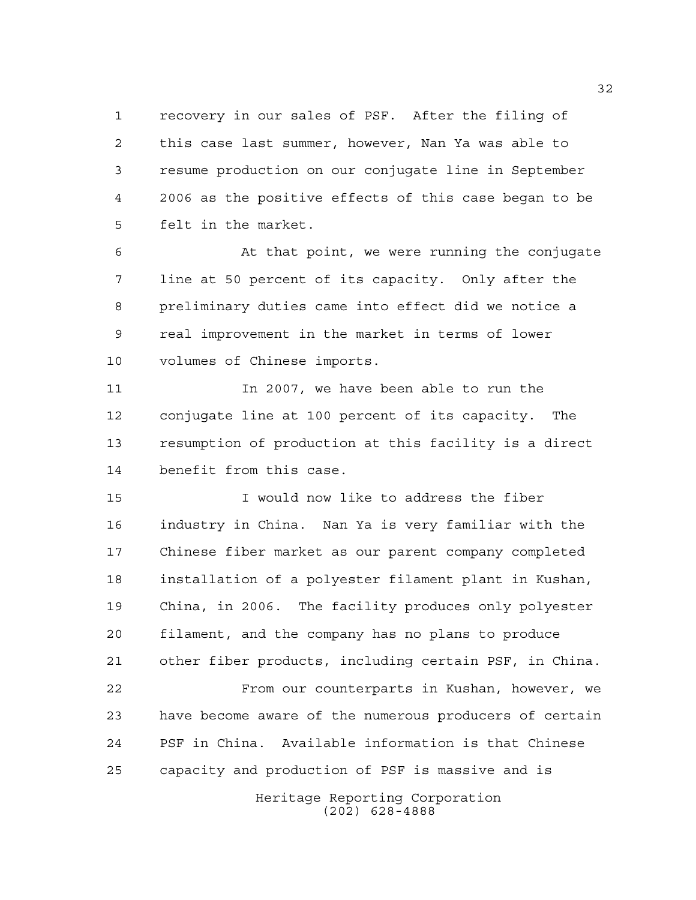recovery in our sales of PSF. After the filing of this case last summer, however, Nan Ya was able to resume production on our conjugate line in September 2006 as the positive effects of this case began to be felt in the market.

At that point, we were running the conjugate line at 50 percent of its capacity. Only after the preliminary duties came into effect did we notice a real improvement in the market in terms of lower volumes of Chinese imports.

In 2007, we have been able to run the conjugate line at 100 percent of its capacity. The resumption of production at this facility is a direct benefit from this case.

I would now like to address the fiber industry in China. Nan Ya is very familiar with the Chinese fiber market as our parent company completed installation of a polyester filament plant in Kushan, China, in 2006. The facility produces only polyester filament, and the company has no plans to produce other fiber products, including certain PSF, in China.

From our counterparts in Kushan, however, we have become aware of the numerous producers of certain PSF in China. Available information is that Chinese capacity and production of PSF is massive and is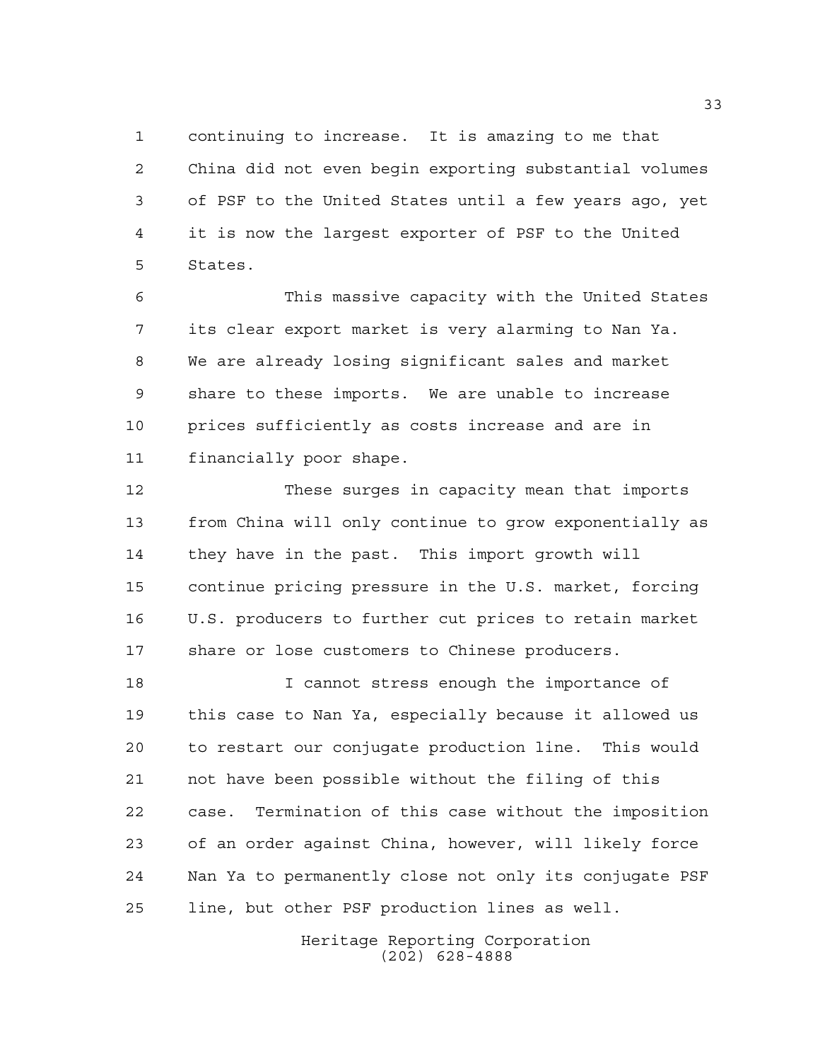continuing to increase. It is amazing to me that China did not even begin exporting substantial volumes of PSF to the United States until a few years ago, yet it is now the largest exporter of PSF to the United States.

This massive capacity with the United States its clear export market is very alarming to Nan Ya. We are already losing significant sales and market share to these imports. We are unable to increase prices sufficiently as costs increase and are in financially poor shape.

These surges in capacity mean that imports from China will only continue to grow exponentially as they have in the past. This import growth will continue pricing pressure in the U.S. market, forcing U.S. producers to further cut prices to retain market share or lose customers to Chinese producers.

I cannot stress enough the importance of this case to Nan Ya, especially because it allowed us to restart our conjugate production line. This would not have been possible without the filing of this case. Termination of this case without the imposition of an order against China, however, will likely force Nan Ya to permanently close not only its conjugate PSF line, but other PSF production lines as well.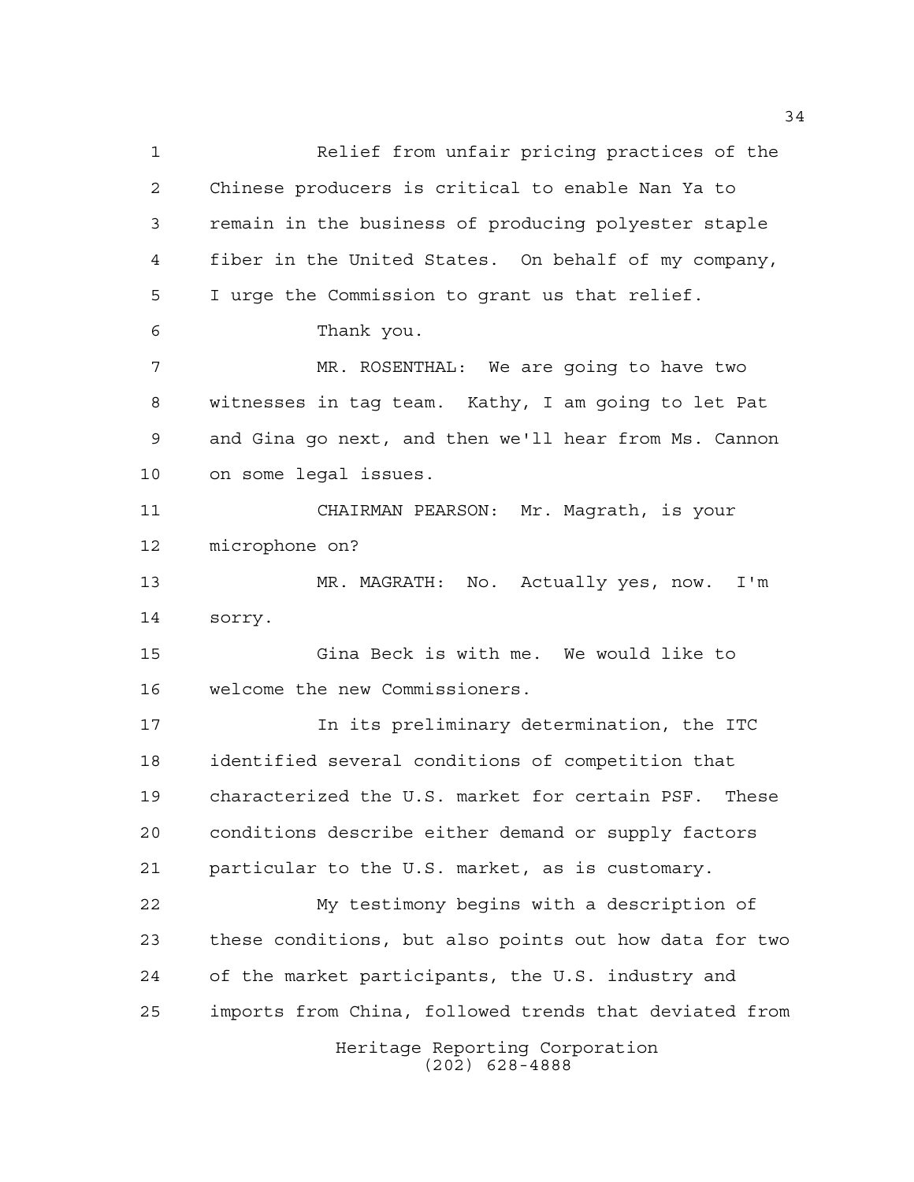Relief from unfair pricing practices of the Chinese producers is critical to enable Nan Ya to remain in the business of producing polyester staple fiber in the United States. On behalf of my company, I urge the Commission to grant us that relief.

Thank you.

MR. ROSENTHAL: We are going to have two witnesses in tag team. Kathy, I am going to let Pat and Gina go next, and then we'll hear from Ms. Cannon on some legal issues.

CHAIRMAN PEARSON: Mr. Magrath, is your microphone on?

MR. MAGRATH: No. Actually yes, now. I'm sorry.

Gina Beck is with me. We would like to welcome the new Commissioners.

In its preliminary determination, the ITC identified several conditions of competition that characterized the U.S. market for certain PSF. These conditions describe either demand or supply factors particular to the U.S. market, as is customary.

My testimony begins with a description of these conditions, but also points out how data for two of the market participants, the U.S. industry and imports from China, followed trends that deviated from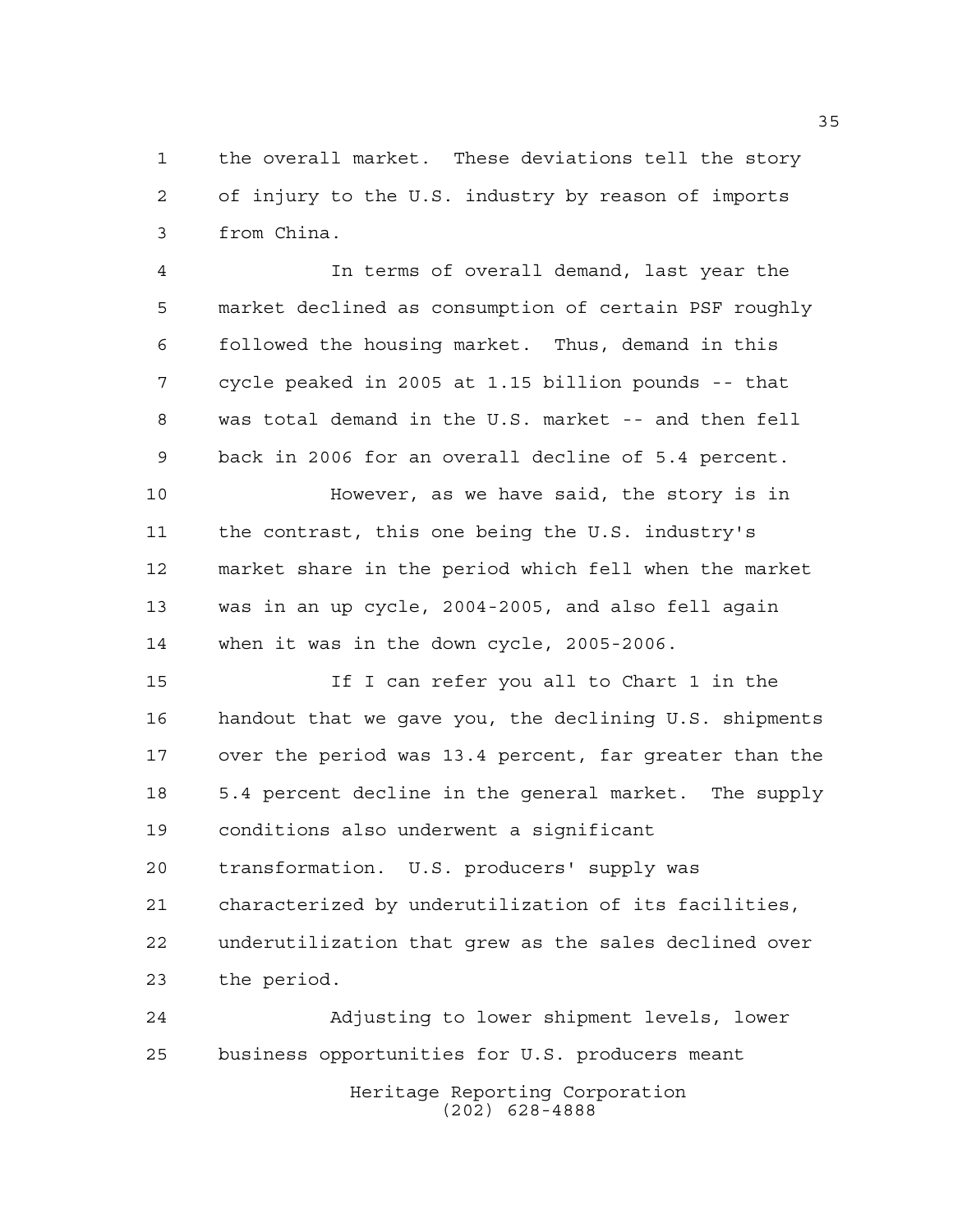the overall market. These deviations tell the story of injury to the U.S. industry by reason of imports from China.

In terms of overall demand, last year the market declined as consumption of certain PSF roughly followed the housing market. Thus, demand in this cycle peaked in 2005 at 1.15 billion pounds -- that was total demand in the U.S. market -- and then fell back in 2006 for an overall decline of 5.4 percent.

However, as we have said, the story is in the contrast, this one being the U.S. industry's market share in the period which fell when the market was in an up cycle, 2004-2005, and also fell again when it was in the down cycle, 2005-2006.

If I can refer you all to Chart 1 in the handout that we gave you, the declining U.S. shipments over the period was 13.4 percent, far greater than the 5.4 percent decline in the general market. The supply conditions also underwent a significant transformation. U.S. producers' supply was characterized by underutilization of its facilities, underutilization that grew as the sales declined over the period.

Adjusting to lower shipment levels, lower business opportunities for U.S. producers meant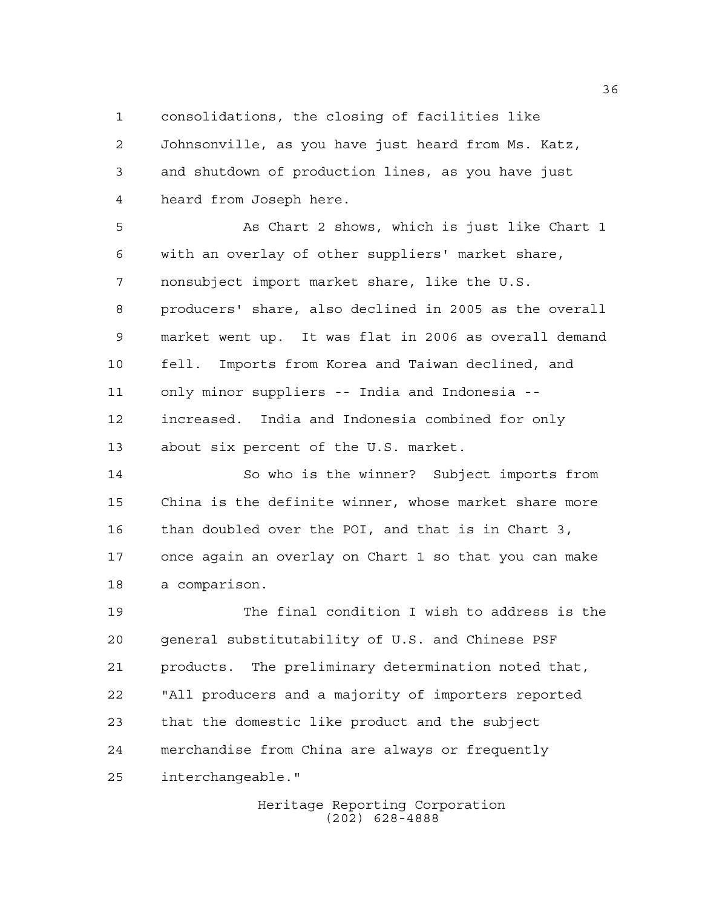consolidations, the closing of facilities like Johnsonville, as you have just heard from Ms. Katz, and shutdown of production lines, as you have just heard from Joseph here.

As Chart 2 shows, which is just like Chart 1 with an overlay of other suppliers' market share, nonsubject import market share, like the U.S. producers' share, also declined in 2005 as the overall market went up. It was flat in 2006 as overall demand fell. Imports from Korea and Taiwan declined, and only minor suppliers -- India and Indonesia -- increased. India and Indonesia combined for only about six percent of the U.S. market.

So who is the winner? Subject imports from China is the definite winner, whose market share more than doubled over the POI, and that is in Chart 3, once again an overlay on Chart 1 so that you can make a comparison.

The final condition I wish to address is the general substitutability of U.S. and Chinese PSF products. The preliminary determination noted that, "All producers and a majority of importers reported that the domestic like product and the subject merchandise from China are always or frequently interchangeable."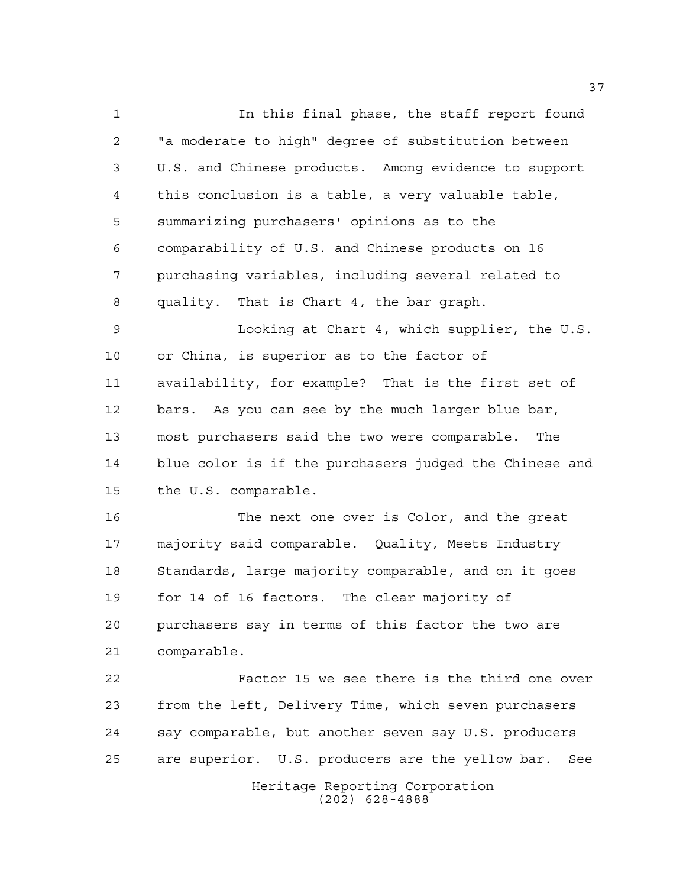In this final phase, the staff report found "a moderate to high" degree of substitution between U.S. and Chinese products. Among evidence to support this conclusion is a table, a very valuable table, summarizing purchasers' opinions as to the comparability of U.S. and Chinese products on 16 purchasing variables, including several related to quality. That is Chart 4, the bar graph.

Looking at Chart 4, which supplier, the U.S. or China, is superior as to the factor of availability, for example? That is the first set of bars. As you can see by the much larger blue bar, most purchasers said the two were comparable. The blue color is if the purchasers judged the Chinese and the U.S. comparable.

The next one over is Color, and the great majority said comparable. Quality, Meets Industry Standards, large majority comparable, and on it goes for 14 of 16 factors. The clear majority of purchasers say in terms of this factor the two are comparable.

Factor 15 we see there is the third one over from the left, Delivery Time, which seven purchasers say comparable, but another seven say U.S. producers are superior. U.S. producers are the yellow bar. See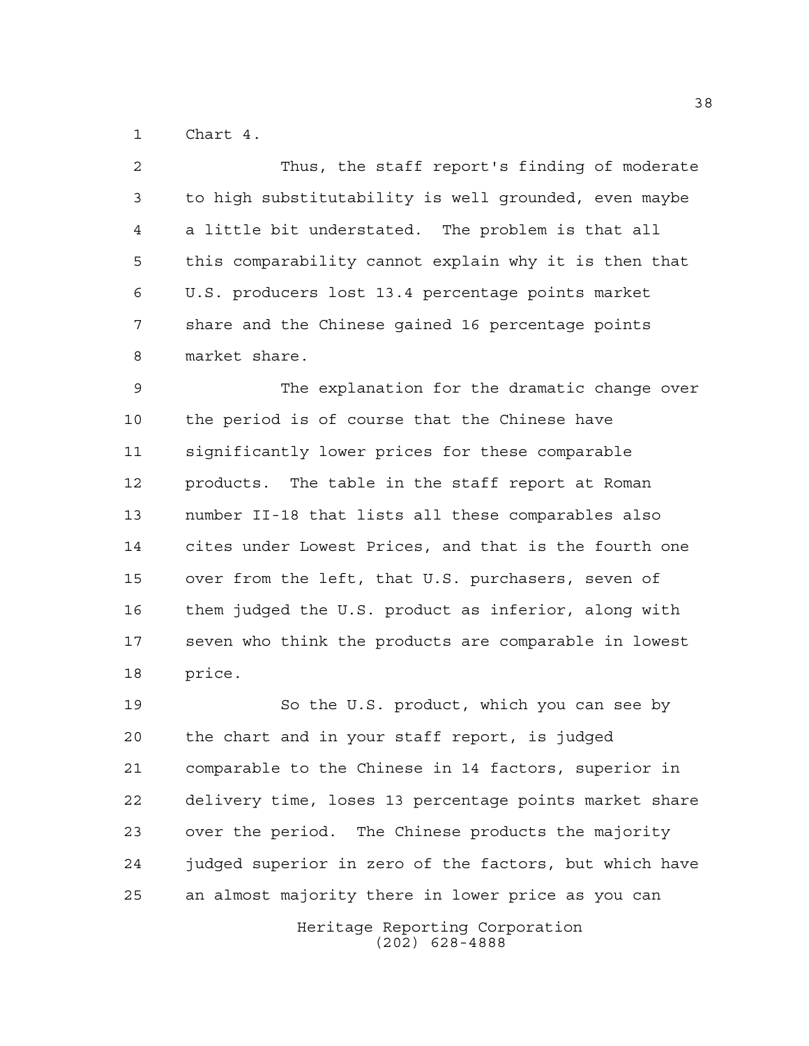Chart 4.

Thus, the staff report's finding of moderate to high substitutability is well grounded, even maybe a little bit understated. The problem is that all this comparability cannot explain why it is then that U.S. producers lost 13.4 percentage points market share and the Chinese gained 16 percentage points market share.

The explanation for the dramatic change over the period is of course that the Chinese have significantly lower prices for these comparable products. The table in the staff report at Roman number II-18 that lists all these comparables also cites under Lowest Prices, and that is the fourth one over from the left, that U.S. purchasers, seven of them judged the U.S. product as inferior, along with seven who think the products are comparable in lowest price.

So the U.S. product, which you can see by the chart and in your staff report, is judged comparable to the Chinese in 14 factors, superior in delivery time, loses 13 percentage points market share over the period. The Chinese products the majority judged superior in zero of the factors, but which have an almost majority there in lower price as you can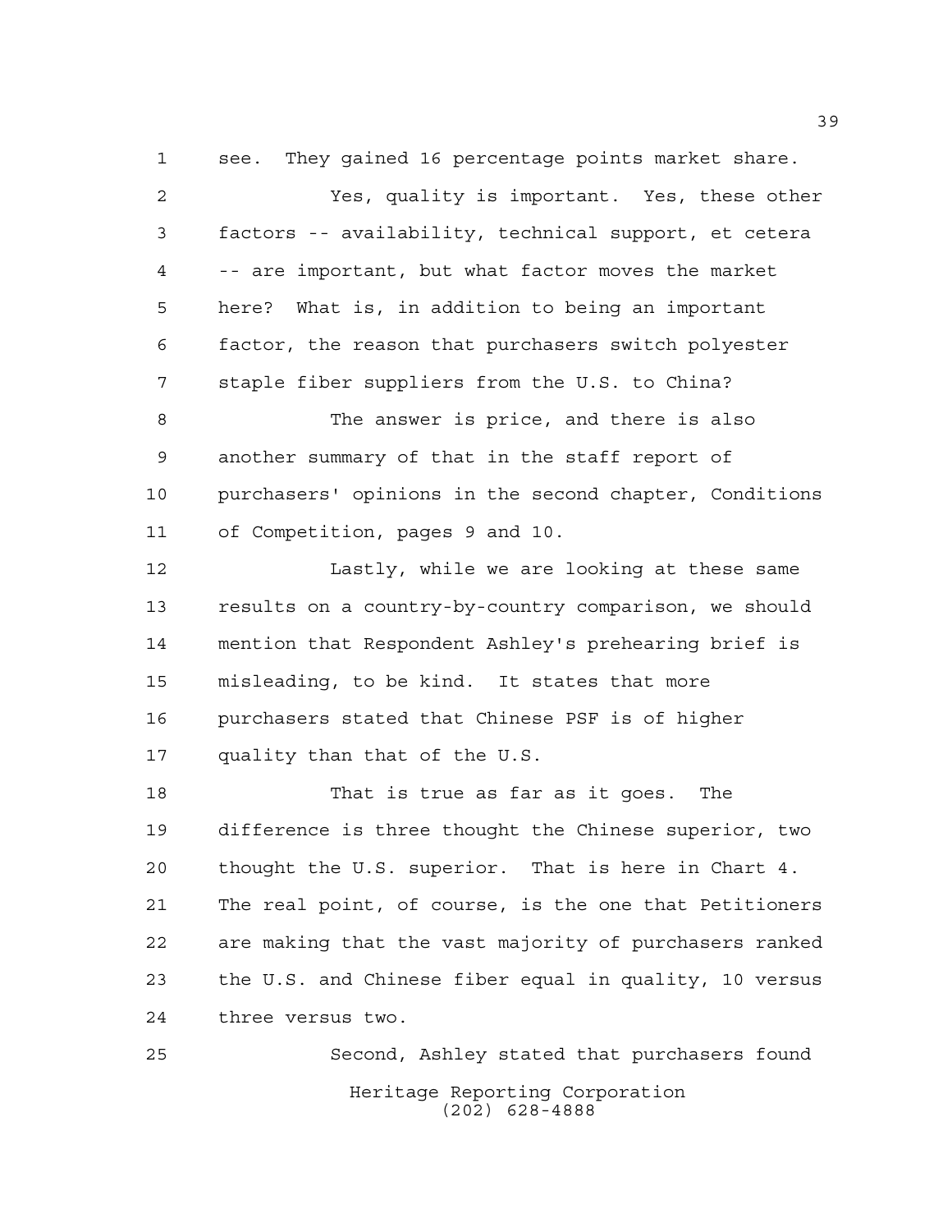see. They gained 16 percentage points market share.

Yes, quality is important. Yes, these other factors -- availability, technical support, et cetera -- are important, but what factor moves the market here? What is, in addition to being an important factor, the reason that purchasers switch polyester staple fiber suppliers from the U.S. to China?

The answer is price, and there is also another summary of that in the staff report of purchasers' opinions in the second chapter, Conditions of Competition, pages 9 and 10.

Lastly, while we are looking at these same results on a country-by-country comparison, we should mention that Respondent Ashley's prehearing brief is misleading, to be kind. It states that more purchasers stated that Chinese PSF is of higher quality than that of the U.S.

That is true as far as it goes. The difference is three thought the Chinese superior, two thought the U.S. superior. That is here in Chart 4. The real point, of course, is the one that Petitioners are making that the vast majority of purchasers ranked the U.S. and Chinese fiber equal in quality, 10 versus three versus two.

Second, Ashley stated that purchasers found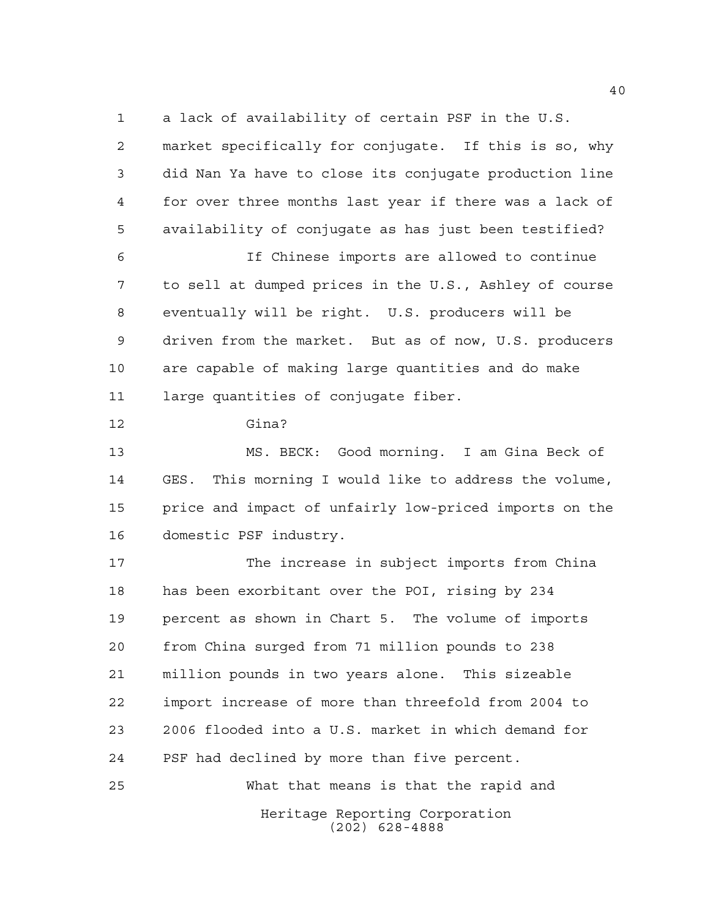a lack of availability of certain PSF in the U.S. market specifically for conjugate. If this is so, why did Nan Ya have to close its conjugate production line for over three months last year if there was a lack of availability of conjugate as has just been testified?

If Chinese imports are allowed to continue to sell at dumped prices in the U.S., Ashley of course eventually will be right. U.S. producers will be driven from the market. But as of now, U.S. producers are capable of making large quantities and do make large quantities of conjugate fiber.

Gina?

MS. BECK: Good morning. I am Gina Beck of GES. This morning I would like to address the volume, price and impact of unfairly low-priced imports on the domestic PSF industry.

The increase in subject imports from China has been exorbitant over the POI, rising by 234 percent as shown in Chart 5. The volume of imports from China surged from 71 million pounds to 238 million pounds in two years alone. This sizeable import increase of more than threefold from 2004 to 2006 flooded into a U.S. market in which demand for PSF had declined by more than five percent.

What that means is that the rapid and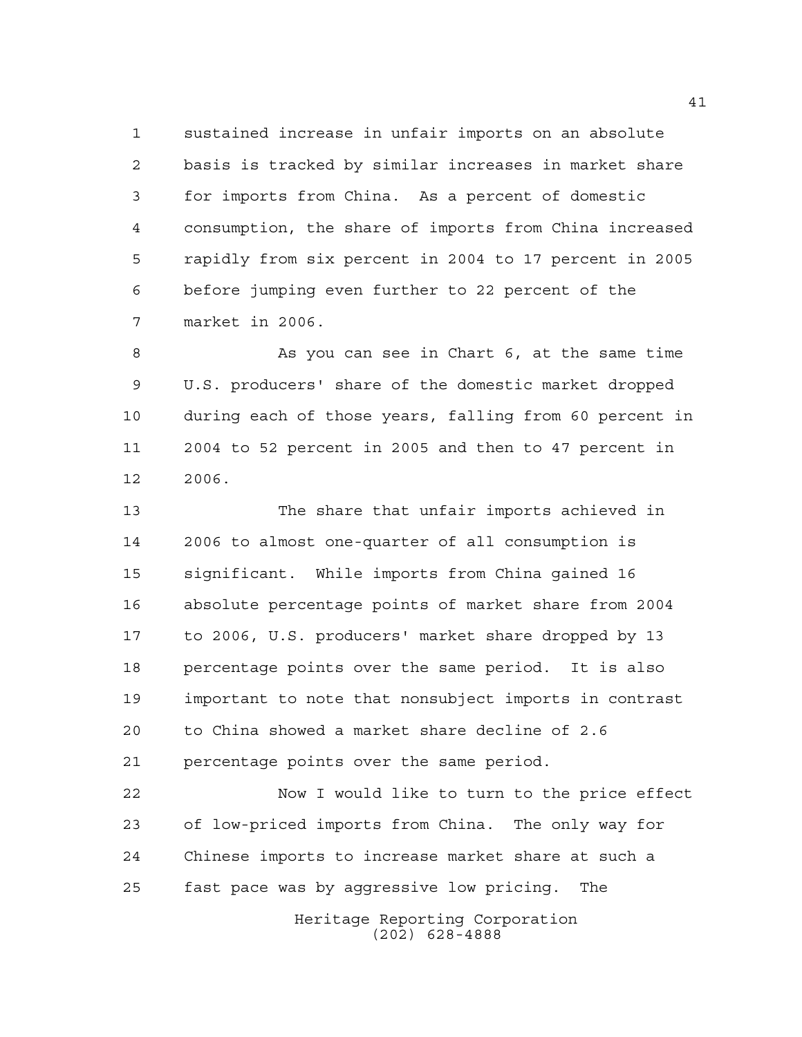sustained increase in unfair imports on an absolute basis is tracked by similar increases in market share for imports from China. As a percent of domestic consumption, the share of imports from China increased rapidly from six percent in 2004 to 17 percent in 2005 before jumping even further to 22 percent of the market in 2006.

As you can see in Chart 6, at the same time U.S. producers' share of the domestic market dropped during each of those years, falling from 60 percent in 2004 to 52 percent in 2005 and then to 47 percent in 2006.

The share that unfair imports achieved in 2006 to almost one-quarter of all consumption is significant. While imports from China gained 16 absolute percentage points of market share from 2004 to 2006, U.S. producers' market share dropped by 13 percentage points over the same period. It is also important to note that nonsubject imports in contrast to China showed a market share decline of 2.6 percentage points over the same period.

Now I would like to turn to the price effect of low-priced imports from China. The only way for Chinese imports to increase market share at such a fast pace was by aggressive low pricing. The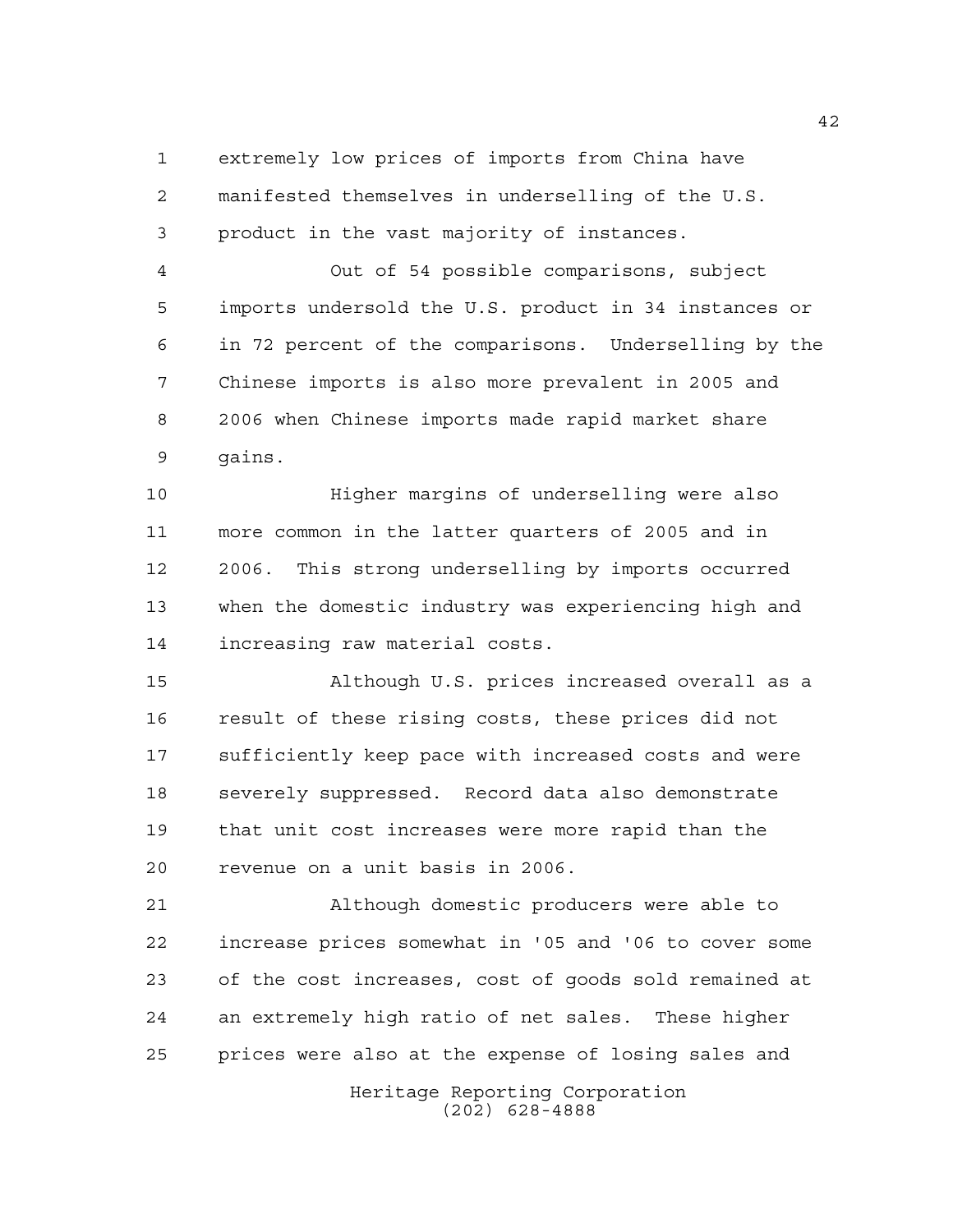extremely low prices of imports from China have manifested themselves in underselling of the U.S. product in the vast majority of instances.

Out of 54 possible comparisons, subject imports undersold the U.S. product in 34 instances or in 72 percent of the comparisons. Underselling by the Chinese imports is also more prevalent in 2005 and 2006 when Chinese imports made rapid market share gains.

Higher margins of underselling were also more common in the latter quarters of 2005 and in 2006. This strong underselling by imports occurred when the domestic industry was experiencing high and increasing raw material costs.

Although U.S. prices increased overall as a result of these rising costs, these prices did not sufficiently keep pace with increased costs and were severely suppressed. Record data also demonstrate that unit cost increases were more rapid than the revenue on a unit basis in 2006.

Although domestic producers were able to increase prices somewhat in '05 and '06 to cover some of the cost increases, cost of goods sold remained at an extremely high ratio of net sales. These higher prices were also at the expense of losing sales and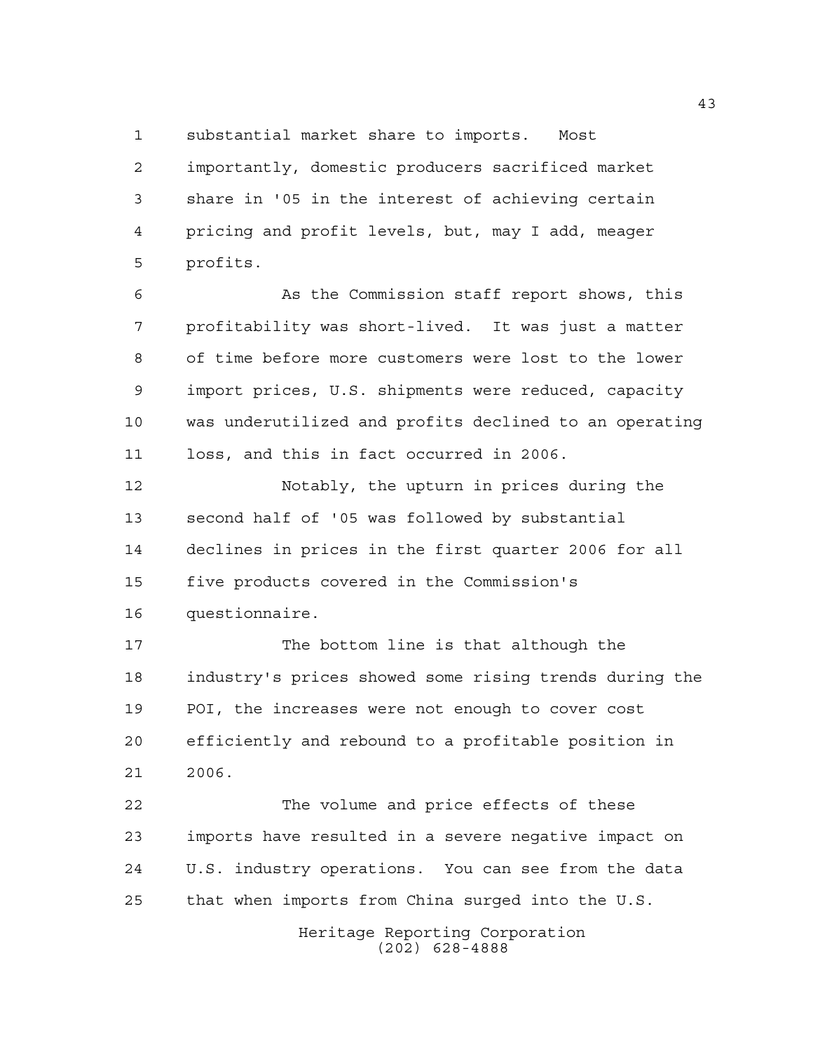substantial market share to imports. Most importantly, domestic producers sacrificed market share in '05 in the interest of achieving certain pricing and profit levels, but, may I add, meager profits.

As the Commission staff report shows, this profitability was short-lived. It was just a matter of time before more customers were lost to the lower import prices, U.S. shipments were reduced, capacity was underutilized and profits declined to an operating loss, and this in fact occurred in 2006.

Notably, the upturn in prices during the second half of '05 was followed by substantial declines in prices in the first quarter 2006 for all five products covered in the Commission's questionnaire.

The bottom line is that although the industry's prices showed some rising trends during the POI, the increases were not enough to cover cost efficiently and rebound to a profitable position in 2006.

The volume and price effects of these imports have resulted in a severe negative impact on U.S. industry operations. You can see from the data that when imports from China surged into the U.S.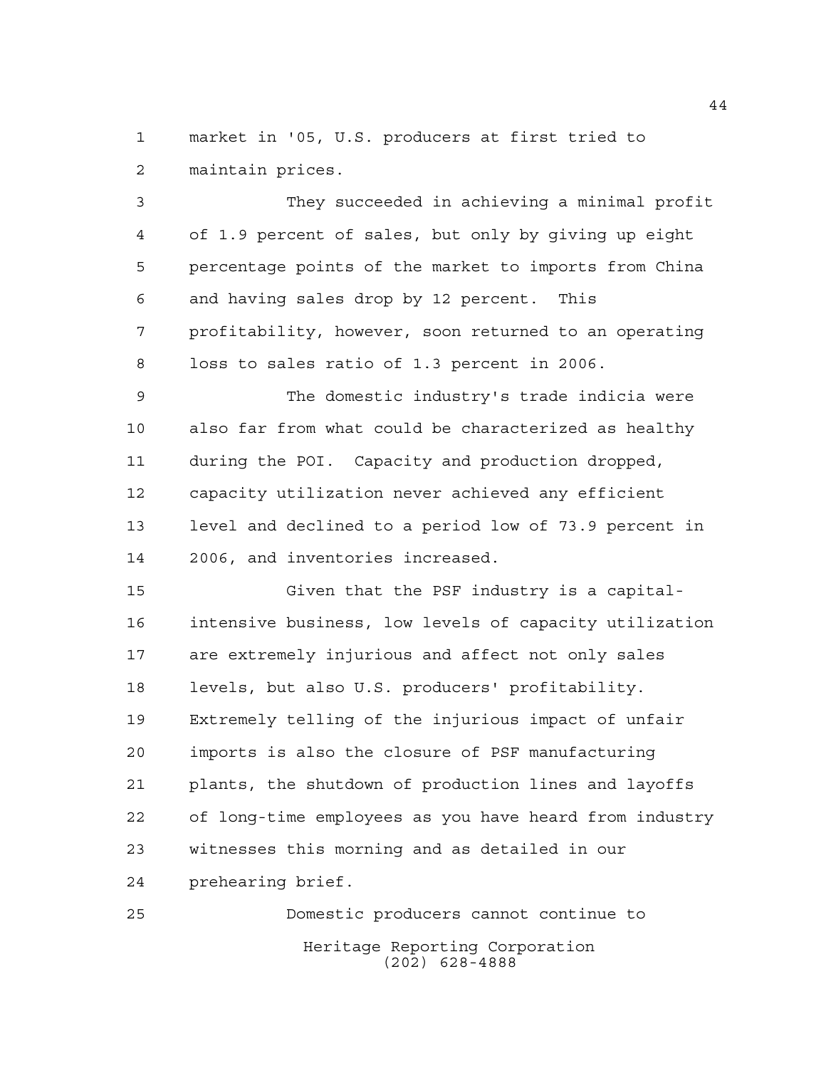market in '05, U.S. producers at first tried to maintain prices.

They succeeded in achieving a minimal profit of 1.9 percent of sales, but only by giving up eight percentage points of the market to imports from China and having sales drop by 12 percent. This profitability, however, soon returned to an operating loss to sales ratio of 1.3 percent in 2006.

The domestic industry's trade indicia were also far from what could be characterized as healthy during the POI. Capacity and production dropped, capacity utilization never achieved any efficient level and declined to a period low of 73.9 percent in 2006, and inventories increased.

Given that the PSF industry is a capital-intensive business, low levels of capacity utilization are extremely injurious and affect not only sales levels, but also U.S. producers' profitability. Extremely telling of the injurious impact of unfair imports is also the closure of PSF manufacturing plants, the shutdown of production lines and layoffs of long-time employees as you have heard from industry witnesses this morning and as detailed in our prehearing brief.

Domestic producers cannot continue to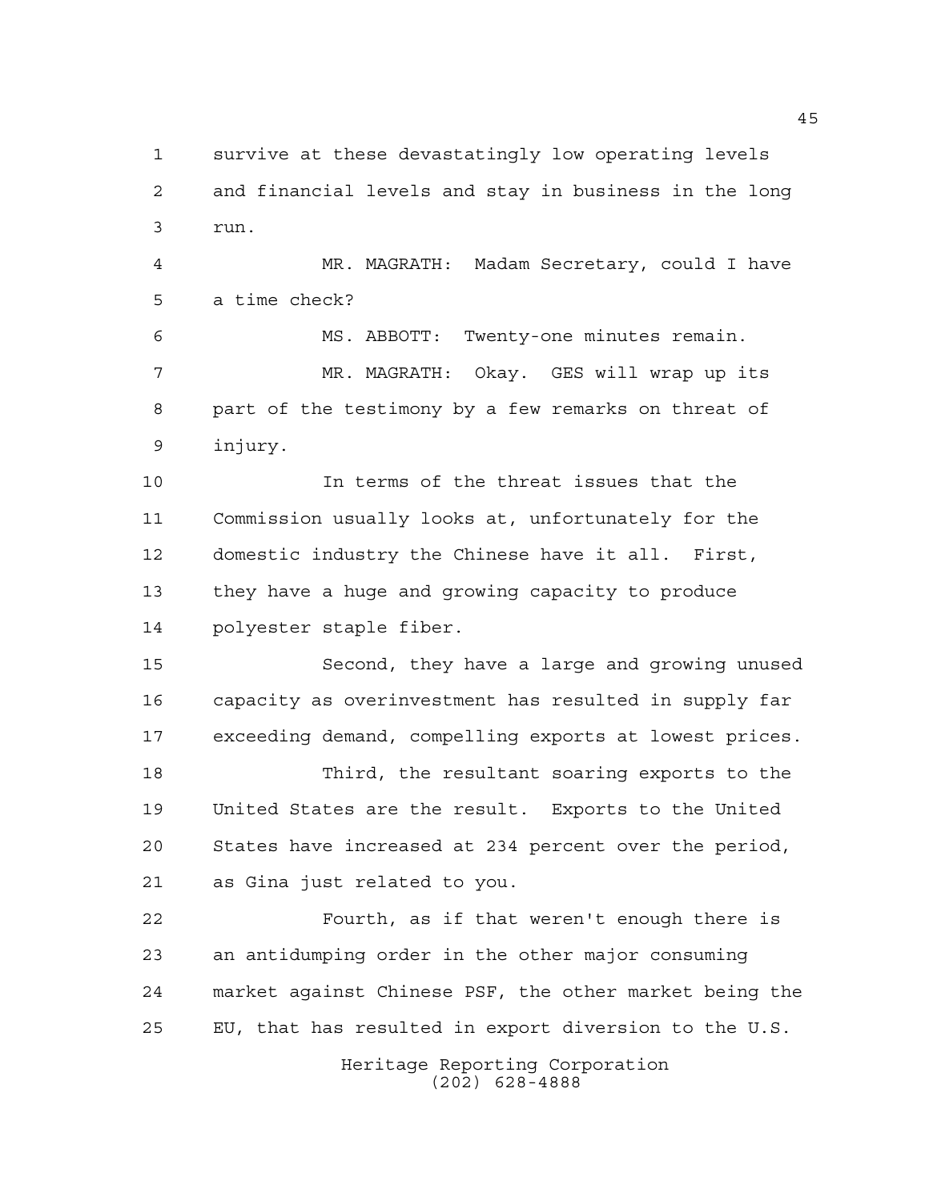survive at these devastatingly low operating levels and financial levels and stay in business in the long run.

MR. MAGRATH: Madam Secretary, could I have a time check?

MS. ABBOTT: Twenty-one minutes remain.

MR. MAGRATH: Okay. GES will wrap up its part of the testimony by a few remarks on threat of injury.

In terms of the threat issues that the Commission usually looks at, unfortunately for the domestic industry the Chinese have it all. First, they have a huge and growing capacity to produce polyester staple fiber.

Second, they have a large and growing unused capacity as overinvestment has resulted in supply far exceeding demand, compelling exports at lowest prices.

Third, the resultant soaring exports to the United States are the result. Exports to the United States have increased at 234 percent over the period, as Gina just related to you.

Fourth, as if that weren't enough there is an antidumping order in the other major consuming market against Chinese PSF, the other market being the EU, that has resulted in export diversion to the U.S.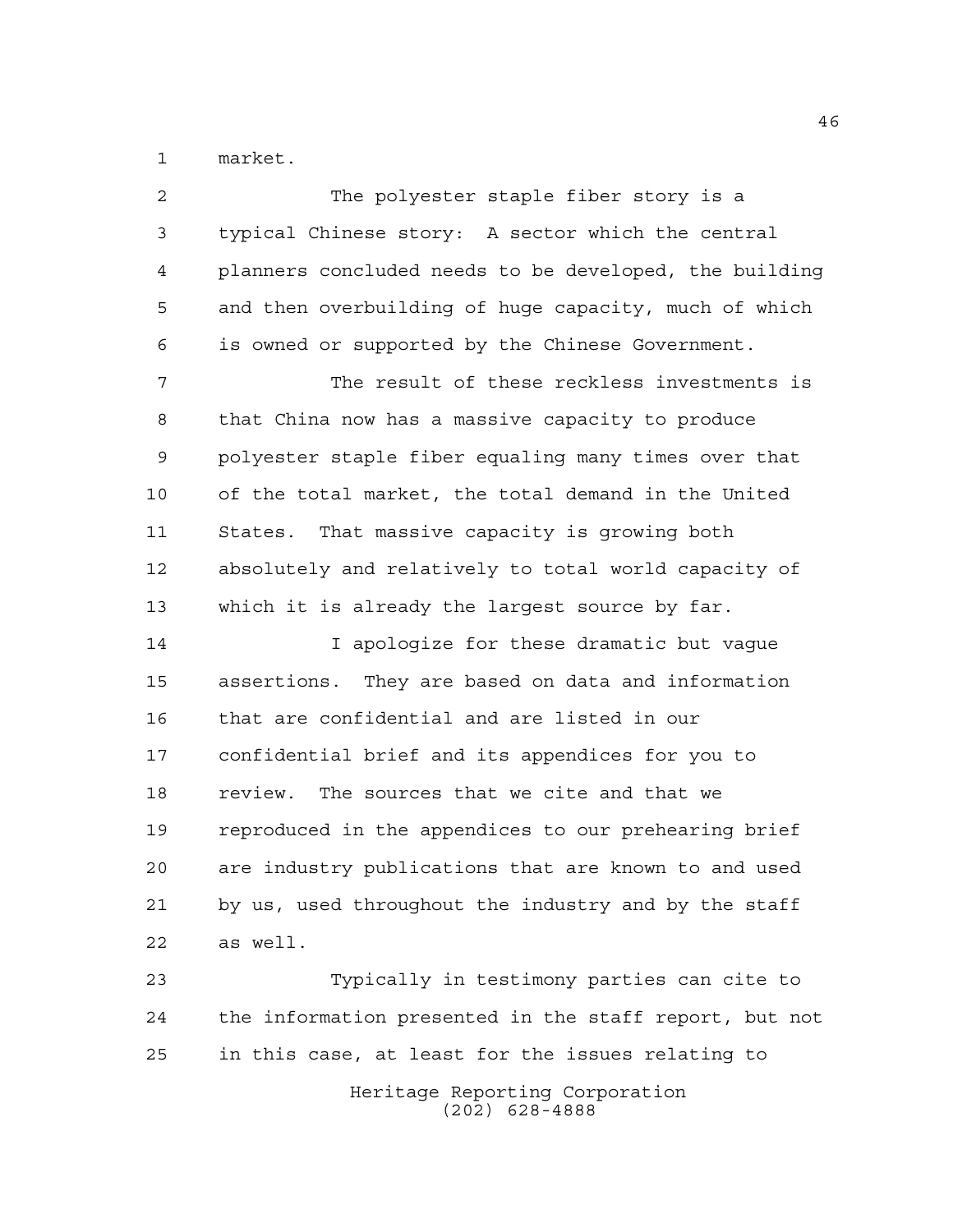market.

The polyester staple fiber story is a typical Chinese story: A sector which the central planners concluded needs to be developed, the building and then overbuilding of huge capacity, much of which is owned or supported by the Chinese Government.

The result of these reckless investments is that China now has a massive capacity to produce polyester staple fiber equaling many times over that of the total market, the total demand in the United States. That massive capacity is growing both absolutely and relatively to total world capacity of which it is already the largest source by far.

I apologize for these dramatic but vague assertions. They are based on data and information that are confidential and are listed in our confidential brief and its appendices for you to review. The sources that we cite and that we reproduced in the appendices to our prehearing brief are industry publications that are known to and used by us, used throughout the industry and by the staff as well.

Typically in testimony parties can cite to the information presented in the staff report, but not in this case, at least for the issues relating to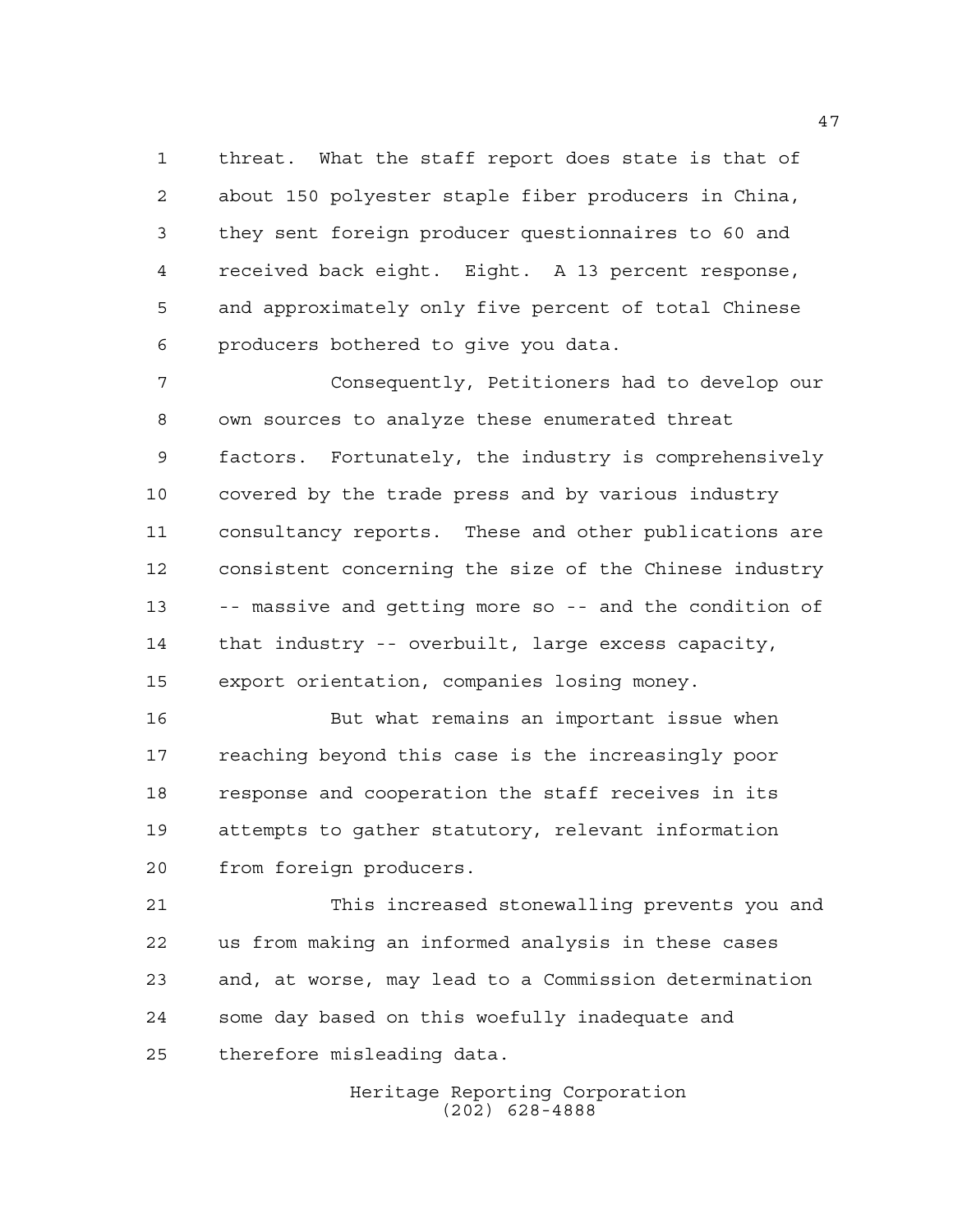threat. What the staff report does state is that of about 150 polyester staple fiber producers in China, they sent foreign producer questionnaires to 60 and received back eight. Eight. A 13 percent response, and approximately only five percent of total Chinese producers bothered to give you data.

Consequently, Petitioners had to develop our own sources to analyze these enumerated threat factors. Fortunately, the industry is comprehensively covered by the trade press and by various industry consultancy reports. These and other publications are consistent concerning the size of the Chinese industry -- massive and getting more so -- and the condition of that industry -- overbuilt, large excess capacity, export orientation, companies losing money.

But what remains an important issue when reaching beyond this case is the increasingly poor response and cooperation the staff receives in its attempts to gather statutory, relevant information from foreign producers.

This increased stonewalling prevents you and us from making an informed analysis in these cases and, at worse, may lead to a Commission determination some day based on this woefully inadequate and therefore misleading data.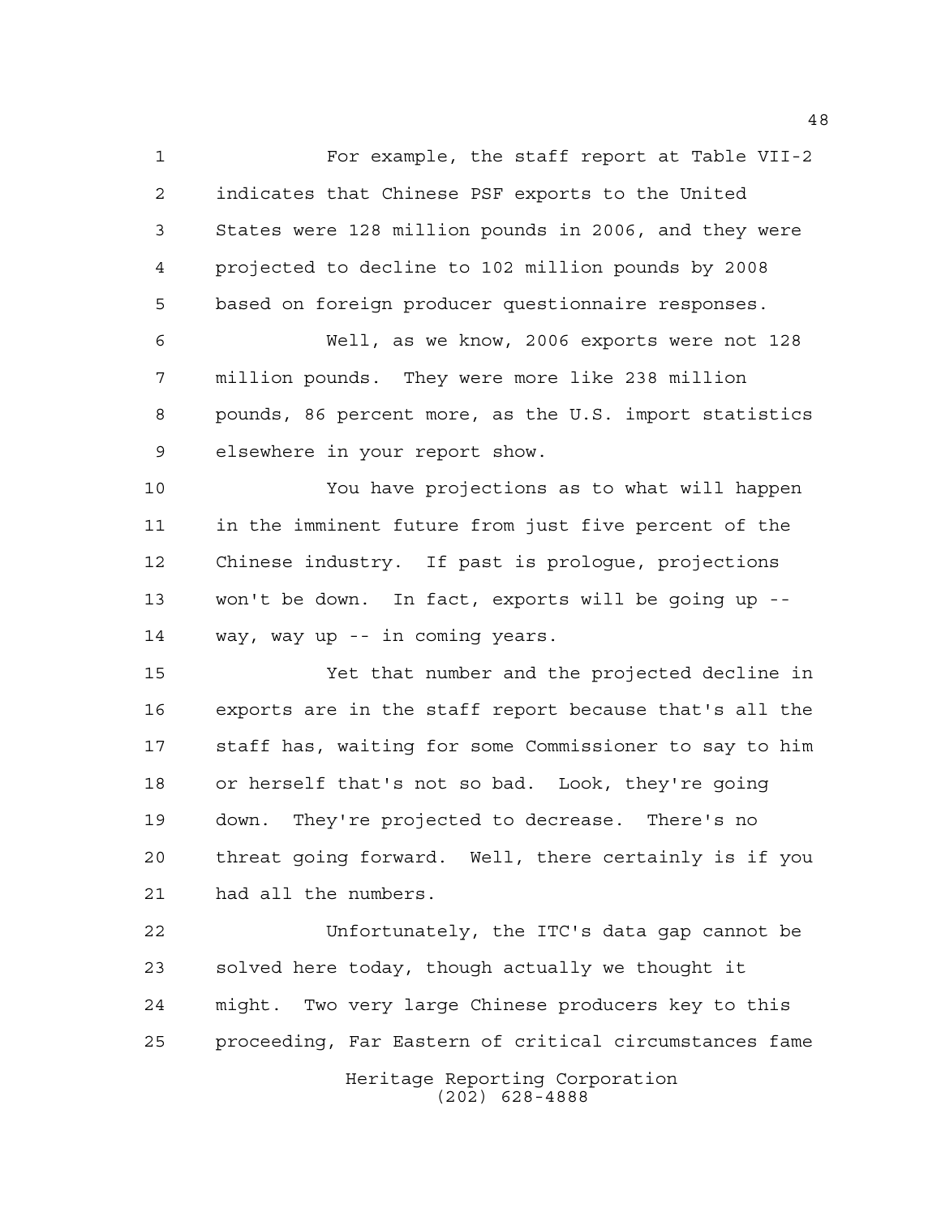For example, the staff report at Table VII-2 indicates that Chinese PSF exports to the United States were 128 million pounds in 2006, and they were projected to decline to 102 million pounds by 2008 based on foreign producer questionnaire responses.

Well, as we know, 2006 exports were not 128 million pounds. They were more like 238 million pounds, 86 percent more, as the U.S. import statistics elsewhere in your report show.

You have projections as to what will happen in the imminent future from just five percent of the Chinese industry. If past is prologue, projections won't be down. In fact, exports will be going up -- way, way up -- in coming years.

Yet that number and the projected decline in exports are in the staff report because that's all the staff has, waiting for some Commissioner to say to him or herself that's not so bad. Look, they're going down. They're projected to decrease. There's no threat going forward. Well, there certainly is if you had all the numbers.

Unfortunately, the ITC's data gap cannot be solved here today, though actually we thought it might. Two very large Chinese producers key to this proceeding, Far Eastern of critical circumstances fame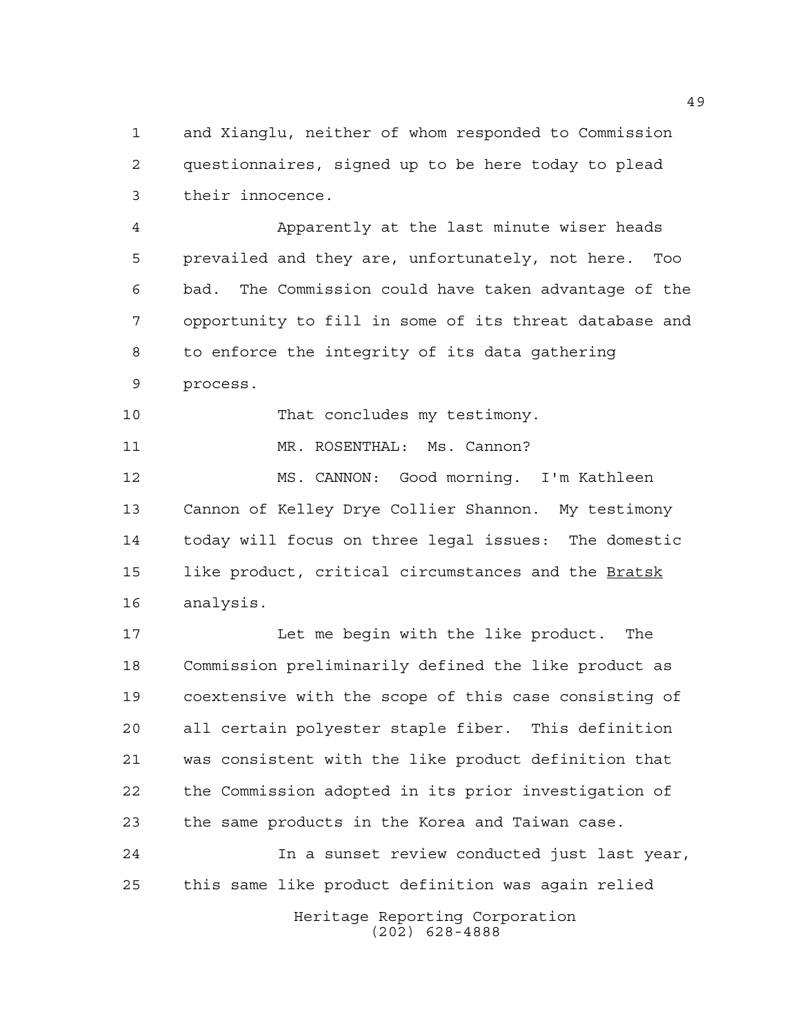and Xianglu, neither of whom responded to Commission questionnaires, signed up to be here today to plead their innocence.

Apparently at the last minute wiser heads prevailed and they are, unfortunately, not here. Too bad. The Commission could have taken advantage of the opportunity to fill in some of its threat database and to enforce the integrity of its data gathering process.

That concludes my testimony.

MR. ROSENTHAL: Ms. Cannon?

MS. CANNON: Good morning. I'm Kathleen Cannon of Kelley Drye Collier Shannon. My testimony today will focus on three legal issues: The domestic like product, critical circumstances and the Bratsk analysis.

Let me begin with the like product. The Commission preliminarily defined the like product as coextensive with the scope of this case consisting of all certain polyester staple fiber. This definition was consistent with the like product definition that the Commission adopted in its prior investigation of the same products in the Korea and Taiwan case.

In a sunset review conducted just last year, this same like product definition was again relied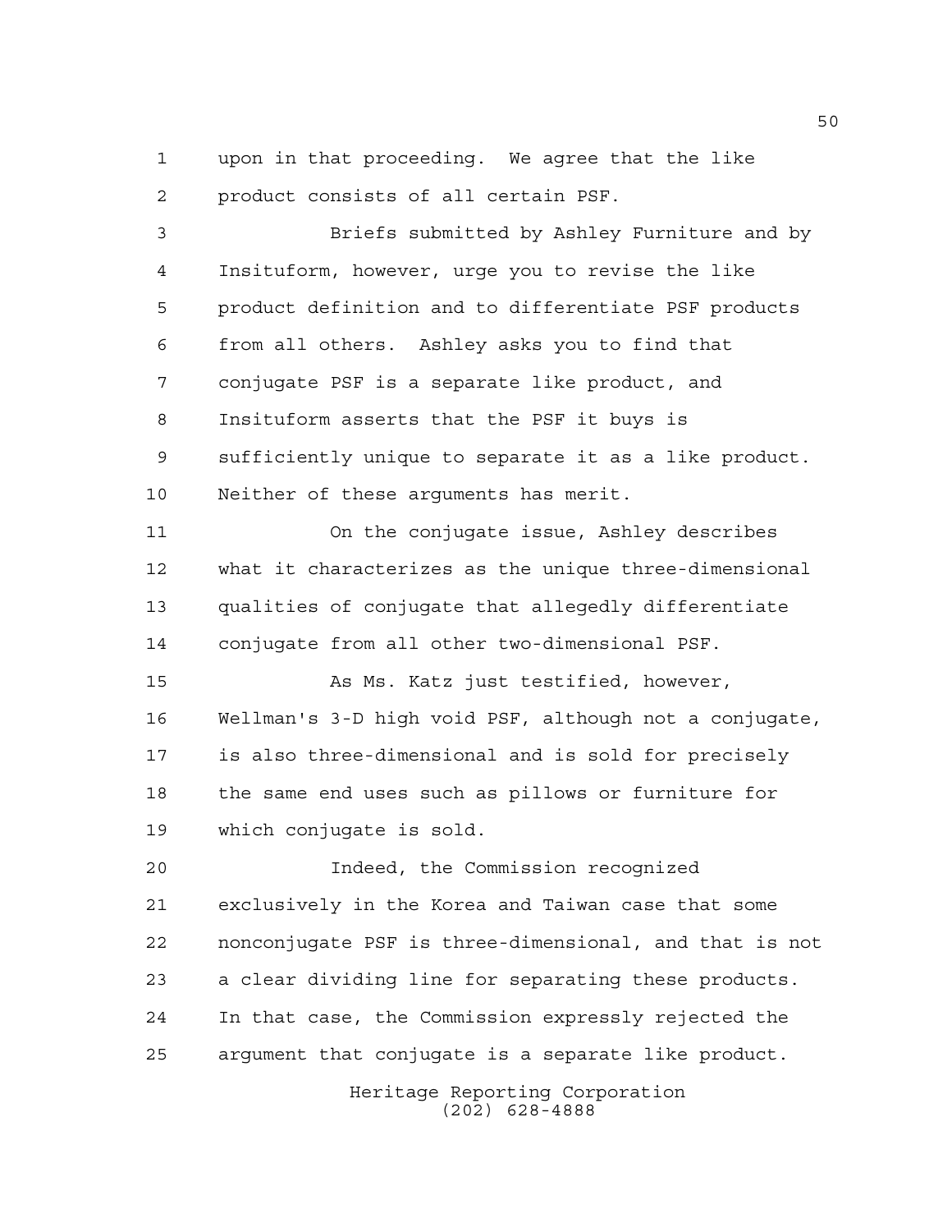upon in that proceeding. We agree that the like product consists of all certain PSF.

Briefs submitted by Ashley Furniture and by Insituform, however, urge you to revise the like product definition and to differentiate PSF products from all others. Ashley asks you to find that conjugate PSF is a separate like product, and Insituform asserts that the PSF it buys is sufficiently unique to separate it as a like product. Neither of these arguments has merit.

On the conjugate issue, Ashley describes what it characterizes as the unique three-dimensional qualities of conjugate that allegedly differentiate conjugate from all other two-dimensional PSF.

As Ms. Katz just testified, however, Wellman's 3-D high void PSF, although not a conjugate, is also three-dimensional and is sold for precisely the same end uses such as pillows or furniture for which conjugate is sold.

Indeed, the Commission recognized exclusively in the Korea and Taiwan case that some nonconjugate PSF is three-dimensional, and that is not a clear dividing line for separating these products. In that case, the Commission expressly rejected the argument that conjugate is a separate like product.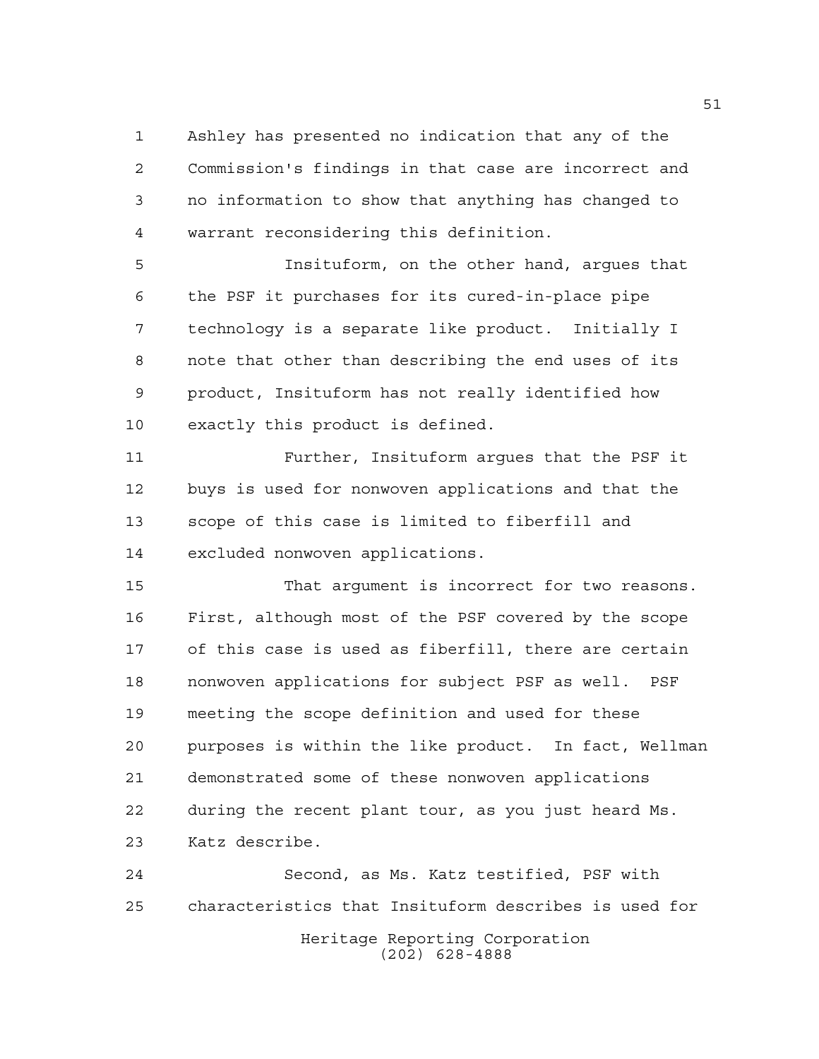Ashley has presented no indication that any of the Commission's findings in that case are incorrect and no information to show that anything has changed to warrant reconsidering this definition.

Insituform, on the other hand, argues that the PSF it purchases for its cured-in-place pipe technology is a separate like product. Initially I note that other than describing the end uses of its product, Insituform has not really identified how exactly this product is defined.

Further, Insituform argues that the PSF it buys is used for nonwoven applications and that the scope of this case is limited to fiberfill and excluded nonwoven applications.

That argument is incorrect for two reasons. First, although most of the PSF covered by the scope of this case is used as fiberfill, there are certain nonwoven applications for subject PSF as well. PSF meeting the scope definition and used for these purposes is within the like product. In fact, Wellman demonstrated some of these nonwoven applications during the recent plant tour, as you just heard Ms. Katz describe.

Second, as Ms. Katz testified, PSF with characteristics that Insituform describes is used for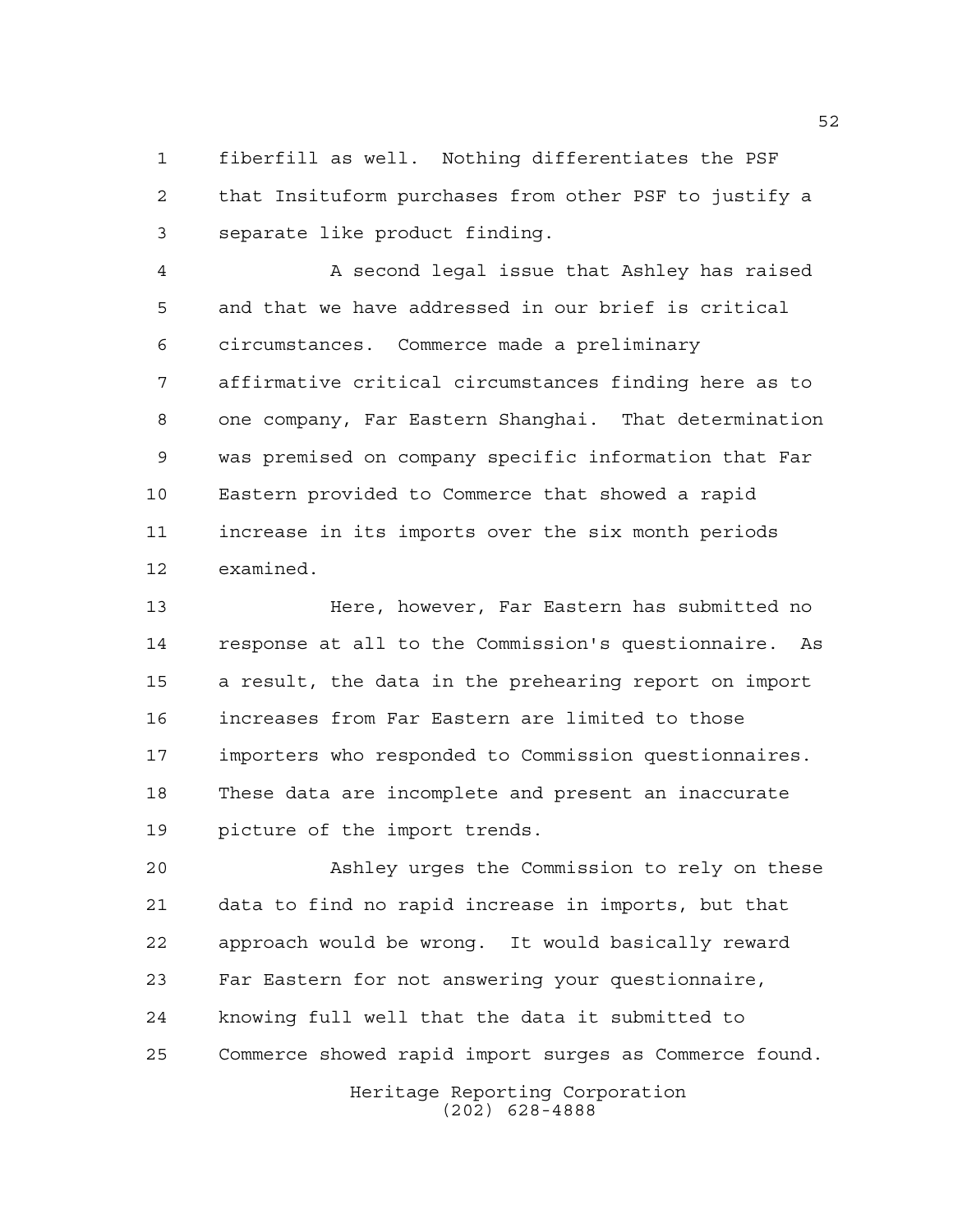fiberfill as well. Nothing differentiates the PSF that Insituform purchases from other PSF to justify a separate like product finding.

A second legal issue that Ashley has raised and that we have addressed in our brief is critical circumstances. Commerce made a preliminary affirmative critical circumstances finding here as to one company, Far Eastern Shanghai. That determination was premised on company specific information that Far Eastern provided to Commerce that showed a rapid increase in its imports over the six month periods examined.

Here, however, Far Eastern has submitted no response at all to the Commission's questionnaire. As a result, the data in the prehearing report on import increases from Far Eastern are limited to those importers who responded to Commission questionnaires. These data are incomplete and present an inaccurate picture of the import trends.

Ashley urges the Commission to rely on these data to find no rapid increase in imports, but that approach would be wrong. It would basically reward Far Eastern for not answering your questionnaire, knowing full well that the data it submitted to Commerce showed rapid import surges as Commerce found.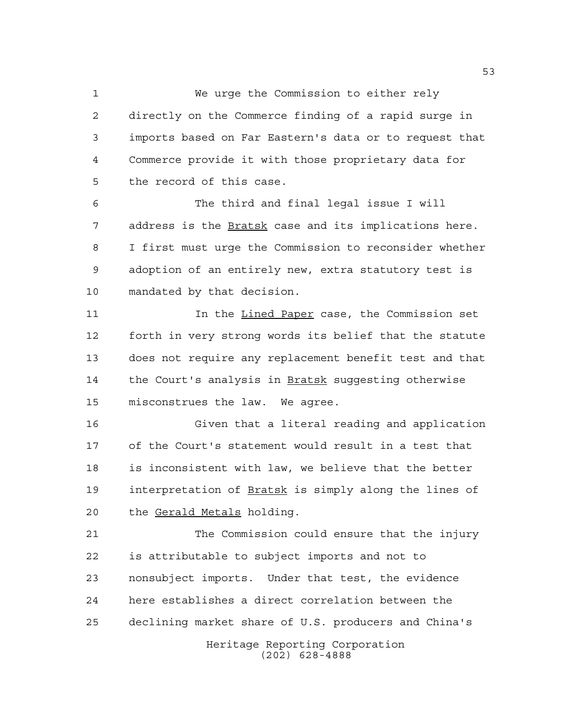We urge the Commission to either rely directly on the Commerce finding of a rapid surge in imports based on Far Eastern's data or to request that Commerce provide it with those proprietary data for the record of this case.

The third and final legal issue I will address is the Bratsk case and its implications here. I first must urge the Commission to reconsider whether adoption of an entirely new, extra statutory test is mandated by that decision.

In the Lined Paper case, the Commission set forth in very strong words its belief that the statute does not require any replacement benefit test and that the Court's analysis in Bratsk suggesting otherwise misconstrues the law. We agree.

Given that a literal reading and application of the Court's statement would result in a test that is inconsistent with law, we believe that the better interpretation of Bratsk is simply along the lines of the Gerald Metals holding.

The Commission could ensure that the injury is attributable to subject imports and not to nonsubject imports. Under that test, the evidence here establishes a direct correlation between the declining market share of U.S. producers and China's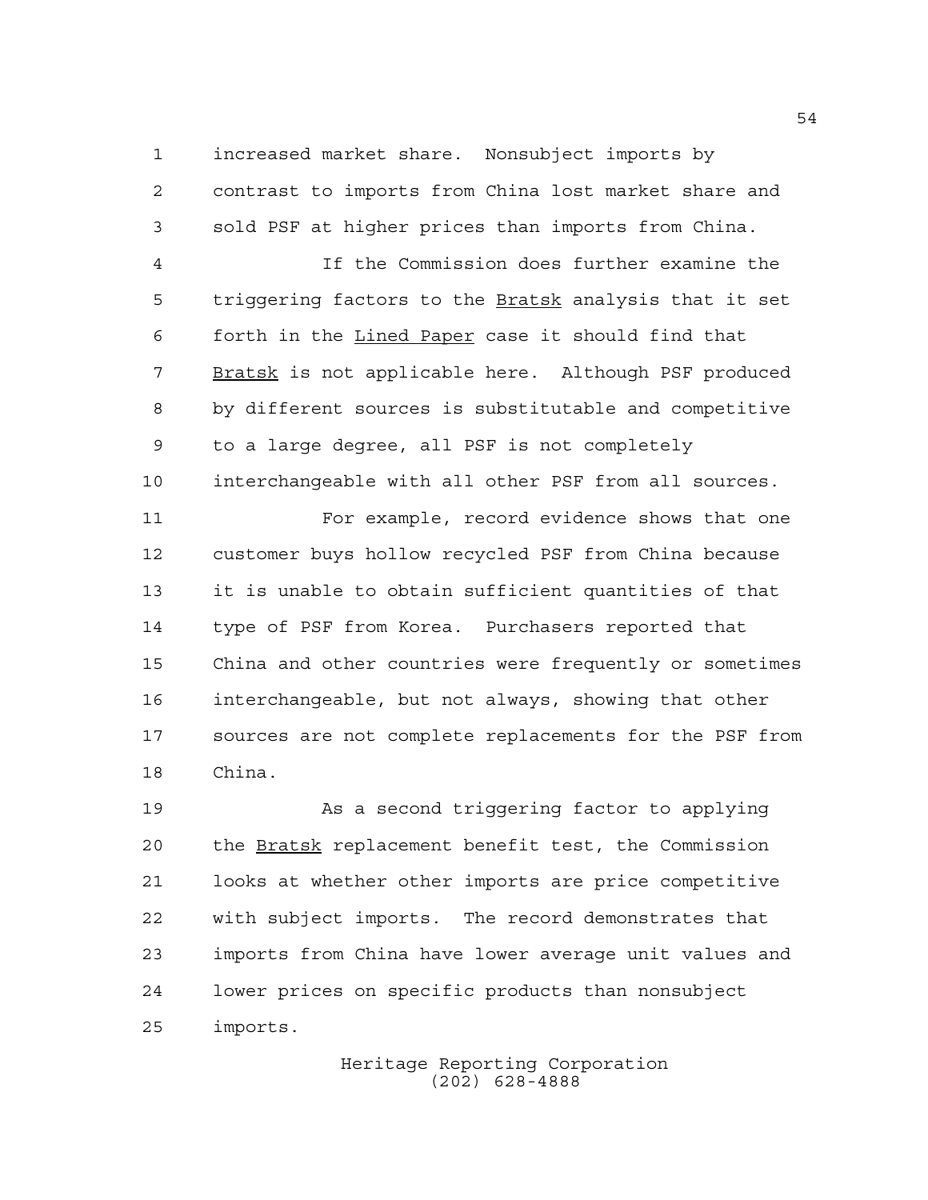increased market share. Nonsubject imports by contrast to imports from China lost market share and sold PSF at higher prices than imports from China.

If the Commission does further examine the triggering factors to the _Bratsk_ analysis that it set forth in the _Lined Paper_ case it should find that _Bratsk_ is not applicable here. Although PSF produced by different sources is substitutable and competitive to a large degree, all PSF is not completely interchangeable with all other PSF from all sources.

For example, record evidence shows that one customer buys hollow recycled PSF from China because it is unable to obtain sufficient quantities of that type of PSF from Korea. Purchasers reported that China and other countries were frequently or sometimes interchangeable, but not always, showing that other sources are not complete replacements for the PSF from China.

As a second triggering factor to applying the _Bratsk_ replacement benefit test, the Commission looks at whether other imports are price competitive with subject imports. The record demonstrates that imports from China have lower average unit values and lower prices on specific products than nonsubject imports.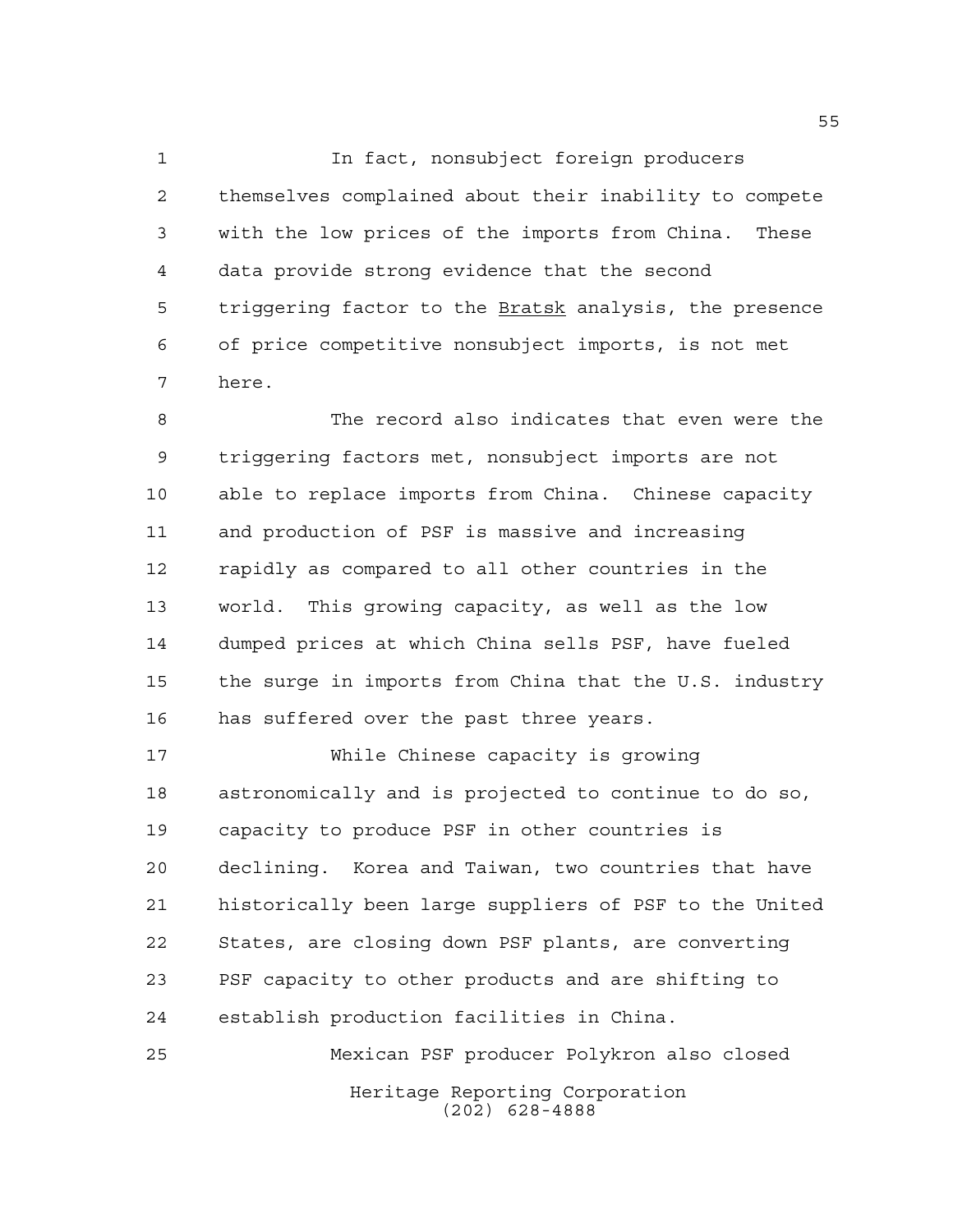In fact, nonsubject foreign producers themselves complained about their inability to compete with the low prices of the imports from China. These data provide strong evidence that the second triggering factor to the _Bratsk_ analysis, the presence of price competitive nonsubject imports, is not met here.

The record also indicates that even were the triggering factors met, nonsubject imports are not able to replace imports from China. Chinese capacity and production of PSF is massive and increasing rapidly as compared to all other countries in the world. This growing capacity, as well as the low dumped prices at which China sells PSF, have fueled the surge in imports from China that the U.S. industry has suffered over the past three years.

While Chinese capacity is growing astronomically and is projected to continue to do so, capacity to produce PSF in other countries is declining. Korea and Taiwan, two countries that have historically been large suppliers of PSF to the United States, are closing down PSF plants, are converting PSF capacity to other products and are shifting to establish production facilities in China.

Mexican PSF producer Polykron also closed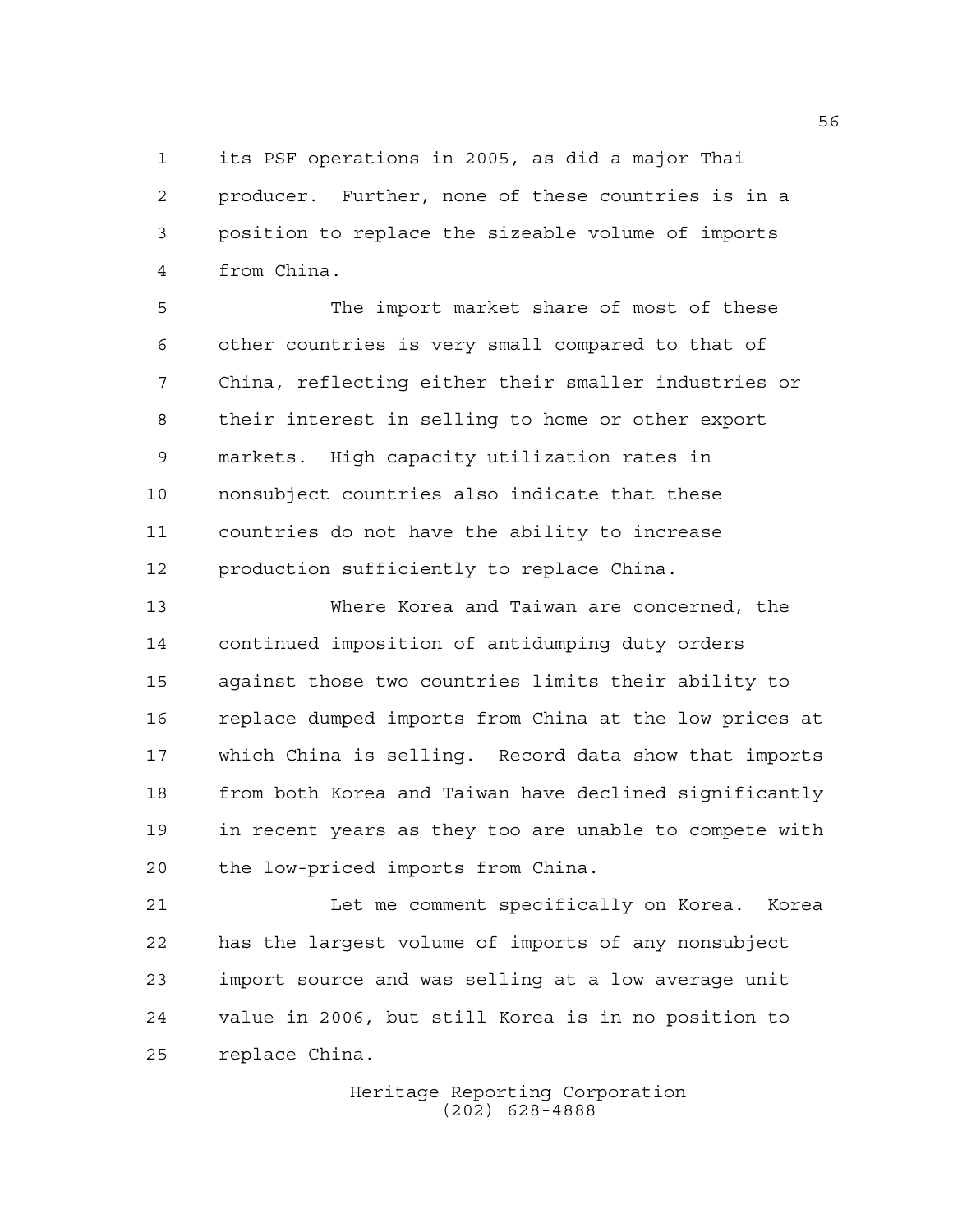its PSF operations in 2005, as did a major Thai producer. Further, none of these countries is in a position to replace the sizeable volume of imports from China.

The import market share of most of these other countries is very small compared to that of China, reflecting either their smaller industries or their interest in selling to home or other export markets. High capacity utilization rates in nonsubject countries also indicate that these countries do not have the ability to increase production sufficiently to replace China.

Where Korea and Taiwan are concerned, the continued imposition of antidumping duty orders against those two countries limits their ability to replace dumped imports from China at the low prices at which China is selling. Record data show that imports from both Korea and Taiwan have declined significantly in recent years as they too are unable to compete with the low-priced imports from China.

Let me comment specifically on Korea. Korea has the largest volume of imports of any nonsubject import source and was selling at a low average unit value in 2006, but still Korea is in no position to replace China.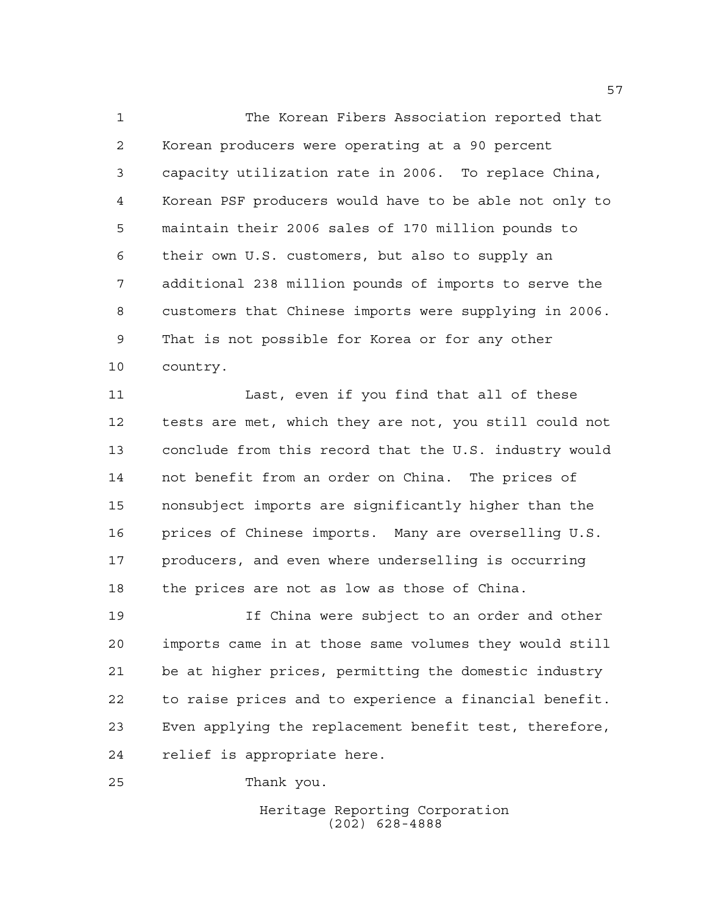The Korean Fibers Association reported that Korean producers were operating at a 90 percent capacity utilization rate in 2006. To replace China, Korean PSF producers would have to be able not only to maintain their 2006 sales of 170 million pounds to their own U.S. customers, but also to supply an additional 238 million pounds of imports to serve the customers that Chinese imports were supplying in 2006. That is not possible for Korea or for any other country.

Last, even if you find that all of these tests are met, which they are not, you still could not conclude from this record that the U.S. industry would not benefit from an order on China. The prices of nonsubject imports are significantly higher than the prices of Chinese imports. Many are overselling U.S. producers, and even where underselling is occurring the prices are not as low as those of China.

If China were subject to an order and other imports came in at those same volumes they would still be at higher prices, permitting the domestic industry to raise prices and to experience a financial benefit. Even applying the replacement benefit test, therefore, relief is appropriate here.

Thank you.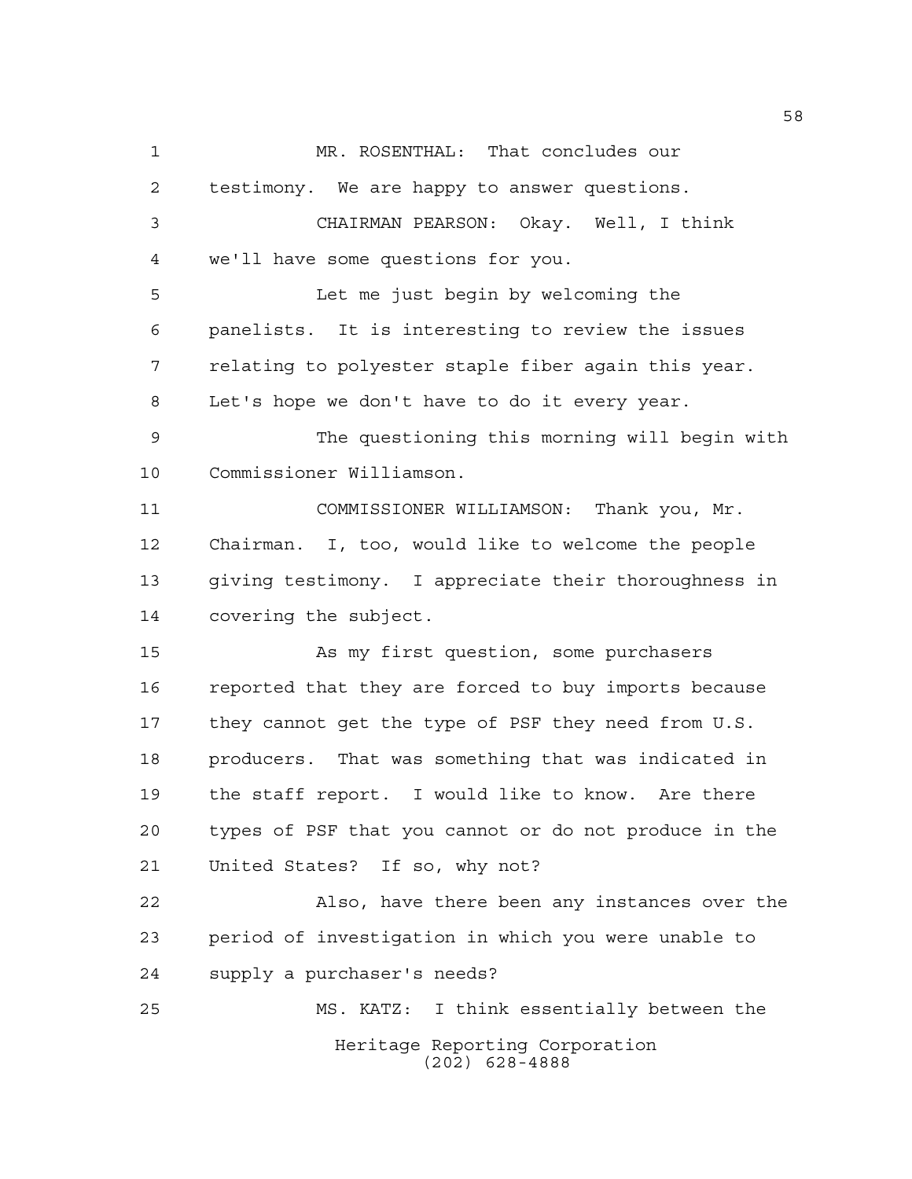MR. ROSENTHAL: That concludes our testimony. We are happy to answer questions.

CHAIRMAN PEARSON: Okay. Well, I think we'll have some questions for you.

Let me just begin by welcoming the panelists. It is interesting to review the issues relating to polyester staple fiber again this year. Let's hope we don't have to do it every year.

The questioning this morning will begin with Commissioner Williamson.

COMMISSIONER WILLIAMSON: Thank you, Mr. Chairman. I, too, would like to welcome the people giving testimony. I appreciate their thoroughness in covering the subject.

As my first question, some purchasers reported that they are forced to buy imports because they cannot get the type of PSF they need from U.S. producers. That was something that was indicated in the staff report. I would like to know. Are there types of PSF that you cannot or do not produce in the United States? If so, why not?

Also, have there been any instances over the period of investigation in which you were unable to supply a purchaser's needs?

MS. KATZ: I think essentially between the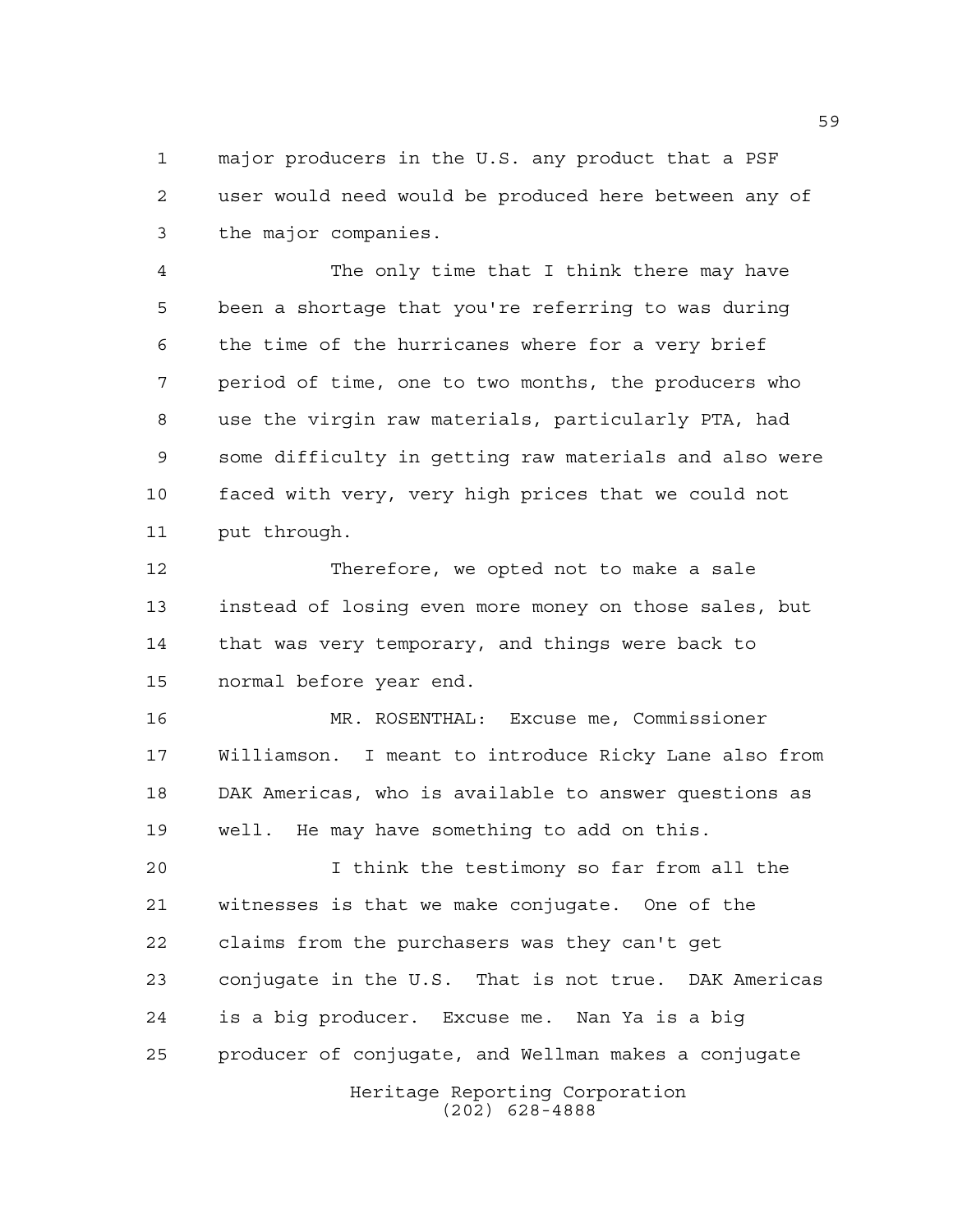major producers in the U.S. any product that a PSF user would need would be produced here between any of the major companies.

The only time that I think there may have been a shortage that you're referring to was during the time of the hurricanes where for a very brief period of time, one to two months, the producers who use the virgin raw materials, particularly PTA, had some difficulty in getting raw materials and also were faced with very, very high prices that we could not put through.

Therefore, we opted not to make a sale instead of losing even more money on those sales, but that was very temporary, and things were back to normal before year end.

MR. ROSENTHAL: Excuse me, Commissioner Williamson. I meant to introduce Ricky Lane also from DAK Americas, who is available to answer questions as well. He may have something to add on this.

I think the testimony so far from all the witnesses is that we make conjugate. One of the claims from the purchasers was they can't get conjugate in the U.S. That is not true. DAK Americas is a big producer. Excuse me. Nan Ya is a big producer of conjugate, and Wellman makes a conjugate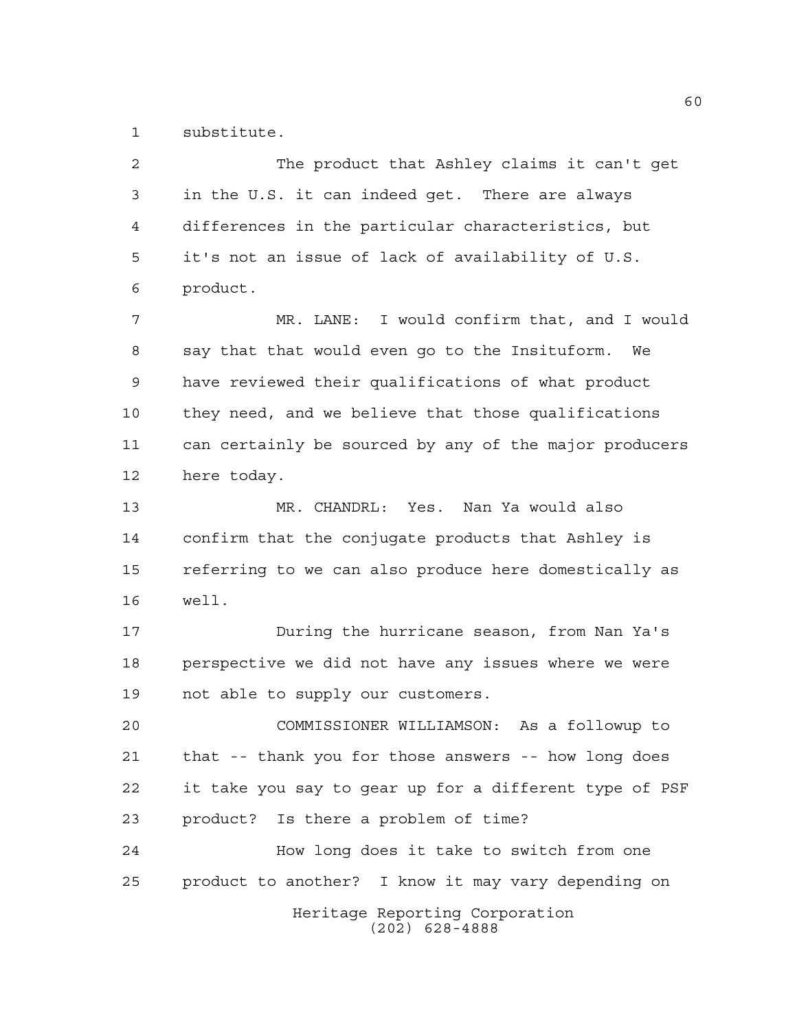substitute.

The product that Ashley claims it can't get in the U.S. it can indeed get. There are always differences in the particular characteristics, but it's not an issue of lack of availability of U.S. product.

MR. LANE: I would confirm that, and I would say that that would even go to the Insituform. We have reviewed their qualifications of what product they need, and we believe that those qualifications can certainly be sourced by any of the major producers here today.

MR. CHANDRL: Yes. Nan Ya would also confirm that the conjugate products that Ashley is referring to we can also produce here domestically as well.

During the hurricane season, from Nan Ya's perspective we did not have any issues where we were not able to supply our customers.

COMMISSIONER WILLIAMSON: As a followup to that -- thank you for those answers -- how long does it take you say to gear up for a different type of PSF product? Is there a problem of time?

How long does it take to switch from one product to another? I know it may vary depending on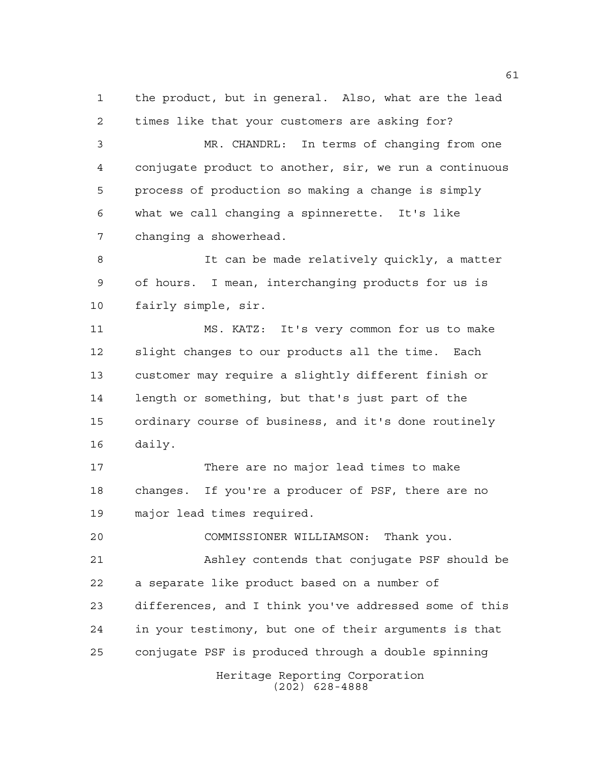the product, but in general. Also, what are the lead times like that your customers are asking for?

MR. CHANDRL: In terms of changing from one conjugate product to another, sir, we run a continuous process of production so making a change is simply what we call changing a spinnerette. It's like changing a showerhead.

It can be made relatively quickly, a matter of hours. I mean, interchanging products for us is fairly simple, sir.

MS. KATZ: It's very common for us to make slight changes to our products all the time. Each customer may require a slightly different finish or length or something, but that's just part of the ordinary course of business, and it's done routinely daily.

There are no major lead times to make changes. If you're a producer of PSF, there are no major lead times required.

COMMISSIONER WILLIAMSON: Thank you.

Ashley contends that conjugate PSF should be a separate like product based on a number of differences, and I think you've addressed some of this in your testimony, but one of their arguments is that conjugate PSF is produced through a double spinning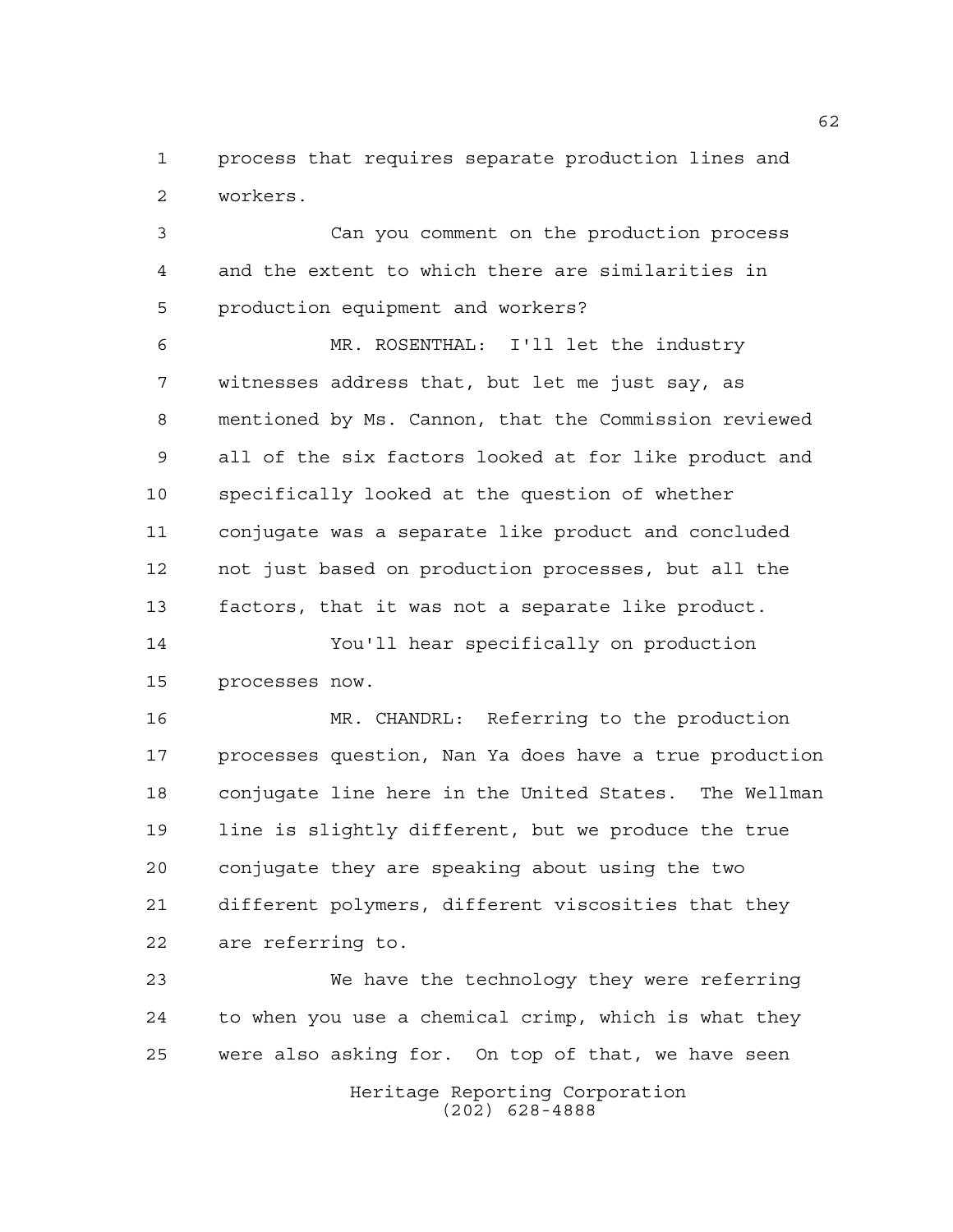process that requires separate production lines and workers.

Can you comment on the production process and the extent to which there are similarities in production equipment and workers?

MR. ROSENTHAL: I'll let the industry witnesses address that, but let me just say, as mentioned by Ms. Cannon, that the Commission reviewed all of the six factors looked at for like product and specifically looked at the question of whether conjugate was a separate like product and concluded not just based on production processes, but all the factors, that it was not a separate like product.

You'll hear specifically on production processes now.

MR. CHANDRL: Referring to the production processes question, Nan Ya does have a true production conjugate line here in the United States. The Wellman line is slightly different, but we produce the true conjugate they are speaking about using the two different polymers, different viscosities that they are referring to.

We have the technology they were referring to when you use a chemical crimp, which is what they were also asking for. On top of that, we have seen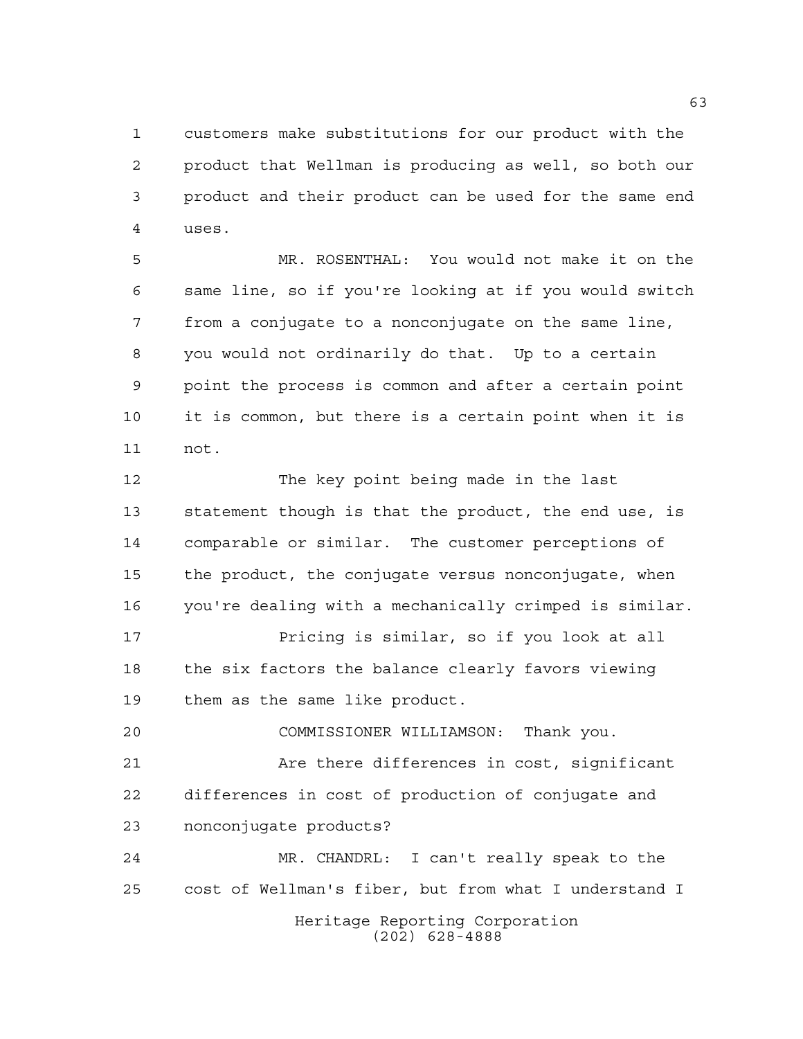customers make substitutions for our product with the product that Wellman is producing as well, so both our product and their product can be used for the same end uses.

MR. ROSENTHAL: You would not make it on the same line, so if you're looking at if you would switch from a conjugate to a nonconjugate on the same line, you would not ordinarily do that. Up to a certain point the process is common and after a certain point it is common, but there is a certain point when it is not.

The key point being made in the last statement though is that the product, the end use, is comparable or similar. The customer perceptions of the product, the conjugate versus nonconjugate, when you're dealing with a mechanically crimped is similar.

Pricing is similar, so if you look at all the six factors the balance clearly favors viewing them as the same like product.

COMMISSIONER WILLIAMSON: Thank you.

Are there differences in cost, significant differences in cost of production of conjugate and nonconjugate products?

MR. CHANDRL: I can't really speak to the cost of Wellman's fiber, but from what I understand I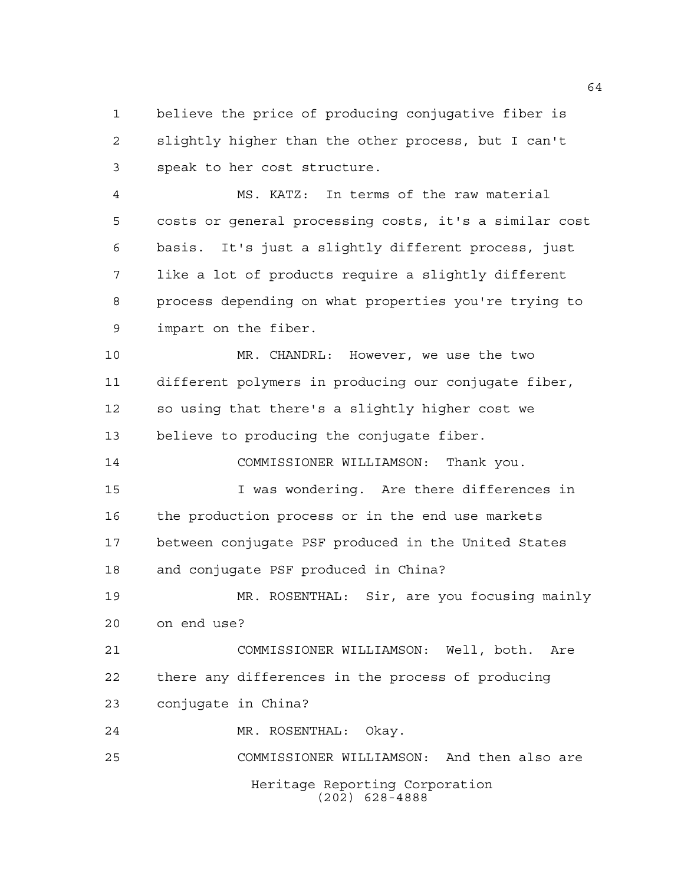believe the price of producing conjugative fiber is slightly higher than the other process, but I can't speak to her cost structure.

MS. KATZ: In terms of the raw material costs or general processing costs, it's a similar cost basis. It's just a slightly different process, just like a lot of products require a slightly different process depending on what properties you're trying to impart on the fiber.

MR. CHANDRL: However, we use the two different polymers in producing our conjugate fiber, so using that there's a slightly higher cost we believe to producing the conjugate fiber.

COMMISSIONER WILLIAMSON: Thank you.

I was wondering. Are there differences in the production process or in the end use markets between conjugate PSF produced in the United States and conjugate PSF produced in China?

MR. ROSENTHAL: Sir, are you focusing mainly on end use?

COMMISSIONER WILLIAMSON: Well, both. Are there any differences in the process of producing conjugate in China?

MR. ROSENTHAL: Okay.

COMMISSIONER WILLIAMSON: And then also are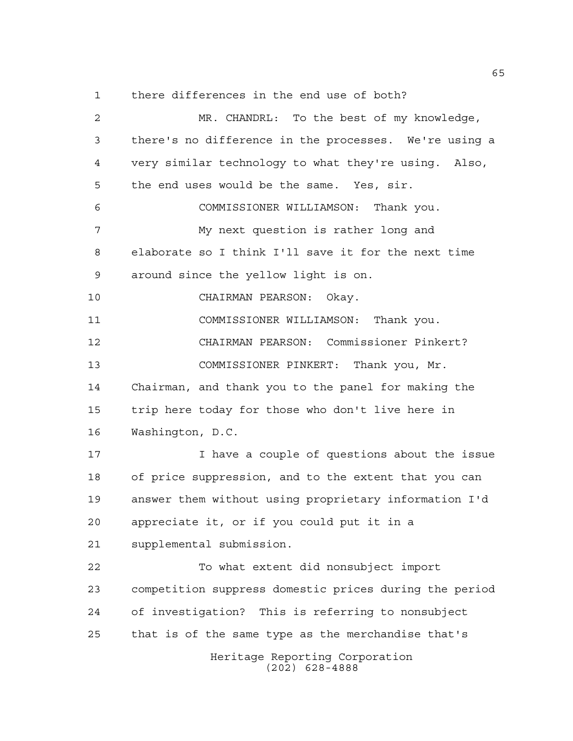there differences in the end use of both?

MR. CHANDRL: To the best of my knowledge, there's no difference in the processes. We're using a very similar technology to what they're using. Also, the end uses would be the same. Yes, sir.

COMMISSIONER WILLIAMSON: Thank you.

My next question is rather long and elaborate so I think I'll save it for the next time around since the yellow light is on.

CHAIRMAN PEARSON: Okay.

COMMISSIONER WILLIAMSON: Thank you.

CHAIRMAN PEARSON: Commissioner Pinkert?

COMMISSIONER PINKERT: Thank you, Mr. Chairman, and thank you to the panel for making the trip here today for those who don't live here in Washington, D.C.

I have a couple of questions about the issue of price suppression, and to the extent that you can answer them without using proprietary information I'd appreciate it, or if you could put it in a supplemental submission.

To what extent did nonsubject import competition suppress domestic prices during the period of investigation? This is referring to nonsubject that is of the same type as the merchandise that's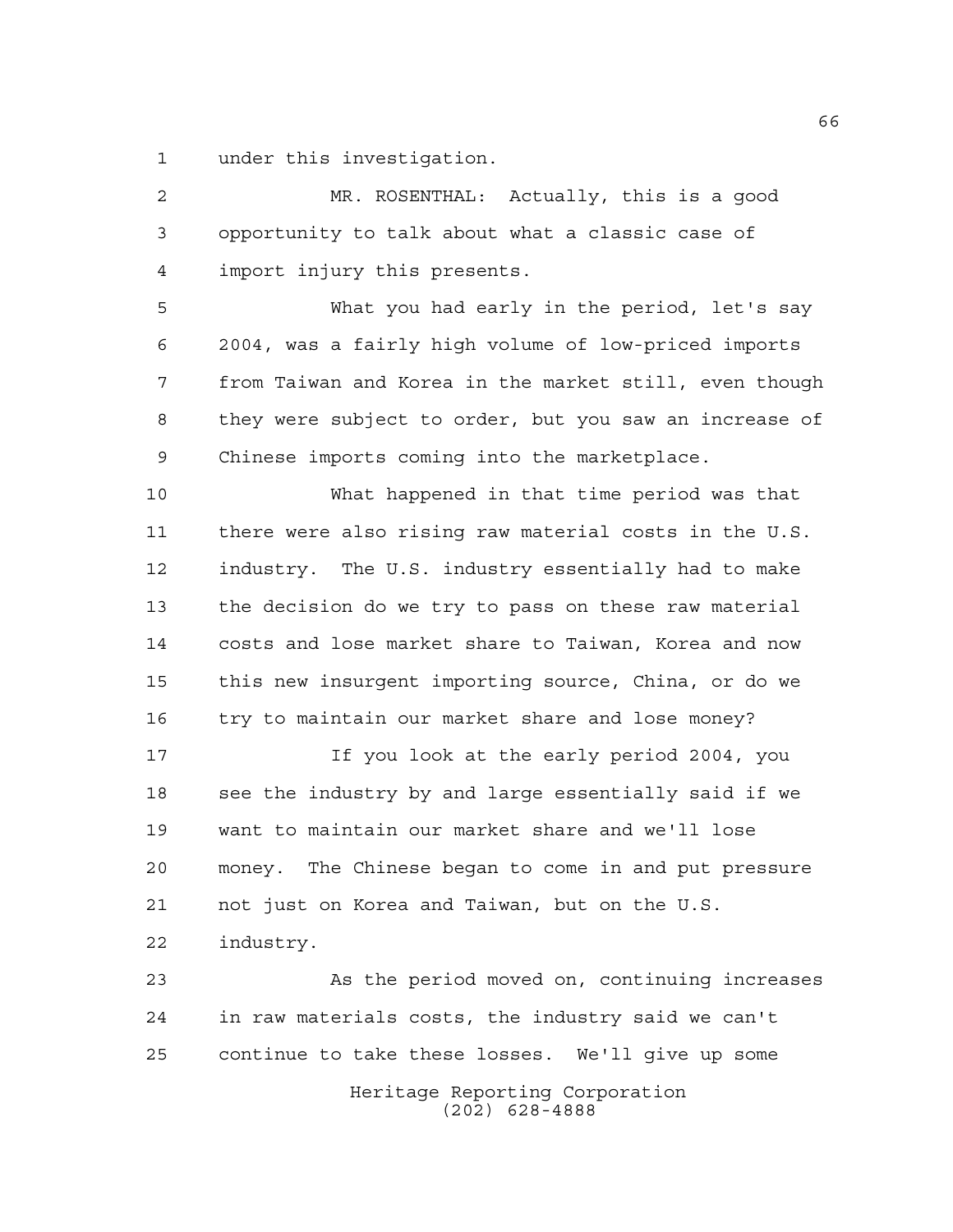under this investigation.

MR. ROSENTHAL: Actually, this is a good opportunity to talk about what a classic case of import injury this presents.

What you had early in the period, let's say 2004, was a fairly high volume of low-priced imports from Taiwan and Korea in the market still, even though they were subject to order, but you saw an increase of Chinese imports coming into the marketplace.

What happened in that time period was that there were also rising raw material costs in the U.S. industry. The U.S. industry essentially had to make the decision do we try to pass on these raw material costs and lose market share to Taiwan, Korea and now this new insurgent importing source, China, or do we try to maintain our market share and lose money?

If you look at the early period 2004, you see the industry by and large essentially said if we want to maintain our market share and we'll lose money. The Chinese began to come in and put pressure not just on Korea and Taiwan, but on the U.S. industry.

As the period moved on, continuing increases in raw materials costs, the industry said we can't continue to take these losses. We'll give up some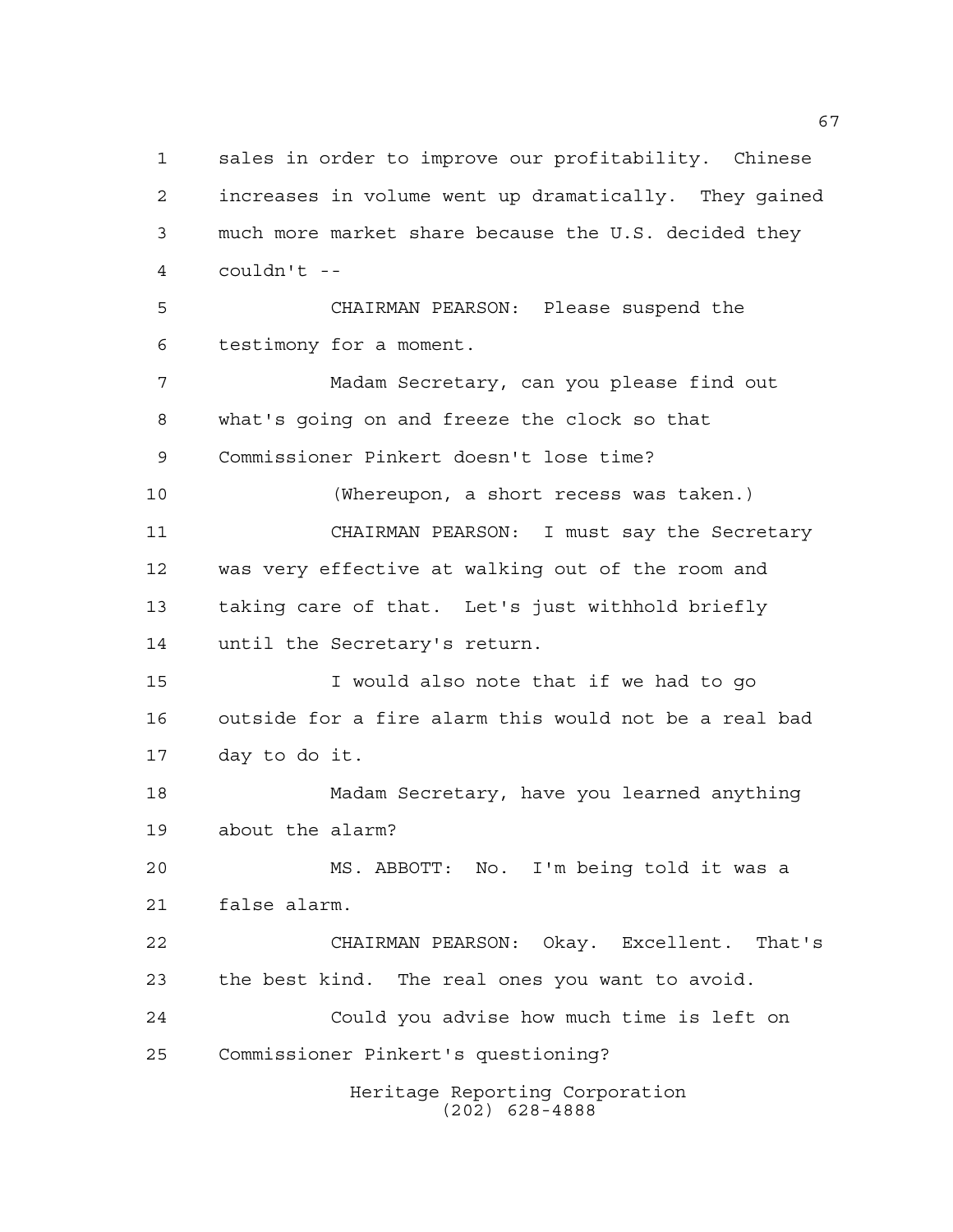sales in order to improve our profitability. Chinese increases in volume went up dramatically. They gained much more market share because the U.S. decided they couldn't --

CHAIRMAN PEARSON: Please suspend the testimony for a moment.

Madam Secretary, can you please find out what's going on and freeze the clock so that Commissioner Pinkert doesn't lose time?

(Whereupon, a short recess was taken.)

CHAIRMAN PEARSON: I must say the Secretary was very effective at walking out of the room and taking care of that. Let's just withhold briefly until the Secretary's return.

I would also note that if we had to go outside for a fire alarm this would not be a real bad day to do it.

Madam Secretary, have you learned anything about the alarm?

MS. ABBOTT: No. I'm being told it was a false alarm.

CHAIRMAN PEARSON: Okay. Excellent. That's the best kind. The real ones you want to avoid.

Could you advise how much time is left on Commissioner Pinkert's questioning?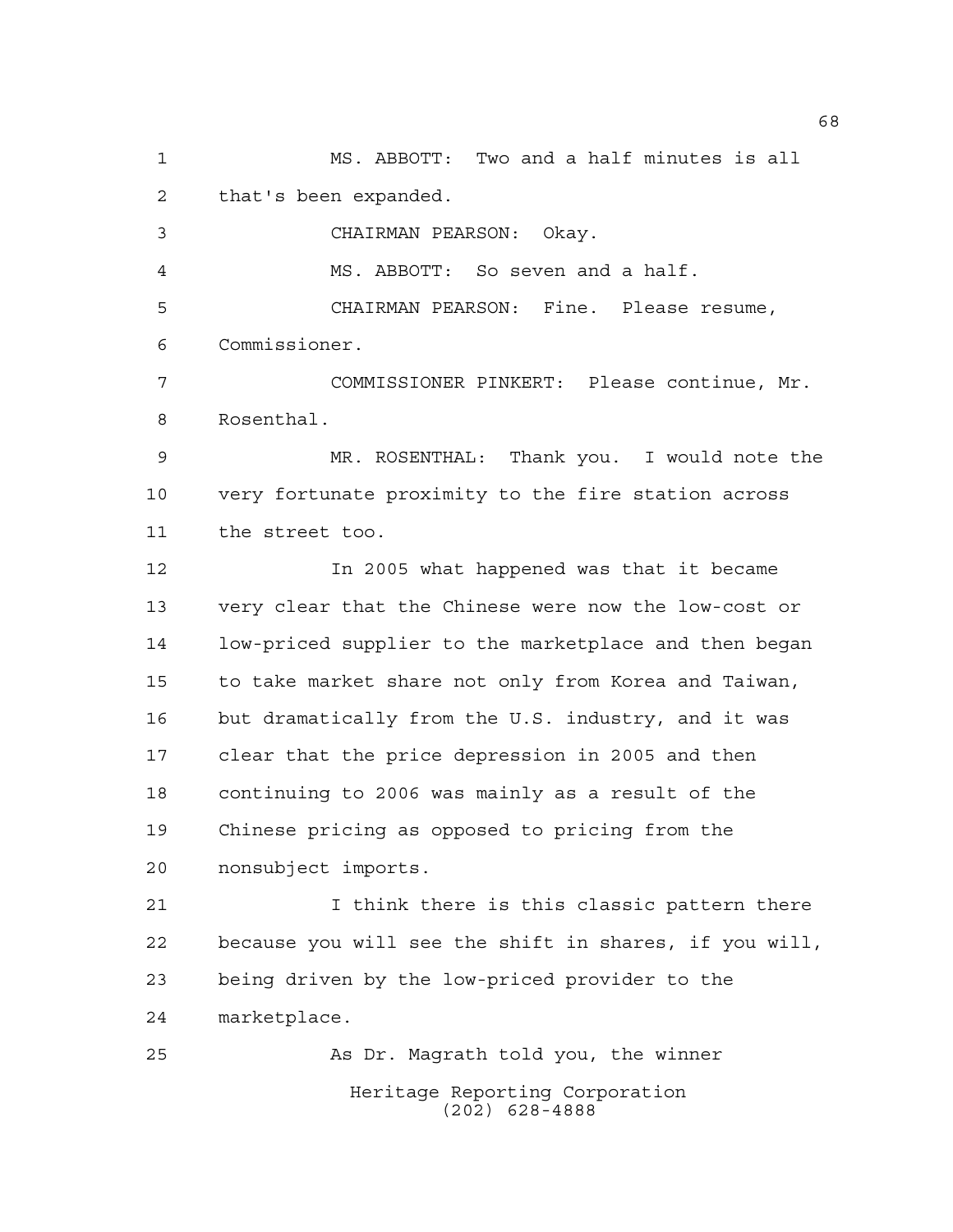MS. ABBOTT: Two and a half minutes is all that's been expanded.

CHAIRMAN PEARSON: Okay.

MS. ABBOTT: So seven and a half.

CHAIRMAN PEARSON: Fine. Please resume, Commissioner.

COMMISSIONER PINKERT: Please continue, Mr. Rosenthal.

MR. ROSENTHAL: Thank you. I would note the very fortunate proximity to the fire station across the street too.

In 2005 what happened was that it became very clear that the Chinese were now the low-cost or low-priced supplier to the marketplace and then began to take market share not only from Korea and Taiwan, but dramatically from the U.S. industry, and it was clear that the price depression in 2005 and then continuing to 2006 was mainly as a result of the Chinese pricing as opposed to pricing from the nonsubject imports.

I think there is this classic pattern there because you will see the shift in shares, if you will, being driven by the low-priced provider to the marketplace.

As Dr. Magrath told you, the winner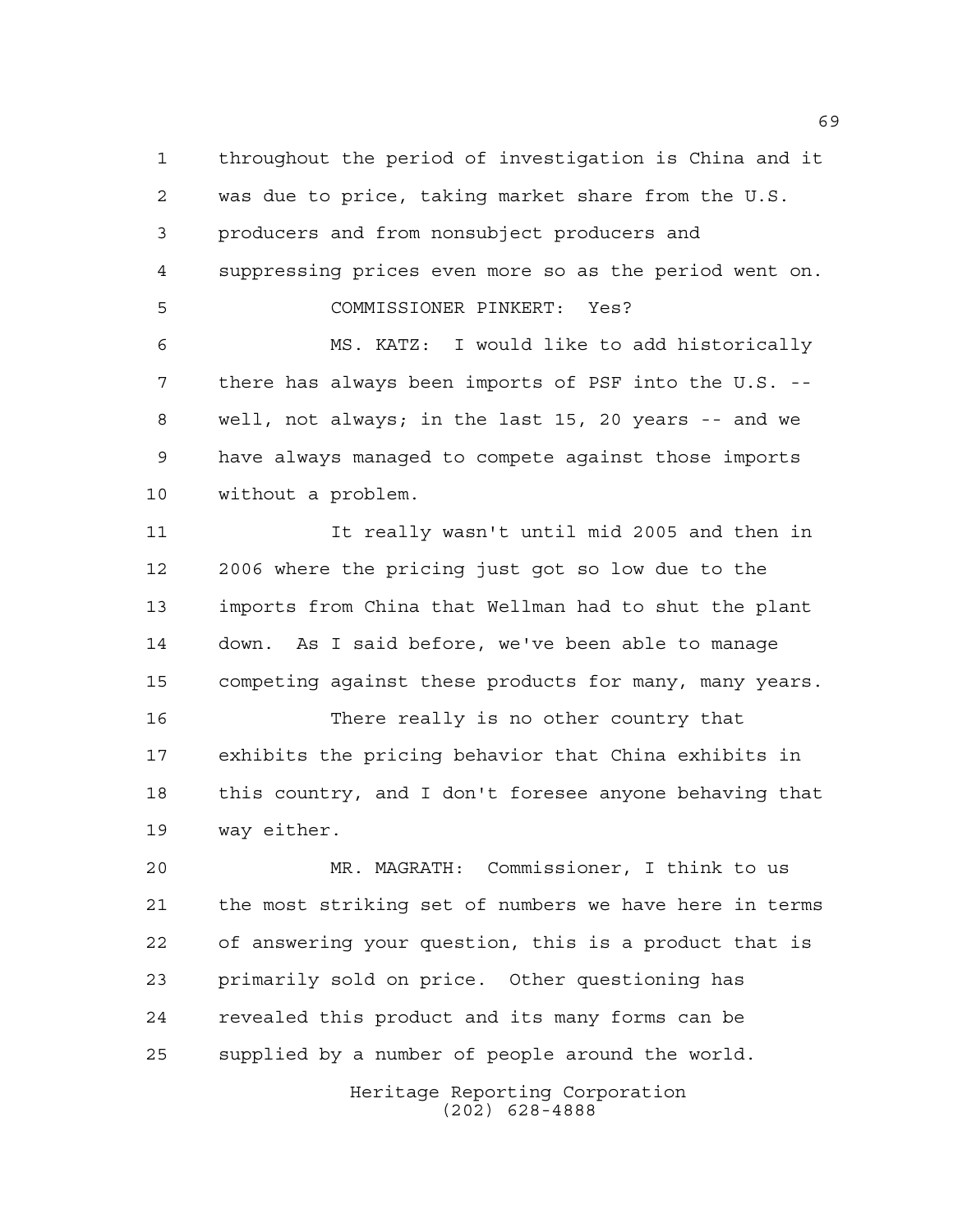throughout the period of investigation is China and it was due to price, taking market share from the U.S. producers and from nonsubject producers and suppressing prices even more so as the period went on.

COMMISSIONER PINKERT: Yes?

MS. KATZ: I would like to add historically there has always been imports of PSF into the U.S. -- well, not always; in the last 15, 20 years -- and we have always managed to compete against those imports without a problem.

It really wasn't until mid 2005 and then in 2006 where the pricing just got so low due to the imports from China that Wellman had to shut the plant down. As I said before, we've been able to manage competing against these products for many, many years.

There really is no other country that exhibits the pricing behavior that China exhibits in this country, and I don't foresee anyone behaving that way either.

MR. MAGRATH: Commissioner, I think to us the most striking set of numbers we have here in terms of answering your question, this is a product that is primarily sold on price. Other questioning has revealed this product and its many forms can be supplied by a number of people around the world.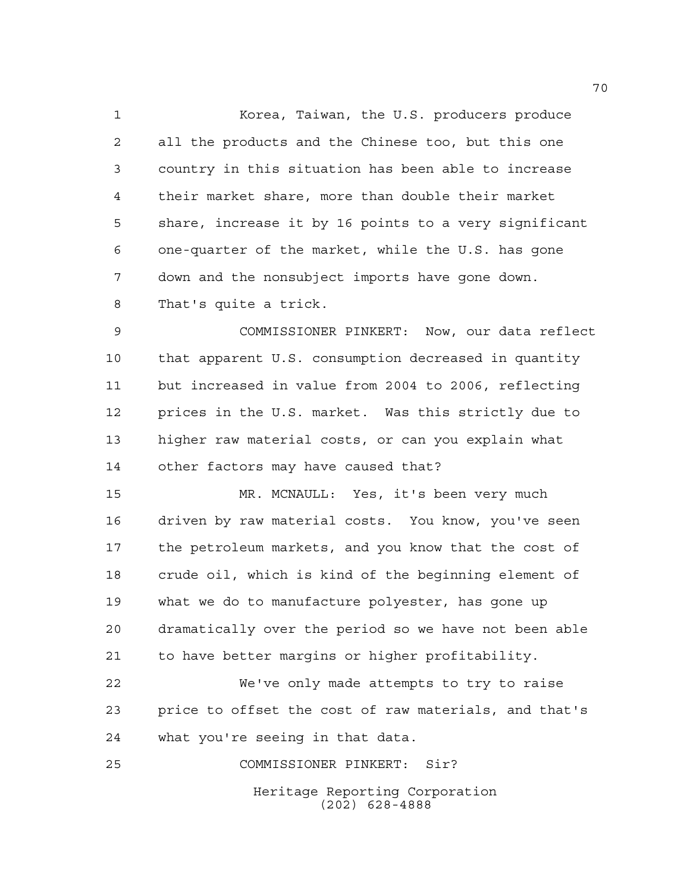Korea, Taiwan, the U.S. producers produce all the products and the Chinese too, but this one country in this situation has been able to increase their market share, more than double their market share, increase it by 16 points to a very significant one-quarter of the market, while the U.S. has gone down and the nonsubject imports have gone down. That's quite a trick.

COMMISSIONER PINKERT: Now, our data reflect that apparent U.S. consumption decreased in quantity but increased in value from 2004 to 2006, reflecting prices in the U.S. market. Was this strictly due to higher raw material costs, or can you explain what other factors may have caused that?

MR. MCNAULL: Yes, it's been very much driven by raw material costs. You know, you've seen the petroleum markets, and you know that the cost of crude oil, which is kind of the beginning element of what we do to manufacture polyester, has gone up dramatically over the period so we have not been able to have better margins or higher profitability.

We've only made attempts to try to raise price to offset the cost of raw materials, and that's what you're seeing in that data.

COMMISSIONER PINKERT: Sir?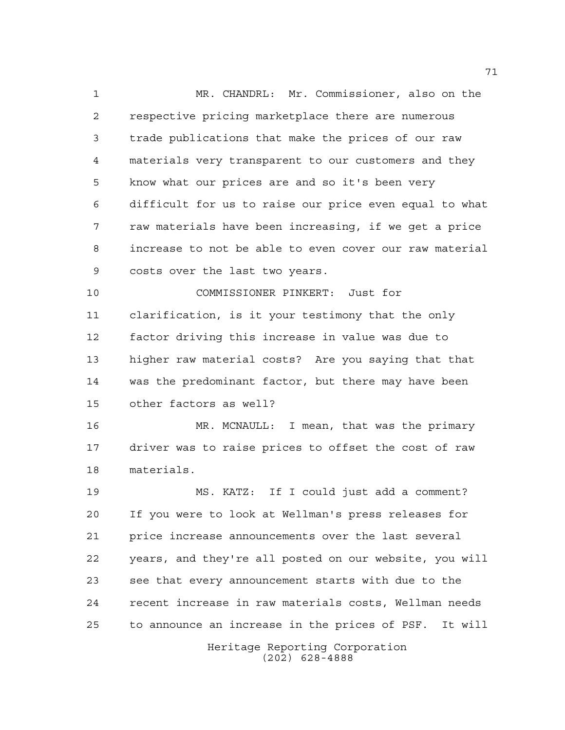MR. CHANDRL: Mr. Commissioner, also on the respective pricing marketplace there are numerous trade publications that make the prices of our raw materials very transparent to our customers and they know what our prices are and so it's been very difficult for us to raise our price even equal to what raw materials have been increasing, if we get a price increase to not be able to even cover our raw material costs over the last two years.

COMMISSIONER PINKERT: Just for clarification, is it your testimony that the only factor driving this increase in value was due to higher raw material costs? Are you saying that that was the predominant factor, but there may have been other factors as well?

MR. MCNAULL: I mean, that was the primary driver was to raise prices to offset the cost of raw materials.

MS. KATZ: If I could just add a comment? If you were to look at Wellman's press releases for price increase announcements over the last several years, and they're all posted on our website, you will see that every announcement starts with due to the recent increase in raw materials costs, Wellman needs to announce an increase in the prices of PSF. It will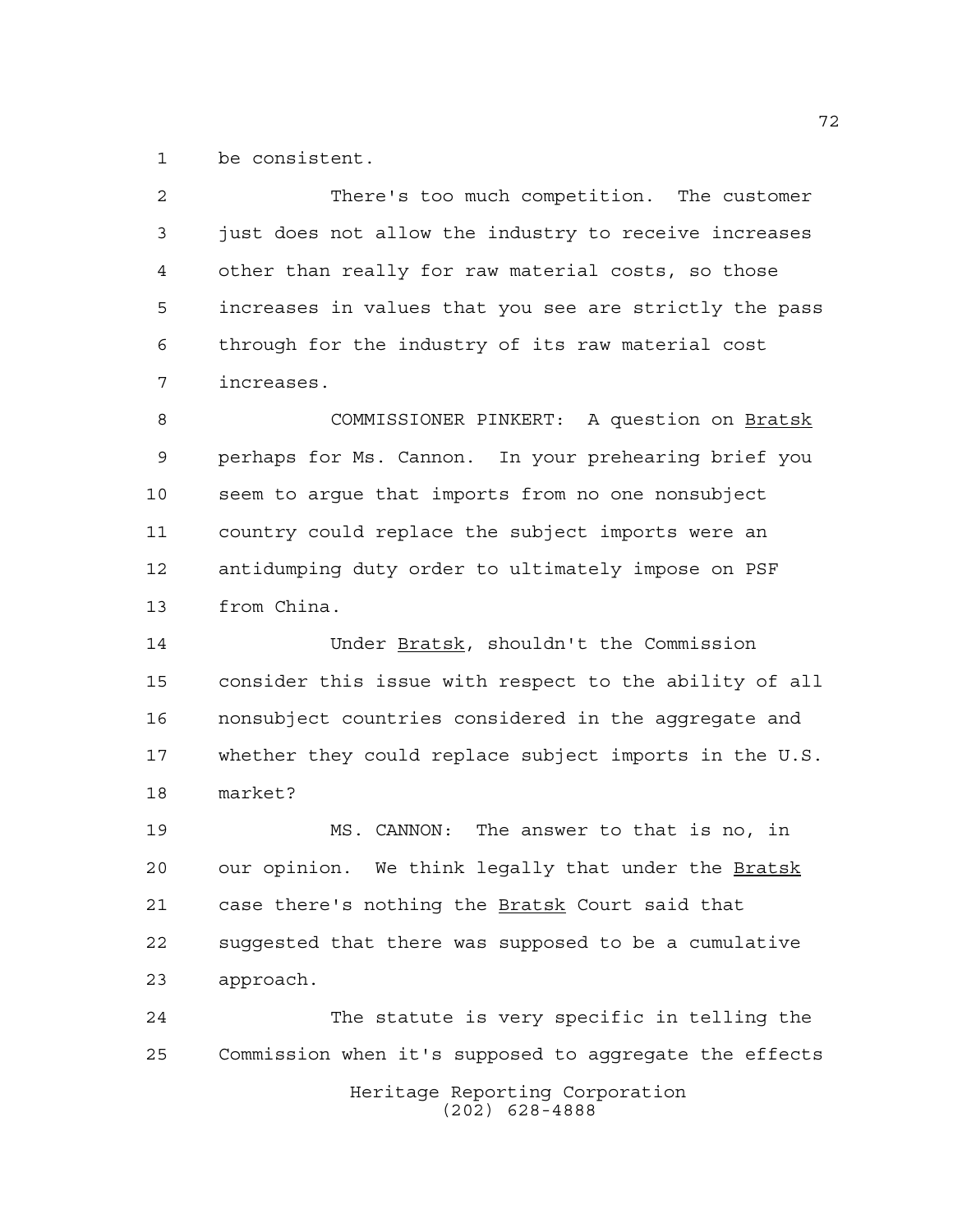be consistent.

There's too much competition. The customer just does not allow the industry to receive increases other than really for raw material costs, so those increases in values that you see are strictly the pass through for the industry of its raw material cost increases.

COMMISSIONER PINKERT: A question on Bratsk perhaps for Ms. Cannon. In your prehearing brief you seem to argue that imports from no one nonsubject country could replace the subject imports were an antidumping duty order to ultimately impose on PSF from China.

Under Bratsk, shouldn't the Commission consider this issue with respect to the ability of all nonsubject countries considered in the aggregate and whether they could replace subject imports in the U.S. market?

MS. CANNON: The answer to that is no, in our opinion. We think legally that under the Bratsk case there's nothing the Bratsk Court said that suggested that there was supposed to be a cumulative approach.

The statute is very specific in telling the Commission when it's supposed to aggregate the effects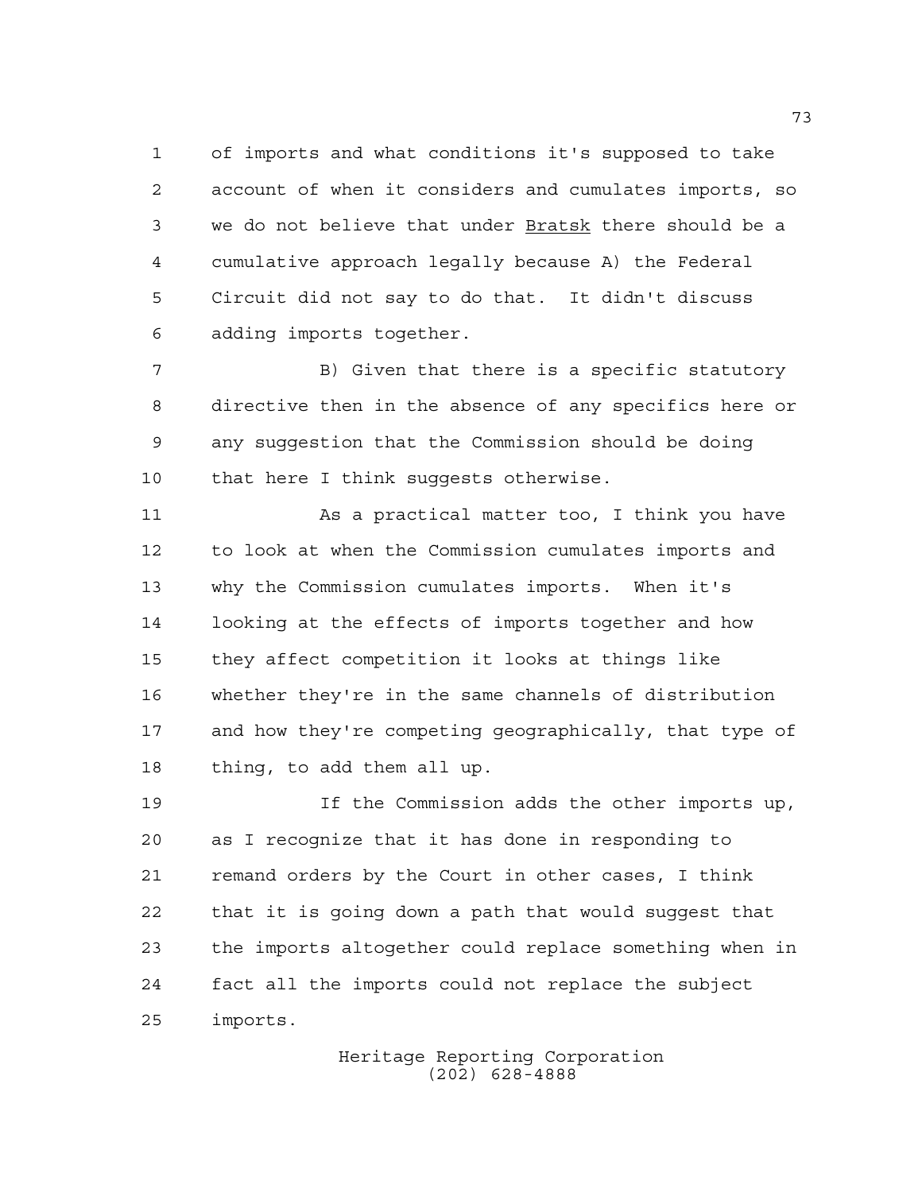of imports and what conditions it's supposed to take account of when it considers and cumulates imports, so we do not believe that under Bratsk there should be a cumulative approach legally because A) the Federal Circuit did not say to do that. It didn't discuss adding imports together.

B) Given that there is a specific statutory directive then in the absence of any specifics here or any suggestion that the Commission should be doing that here I think suggests otherwise.

As a practical matter too, I think you have to look at when the Commission cumulates imports and why the Commission cumulates imports. When it's looking at the effects of imports together and how they affect competition it looks at things like whether they're in the same channels of distribution and how they're competing geographically, that type of thing, to add them all up.

If the Commission adds the other imports up, as I recognize that it has done in responding to remand orders by the Court in other cases, I think that it is going down a path that would suggest that the imports altogether could replace something when in fact all the imports could not replace the subject imports.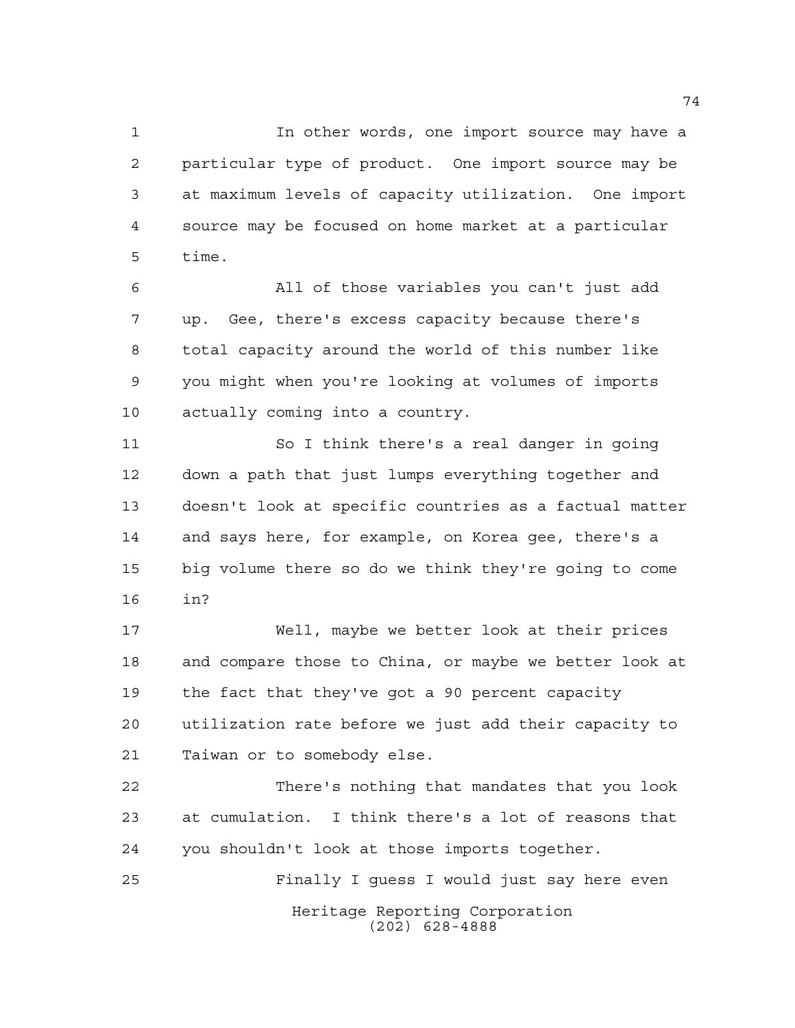In other words, one import source may have a particular type of product. One import source may be at maximum levels of capacity utilization. One import source may be focused on home market at a particular time.

All of those variables you can't just add up. Gee, there's excess capacity because there's total capacity around the world of this number like you might when you're looking at volumes of imports actually coming into a country.

So I think there's a real danger in going down a path that just lumps everything together and doesn't look at specific countries as a factual matter and says here, for example, on Korea gee, there's a big volume there so do we think they're going to come in?

Well, maybe we better look at their prices and compare those to China, or maybe we better look at the fact that they've got a 90 percent capacity utilization rate before we just add their capacity to Taiwan or to somebody else.

There's nothing that mandates that you look at cumulation. I think there's a lot of reasons that you shouldn't look at those imports together.

Finally I guess I would just say here even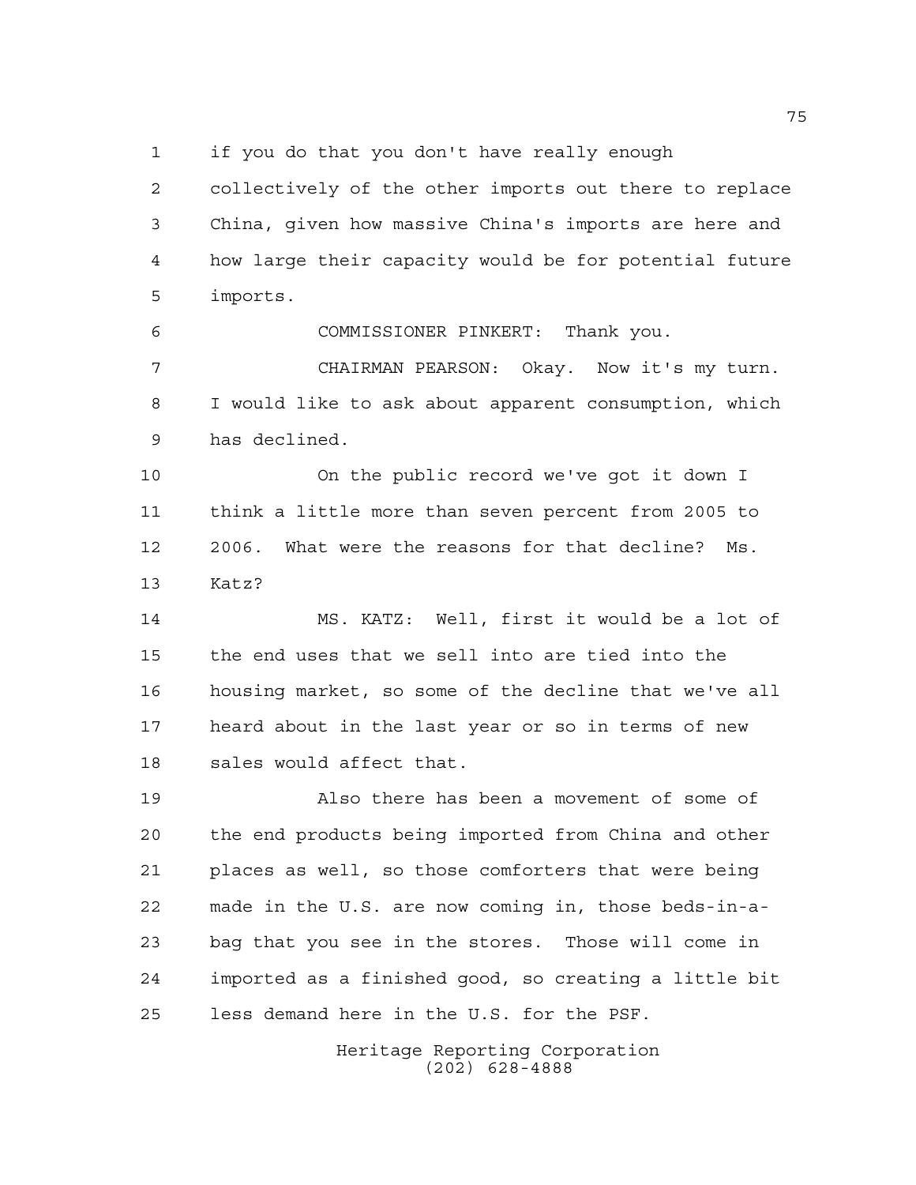if you do that you don't have really enough collectively of the other imports out there to replace China, given how massive China's imports are here and how large their capacity would be for potential future imports.

COMMISSIONER PINKERT: Thank you.

CHAIRMAN PEARSON: Okay. Now it's my turn. I would like to ask about apparent consumption, which has declined.

On the public record we've got it down I think a little more than seven percent from 2005 to 2006. What were the reasons for that decline? Ms. Katz?

MS. KATZ: Well, first it would be a lot of the end uses that we sell into are tied into the housing market, so some of the decline that we've all heard about in the last year or so in terms of new sales would affect that.

Also there has been a movement of some of the end products being imported from China and other places as well, so those comforters that were being made in the U.S. are now coming in, those beds-in-a-bag that you see in the stores. Those will come in imported as a finished good, so creating a little bit less demand here in the U.S. for the PSF.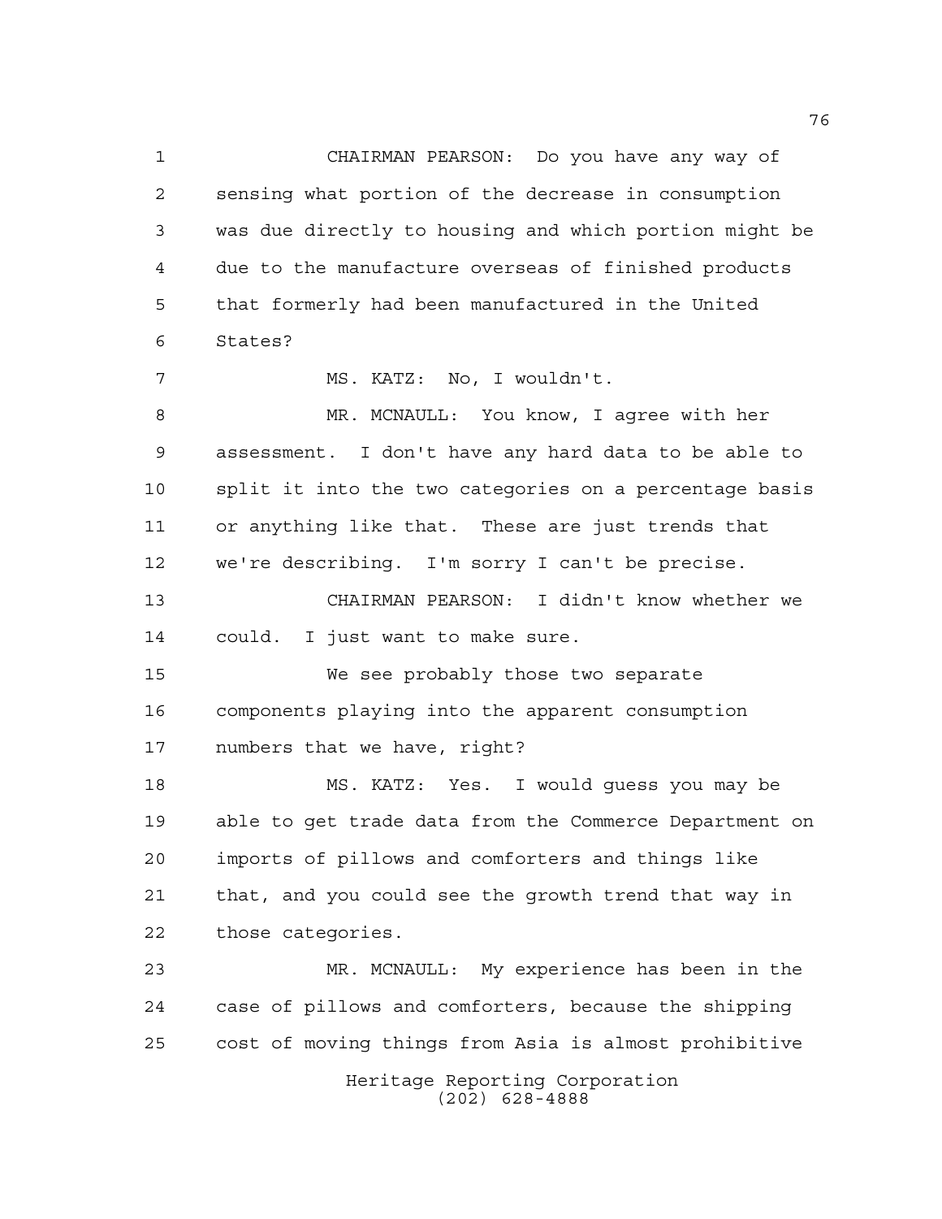CHAIRMAN PEARSON: Do you have any way of sensing what portion of the decrease in consumption was due directly to housing and which portion might be due to the manufacture overseas of finished products that formerly had been manufactured in the United States?

MS. KATZ: No, I wouldn't.

MR. MCNAULL: You know, I agree with her assessment. I don't have any hard data to be able to split it into the two categories on a percentage basis or anything like that. These are just trends that we're describing. I'm sorry I can't be precise.

CHAIRMAN PEARSON: I didn't know whether we could. I just want to make sure.

We see probably those two separate components playing into the apparent consumption numbers that we have, right?

MS. KATZ: Yes. I would guess you may be able to get trade data from the Commerce Department on imports of pillows and comforters and things like that, and you could see the growth trend that way in those categories.

MR. MCNAULL: My experience has been in the case of pillows and comforters, because the shipping cost of moving things from Asia is almost prohibitive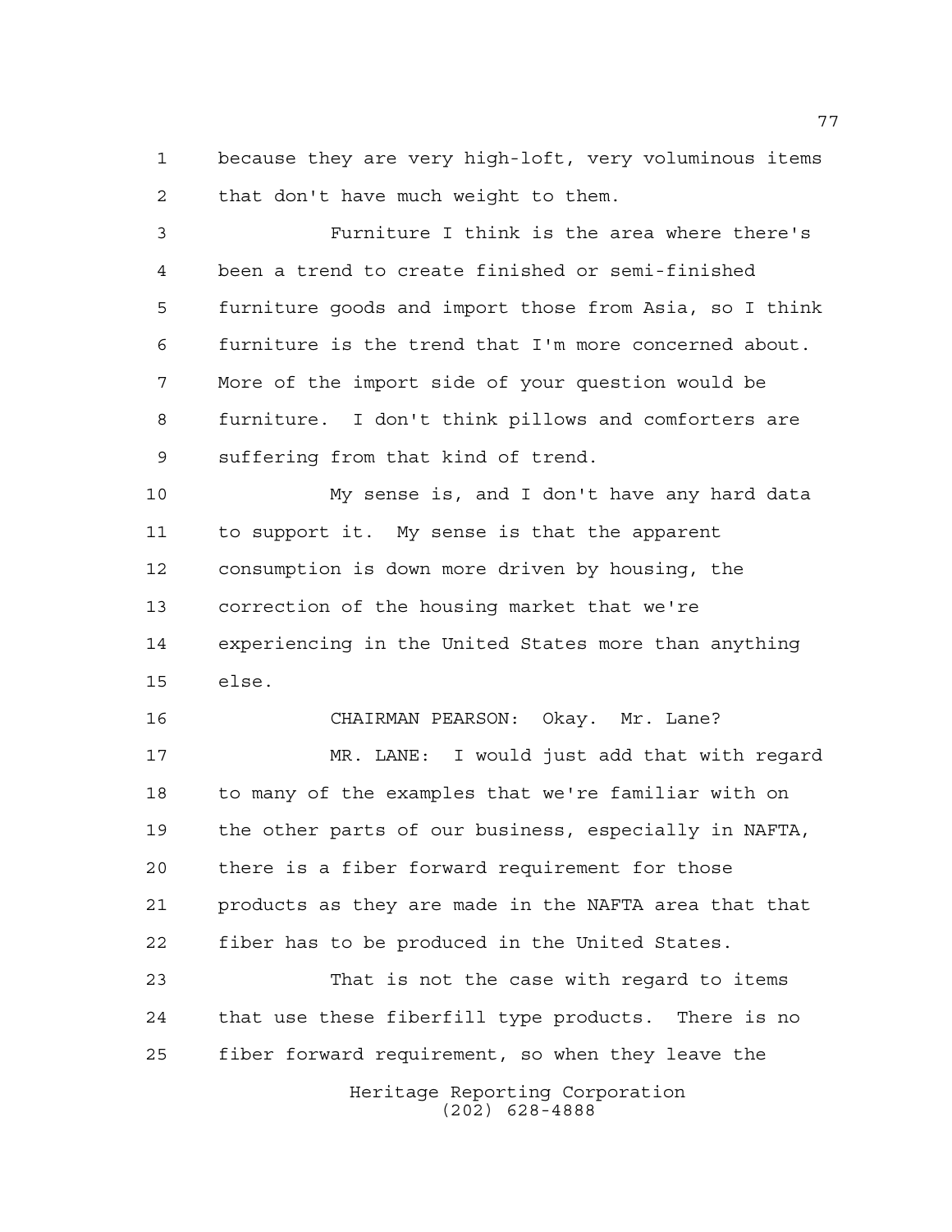because they are very high-loft, very voluminous items that don't have much weight to them.

Furniture I think is the area where there's been a trend to create finished or semi-finished furniture goods and import those from Asia, so I think furniture is the trend that I'm more concerned about. More of the import side of your question would be furniture. I don't think pillows and comforters are suffering from that kind of trend.

My sense is, and I don't have any hard data to support it. My sense is that the apparent consumption is down more driven by housing, the correction of the housing market that we're experiencing in the United States more than anything else.

CHAIRMAN PEARSON: Okay. Mr. Lane?

MR. LANE: I would just add that with regard to many of the examples that we're familiar with on the other parts of our business, especially in NAFTA, there is a fiber forward requirement for those products as they are made in the NAFTA area that that fiber has to be produced in the United States.

That is not the case with regard to items that use these fiberfill type products. There is no fiber forward requirement, so when they leave the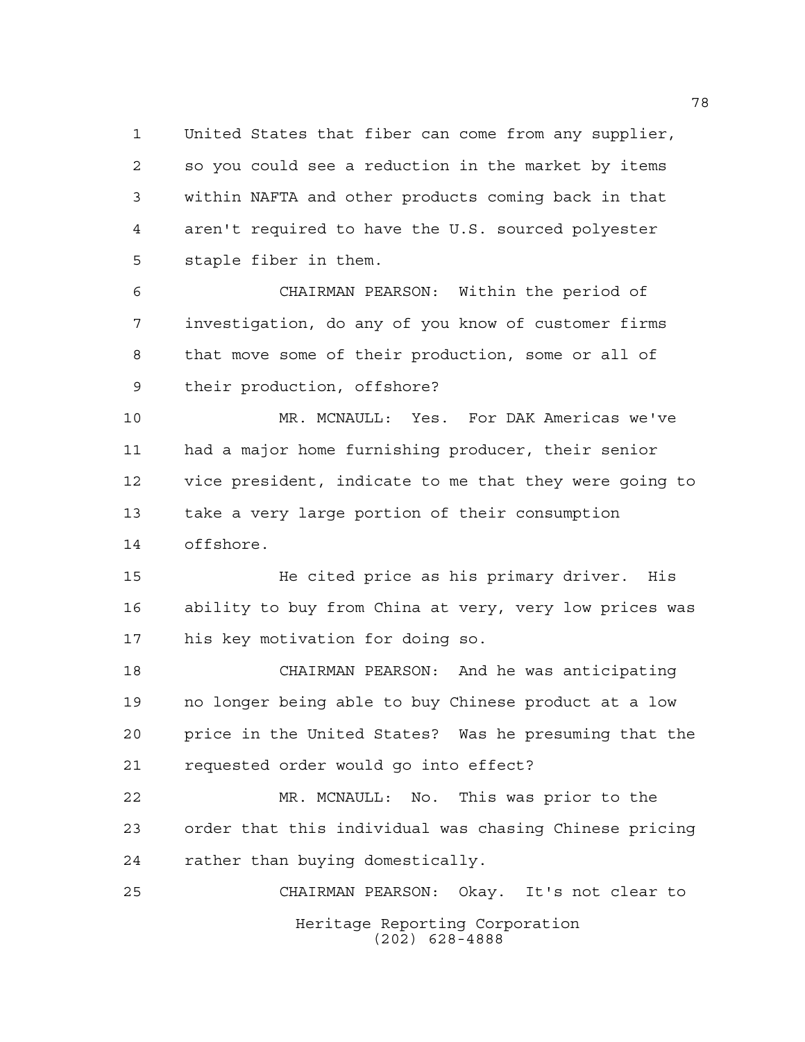United States that fiber can come from any supplier, so you could see a reduction in the market by items within NAFTA and other products coming back in that aren't required to have the U.S. sourced polyester staple fiber in them.

CHAIRMAN PEARSON: Within the period of investigation, do any of you know of customer firms that move some of their production, some or all of their production, offshore?

MR. MCNAULL: Yes. For DAK Americas we've had a major home furnishing producer, their senior vice president, indicate to me that they were going to take a very large portion of their consumption offshore.

He cited price as his primary driver. His ability to buy from China at very, very low prices was his key motivation for doing so.

CHAIRMAN PEARSON: And he was anticipating no longer being able to buy Chinese product at a low price in the United States? Was he presuming that the requested order would go into effect?

MR. MCNAULL: No. This was prior to the order that this individual was chasing Chinese pricing rather than buying domestically.

CHAIRMAN PEARSON: Okay. It's not clear to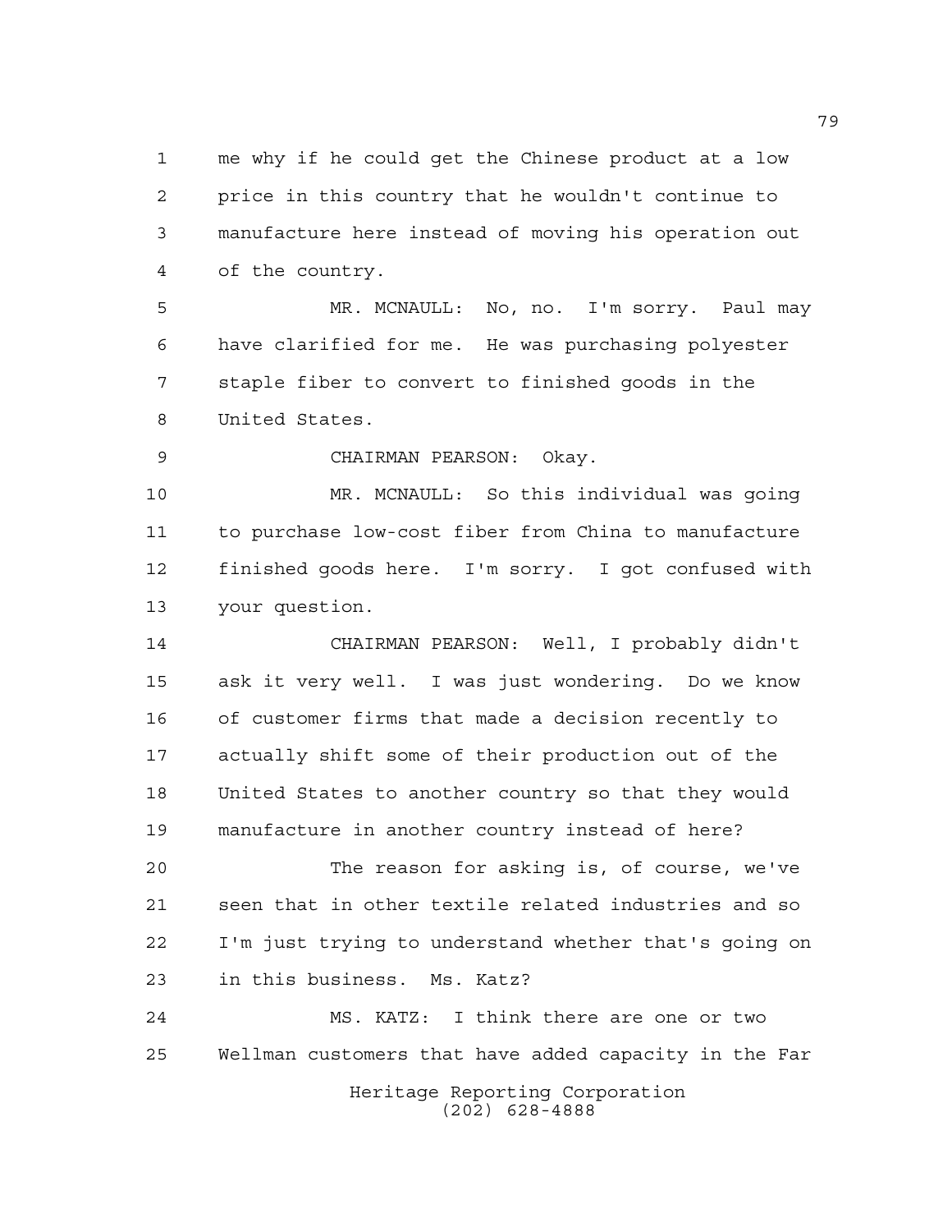me why if he could get the Chinese product at a low price in this country that he wouldn't continue to manufacture here instead of moving his operation out of the country.

MR. MCNAULL: No, no. I'm sorry. Paul may have clarified for me. He was purchasing polyester staple fiber to convert to finished goods in the United States.

CHAIRMAN PEARSON: Okay.

MR. MCNAULL: So this individual was going to purchase low-cost fiber from China to manufacture finished goods here. I'm sorry. I got confused with your question.

CHAIRMAN PEARSON: Well, I probably didn't ask it very well. I was just wondering. Do we know of customer firms that made a decision recently to actually shift some of their production out of the United States to another country so that they would manufacture in another country instead of here?

The reason for asking is, of course, we've seen that in other textile related industries and so I'm just trying to understand whether that's going on in this business. Ms. Katz?

MS. KATZ: I think there are one or two Wellman customers that have added capacity in the Far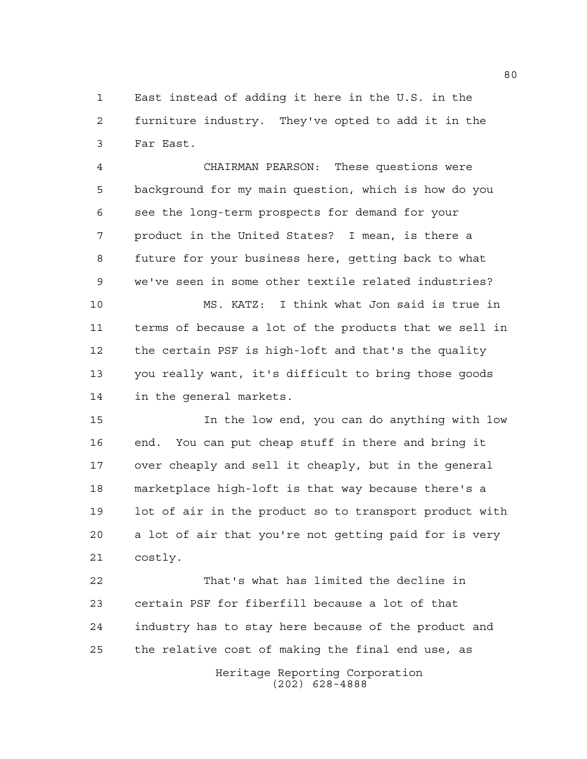East instead of adding it here in the U.S. in the furniture industry. They've opted to add it in the Far East.

CHAIRMAN PEARSON: These questions were background for my main question, which is how do you see the long-term prospects for demand for your product in the United States? I mean, is there a future for your business here, getting back to what we've seen in some other textile related industries?

MS. KATZ: I think what Jon said is true in terms of because a lot of the products that we sell in the certain PSF is high-loft and that's the quality you really want, it's difficult to bring those goods in the general markets.

In the low end, you can do anything with low end. You can put cheap stuff in there and bring it over cheaply and sell it cheaply, but in the general marketplace high-loft is that way because there's a lot of air in the product so to transport product with a lot of air that you're not getting paid for is very costly.

That's what has limited the decline in certain PSF for fiberfill because a lot of that industry has to stay here because of the product and the relative cost of making the final end use, as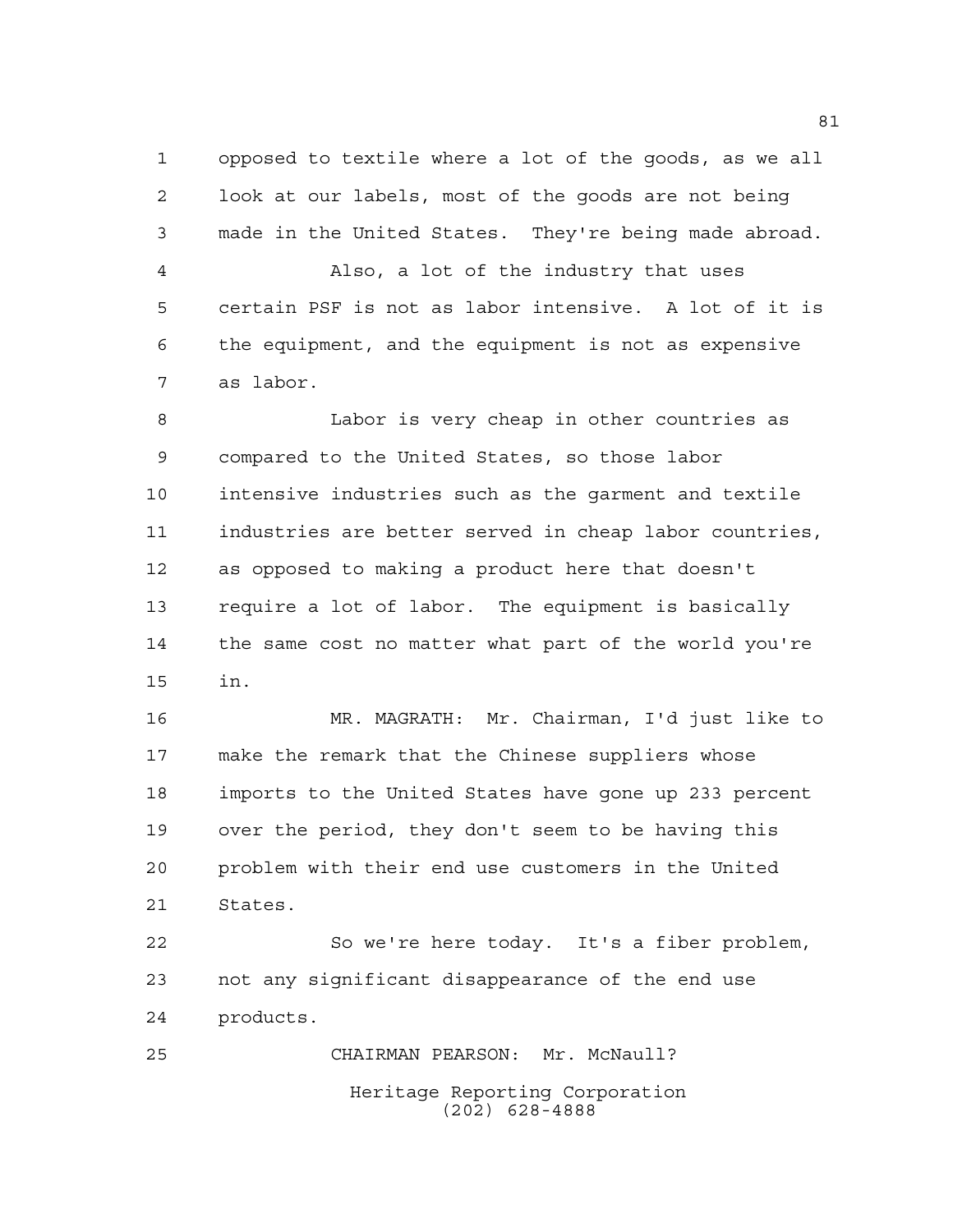opposed to textile where a lot of the goods, as we all look at our labels, most of the goods are not being made in the United States. They're being made abroad.

Also, a lot of the industry that uses certain PSF is not as labor intensive. A lot of it is the equipment, and the equipment is not as expensive as labor.

Labor is very cheap in other countries as compared to the United States, so those labor intensive industries such as the garment and textile industries are better served in cheap labor countries, as opposed to making a product here that doesn't require a lot of labor. The equipment is basically the same cost no matter what part of the world you're in.

MR. MAGRATH: Mr. Chairman, I'd just like to make the remark that the Chinese suppliers whose imports to the United States have gone up 233 percent over the period, they don't seem to be having this problem with their end use customers in the United States.

So we're here today. It's a fiber problem, not any significant disappearance of the end use products.

CHAIRMAN PEARSON: Mr. McNaull?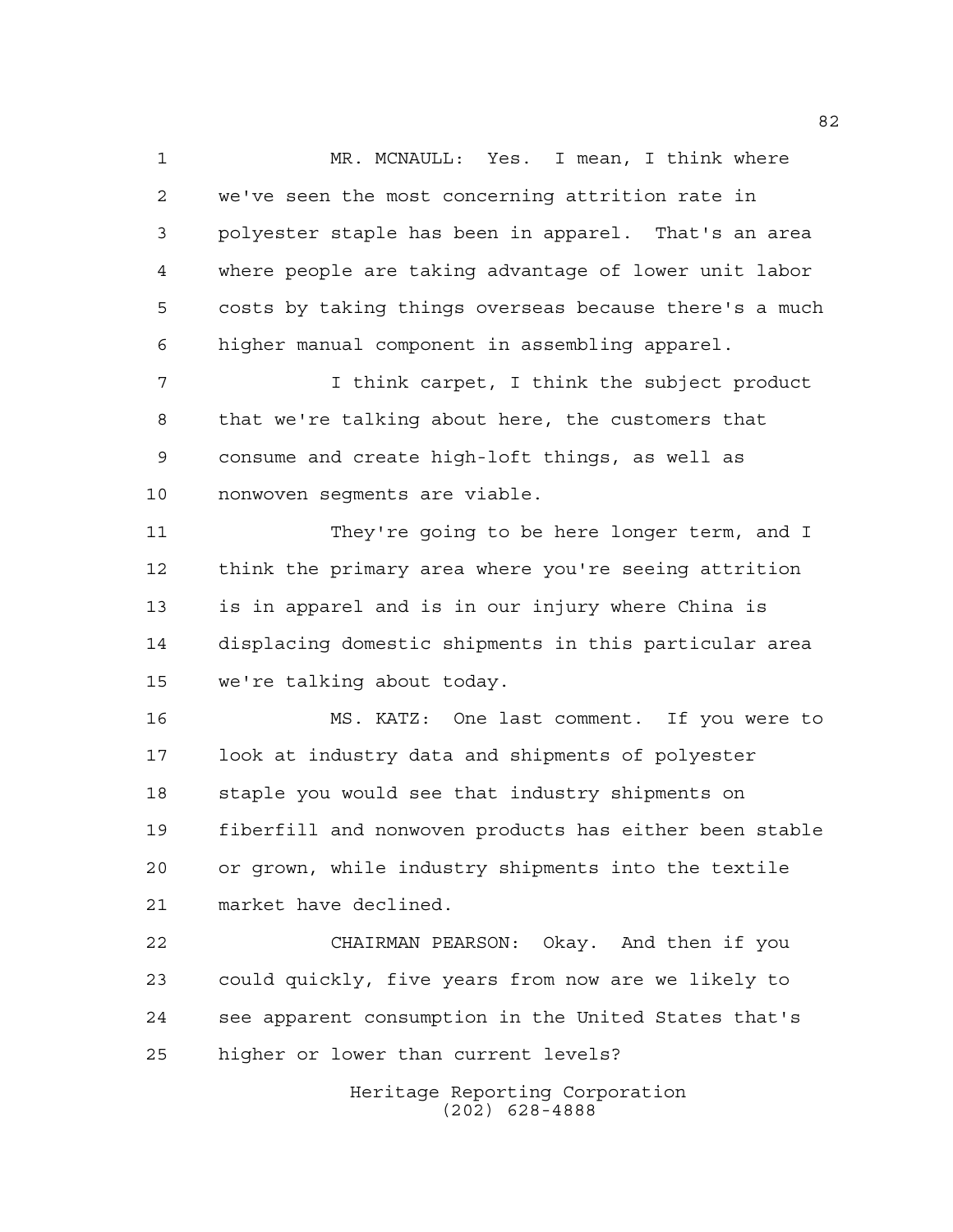MR. MCNAULL: Yes. I mean, I think where we've seen the most concerning attrition rate in polyester staple has been in apparel. That's an area where people are taking advantage of lower unit labor costs by taking things overseas because there's a much higher manual component in assembling apparel.

I think carpet, I think the subject product that we're talking about here, the customers that consume and create high-loft things, as well as nonwoven segments are viable.

They're going to be here longer term, and I think the primary area where you're seeing attrition is in apparel and is in our injury where China is displacing domestic shipments in this particular area we're talking about today.

MS. KATZ: One last comment. If you were to look at industry data and shipments of polyester staple you would see that industry shipments on fiberfill and nonwoven products has either been stable or grown, while industry shipments into the textile market have declined.

CHAIRMAN PEARSON: Okay. And then if you could quickly, five years from now are we likely to see apparent consumption in the United States that's higher or lower than current levels?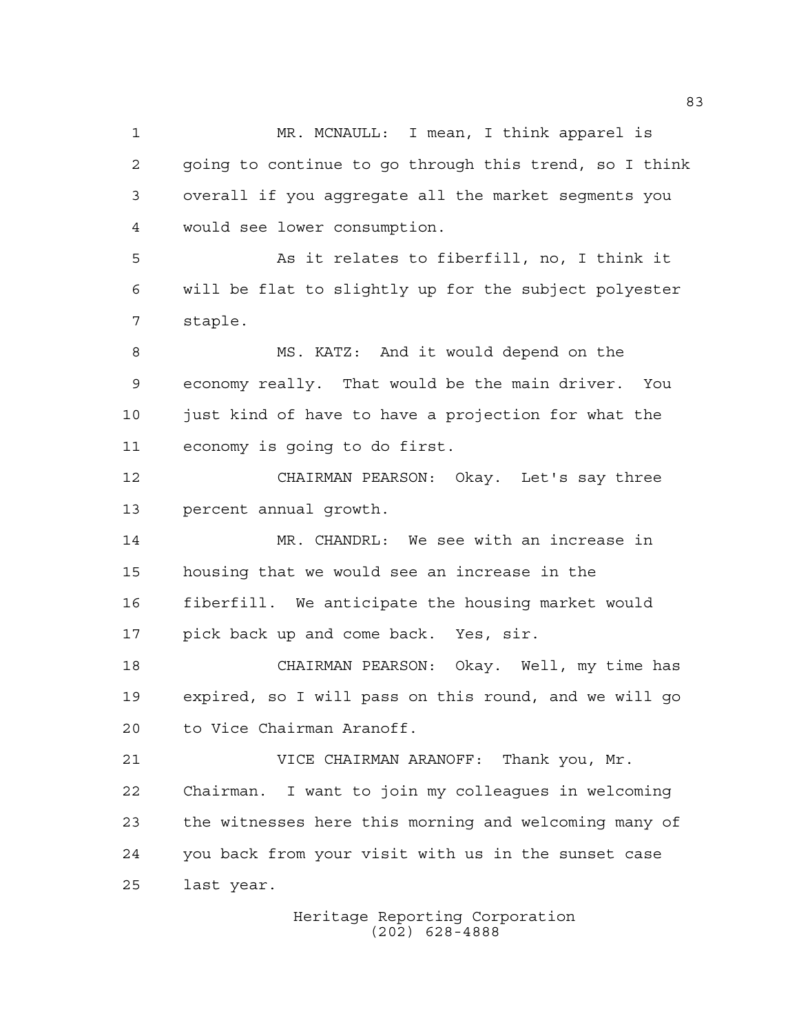MR. MCNAULL: I mean, I think apparel is going to continue to go through this trend, so I think overall if you aggregate all the market segments you would see lower consumption.

As it relates to fiberfill, no, I think it will be flat to slightly up for the subject polyester staple.

MS. KATZ: And it would depend on the economy really. That would be the main driver. You just kind of have to have a projection for what the economy is going to do first.

CHAIRMAN PEARSON: Okay. Let's say three percent annual growth.

MR. CHANDRL: We see with an increase in housing that we would see an increase in the fiberfill. We anticipate the housing market would pick back up and come back. Yes, sir.

CHAIRMAN PEARSON: Okay. Well, my time has expired, so I will pass on this round, and we will go to Vice Chairman Aranoff.

VICE CHAIRMAN ARANOFF: Thank you, Mr. Chairman. I want to join my colleagues in welcoming the witnesses here this morning and welcoming many of you back from your visit with us in the sunset case last year.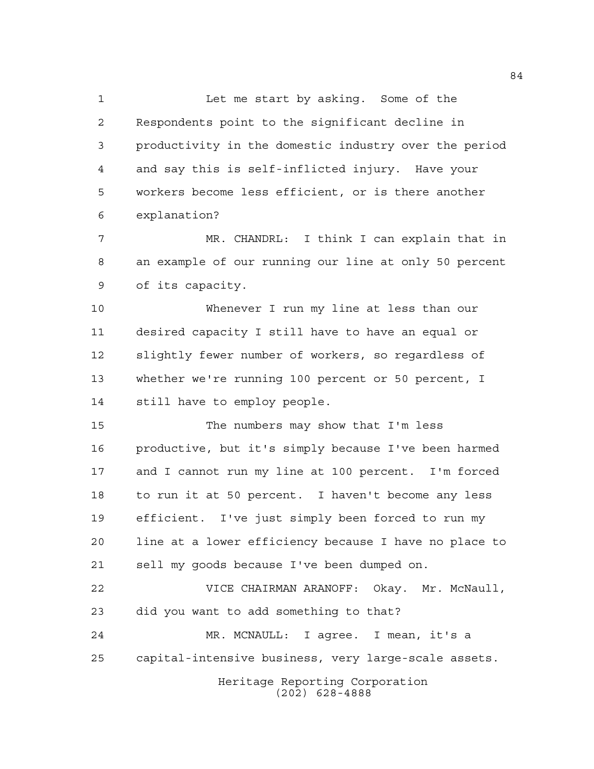Let me start by asking. Some of the Respondents point to the significant decline in productivity in the domestic industry over the period and say this is self-inflicted injury. Have your workers become less efficient, or is there another explanation?

MR. CHANDRL: I think I can explain that in an example of our running our line at only 50 percent of its capacity.

Whenever I run my line at less than our desired capacity I still have to have an equal or slightly fewer number of workers, so regardless of whether we're running 100 percent or 50 percent, I still have to employ people.

The numbers may show that I'm less productive, but it's simply because I've been harmed and I cannot run my line at 100 percent. I'm forced to run it at 50 percent. I haven't become any less efficient. I've just simply been forced to run my line at a lower efficiency because I have no place to sell my goods because I've been dumped on.

VICE CHAIRMAN ARANOFF: Okay. Mr. McNaull, did you want to add something to that?

MR. MCNAULL: I agree. I mean, it's a capital-intensive business, very large-scale assets.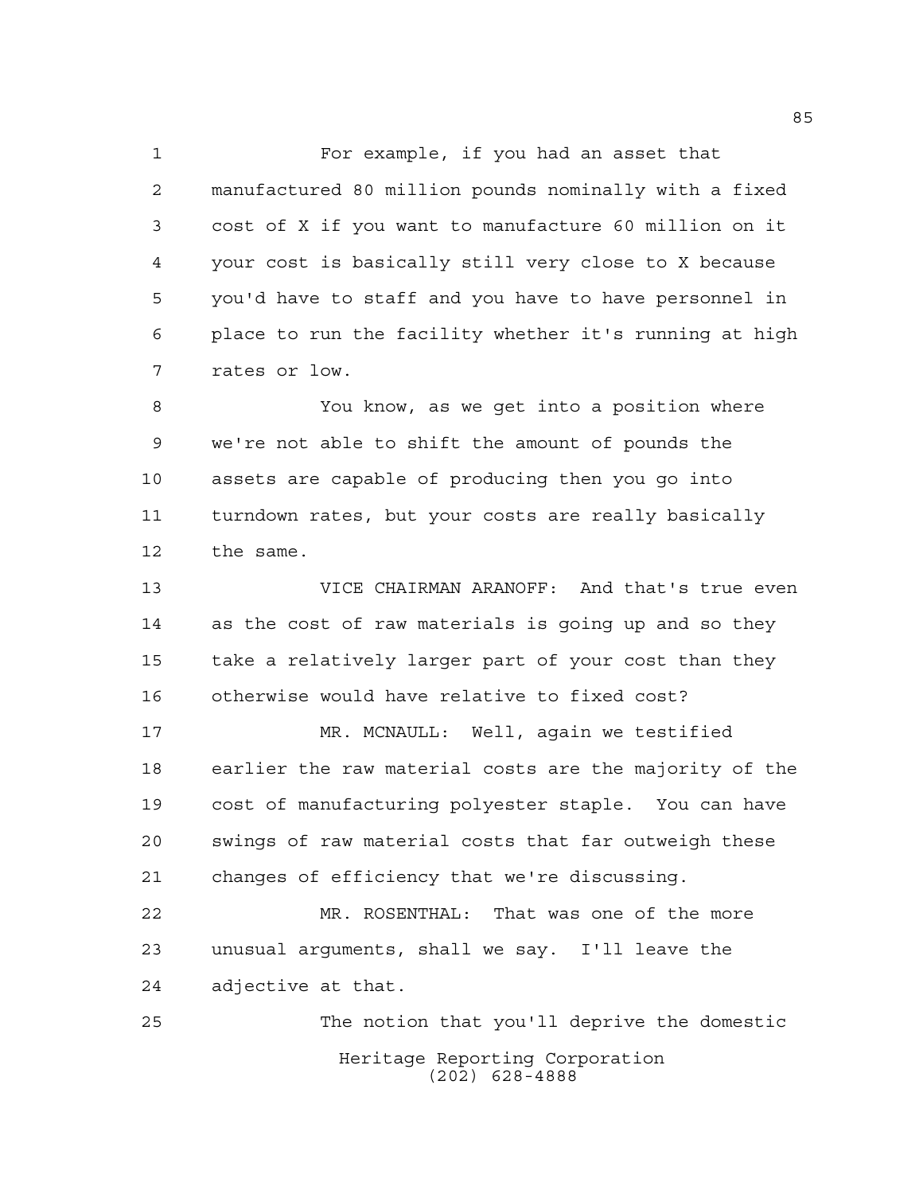For example, if you had an asset that manufactured 80 million pounds nominally with a fixed cost of X if you want to manufacture 60 million on it your cost is basically still very close to X because you'd have to staff and you have to have personnel in place to run the facility whether it's running at high rates or low.

You know, as we get into a position where we're not able to shift the amount of pounds the assets are capable of producing then you go into turndown rates, but your costs are really basically the same.

VICE CHAIRMAN ARANOFF: And that's true even as the cost of raw materials is going up and so they take a relatively larger part of your cost than they otherwise would have relative to fixed cost?

MR. MCNAULL: Well, again we testified earlier the raw material costs are the majority of the cost of manufacturing polyester staple. You can have swings of raw material costs that far outweigh these changes of efficiency that we're discussing.

MR. ROSENTHAL: That was one of the more unusual arguments, shall we say. I'll leave the adjective at that.

The notion that you'll deprive the domestic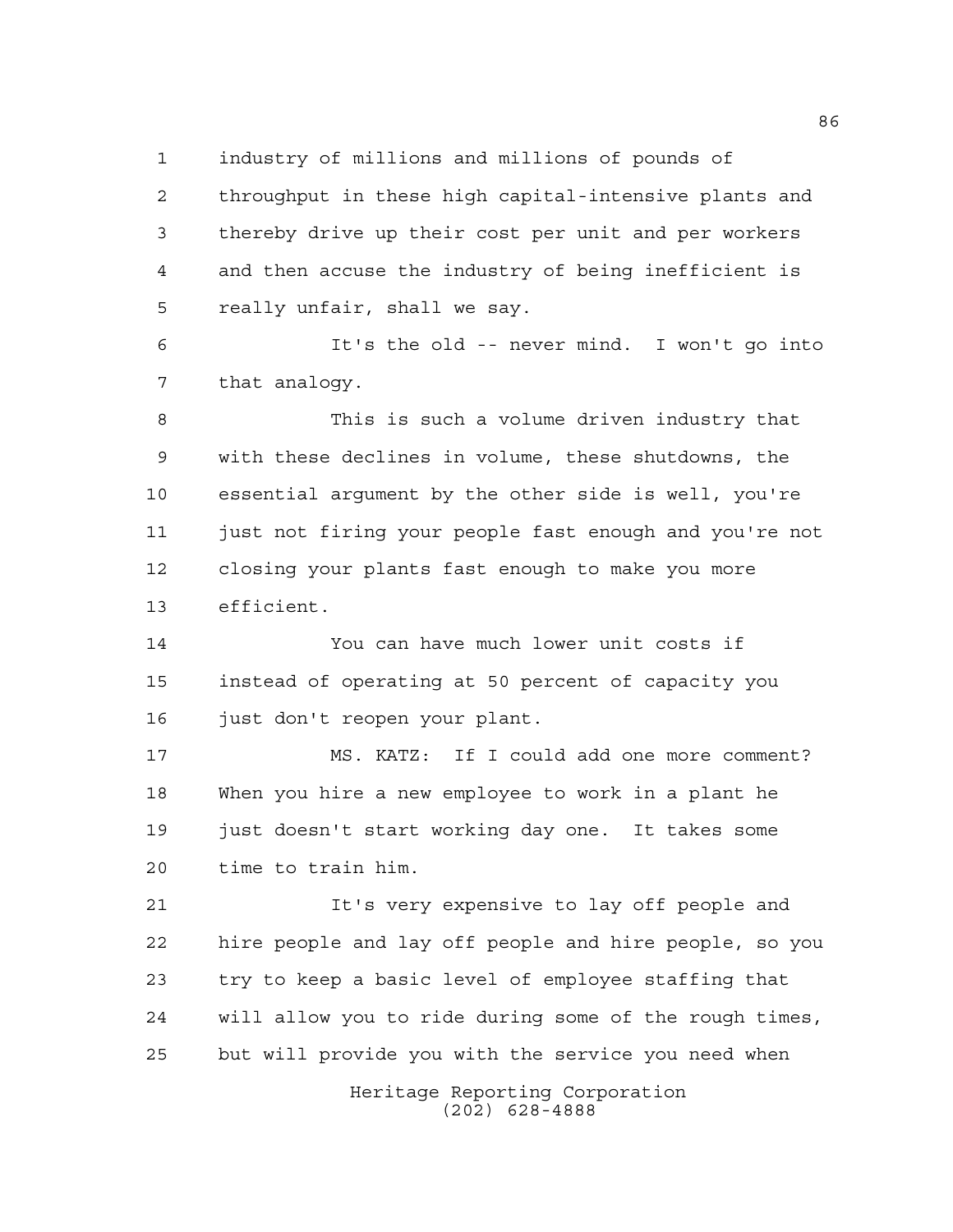industry of millions and millions of pounds of throughput in these high capital-intensive plants and thereby drive up their cost per unit and per workers and then accuse the industry of being inefficient is really unfair, shall we say.

It's the old -- never mind. I won't go into that analogy.

This is such a volume driven industry that with these declines in volume, these shutdowns, the essential argument by the other side is well, you're just not firing your people fast enough and you're not closing your plants fast enough to make you more efficient.

You can have much lower unit costs if instead of operating at 50 percent of capacity you just don't reopen your plant.

MS. KATZ: If I could add one more comment? When you hire a new employee to work in a plant he just doesn't start working day one. It takes some time to train him.

It's very expensive to lay off people and hire people and lay off people and hire people, so you try to keep a basic level of employee staffing that will allow you to ride during some of the rough times, but will provide you with the service you need when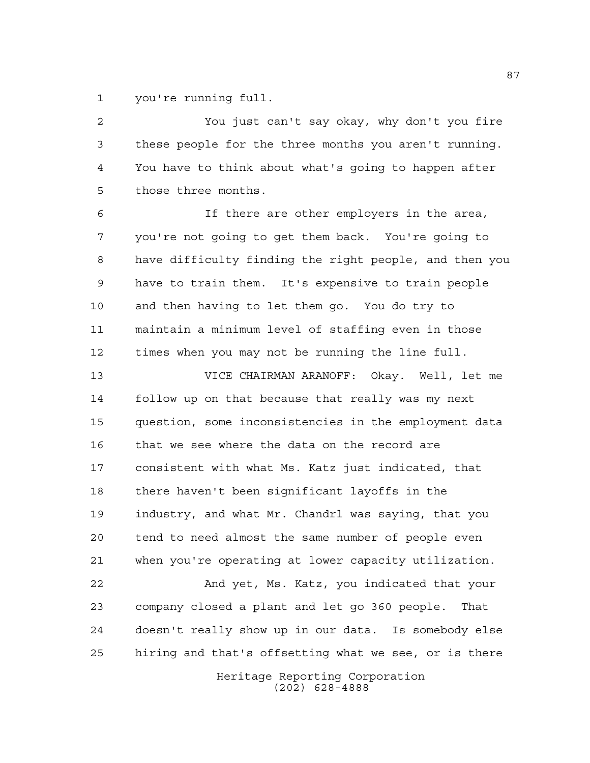you're running full.

You just can't say okay, why don't you fire these people for the three months you aren't running. You have to think about what's going to happen after those three months.

If there are other employers in the area, you're not going to get them back. You're going to have difficulty finding the right people, and then you have to train them. It's expensive to train people and then having to let them go. You do try to maintain a minimum level of staffing even in those times when you may not be running the line full.

VICE CHAIRMAN ARANOFF: Okay. Well, let me follow up on that because that really was my next question, some inconsistencies in the employment data that we see where the data on the record are consistent with what Ms. Katz just indicated, that there haven't been significant layoffs in the industry, and what Mr. Chandrl was saying, that you tend to need almost the same number of people even when you're operating at lower capacity utilization.

And yet, Ms. Katz, you indicated that your company closed a plant and let go 360 people. That doesn't really show up in our data. Is somebody else hiring and that's offsetting what we see, or is there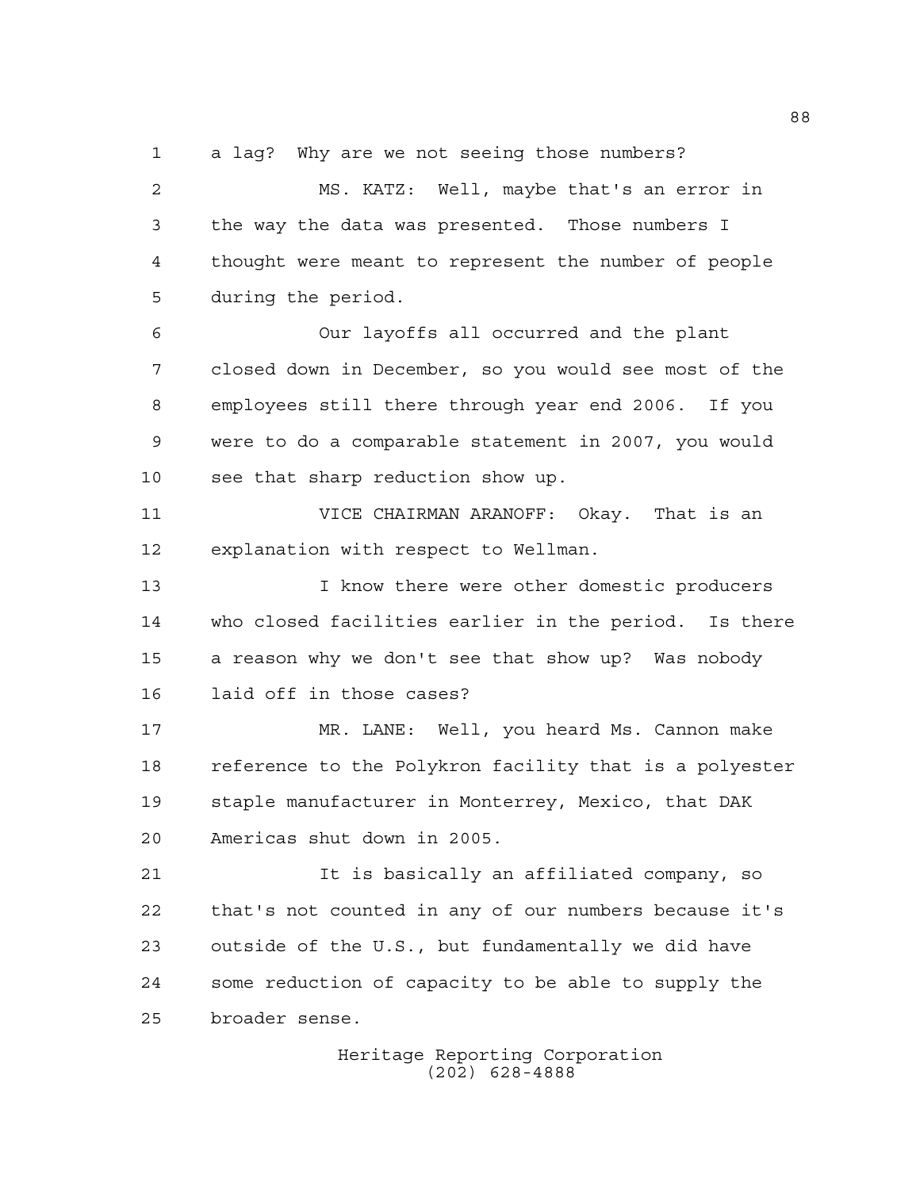a lag? Why are we not seeing those numbers?

MS. KATZ: Well, maybe that's an error in the way the data was presented. Those numbers I thought were meant to represent the number of people during the period.

Our layoffs all occurred and the plant closed down in December, so you would see most of the employees still there through year end 2006. If you were to do a comparable statement in 2007, you would see that sharp reduction show up.

VICE CHAIRMAN ARANOFF: Okay. That is an explanation with respect to Wellman.

I know there were other domestic producers who closed facilities earlier in the period. Is there a reason why we don't see that show up? Was nobody laid off in those cases?

MR. LANE: Well, you heard Ms. Cannon make reference to the Polykron facility that is a polyester staple manufacturer in Monterrey, Mexico, that DAK Americas shut down in 2005.

It is basically an affiliated company, so that's not counted in any of our numbers because it's outside of the U.S., but fundamentally we did have some reduction of capacity to be able to supply the broader sense.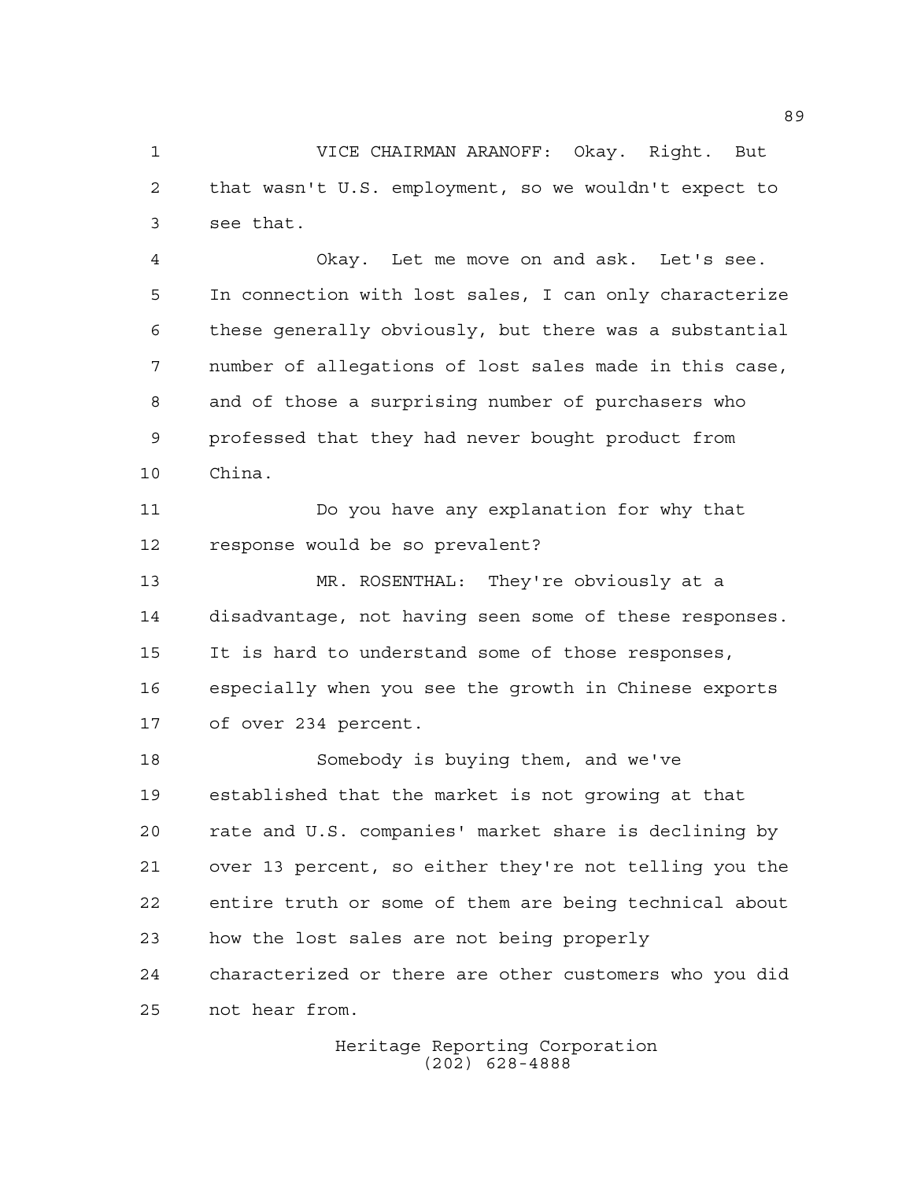VICE CHAIRMAN ARANOFF: Okay. Right. But that wasn't U.S. employment, so we wouldn't expect to see that.

Okay. Let me move on and ask. Let's see. In connection with lost sales, I can only characterize these generally obviously, but there was a substantial number of allegations of lost sales made in this case, and of those a surprising number of purchasers who professed that they had never bought product from China.

Do you have any explanation for why that response would be so prevalent?

MR. ROSENTHAL: They're obviously at a disadvantage, not having seen some of these responses. It is hard to understand some of those responses, especially when you see the growth in Chinese exports of over 234 percent.

Somebody is buying them, and we've established that the market is not growing at that rate and U.S. companies' market share is declining by over 13 percent, so either they're not telling you the entire truth or some of them are being technical about how the lost sales are not being properly characterized or there are other customers who you did not hear from.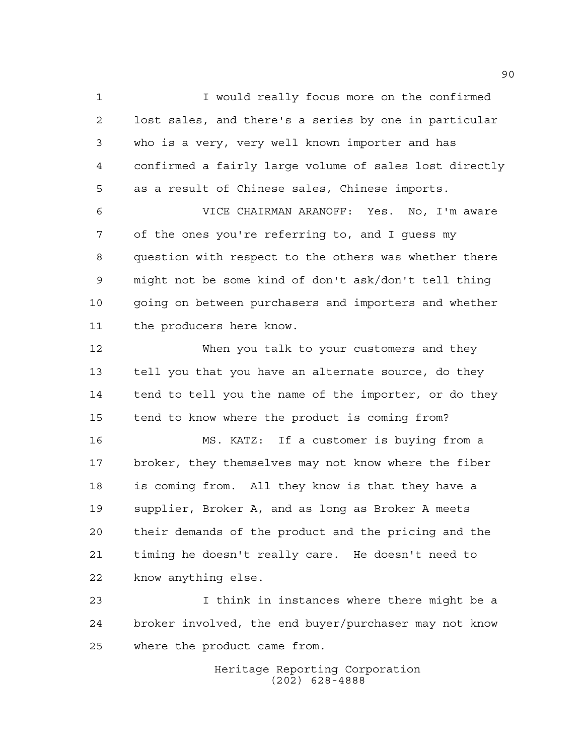I would really focus more on the confirmed lost sales, and there's a series by one in particular who is a very, very well known importer and has confirmed a fairly large volume of sales lost directly as a result of Chinese sales, Chinese imports.

VICE CHAIRMAN ARANOFF: Yes. No, I'm aware of the ones you're referring to, and I guess my question with respect to the others was whether there might not be some kind of don't ask/don't tell thing going on between purchasers and importers and whether the producers here know.

When you talk to your customers and they tell you that you have an alternate source, do they tend to tell you the name of the importer, or do they tend to know where the product is coming from?

MS. KATZ: If a customer is buying from a broker, they themselves may not know where the fiber is coming from. All they know is that they have a supplier, Broker A, and as long as Broker A meets their demands of the product and the pricing and the timing he doesn't really care. He doesn't need to know anything else.

I think in instances where there might be a broker involved, the end buyer/purchaser may not know where the product came from.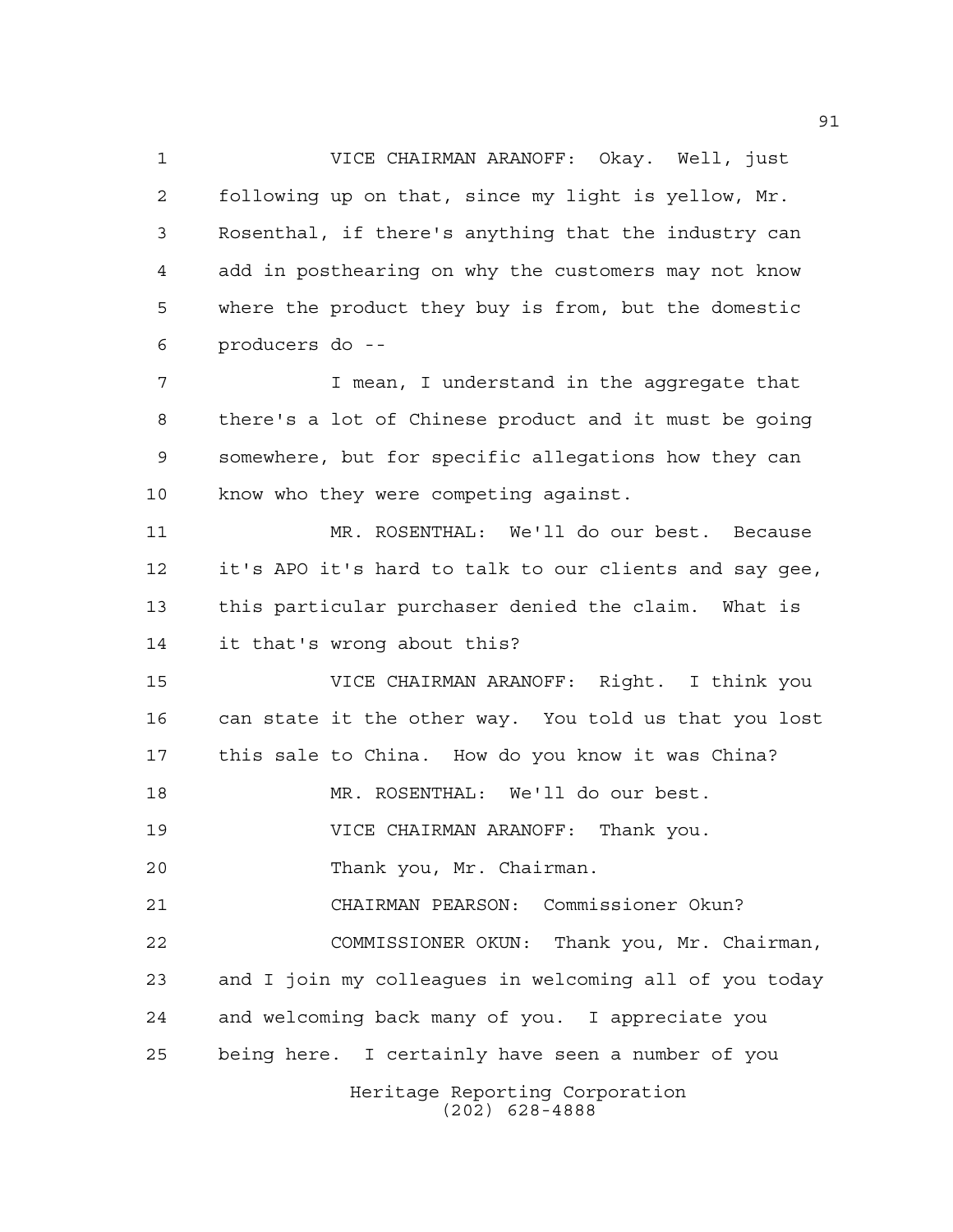VICE CHAIRMAN ARANOFF: Okay. Well, just following up on that, since my light is yellow, Mr. Rosenthal, if there's anything that the industry can add in posthearing on why the customers may not know where the product they buy is from, but the domestic producers do --

I mean, I understand in the aggregate that there's a lot of Chinese product and it must be going somewhere, but for specific allegations how they can know who they were competing against.

MR. ROSENTHAL: We'll do our best. Because it's APO it's hard to talk to our clients and say gee, this particular purchaser denied the claim. What is it that's wrong about this?

VICE CHAIRMAN ARANOFF: Right. I think you can state it the other way. You told us that you lost this sale to China. How do you know it was China?

MR. ROSENTHAL: We'll do our best.

VICE CHAIRMAN ARANOFF: Thank you.

Thank you, Mr. Chairman.

CHAIRMAN PEARSON: Commissioner Okun?

COMMISSIONER OKUN: Thank you, Mr. Chairman, and I join my colleagues in welcoming all of you today and welcoming back many of you. I appreciate you being here. I certainly have seen a number of you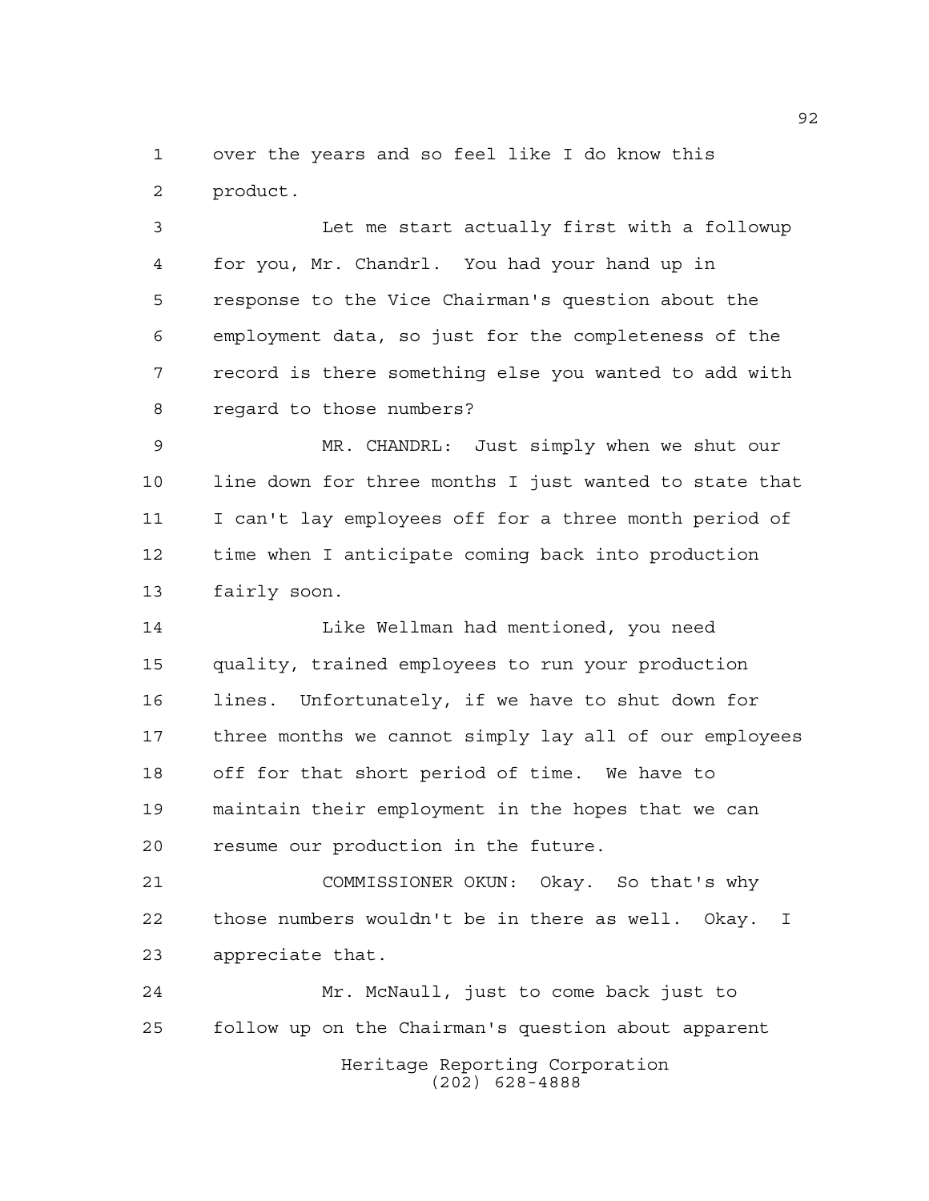over the years and so feel like I do know this product.

Let me start actually first with a followup for you, Mr. Chandrl. You had your hand up in response to the Vice Chairman's question about the employment data, so just for the completeness of the record is there something else you wanted to add with regard to those numbers?

MR. CHANDRL: Just simply when we shut our line down for three months I just wanted to state that I can't lay employees off for a three month period of time when I anticipate coming back into production fairly soon.

Like Wellman had mentioned, you need quality, trained employees to run your production lines. Unfortunately, if we have to shut down for three months we cannot simply lay all of our employees off for that short period of time. We have to maintain their employment in the hopes that we can resume our production in the future.

COMMISSIONER OKUN: Okay. So that's why those numbers wouldn't be in there as well. Okay. I appreciate that.

Mr. McNaull, just to come back just to follow up on the Chairman's question about apparent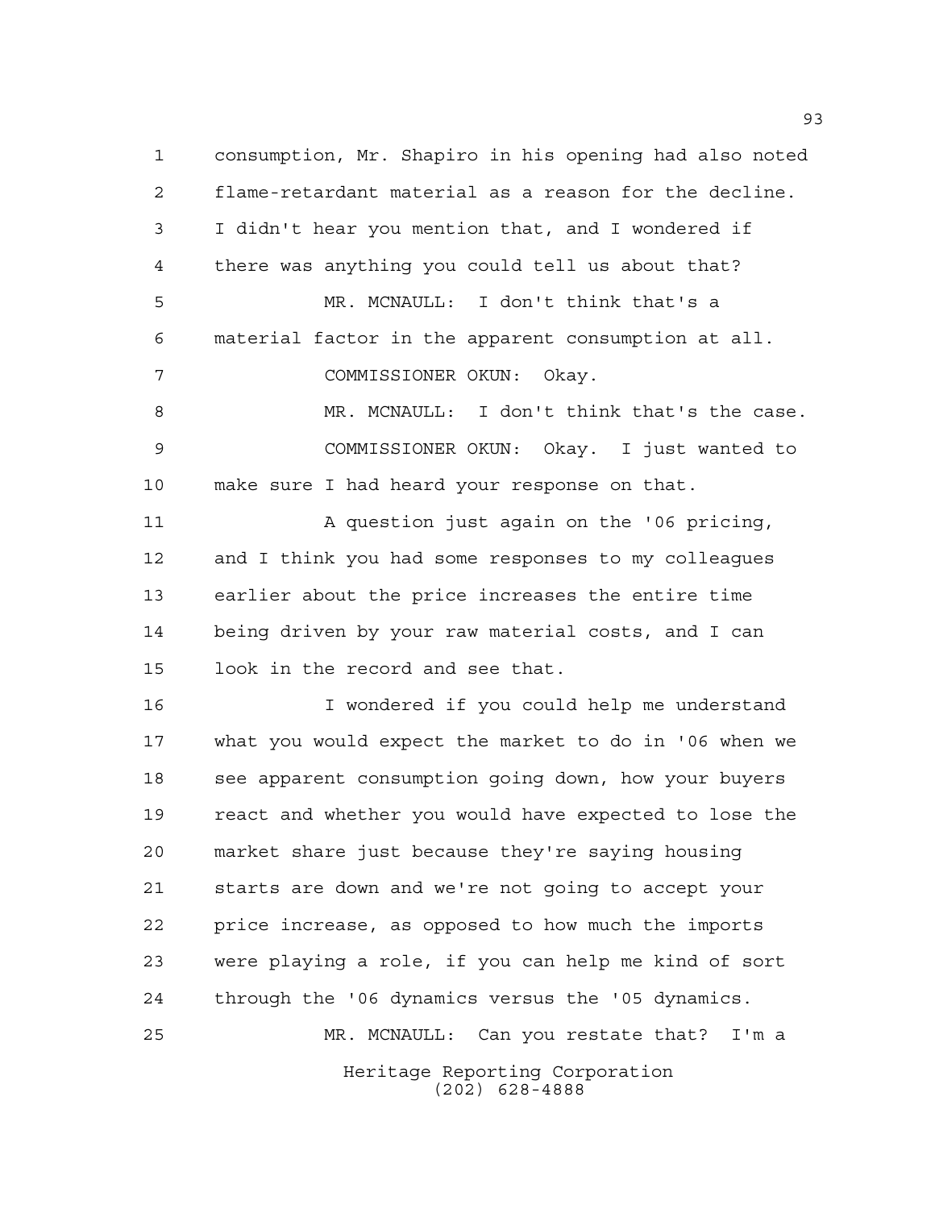consumption, Mr. Shapiro in his opening had also noted flame-retardant material as a reason for the decline. I didn't hear you mention that, and I wondered if there was anything you could tell us about that?

MR. MCNAULL: I don't think that's a material factor in the apparent consumption at all.

COMMISSIONER OKUN: Okay.

MR. MCNAULL: I don't think that's the case.

COMMISSIONER OKUN: Okay. I just wanted to make sure I had heard your response on that.

A question just again on the '06 pricing, and I think you had some responses to my colleagues earlier about the price increases the entire time being driven by your raw material costs, and I can look in the record and see that.

I wondered if you could help me understand what you would expect the market to do in '06 when we see apparent consumption going down, how your buyers react and whether you would have expected to lose the market share just because they're saying housing starts are down and we're not going to accept your price increase, as opposed to how much the imports were playing a role, if you can help me kind of sort through the '06 dynamics versus the '05 dynamics.

MR. MCNAULL: Can you restate that? I'm a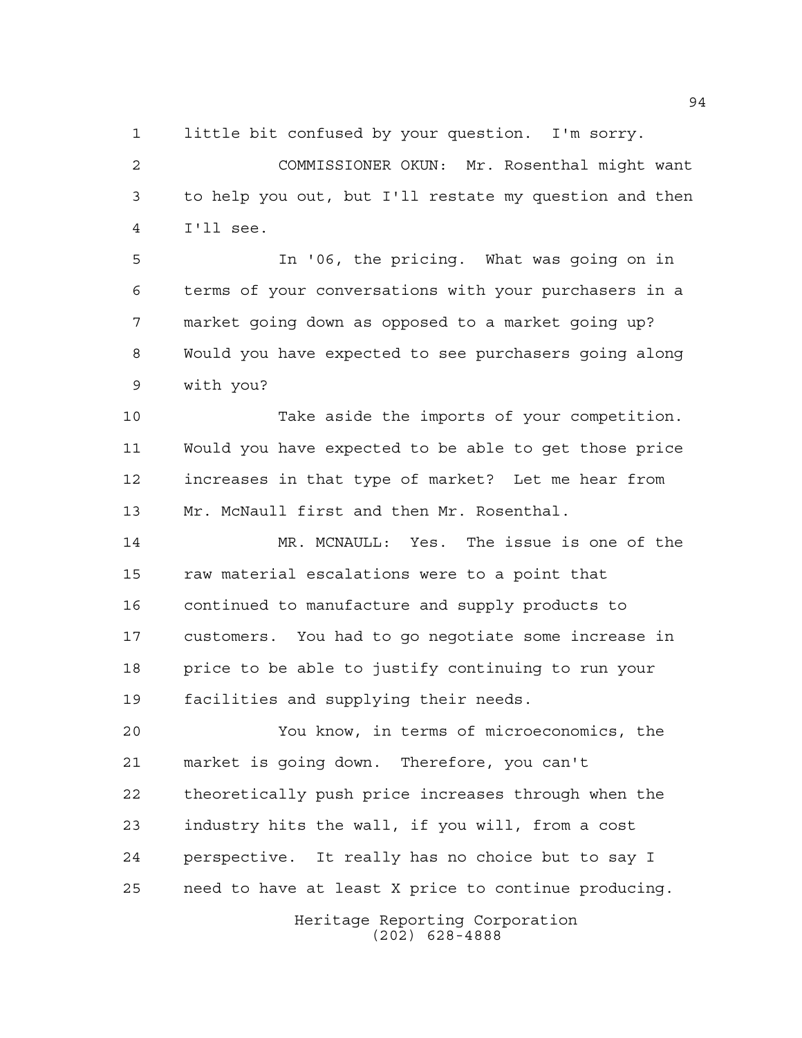little bit confused by your question. I'm sorry.

COMMISSIONER OKUN: Mr. Rosenthal might want to help you out, but I'll restate my question and then I'll see.

In '06, the pricing. What was going on in terms of your conversations with your purchasers in a market going down as opposed to a market going up? Would you have expected to see purchasers going along with you?

Take aside the imports of your competition. Would you have expected to be able to get those price increases in that type of market? Let me hear from Mr. McNaull first and then Mr. Rosenthal.

MR. MCNAULL: Yes. The issue is one of the raw material escalations were to a point that continued to manufacture and supply products to customers. You had to go negotiate some increase in price to be able to justify continuing to run your facilities and supplying their needs.

You know, in terms of microeconomics, the market is going down. Therefore, you can't theoretically push price increases through when the industry hits the wall, if you will, from a cost perspective. It really has no choice but to say I need to have at least X price to continue producing.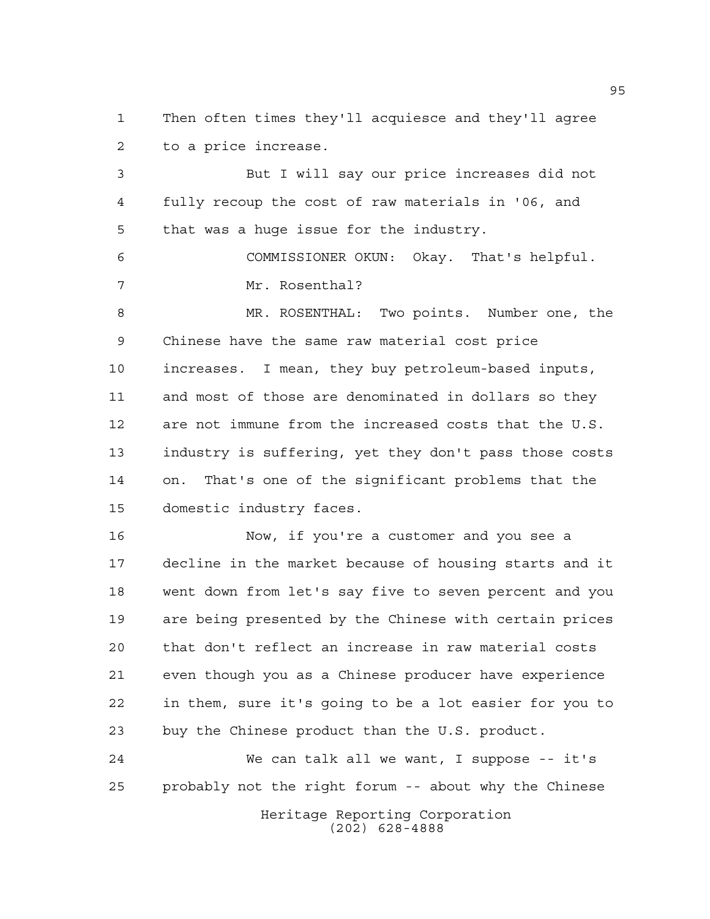Then often times they'll acquiesce and they'll agree to a price increase.

But I will say our price increases did not fully recoup the cost of raw materials in '06, and that was a huge issue for the industry.

COMMISSIONER OKUN: Okay. That's helpful. Mr. Rosenthal?

MR. ROSENTHAL: Two points. Number one, the Chinese have the same raw material cost price increases. I mean, they buy petroleum-based inputs, and most of those are denominated in dollars so they are not immune from the increased costs that the U.S. industry is suffering, yet they don't pass those costs on. That's one of the significant problems that the domestic industry faces.

Now, if you're a customer and you see a decline in the market because of housing starts and it went down from let's say five to seven percent and you are being presented by the Chinese with certain prices that don't reflect an increase in raw material costs even though you as a Chinese producer have experience in them, sure it's going to be a lot easier for you to buy the Chinese product than the U.S. product.

We can talk all we want, I suppose -- it's probably not the right forum -- about why the Chinese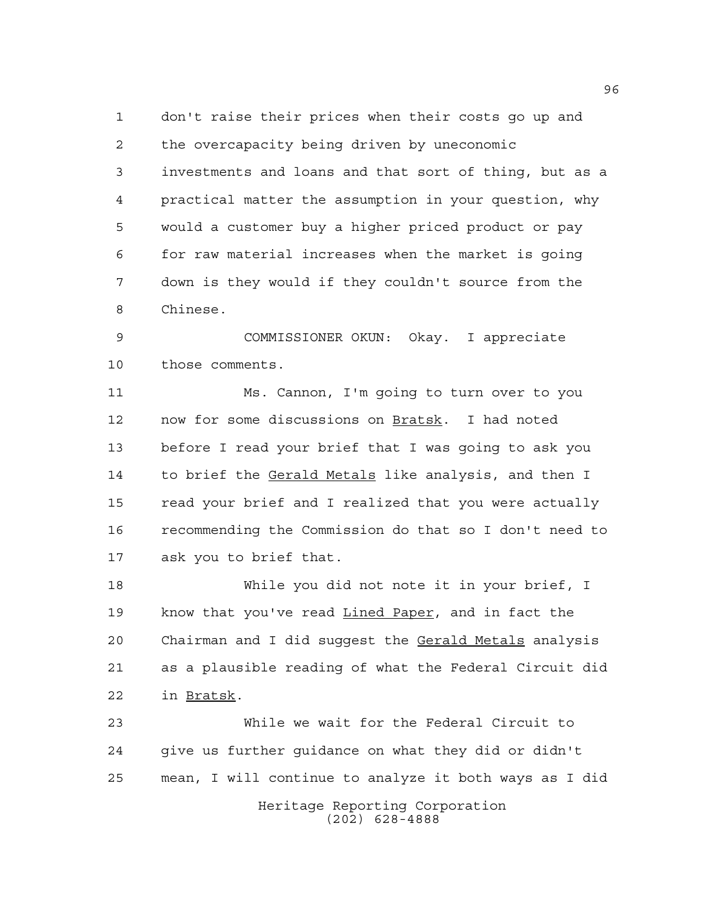don't raise their prices when their costs go up and the overcapacity being driven by uneconomic investments and loans and that sort of thing, but as a practical matter the assumption in your question, why would a customer buy a higher priced product or pay for raw material increases when the market is going down is they would if they couldn't source from the Chinese.

COMMISSIONER OKUN: Okay. I appreciate those comments.

Ms. Cannon, I'm going to turn over to you now for some discussions on Bratsk. I had noted before I read your brief that I was going to ask you to brief the Gerald Metals like analysis, and then I read your brief and I realized that you were actually recommending the Commission do that so I don't need to ask you to brief that.

While you did not note it in your brief, I know that you've read Lined Paper, and in fact the Chairman and I did suggest the Gerald Metals analysis as a plausible reading of what the Federal Circuit did in Bratsk.

While we wait for the Federal Circuit to give us further guidance on what they did or didn't mean, I will continue to analyze it both ways as I did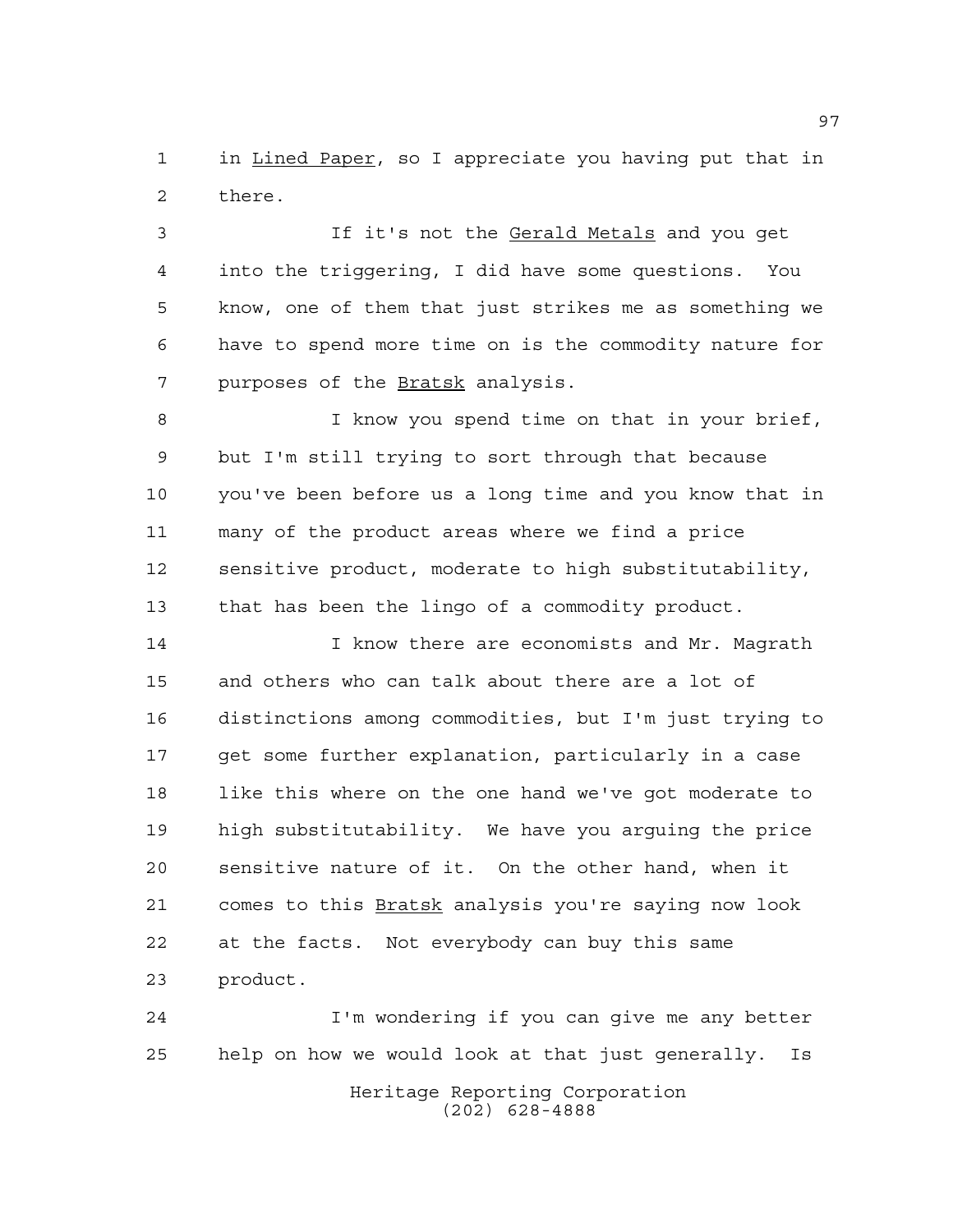in *Lined Paper*, so I appreciate you having put that in there.

If it's not the *Gerald Metals* and you get into the triggering, I did have some questions. You know, one of them that just strikes me as something we have to spend more time on is the commodity nature for purposes of the *Bratsk* analysis.

I know you spend time on that in your brief, but I'm still trying to sort through that because you've been before us a long time and you know that in many of the product areas where we find a price sensitive product, moderate to high substitutability, that has been the lingo of a commodity product.

I know there are economists and Mr. Magrath and others who can talk about there are a lot of distinctions among commodities, but I'm just trying to get some further explanation, particularly in a case like this where on the one hand we've got moderate to high substitutability. We have you arguing the price sensitive nature of it. On the other hand, when it comes to this *Bratsk* analysis you're saying now look at the facts. Not everybody can buy this same product.

I'm wondering if you can give me any better help on how we would look at that just generally. Is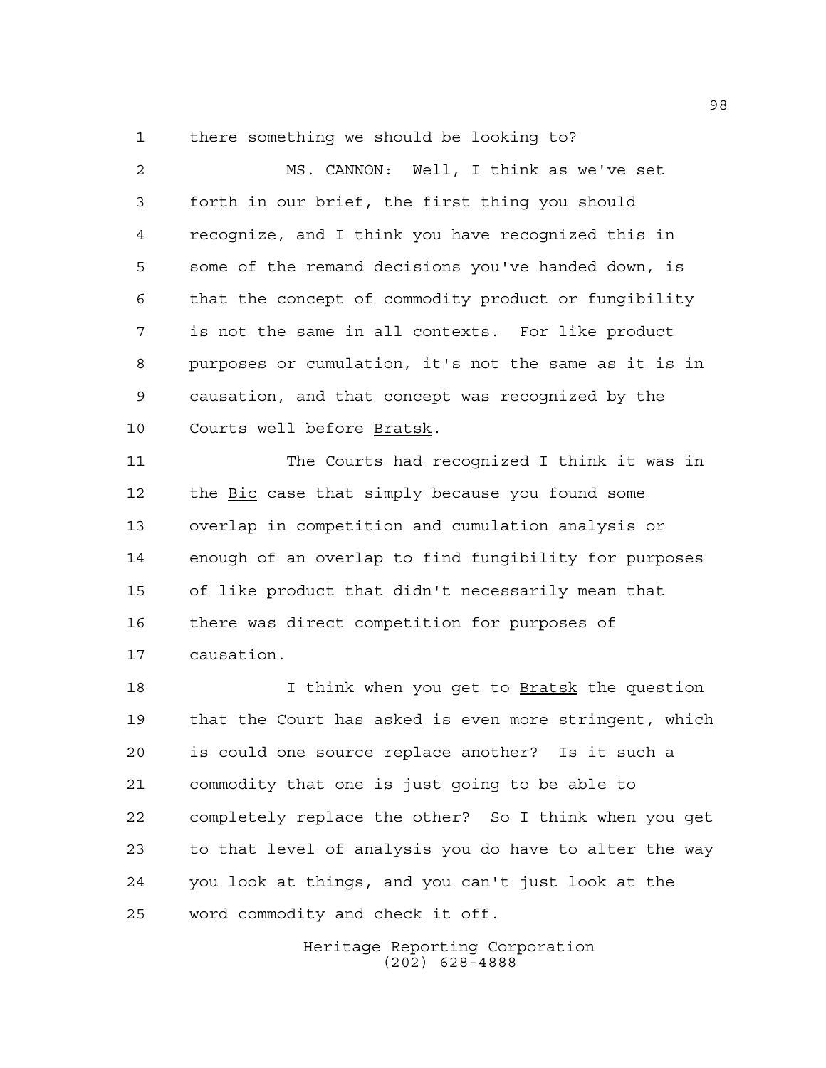there something we should be looking to?

MS. CANNON: Well, I think as we've set forth in our brief, the first thing you should recognize, and I think you have recognized this in some of the remand decisions you've handed down, is that the concept of commodity product or fungibility is not the same in all contexts. For like product purposes or cumulation, it's not the same as it is in causation, and that concept was recognized by the Courts well before Bratsk.

The Courts had recognized I think it was in the Bic case that simply because you found some overlap in competition and cumulation analysis or enough of an overlap to find fungibility for purposes of like product that didn't necessarily mean that there was direct competition for purposes of causation.

I think when you get to Bratsk the question that the Court has asked is even more stringent, which is could one source replace another? Is it such a commodity that one is just going to be able to completely replace the other? So I think when you get to that level of analysis you do have to alter the way you look at things, and you can't just look at the word commodity and check it off.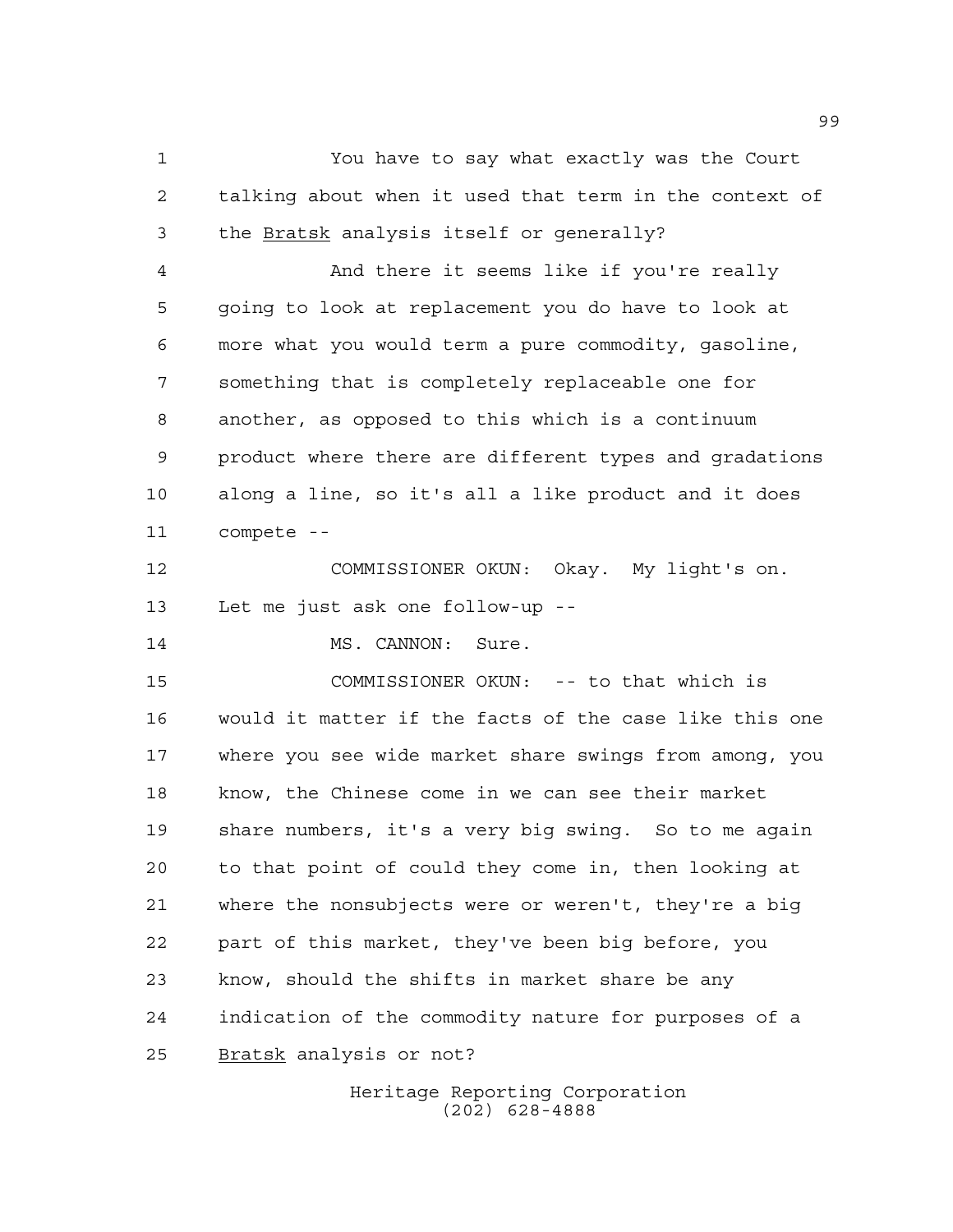You have to say what exactly was the Court talking about when it used that term in the context of the _Bratsk_ analysis itself or generally?

And there it seems like if you're really going to look at replacement you do have to look at more what you would term a pure commodity, gasoline, something that is completely replaceable one for another, as opposed to this which is a continuum product where there are different types and gradations along a line, so it's all a like product and it does compete --

COMMISSIONER OKUN: Okay. My light's on. Let me just ask one follow-up --

MS. CANNON: Sure.

COMMISSIONER OKUN: -- to that which is would it matter if the facts of the case like this one where you see wide market share swings from among, you know, the Chinese come in we can see their market share numbers, it's a very big swing. So to me again to that point of could they come in, then looking at where the nonsubjects were or weren't, they're a big part of this market, they've been big before, you know, should the shifts in market share be any indication of the commodity nature for purposes of a _Bratsk_ analysis or not?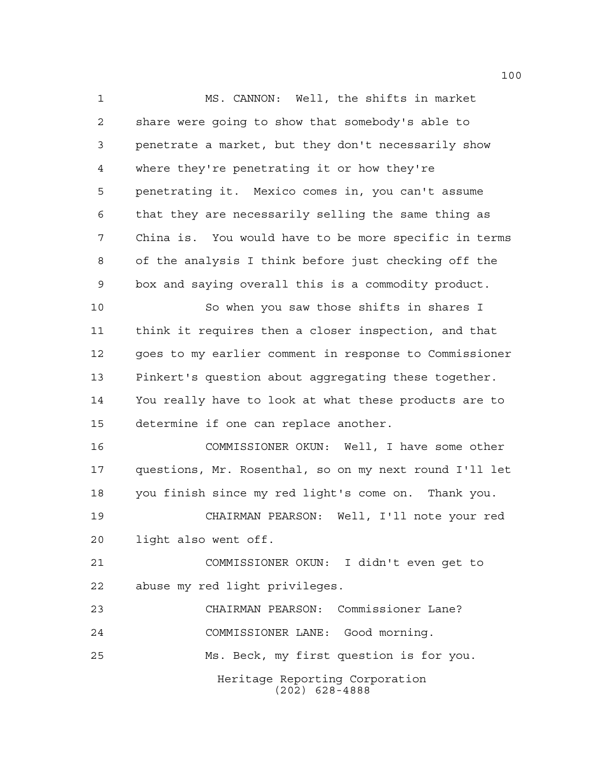MS. CANNON: Well, the shifts in market share were going to show that somebody's able to penetrate a market, but they don't necessarily show where they're penetrating it or how they're penetrating it. Mexico comes in, you can't assume that they are necessarily selling the same thing as China is. You would have to be more specific in terms of the analysis I think before just checking off the box and saying overall this is a commodity product.

So when you saw those shifts in shares I think it requires then a closer inspection, and that goes to my earlier comment in response to Commissioner Pinkert's question about aggregating these together. You really have to look at what these products are to determine if one can replace another.

COMMISSIONER OKUN: Well, I have some other questions, Mr. Rosenthal, so on my next round I'll let you finish since my red light's come on. Thank you.

CHAIRMAN PEARSON: Well, I'll note your red light also went off.

COMMISSIONER OKUN: I didn't even get to abuse my red light privileges.

CHAIRMAN PEARSON: Commissioner Lane?

COMMISSIONER LANE: Good morning.

Ms. Beck, my first question is for you.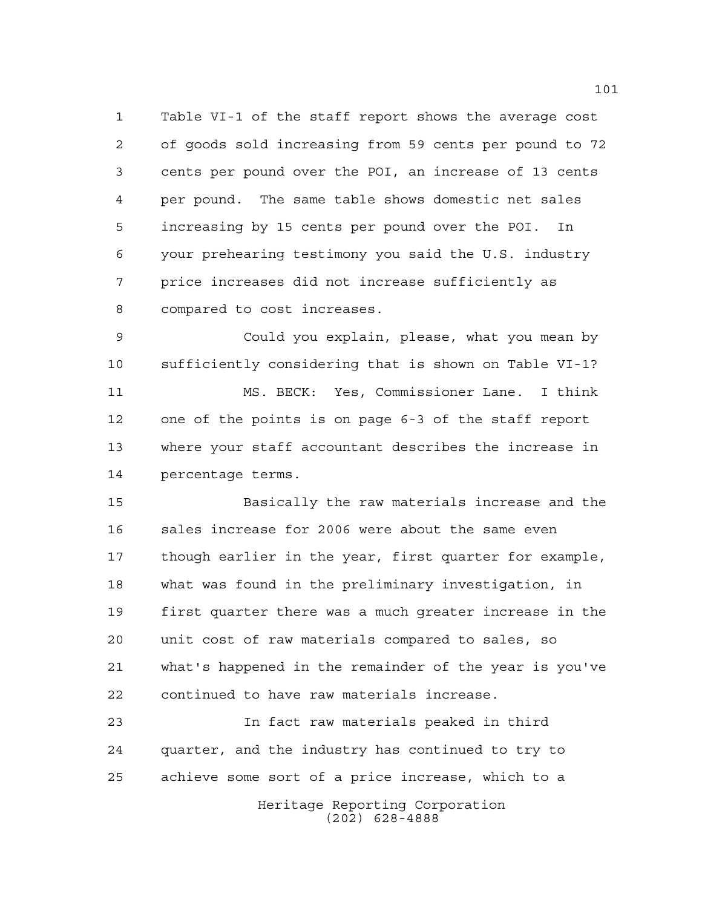Table VI-1 of the staff report shows the average cost of goods sold increasing from 59 cents per pound to 72 cents per pound over the POI, an increase of 13 cents per pound. The same table shows domestic net sales increasing by 15 cents per pound over the POI. In your prehearing testimony you said the U.S. industry price increases did not increase sufficiently as compared to cost increases.

Could you explain, please, what you mean by sufficiently considering that is shown on Table VI-1?

MS. BECK: Yes, Commissioner Lane. I think one of the points is on page 6-3 of the staff report where your staff accountant describes the increase in percentage terms.

Basically the raw materials increase and the sales increase for 2006 were about the same even though earlier in the year, first quarter for example, what was found in the preliminary investigation, in first quarter there was a much greater increase in the unit cost of raw materials compared to sales, so what's happened in the remainder of the year is you've continued to have raw materials increase.

In fact raw materials peaked in third quarter, and the industry has continued to try to achieve some sort of a price increase, which to a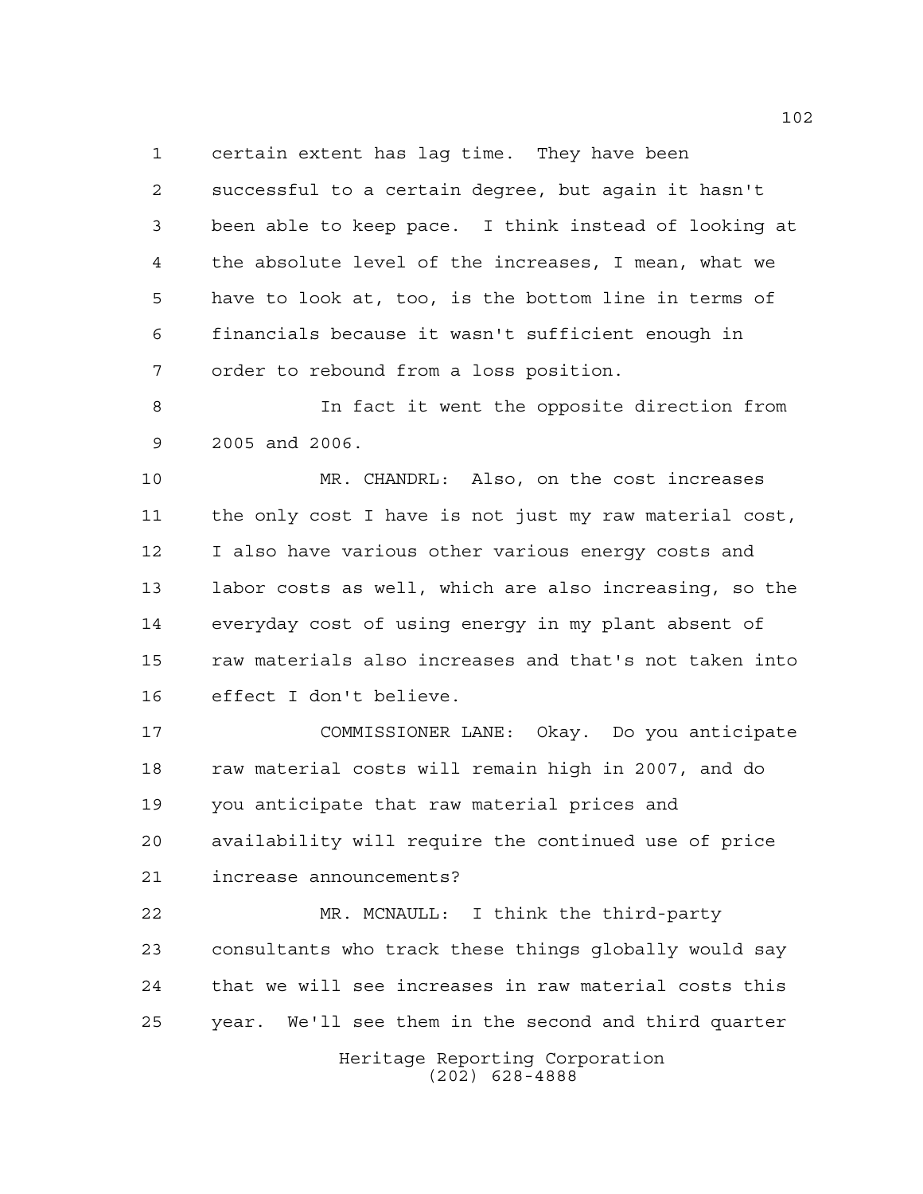certain extent has lag time. They have been successful to a certain degree, but again it hasn't been able to keep pace. I think instead of looking at the absolute level of the increases, I mean, what we have to look at, too, is the bottom line in terms of financials because it wasn't sufficient enough in order to rebound from a loss position.

In fact it went the opposite direction from 2005 and 2006.

MR. CHANDRL: Also, on the cost increases the only cost I have is not just my raw material cost, I also have various other various energy costs and labor costs as well, which are also increasing, so the everyday cost of using energy in my plant absent of raw materials also increases and that's not taken into effect I don't believe.

COMMISSIONER LANE: Okay. Do you anticipate raw material costs will remain high in 2007, and do you anticipate that raw material prices and availability will require the continued use of price increase announcements?

MR. MCNAULL: I think the third-party consultants who track these things globally would say that we will see increases in raw material costs this year. We'll see them in the second and third quarter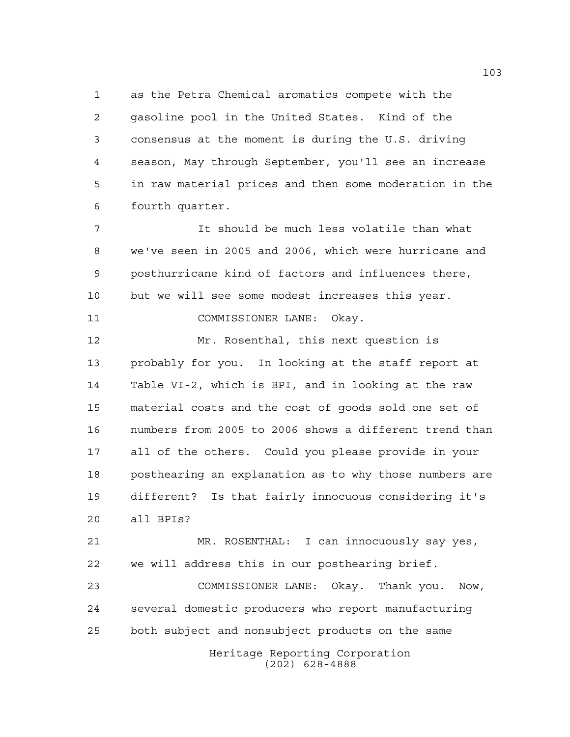as the Petra Chemical aromatics compete with the gasoline pool in the United States. Kind of the consensus at the moment is during the U.S. driving season, May through September, you'll see an increase in raw material prices and then some moderation in the fourth quarter.

It should be much less volatile than what we've seen in 2005 and 2006, which were hurricane and posthurricane kind of factors and influences there, but we will see some modest increases this year.

COMMISSIONER LANE: Okay.

Mr. Rosenthal, this next question is probably for you. In looking at the staff report at Table VI-2, which is BPI, and in looking at the raw material costs and the cost of goods sold one set of numbers from 2005 to 2006 shows a different trend than all of the others. Could you please provide in your posthearing an explanation as to why those numbers are different? Is that fairly innocuous considering it's all BPIs?

MR. ROSENTHAL: I can innocuously say yes, we will address this in our posthearing brief.

COMMISSIONER LANE: Okay. Thank you. Now, several domestic producers who report manufacturing both subject and nonsubject products on the same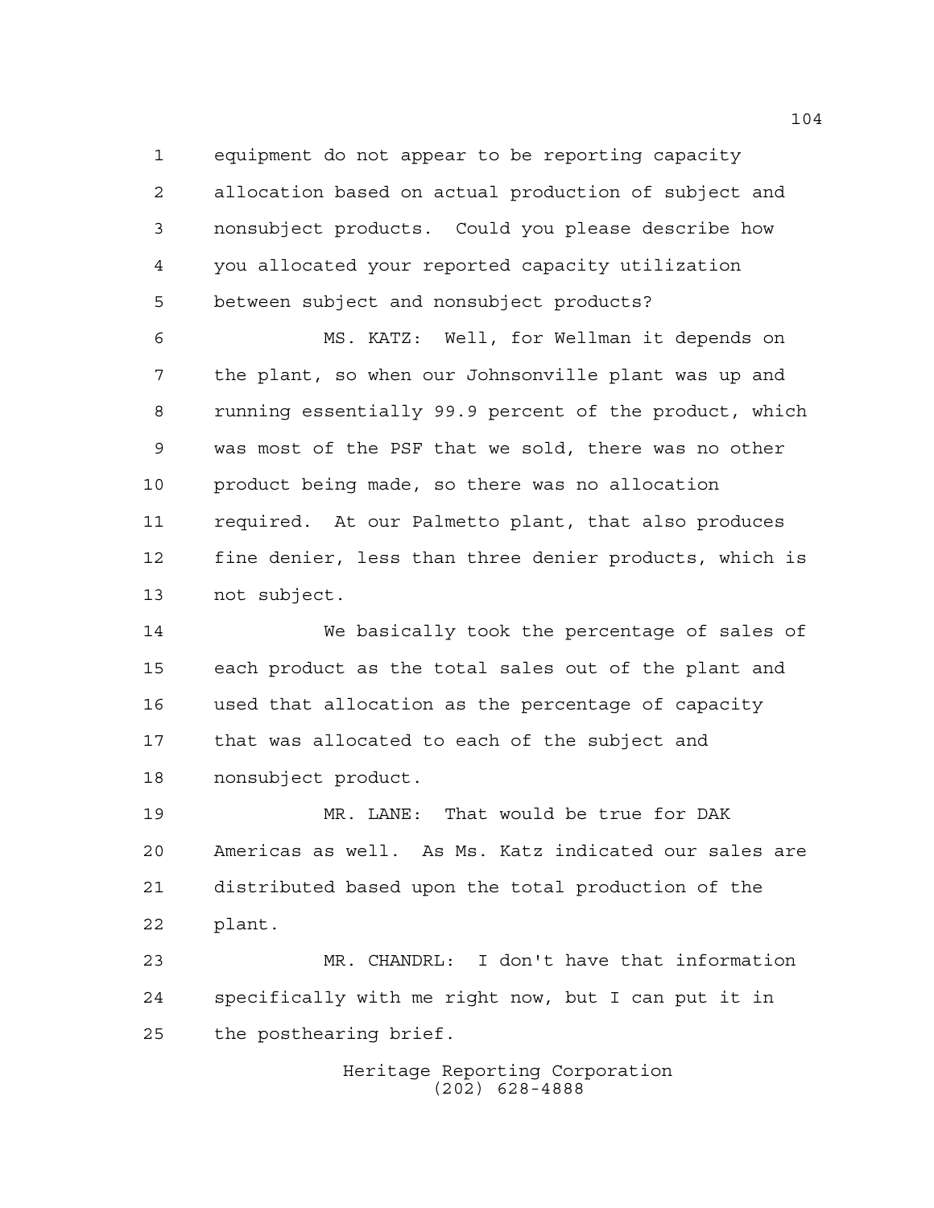equipment do not appear to be reporting capacity allocation based on actual production of subject and nonsubject products. Could you please describe how you allocated your reported capacity utilization between subject and nonsubject products?

MS. KATZ: Well, for Wellman it depends on the plant, so when our Johnsonville plant was up and running essentially 99.9 percent of the product, which was most of the PSF that we sold, there was no other product being made, so there was no allocation required. At our Palmetto plant, that also produces fine denier, less than three denier products, which is not subject.

We basically took the percentage of sales of each product as the total sales out of the plant and used that allocation as the percentage of capacity that was allocated to each of the subject and nonsubject product.

MR. LANE: That would be true for DAK Americas as well. As Ms. Katz indicated our sales are distributed based upon the total production of the plant.

MR. CHANDRL: I don't have that information specifically with me right now, but I can put it in the posthearing brief.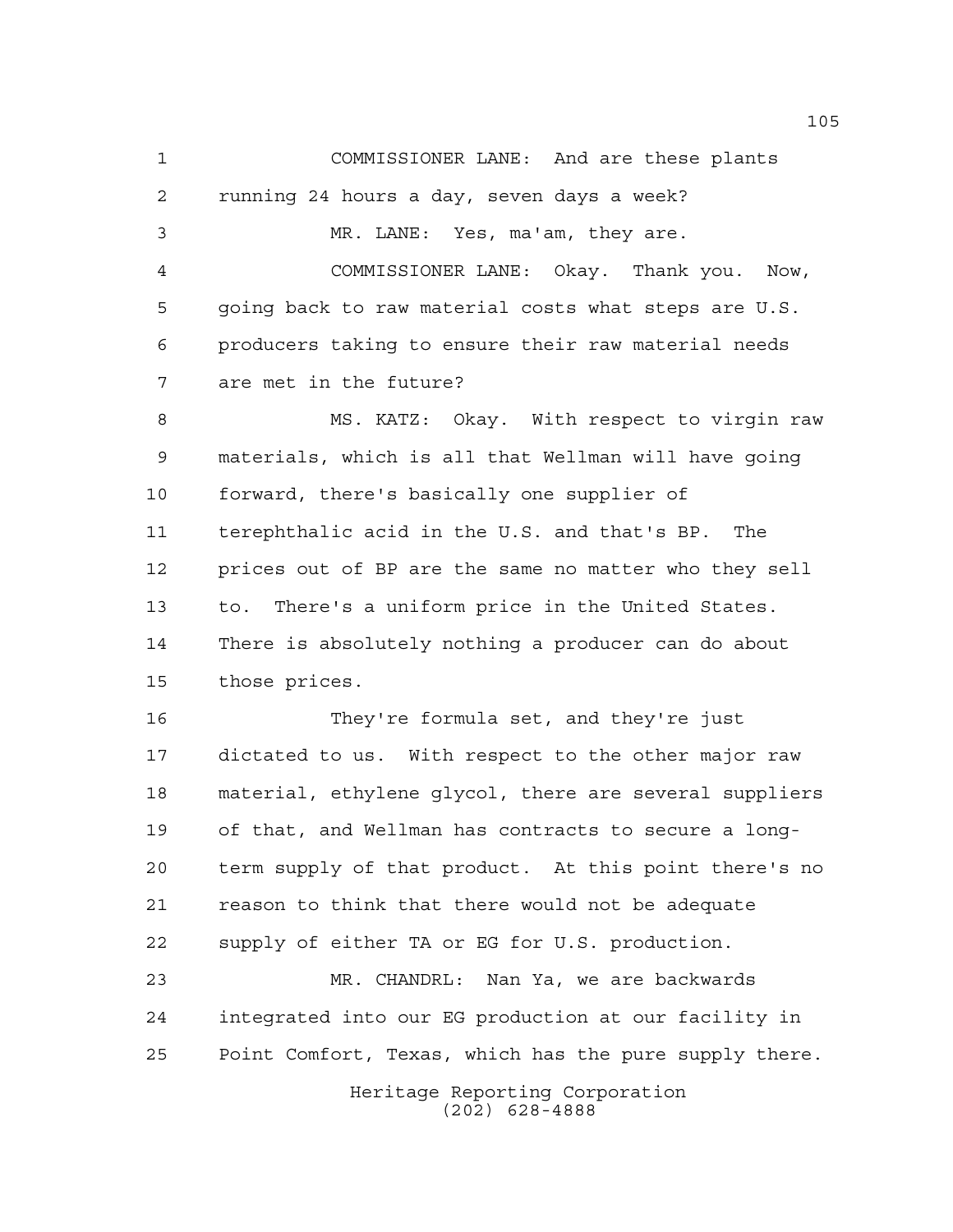COMMISSIONER LANE: And are these plants running 24 hours a day, seven days a week?

MR. LANE: Yes, ma'am, they are.

COMMISSIONER LANE: Okay. Thank you. Now, going back to raw material costs what steps are U.S. producers taking to ensure their raw material needs are met in the future?

MS. KATZ: Okay. With respect to virgin raw materials, which is all that Wellman will have going forward, there's basically one supplier of terephthalic acid in the U.S. and that's BP. The prices out of BP are the same no matter who they sell to. There's a uniform price in the United States. There is absolutely nothing a producer can do about those prices.

They're formula set, and they're just dictated to us. With respect to the other major raw material, ethylene glycol, there are several suppliers of that, and Wellman has contracts to secure a long-term supply of that product. At this point there's no reason to think that there would not be adequate supply of either TA or EG for U.S. production.

MR. CHANDRL: Nan Ya, we are backwards integrated into our EG production at our facility in Point Comfort, Texas, which has the pure supply there.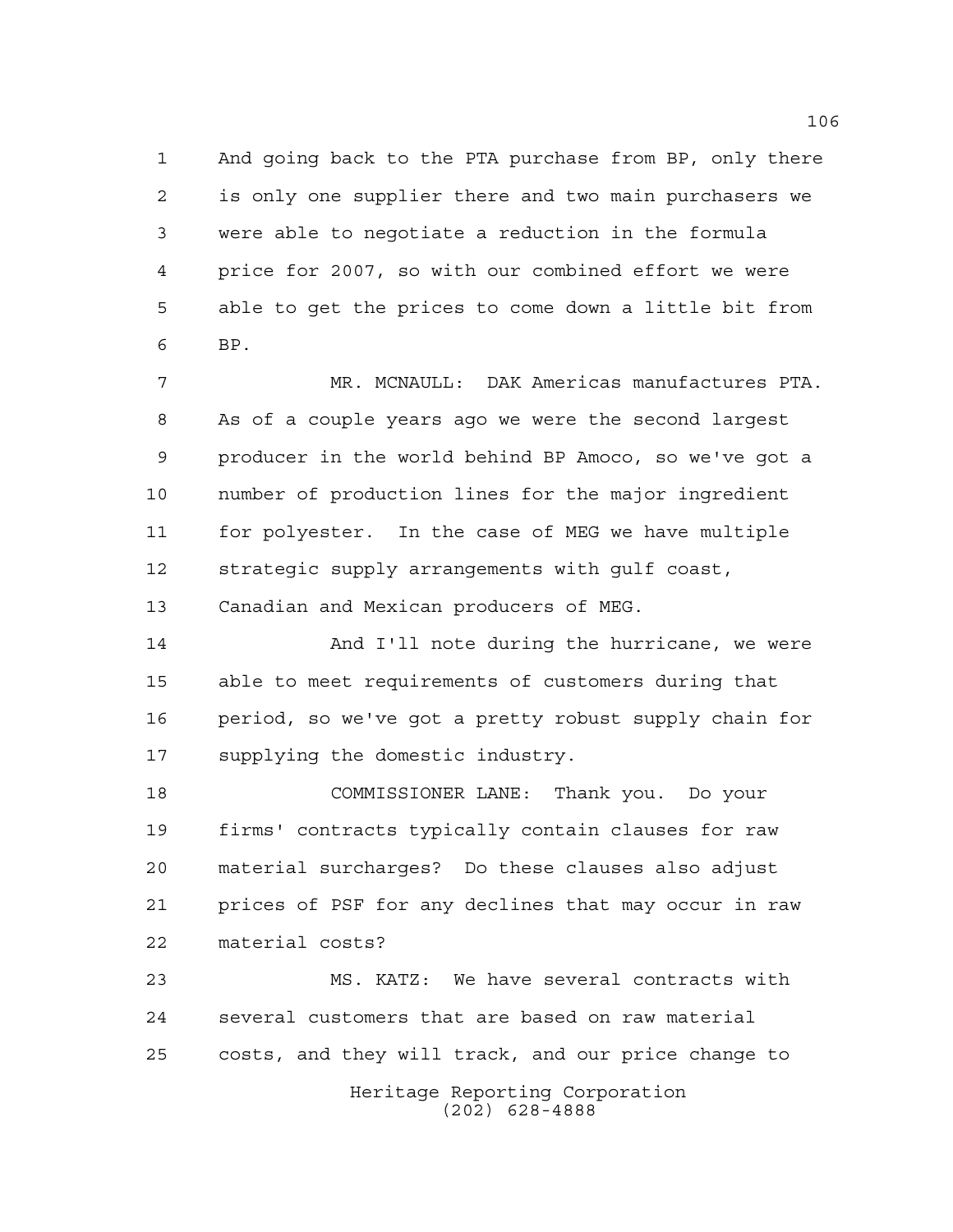And going back to the PTA purchase from BP, only there is only one supplier there and two main purchasers we were able to negotiate a reduction in the formula price for 2007, so with our combined effort we were able to get the prices to come down a little bit from BP.

MR. MCNAULL: DAK Americas manufactures PTA. As of a couple years ago we were the second largest producer in the world behind BP Amoco, so we've got a number of production lines for the major ingredient for polyester. In the case of MEG we have multiple strategic supply arrangements with gulf coast, Canadian and Mexican producers of MEG.

And I'll note during the hurricane, we were able to meet requirements of customers during that period, so we've got a pretty robust supply chain for supplying the domestic industry.

COMMISSIONER LANE: Thank you. Do your firms' contracts typically contain clauses for raw material surcharges? Do these clauses also adjust prices of PSF for any declines that may occur in raw material costs?

MS. KATZ: We have several contracts with several customers that are based on raw material costs, and they will track, and our price change to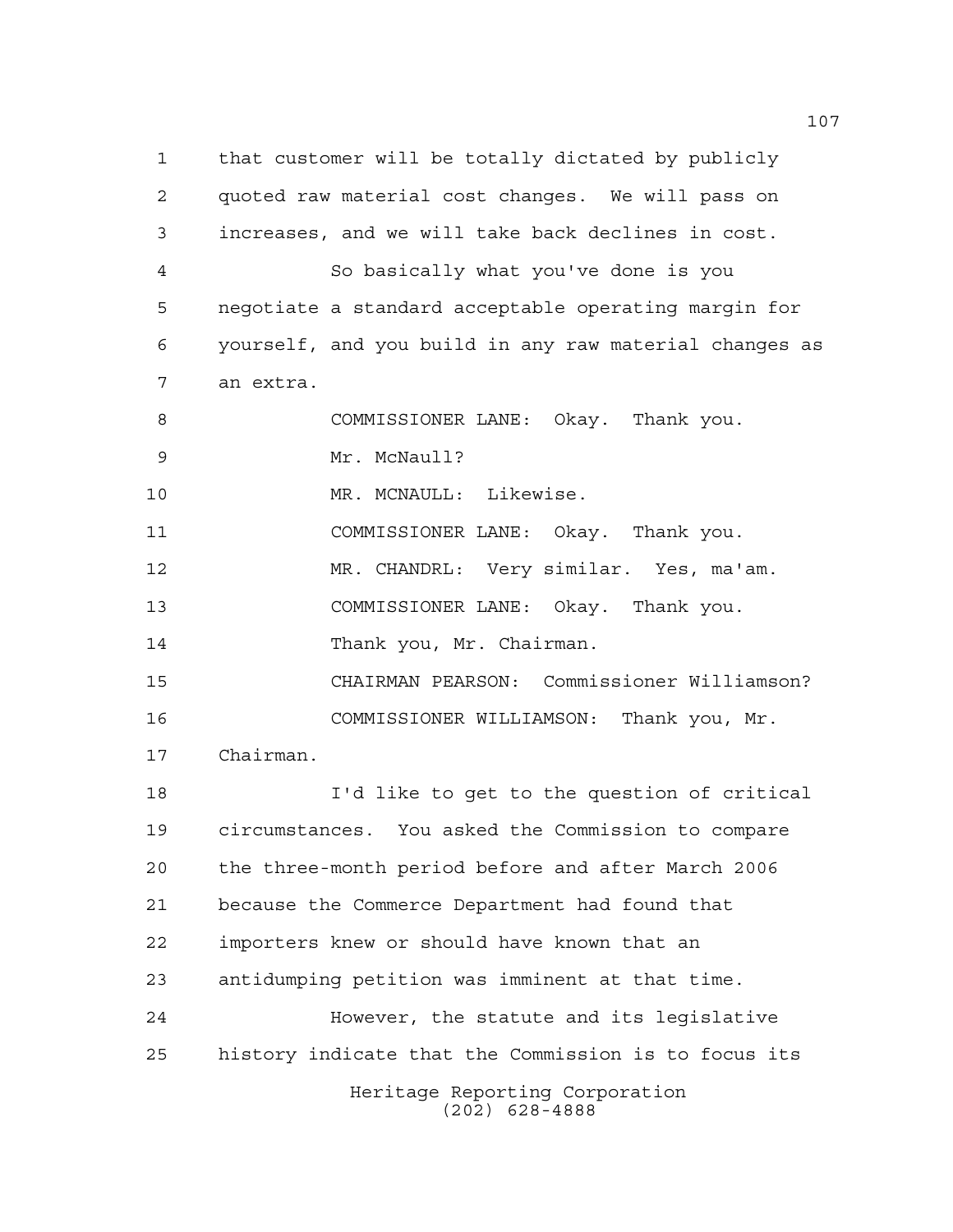that customer will be totally dictated by publicly quoted raw material cost changes. We will pass on increases, and we will take back declines in cost.

So basically what you've done is you negotiate a standard acceptable operating margin for yourself, and you build in any raw material changes as an extra.

COMMISSIONER LANE: Okay. Thank you.

Mr. McNaull?

MR. MCNAULL: Likewise.

COMMISSIONER LANE: Okay. Thank you.

MR. CHANDRL: Very similar. Yes, ma'am.

COMMISSIONER LANE: Okay. Thank you.

Thank you, Mr. Chairman.

CHAIRMAN PEARSON: Commissioner Williamson?

COMMISSIONER WILLIAMSON: Thank you, Mr. Chairman.

I'd like to get to the question of critical circumstances. You asked the Commission to compare the three-month period before and after March 2006 because the Commerce Department had found that importers knew or should have known that an antidumping petition was imminent at that time.

However, the statute and its legislative history indicate that the Commission is to focus its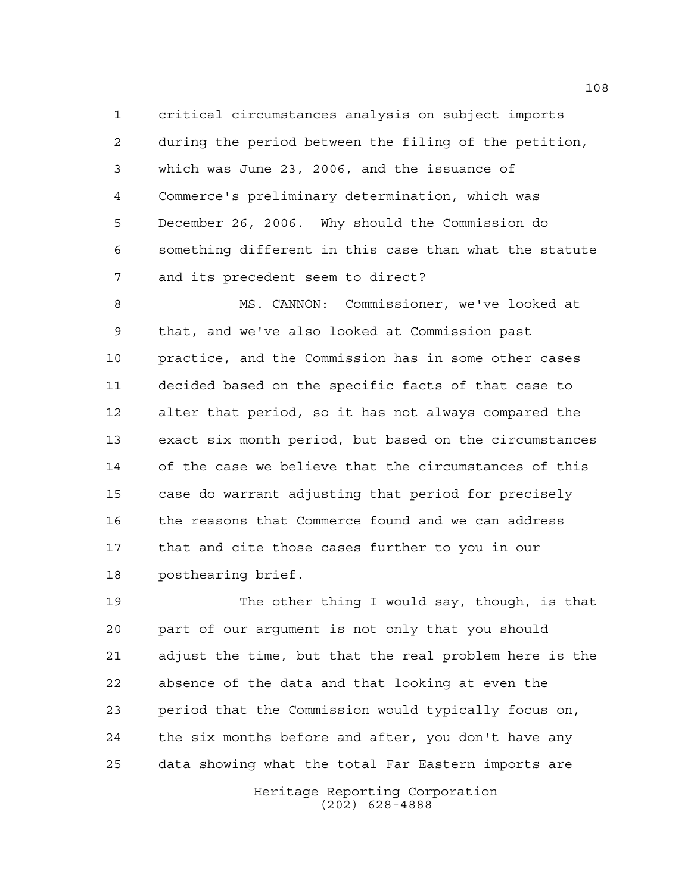critical circumstances analysis on subject imports during the period between the filing of the petition, which was June 23, 2006, and the issuance of Commerce's preliminary determination, which was December 26, 2006. Why should the Commission do something different in this case than what the statute and its precedent seem to direct?

MS. CANNON: Commissioner, we've looked at that, and we've also looked at Commission past practice, and the Commission has in some other cases decided based on the specific facts of that case to alter that period, so it has not always compared the exact six month period, but based on the circumstances of the case we believe that the circumstances of this case do warrant adjusting that period for precisely the reasons that Commerce found and we can address that and cite those cases further to you in our posthearing brief.

The other thing I would say, though, is that part of our argument is not only that you should adjust the time, but that the real problem here is the absence of the data and that looking at even the period that the Commission would typically focus on, the six months before and after, you don't have any data showing what the total Far Eastern imports are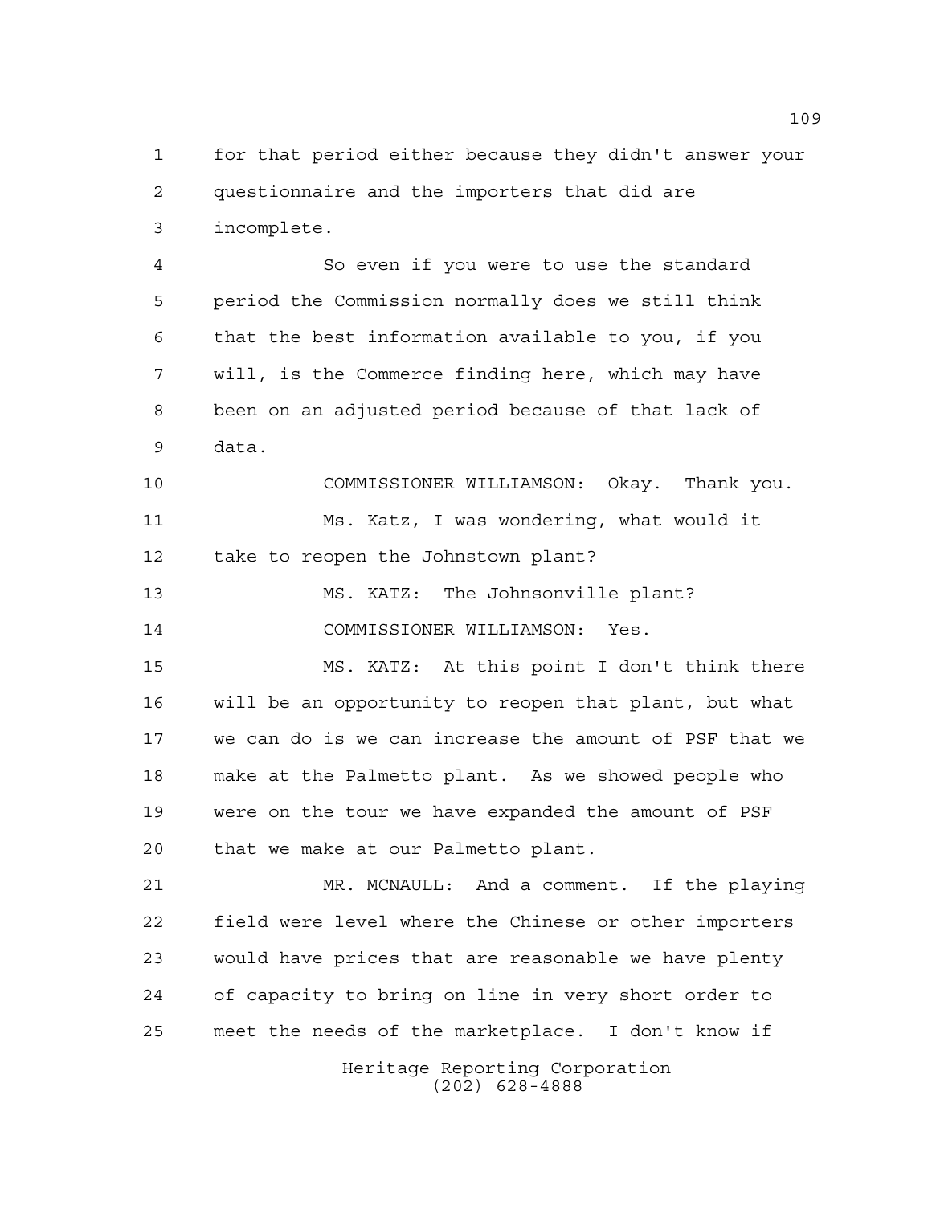for that period either because they didn't answer your questionnaire and the importers that did are incomplete.

So even if you were to use the standard period the Commission normally does we still think that the best information available to you, if you will, is the Commerce finding here, which may have been on an adjusted period because of that lack of data.

COMMISSIONER WILLIAMSON: Okay. Thank you.

Ms. Katz, I was wondering, what would it take to reopen the Johnstown plant?

MS. KATZ: The Johnsonville plant?

COMMISSIONER WILLIAMSON: Yes.

MS. KATZ: At this point I don't think there will be an opportunity to reopen that plant, but what we can do is we can increase the amount of PSF that we make at the Palmetto plant. As we showed people who were on the tour we have expanded the amount of PSF that we make at our Palmetto plant.

MR. MCNAULL: And a comment. If the playing field were level where the Chinese or other importers would have prices that are reasonable we have plenty of capacity to bring on line in very short order to meet the needs of the marketplace. I don't know if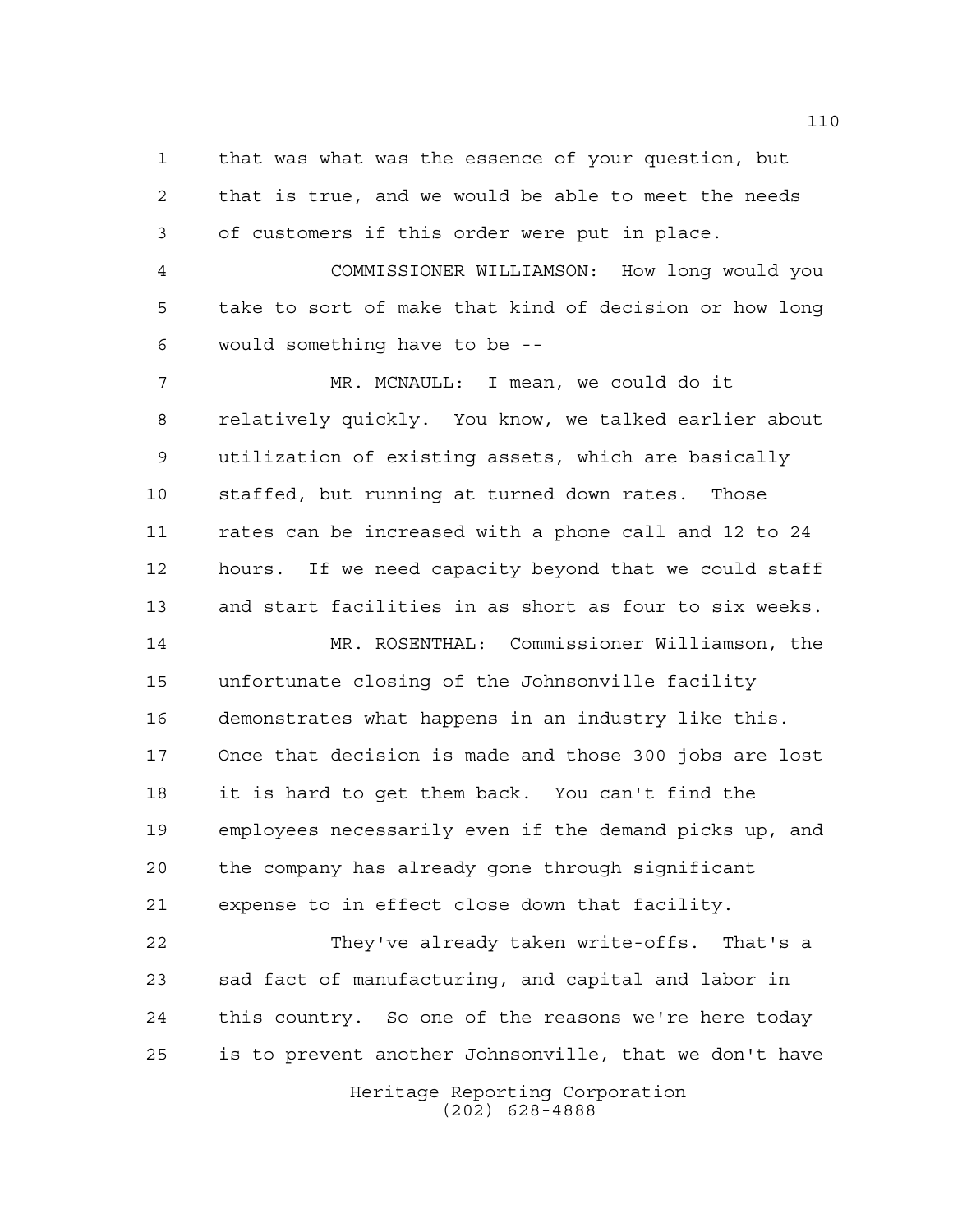that was what was the essence of your question, but that is true, and we would be able to meet the needs of customers if this order were put in place.

COMMISSIONER WILLIAMSON: How long would you take to sort of make that kind of decision or how long would something have to be --

MR. MCNAULL: I mean, we could do it relatively quickly. You know, we talked earlier about utilization of existing assets, which are basically staffed, but running at turned down rates. Those rates can be increased with a phone call and 12 to 24 hours. If we need capacity beyond that we could staff and start facilities in as short as four to six weeks.

MR. ROSENTHAL: Commissioner Williamson, the unfortunate closing of the Johnsonville facility demonstrates what happens in an industry like this. Once that decision is made and those 300 jobs are lost it is hard to get them back. You can't find the employees necessarily even if the demand picks up, and the company has already gone through significant expense to in effect close down that facility.

They've already taken write-offs. That's a sad fact of manufacturing, and capital and labor in this country. So one of the reasons we're here today is to prevent another Johnsonville, that we don't have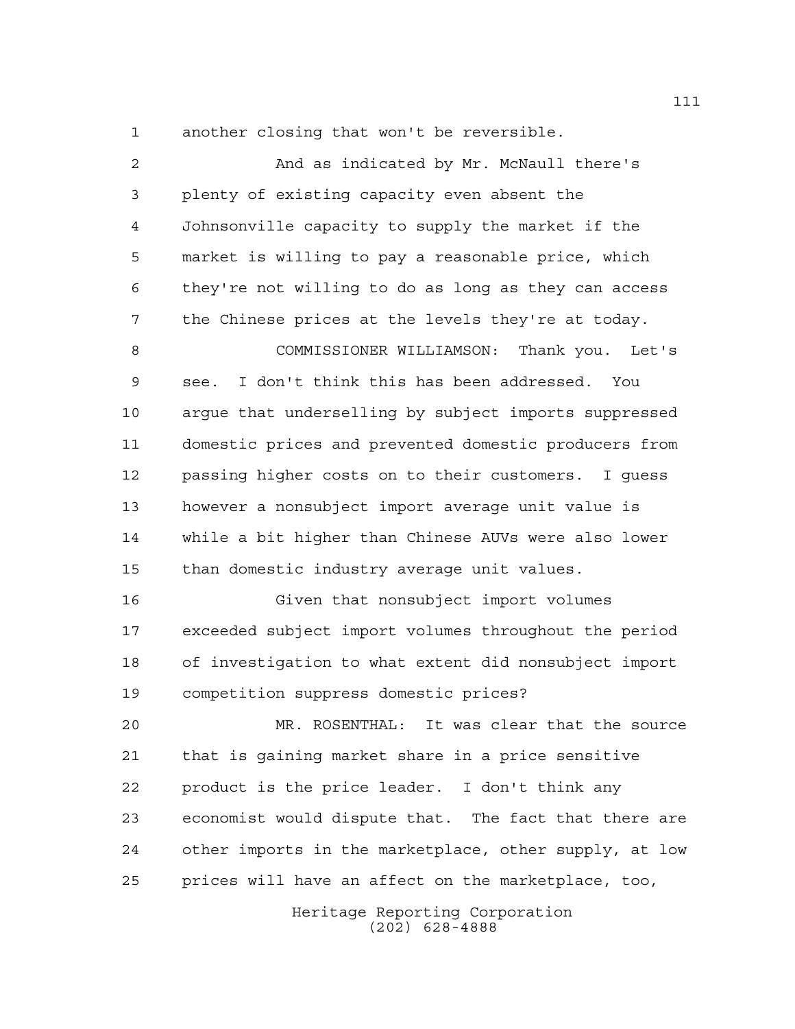another closing that won't be reversible.

And as indicated by Mr. McNaull there's plenty of existing capacity even absent the Johnsonville capacity to supply the market if the market is willing to pay a reasonable price, which they're not willing to do as long as they can access the Chinese prices at the levels they're at today.

COMMISSIONER WILLIAMSON: Thank you. Let's see. I don't think this has been addressed. You argue that underselling by subject imports suppressed domestic prices and prevented domestic producers from passing higher costs on to their customers. I guess however a nonsubject import average unit value is while a bit higher than Chinese AUVs were also lower than domestic industry average unit values.

Given that nonsubject import volumes exceeded subject import volumes throughout the period of investigation to what extent did nonsubject import competition suppress domestic prices?

MR. ROSENTHAL: It was clear that the source that is gaining market share in a price sensitive product is the price leader. I don't think any economist would dispute that. The fact that there are other imports in the marketplace, other supply, at low prices will have an affect on the marketplace, too,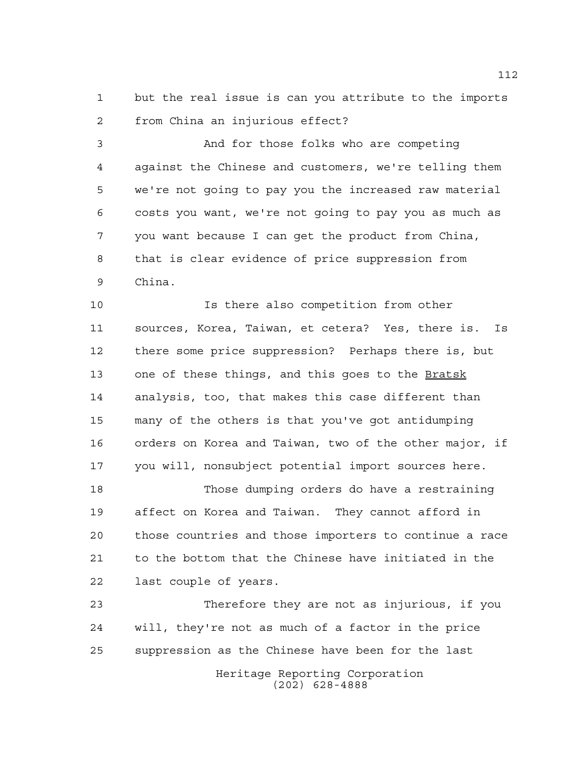but the real issue is can you attribute to the imports from China an injurious effect?

And for those folks who are competing against the Chinese and customers, we're telling them we're not going to pay you the increased raw material costs you want, we're not going to pay you as much as you want because I can get the product from China, that is clear evidence of price suppression from China.

Is there also competition from other sources, Korea, Taiwan, et cetera? Yes, there is. Is there some price suppression? Perhaps there is, but one of these things, and this goes to the Bratsk analysis, too, that makes this case different than many of the others is that you've got antidumping orders on Korea and Taiwan, two of the other major, if you will, nonsubject potential import sources here.

Those dumping orders do have a restraining affect on Korea and Taiwan. They cannot afford in those countries and those importers to continue a race to the bottom that the Chinese have initiated in the last couple of years.

Therefore they are not as injurious, if you will, they're not as much of a factor in the price suppression as the Chinese have been for the last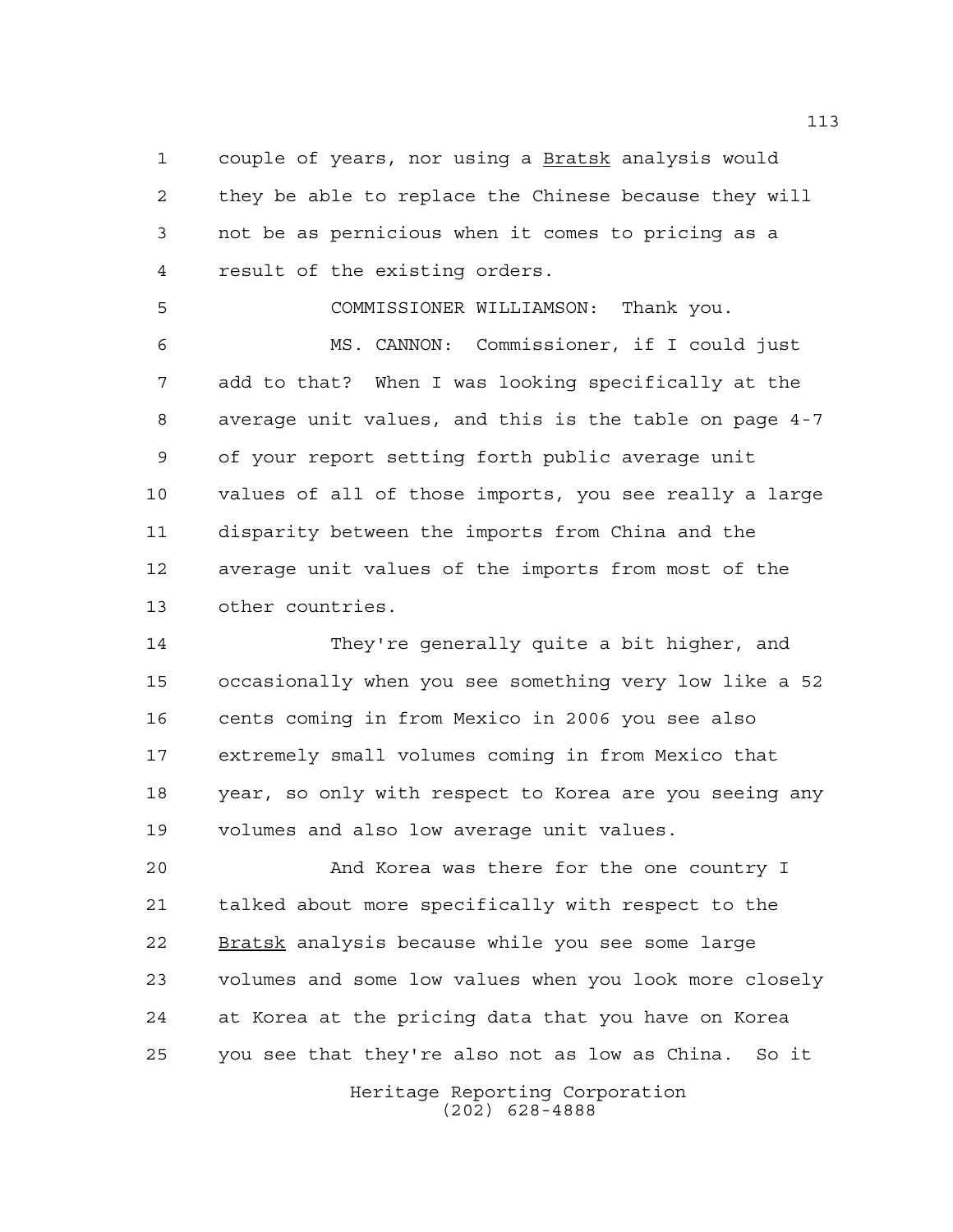couple of years, nor using a Bratsk analysis would they be able to replace the Chinese because they will not be as pernicious when it comes to pricing as a result of the existing orders.

COMMISSIONER WILLIAMSON: Thank you.

MS. CANNON: Commissioner, if I could just add to that? When I was looking specifically at the average unit values, and this is the table on page 4-7 of your report setting forth public average unit values of all of those imports, you see really a large disparity between the imports from China and the average unit values of the imports from most of the other countries.

They're generally quite a bit higher, and occasionally when you see something very low like a 52 cents coming in from Mexico in 2006 you see also extremely small volumes coming in from Mexico that year, so only with respect to Korea are you seeing any volumes and also low average unit values.

And Korea was there for the one country I talked about more specifically with respect to the Bratsk analysis because while you see some large volumes and some low values when you look more closely at Korea at the pricing data that you have on Korea you see that they're also not as low as China. So it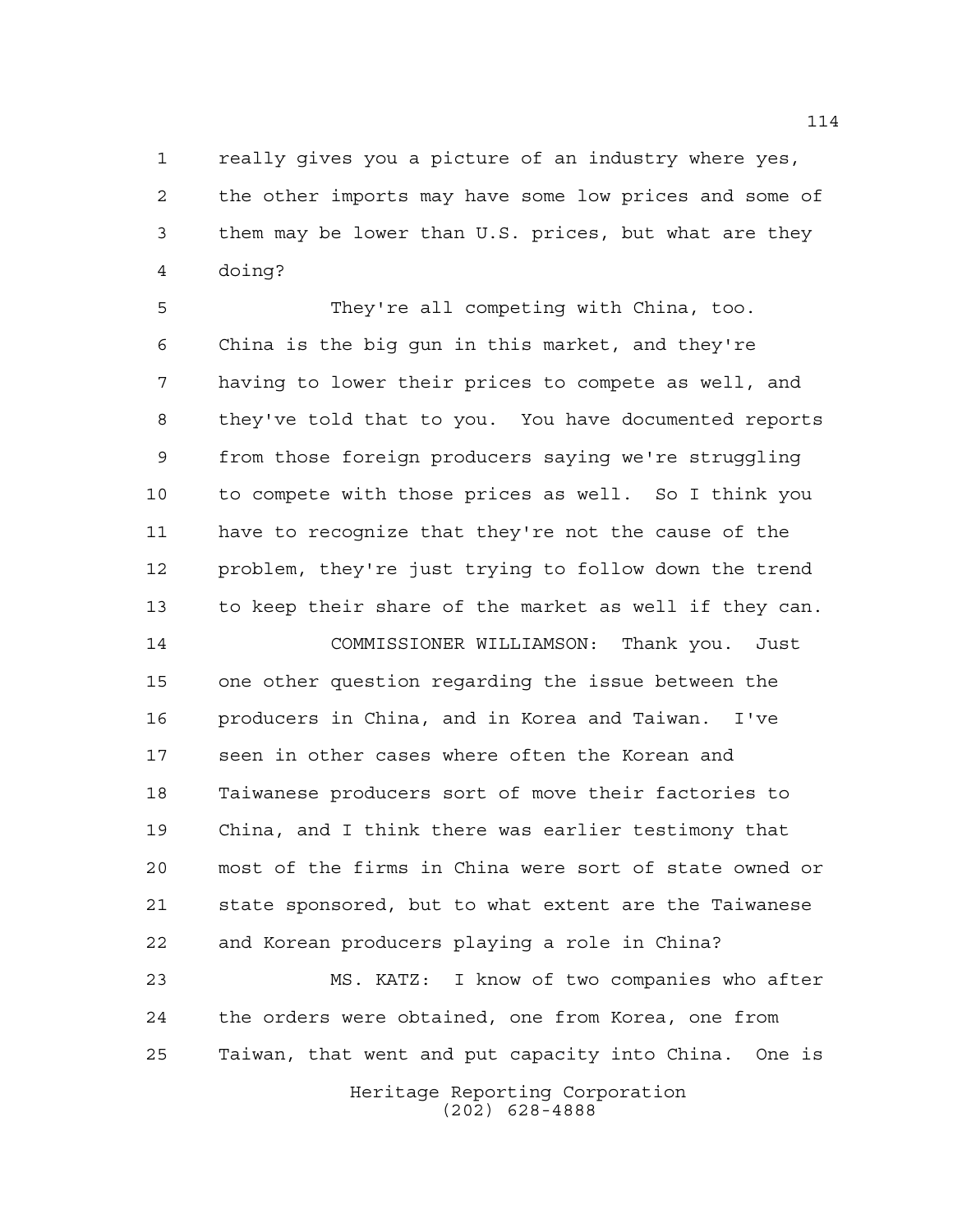really gives you a picture of an industry where yes, the other imports may have some low prices and some of them may be lower than U.S. prices, but what are they doing?

They're all competing with China, too. China is the big gun in this market, and they're having to lower their prices to compete as well, and they've told that to you. You have documented reports from those foreign producers saying we're struggling to compete with those prices as well. So I think you have to recognize that they're not the cause of the problem, they're just trying to follow down the trend to keep their share of the market as well if they can.

COMMISSIONER WILLIAMSON: Thank you. Just one other question regarding the issue between the producers in China, and in Korea and Taiwan. I've seen in other cases where often the Korean and Taiwanese producers sort of move their factories to China, and I think there was earlier testimony that most of the firms in China were sort of state owned or state sponsored, but to what extent are the Taiwanese and Korean producers playing a role in China?

MS. KATZ: I know of two companies who after the orders were obtained, one from Korea, one from Taiwan, that went and put capacity into China. One is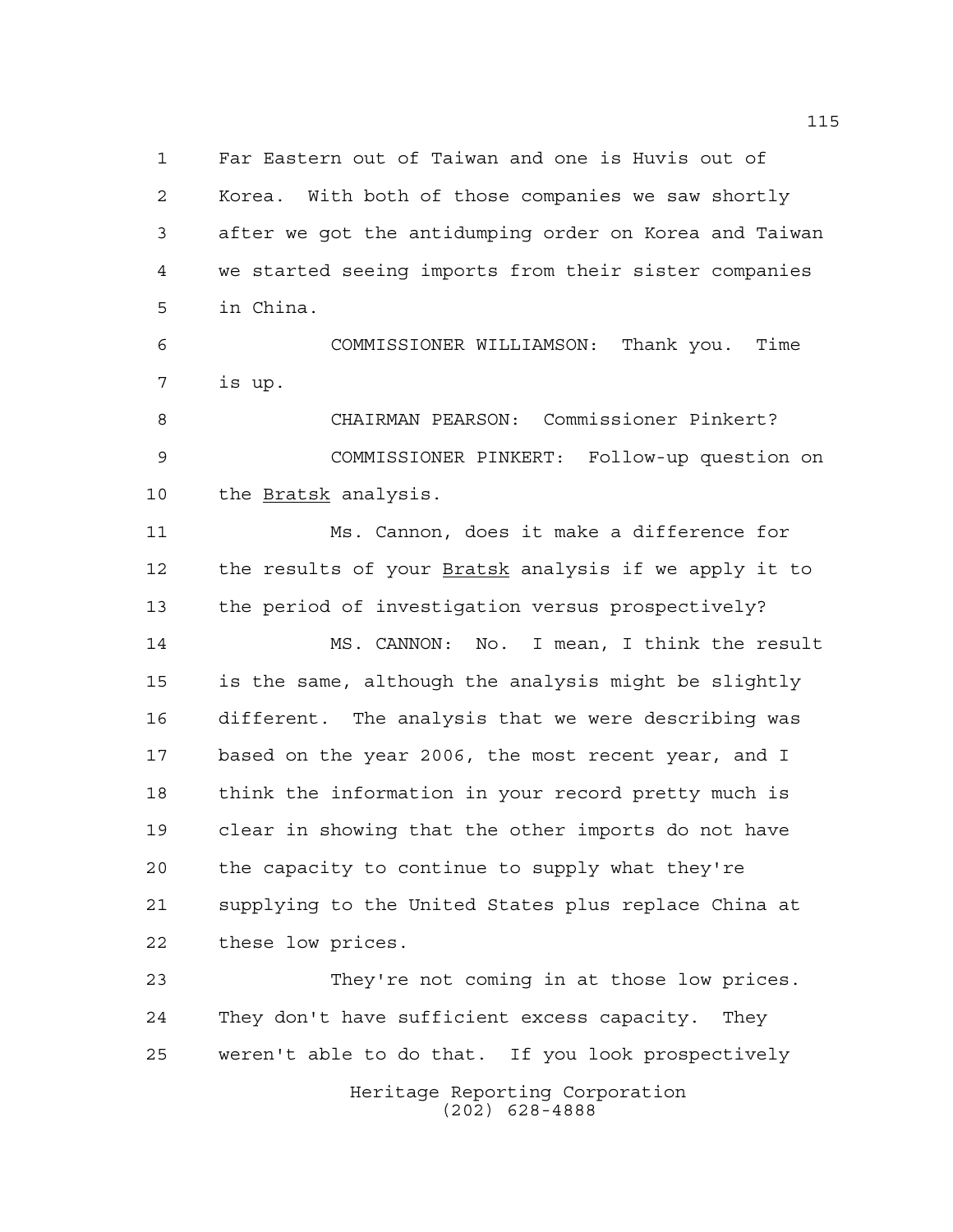Far Eastern out of Taiwan and one is Huvis out of Korea. With both of those companies we saw shortly after we got the antidumping order on Korea and Taiwan we started seeing imports from their sister companies in China.

COMMISSIONER WILLIAMSON: Thank you. Time is up.

CHAIRMAN PEARSON: Commissioner Pinkert?

COMMISSIONER PINKERT: Follow-up question on the *Bratsk* analysis.

Ms. Cannon, does it make a difference for the results of your *Bratsk* analysis if we apply it to the period of investigation versus prospectively?

MS. CANNON: No. I mean, I think the result is the same, although the analysis might be slightly different. The analysis that we were describing was based on the year 2006, the most recent year, and I think the information in your record pretty much is clear in showing that the other imports do not have the capacity to continue to supply what they're supplying to the United States plus replace China at these low prices.

They're not coming in at those low prices. They don't have sufficient excess capacity. They weren't able to do that. If you look prospectively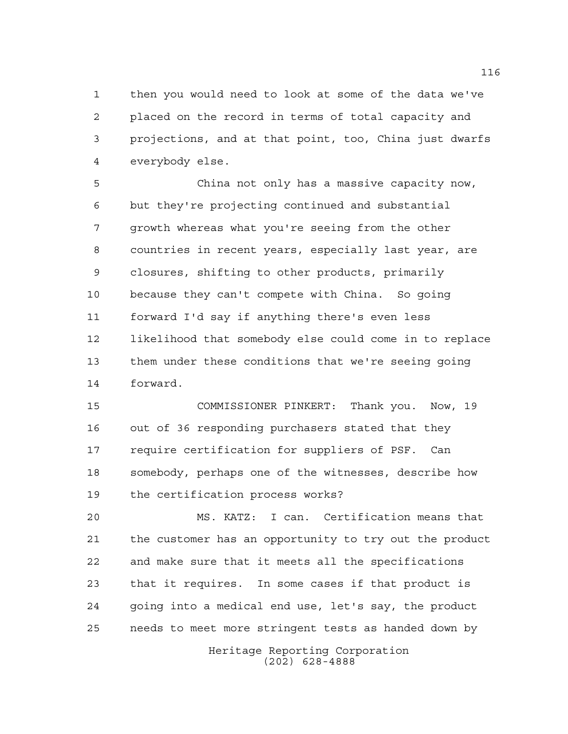then you would need to look at some of the data we've placed on the record in terms of total capacity and projections, and at that point, too, China just dwarfs everybody else.

China not only has a massive capacity now, but they're projecting continued and substantial growth whereas what you're seeing from the other countries in recent years, especially last year, are closures, shifting to other products, primarily because they can't compete with China. So going forward I'd say if anything there's even less likelihood that somebody else could come in to replace them under these conditions that we're seeing going forward.

COMMISSIONER PINKERT: Thank you. Now, 19 out of 36 responding purchasers stated that they require certification for suppliers of PSF. Can somebody, perhaps one of the witnesses, describe how the certification process works?

MS. KATZ: I can. Certification means that the customer has an opportunity to try out the product and make sure that it meets all the specifications that it requires. In some cases if that product is going into a medical end use, let's say, the product needs to meet more stringent tests as handed down by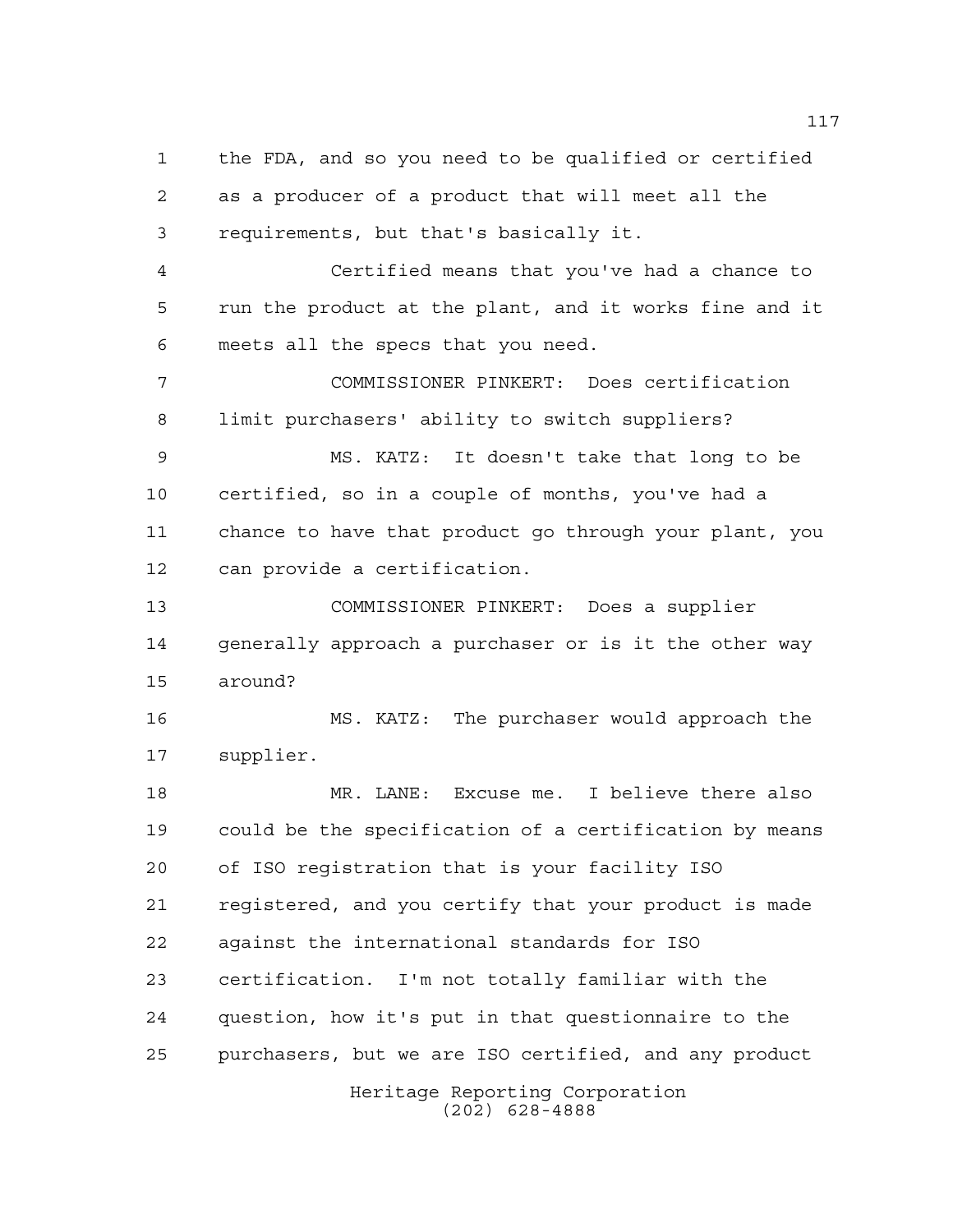the FDA, and so you need to be qualified or certified as a producer of a product that will meet all the requirements, but that's basically it.

Certified means that you've had a chance to run the product at the plant, and it works fine and it meets all the specs that you need.

COMMISSIONER PINKERT: Does certification limit purchasers' ability to switch suppliers?

MS. KATZ: It doesn't take that long to be certified, so in a couple of months, you've had a chance to have that product go through your plant, you can provide a certification.

COMMISSIONER PINKERT: Does a supplier generally approach a purchaser or is it the other way around?

MS. KATZ: The purchaser would approach the supplier.

MR. LANE: Excuse me. I believe there also could be the specification of a certification by means of ISO registration that is your facility ISO registered, and you certify that your product is made against the international standards for ISO certification. I'm not totally familiar with the question, how it's put in that questionnaire to the purchasers, but we are ISO certified, and any product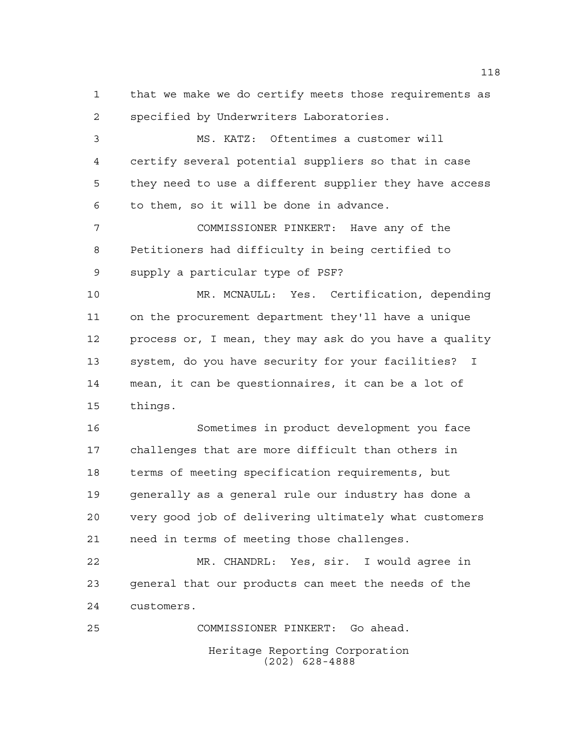that we make we do certify meets those requirements as specified by Underwriters Laboratories.

MS. KATZ: Oftentimes a customer will certify several potential suppliers so that in case they need to use a different supplier they have access to them, so it will be done in advance.

COMMISSIONER PINKERT: Have any of the Petitioners had difficulty in being certified to supply a particular type of PSF?

MR. MCNAULL: Yes. Certification, depending on the procurement department they'll have a unique process or, I mean, they may ask do you have a quality system, do you have security for your facilities? I mean, it can be questionnaires, it can be a lot of things.

Sometimes in product development you face challenges that are more difficult than others in terms of meeting specification requirements, but generally as a general rule our industry has done a very good job of delivering ultimately what customers need in terms of meeting those challenges.

MR. CHANDRL: Yes, sir. I would agree in general that our products can meet the needs of the customers.

COMMISSIONER PINKERT: Go ahead.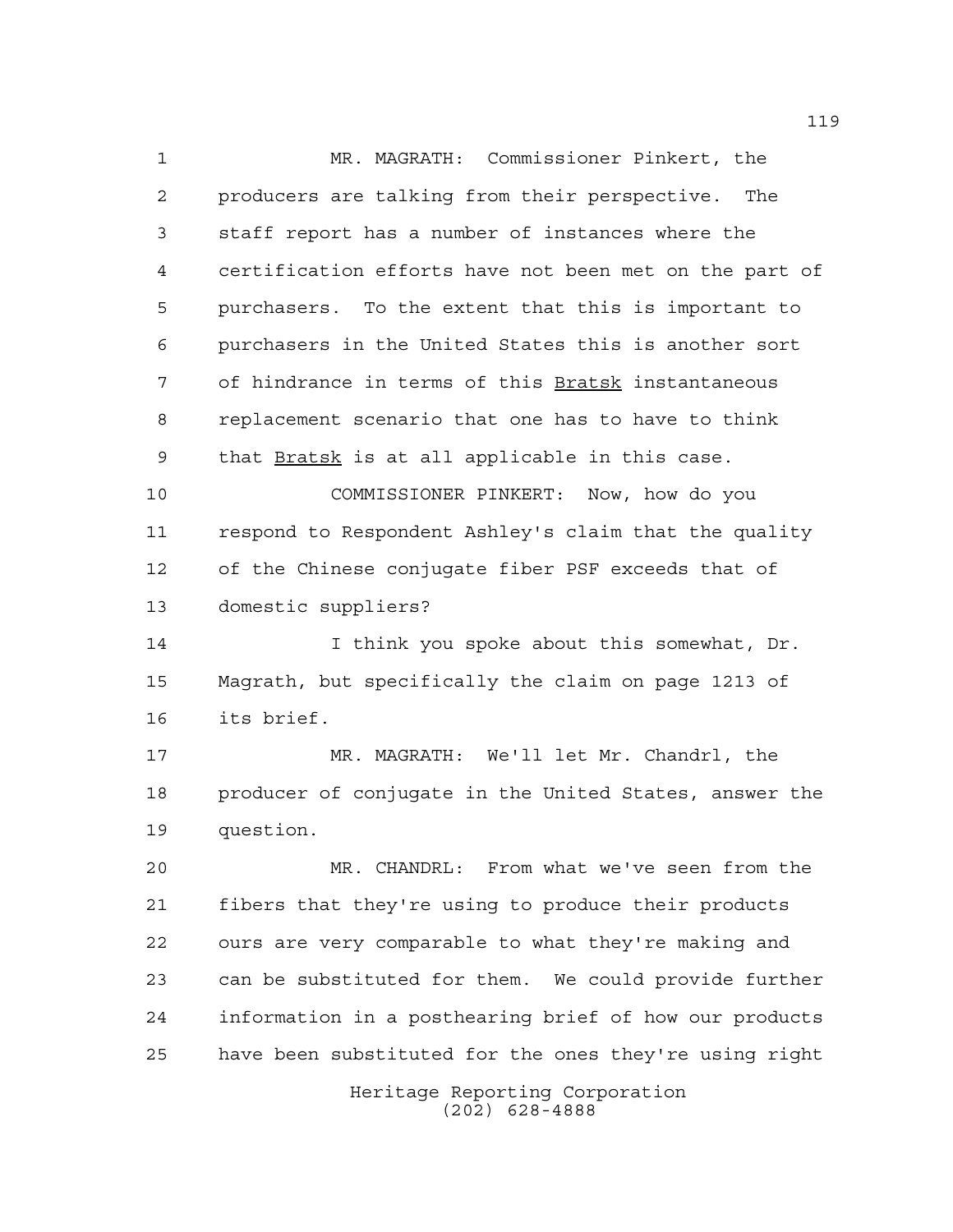MR. MAGRATH: Commissioner Pinkert, the producers are talking from their perspective. The staff report has a number of instances where the certification efforts have not been met on the part of purchasers. To the extent that this is important to purchasers in the United States this is another sort of hindrance in terms of this Bratsk instantaneous replacement scenario that one has to have to think that Bratsk is at all applicable in this case.

COMMISSIONER PINKERT: Now, how do you respond to Respondent Ashley's claim that the quality of the Chinese conjugate fiber PSF exceeds that of domestic suppliers?

I think you spoke about this somewhat, Dr. Magrath, but specifically the claim on page 1213 of its brief.

MR. MAGRATH: We'll let Mr. Chandrl, the producer of conjugate in the United States, answer the question.

MR. CHANDRL: From what we've seen from the fibers that they're using to produce their products ours are very comparable to what they're making and can be substituted for them. We could provide further information in a posthearing brief of how our products have been substituted for the ones they're using right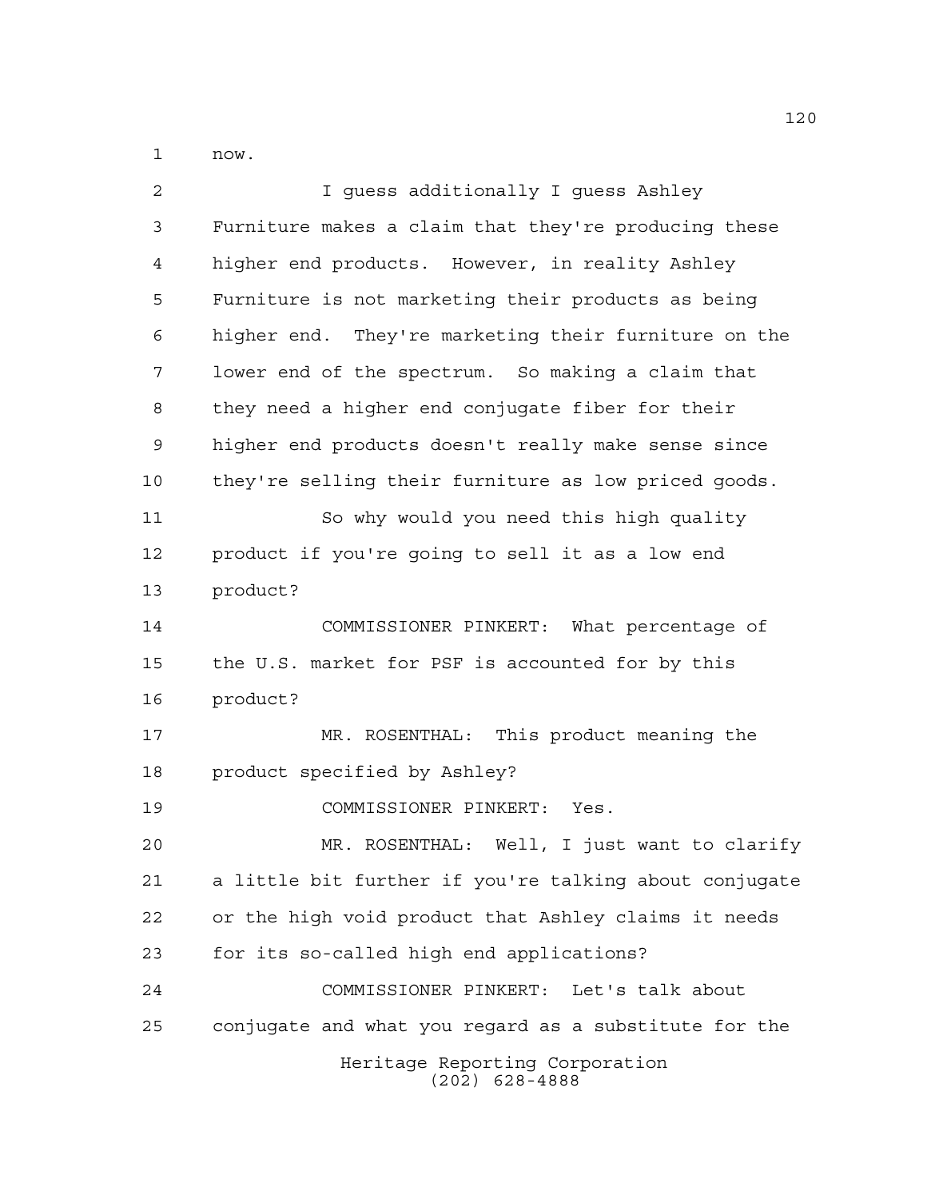now.

I guess additionally I guess Ashley Furniture makes a claim that they're producing these higher end products. However, in reality Ashley Furniture is not marketing their products as being higher end. They're marketing their furniture on the lower end of the spectrum. So making a claim that they need a higher end conjugate fiber for their higher end products doesn't really make sense since they're selling their furniture as low priced goods.

So why would you need this high quality product if you're going to sell it as a low end product?

COMMISSIONER PINKERT: What percentage of the U.S. market for PSF is accounted for by this product?

MR. ROSENTHAL: This product meaning the product specified by Ashley?

COMMISSIONER PINKERT: Yes.

MR. ROSENTHAL: Well, I just want to clarify a little bit further if you're talking about conjugate or the high void product that Ashley claims it needs for its so-called high end applications?

COMMISSIONER PINKERT: Let's talk about conjugate and what you regard as a substitute for the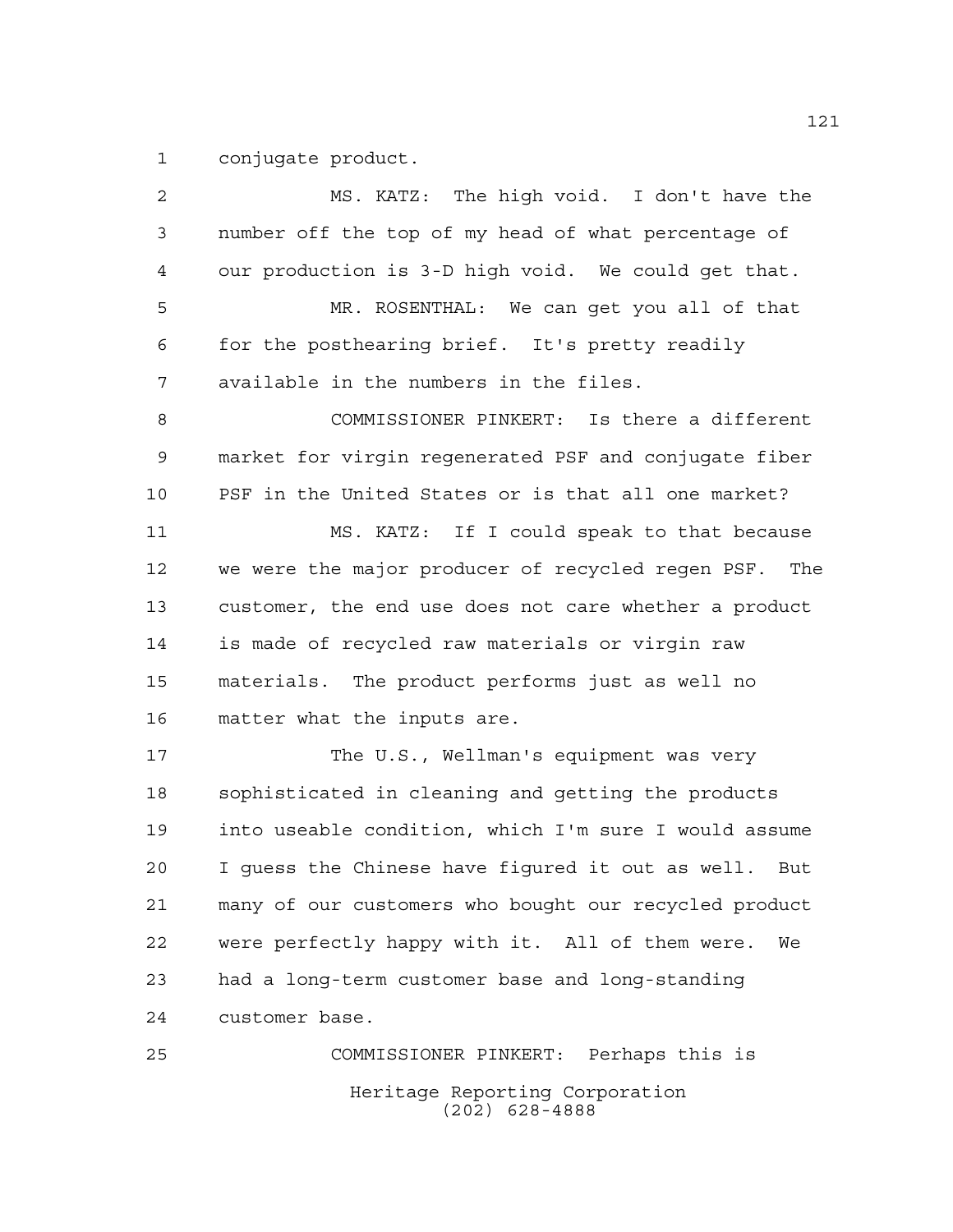conjugate product.

MS. KATZ: The high void. I don't have the number off the top of my head of what percentage of our production is 3-D high void. We could get that.

MR. ROSENTHAL: We can get you all of that for the posthearing brief. It's pretty readily available in the numbers in the files.

COMMISSIONER PINKERT: Is there a different market for virgin regenerated PSF and conjugate fiber PSF in the United States or is that all one market?

MS. KATZ: If I could speak to that because we were the major producer of recycled regen PSF. The customer, the end use does not care whether a product is made of recycled raw materials or virgin raw materials. The product performs just as well no matter what the inputs are.

The U.S., Wellman's equipment was very sophisticated in cleaning and getting the products into useable condition, which I'm sure I would assume I guess the Chinese have figured it out as well. But many of our customers who bought our recycled product were perfectly happy with it. All of them were. We had a long-term customer base and long-standing customer base.

COMMISSIONER PINKERT: Perhaps this is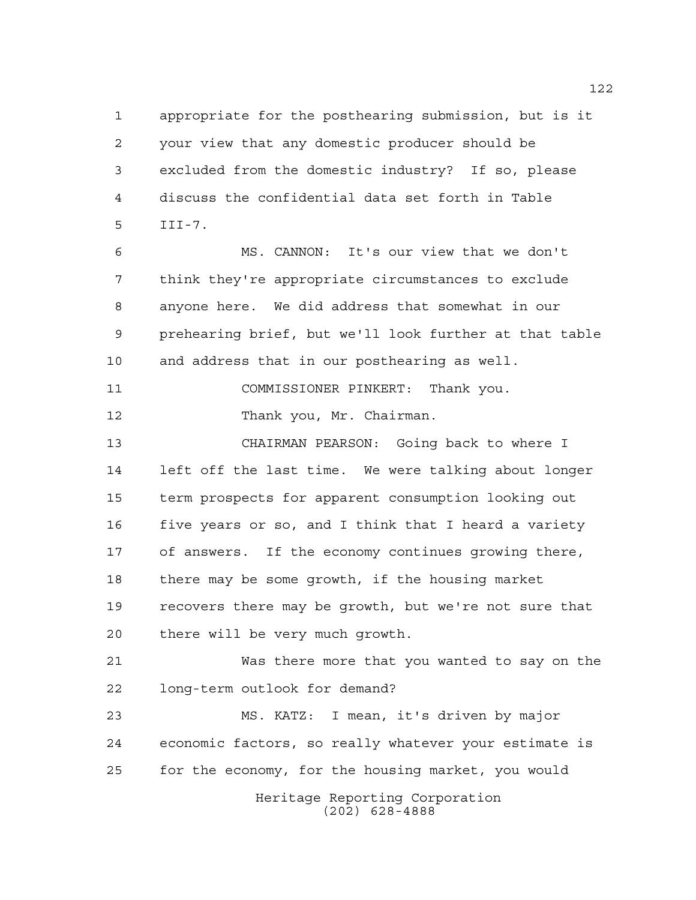appropriate for the posthearing submission, but is it your view that any domestic producer should be excluded from the domestic industry? If so, please discuss the confidential data set forth in Table III-7.

MS. CANNON: It's our view that we don't think they're appropriate circumstances to exclude anyone here. We did address that somewhat in our prehearing brief, but we'll look further at that table and address that in our posthearing as well.

COMMISSIONER PINKERT: Thank you.

Thank you, Mr. Chairman.

CHAIRMAN PEARSON: Going back to where I left off the last time. We were talking about longer term prospects for apparent consumption looking out five years or so, and I think that I heard a variety of answers. If the economy continues growing there, there may be some growth, if the housing market recovers there may be growth, but we're not sure that there will be very much growth.

Was there more that you wanted to say on the long-term outlook for demand?

MS. KATZ: I mean, it's driven by major economic factors, so really whatever your estimate is for the economy, for the housing market, you would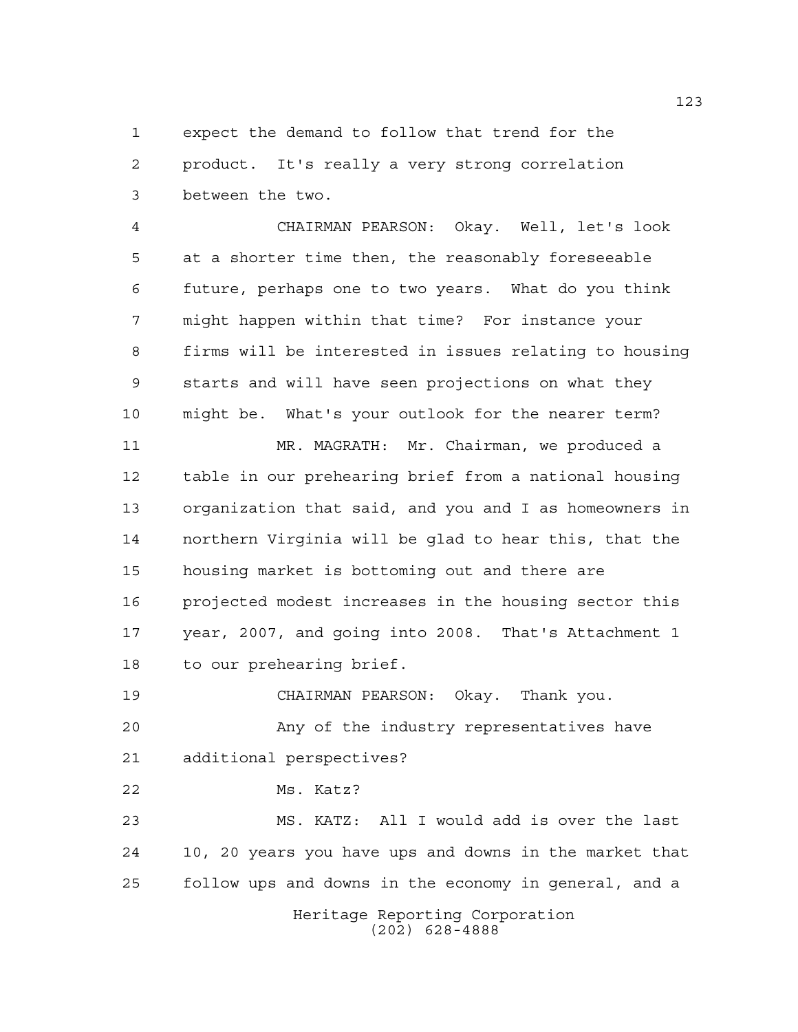expect the demand to follow that trend for the product. It's really a very strong correlation between the two.

CHAIRMAN PEARSON: Okay. Well, let's look at a shorter time then, the reasonably foreseeable future, perhaps one to two years. What do you think might happen within that time? For instance your firms will be interested in issues relating to housing starts and will have seen projections on what they might be. What's your outlook for the nearer term?

MR. MAGRATH: Mr. Chairman, we produced a table in our prehearing brief from a national housing organization that said, and you and I as homeowners in northern Virginia will be glad to hear this, that the housing market is bottoming out and there are projected modest increases in the housing sector this year, 2007, and going into 2008. That's Attachment 1 to our prehearing brief.

CHAIRMAN PEARSON: Okay. Thank you.

Any of the industry representatives have additional perspectives?

Ms. Katz?

MS. KATZ: All I would add is over the last 10, 20 years you have ups and downs in the market that follow ups and downs in the economy in general, and a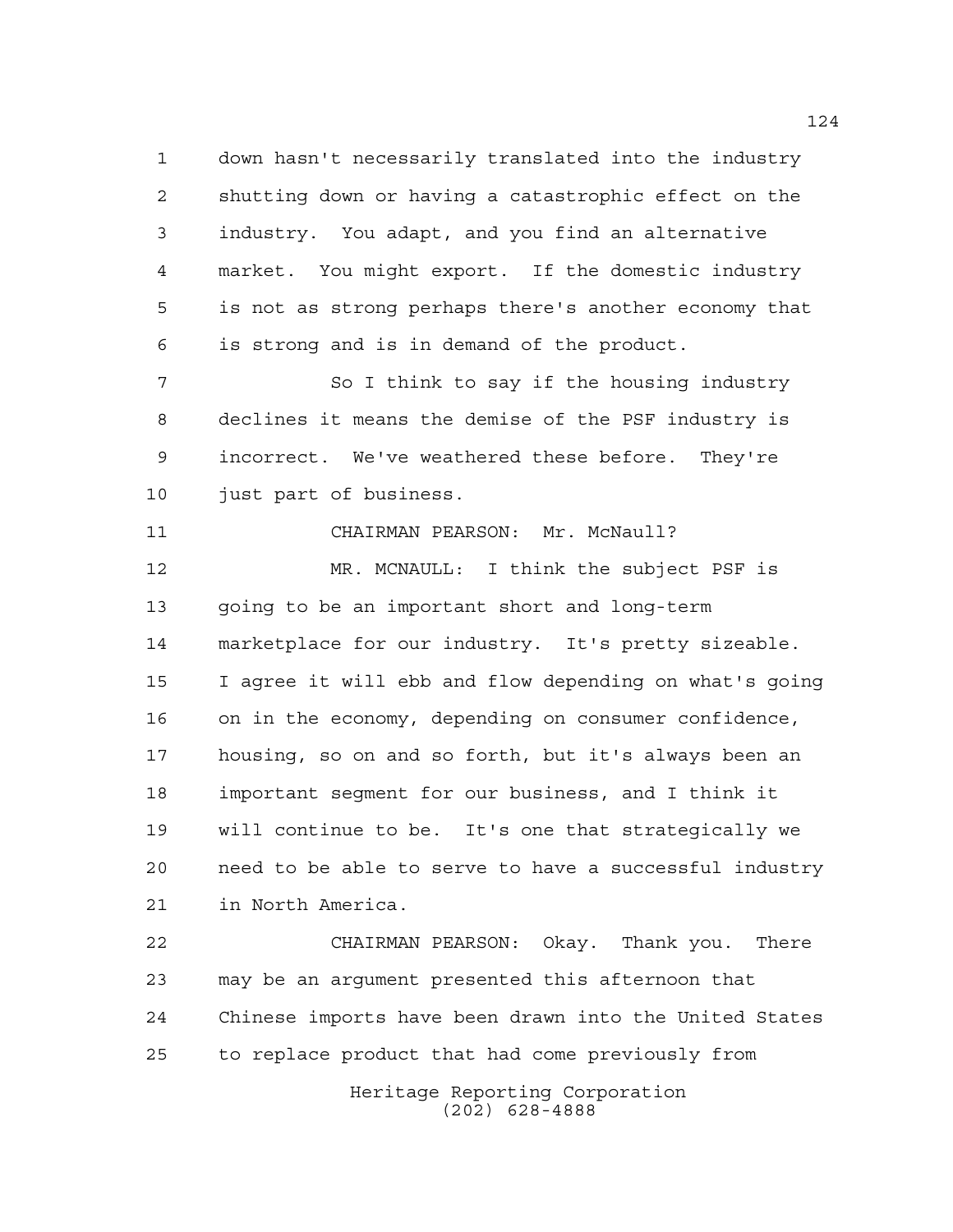down hasn't necessarily translated into the industry shutting down or having a catastrophic effect on the industry. You adapt, and you find an alternative market. You might export. If the domestic industry is not as strong perhaps there's another economy that is strong and is in demand of the product.

So I think to say if the housing industry declines it means the demise of the PSF industry is incorrect. We've weathered these before. They're just part of business.

CHAIRMAN PEARSON: Mr. McNaull?

MR. MCNAULL: I think the subject PSF is going to be an important short and long-term marketplace for our industry. It's pretty sizeable. I agree it will ebb and flow depending on what's going on in the economy, depending on consumer confidence, housing, so on and so forth, but it's always been an important segment for our business, and I think it will continue to be. It's one that strategically we need to be able to serve to have a successful industry in North America.

CHAIRMAN PEARSON: Okay. Thank you. There may be an argument presented this afternoon that Chinese imports have been drawn into the United States to replace product that had come previously from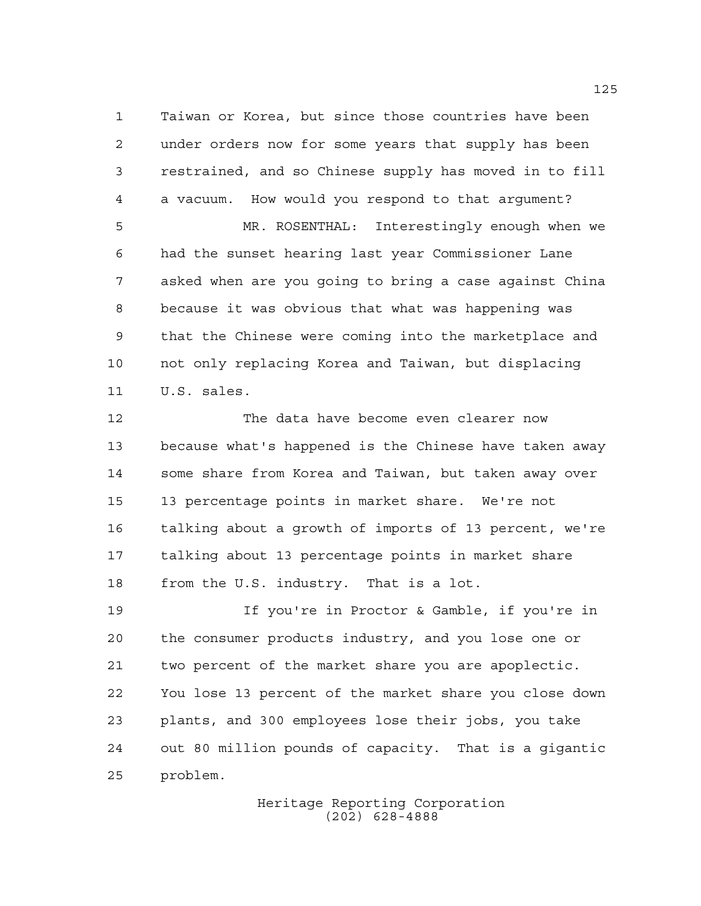Taiwan or Korea, but since those countries have been under orders now for some years that supply has been restrained, and so Chinese supply has moved in to fill a vacuum. How would you respond to that argument?

MR. ROSENTHAL: Interestingly enough when we had the sunset hearing last year Commissioner Lane asked when are you going to bring a case against China because it was obvious that what was happening was that the Chinese were coming into the marketplace and not only replacing Korea and Taiwan, but displacing U.S. sales.

The data have become even clearer now because what's happened is the Chinese have taken away some share from Korea and Taiwan, but taken away over 13 percentage points in market share. We're not talking about a growth of imports of 13 percent, we're talking about 13 percentage points in market share from the U.S. industry. That is a lot.

If you're in Proctor & Gamble, if you're in the consumer products industry, and you lose one or two percent of the market share you are apoplectic. You lose 13 percent of the market share you close down plants, and 300 employees lose their jobs, you take out 80 million pounds of capacity. That is a gigantic problem.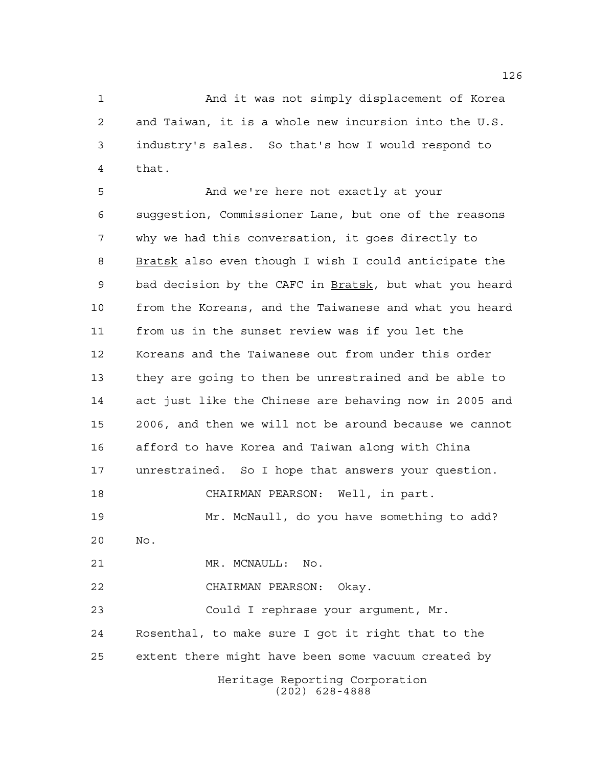And it was not simply displacement of Korea and Taiwan, it is a whole new incursion into the U.S. industry's sales. So that's how I would respond to that.

And we're here not exactly at your suggestion, Commissioner Lane, but one of the reasons why we had this conversation, it goes directly to Bratsk also even though I wish I could anticipate the bad decision by the CAFC in Bratsk, but what you heard from the Koreans, and the Taiwanese and what you heard from us in the sunset review was if you let the Koreans and the Taiwanese out from under this order they are going to then be unrestrained and be able to act just like the Chinese are behaving now in 2005 and 2006, and then we will not be around because we cannot afford to have Korea and Taiwan along with China unrestrained. So I hope that answers your question.

CHAIRMAN PEARSON: Well, in part.

Mr. McNaull, do you have something to add? No.

MR. MCNAULL: No.

CHAIRMAN PEARSON: Okay.

Could I rephrase your argument, Mr. Rosenthal, to make sure I got it right that to the extent there might have been some vacuum created by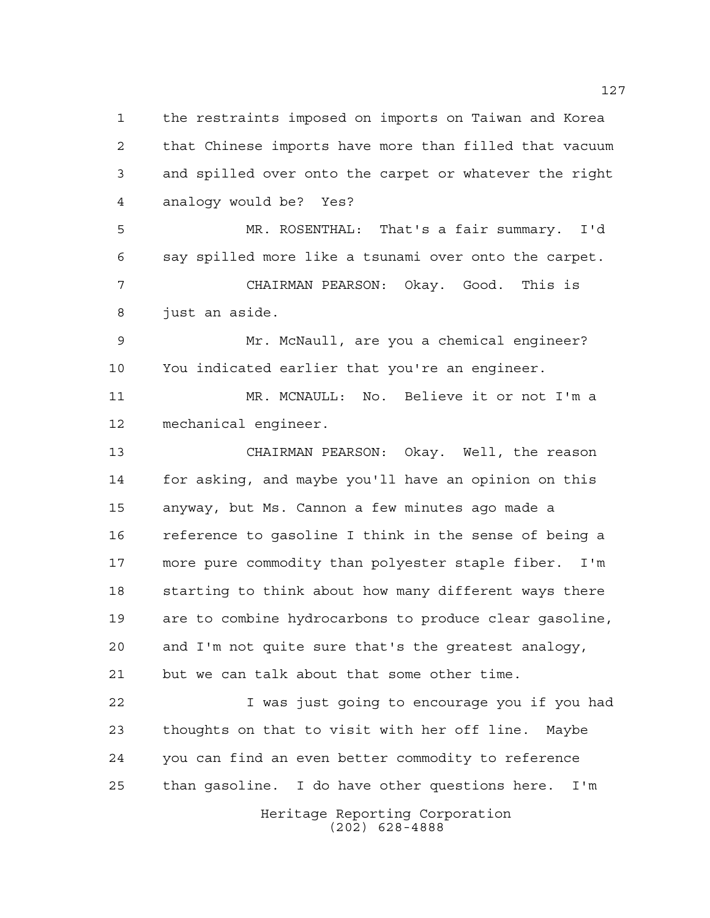the restraints imposed on imports on Taiwan and Korea that Chinese imports have more than filled that vacuum and spilled over onto the carpet or whatever the right analogy would be? Yes?

MR. ROSENTHAL: That's a fair summary. I'd say spilled more like a tsunami over onto the carpet.

CHAIRMAN PEARSON: Okay. Good. This is just an aside.

Mr. McNaull, are you a chemical engineer? You indicated earlier that you're an engineer.

MR. MCNAULL: No. Believe it or not I'm a mechanical engineer.

CHAIRMAN PEARSON: Okay. Well, the reason for asking, and maybe you'll have an opinion on this anyway, but Ms. Cannon a few minutes ago made a reference to gasoline I think in the sense of being a more pure commodity than polyester staple fiber. I'm starting to think about how many different ways there are to combine hydrocarbons to produce clear gasoline, and I'm not quite sure that's the greatest analogy, but we can talk about that some other time.

I was just going to encourage you if you had thoughts on that to visit with her off line. Maybe you can find an even better commodity to reference than gasoline. I do have other questions here. I'm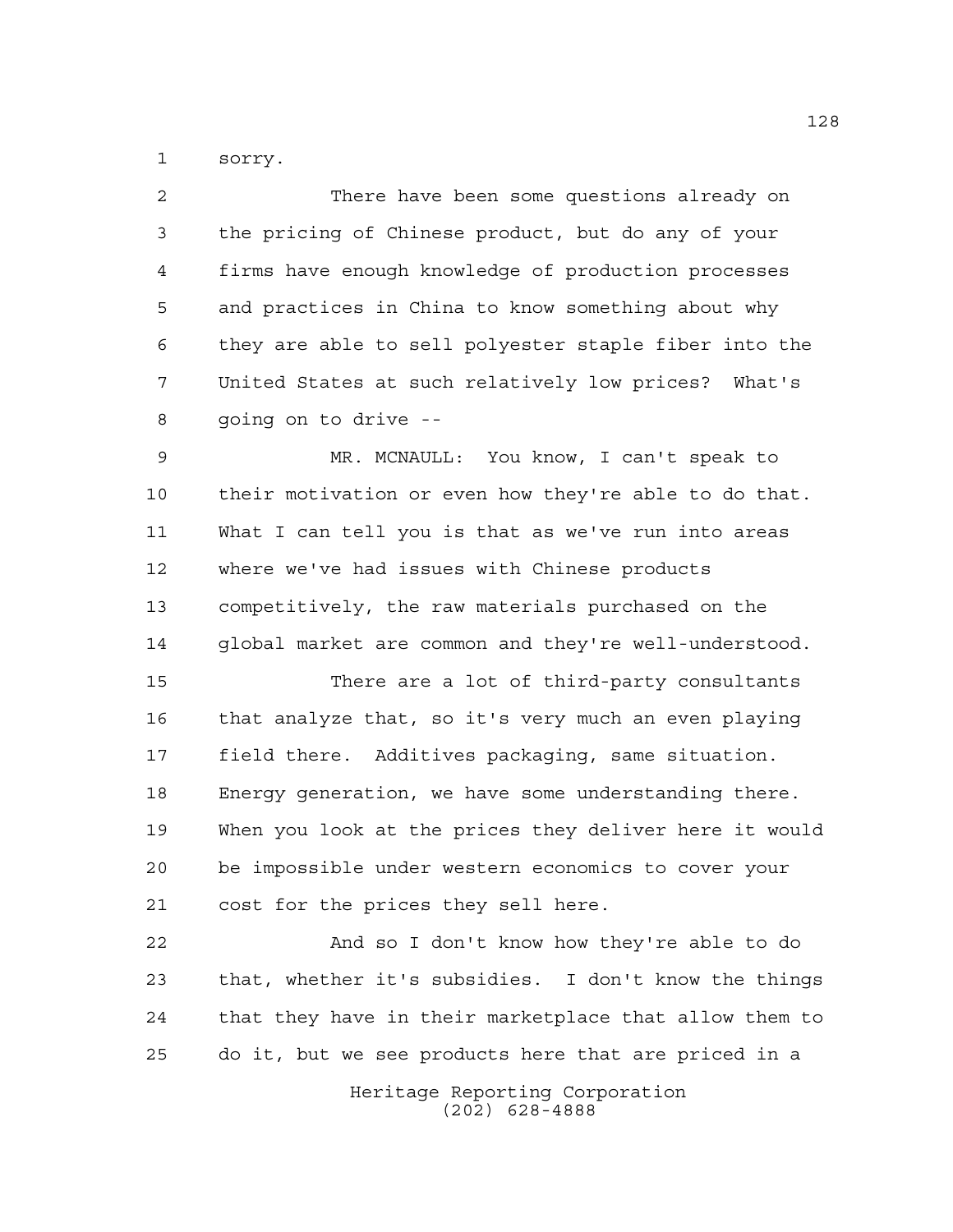sorry.

There have been some questions already on the pricing of Chinese product, but do any of your firms have enough knowledge of production processes and practices in China to know something about why they are able to sell polyester staple fiber into the United States at such relatively low prices? What's going on to drive --

MR. MCNAULL: You know, I can't speak to their motivation or even how they're able to do that. What I can tell you is that as we've run into areas where we've had issues with Chinese products competitively, the raw materials purchased on the global market are common and they're well-understood.

There are a lot of third-party consultants that analyze that, so it's very much an even playing field there. Additives packaging, same situation. Energy generation, we have some understanding there. When you look at the prices they deliver here it would be impossible under western economics to cover your cost for the prices they sell here.

And so I don't know how they're able to do that, whether it's subsidies. I don't know the things that they have in their marketplace that allow them to do it, but we see products here that are priced in a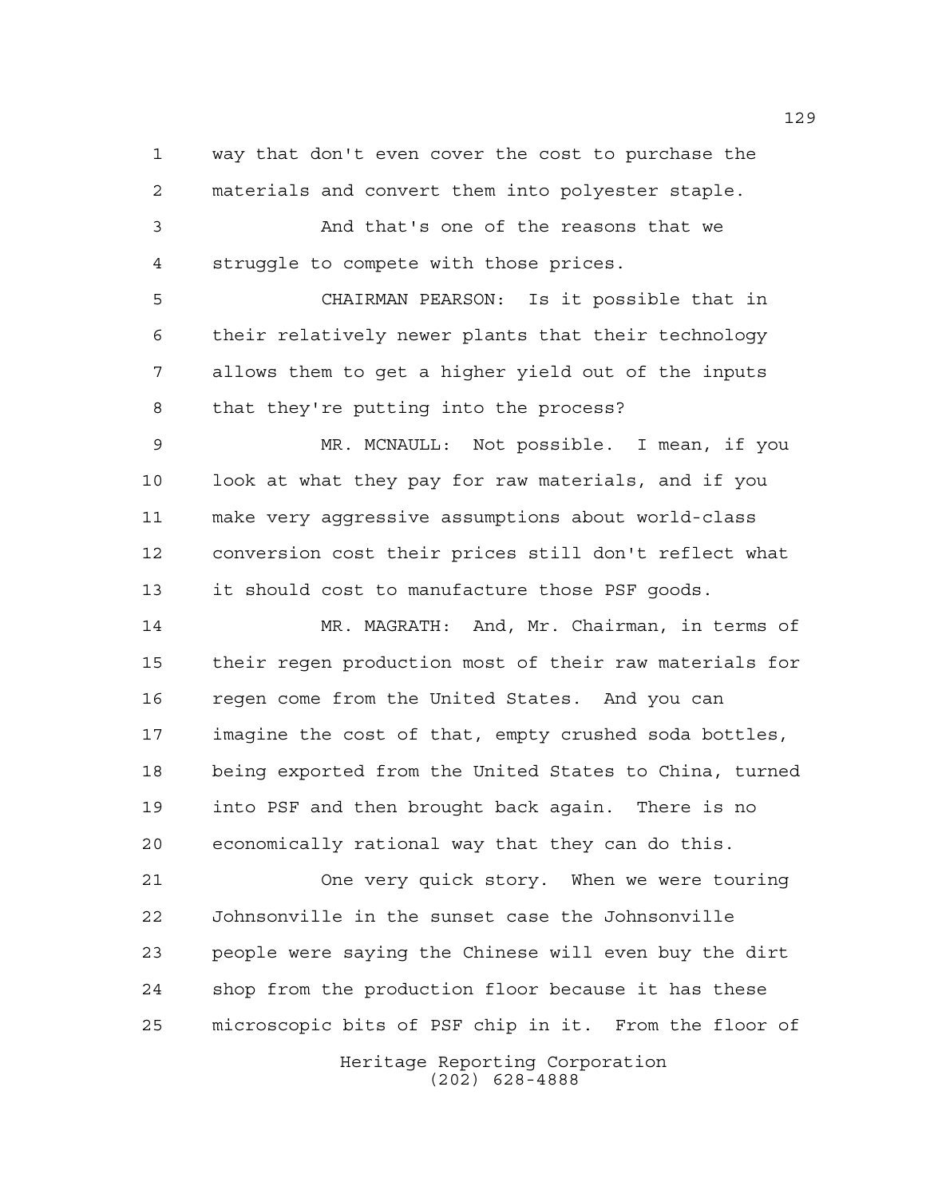way that don't even cover the cost to purchase the materials and convert them into polyester staple.

And that's one of the reasons that we struggle to compete with those prices.

CHAIRMAN PEARSON: Is it possible that in their relatively newer plants that their technology allows them to get a higher yield out of the inputs that they're putting into the process?

MR. MCNAULL: Not possible. I mean, if you look at what they pay for raw materials, and if you make very aggressive assumptions about world-class conversion cost their prices still don't reflect what it should cost to manufacture those PSF goods.

MR. MAGRATH: And, Mr. Chairman, in terms of their regen production most of their raw materials for regen come from the United States. And you can imagine the cost of that, empty crushed soda bottles, being exported from the United States to China, turned into PSF and then brought back again. There is no economically rational way that they can do this.

One very quick story. When we were touring Johnsonville in the sunset case the Johnsonville people were saying the Chinese will even buy the dirt shop from the production floor because it has these microscopic bits of PSF chip in it. From the floor of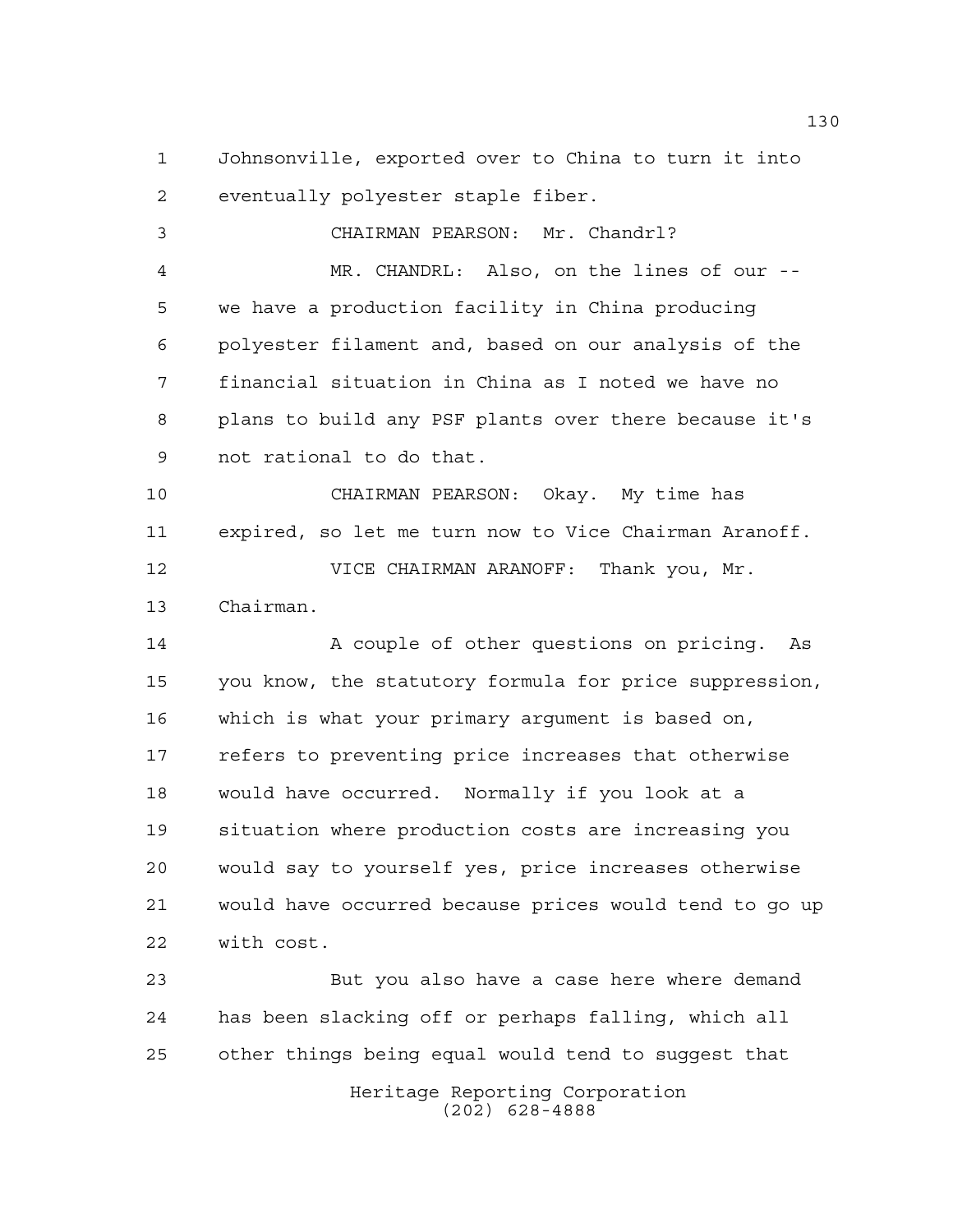Johnsonville, exported over to China to turn it into eventually polyester staple fiber.

CHAIRMAN PEARSON: Mr. Chandrl?

MR. CHANDRL: Also, on the lines of our -- we have a production facility in China producing polyester filament and, based on our analysis of the financial situation in China as I noted we have no plans to build any PSF plants over there because it's not rational to do that.

CHAIRMAN PEARSON: Okay. My time has expired, so let me turn now to Vice Chairman Aranoff.

VICE CHAIRMAN ARANOFF: Thank you, Mr. Chairman.

A couple of other questions on pricing. As you know, the statutory formula for price suppression, which is what your primary argument is based on, refers to preventing price increases that otherwise would have occurred. Normally if you look at a situation where production costs are increasing you would say to yourself yes, price increases otherwise would have occurred because prices would tend to go up with cost.

But you also have a case here where demand has been slacking off or perhaps falling, which all other things being equal would tend to suggest that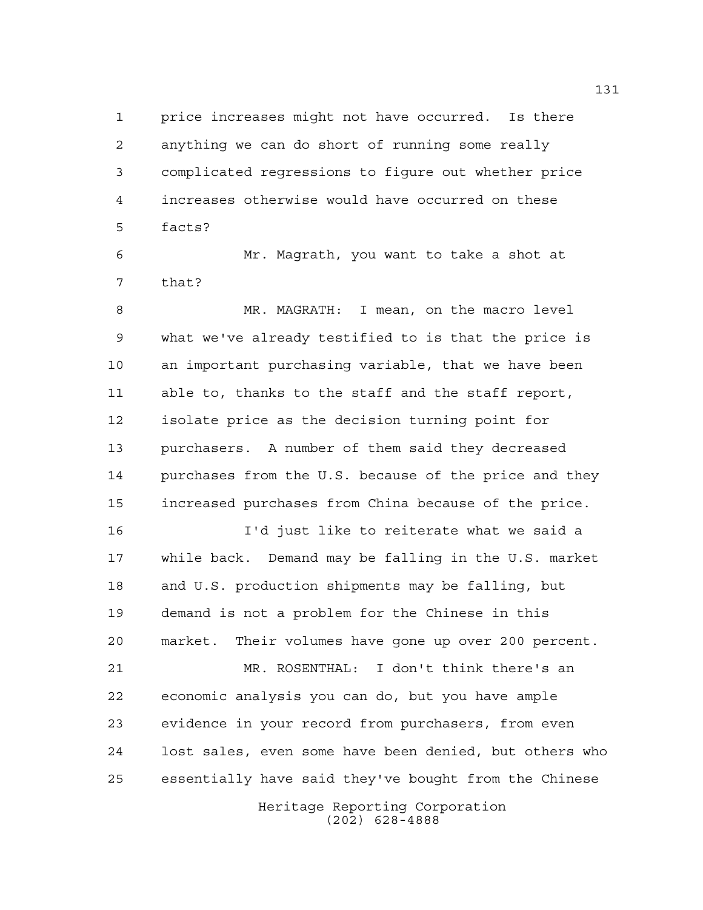price increases might not have occurred. Is there anything we can do short of running some really complicated regressions to figure out whether price increases otherwise would have occurred on these facts?

Mr. Magrath, you want to take a shot at that?

MR. MAGRATH: I mean, on the macro level what we've already testified to is that the price is an important purchasing variable, that we have been able to, thanks to the staff and the staff report, isolate price as the decision turning point for purchasers. A number of them said they decreased purchases from the U.S. because of the price and they increased purchases from China because of the price.

I'd just like to reiterate what we said a while back. Demand may be falling in the U.S. market and U.S. production shipments may be falling, but demand is not a problem for the Chinese in this market. Their volumes have gone up over 200 percent.

MR. ROSENTHAL: I don't think there's an economic analysis you can do, but you have ample evidence in your record from purchasers, from even lost sales, even some have been denied, but others who essentially have said they've bought from the Chinese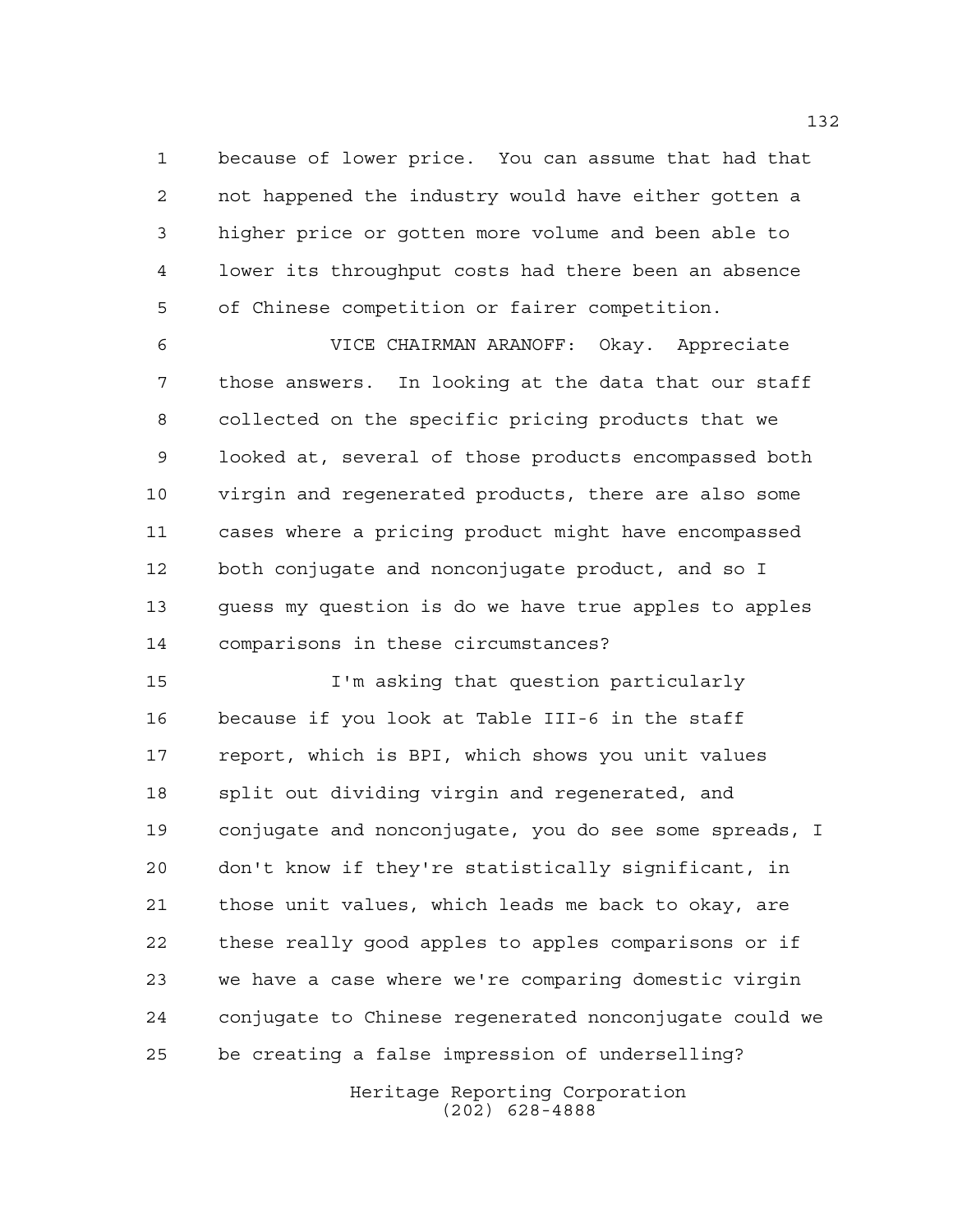because of lower price. You can assume that had that not happened the industry would have either gotten a higher price or gotten more volume and been able to lower its throughput costs had there been an absence of Chinese competition or fairer competition.

VICE CHAIRMAN ARANOFF: Okay. Appreciate those answers. In looking at the data that our staff collected on the specific pricing products that we looked at, several of those products encompassed both virgin and regenerated products, there are also some cases where a pricing product might have encompassed both conjugate and nonconjugate product, and so I guess my question is do we have true apples to apples comparisons in these circumstances?

I'm asking that question particularly because if you look at Table III-6 in the staff report, which is BPI, which shows you unit values split out dividing virgin and regenerated, and conjugate and nonconjugate, you do see some spreads, I don't know if they're statistically significant, in those unit values, which leads me back to okay, are these really good apples to apples comparisons or if we have a case where we're comparing domestic virgin conjugate to Chinese regenerated nonconjugate could we be creating a false impression of underselling?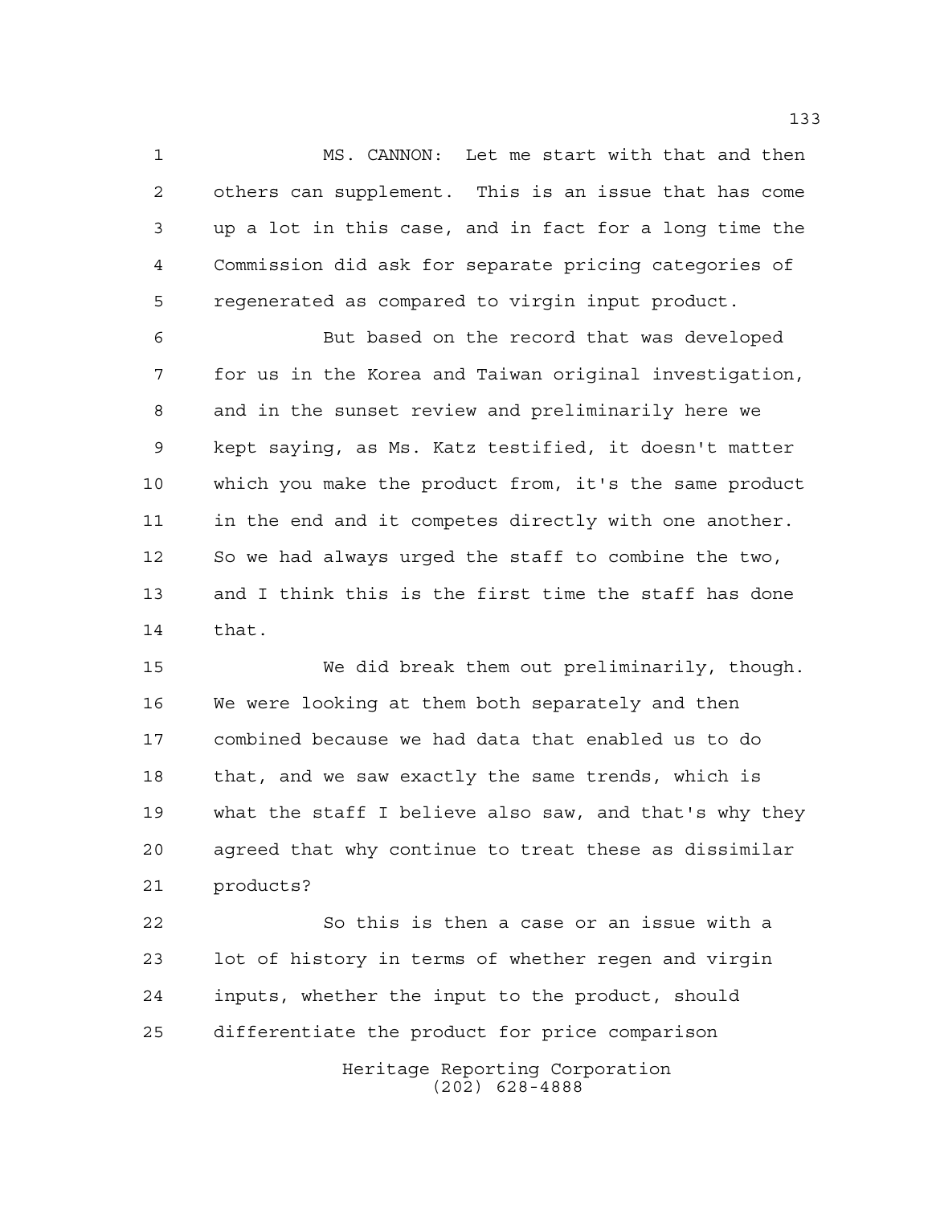MS. CANNON: Let me start with that and then others can supplement. This is an issue that has come up a lot in this case, and in fact for a long time the Commission did ask for separate pricing categories of regenerated as compared to virgin input product.

But based on the record that was developed for us in the Korea and Taiwan original investigation, and in the sunset review and preliminarily here we kept saying, as Ms. Katz testified, it doesn't matter which you make the product from, it's the same product in the end and it competes directly with one another. So we had always urged the staff to combine the two, and I think this is the first time the staff has done that.

We did break them out preliminarily, though. We were looking at them both separately and then combined because we had data that enabled us to do that, and we saw exactly the same trends, which is what the staff I believe also saw, and that's why they agreed that why continue to treat these as dissimilar products?

So this is then a case or an issue with a lot of history in terms of whether regen and virgin inputs, whether the input to the product, should differentiate the product for price comparison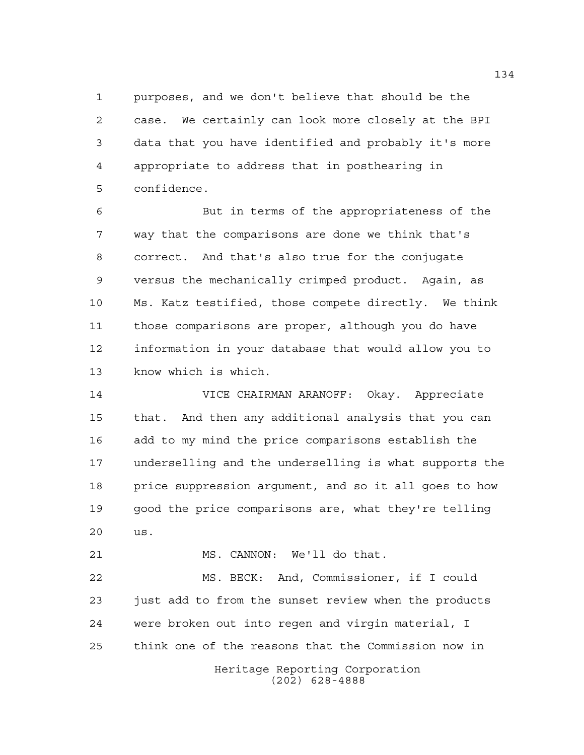purposes, and we don't believe that should be the case. We certainly can look more closely at the BPI data that you have identified and probably it's more appropriate to address that in posthearing in confidence.

But in terms of the appropriateness of the way that the comparisons are done we think that's correct. And that's also true for the conjugate versus the mechanically crimped product. Again, as Ms. Katz testified, those compete directly. We think those comparisons are proper, although you do have information in your database that would allow you to know which is which.

VICE CHAIRMAN ARANOFF: Okay. Appreciate that. And then any additional analysis that you can add to my mind the price comparisons establish the underselling and the underselling is what supports the price suppression argument, and so it all goes to how good the price comparisons are, what they're telling us.

MS. CANNON: We'll do that.

MS. BECK: And, Commissioner, if I could just add to from the sunset review when the products were broken out into regen and virgin material, I think one of the reasons that the Commission now in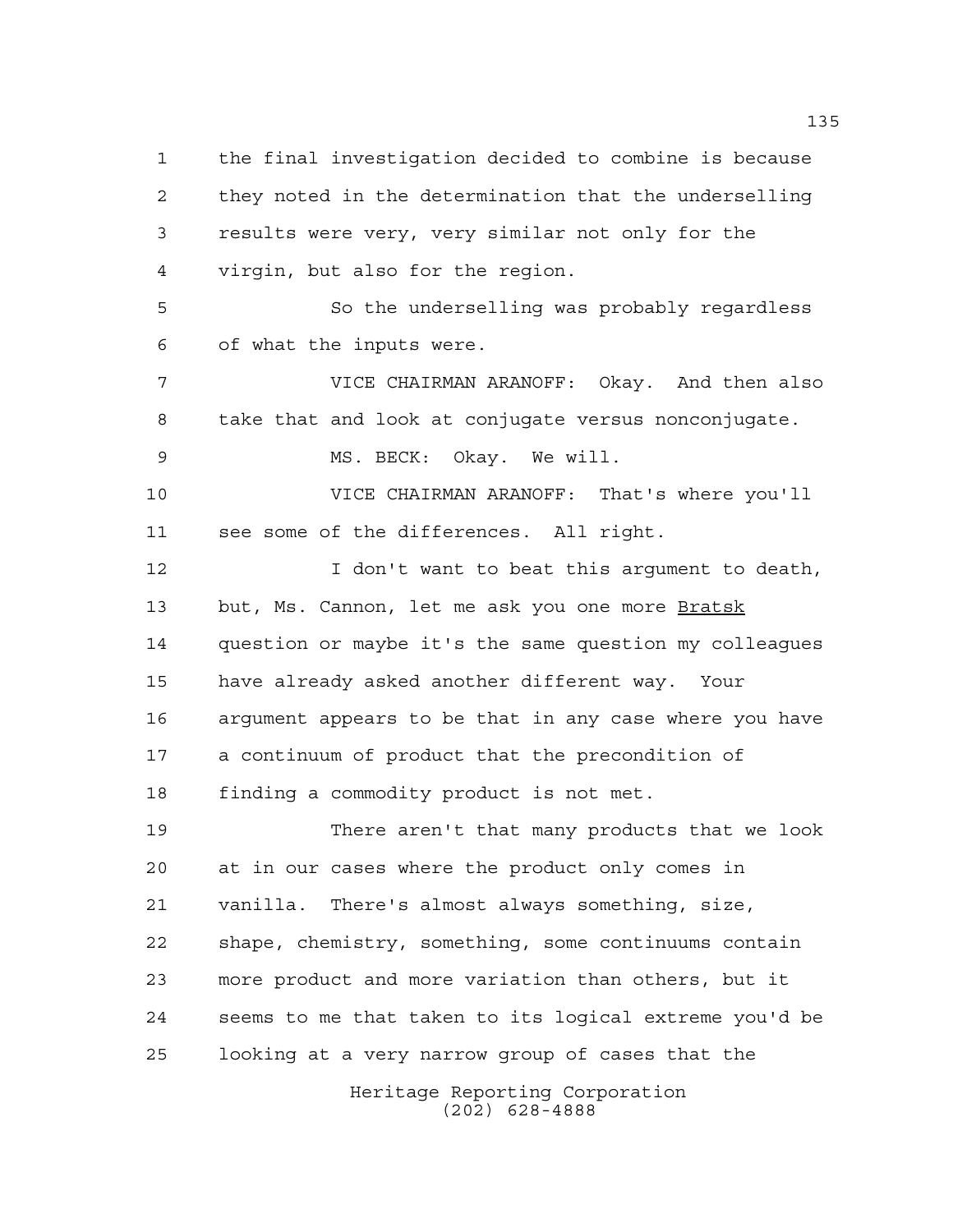the final investigation decided to combine is because they noted in the determination that the underselling results were very, very similar not only for the virgin, but also for the region.

So the underselling was probably regardless of what the inputs were.

VICE CHAIRMAN ARANOFF: Okay. And then also take that and look at conjugate versus nonconjugate.

MS. BECK: Okay. We will.

VICE CHAIRMAN ARANOFF: That's where you'll see some of the differences. All right.

I don't want to beat this argument to death, but, Ms. Cannon, let me ask you one more Bratsk question or maybe it's the same question my colleagues have already asked another different way. Your argument appears to be that in any case where you have a continuum of product that the precondition of finding a commodity product is not met.

There aren't that many products that we look at in our cases where the product only comes in vanilla. There's almost always something, size, shape, chemistry, something, some continuums contain more product and more variation than others, but it seems to me that taken to its logical extreme you'd be looking at a very narrow group of cases that the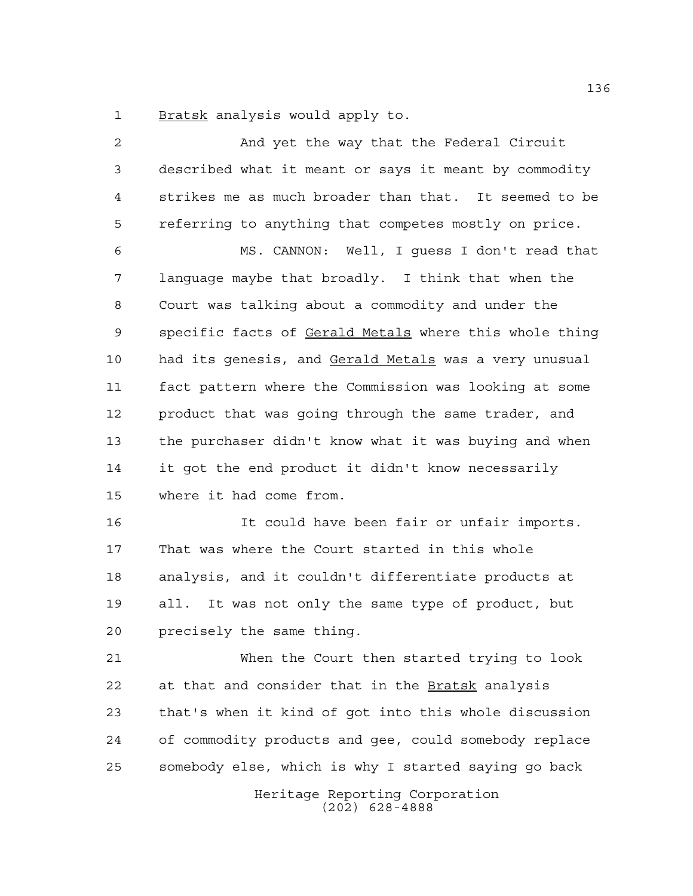*Bratsk* analysis would apply to.

And yet the way that the Federal Circuit described what it meant or says it meant by commodity strikes me as much broader than that. It seemed to be referring to anything that competes mostly on price.

MS. CANNON: Well, I guess I don't read that language maybe that broadly. I think that when the Court was talking about a commodity and under the specific facts of *Gerald Metals* where this whole thing had its genesis, and *Gerald Metals* was a very unusual fact pattern where the Commission was looking at some product that was going through the same trader, and the purchaser didn't know what it was buying and when it got the end product it didn't know necessarily where it had come from.

It could have been fair or unfair imports. That was where the Court started in this whole analysis, and it couldn't differentiate products at all. It was not only the same type of product, but precisely the same thing.

When the Court then started trying to look at that and consider that in the *Bratsk* analysis that's when it kind of got into this whole discussion of commodity products and gee, could somebody replace somebody else, which is why I started saying go back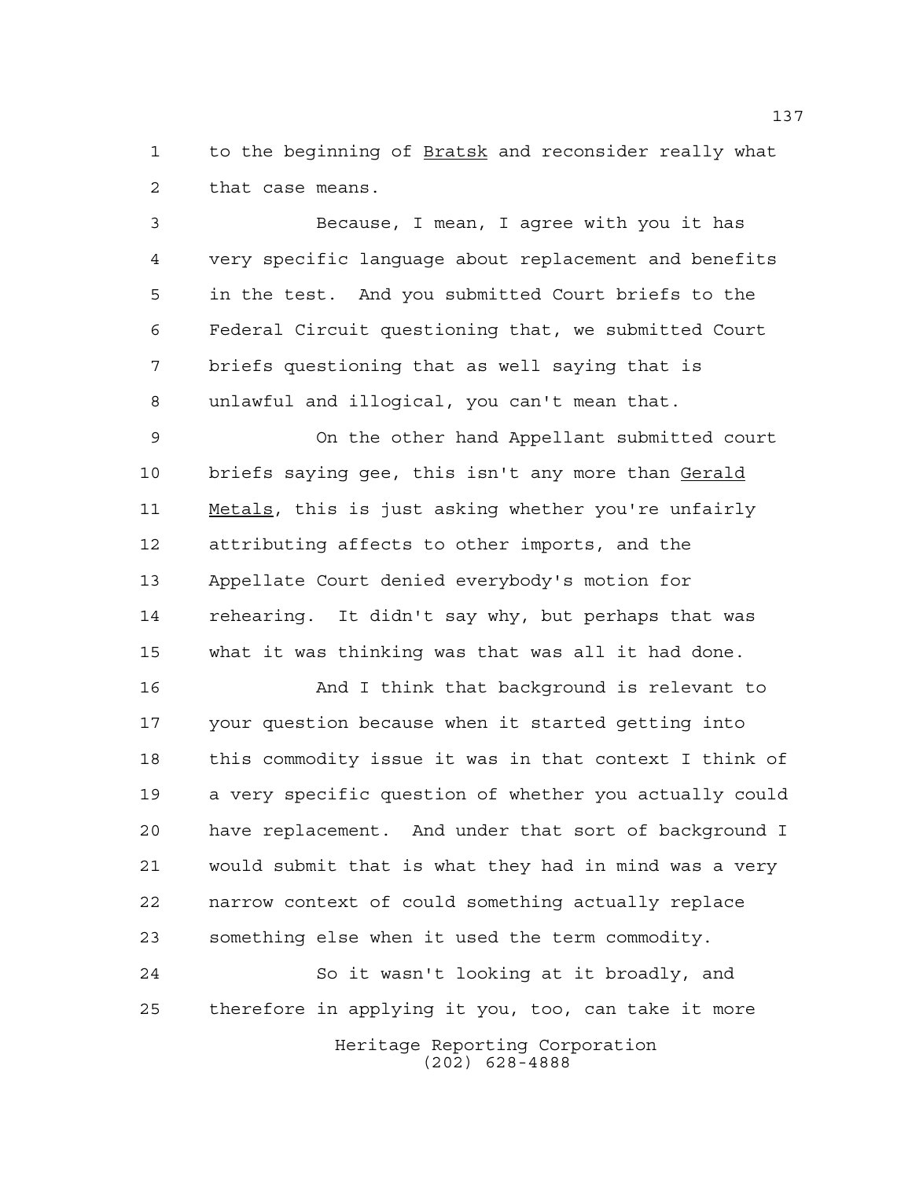to the beginning of Bratsk and reconsider really what that case means.

Because, I mean, I agree with you it has very specific language about replacement and benefits in the test. And you submitted Court briefs to the Federal Circuit questioning that, we submitted Court briefs questioning that as well saying that is unlawful and illogical, you can't mean that.

On the other hand Appellant submitted court briefs saying gee, this isn't any more than Gerald Metals, this is just asking whether you're unfairly attributing affects to other imports, and the Appellate Court denied everybody's motion for rehearing. It didn't say why, but perhaps that was what it was thinking was that was all it had done.

And I think that background is relevant to your question because when it started getting into this commodity issue it was in that context I think of a very specific question of whether you actually could have replacement. And under that sort of background I would submit that is what they had in mind was a very narrow context of could something actually replace something else when it used the term commodity.

So it wasn't looking at it broadly, and therefore in applying it you, too, can take it more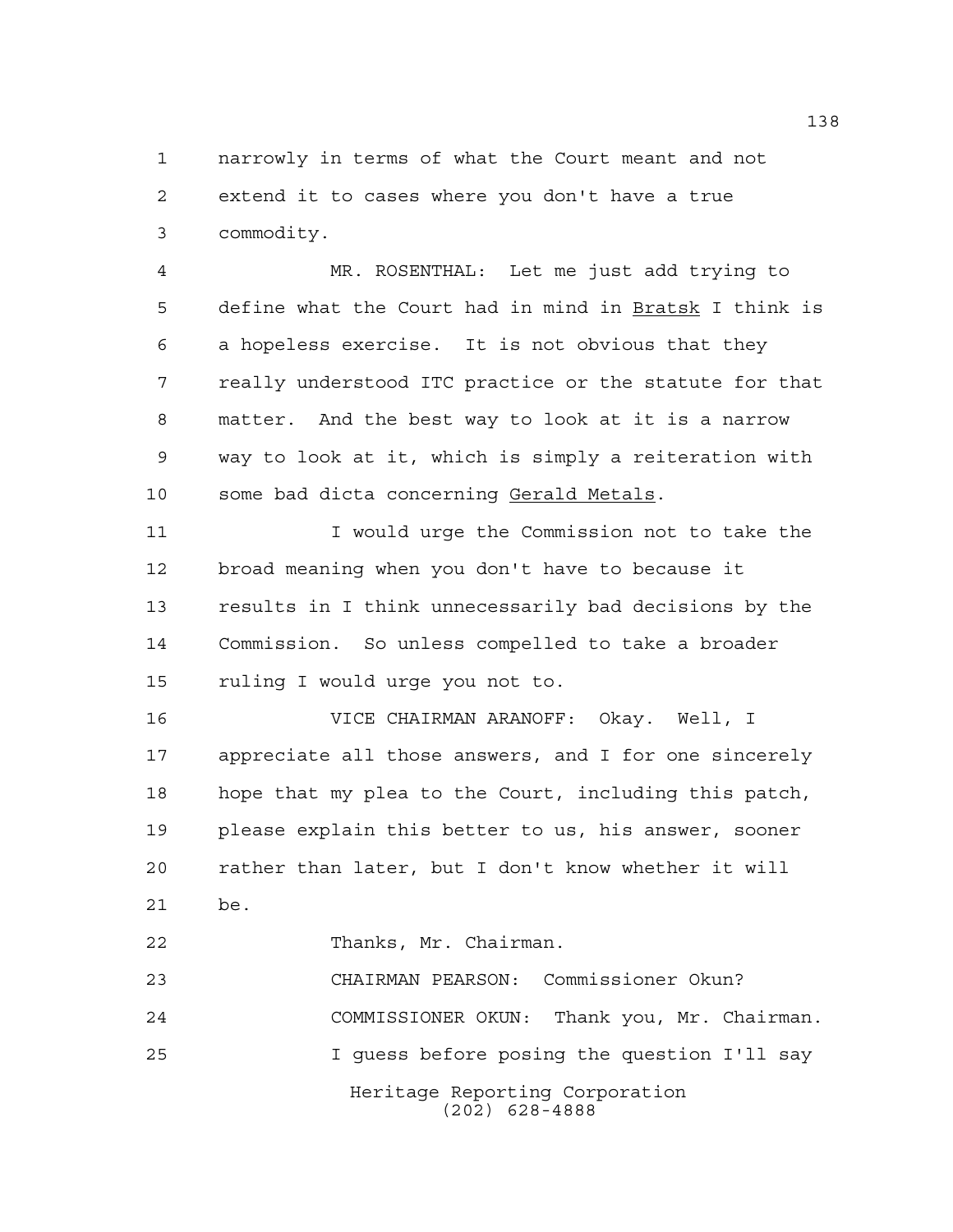narrowly in terms of what the Court meant and not extend it to cases where you don't have a true commodity.

MR. ROSENTHAL: Let me just add trying to define what the Court had in mind in Bratsk I think is a hopeless exercise. It is not obvious that they really understood ITC practice or the statute for that matter. And the best way to look at it is a narrow way to look at it, which is simply a reiteration with some bad dicta concerning Gerald Metals.

I would urge the Commission not to take the broad meaning when you don't have to because it results in I think unnecessarily bad decisions by the Commission. So unless compelled to take a broader ruling I would urge you not to.

VICE CHAIRMAN ARANOFF: Okay. Well, I appreciate all those answers, and I for one sincerely hope that my plea to the Court, including this patch, please explain this better to us, his answer, sooner rather than later, but I don't know whether it will be.

Thanks, Mr. Chairman.

CHAIRMAN PEARSON: Commissioner Okun?

COMMISSIONER OKUN: Thank you, Mr. Chairman.

I guess before posing the question I'll say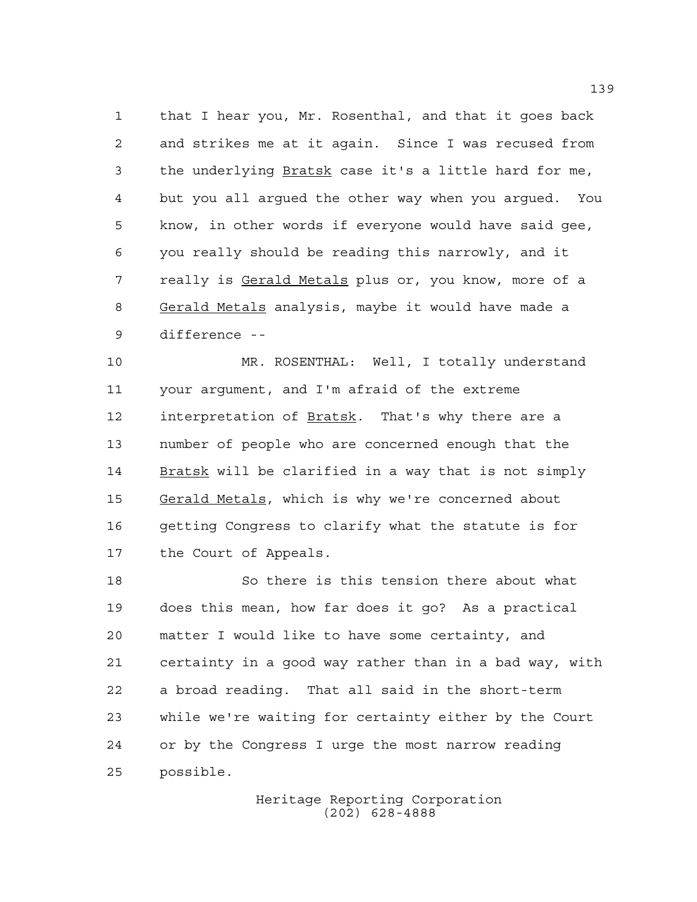that I hear you, Mr. Rosenthal, and that it goes back and strikes me at it again. Since I was recused from the underlying Bratsk case it's a little hard for me, but you all argued the other way when you argued. You know, in other words if everyone would have said gee, you really should be reading this narrowly, and it really is Gerald Metals plus or, you know, more of a Gerald Metals analysis, maybe it would have made a difference --

MR. ROSENTHAL: Well, I totally understand your argument, and I'm afraid of the extreme interpretation of Bratsk. That's why there are a number of people who are concerned enough that the Bratsk will be clarified in a way that is not simply Gerald Metals, which is why we're concerned about getting Congress to clarify what the statute is for the Court of Appeals.

So there is this tension there about what does this mean, how far does it go? As a practical matter I would like to have some certainty, and certainty in a good way rather than in a bad way, with a broad reading. That all said in the short-term while we're waiting for certainty either by the Court or by the Congress I urge the most narrow reading possible.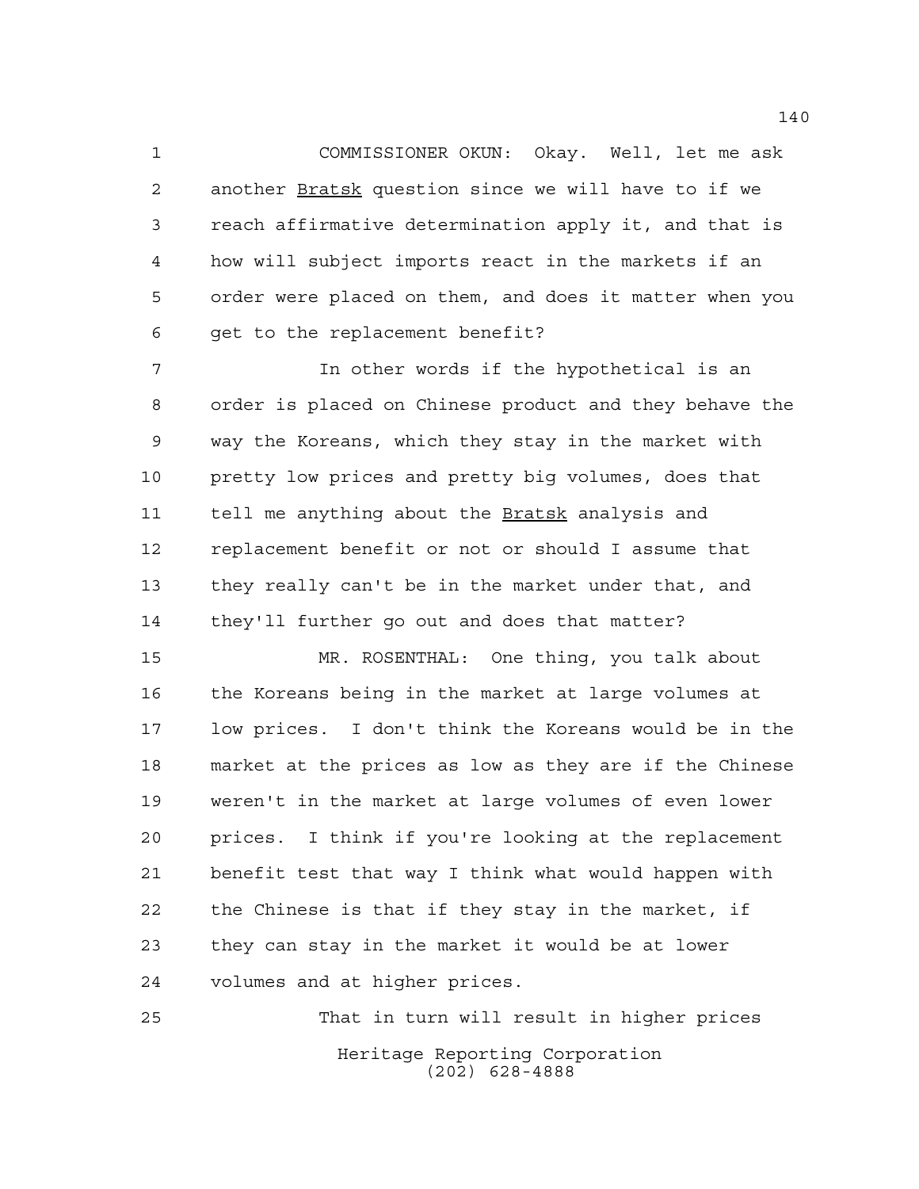COMMISSIONER OKUN: Okay. Well, let me ask another <u>Bratsk</u> question since we will have to if we reach affirmative determination apply it, and that is how will subject imports react in the markets if an order were placed on them, and does it matter when you get to the replacement benefit?

In other words if the hypothetical is an order is placed on Chinese product and they behave the way the Koreans, which they stay in the market with pretty low prices and pretty big volumes, does that tell me anything about the <u>Bratsk</u> analysis and replacement benefit or not or should I assume that they really can't be in the market under that, and they'll further go out and does that matter?

MR. ROSENTHAL: One thing, you talk about the Koreans being in the market at large volumes at low prices. I don't think the Koreans would be in the market at the prices as low as they are if the Chinese weren't in the market at large volumes of even lower prices. I think if you're looking at the replacement benefit test that way I think what would happen with the Chinese is that if they stay in the market, if they can stay in the market it would be at lower volumes and at higher prices.

That in turn will result in higher prices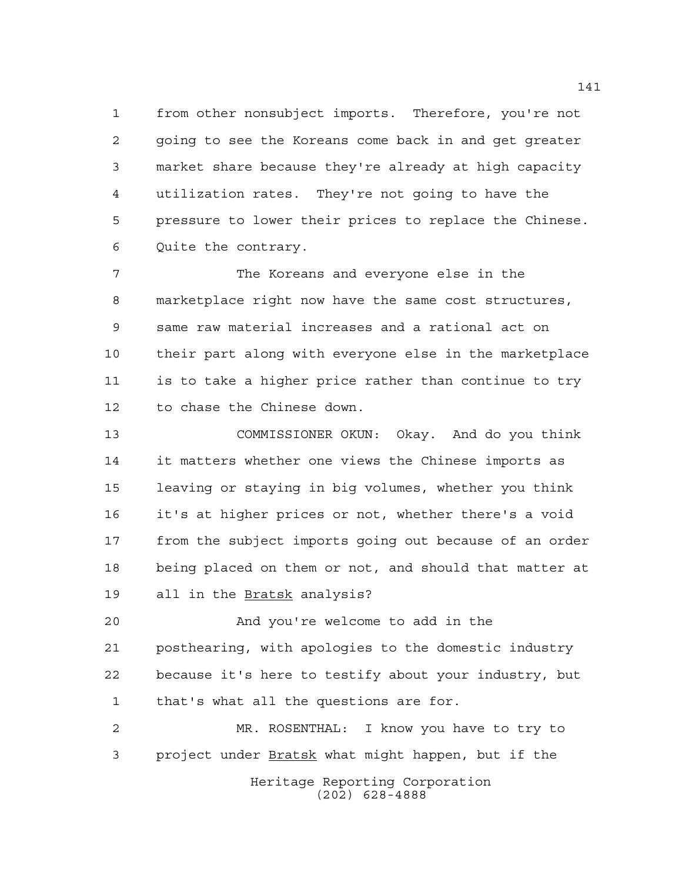from other nonsubject imports. Therefore, you're not going to see the Koreans come back in and get greater market share because they're already at high capacity utilization rates. They're not going to have the pressure to lower their prices to replace the Chinese. Quite the contrary.

The Koreans and everyone else in the marketplace right now have the same cost structures, same raw material increases and a rational act on their part along with everyone else in the marketplace is to take a higher price rather than continue to try to chase the Chinese down.

COMMISSIONER OKUN: Okay. And do you think it matters whether one views the Chinese imports as leaving or staying in big volumes, whether you think it's at higher prices or not, whether there's a void from the subject imports going out because of an order being placed on them or not, and should that matter at all in the Bratsk analysis?

And you're welcome to add in the posthearing, with apologies to the domestic industry because it's here to testify about your industry, but that's what all the questions are for.

MR. ROSENTHAL: I know you have to try to project under Bratsk what might happen, but if the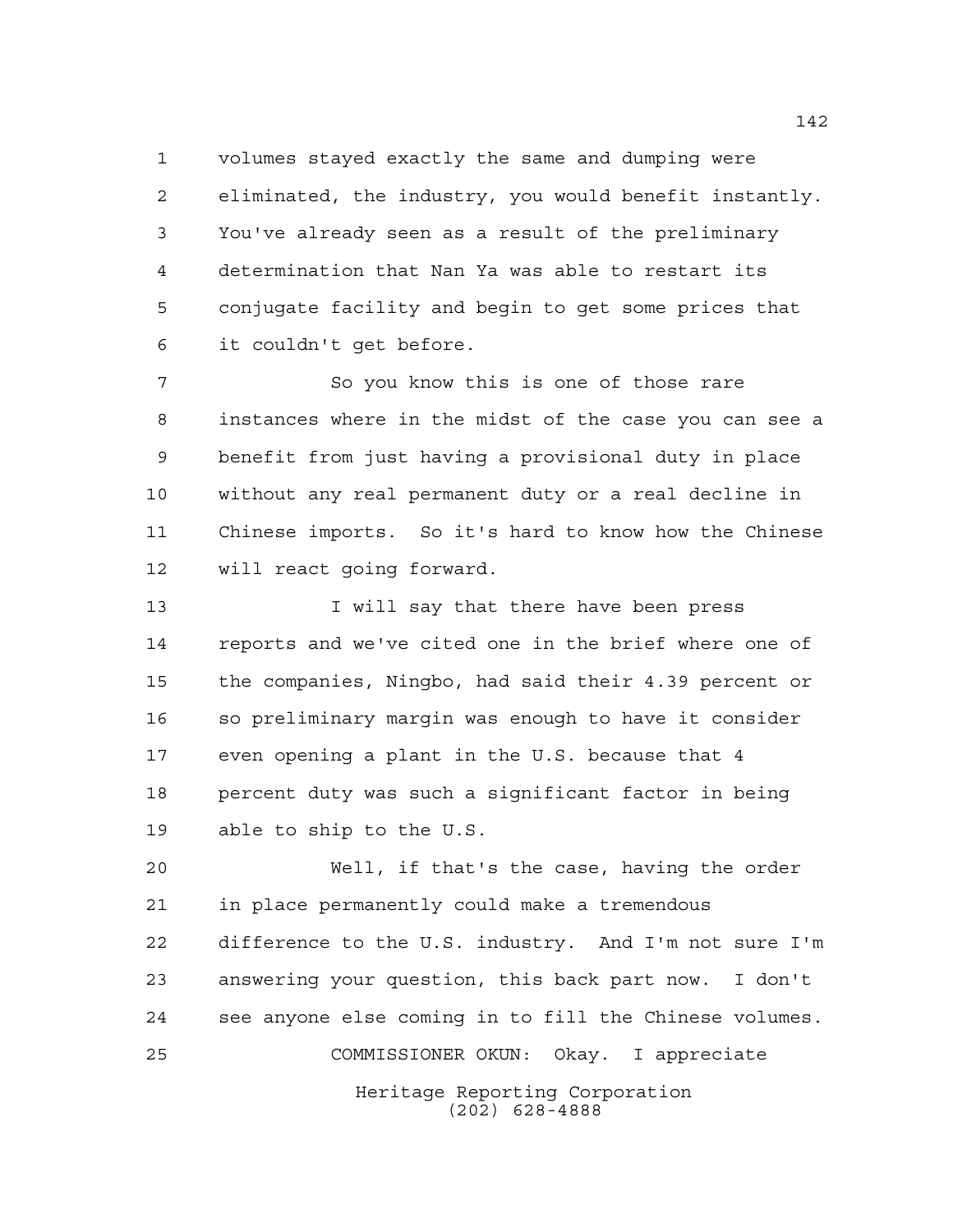volumes stayed exactly the same and dumping were eliminated, the industry, you would benefit instantly. You've already seen as a result of the preliminary determination that Nan Ya was able to restart its conjugate facility and begin to get some prices that it couldn't get before.

So you know this is one of those rare instances where in the midst of the case you can see a benefit from just having a provisional duty in place without any real permanent duty or a real decline in Chinese imports. So it's hard to know how the Chinese will react going forward.

I will say that there have been press reports and we've cited one in the brief where one of the companies, Ningbo, had said their 4.39 percent or so preliminary margin was enough to have it consider even opening a plant in the U.S. because that 4 percent duty was such a significant factor in being able to ship to the U.S.

Well, if that's the case, having the order in place permanently could make a tremendous difference to the U.S. industry. And I'm not sure I'm answering your question, this back part now. I don't see anyone else coming in to fill the Chinese volumes.

COMMISSIONER OKUN: Okay. I appreciate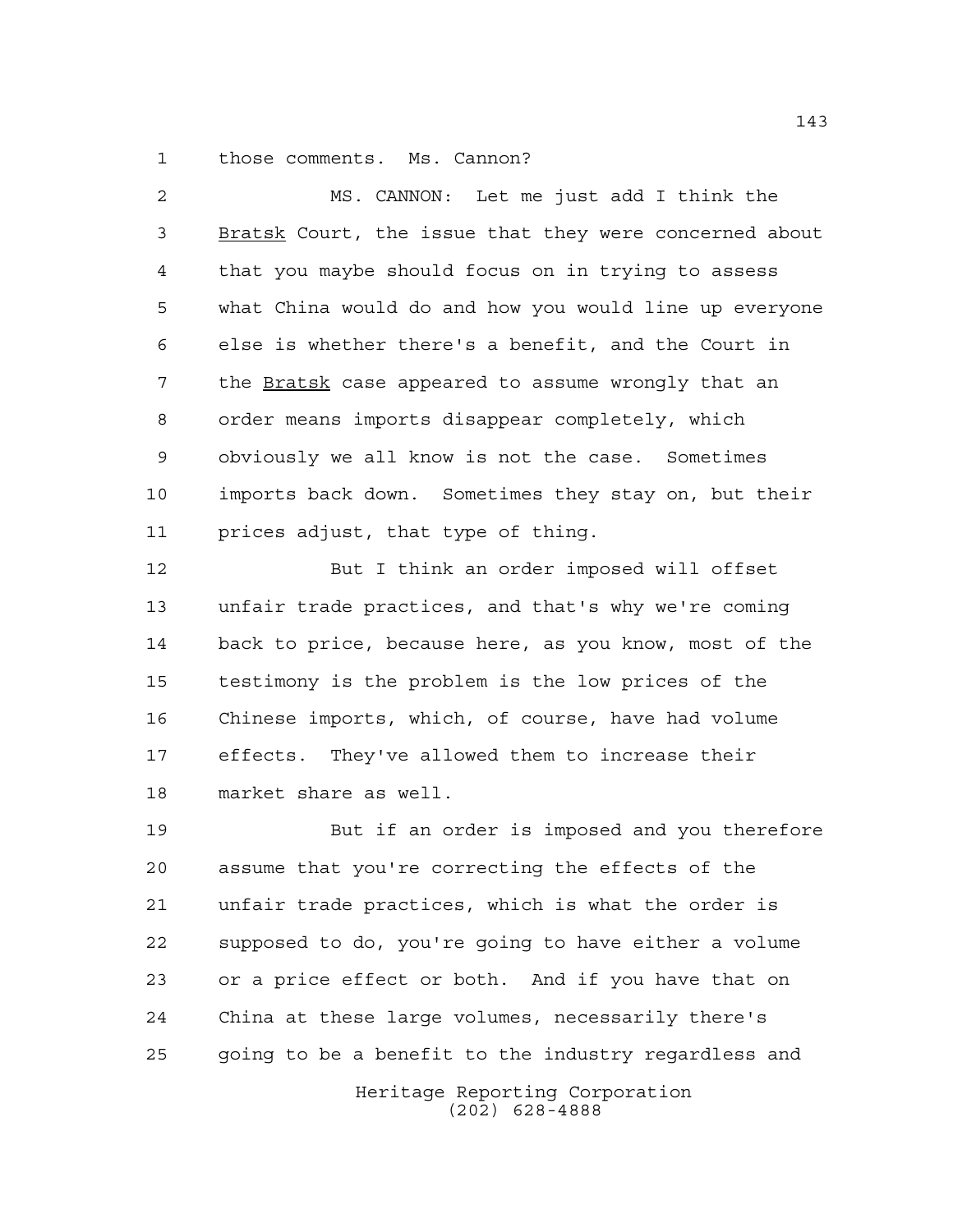those comments. Ms. Cannon?

MS. CANNON: Let me just add I think the Bratsk Court, the issue that they were concerned about that you maybe should focus on in trying to assess what China would do and how you would line up everyone else is whether there's a benefit, and the Court in the Bratsk case appeared to assume wrongly that an order means imports disappear completely, which obviously we all know is not the case. Sometimes imports back down. Sometimes they stay on, but their prices adjust, that type of thing.

But I think an order imposed will offset unfair trade practices, and that's why we're coming back to price, because here, as you know, most of the testimony is the problem is the low prices of the Chinese imports, which, of course, have had volume effects. They've allowed them to increase their market share as well.

But if an order is imposed and you therefore assume that you're correcting the effects of the unfair trade practices, which is what the order is supposed to do, you're going to have either a volume or a price effect or both. And if you have that on China at these large volumes, necessarily there's going to be a benefit to the industry regardless and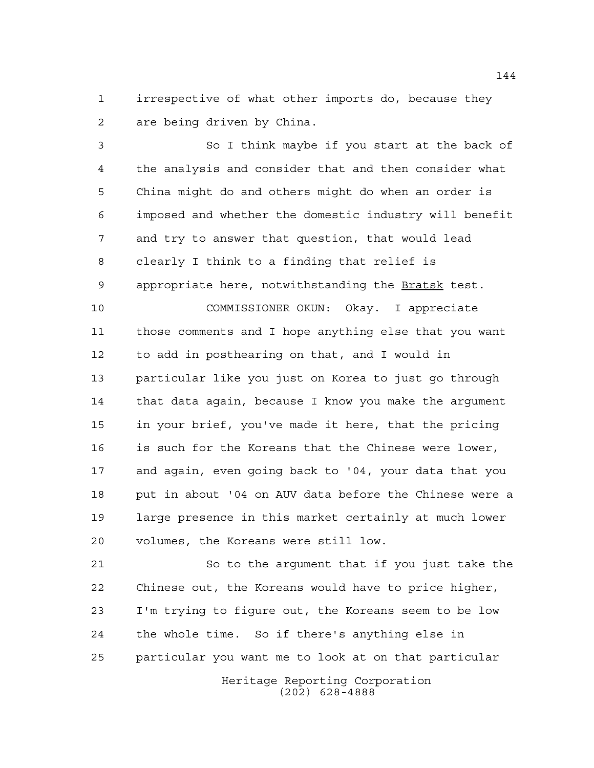irrespective of what other imports do, because they are being driven by China.

So I think maybe if you start at the back of the analysis and consider that and then consider what China might do and others might do when an order is imposed and whether the domestic industry will benefit and try to answer that question, that would lead clearly I think to a finding that relief is appropriate here, notwithstanding the Bratsk test.

COMMISSIONER OKUN: Okay. I appreciate those comments and I hope anything else that you want to add in posthearing on that, and I would in particular like you just on Korea to just go through that data again, because I know you make the argument in your brief, you've made it here, that the pricing is such for the Koreans that the Chinese were lower, and again, even going back to '04, your data that you put in about '04 on AUV data before the Chinese were a large presence in this market certainly at much lower volumes, the Koreans were still low.

So to the argument that if you just take the Chinese out, the Koreans would have to price higher, I'm trying to figure out, the Koreans seem to be low the whole time. So if there's anything else in particular you want me to look at on that particular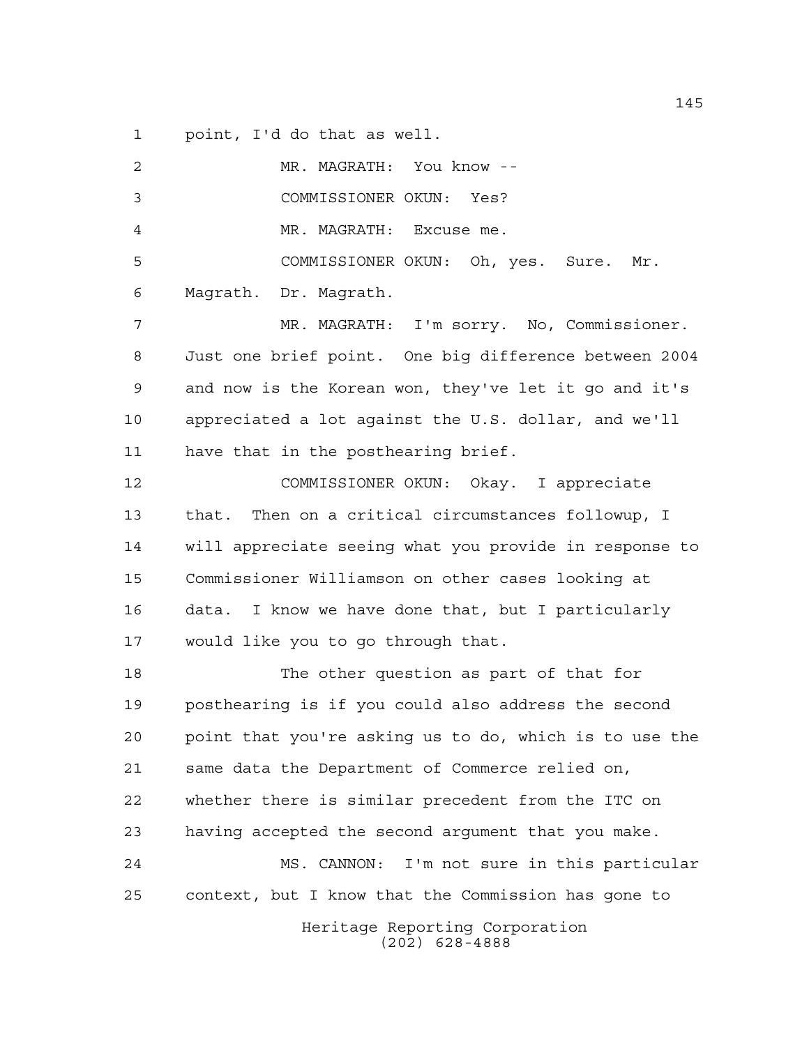point, I'd do that as well.

MR. MAGRATH: You know --

COMMISSIONER OKUN: Yes?

MR. MAGRATH: Excuse me.

COMMISSIONER OKUN: Oh, yes. Sure. Mr. Magrath. Dr. Magrath.

MR. MAGRATH: I'm sorry. No, Commissioner. Just one brief point. One big difference between 2004 and now is the Korean won, they've let it go and it's appreciated a lot against the U.S. dollar, and we'll have that in the posthearing brief.

COMMISSIONER OKUN: Okay. I appreciate that. Then on a critical circumstances followup, I will appreciate seeing what you provide in response to Commissioner Williamson on other cases looking at data. I know we have done that, but I particularly would like you to go through that.

The other question as part of that for posthearing is if you could also address the second point that you're asking us to do, which is to use the same data the Department of Commerce relied on, whether there is similar precedent from the ITC on having accepted the second argument that you make.

MS. CANNON: I'm not sure in this particular context, but I know that the Commission has gone to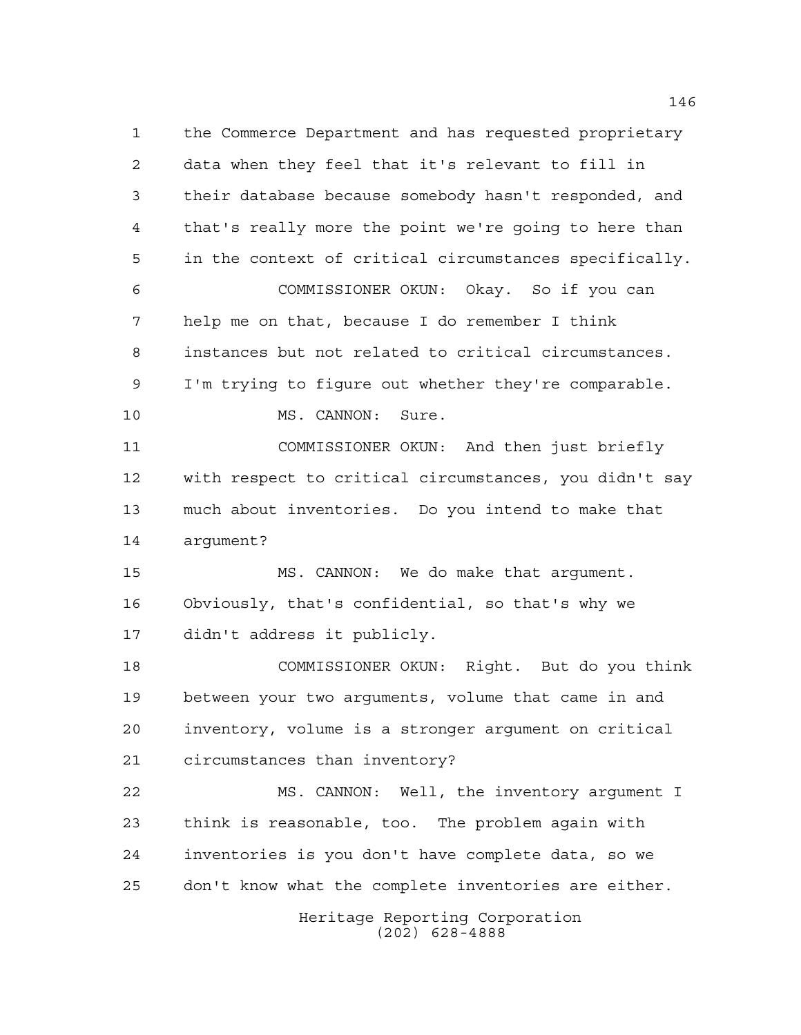the Commerce Department and has requested proprietary data when they feel that it's relevant to fill in their database because somebody hasn't responded, and that's really more the point we're going to here than in the context of critical circumstances specifically.

COMMISSIONER OKUN: Okay. So if you can help me on that, because I do remember I think instances but not related to critical circumstances. I'm trying to figure out whether they're comparable.

MS. CANNON: Sure.

COMMISSIONER OKUN: And then just briefly with respect to critical circumstances, you didn't say much about inventories. Do you intend to make that argument?

MS. CANNON: We do make that argument. Obviously, that's confidential, so that's why we didn't address it publicly.

COMMISSIONER OKUN: Right. But do you think between your two arguments, volume that came in and inventory, volume is a stronger argument on critical circumstances than inventory?

MS. CANNON: Well, the inventory argument I think is reasonable, too. The problem again with inventories is you don't have complete data, so we don't know what the complete inventories are either.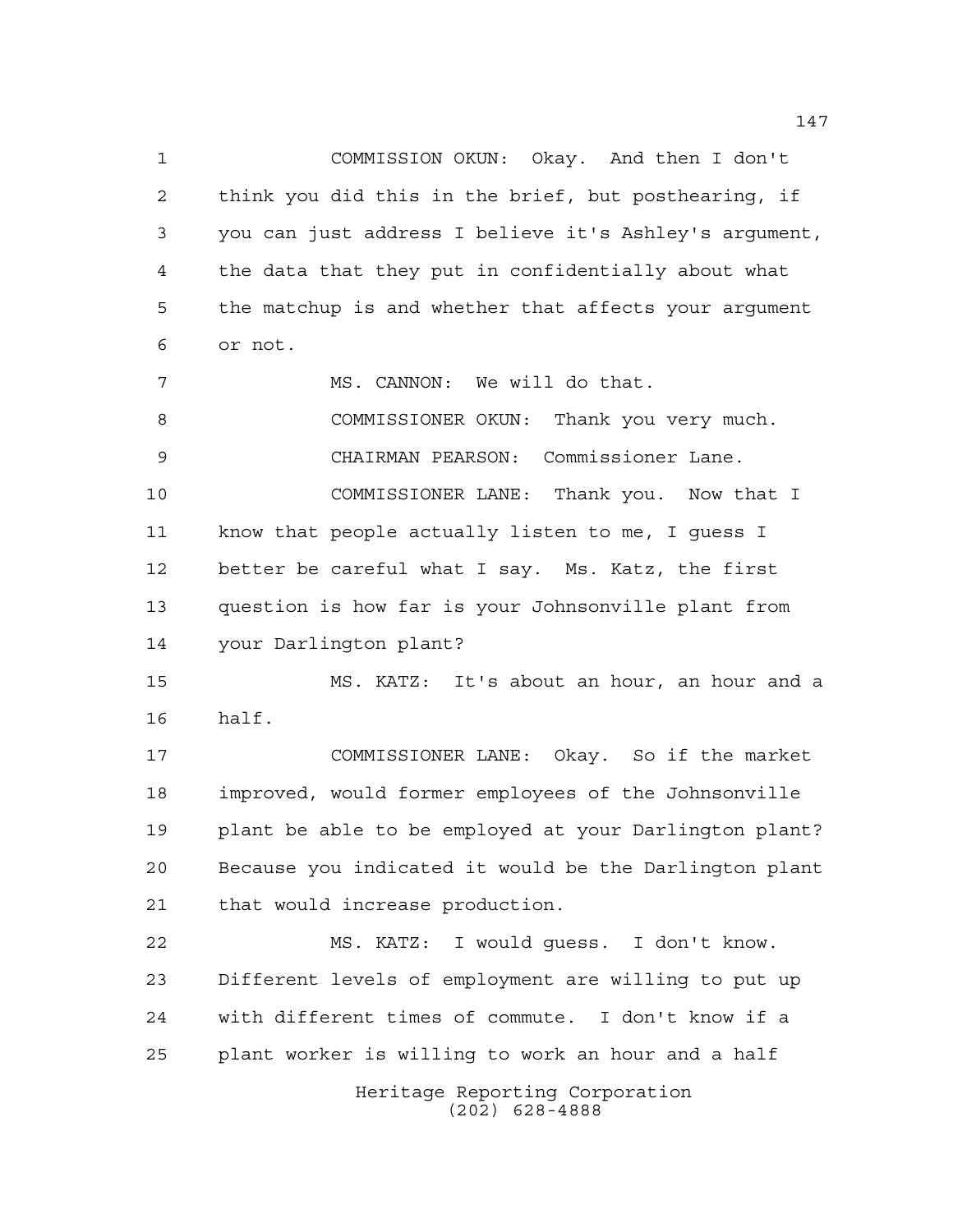COMMISSION OKUN: Okay. And then I don't think you did this in the brief, but posthearing, if you can just address I believe it's Ashley's argument, the data that they put in confidentially about what the matchup is and whether that affects your argument or not.

MS. CANNON: We will do that.

COMMISSIONER OKUN: Thank you very much.

CHAIRMAN PEARSON: Commissioner Lane.

COMMISSIONER LANE: Thank you. Now that I know that people actually listen to me, I guess I better be careful what I say. Ms. Katz, the first question is how far is your Johnsonville plant from your Darlington plant?

MS. KATZ: It's about an hour, an hour and a half.

COMMISSIONER LANE: Okay. So if the market improved, would former employees of the Johnsonville plant be able to be employed at your Darlington plant? Because you indicated it would be the Darlington plant that would increase production.

MS. KATZ: I would guess. I don't know. Different levels of employment are willing to put up with different times of commute. I don't know if a plant worker is willing to work an hour and a half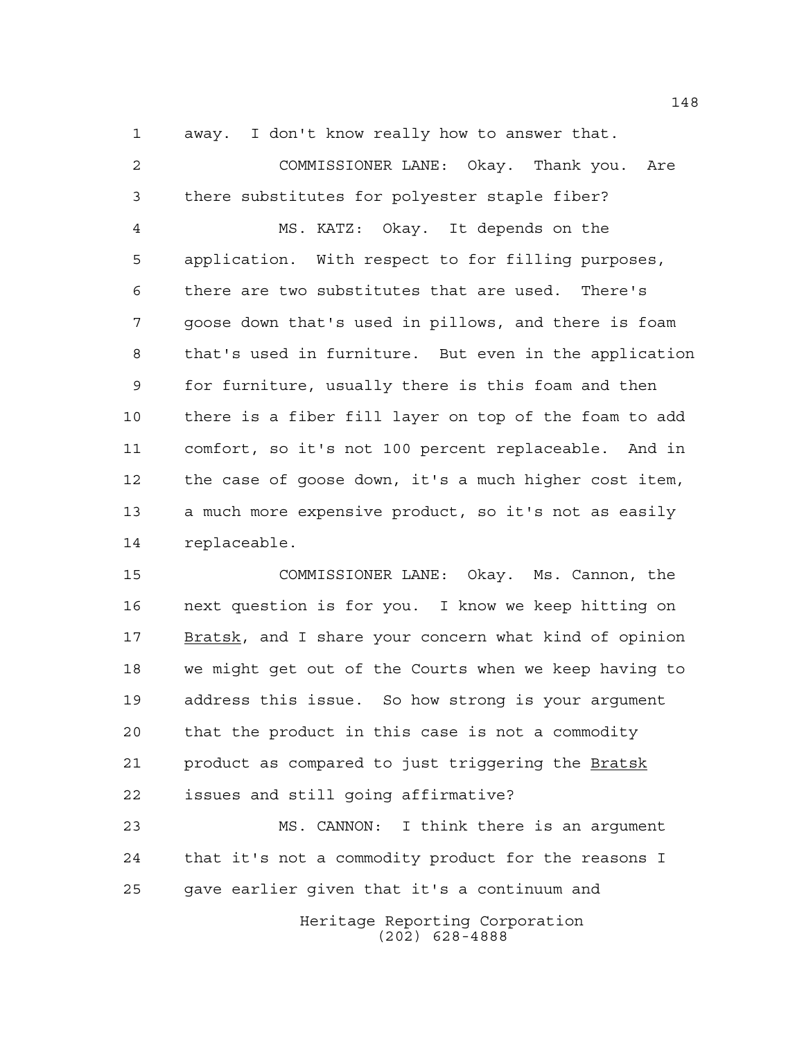away. I don't know really how to answer that.

COMMISSIONER LANE: Okay. Thank you. Are there substitutes for polyester staple fiber?

MS. KATZ: Okay. It depends on the application. With respect to for filling purposes, there are two substitutes that are used. There's goose down that's used in pillows, and there is foam that's used in furniture. But even in the application for furniture, usually there is this foam and then there is a fiber fill layer on top of the foam to add comfort, so it's not 100 percent replaceable. And in the case of goose down, it's a much higher cost item, a much more expensive product, so it's not as easily replaceable.

COMMISSIONER LANE: Okay. Ms. Cannon, the next question is for you. I know we keep hitting on _Bratsk_, and I share your concern what kind of opinion we might get out of the Courts when we keep having to address this issue. So how strong is your argument that the product in this case is not a commodity product as compared to just triggering the _Bratsk_ issues and still going affirmative?

MS. CANNON: I think there is an argument that it's not a commodity product for the reasons I gave earlier given that it's a continuum and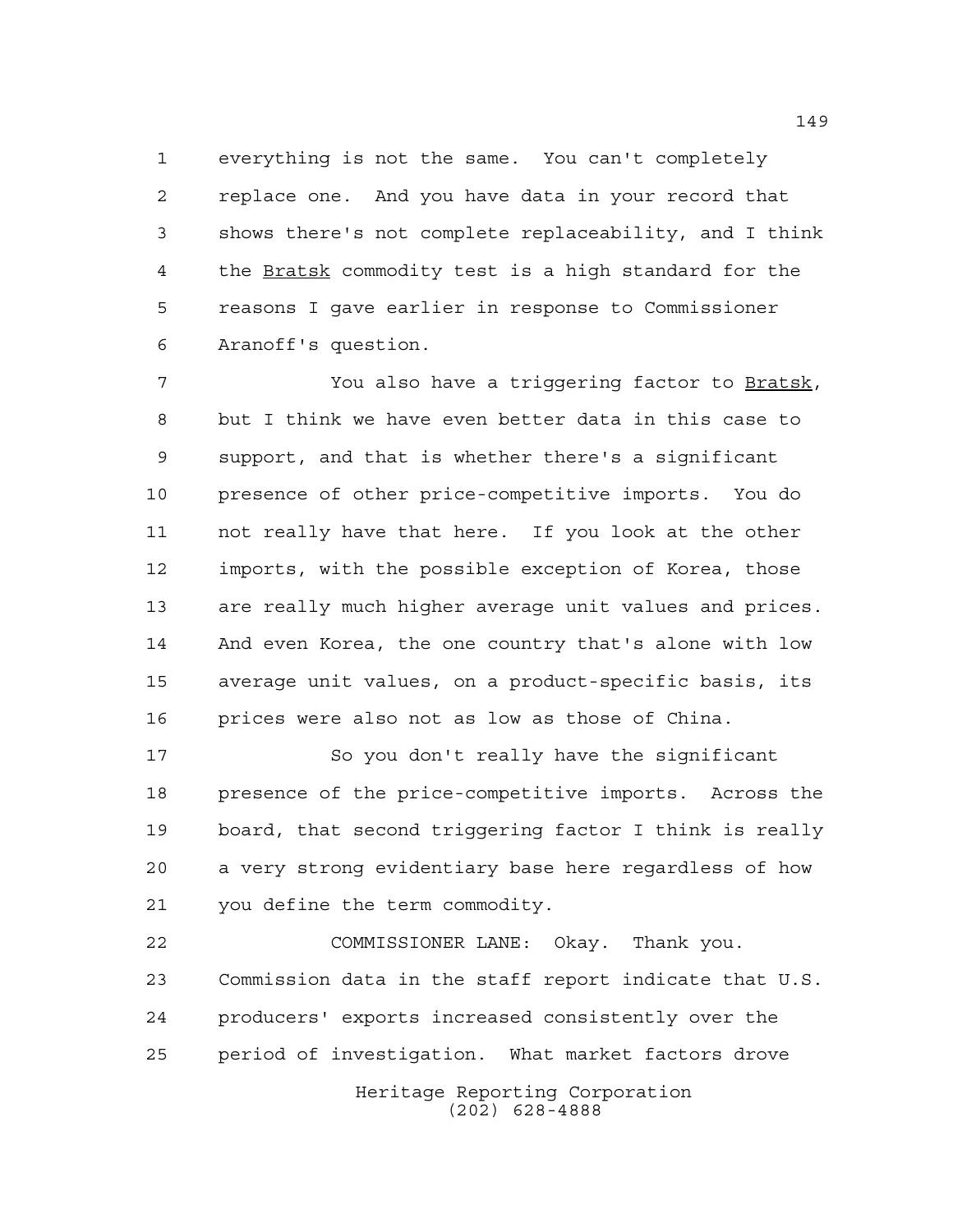everything is not the same. You can't completely replace one. And you have data in your record that shows there's not complete replaceability, and I think the _Bratsk_ commodity test is a high standard for the reasons I gave earlier in response to Commissioner Aranoff's question.

You also have a triggering factor to _Bratsk_, but I think we have even better data in this case to support, and that is whether there's a significant presence of other price-competitive imports. You do not really have that here. If you look at the other imports, with the possible exception of Korea, those are really much higher average unit values and prices. And even Korea, the one country that's alone with low average unit values, on a product-specific basis, its prices were also not as low as those of China.

So you don't really have the significant presence of the price-competitive imports. Across the board, that second triggering factor I think is really a very strong evidentiary base here regardless of how you define the term commodity.

COMMISSIONER LANE: Okay. Thank you. Commission data in the staff report indicate that U.S. producers' exports increased consistently over the period of investigation. What market factors drove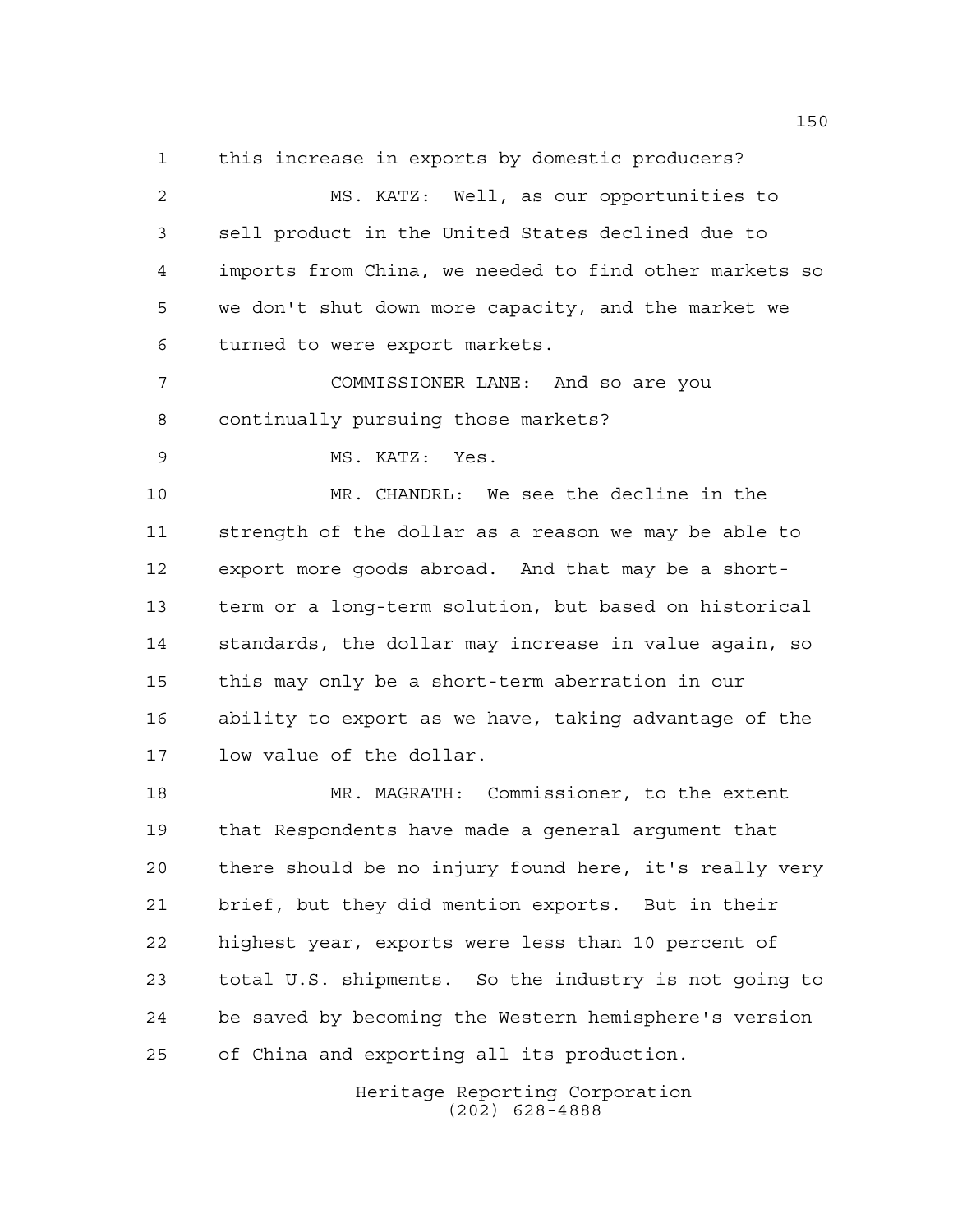this increase in exports by domestic producers?

MS. KATZ: Well, as our opportunities to sell product in the United States declined due to imports from China, we needed to find other markets so we don't shut down more capacity, and the market we turned to were export markets.

COMMISSIONER LANE: And so are you continually pursuing those markets?

MS. KATZ: Yes.

MR. CHANDRL: We see the decline in the strength of the dollar as a reason we may be able to export more goods abroad. And that may be a short-term or a long-term solution, but based on historical standards, the dollar may increase in value again, so this may only be a short-term aberration in our ability to export as we have, taking advantage of the low value of the dollar.

MR. MAGRATH: Commissioner, to the extent that Respondents have made a general argument that there should be no injury found here, it's really very brief, but they did mention exports. But in their highest year, exports were less than 10 percent of total U.S. shipments. So the industry is not going to be saved by becoming the Western hemisphere's version of China and exporting all its production.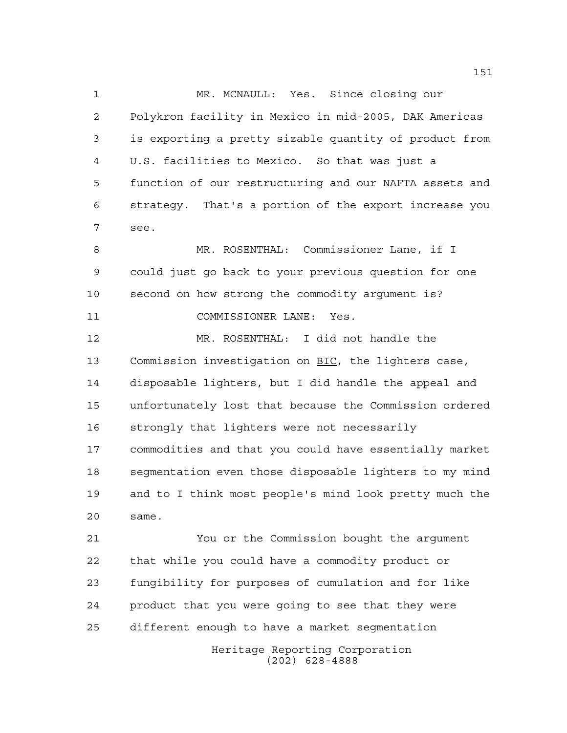MR. MCNAULL: Yes. Since closing our Polykron facility in Mexico in mid-2005, DAK Americas is exporting a pretty sizable quantity of product from U.S. facilities to Mexico. So that was just a function of our restructuring and our NAFTA assets and strategy. That's a portion of the export increase you see.

MR. ROSENTHAL: Commissioner Lane, if I could just go back to your previous question for one second on how strong the commodity argument is?

COMMISSIONER LANE: Yes.

MR. ROSENTHAL: I did not handle the Commission investigation on BIC, the lighters case, disposable lighters, but I did handle the appeal and unfortunately lost that because the Commission ordered strongly that lighters were not necessarily commodities and that you could have essentially market segmentation even those disposable lighters to my mind and to I think most people's mind look pretty much the same.

You or the Commission bought the argument that while you could have a commodity product or fungibility for purposes of cumulation and for like product that you were going to see that they were different enough to have a market segmentation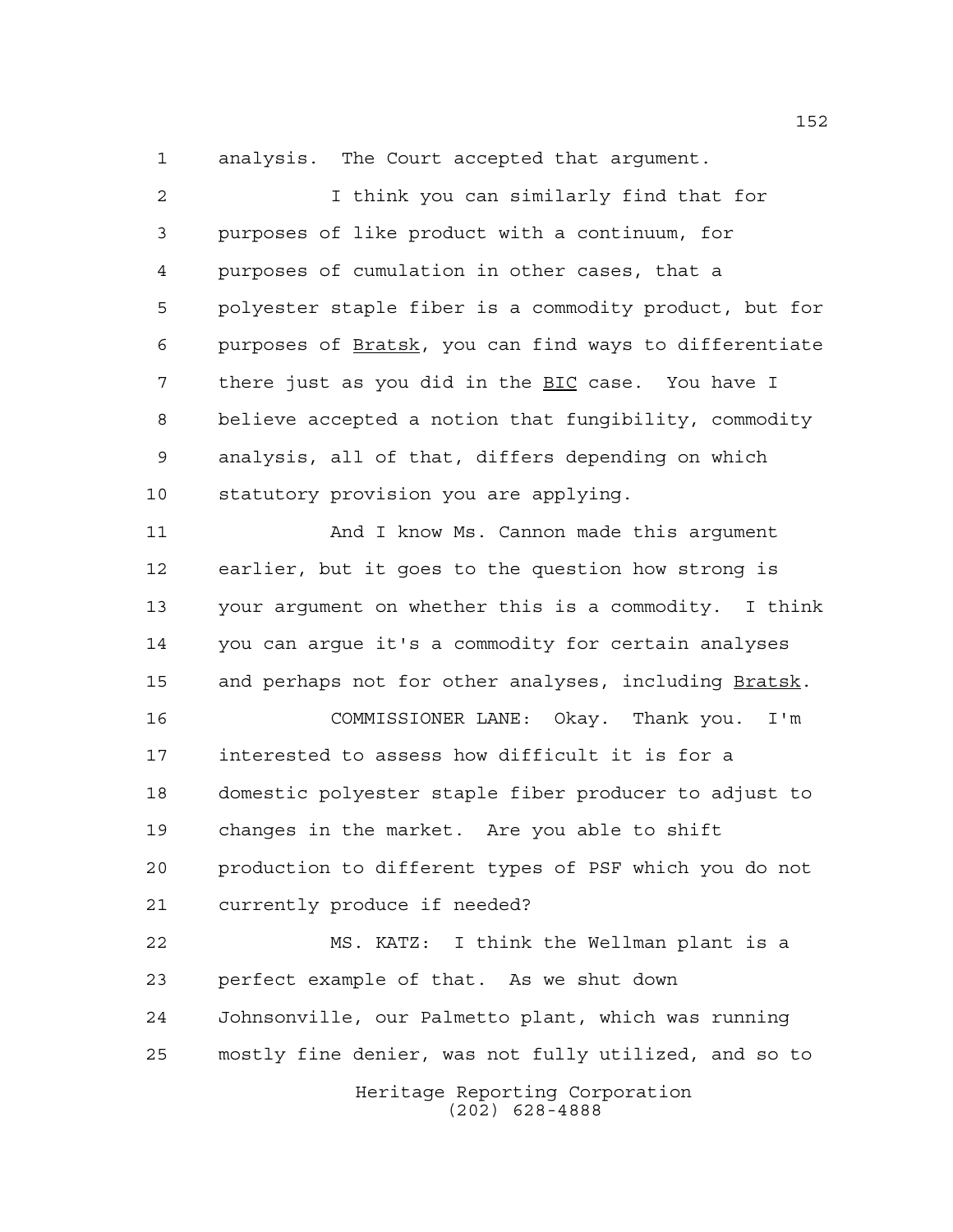analysis. The Court accepted that argument.

I think you can similarly find that for purposes of like product with a continuum, for purposes of cumulation in other cases, that a polyester staple fiber is a commodity product, but for purposes of Bratsk, you can find ways to differentiate there just as you did in the BIC case. You have I believe accepted a notion that fungibility, commodity analysis, all of that, differs depending on which statutory provision you are applying.

And I know Ms. Cannon made this argument earlier, but it goes to the question how strong is your argument on whether this is a commodity. I think you can argue it's a commodity for certain analyses and perhaps not for other analyses, including Bratsk.

COMMISSIONER LANE: Okay. Thank you. I'm interested to assess how difficult it is for a domestic polyester staple fiber producer to adjust to changes in the market. Are you able to shift production to different types of PSF which you do not currently produce if needed?

MS. KATZ: I think the Wellman plant is a perfect example of that. As we shut down Johnsonville, our Palmetto plant, which was running mostly fine denier, was not fully utilized, and so to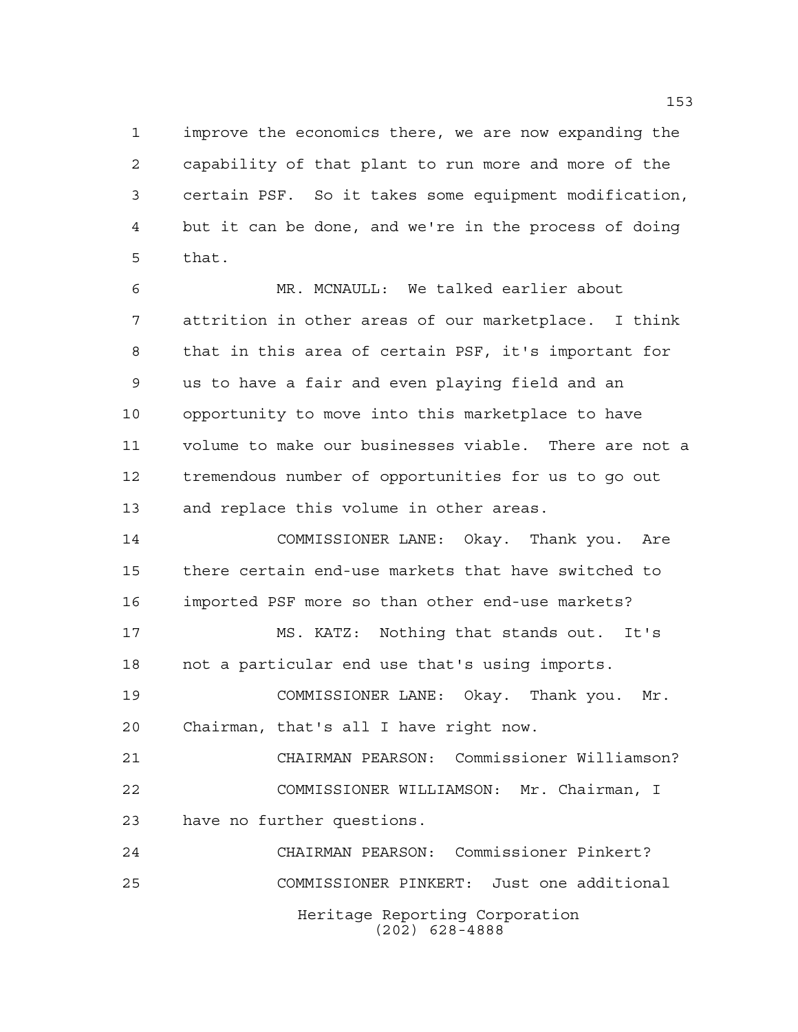improve the economics there, we are now expanding the capability of that plant to run more and more of the certain PSF. So it takes some equipment modification, but it can be done, and we're in the process of doing that.

MR. MCNAULL: We talked earlier about attrition in other areas of our marketplace. I think that in this area of certain PSF, it's important for us to have a fair and even playing field and an opportunity to move into this marketplace to have volume to make our businesses viable. There are not a tremendous number of opportunities for us to go out and replace this volume in other areas.

COMMISSIONER LANE: Okay. Thank you. Are there certain end-use markets that have switched to imported PSF more so than other end-use markets?

MS. KATZ: Nothing that stands out. It's not a particular end use that's using imports.

COMMISSIONER LANE: Okay. Thank you. Mr. Chairman, that's all I have right now.

CHAIRMAN PEARSON: Commissioner Williamson?

COMMISSIONER WILLIAMSON: Mr. Chairman, I have no further questions.

CHAIRMAN PEARSON: Commissioner Pinkert?

COMMISSIONER PINKERT: Just one additional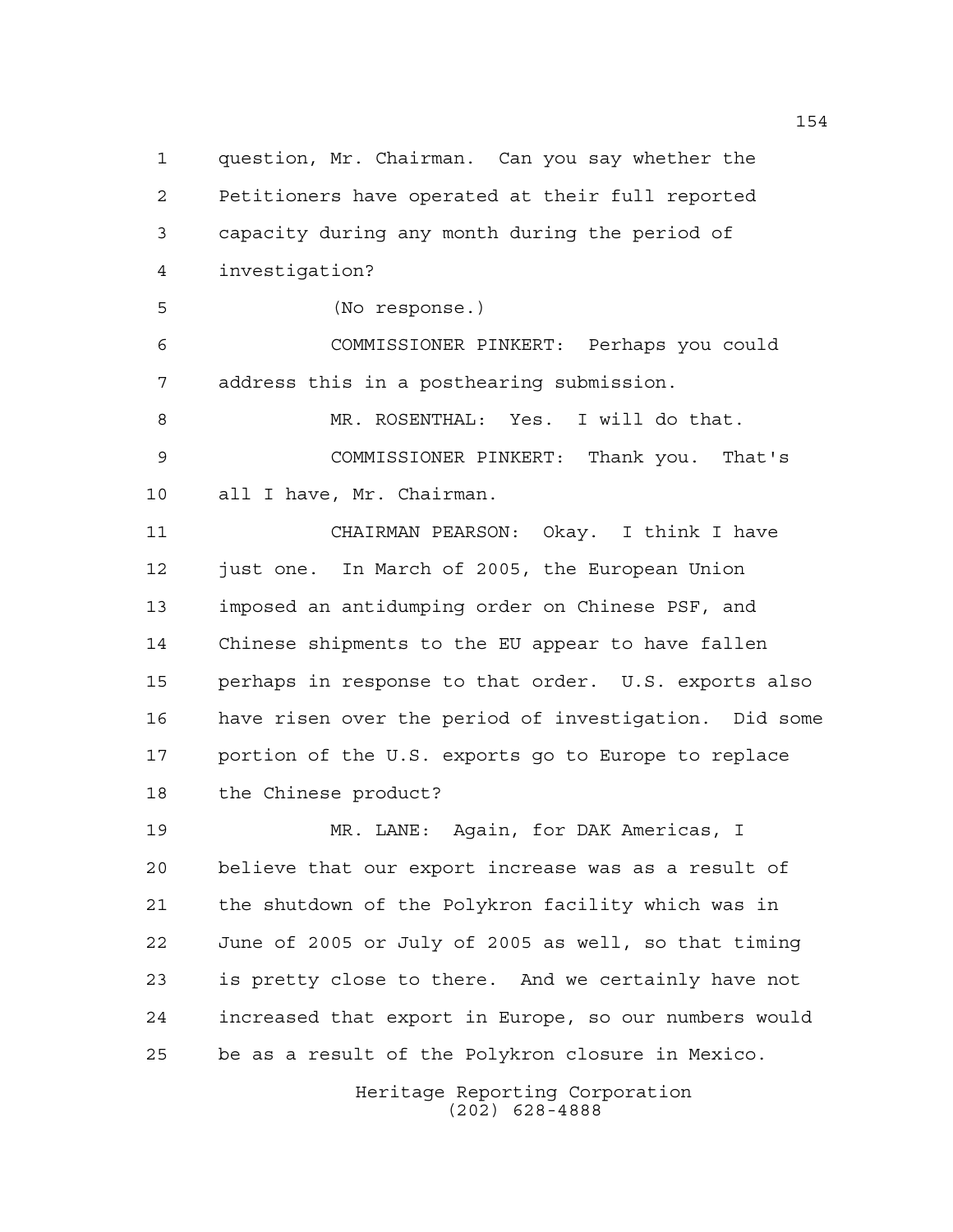question, Mr. Chairman. Can you say whether the Petitioners have operated at their full reported capacity during any month during the period of investigation?

(No response.)

COMMISSIONER PINKERT: Perhaps you could address this in a posthearing submission.

MR. ROSENTHAL: Yes. I will do that.

COMMISSIONER PINKERT: Thank you. That's all I have, Mr. Chairman.

CHAIRMAN PEARSON: Okay. I think I have just one. In March of 2005, the European Union imposed an antidumping order on Chinese PSF, and Chinese shipments to the EU appear to have fallen perhaps in response to that order. U.S. exports also have risen over the period of investigation. Did some portion of the U.S. exports go to Europe to replace the Chinese product?

MR. LANE: Again, for DAK Americas, I believe that our export increase was as a result of the shutdown of the Polykron facility which was in June of 2005 or July of 2005 as well, so that timing is pretty close to there. And we certainly have not increased that export in Europe, so our numbers would be as a result of the Polykron closure in Mexico.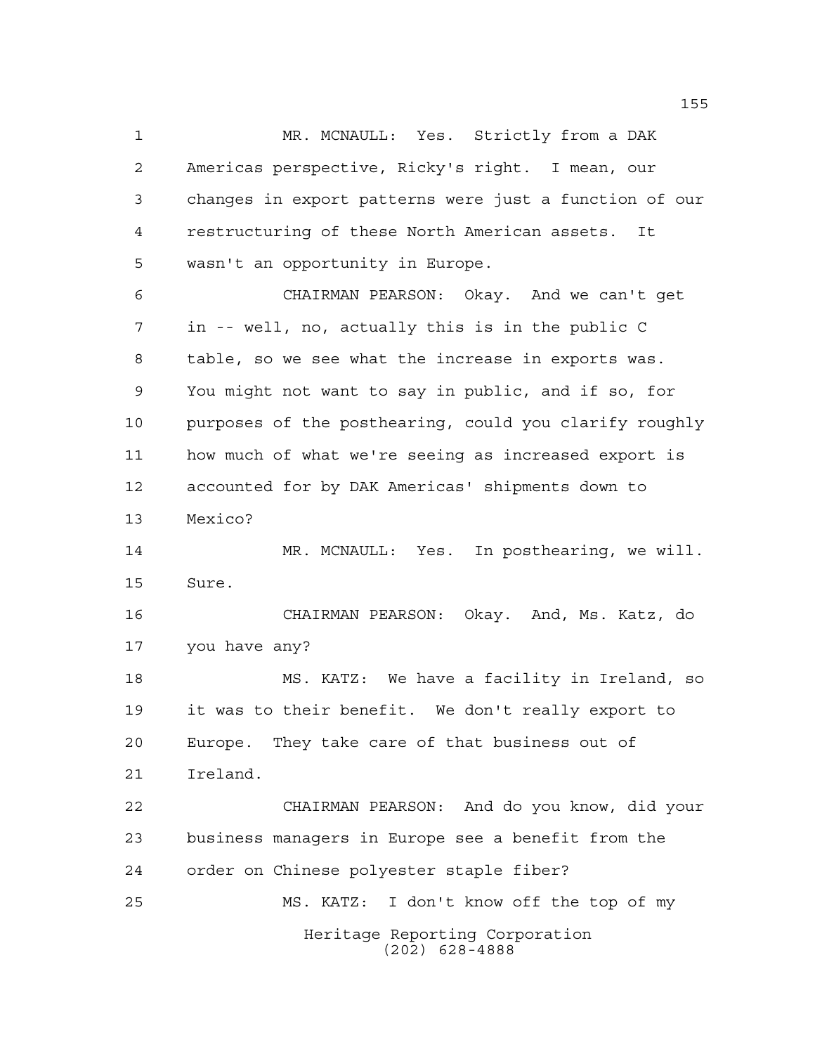MR. MCNAULL: Yes. Strictly from a DAK Americas perspective, Ricky's right. I mean, our changes in export patterns were just a function of our restructuring of these North American assets. It wasn't an opportunity in Europe.

CHAIRMAN PEARSON: Okay. And we can't get in -- well, no, actually this is in the public C table, so we see what the increase in exports was. You might not want to say in public, and if so, for purposes of the posthearing, could you clarify roughly how much of what we're seeing as increased export is accounted for by DAK Americas' shipments down to Mexico?

MR. MCNAULL: Yes. In posthearing, we will. Sure.

CHAIRMAN PEARSON: Okay. And, Ms. Katz, do you have any?

MS. KATZ: We have a facility in Ireland, so it was to their benefit. We don't really export to Europe. They take care of that business out of Ireland.

CHAIRMAN PEARSON: And do you know, did your business managers in Europe see a benefit from the order on Chinese polyester staple fiber?

MS. KATZ: I don't know off the top of my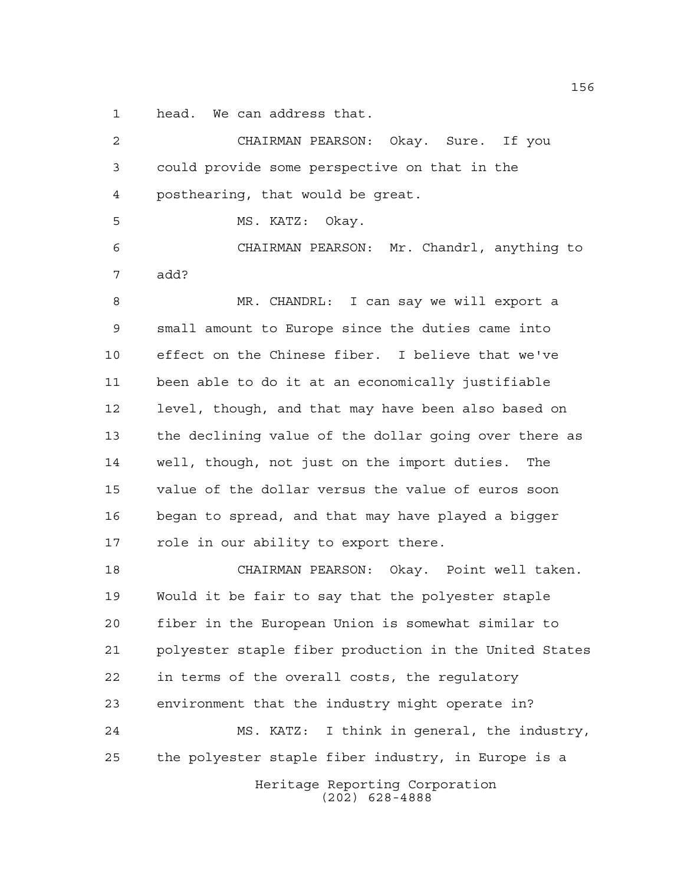head. We can address that.

CHAIRMAN PEARSON: Okay. Sure. If you could provide some perspective on that in the posthearing, that would be great.

MS. KATZ: Okay.

CHAIRMAN PEARSON: Mr. Chandrl, anything to add?

MR. CHANDRL: I can say we will export a small amount to Europe since the duties came into effect on the Chinese fiber. I believe that we've been able to do it at an economically justifiable level, though, and that may have been also based on the declining value of the dollar going over there as well, though, not just on the import duties. The value of the dollar versus the value of euros soon began to spread, and that may have played a bigger role in our ability to export there.

CHAIRMAN PEARSON: Okay. Point well taken. Would it be fair to say that the polyester staple fiber in the European Union is somewhat similar to polyester staple fiber production in the United States in terms of the overall costs, the regulatory environment that the industry might operate in?

MS. KATZ: I think in general, the industry, the polyester staple fiber industry, in Europe is a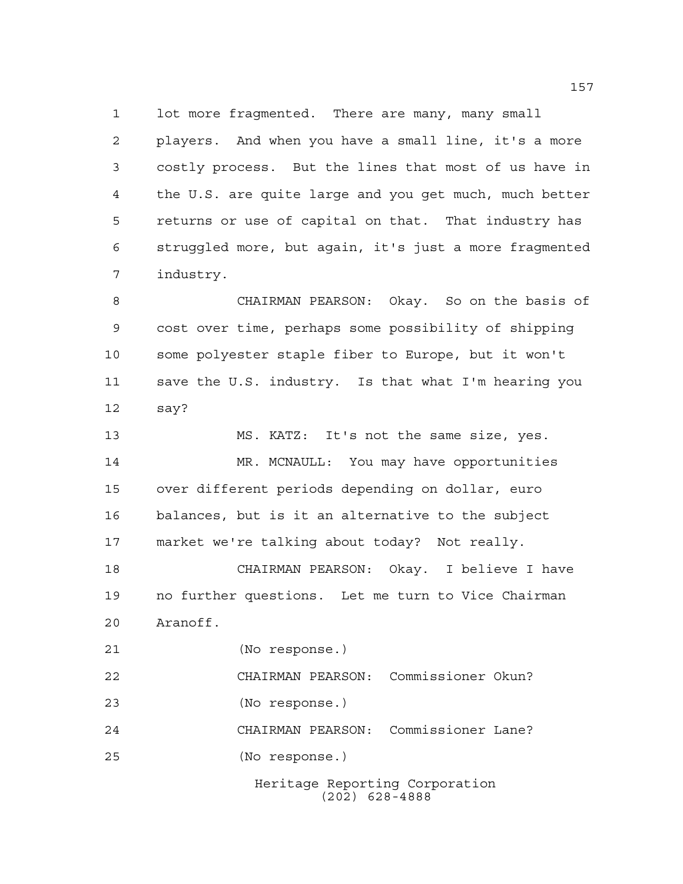lot more fragmented. There are many, many small players. And when you have a small line, it's a more costly process. But the lines that most of us have in the U.S. are quite large and you get much, much better returns or use of capital on that. That industry has struggled more, but again, it's just a more fragmented industry.

CHAIRMAN PEARSON: Okay. So on the basis of cost over time, perhaps some possibility of shipping some polyester staple fiber to Europe, but it won't save the U.S. industry. Is that what I'm hearing you say?

MS. KATZ: It's not the same size, yes.

MR. MCNAULL: You may have opportunities over different periods depending on dollar, euro balances, but is it an alternative to the subject market we're talking about today? Not really.

CHAIRMAN PEARSON: Okay. I believe I have no further questions. Let me turn to Vice Chairman Aranoff.

(No response.)

CHAIRMAN PEARSON: Commissioner Okun?

(No response.)

CHAIRMAN PEARSON: Commissioner Lane?

(No response.)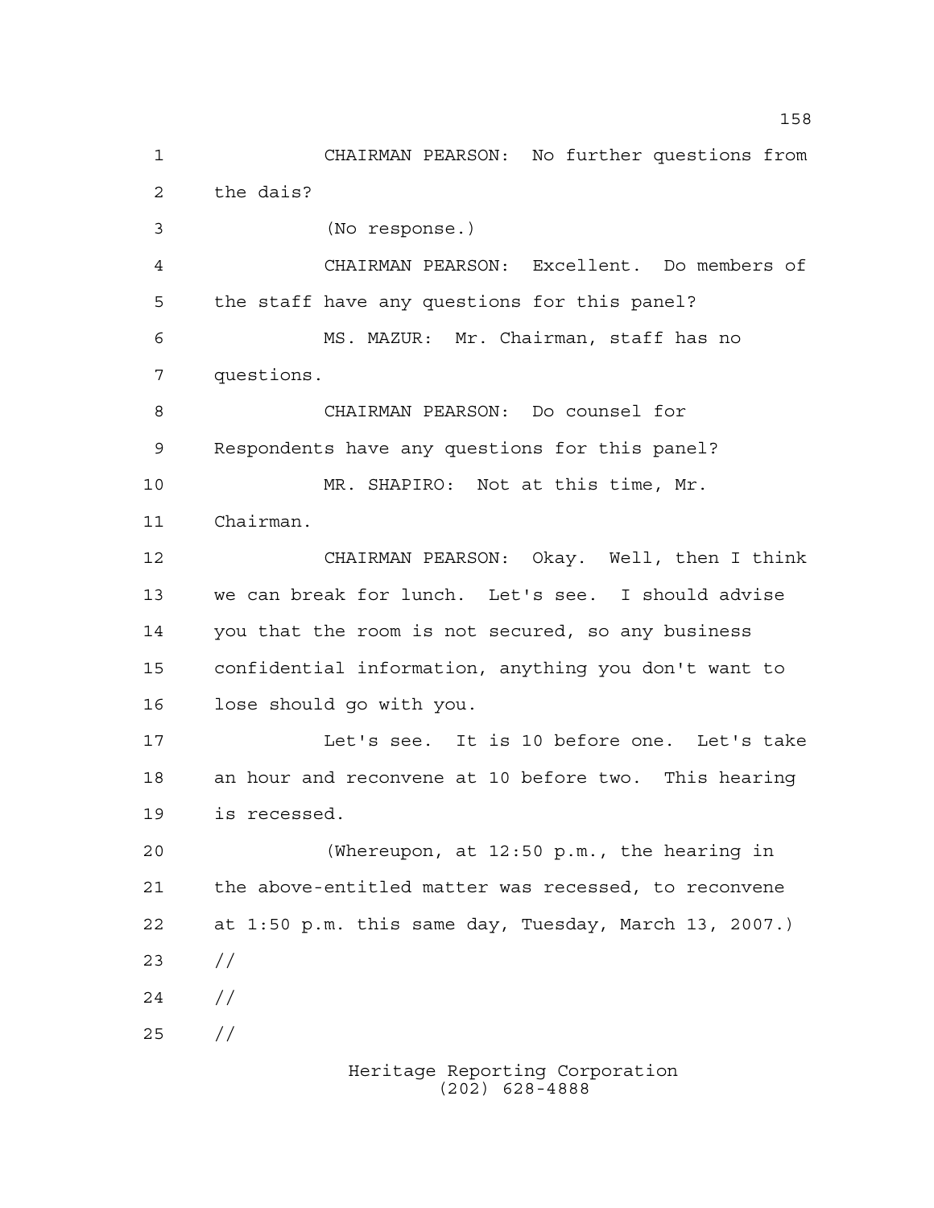CHAIRMAN PEARSON: No further questions from the dais?

(No response.)

CHAIRMAN PEARSON: Excellent. Do members of the staff have any questions for this panel?

MS. MAZUR: Mr. Chairman, staff has no questions.

CHAIRMAN PEARSON: Do counsel for Respondents have any questions for this panel?

MR. SHAPIRO: Not at this time, Mr. Chairman.

CHAIRMAN PEARSON: Okay. Well, then I think we can break for lunch. Let's see. I should advise you that the room is not secured, so any business confidential information, anything you don't want to lose should go with you.

Let's see. It is 10 before one. Let's take an hour and reconvene at 10 before two. This hearing is recessed.

(Whereupon, at 12:50 p.m., the hearing in the above-entitled matter was recessed, to reconvene at 1:50 p.m. this same day, Tuesday, March 13, 2007.)

//

//

//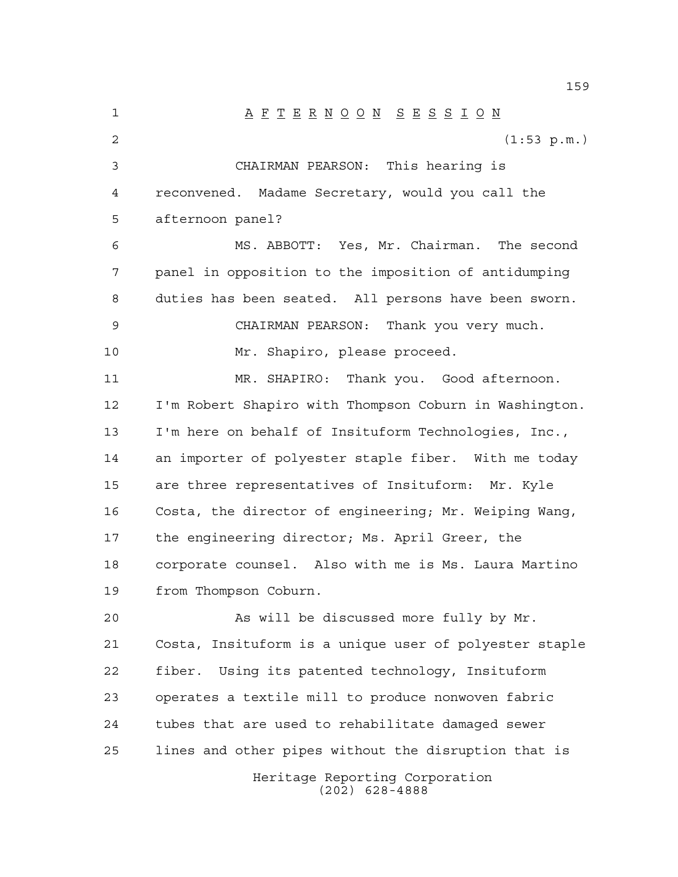# AFTERNOON SESSION

(1:53 p.m.)

CHAIRMAN PEARSON: This hearing is reconvened. Madame Secretary, would you call the afternoon panel?

MS. ABBOTT: Yes, Mr. Chairman. The second panel in opposition to the imposition of antidumping duties has been seated. All persons have been sworn.

CHAIRMAN PEARSON: Thank you very much.

Mr. Shapiro, please proceed.

MR. SHAPIRO: Thank you. Good afternoon. I'm Robert Shapiro with Thompson Coburn in Washington. I'm here on behalf of Insituform Technologies, Inc., an importer of polyester staple fiber. With me today are three representatives of Insituform: Mr. Kyle Costa, the director of engineering; Mr. Weiping Wang, the engineering director; Ms. April Greer, the corporate counsel. Also with me is Ms. Laura Martino from Thompson Coburn.

As will be discussed more fully by Mr. Costa, Insituform is a unique user of polyester staple fiber. Using its patented technology, Insituform operates a textile mill to produce nonwoven fabric tubes that are used to rehabilitate damaged sewer lines and other pipes without the disruption that is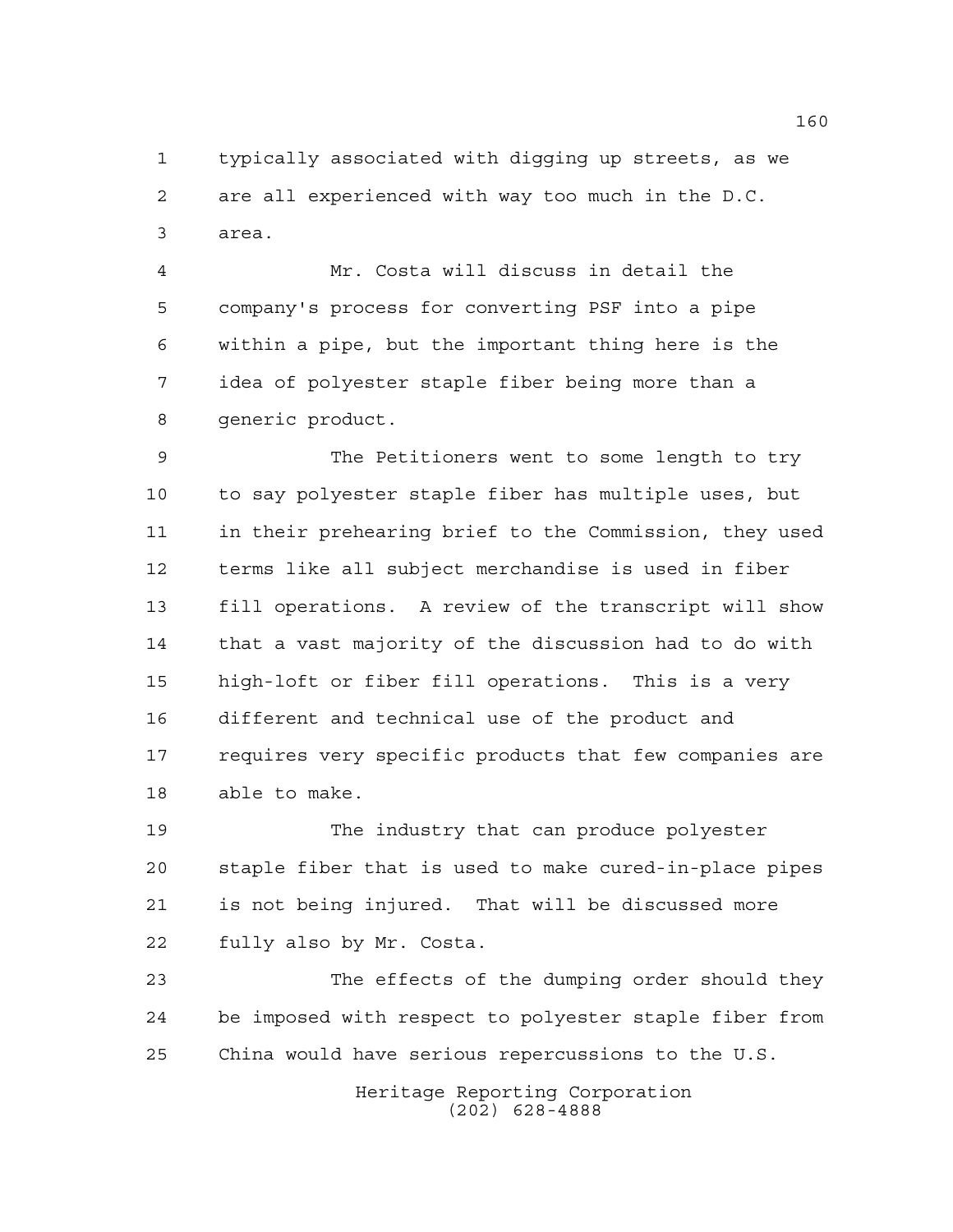typically associated with digging up streets, as we are all experienced with way too much in the D.C. area.

Mr. Costa will discuss in detail the company's process for converting PSF into a pipe within a pipe, but the important thing here is the idea of polyester staple fiber being more than a generic product.

The Petitioners went to some length to try to say polyester staple fiber has multiple uses, but in their prehearing brief to the Commission, they used terms like all subject merchandise is used in fiber fill operations. A review of the transcript will show that a vast majority of the discussion had to do with high-loft or fiber fill operations. This is a very different and technical use of the product and requires very specific products that few companies are able to make.

The industry that can produce polyester staple fiber that is used to make cured-in-place pipes is not being injured. That will be discussed more fully also by Mr. Costa.

The effects of the dumping order should they be imposed with respect to polyester staple fiber from China would have serious repercussions to the U.S.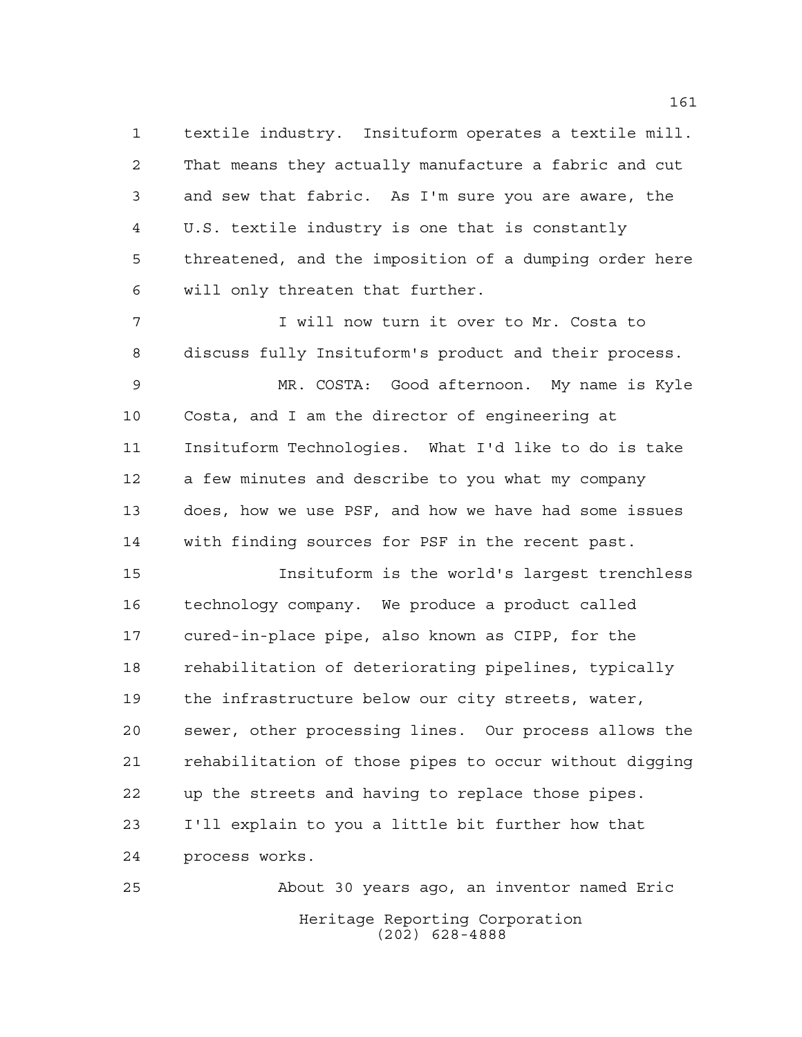textile industry. Insituform operates a textile mill. That means they actually manufacture a fabric and cut and sew that fabric. As I'm sure you are aware, the U.S. textile industry is one that is constantly threatened, and the imposition of a dumping order here will only threaten that further.

I will now turn it over to Mr. Costa to discuss fully Insituform's product and their process.

MR. COSTA: Good afternoon. My name is Kyle Costa, and I am the director of engineering at Insituform Technologies. What I'd like to do is take a few minutes and describe to you what my company does, how we use PSF, and how we have had some issues with finding sources for PSF in the recent past.

Insituform is the world's largest trenchless technology company. We produce a product called cured-in-place pipe, also known as CIPP, for the rehabilitation of deteriorating pipelines, typically the infrastructure below our city streets, water, sewer, other processing lines. Our process allows the rehabilitation of those pipes to occur without digging up the streets and having to replace those pipes. I'll explain to you a little bit further how that process works.

About 30 years ago, an inventor named Eric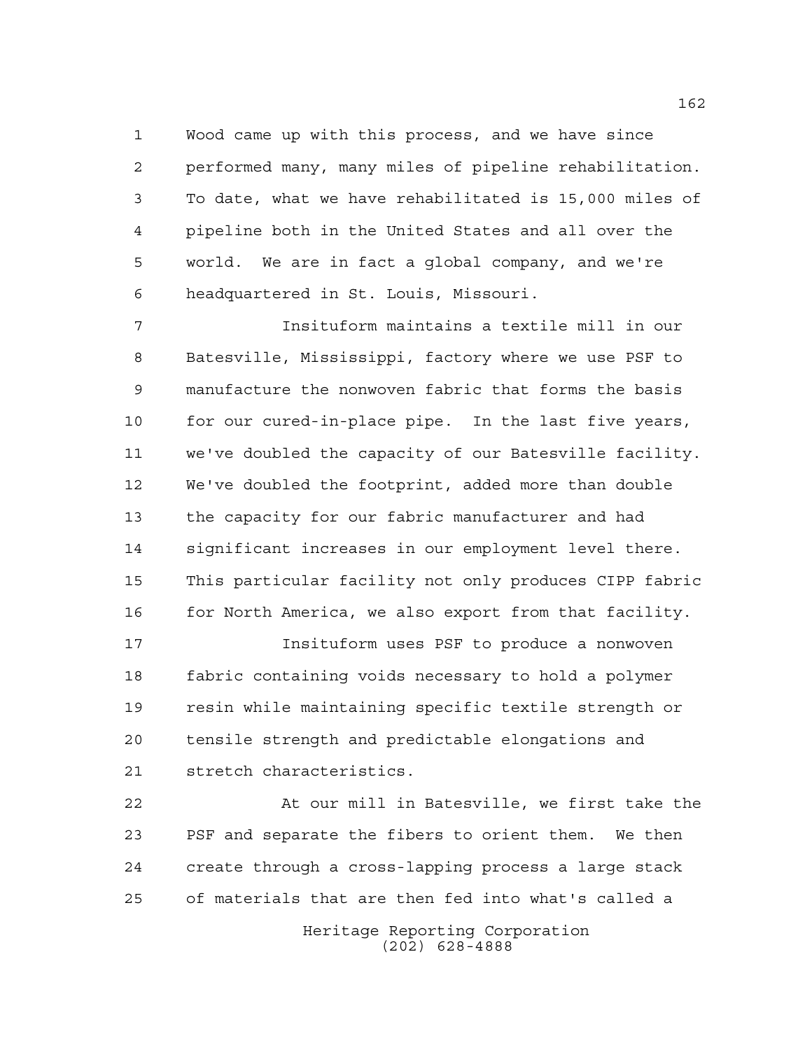Wood came up with this process, and we have since performed many, many miles of pipeline rehabilitation. To date, what we have rehabilitated is 15,000 miles of pipeline both in the United States and all over the world. We are in fact a global company, and we're headquartered in St. Louis, Missouri.

Insituform maintains a textile mill in our Batesville, Mississippi, factory where we use PSF to manufacture the nonwoven fabric that forms the basis for our cured-in-place pipe. In the last five years, we've doubled the capacity of our Batesville facility. We've doubled the footprint, added more than double the capacity for our fabric manufacturer and had significant increases in our employment level there. This particular facility not only produces CIPP fabric for North America, we also export from that facility.

Insituform uses PSF to produce a nonwoven fabric containing voids necessary to hold a polymer resin while maintaining specific textile strength or tensile strength and predictable elongations and stretch characteristics.

At our mill in Batesville, we first take the PSF and separate the fibers to orient them. We then create through a cross-lapping process a large stack of materials that are then fed into what's called a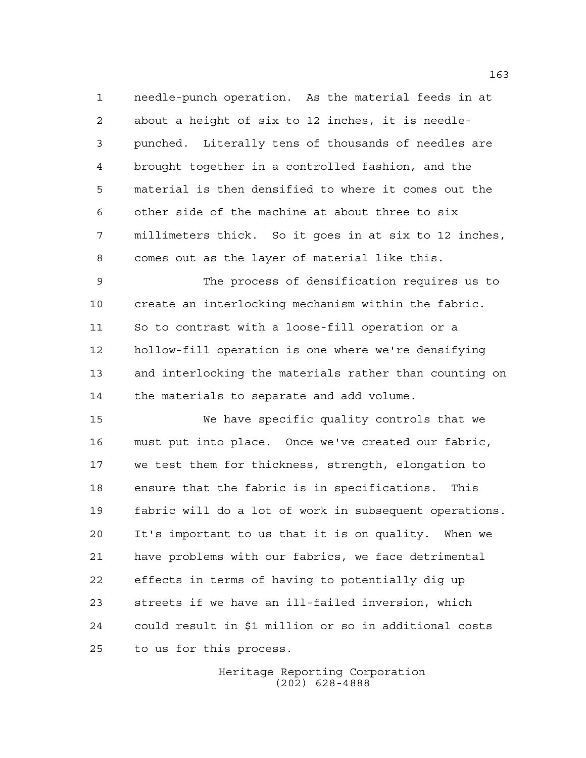needle-punch operation. As the material feeds in at about a height of six to 12 inches, it is needle-punched. Literally tens of thousands of needles are brought together in a controlled fashion, and the material is then densified to where it comes out the other side of the machine at about three to six millimeters thick. So it goes in at six to 12 inches, comes out as the layer of material like this.

The process of densification requires us to create an interlocking mechanism within the fabric. So to contrast with a loose-fill operation or a hollow-fill operation is one where we're densifying and interlocking the materials rather than counting on the materials to separate and add volume.

We have specific quality controls that we must put into place. Once we've created our fabric, we test them for thickness, strength, elongation to ensure that the fabric is in specifications. This fabric will do a lot of work in subsequent operations. It's important to us that it is on quality. When we have problems with our fabrics, we face detrimental effects in terms of having to potentially dig up streets if we have an ill-failed inversion, which could result in $1 million or so in additional costs to us for this process.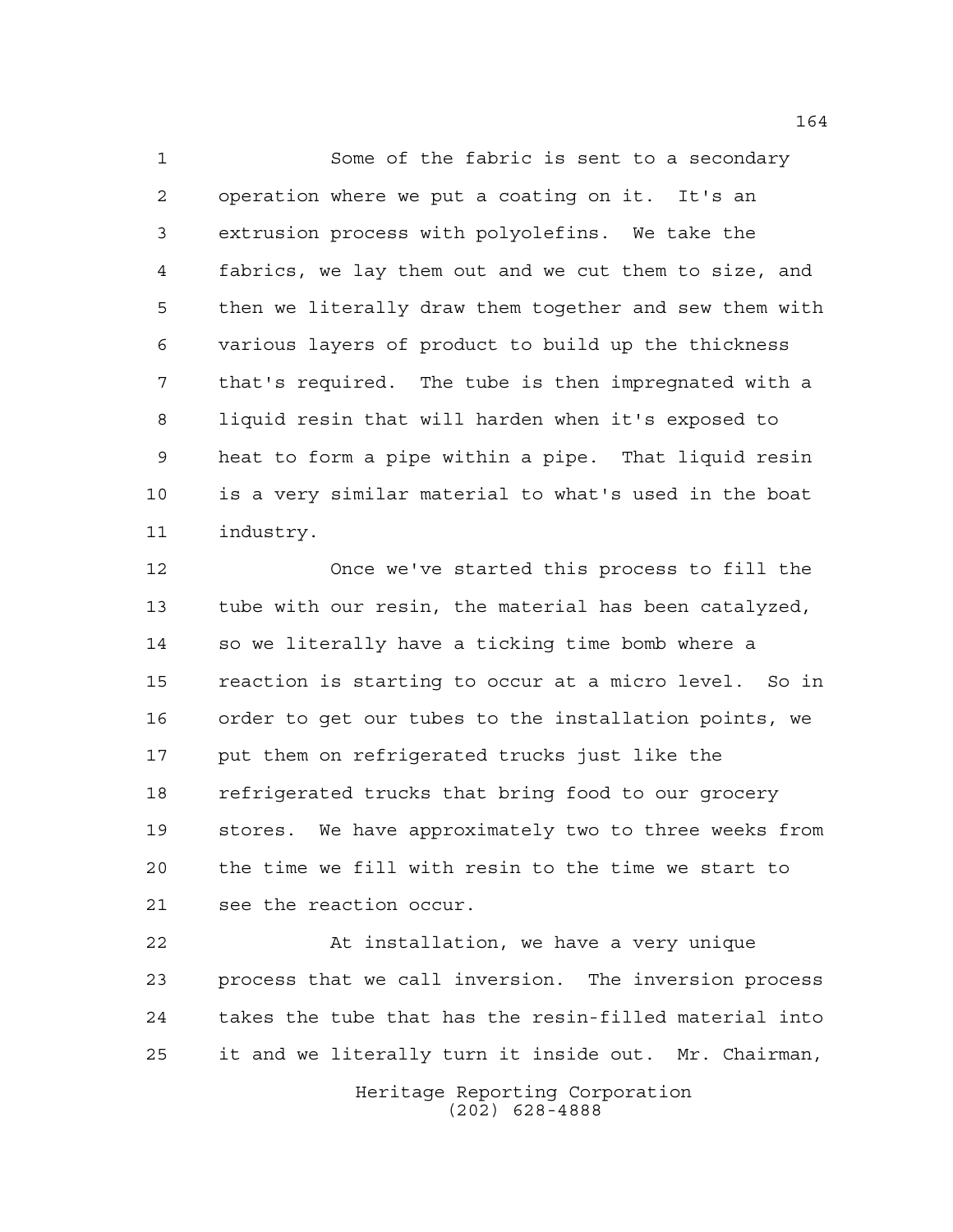Some of the fabric is sent to a secondary operation where we put a coating on it. It's an extrusion process with polyolefins. We take the fabrics, we lay them out and we cut them to size, and then we literally draw them together and sew them with various layers of product to build up the thickness that's required. The tube is then impregnated with a liquid resin that will harden when it's exposed to heat to form a pipe within a pipe. That liquid resin is a very similar material to what's used in the boat industry.

Once we've started this process to fill the tube with our resin, the material has been catalyzed, so we literally have a ticking time bomb where a reaction is starting to occur at a micro level. So in order to get our tubes to the installation points, we put them on refrigerated trucks just like the refrigerated trucks that bring food to our grocery stores. We have approximately two to three weeks from the time we fill with resin to the time we start to see the reaction occur.

At installation, we have a very unique process that we call inversion. The inversion process takes the tube that has the resin-filled material into it and we literally turn it inside out. Mr. Chairman,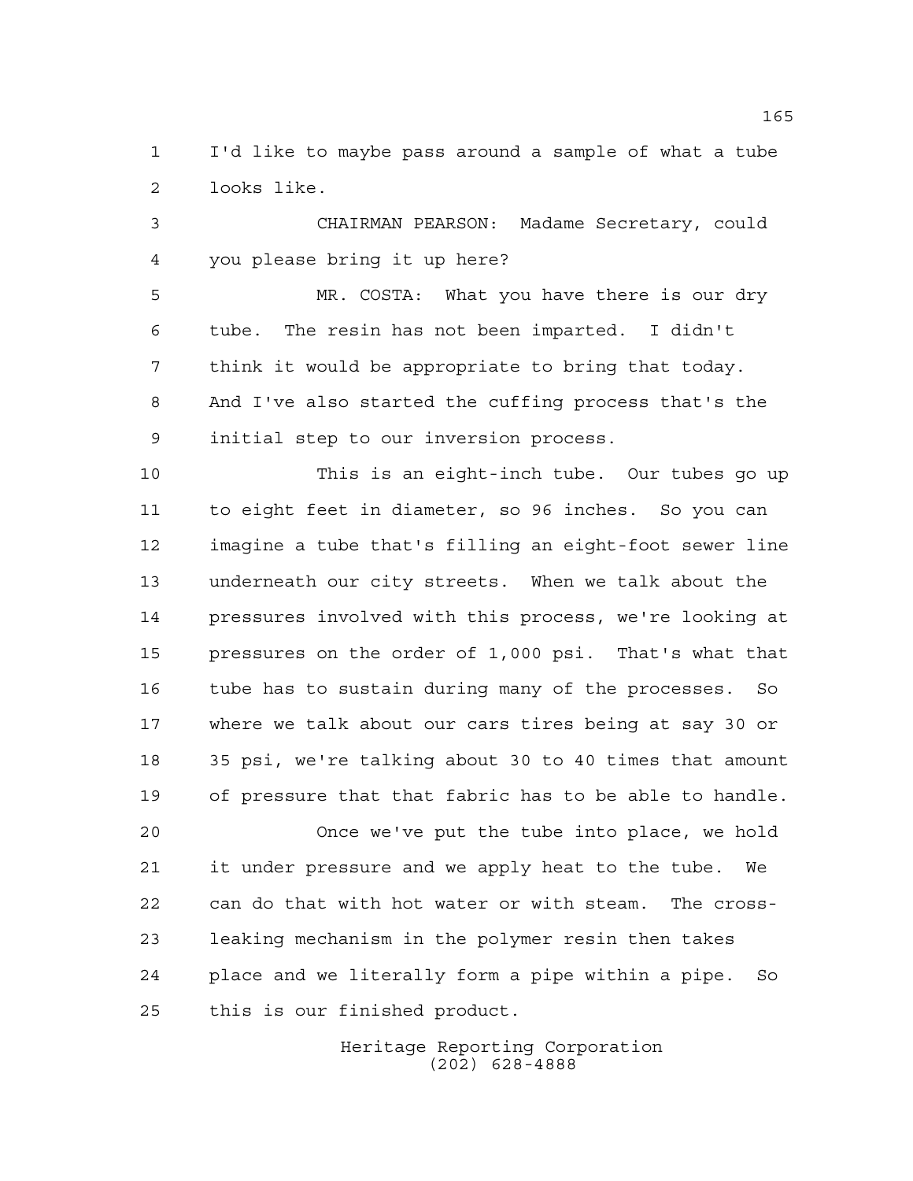I'd like to maybe pass around a sample of what a tube looks like.

CHAIRMAN PEARSON: Madame Secretary, could you please bring it up here?

MR. COSTA: What you have there is our dry tube. The resin has not been imparted. I didn't think it would be appropriate to bring that today. And I've also started the cuffing process that's the initial step to our inversion process.

This is an eight-inch tube. Our tubes go up to eight feet in diameter, so 96 inches. So you can imagine a tube that's filling an eight-foot sewer line underneath our city streets. When we talk about the pressures involved with this process, we're looking at pressures on the order of 1,000 psi. That's what that tube has to sustain during many of the processes. So where we talk about our cars tires being at say 30 or 35 psi, we're talking about 30 to 40 times that amount of pressure that that fabric has to be able to handle.

Once we've put the tube into place, we hold it under pressure and we apply heat to the tube. We can do that with hot water or with steam. The cross-leaking mechanism in the polymer resin then takes place and we literally form a pipe within a pipe. So this is our finished product.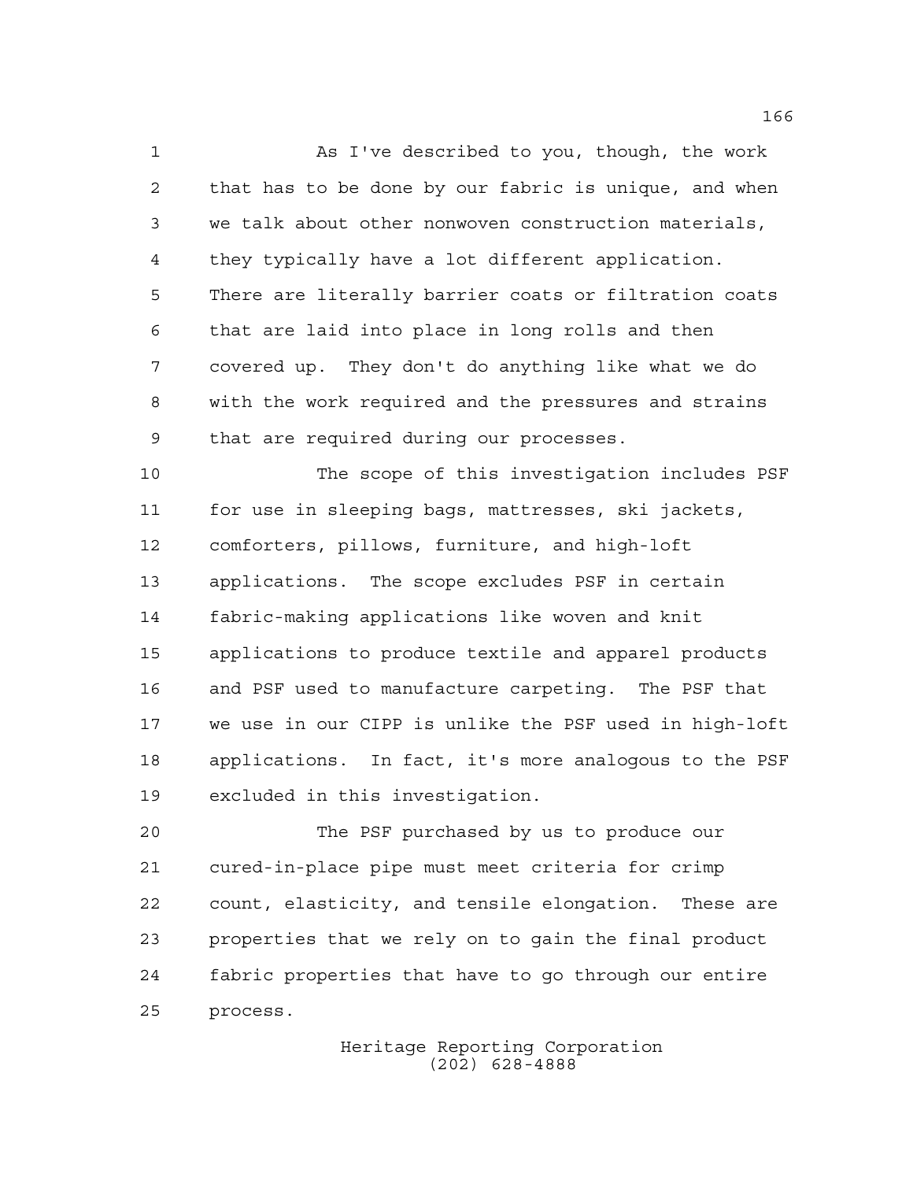As I've described to you, though, the work that has to be done by our fabric is unique, and when we talk about other nonwoven construction materials, they typically have a lot different application. There are literally barrier coats or filtration coats that are laid into place in long rolls and then covered up. They don't do anything like what we do with the work required and the pressures and strains that are required during our processes.

The scope of this investigation includes PSF for use in sleeping bags, mattresses, ski jackets, comforters, pillows, furniture, and high-loft applications. The scope excludes PSF in certain fabric-making applications like woven and knit applications to produce textile and apparel products and PSF used to manufacture carpeting. The PSF that we use in our CIPP is unlike the PSF used in high-loft applications. In fact, it's more analogous to the PSF excluded in this investigation.

The PSF purchased by us to produce our cured-in-place pipe must meet criteria for crimp count, elasticity, and tensile elongation. These are properties that we rely on to gain the final product fabric properties that have to go through our entire process.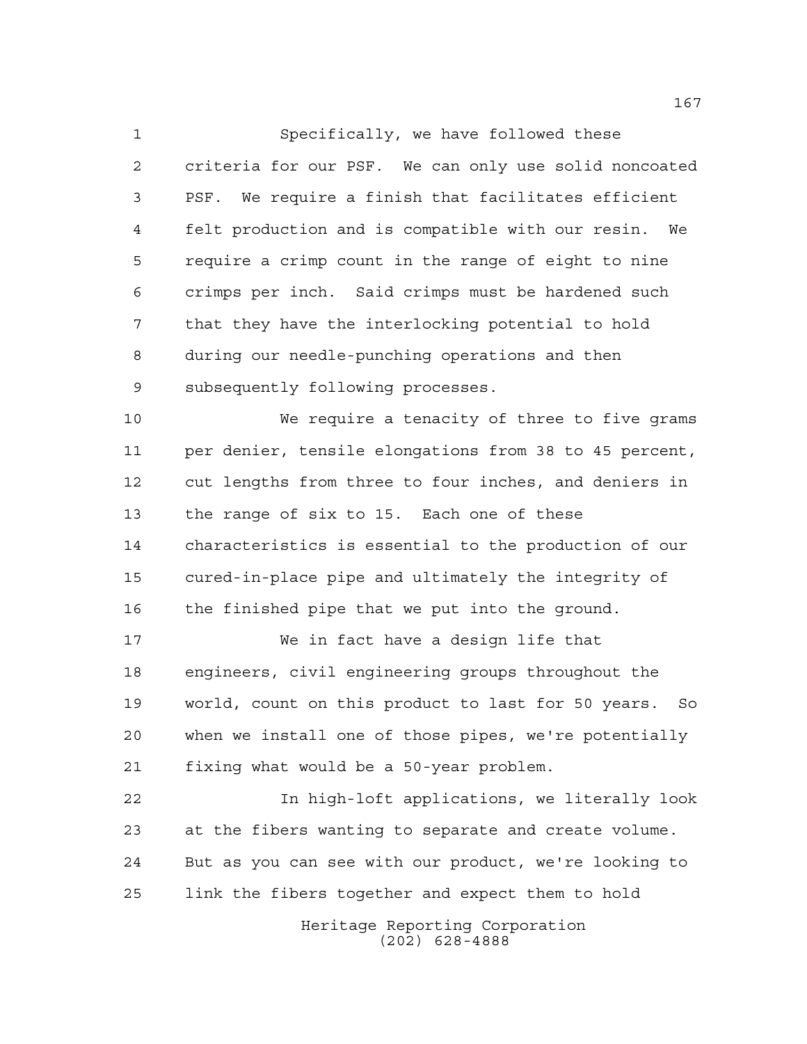Specifically, we have followed these criteria for our PSF. We can only use solid noncoated PSF. We require a finish that facilitates efficient felt production and is compatible with our resin. We require a crimp count in the range of eight to nine crimps per inch. Said crimps must be hardened such that they have the interlocking potential to hold during our needle-punching operations and then subsequently following processes.

We require a tenacity of three to five grams per denier, tensile elongations from 38 to 45 percent, cut lengths from three to four inches, and deniers in the range of six to 15. Each one of these characteristics is essential to the production of our cured-in-place pipe and ultimately the integrity of the finished pipe that we put into the ground.

We in fact have a design life that engineers, civil engineering groups throughout the world, count on this product to last for 50 years. So when we install one of those pipes, we're potentially fixing what would be a 50-year problem.

In high-loft applications, we literally look at the fibers wanting to separate and create volume. But as you can see with our product, we're looking to link the fibers together and expect them to hold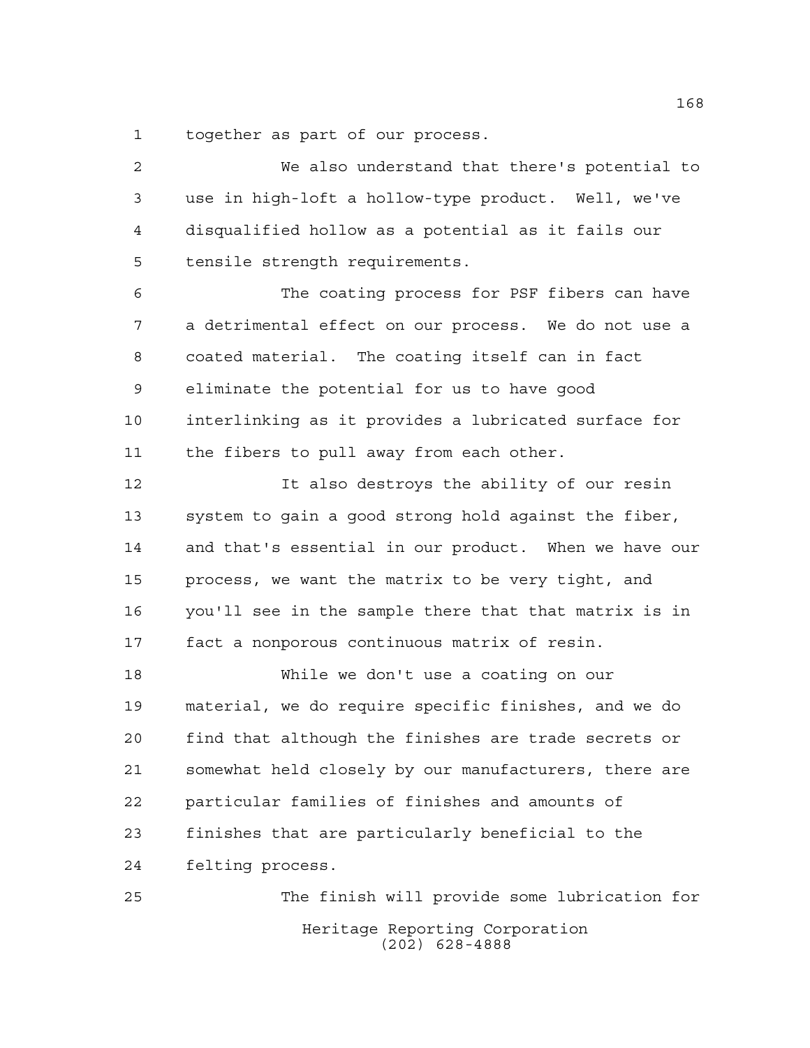together as part of our process.

We also understand that there's potential to use in high-loft a hollow-type product. Well, we've disqualified hollow as a potential as it fails our tensile strength requirements.

The coating process for PSF fibers can have a detrimental effect on our process. We do not use a coated material. The coating itself can in fact eliminate the potential for us to have good interlinking as it provides a lubricated surface for the fibers to pull away from each other.

It also destroys the ability of our resin system to gain a good strong hold against the fiber, and that's essential in our product. When we have our process, we want the matrix to be very tight, and you'll see in the sample there that that matrix is in fact a nonporous continuous matrix of resin.

While we don't use a coating on our material, we do require specific finishes, and we do find that although the finishes are trade secrets or somewhat held closely by our manufacturers, there are particular families of finishes and amounts of finishes that are particularly beneficial to the felting process.

The finish will provide some lubrication for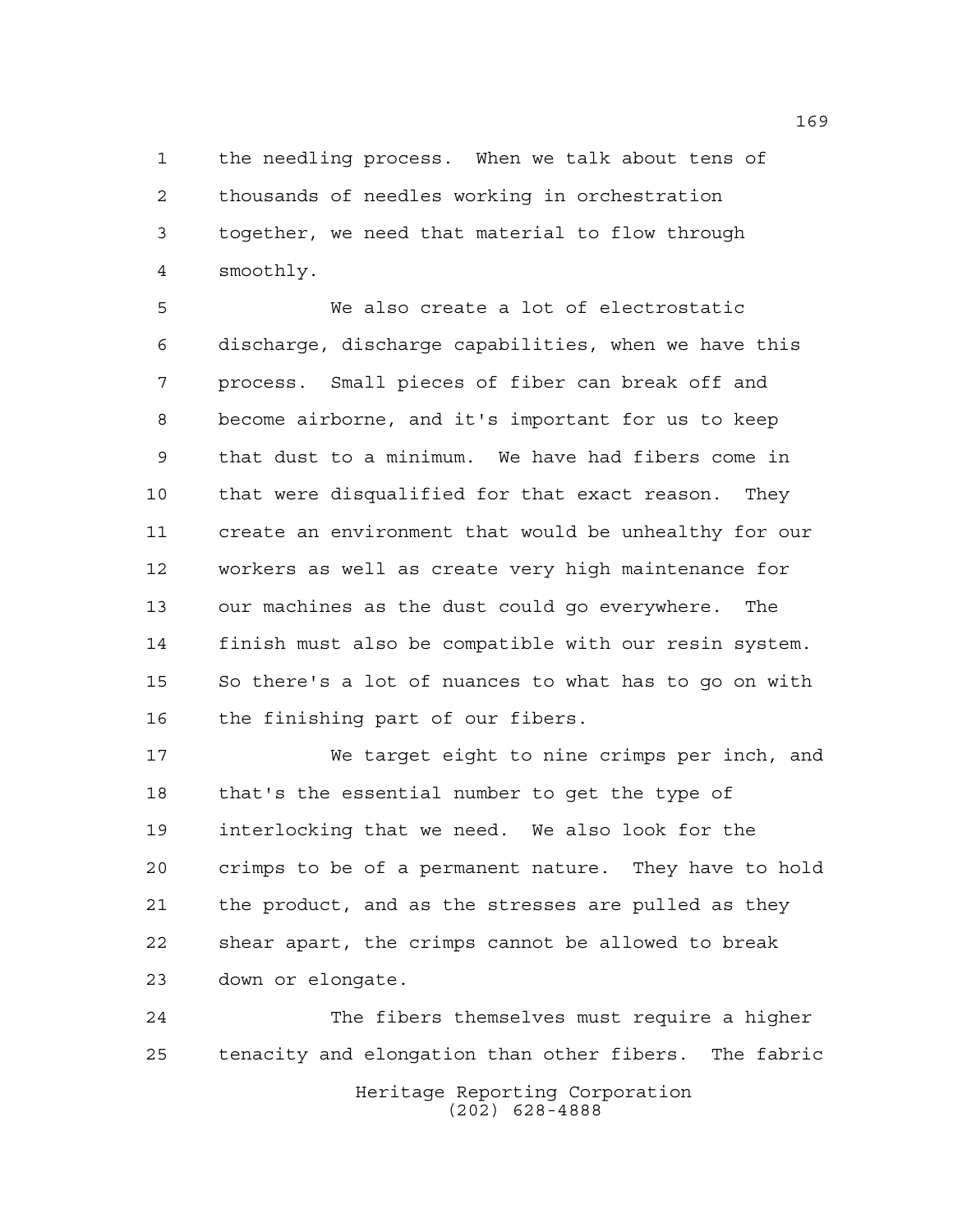the needling process. When we talk about tens of thousands of needles working in orchestration together, we need that material to flow through smoothly.

We also create a lot of electrostatic discharge, discharge capabilities, when we have this process. Small pieces of fiber can break off and become airborne, and it's important for us to keep that dust to a minimum. We have had fibers come in that were disqualified for that exact reason. They create an environment that would be unhealthy for our workers as well as create very high maintenance for our machines as the dust could go everywhere. The finish must also be compatible with our resin system. So there's a lot of nuances to what has to go on with the finishing part of our fibers.

We target eight to nine crimps per inch, and that's the essential number to get the type of interlocking that we need. We also look for the crimps to be of a permanent nature. They have to hold the product, and as the stresses are pulled as they shear apart, the crimps cannot be allowed to break down or elongate.

The fibers themselves must require a higher tenacity and elongation than other fibers. The fabric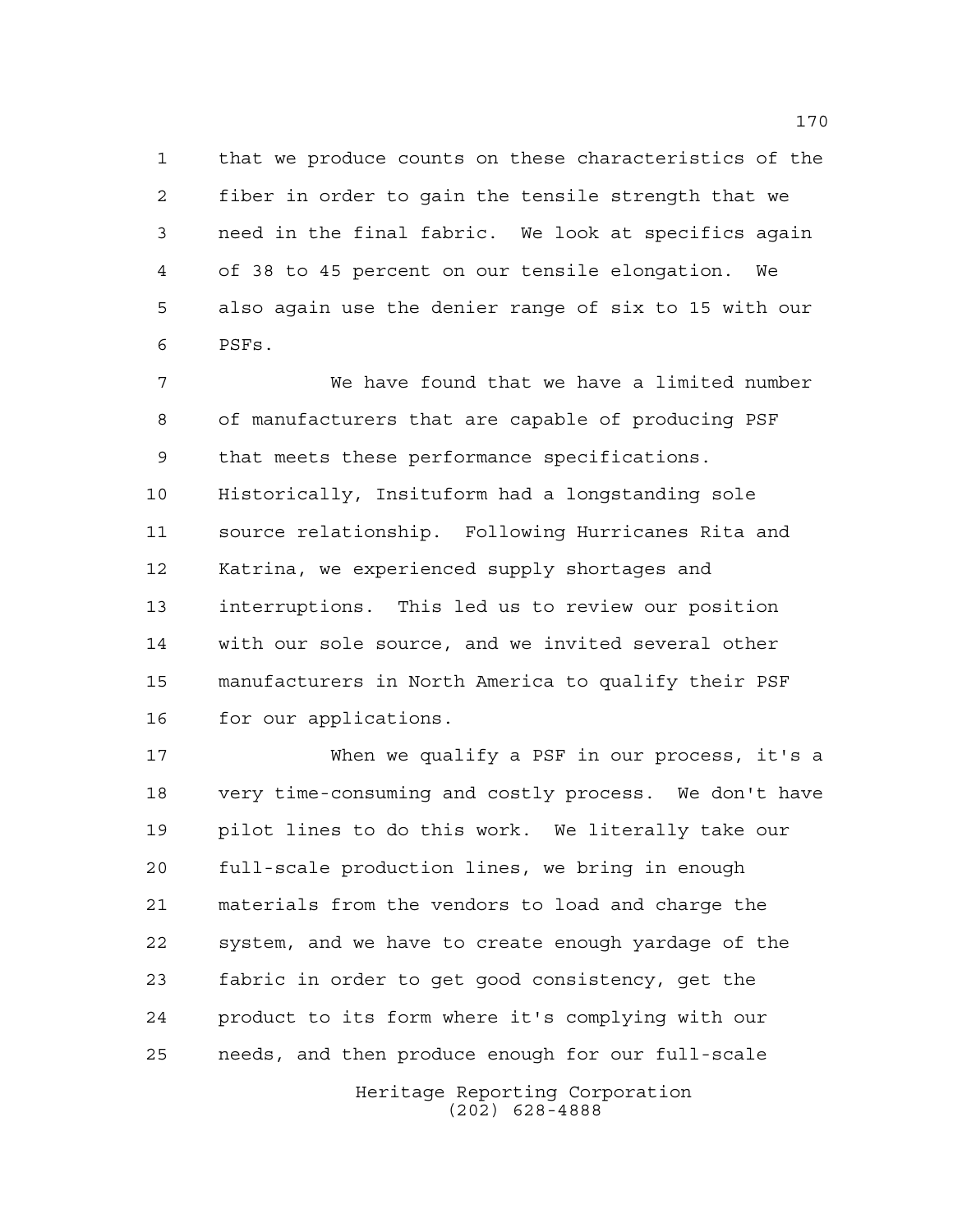that we produce counts on these characteristics of the fiber in order to gain the tensile strength that we need in the final fabric. We look at specifics again of 38 to 45 percent on our tensile elongation. We also again use the denier range of six to 15 with our PSFs.

We have found that we have a limited number of manufacturers that are capable of producing PSF that meets these performance specifications. Historically, Insituform had a longstanding sole source relationship. Following Hurricanes Rita and Katrina, we experienced supply shortages and interruptions. This led us to review our position with our sole source, and we invited several other manufacturers in North America to qualify their PSF for our applications.

When we qualify a PSF in our process, it's a very time-consuming and costly process. We don't have pilot lines to do this work. We literally take our full-scale production lines, we bring in enough materials from the vendors to load and charge the system, and we have to create enough yardage of the fabric in order to get good consistency, get the product to its form where it's complying with our needs, and then produce enough for our full-scale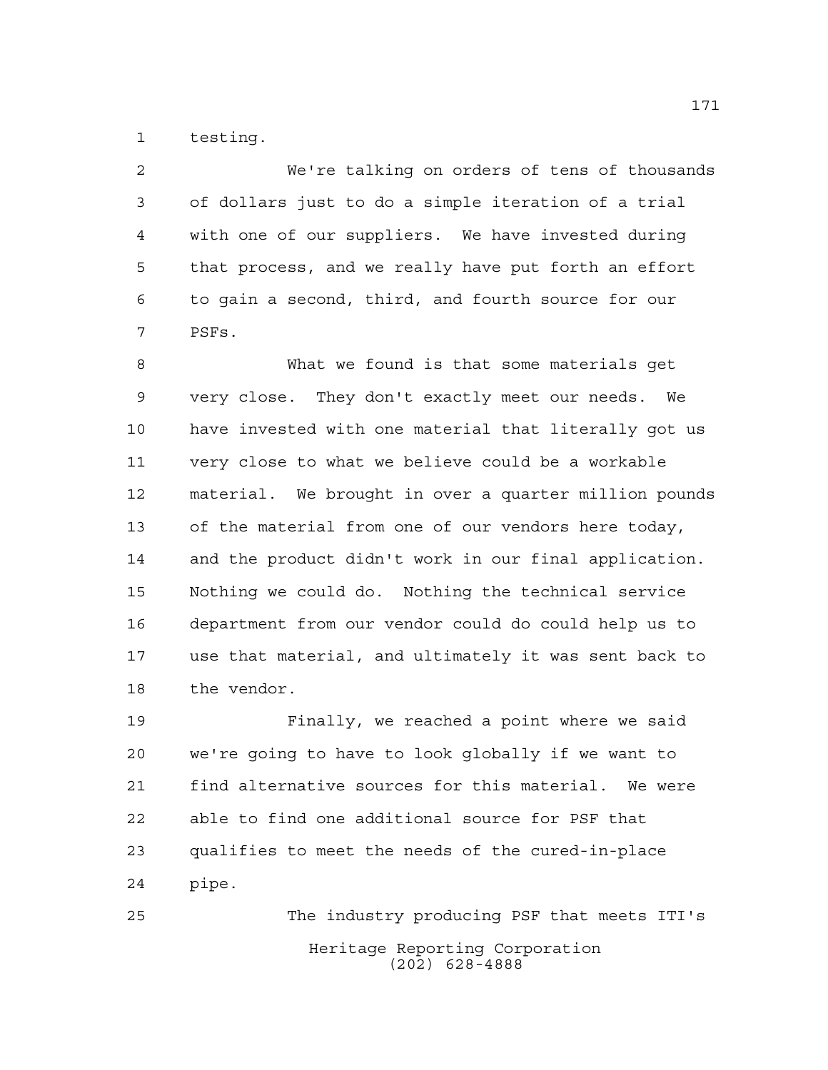testing.

We're talking on orders of tens of thousands of dollars just to do a simple iteration of a trial with one of our suppliers. We have invested during that process, and we really have put forth an effort to gain a second, third, and fourth source for our PSFs.

What we found is that some materials get very close. They don't exactly meet our needs. We have invested with one material that literally got us very close to what we believe could be a workable material. We brought in over a quarter million pounds of the material from one of our vendors here today, and the product didn't work in our final application. Nothing we could do. Nothing the technical service department from our vendor could do could help us to use that material, and ultimately it was sent back to the vendor.

Finally, we reached a point where we said we're going to have to look globally if we want to find alternative sources for this material. We were able to find one additional source for PSF that qualifies to meet the needs of the cured-in-place pipe.

The industry producing PSF that meets ITI's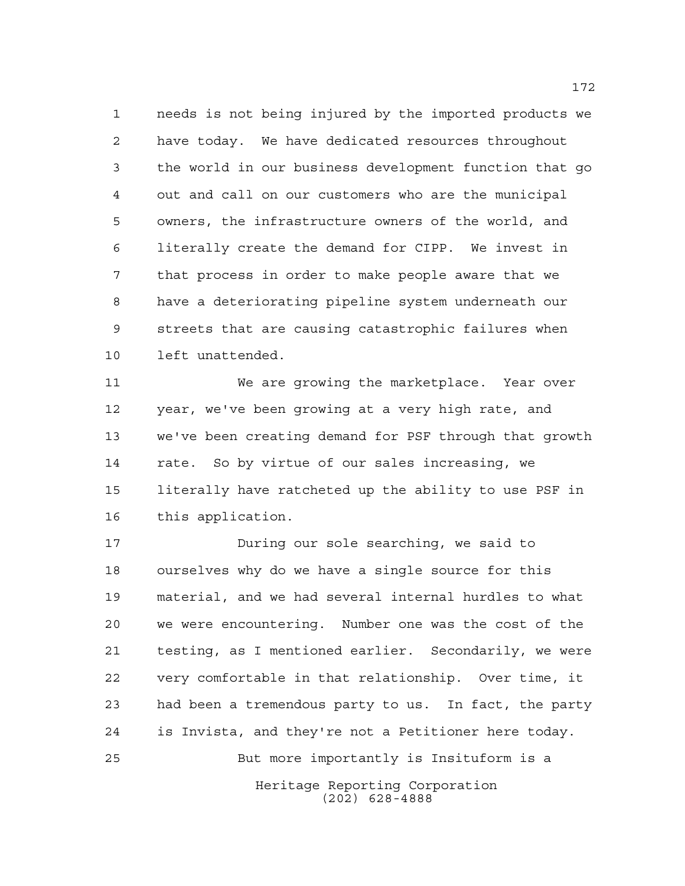needs is not being injured by the imported products we have today. We have dedicated resources throughout the world in our business development function that go out and call on our customers who are the municipal owners, the infrastructure owners of the world, and literally create the demand for CIPP. We invest in that process in order to make people aware that we have a deteriorating pipeline system underneath our streets that are causing catastrophic failures when left unattended.

We are growing the marketplace. Year over year, we've been growing at a very high rate, and we've been creating demand for PSF through that growth rate. So by virtue of our sales increasing, we literally have ratcheted up the ability to use PSF in this application.

During our sole searching, we said to ourselves why do we have a single source for this material, and we had several internal hurdles to what we were encountering. Number one was the cost of the testing, as I mentioned earlier. Secondarily, we were very comfortable in that relationship. Over time, it had been a tremendous party to us. In fact, the party is Invista, and they're not a Petitioner here today.

But more importantly is Insituform is a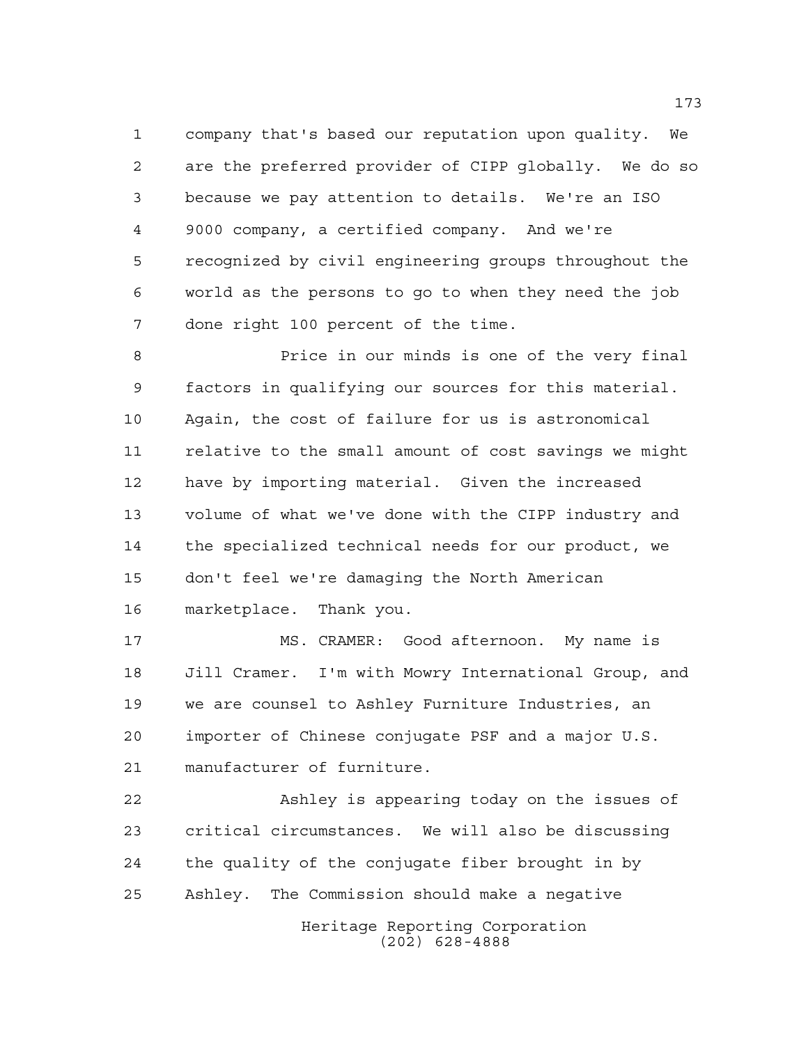company that's based our reputation upon quality. We are the preferred provider of CIPP globally. We do so because we pay attention to details. We're an ISO 9000 company, a certified company. And we're recognized by civil engineering groups throughout the world as the persons to go to when they need the job done right 100 percent of the time.

Price in our minds is one of the very final factors in qualifying our sources for this material. Again, the cost of failure for us is astronomical relative to the small amount of cost savings we might have by importing material. Given the increased volume of what we've done with the CIPP industry and the specialized technical needs for our product, we don't feel we're damaging the North American marketplace. Thank you.

MS. CRAMER: Good afternoon. My name is Jill Cramer. I'm with Mowry International Group, and we are counsel to Ashley Furniture Industries, an importer of Chinese conjugate PSF and a major U.S. manufacturer of furniture.

Ashley is appearing today on the issues of critical circumstances. We will also be discussing the quality of the conjugate fiber brought in by Ashley. The Commission should make a negative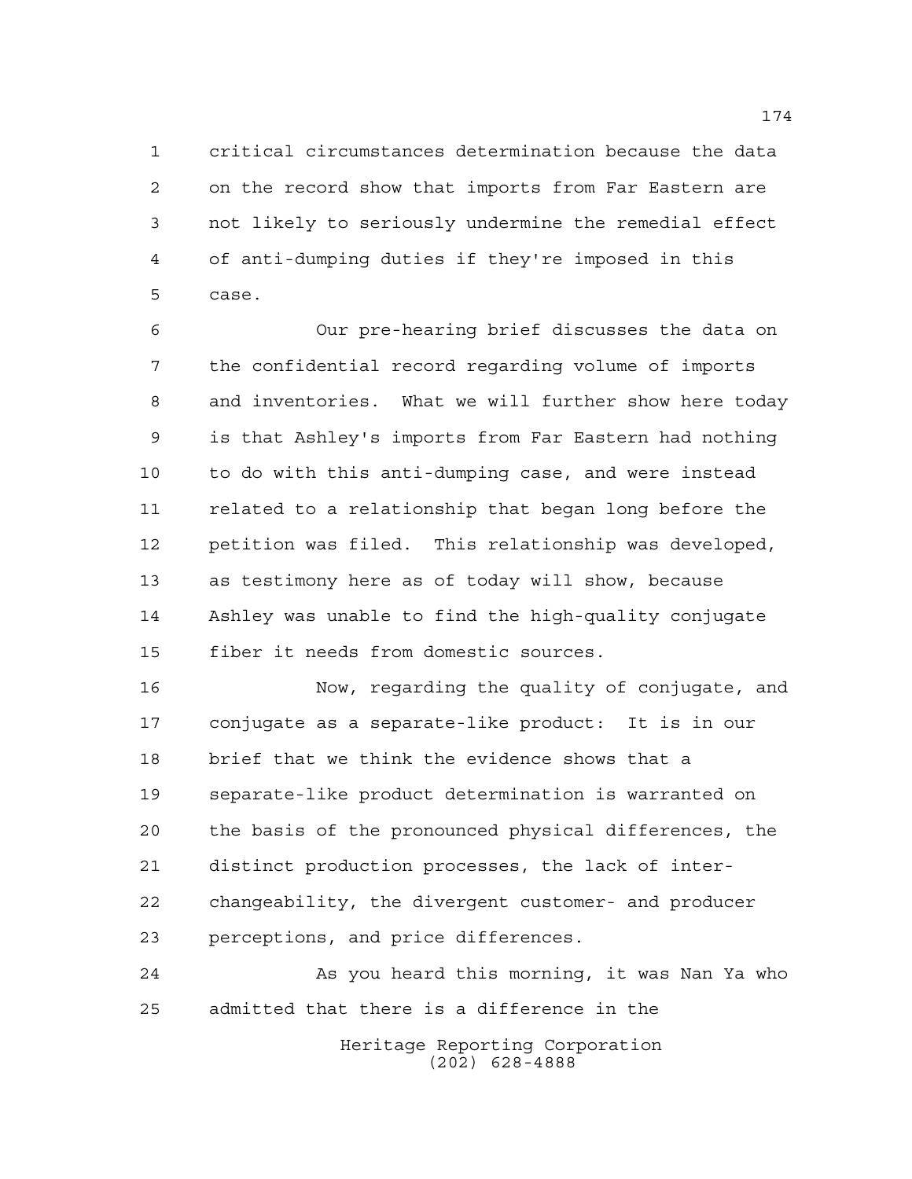critical circumstances determination because the data on the record show that imports from Far Eastern are not likely to seriously undermine the remedial effect of anti-dumping duties if they're imposed in this case.

Our pre-hearing brief discusses the data on the confidential record regarding volume of imports and inventories. What we will further show here today is that Ashley's imports from Far Eastern had nothing to do with this anti-dumping case, and were instead related to a relationship that began long before the petition was filed. This relationship was developed, as testimony here as of today will show, because Ashley was unable to find the high-quality conjugate fiber it needs from domestic sources.

Now, regarding the quality of conjugate, and conjugate as a separate-like product: It is in our brief that we think the evidence shows that a separate-like product determination is warranted on the basis of the pronounced physical differences, the distinct production processes, the lack of inter-changeability, the divergent customer- and producer perceptions, and price differences.

As you heard this morning, it was Nan Ya who admitted that there is a difference in the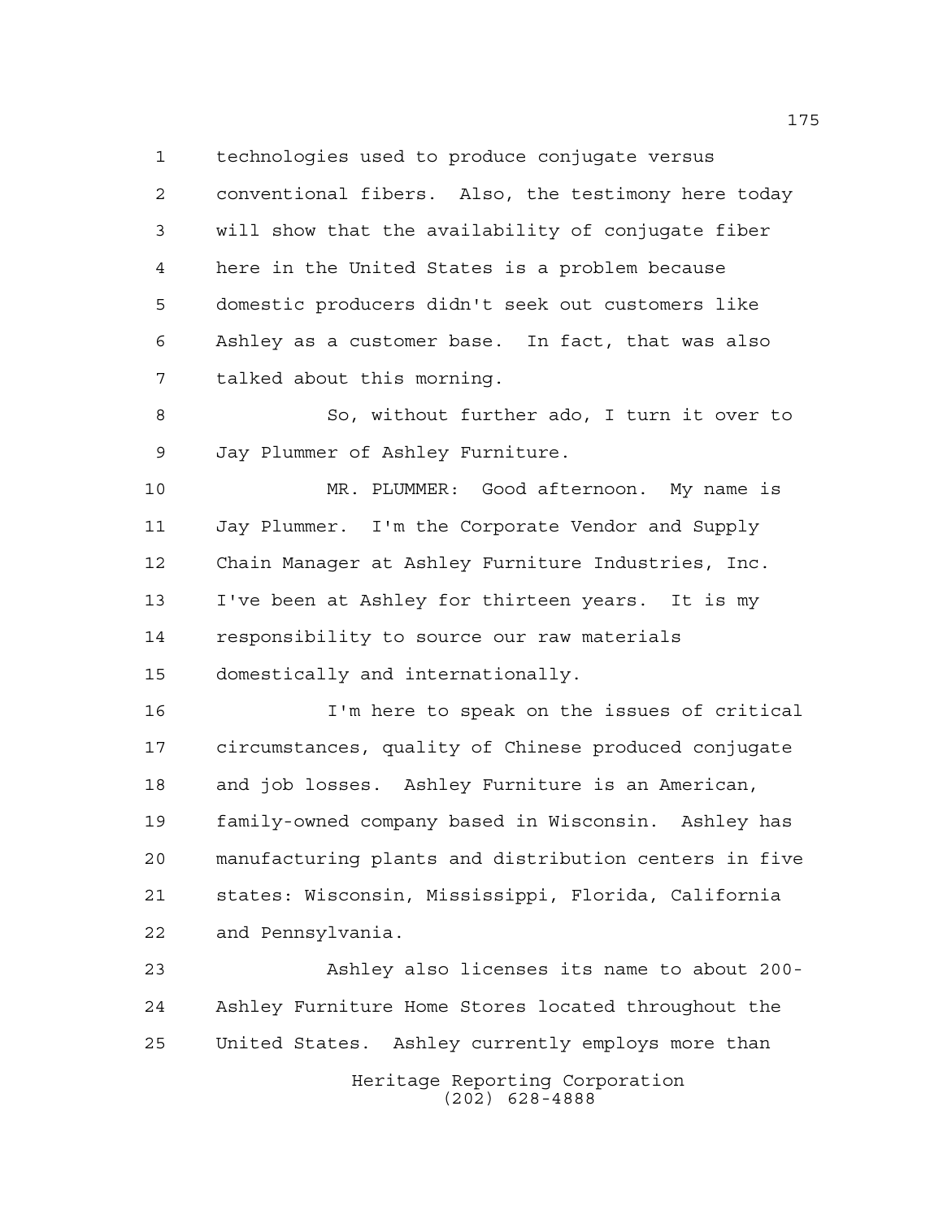technologies used to produce conjugate versus conventional fibers. Also, the testimony here today will show that the availability of conjugate fiber here in the United States is a problem because domestic producers didn't seek out customers like Ashley as a customer base. In fact, that was also talked about this morning.

So, without further ado, I turn it over to Jay Plummer of Ashley Furniture.

MR. PLUMMER: Good afternoon. My name is Jay Plummer. I'm the Corporate Vendor and Supply Chain Manager at Ashley Furniture Industries, Inc. I've been at Ashley for thirteen years. It is my responsibility to source our raw materials domestically and internationally.

I'm here to speak on the issues of critical circumstances, quality of Chinese produced conjugate and job losses. Ashley Furniture is an American, family-owned company based in Wisconsin. Ashley has manufacturing plants and distribution centers in five states: Wisconsin, Mississippi, Florida, California and Pennsylvania.

Ashley also licenses its name to about 200-Ashley Furniture Home Stores located throughout the United States. Ashley currently employs more than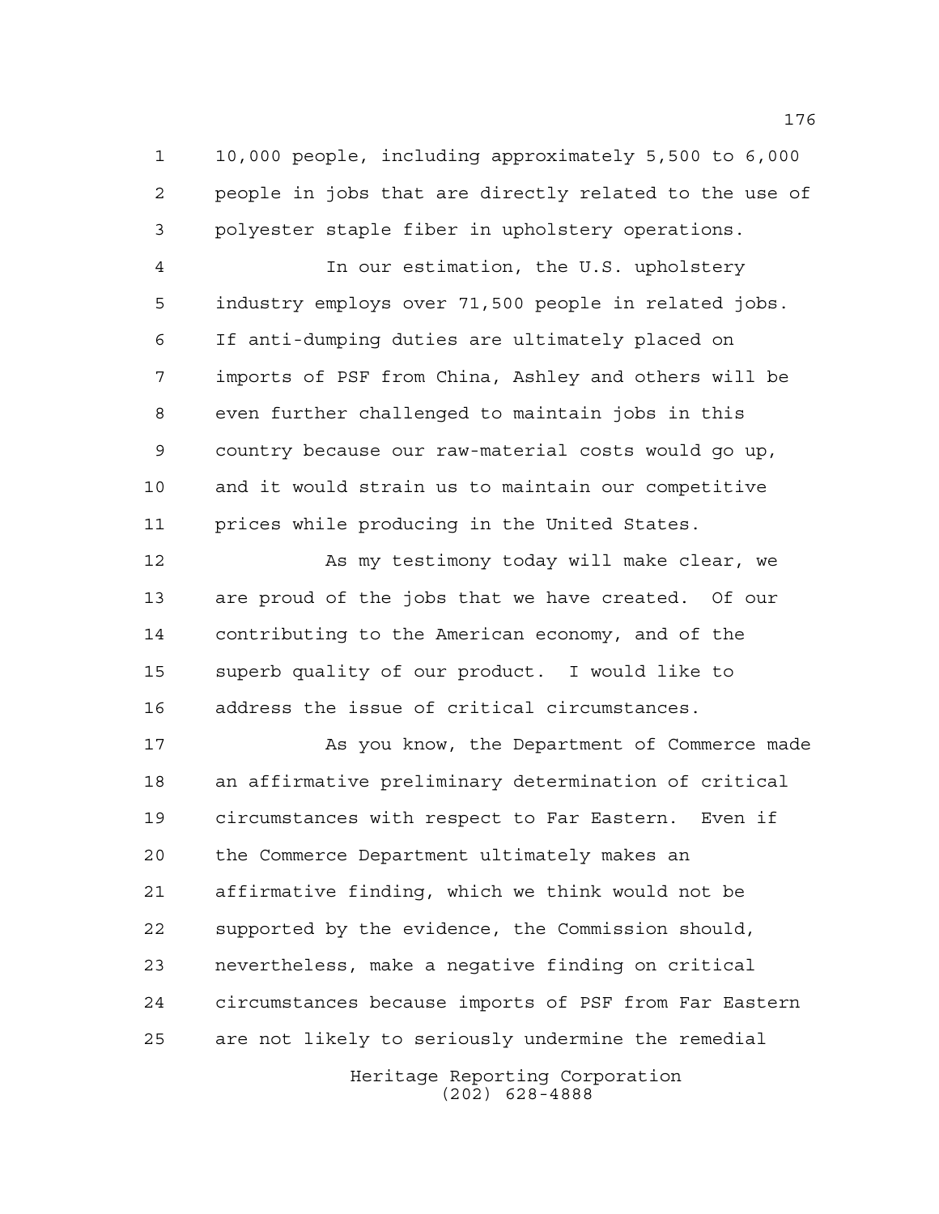10,000 people, including approximately 5,500 to 6,000 people in jobs that are directly related to the use of polyester staple fiber in upholstery operations.

In our estimation, the U.S. upholstery industry employs over 71,500 people in related jobs. If anti-dumping duties are ultimately placed on imports of PSF from China, Ashley and others will be even further challenged to maintain jobs in this country because our raw-material costs would go up, and it would strain us to maintain our competitive prices while producing in the United States.

As my testimony today will make clear, we are proud of the jobs that we have created. Of our contributing to the American economy, and of the superb quality of our product. I would like to address the issue of critical circumstances.

As you know, the Department of Commerce made an affirmative preliminary determination of critical circumstances with respect to Far Eastern. Even if the Commerce Department ultimately makes an affirmative finding, which we think would not be supported by the evidence, the Commission should, nevertheless, make a negative finding on critical circumstances because imports of PSF from Far Eastern are not likely to seriously undermine the remedial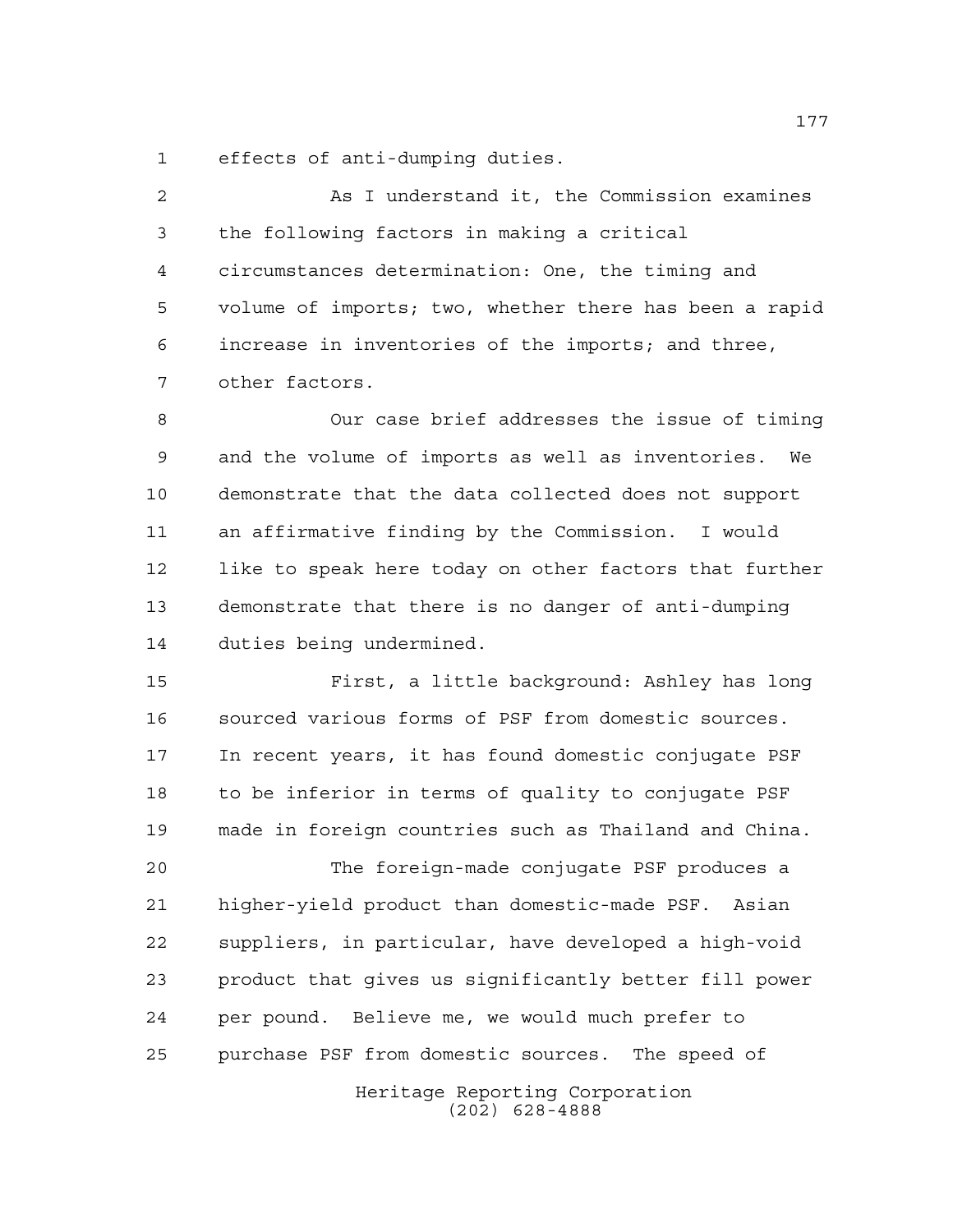effects of anti-dumping duties.

As I understand it, the Commission examines the following factors in making a critical circumstances determination: One, the timing and volume of imports; two, whether there has been a rapid increase in inventories of the imports; and three, other factors.

Our case brief addresses the issue of timing and the volume of imports as well as inventories. We demonstrate that the data collected does not support an affirmative finding by the Commission. I would like to speak here today on other factors that further demonstrate that there is no danger of anti-dumping duties being undermined.

First, a little background: Ashley has long sourced various forms of PSF from domestic sources. In recent years, it has found domestic conjugate PSF to be inferior in terms of quality to conjugate PSF made in foreign countries such as Thailand and China.

The foreign-made conjugate PSF produces a higher-yield product than domestic-made PSF. Asian suppliers, in particular, have developed a high-void product that gives us significantly better fill power per pound. Believe me, we would much prefer to purchase PSF from domestic sources. The speed of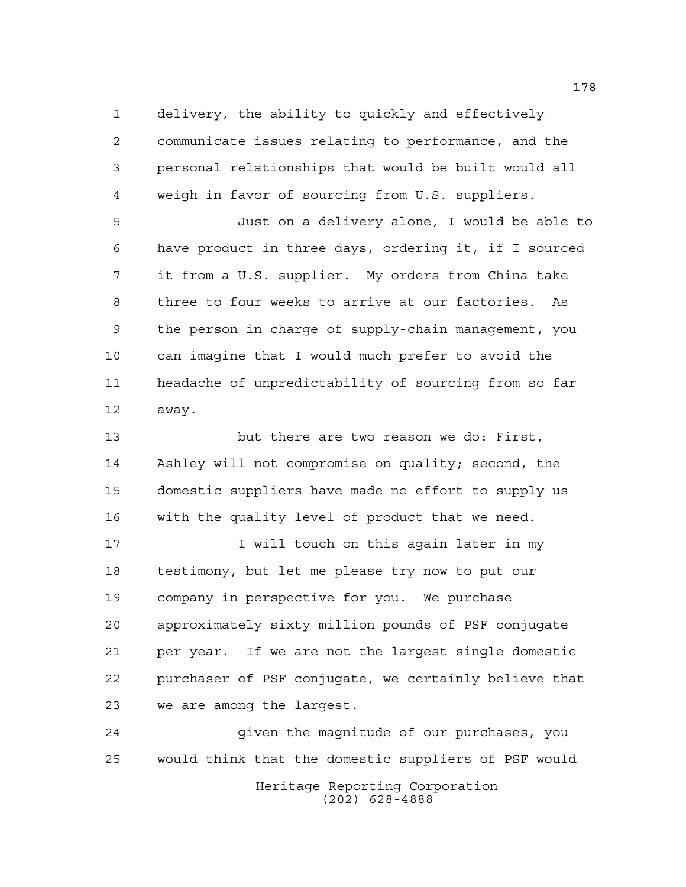delivery, the ability to quickly and effectively communicate issues relating to performance, and the personal relationships that would be built would all weigh in favor of sourcing from U.S. suppliers.

Just on a delivery alone, I would be able to have product in three days, ordering it, if I sourced it from a U.S. supplier. My orders from China take three to four weeks to arrive at our factories. As the person in charge of supply-chain management, you can imagine that I would much prefer to avoid the headache of unpredictability of sourcing from so far away.

but there are two reason we do: First, Ashley will not compromise on quality; second, the domestic suppliers have made no effort to supply us with the quality level of product that we need.

I will touch on this again later in my testimony, but let me please try now to put our company in perspective for you. We purchase approximately sixty million pounds of PSF conjugate per year. If we are not the largest single domestic purchaser of PSF conjugate, we certainly believe that we are among the largest.

given the magnitude of our purchases, you would think that the domestic suppliers of PSF would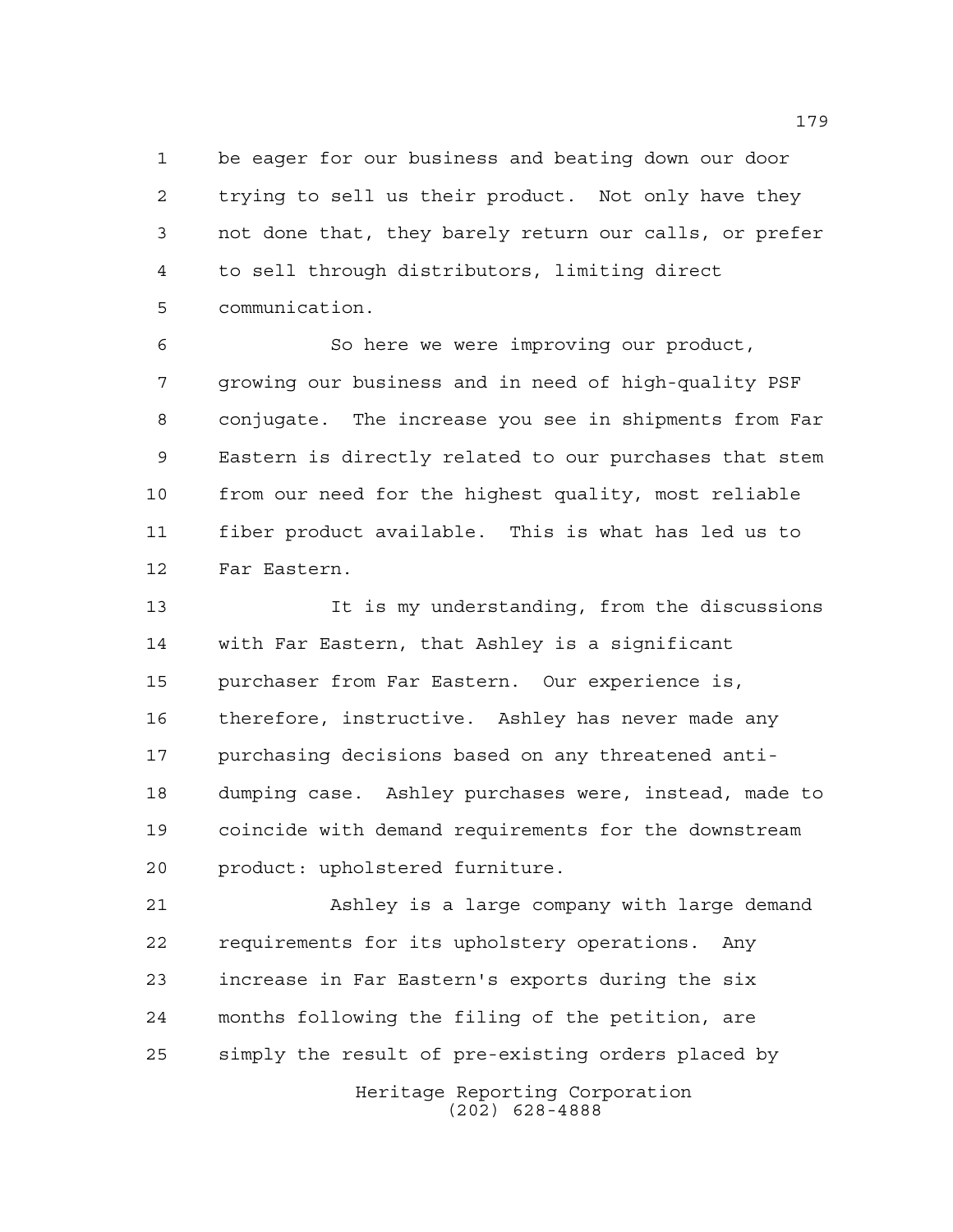be eager for our business and beating down our door trying to sell us their product. Not only have they not done that, they barely return our calls, or prefer to sell through distributors, limiting direct communication.

So here we were improving our product, growing our business and in need of high-quality PSF conjugate. The increase you see in shipments from Far Eastern is directly related to our purchases that stem from our need for the highest quality, most reliable fiber product available. This is what has led us to Far Eastern.

It is my understanding, from the discussions with Far Eastern, that Ashley is a significant purchaser from Far Eastern. Our experience is, therefore, instructive. Ashley has never made any purchasing decisions based on any threatened anti-dumping case. Ashley purchases were, instead, made to coincide with demand requirements for the downstream product: upholstered furniture.

Ashley is a large company with large demand requirements for its upholstery operations. Any increase in Far Eastern's exports during the six months following the filing of the petition, are simply the result of pre-existing orders placed by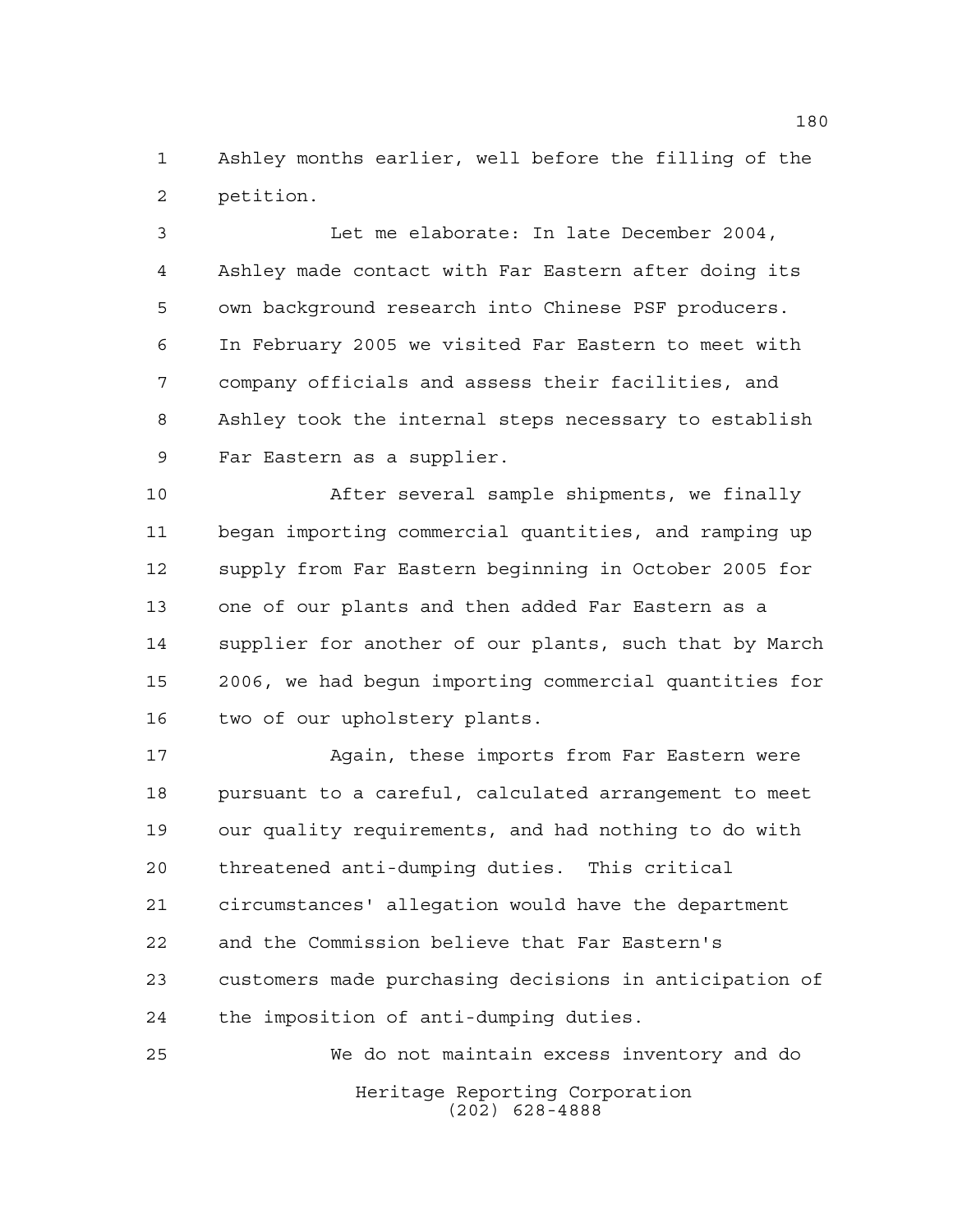Ashley months earlier, well before the filling of the petition.

Let me elaborate: In late December 2004, Ashley made contact with Far Eastern after doing its own background research into Chinese PSF producers. In February 2005 we visited Far Eastern to meet with company officials and assess their facilities, and Ashley took the internal steps necessary to establish Far Eastern as a supplier.

After several sample shipments, we finally began importing commercial quantities, and ramping up supply from Far Eastern beginning in October 2005 for one of our plants and then added Far Eastern as a supplier for another of our plants, such that by March 2006, we had begun importing commercial quantities for two of our upholstery plants.

Again, these imports from Far Eastern were pursuant to a careful, calculated arrangement to meet our quality requirements, and had nothing to do with threatened anti-dumping duties. This critical circumstances' allegation would have the department and the Commission believe that Far Eastern's customers made purchasing decisions in anticipation of the imposition of anti-dumping duties.

We do not maintain excess inventory and do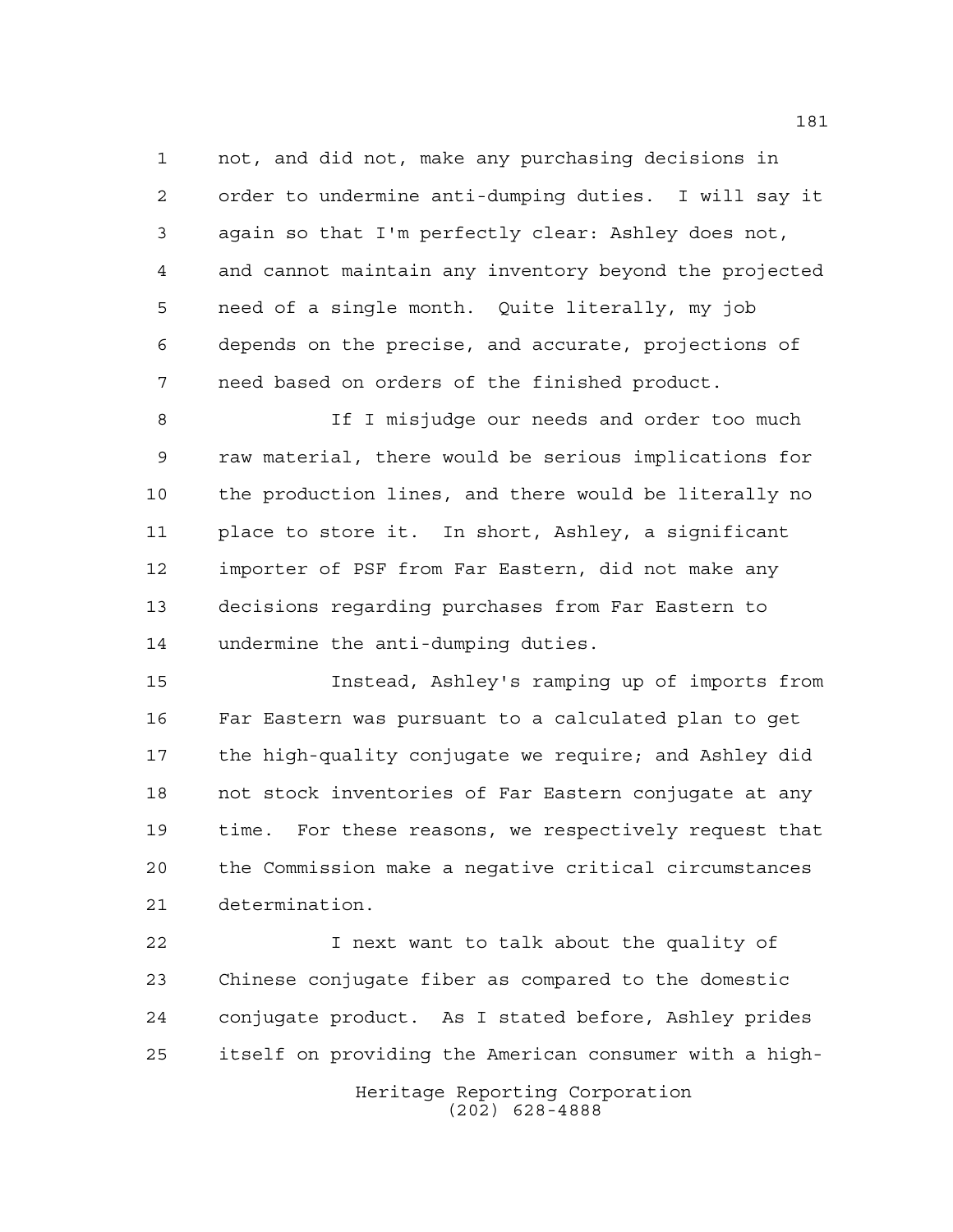not, and did not, make any purchasing decisions in order to undermine anti-dumping duties. I will say it again so that I'm perfectly clear: Ashley does not, and cannot maintain any inventory beyond the projected need of a single month. Quite literally, my job depends on the precise, and accurate, projections of need based on orders of the finished product.

If I misjudge our needs and order too much raw material, there would be serious implications for the production lines, and there would be literally no place to store it. In short, Ashley, a significant importer of PSF from Far Eastern, did not make any decisions regarding purchases from Far Eastern to undermine the anti-dumping duties.

Instead, Ashley's ramping up of imports from Far Eastern was pursuant to a calculated plan to get the high-quality conjugate we require; and Ashley did not stock inventories of Far Eastern conjugate at any time. For these reasons, we respectively request that the Commission make a negative critical circumstances determination.

I next want to talk about the quality of Chinese conjugate fiber as compared to the domestic conjugate product. As I stated before, Ashley prides itself on providing the American consumer with a high-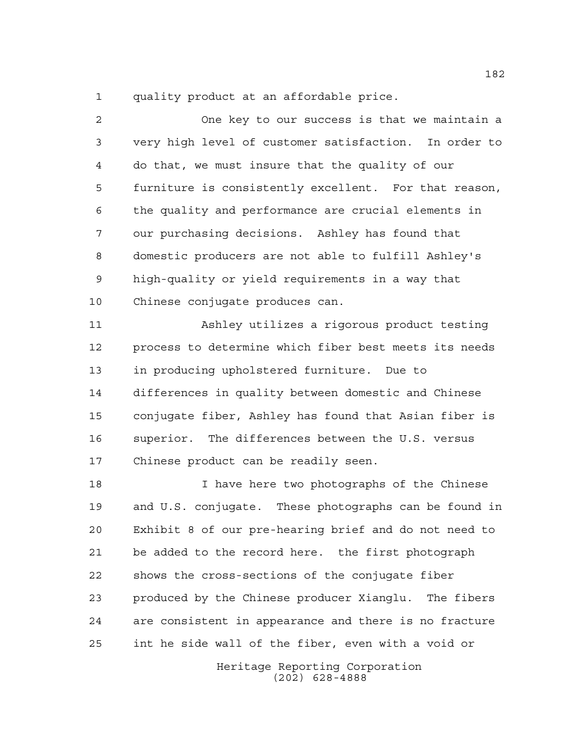quality product at an affordable price.

One key to our success is that we maintain a very high level of customer satisfaction. In order to do that, we must insure that the quality of our furniture is consistently excellent. For that reason, the quality and performance are crucial elements in our purchasing decisions. Ashley has found that domestic producers are not able to fulfill Ashley's high-quality or yield requirements in a way that Chinese conjugate produces can.

Ashley utilizes a rigorous product testing process to determine which fiber best meets its needs in producing upholstered furniture. Due to differences in quality between domestic and Chinese conjugate fiber, Ashley has found that Asian fiber is superior. The differences between the U.S. versus Chinese product can be readily seen.

I have here two photographs of the Chinese and U.S. conjugate. These photographs can be found in Exhibit 8 of our pre-hearing brief and do not need to be added to the record here. the first photograph shows the cross-sections of the conjugate fiber produced by the Chinese producer Xianglu. The fibers are consistent in appearance and there is no fracture int he side wall of the fiber, even with a void or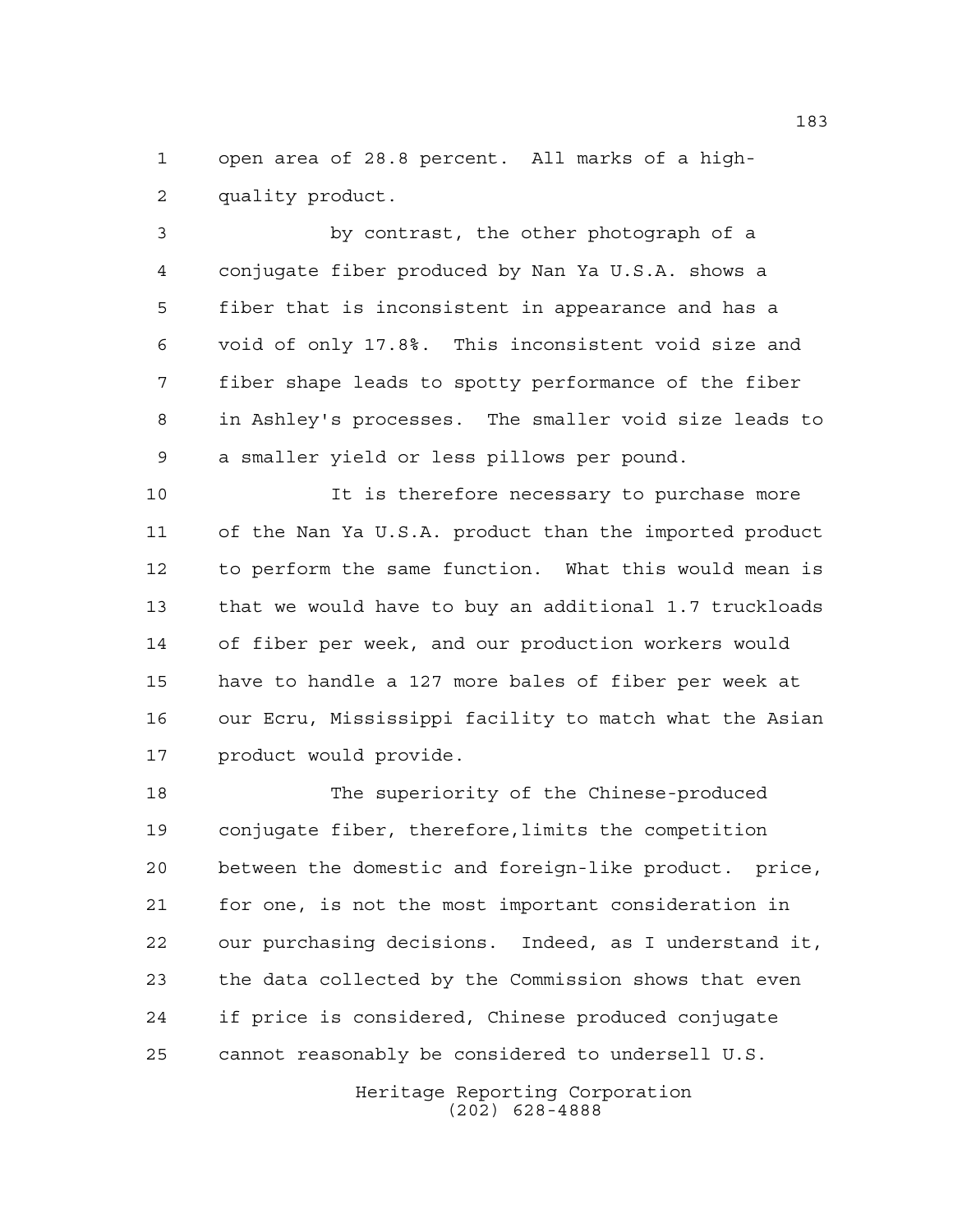open area of 28.8 percent. All marks of a high-quality product.

by contrast, the other photograph of a conjugate fiber produced by Nan Ya U.S.A. shows a fiber that is inconsistent in appearance and has a void of only 17.8%. This inconsistent void size and fiber shape leads to spotty performance of the fiber in Ashley's processes. The smaller void size leads to a smaller yield or less pillows per pound.

It is therefore necessary to purchase more of the Nan Ya U.S.A. product than the imported product to perform the same function. What this would mean is that we would have to buy an additional 1.7 truckloads of fiber per week, and our production workers would have to handle a 127 more bales of fiber per week at our Ecru, Mississippi facility to match what the Asian product would provide.

The superiority of the Chinese-produced conjugate fiber, therefore,limits the competition between the domestic and foreign-like product. price, for one, is not the most important consideration in our purchasing decisions. Indeed, as I understand it, the data collected by the Commission shows that even if price is considered, Chinese produced conjugate cannot reasonably be considered to undersell U.S.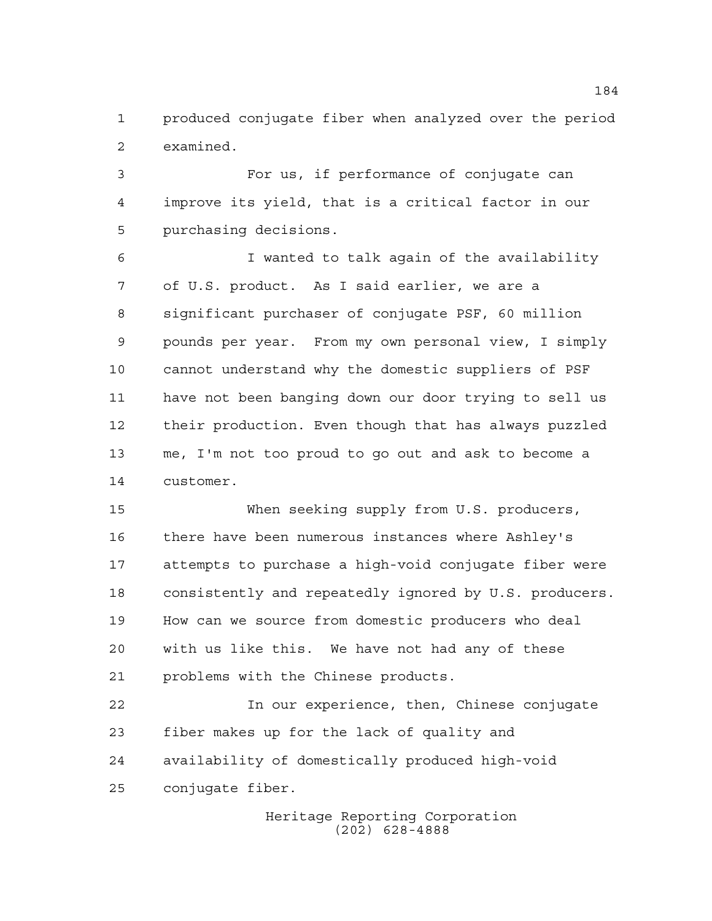produced conjugate fiber when analyzed over the period examined.

For us, if performance of conjugate can improve its yield, that is a critical factor in our purchasing decisions.

I wanted to talk again of the availability of U.S. product. As I said earlier, we are a significant purchaser of conjugate PSF, 60 million pounds per year. From my own personal view, I simply cannot understand why the domestic suppliers of PSF have not been banging down our door trying to sell us their production. Even though that has always puzzled me, I'm not too proud to go out and ask to become a customer.

When seeking supply from U.S. producers, there have been numerous instances where Ashley's attempts to purchase a high-void conjugate fiber were consistently and repeatedly ignored by U.S. producers. How can we source from domestic producers who deal with us like this. We have not had any of these problems with the Chinese products.

In our experience, then, Chinese conjugate fiber makes up for the lack of quality and availability of domestically produced high-void conjugate fiber.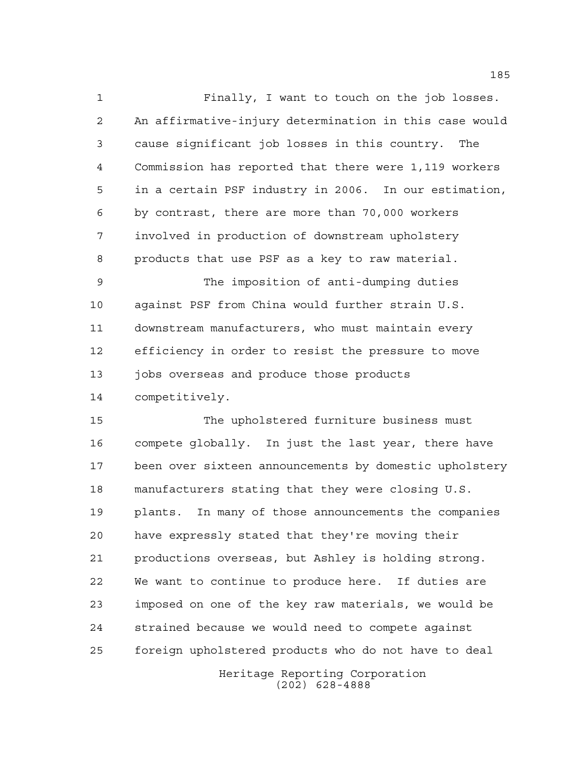Finally, I want to touch on the job losses. An affirmative-injury determination in this case would cause significant job losses in this country. The Commission has reported that there were 1,119 workers in a certain PSF industry in 2006. In our estimation, by contrast, there are more than 70,000 workers involved in production of downstream upholstery products that use PSF as a key to raw material.

The imposition of anti-dumping duties against PSF from China would further strain U.S. downstream manufacturers, who must maintain every efficiency in order to resist the pressure to move jobs overseas and produce those products competitively.

The upholstered furniture business must compete globally. In just the last year, there have been over sixteen announcements by domestic upholstery manufacturers stating that they were closing U.S. plants. In many of those announcements the companies have expressly stated that they're moving their productions overseas, but Ashley is holding strong. We want to continue to produce here. If duties are imposed on one of the key raw materials, we would be strained because we would need to compete against foreign upholstered products who do not have to deal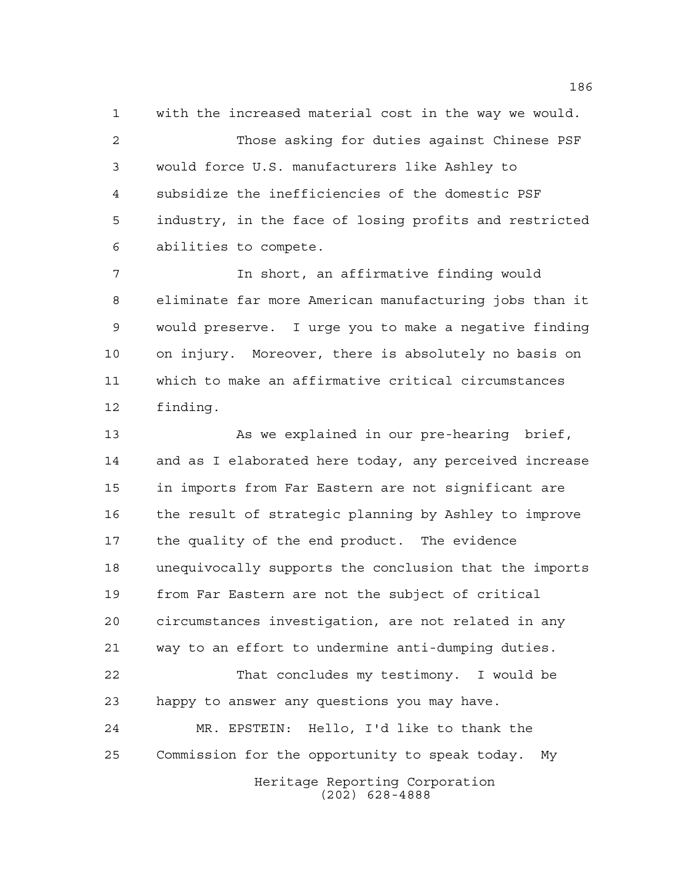with the increased material cost in the way we would.

Those asking for duties against Chinese PSF would force U.S. manufacturers like Ashley to subsidize the inefficiencies of the domestic PSF industry, in the face of losing profits and restricted abilities to compete.

In short, an affirmative finding would eliminate far more American manufacturing jobs than it would preserve. I urge you to make a negative finding on injury. Moreover, there is absolutely no basis on which to make an affirmative critical circumstances finding.

As we explained in our pre-hearing brief, and as I elaborated here today, any perceived increase in imports from Far Eastern are not significant are the result of strategic planning by Ashley to improve the quality of the end product. The evidence unequivocally supports the conclusion that the imports from Far Eastern are not the subject of critical circumstances investigation, are not related in any way to an effort to undermine anti-dumping duties.

That concludes my testimony. I would be happy to answer any questions you may have.

MR. EPSTEIN: Hello, I'd like to thank the Commission for the opportunity to speak today. My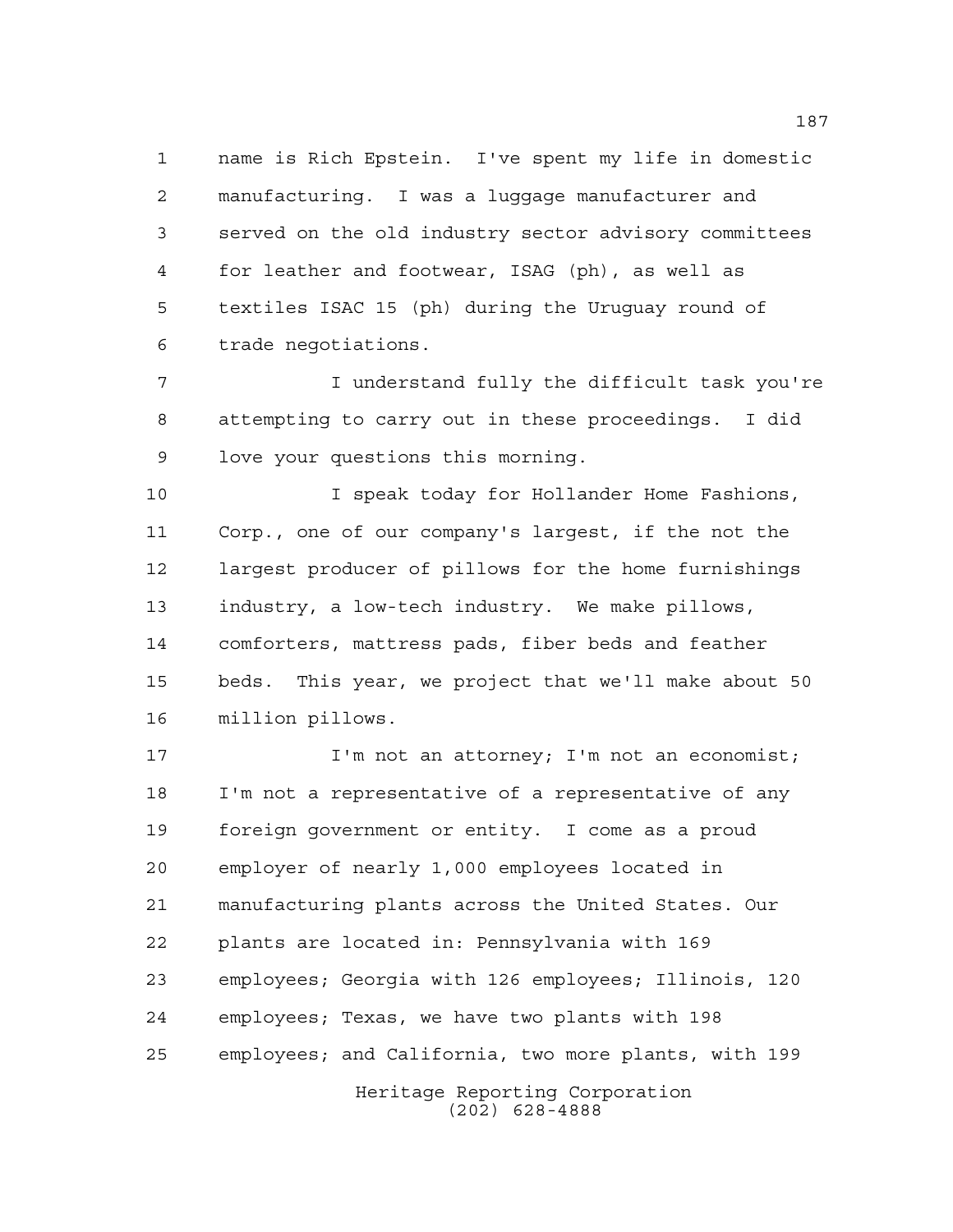name is Rich Epstein. I've spent my life in domestic manufacturing. I was a luggage manufacturer and served on the old industry sector advisory committees for leather and footwear, ISAG (ph), as well as textiles ISAC 15 (ph) during the Uruguay round of trade negotiations.

I understand fully the difficult task you're attempting to carry out in these proceedings. I did love your questions this morning.

I speak today for Hollander Home Fashions, Corp., one of our company's largest, if the not the largest producer of pillows for the home furnishings industry, a low-tech industry. We make pillows, comforters, mattress pads, fiber beds and feather beds. This year, we project that we'll make about 50 million pillows.

I'm not an attorney; I'm not an economist; I'm not a representative of a representative of any foreign government or entity. I come as a proud employer of nearly 1,000 employees located in manufacturing plants across the United States. Our plants are located in: Pennsylvania with 169 employees; Georgia with 126 employees; Illinois, 120 employees; Texas, we have two plants with 198 employees; and California, two more plants, with 199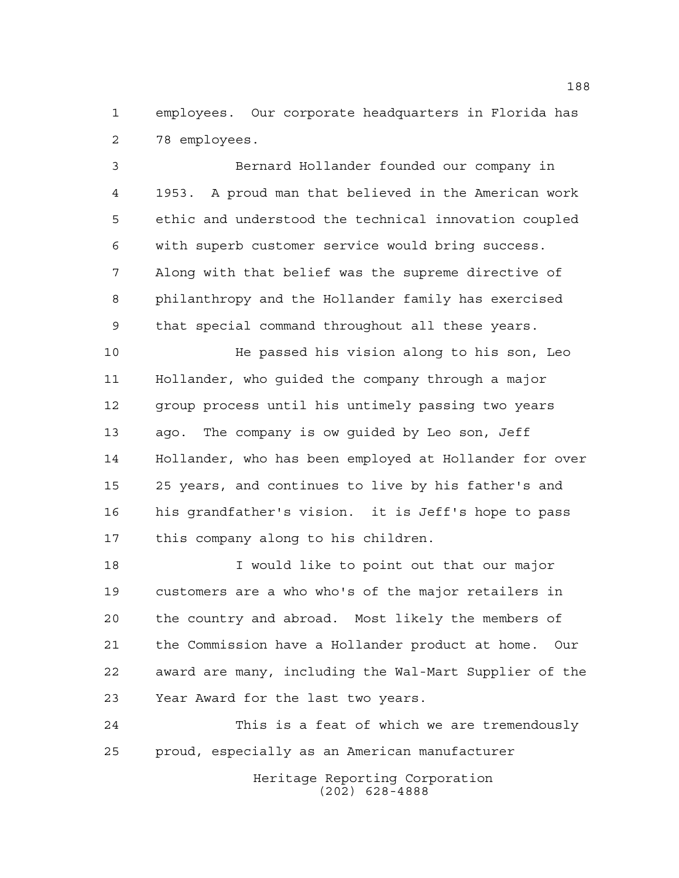employees. Our corporate headquarters in Florida has 78 employees.

Bernard Hollander founded our company in 1953. A proud man that believed in the American work ethic and understood the technical innovation coupled with superb customer service would bring success. Along with that belief was the supreme directive of philanthropy and the Hollander family has exercised that special command throughout all these years.

He passed his vision along to his son, Leo Hollander, who guided the company through a major group process until his untimely passing two years ago. The company is ow guided by Leo son, Jeff Hollander, who has been employed at Hollander for over 25 years, and continues to live by his father's and his grandfather's vision. it is Jeff's hope to pass this company along to his children.

I would like to point out that our major customers are a who who's of the major retailers in the country and abroad. Most likely the members of the Commission have a Hollander product at home. Our award are many, including the Wal-Mart Supplier of the Year Award for the last two years.

This is a feat of which we are tremendously proud, especially as an American manufacturer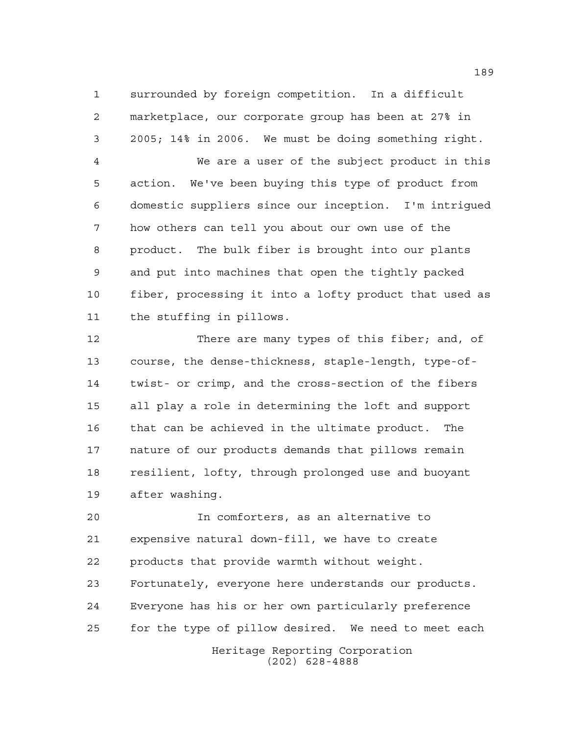surrounded by foreign competition. In a difficult marketplace, our corporate group has been at 27% in 2005; 14% in 2006. We must be doing something right.

We are a user of the subject product in this action. We've been buying this type of product from domestic suppliers since our inception. I'm intrigued how others can tell you about our own use of the product. The bulk fiber is brought into our plants and put into machines that open the tightly packed fiber, processing it into a lofty product that used as the stuffing in pillows.

There are many types of this fiber; and, of course, the dense-thickness, staple-length, type-of-twist- or crimp, and the cross-section of the fibers all play a role in determining the loft and support that can be achieved in the ultimate product. The nature of our products demands that pillows remain resilient, lofty, through prolonged use and buoyant after washing.

In comforters, as an alternative to expensive natural down-fill, we have to create products that provide warmth without weight. Fortunately, everyone here understands our products. Everyone has his or her own particularly preference for the type of pillow desired. We need to meet each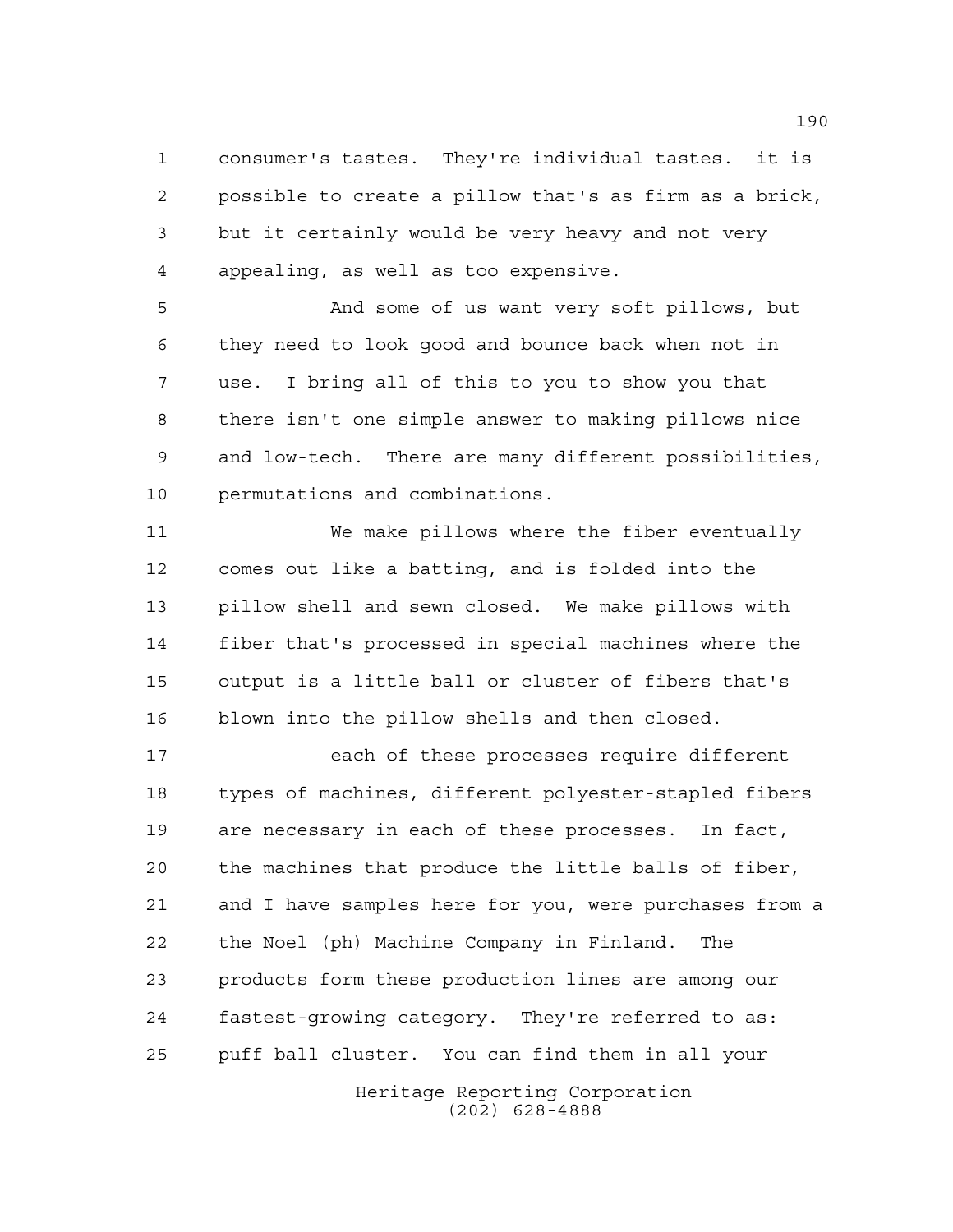consumer's tastes. They're individual tastes. it is possible to create a pillow that's as firm as a brick, but it certainly would be very heavy and not very appealing, as well as too expensive.

And some of us want very soft pillows, but they need to look good and bounce back when not in use. I bring all of this to you to show you that there isn't one simple answer to making pillows nice and low-tech. There are many different possibilities, permutations and combinations.

We make pillows where the fiber eventually comes out like a batting, and is folded into the pillow shell and sewn closed. We make pillows with fiber that's processed in special machines where the output is a little ball or cluster of fibers that's blown into the pillow shells and then closed.

each of these processes require different types of machines, different polyester-stapled fibers are necessary in each of these processes. In fact, the machines that produce the little balls of fiber, and I have samples here for you, were purchases from a the Noel (ph) Machine Company in Finland. The products form these production lines are among our fastest-growing category. They're referred to as: puff ball cluster. You can find them in all your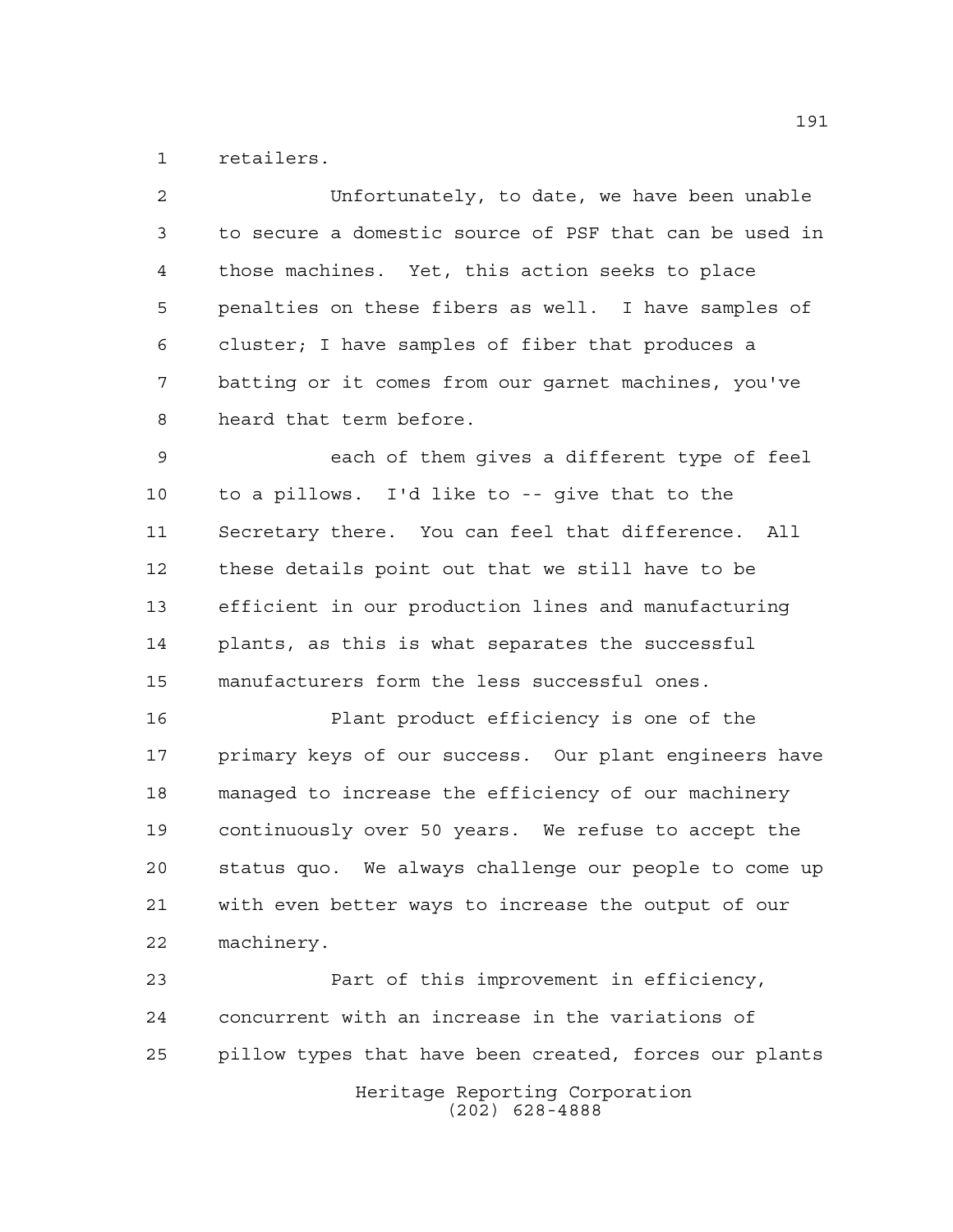retailers.

Unfortunately, to date, we have been unable to secure a domestic source of PSF that can be used in those machines. Yet, this action seeks to place penalties on these fibers as well. I have samples of cluster; I have samples of fiber that produces a batting or it comes from our garnet machines, you've heard that term before.

each of them gives a different type of feel to a pillows. I'd like to -- give that to the Secretary there. You can feel that difference. All these details point out that we still have to be efficient in our production lines and manufacturing plants, as this is what separates the successful manufacturers form the less successful ones.

Plant product efficiency is one of the primary keys of our success. Our plant engineers have managed to increase the efficiency of our machinery continuously over 50 years. We refuse to accept the status quo. We always challenge our people to come up with even better ways to increase the output of our machinery.

Part of this improvement in efficiency, concurrent with an increase in the variations of pillow types that have been created, forces our plants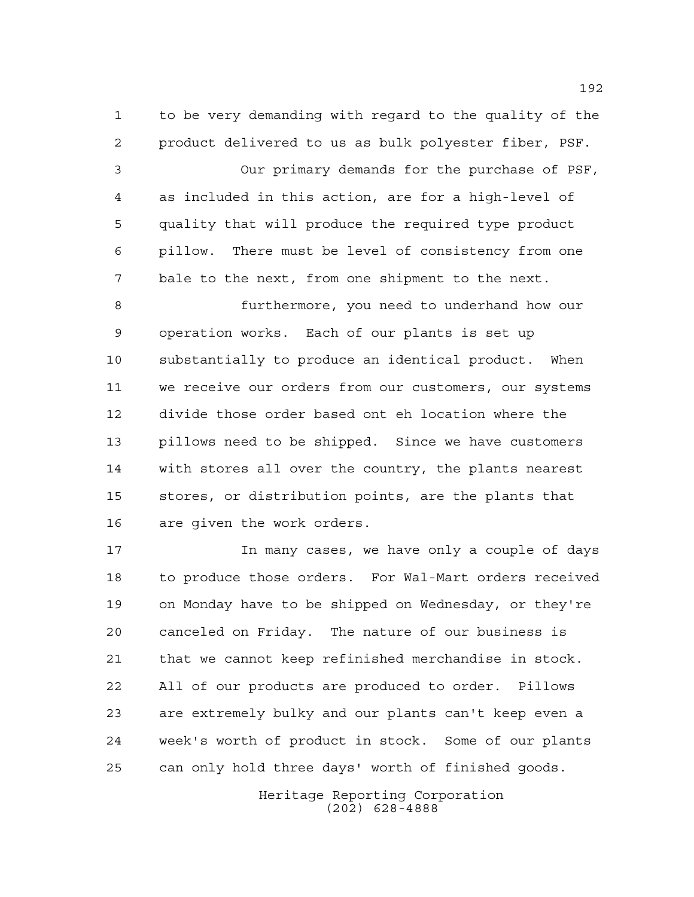to be very demanding with regard to the quality of the product delivered to us as bulk polyester fiber, PSF.

Our primary demands for the purchase of PSF, as included in this action, are for a high-level of quality that will produce the required type product pillow. There must be level of consistency from one bale to the next, from one shipment to the next.

furthermore, you need to underhand how our operation works. Each of our plants is set up substantially to produce an identical product. When we receive our orders from our customers, our systems divide those order based ont eh location where the pillows need to be shipped. Since we have customers with stores all over the country, the plants nearest stores, or distribution points, are the plants that are given the work orders.

In many cases, we have only a couple of days to produce those orders. For Wal-Mart orders received on Monday have to be shipped on Wednesday, or they're canceled on Friday. The nature of our business is that we cannot keep refinished merchandise in stock. All of our products are produced to order. Pillows are extremely bulky and our plants can't keep even a week's worth of product in stock. Some of our plants can only hold three days' worth of finished goods.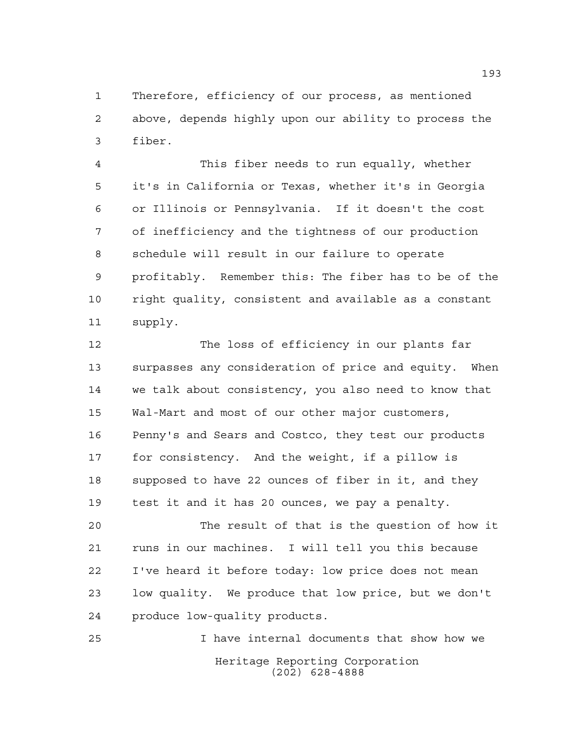Therefore, efficiency of our process, as mentioned above, depends highly upon our ability to process the fiber.

This fiber needs to run equally, whether it's in California or Texas, whether it's in Georgia or Illinois or Pennsylvania. If it doesn't the cost of inefficiency and the tightness of our production schedule will result in our failure to operate profitably. Remember this: The fiber has to be of the right quality, consistent and available as a constant supply.

The loss of efficiency in our plants far surpasses any consideration of price and equity. When we talk about consistency, you also need to know that Wal-Mart and most of our other major customers, Penny's and Sears and Costco, they test our products for consistency. And the weight, if a pillow is supposed to have 22 ounces of fiber in it, and they test it and it has 20 ounces, we pay a penalty.

The result of that is the question of how it runs in our machines. I will tell you this because I've heard it before today: low price does not mean low quality. We produce that low price, but we don't produce low-quality products.

I have internal documents that show how we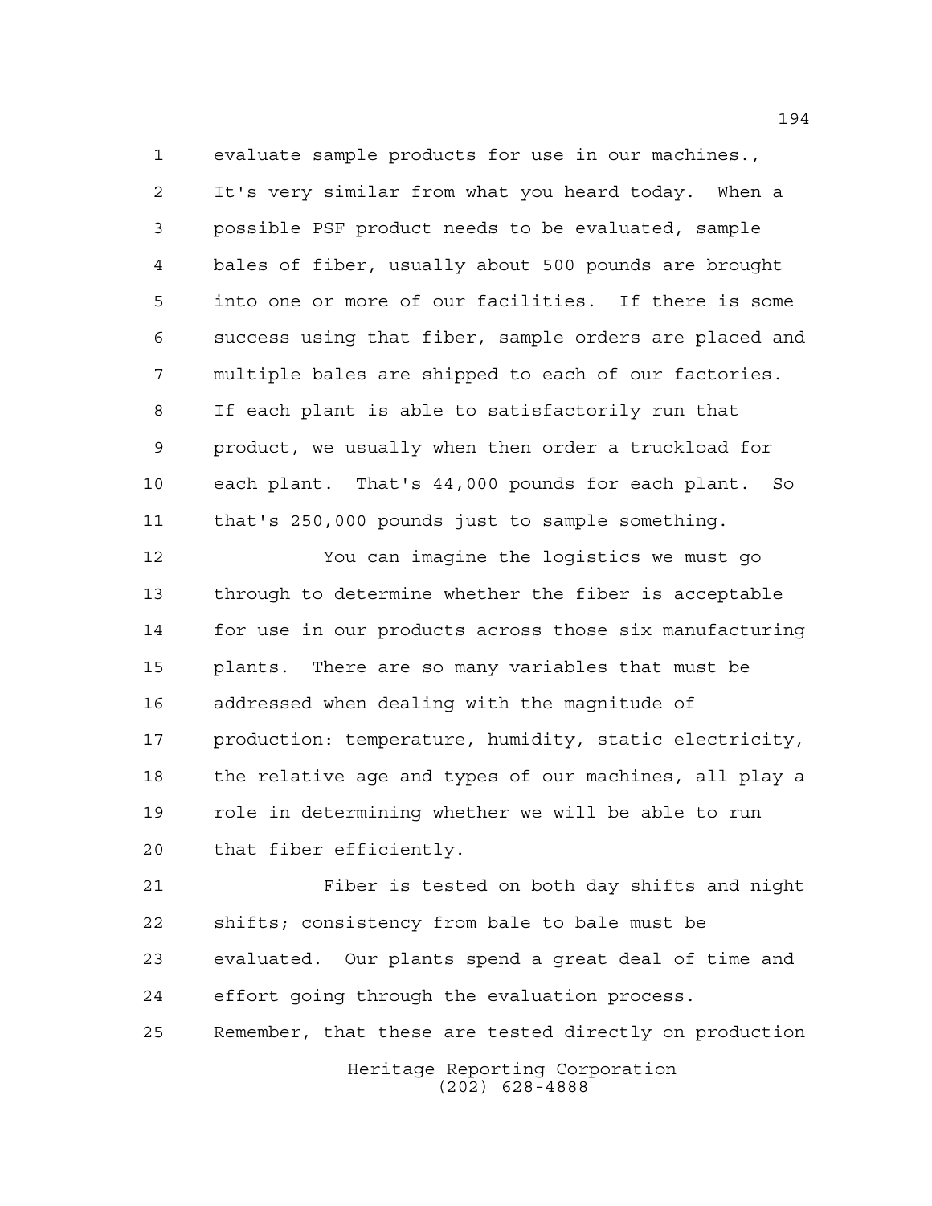evaluate sample products for use in our machines., It's very similar from what you heard today. When a possible PSF product needs to be evaluated, sample bales of fiber, usually about 500 pounds are brought into one or more of our facilities. If there is some success using that fiber, sample orders are placed and multiple bales are shipped to each of our factories. If each plant is able to satisfactorily run that product, we usually when then order a truckload for each plant. That's 44,000 pounds for each plant. So that's 250,000 pounds just to sample something.

You can imagine the logistics we must go through to determine whether the fiber is acceptable for use in our products across those six manufacturing plants. There are so many variables that must be addressed when dealing with the magnitude of production: temperature, humidity, static electricity, the relative age and types of our machines, all play a role in determining whether we will be able to run that fiber efficiently.

Fiber is tested on both day shifts and night shifts; consistency from bale to bale must be evaluated. Our plants spend a great deal of time and effort going through the evaluation process. Remember, that these are tested directly on production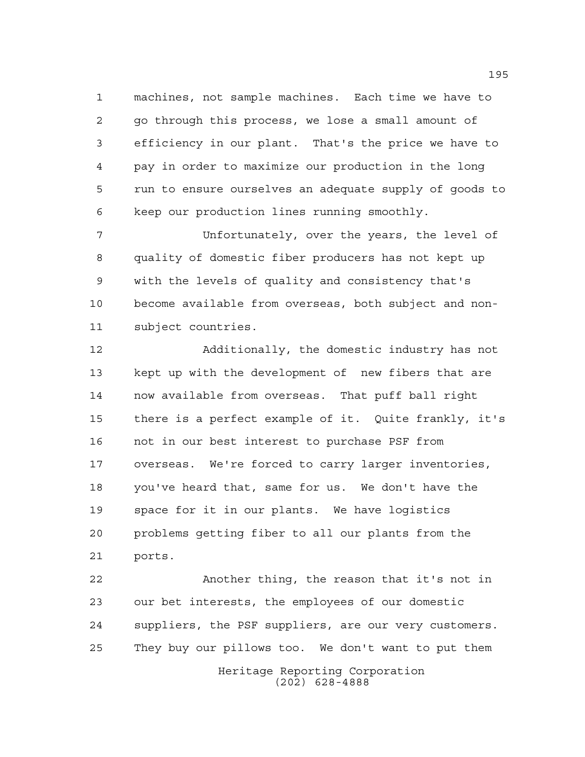machines, not sample machines. Each time we have to go through this process, we lose a small amount of efficiency in our plant. That's the price we have to pay in order to maximize our production in the long run to ensure ourselves an adequate supply of goods to keep our production lines running smoothly.

Unfortunately, over the years, the level of quality of domestic fiber producers has not kept up with the levels of quality and consistency that's become available from overseas, both subject and non-subject countries.

Additionally, the domestic industry has not kept up with the development of new fibers that are now available from overseas. That puff ball right there is a perfect example of it. Quite frankly, it's not in our best interest to purchase PSF from overseas. We're forced to carry larger inventories, you've heard that, same for us. We don't have the space for it in our plants. We have logistics problems getting fiber to all our plants from the ports.

Another thing, the reason that it's not in our bet interests, the employees of our domestic suppliers, the PSF suppliers, are our very customers. They buy our pillows too. We don't want to put them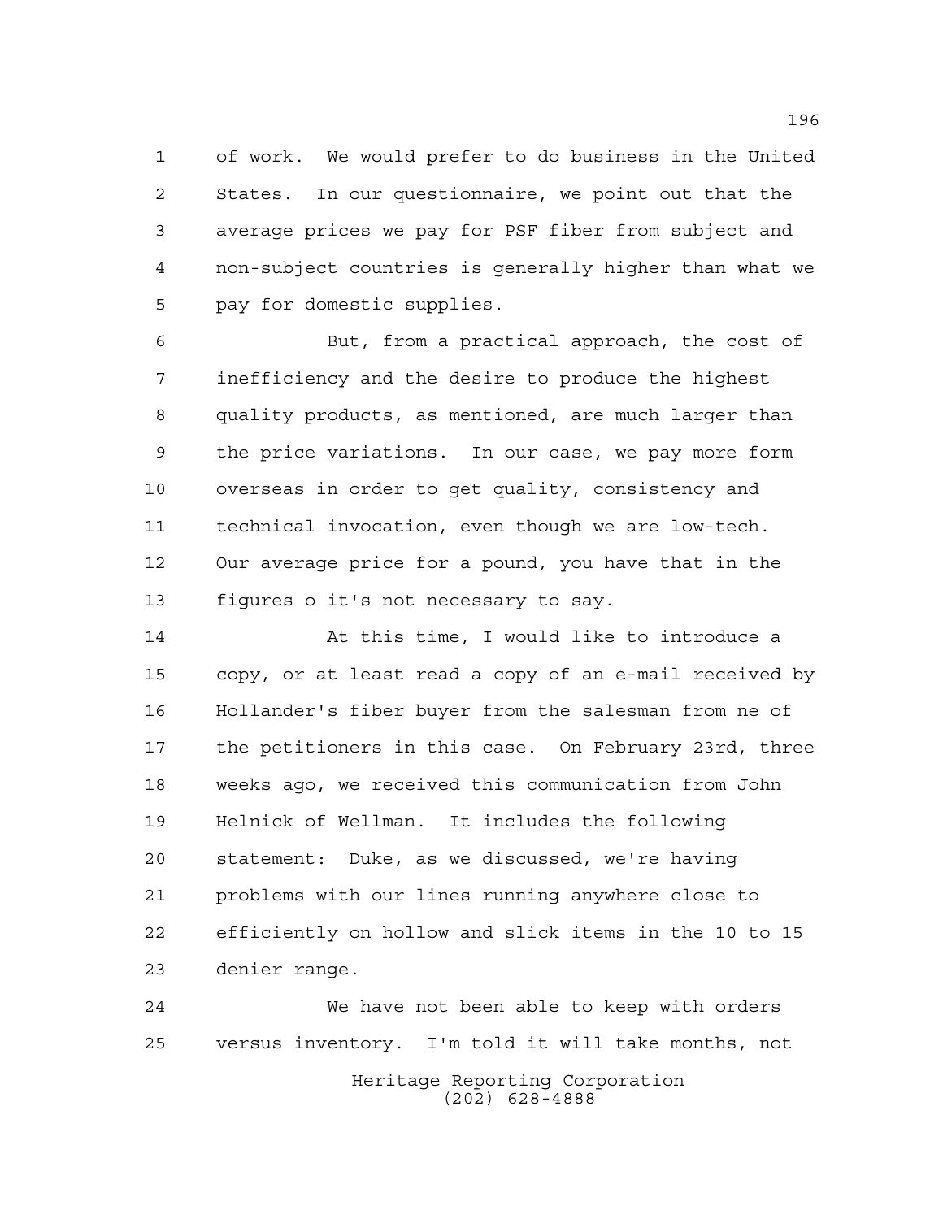of work. We would prefer to do business in the United States. In our questionnaire, we point out that the average prices we pay for PSF fiber from subject and non-subject countries is generally higher than what we pay for domestic supplies.

But, from a practical approach, the cost of inefficiency and the desire to produce the highest quality products, as mentioned, are much larger than the price variations. In our case, we pay more form overseas in order to get quality, consistency and technical invocation, even though we are low-tech. Our average price for a pound, you have that in the figures o it's not necessary to say.

At this time, I would like to introduce a copy, or at least read a copy of an e-mail received by Hollander's fiber buyer from the salesman from ne of the petitioners in this case. On February 23rd, three weeks ago, we received this communication from John Helnick of Wellman. It includes the following statement: Duke, as we discussed, we're having problems with our lines running anywhere close to efficiently on hollow and slick items in the 10 to 15 denier range.

We have not been able to keep with orders versus inventory. I'm told it will take months, not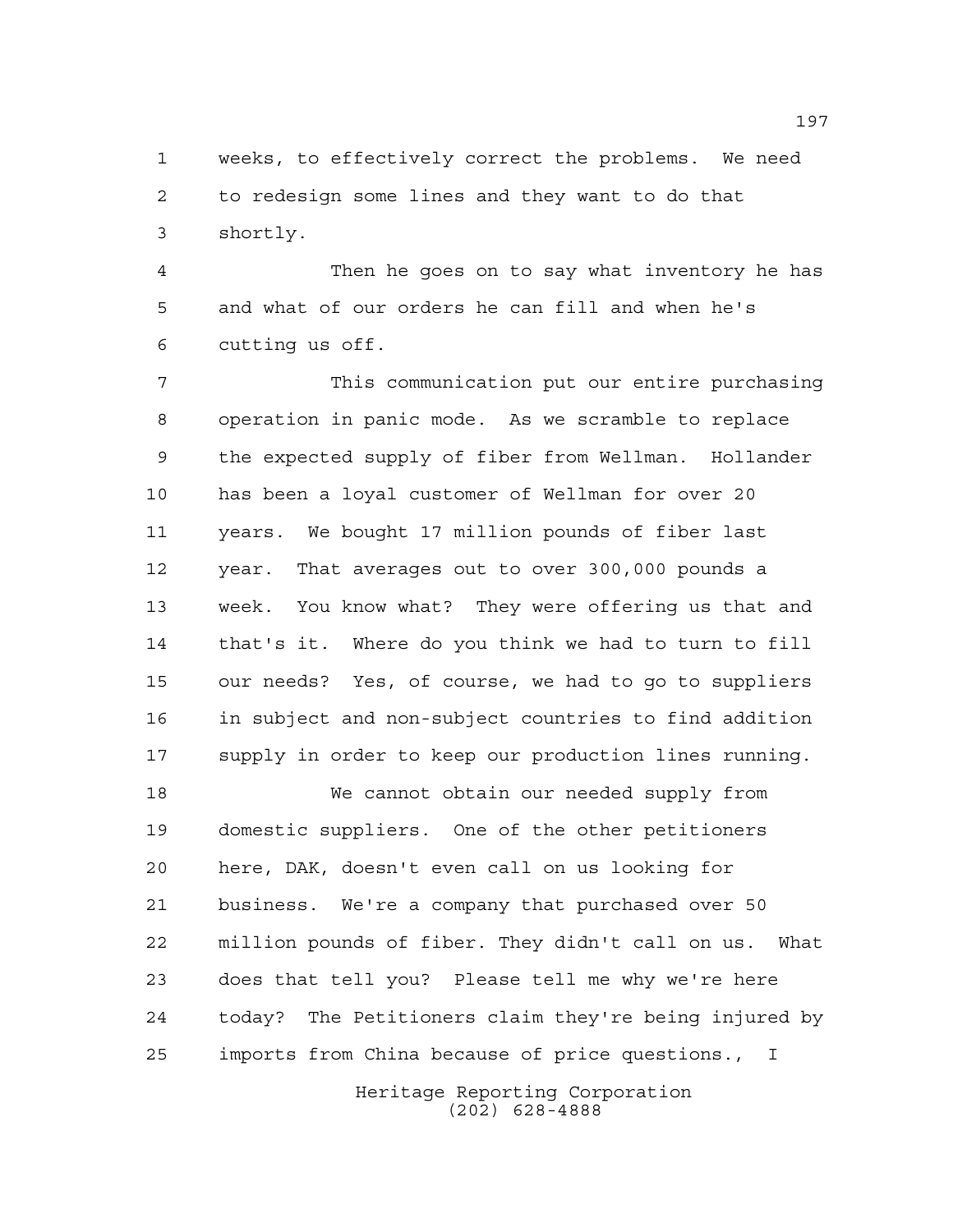weeks, to effectively correct the problems. We need to redesign some lines and they want to do that shortly.

Then he goes on to say what inventory he has and what of our orders he can fill and when he's cutting us off.

This communication put our entire purchasing operation in panic mode. As we scramble to replace the expected supply of fiber from Wellman. Hollander has been a loyal customer of Wellman for over 20 years. We bought 17 million pounds of fiber last year. That averages out to over 300,000 pounds a week. You know what? They were offering us that and that's it. Where do you think we had to turn to fill our needs? Yes, of course, we had to go to suppliers in subject and non-subject countries to find addition supply in order to keep our production lines running.

We cannot obtain our needed supply from domestic suppliers. One of the other petitioners here, DAK, doesn't even call on us looking for business. We're a company that purchased over 50 million pounds of fiber. They didn't call on us. What does that tell you? Please tell me why we're here today? The Petitioners claim they're being injured by imports from China because of price questions., I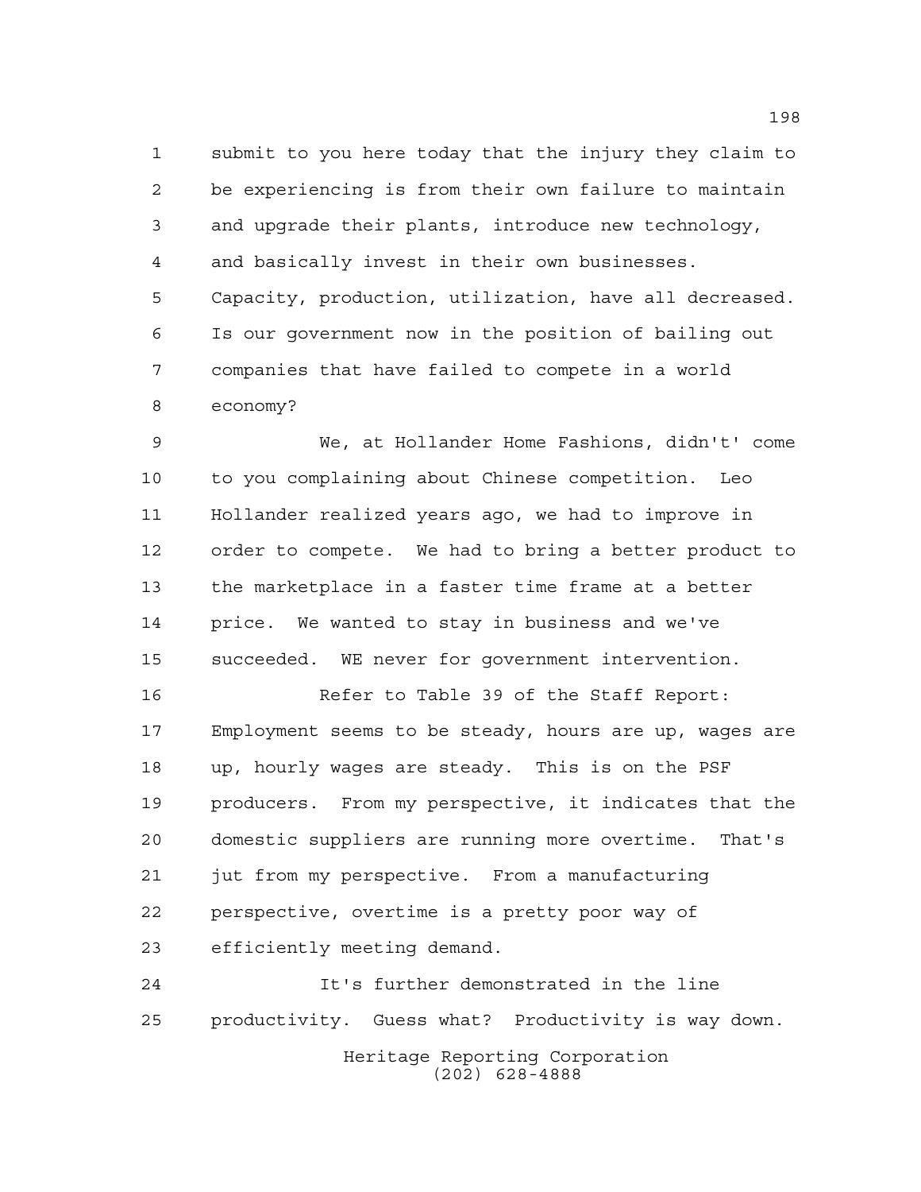submit to you here today that the injury they claim to be experiencing is from their own failure to maintain and upgrade their plants, introduce new technology, and basically invest in their own businesses. Capacity, production, utilization, have all decreased. Is our government now in the position of bailing out companies that have failed to compete in a world economy?

We, at Hollander Home Fashions, didn't' come to you complaining about Chinese competition. Leo Hollander realized years ago, we had to improve in order to compete. We had to bring a better product to the marketplace in a faster time frame at a better price. We wanted to stay in business and we've succeeded. WE never for government intervention.

Refer to Table 39 of the Staff Report: Employment seems to be steady, hours are up, wages are up, hourly wages are steady. This is on the PSF producers. From my perspective, it indicates that the domestic suppliers are running more overtime. That's jut from my perspective. From a manufacturing perspective, overtime is a pretty poor way of efficiently meeting demand.

It's further demonstrated in the line productivity. Guess what? Productivity is way down.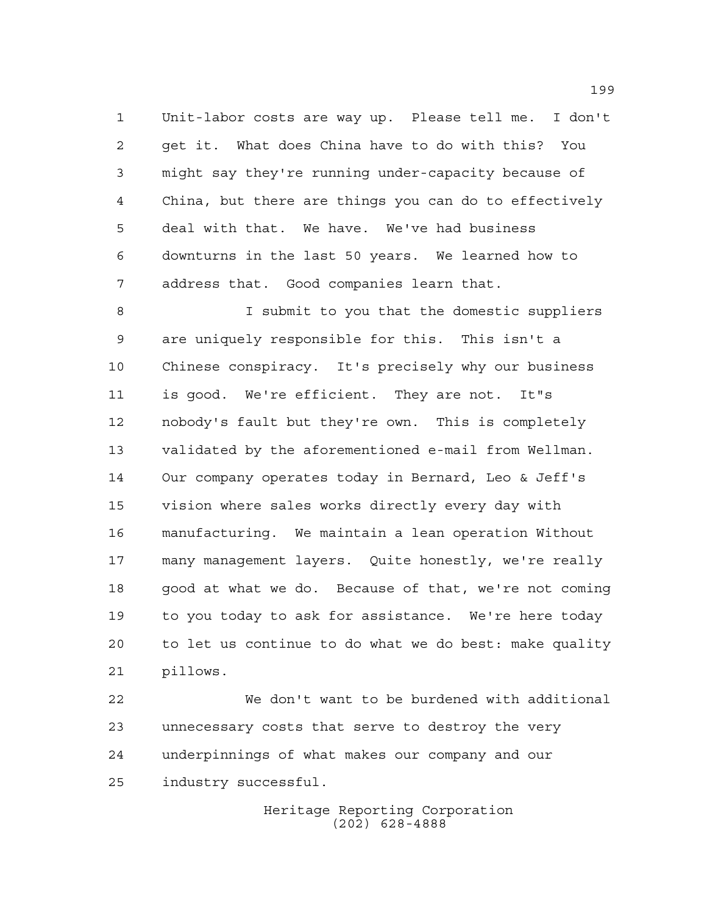Unit-labor costs are way up. Please tell me. I don't get it. What does China have to do with this? You might say they're running under-capacity because of China, but there are things you can do to effectively deal with that. We have. We've had business downturns in the last 50 years. We learned how to address that. Good companies learn that.

I submit to you that the domestic suppliers are uniquely responsible for this. This isn't a Chinese conspiracy. It's precisely why our business is good. We're efficient. They are not. It"s nobody's fault but they're own. This is completely validated by the aforementioned e-mail from Wellman. Our company operates today in Bernard, Leo & Jeff's vision where sales works directly every day with manufacturing. We maintain a lean operation Without many management layers. Quite honestly, we're really good at what we do. Because of that, we're not coming to you today to ask for assistance. We're here today to let us continue to do what we do best: make quality pillows.

We don't want to be burdened with additional unnecessary costs that serve to destroy the very underpinnings of what makes our company and our industry successful.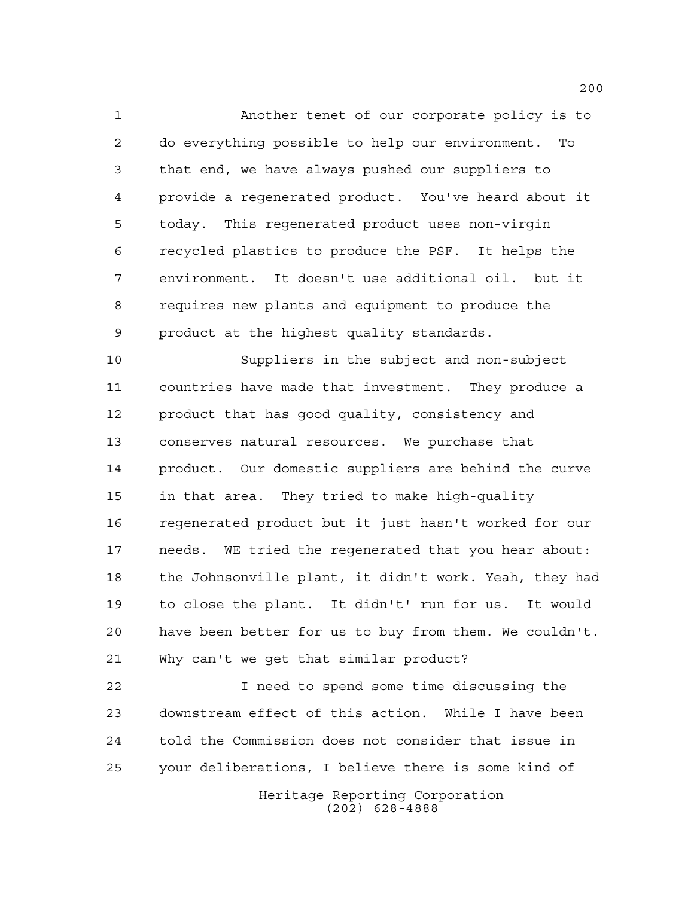Another tenet of our corporate policy is to do everything possible to help our environment. To that end, we have always pushed our suppliers to provide a regenerated product. You've heard about it today. This regenerated product uses non-virgin recycled plastics to produce the PSF. It helps the environment. It doesn't use additional oil. but it requires new plants and equipment to produce the product at the highest quality standards.

Suppliers in the subject and non-subject countries have made that investment. They produce a product that has good quality, consistency and conserves natural resources. We purchase that product. Our domestic suppliers are behind the curve in that area. They tried to make high-quality regenerated product but it just hasn't worked for our needs. WE tried the regenerated that you hear about: the Johnsonville plant, it didn't work. Yeah, they had to close the plant. It didn't' run for us. It would have been better for us to buy from them. We couldn't. Why can't we get that similar product?

I need to spend some time discussing the downstream effect of this action. While I have been told the Commission does not consider that issue in your deliberations, I believe there is some kind of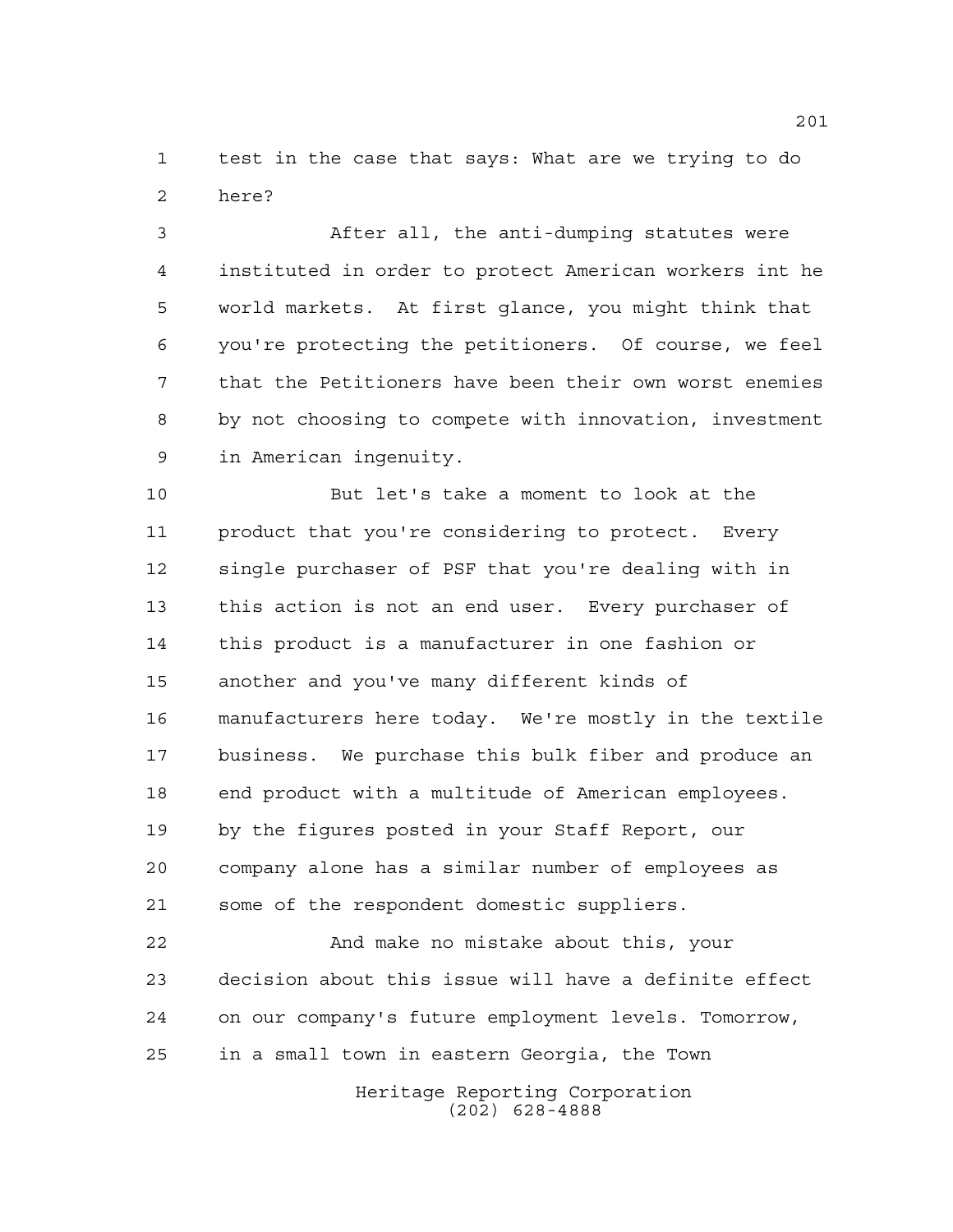test in the case that says: What are we trying to do here?

After all, the anti-dumping statutes were instituted in order to protect American workers int he world markets. At first glance, you might think that you're protecting the petitioners. Of course, we feel that the Petitioners have been their own worst enemies by not choosing to compete with innovation, investment in American ingenuity.

But let's take a moment to look at the product that you're considering to protect. Every single purchaser of PSF that you're dealing with in this action is not an end user. Every purchaser of this product is a manufacturer in one fashion or another and you've many different kinds of manufacturers here today. We're mostly in the textile business. We purchase this bulk fiber and produce an end product with a multitude of American employees. by the figures posted in your Staff Report, our company alone has a similar number of employees as some of the respondent domestic suppliers.

And make no mistake about this, your decision about this issue will have a definite effect on our company's future employment levels. Tomorrow, in a small town in eastern Georgia, the Town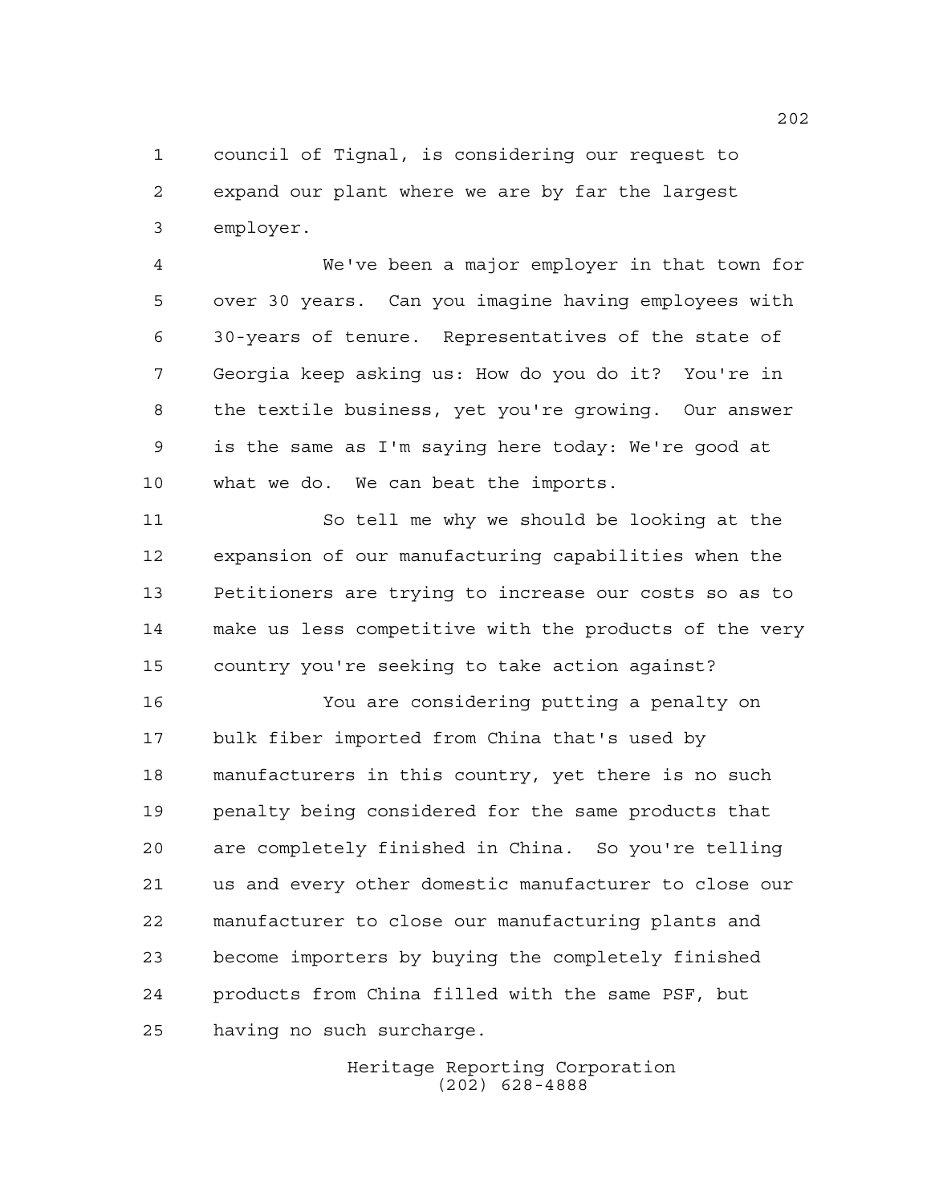council of Tignal, is considering our request to expand our plant where we are by far the largest employer.

We've been a major employer in that town for over 30 years. Can you imagine having employees with 30-years of tenure. Representatives of the state of Georgia keep asking us: How do you do it? You're in the textile business, yet you're growing. Our answer is the same as I'm saying here today: We're good at what we do. We can beat the imports.

So tell me why we should be looking at the expansion of our manufacturing capabilities when the Petitioners are trying to increase our costs so as to make us less competitive with the products of the very country you're seeking to take action against?

You are considering putting a penalty on bulk fiber imported from China that's used by manufacturers in this country, yet there is no such penalty being considered for the same products that are completely finished in China. So you're telling us and every other domestic manufacturer to close our manufacturer to close our manufacturing plants and become importers by buying the completely finished products from China filled with the same PSF, but having no such surcharge.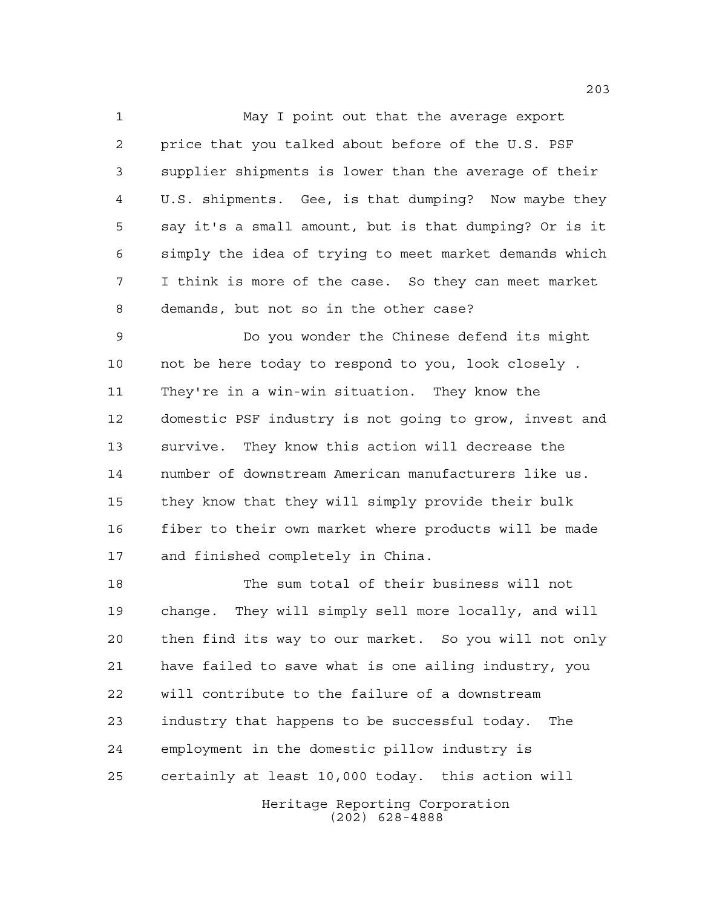May I point out that the average export price that you talked about before of the U.S. PSF supplier shipments is lower than the average of their U.S. shipments. Gee, is that dumping? Now maybe they say it's a small amount, but is that dumping? Or is it simply the idea of trying to meet market demands which I think is more of the case. So they can meet market demands, but not so in the other case?

Do you wonder the Chinese defend its might not be here today to respond to you, look closely . They're in a win-win situation. They know the domestic PSF industry is not going to grow, invest and survive. They know this action will decrease the number of downstream American manufacturers like us. they know that they will simply provide their bulk fiber to their own market where products will be made and finished completely in China.

The sum total of their business will not change. They will simply sell more locally, and will then find its way to our market. So you will not only have failed to save what is one ailing industry, you will contribute to the failure of a downstream industry that happens to be successful today. The employment in the domestic pillow industry is certainly at least 10,000 today. this action will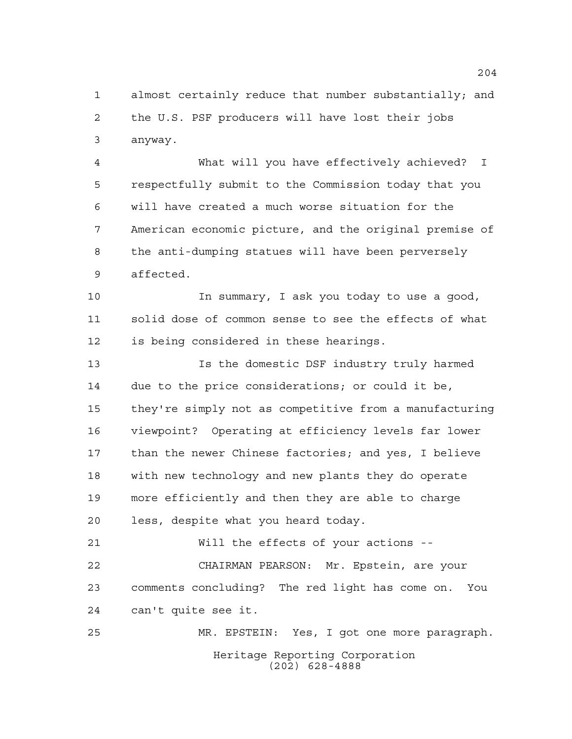almost certainly reduce that number substantially; and the U.S. PSF producers will have lost their jobs anyway.

What will you have effectively achieved? I respectfully submit to the Commission today that you will have created a much worse situation for the American economic picture, and the original premise of the anti-dumping statues will have been perversely affected.

In summary, I ask you today to use a good, solid dose of common sense to see the effects of what is being considered in these hearings.

Is the domestic DSF industry truly harmed due to the price considerations; or could it be, they're simply not as competitive from a manufacturing viewpoint? Operating at efficiency levels far lower than the newer Chinese factories; and yes, I believe with new technology and new plants they do operate more efficiently and then they are able to charge less, despite what you heard today.

Will the effects of your actions --

CHAIRMAN PEARSON: Mr. Epstein, are your comments concluding? The red light has come on. You can't quite see it.

MR. EPSTEIN: Yes, I got one more paragraph.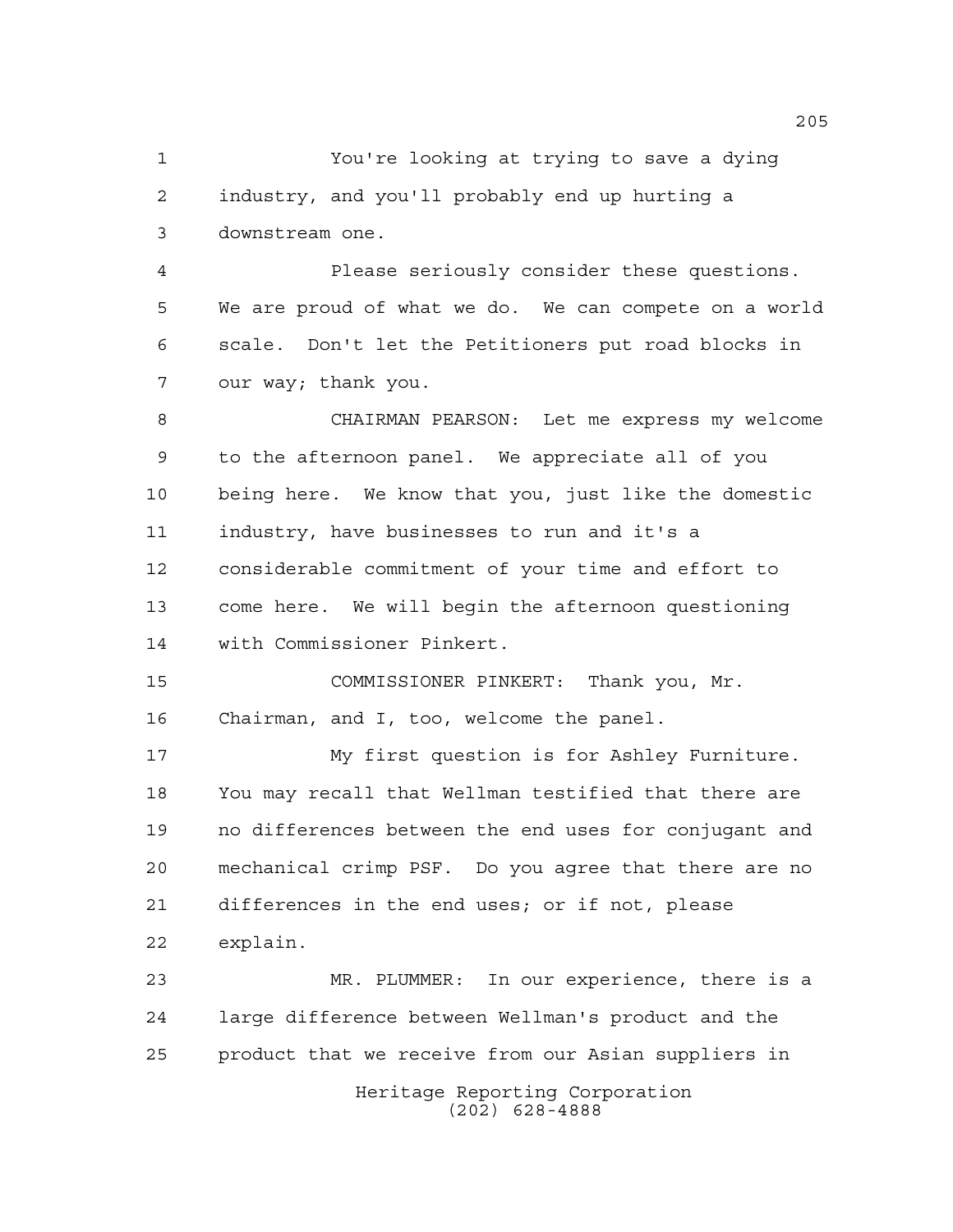You're looking at trying to save a dying industry, and you'll probably end up hurting a downstream one.

Please seriously consider these questions. We are proud of what we do. We can compete on a world scale. Don't let the Petitioners put road blocks in our way; thank you.

CHAIRMAN PEARSON: Let me express my welcome to the afternoon panel. We appreciate all of you being here. We know that you, just like the domestic industry, have businesses to run and it's a considerable commitment of your time and effort to come here. We will begin the afternoon questioning with Commissioner Pinkert.

COMMISSIONER PINKERT: Thank you, Mr. Chairman, and I, too, welcome the panel.

My first question is for Ashley Furniture. You may recall that Wellman testified that there are no differences between the end uses for conjugant and mechanical crimp PSF. Do you agree that there are no differences in the end uses; or if not, please explain.

MR. PLUMMER: In our experience, there is a large difference between Wellman's product and the product that we receive from our Asian suppliers in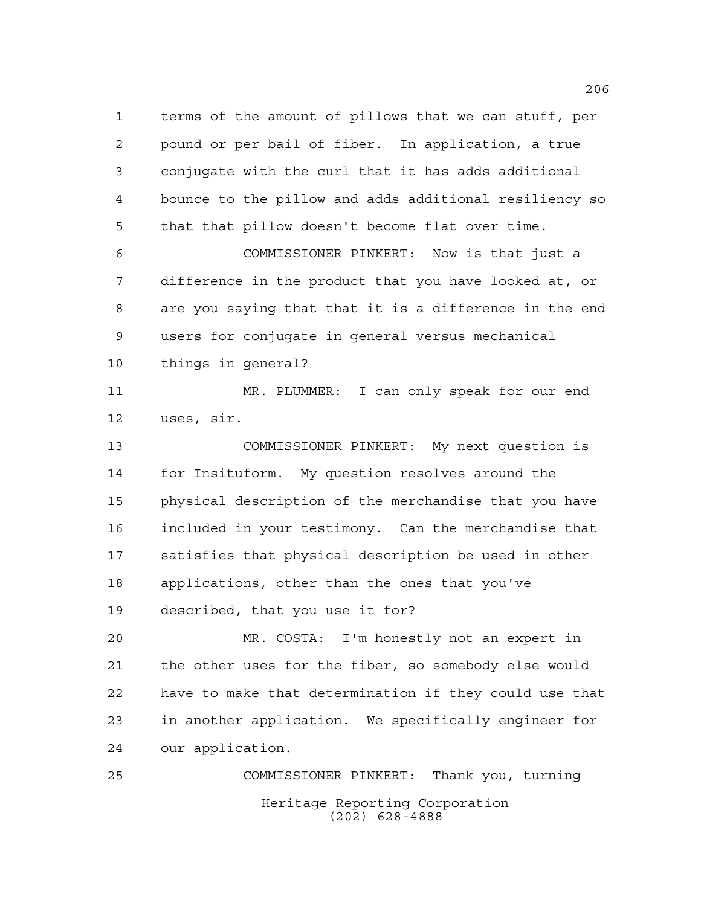terms of the amount of pillows that we can stuff, per pound or per bail of fiber. In application, a true conjugate with the curl that it has adds additional bounce to the pillow and adds additional resiliency so that that pillow doesn't become flat over time.

COMMISSIONER PINKERT: Now is that just a difference in the product that you have looked at, or are you saying that that it is a difference in the end users for conjugate in general versus mechanical things in general?

MR. PLUMMER: I can only speak for our end uses, sir.

COMMISSIONER PINKERT: My next question is for Insituform. My question resolves around the physical description of the merchandise that you have included in your testimony. Can the merchandise that satisfies that physical description be used in other applications, other than the ones that you've described, that you use it for?

MR. COSTA: I'm honestly not an expert in the other uses for the fiber, so somebody else would have to make that determination if they could use that in another application. We specifically engineer for our application.

COMMISSIONER PINKERT: Thank you, turning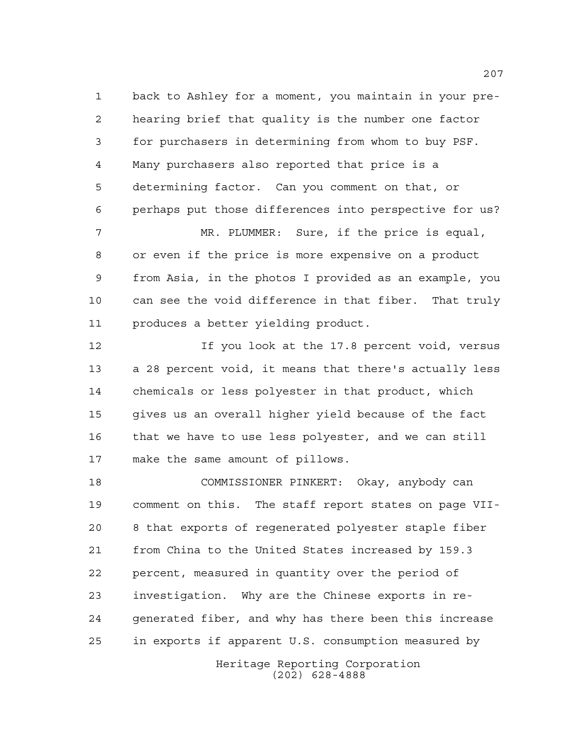back to Ashley for a moment, you maintain in your pre-hearing brief that quality is the number one factor for purchasers in determining from whom to buy PSF. Many purchasers also reported that price is a determining factor. Can you comment on that, or perhaps put those differences into perspective for us?

MR. PLUMMER: Sure, if the price is equal, or even if the price is more expensive on a product from Asia, in the photos I provided as an example, you can see the void difference in that fiber. That truly produces a better yielding product.

If you look at the 17.8 percent void, versus a 28 percent void, it means that there's actually less chemicals or less polyester in that product, which gives us an overall higher yield because of the fact that we have to use less polyester, and we can still make the same amount of pillows.

COMMISSIONER PINKERT: Okay, anybody can comment on this. The staff report states on page VII-8 that exports of regenerated polyester staple fiber from China to the United States increased by 159.3 percent, measured in quantity over the period of investigation. Why are the Chinese exports in re-generated fiber, and why has there been this increase in exports if apparent U.S. consumption measured by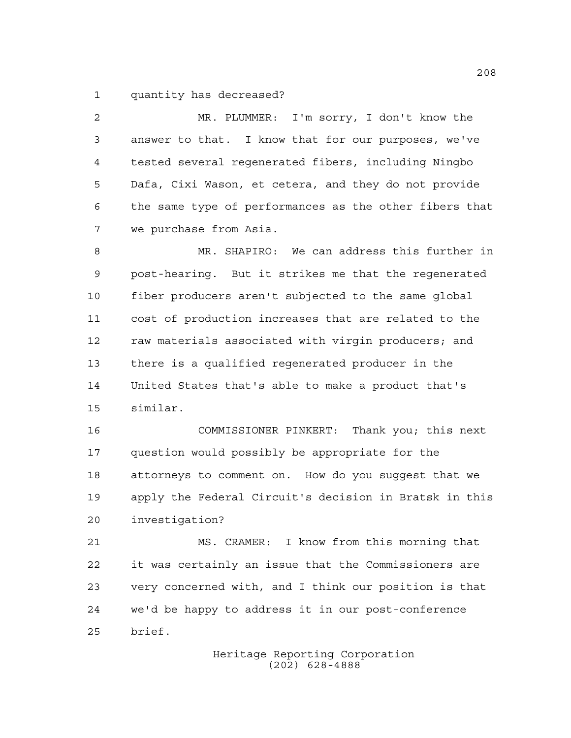quantity has decreased?

MR. PLUMMER: I'm sorry, I don't know the answer to that. I know that for our purposes, we've tested several regenerated fibers, including Ningbo Dafa, Cixi Wason, et cetera, and they do not provide the same type of performances as the other fibers that we purchase from Asia.

MR. SHAPIRO: We can address this further in post-hearing. But it strikes me that the regenerated fiber producers aren't subjected to the same global cost of production increases that are related to the raw materials associated with virgin producers; and there is a qualified regenerated producer in the United States that's able to make a product that's similar.

COMMISSIONER PINKERT: Thank you; this next question would possibly be appropriate for the attorneys to comment on. How do you suggest that we apply the Federal Circuit's decision in Bratsk in this investigation?

MS. CRAMER: I know from this morning that it was certainly an issue that the Commissioners are very concerned with, and I think our position is that we'd be happy to address it in our post-conference brief.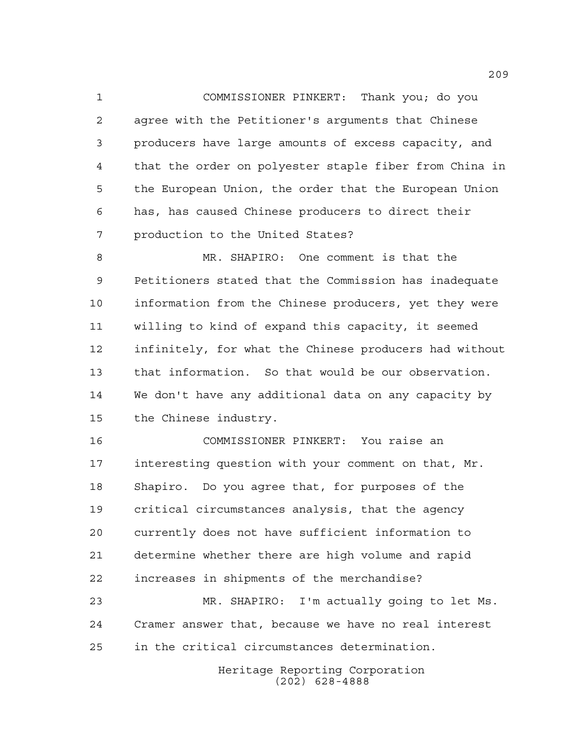COMMISSIONER PINKERT: Thank you; do you agree with the Petitioner's arguments that Chinese producers have large amounts of excess capacity, and that the order on polyester staple fiber from China in the European Union, the order that the European Union has, has caused Chinese producers to direct their production to the United States?

MR. SHAPIRO: One comment is that the Petitioners stated that the Commission has inadequate information from the Chinese producers, yet they were willing to kind of expand this capacity, it seemed infinitely, for what the Chinese producers had without that information. So that would be our observation. We don't have any additional data on any capacity by the Chinese industry.

COMMISSIONER PINKERT: You raise an interesting question with your comment on that, Mr. Shapiro. Do you agree that, for purposes of the critical circumstances analysis, that the agency currently does not have sufficient information to determine whether there are high volume and rapid increases in shipments of the merchandise?

MR. SHAPIRO: I'm actually going to let Ms. Cramer answer that, because we have no real interest in the critical circumstances determination.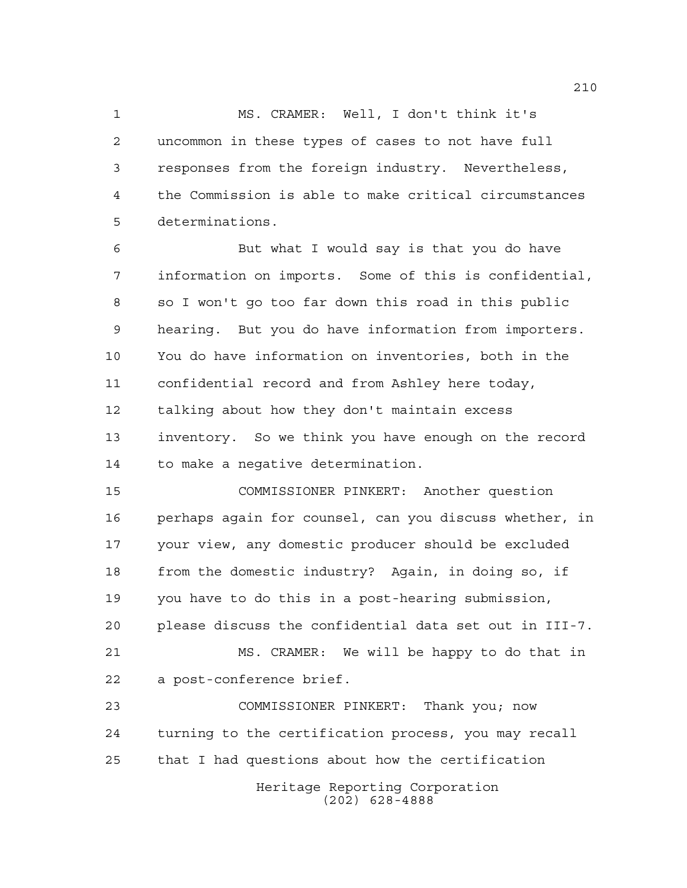MS. CRAMER: Well, I don't think it's uncommon in these types of cases to not have full responses from the foreign industry. Nevertheless, the Commission is able to make critical circumstances determinations.

But what I would say is that you do have information on imports. Some of this is confidential, so I won't go too far down this road in this public hearing. But you do have information from importers. You do have information on inventories, both in the confidential record and from Ashley here today, talking about how they don't maintain excess inventory. So we think you have enough on the record to make a negative determination.

COMMISSIONER PINKERT: Another question perhaps again for counsel, can you discuss whether, in your view, any domestic producer should be excluded from the domestic industry? Again, in doing so, if you have to do this in a post-hearing submission, please discuss the confidential data set out in III-7.

MS. CRAMER: We will be happy to do that in a post-conference brief.

COMMISSIONER PINKERT: Thank you; now turning to the certification process, you may recall that I had questions about how the certification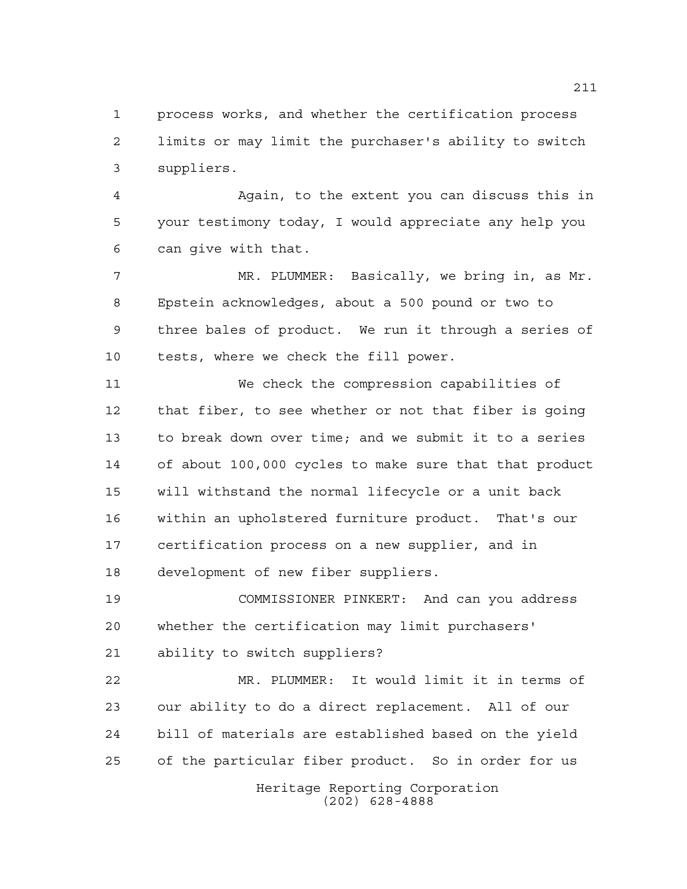process works, and whether the certification process limits or may limit the purchaser's ability to switch suppliers.

Again, to the extent you can discuss this in your testimony today, I would appreciate any help you can give with that.

MR. PLUMMER: Basically, we bring in, as Mr. Epstein acknowledges, about a 500 pound or two to three bales of product. We run it through a series of tests, where we check the fill power.

We check the compression capabilities of that fiber, to see whether or not that fiber is going to break down over time; and we submit it to a series of about 100,000 cycles to make sure that that product will withstand the normal lifecycle or a unit back within an upholstered furniture product. That's our certification process on a new supplier, and in development of new fiber suppliers.

COMMISSIONER PINKERT: And can you address whether the certification may limit purchasers' ability to switch suppliers?

MR. PLUMMER: It would limit it in terms of our ability to do a direct replacement. All of our bill of materials are established based on the yield of the particular fiber product. So in order for us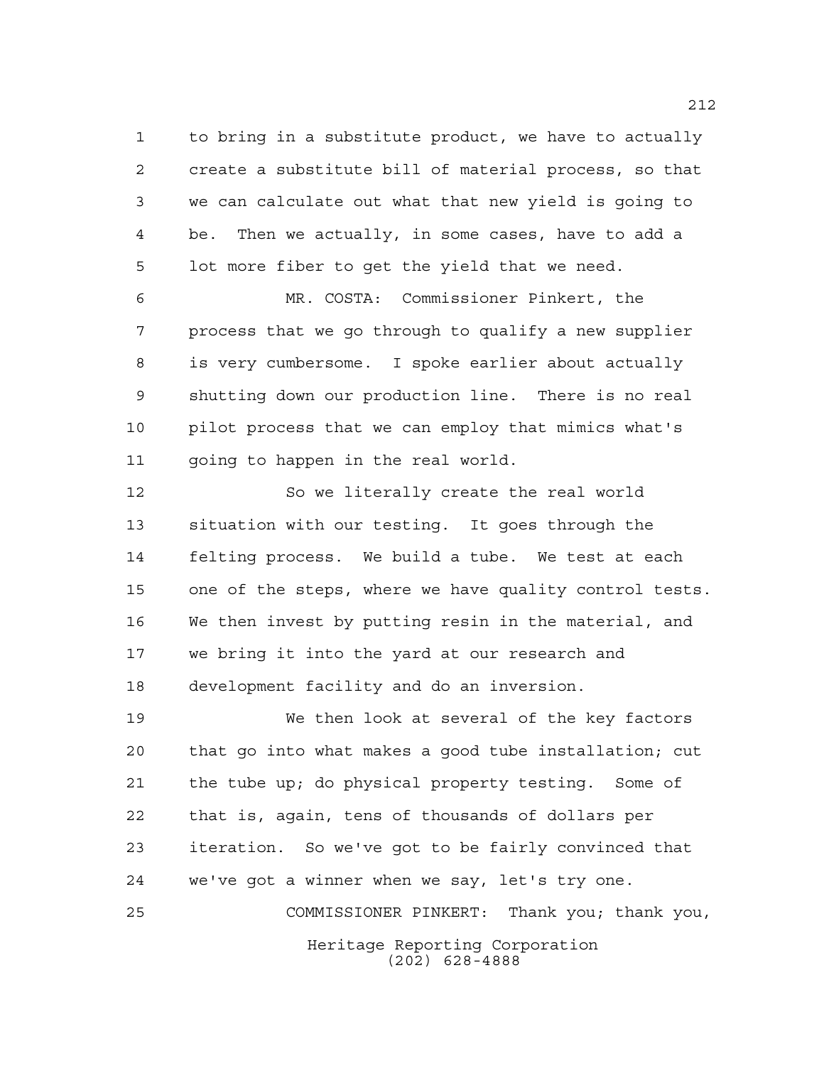to bring in a substitute product, we have to actually create a substitute bill of material process, so that we can calculate out what that new yield is going to be. Then we actually, in some cases, have to add a lot more fiber to get the yield that we need.

MR. COSTA: Commissioner Pinkert, the process that we go through to qualify a new supplier is very cumbersome. I spoke earlier about actually shutting down our production line. There is no real pilot process that we can employ that mimics what's going to happen in the real world.

So we literally create the real world situation with our testing. It goes through the felting process. We build a tube. We test at each one of the steps, where we have quality control tests. We then invest by putting resin in the material, and we bring it into the yard at our research and development facility and do an inversion.

We then look at several of the key factors that go into what makes a good tube installation; cut the tube up; do physical property testing. Some of that is, again, tens of thousands of dollars per iteration. So we've got to be fairly convinced that we've got a winner when we say, let's try one.

COMMISSIONER PINKERT: Thank you; thank you,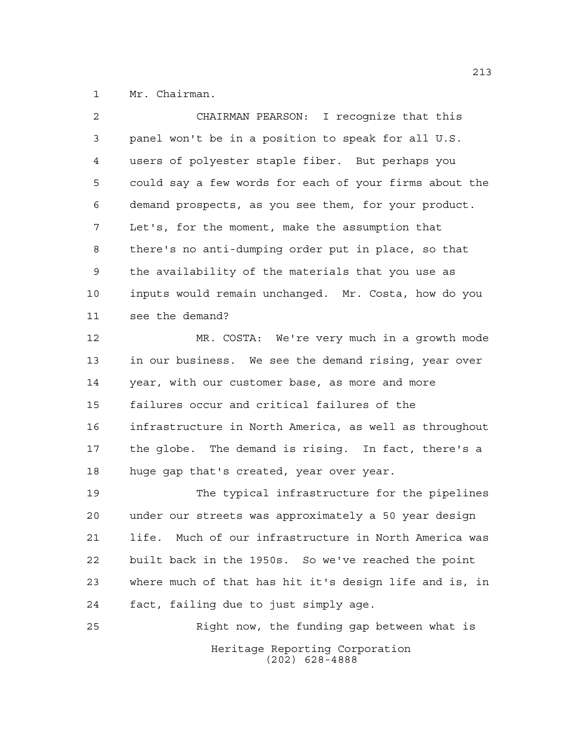Mr. Chairman.

CHAIRMAN PEARSON: I recognize that this panel won't be in a position to speak for all U.S. users of polyester staple fiber. But perhaps you could say a few words for each of your firms about the demand prospects, as you see them, for your product. Let's, for the moment, make the assumption that there's no anti-dumping order put in place, so that the availability of the materials that you use as inputs would remain unchanged. Mr. Costa, how do you see the demand?

MR. COSTA: We're very much in a growth mode in our business. We see the demand rising, year over year, with our customer base, as more and more failures occur and critical failures of the infrastructure in North America, as well as throughout the globe. The demand is rising. In fact, there's a huge gap that's created, year over year.

The typical infrastructure for the pipelines under our streets was approximately a 50 year design life. Much of our infrastructure in North America was built back in the 1950s. So we've reached the point where much of that has hit it's design life and is, in fact, failing due to just simply age.

Right now, the funding gap between what is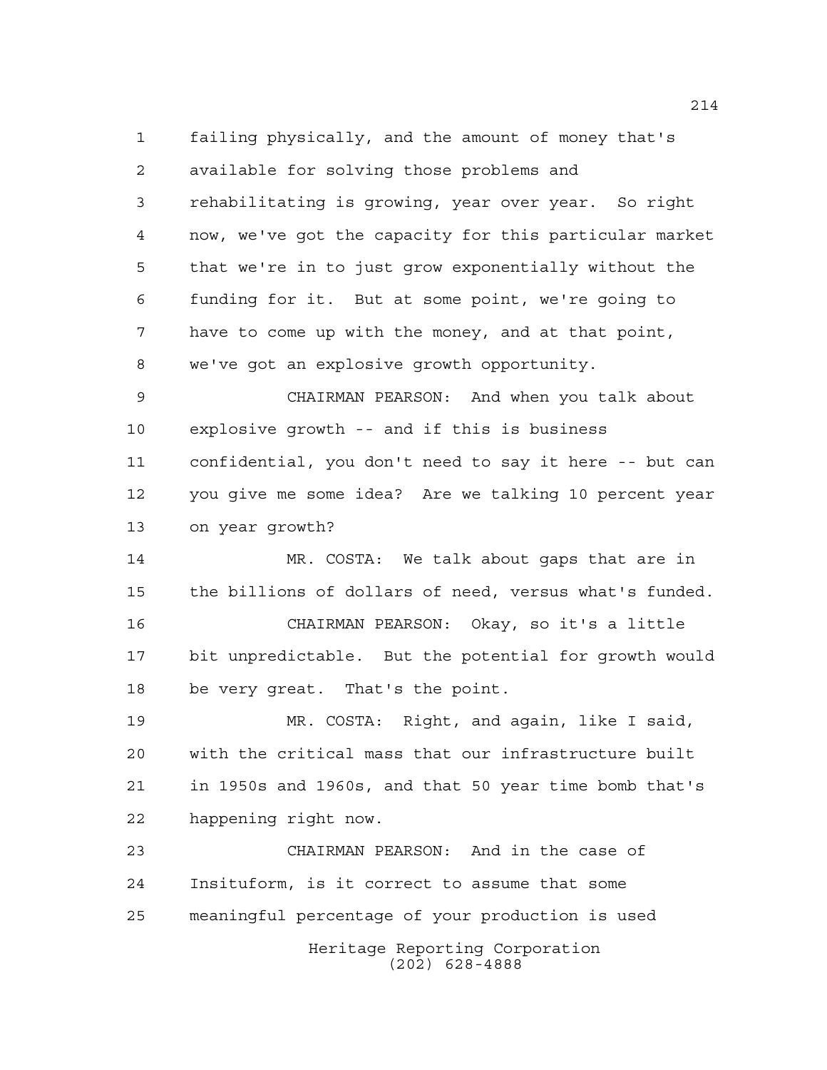failing physically, and the amount of money that's available for solving those problems and rehabilitating is growing, year over year. So right now, we've got the capacity for this particular market that we're in to just grow exponentially without the funding for it. But at some point, we're going to have to come up with the money, and at that point, we've got an explosive growth opportunity.

CHAIRMAN PEARSON: And when you talk about explosive growth -- and if this is business confidential, you don't need to say it here -- but can you give me some idea? Are we talking 10 percent year on year growth?

MR. COSTA: We talk about gaps that are in the billions of dollars of need, versus what's funded.

CHAIRMAN PEARSON: Okay, so it's a little bit unpredictable. But the potential for growth would be very great. That's the point.

MR. COSTA: Right, and again, like I said, with the critical mass that our infrastructure built in 1950s and 1960s, and that 50 year time bomb that's happening right now.

CHAIRMAN PEARSON: And in the case of Insituform, is it correct to assume that some meaningful percentage of your production is used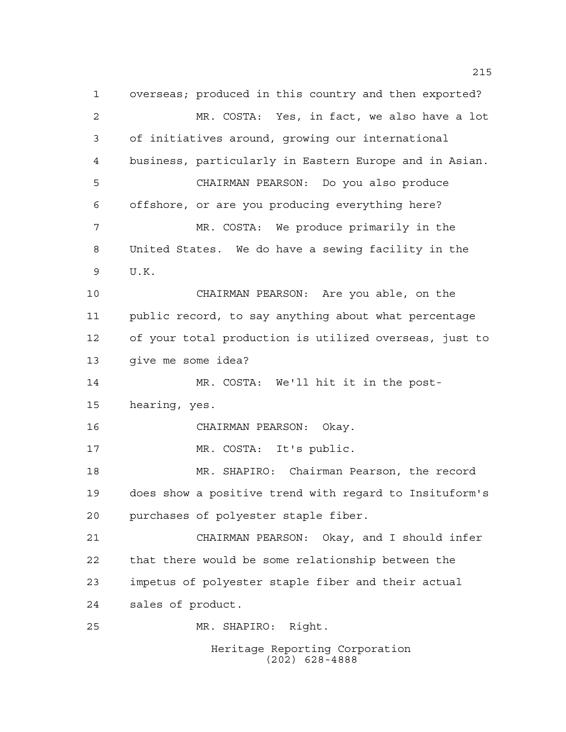overseas; produced in this country and then exported?

MR. COSTA: Yes, in fact, we also have a lot of initiatives around, growing our international business, particularly in Eastern Europe and in Asian.

CHAIRMAN PEARSON: Do you also produce offshore, or are you producing everything here?

MR. COSTA: We produce primarily in the United States. We do have a sewing facility in the U.K.

CHAIRMAN PEARSON: Are you able, on the public record, to say anything about what percentage of your total production is utilized overseas, just to give me some idea?

MR. COSTA: We'll hit it in the post-hearing, yes.

CHAIRMAN PEARSON: Okay.

MR. COSTA: It's public.

MR. SHAPIRO: Chairman Pearson, the record does show a positive trend with regard to Insituform's purchases of polyester staple fiber.

CHAIRMAN PEARSON: Okay, and I should infer that there would be some relationship between the impetus of polyester staple fiber and their actual sales of product.

MR. SHAPIRO: Right.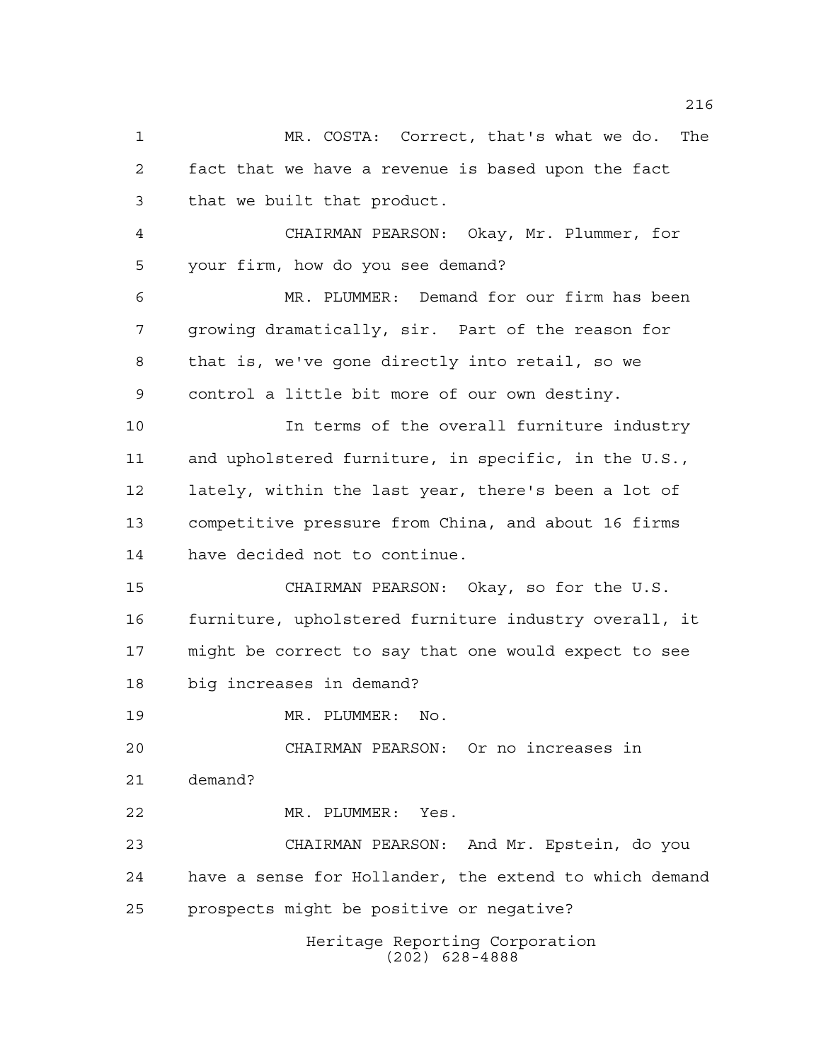MR. COSTA: Correct, that's what we do. The fact that we have a revenue is based upon the fact that we built that product.

CHAIRMAN PEARSON: Okay, Mr. Plummer, for your firm, how do you see demand?

MR. PLUMMER: Demand for our firm has been growing dramatically, sir. Part of the reason for that is, we've gone directly into retail, so we control a little bit more of our own destiny.

In terms of the overall furniture industry and upholstered furniture, in specific, in the U.S., lately, within the last year, there's been a lot of competitive pressure from China, and about 16 firms have decided not to continue.

CHAIRMAN PEARSON: Okay, so for the U.S. furniture, upholstered furniture industry overall, it might be correct to say that one would expect to see big increases in demand?

MR. PLUMMER: No.

CHAIRMAN PEARSON: Or no increases in demand?

MR. PLUMMER: Yes.

CHAIRMAN PEARSON: And Mr. Epstein, do you have a sense for Hollander, the extend to which demand prospects might be positive or negative?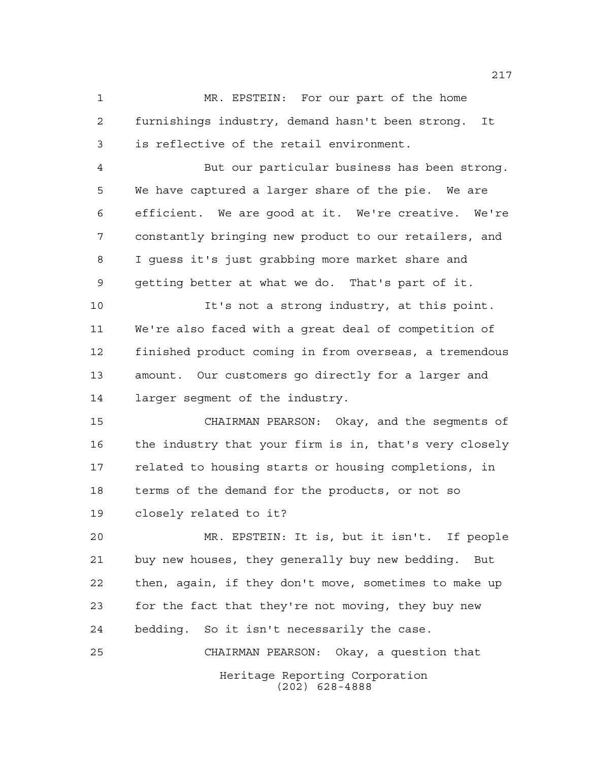MR. EPSTEIN: For our part of the home furnishings industry, demand hasn't been strong. It is reflective of the retail environment.

But our particular business has been strong. We have captured a larger share of the pie. We are efficient. We are good at it. We're creative. We're constantly bringing new product to our retailers, and I guess it's just grabbing more market share and getting better at what we do. That's part of it.

It's not a strong industry, at this point. We're also faced with a great deal of competition of finished product coming in from overseas, a tremendous amount. Our customers go directly for a larger and larger segment of the industry.

CHAIRMAN PEARSON: Okay, and the segments of the industry that your firm is in, that's very closely related to housing starts or housing completions, in terms of the demand for the products, or not so closely related to it?

MR. EPSTEIN: It is, but it isn't. If people buy new houses, they generally buy new bedding. But then, again, if they don't move, sometimes to make up for the fact that they're not moving, they buy new bedding. So it isn't necessarily the case.

CHAIRMAN PEARSON: Okay, a question that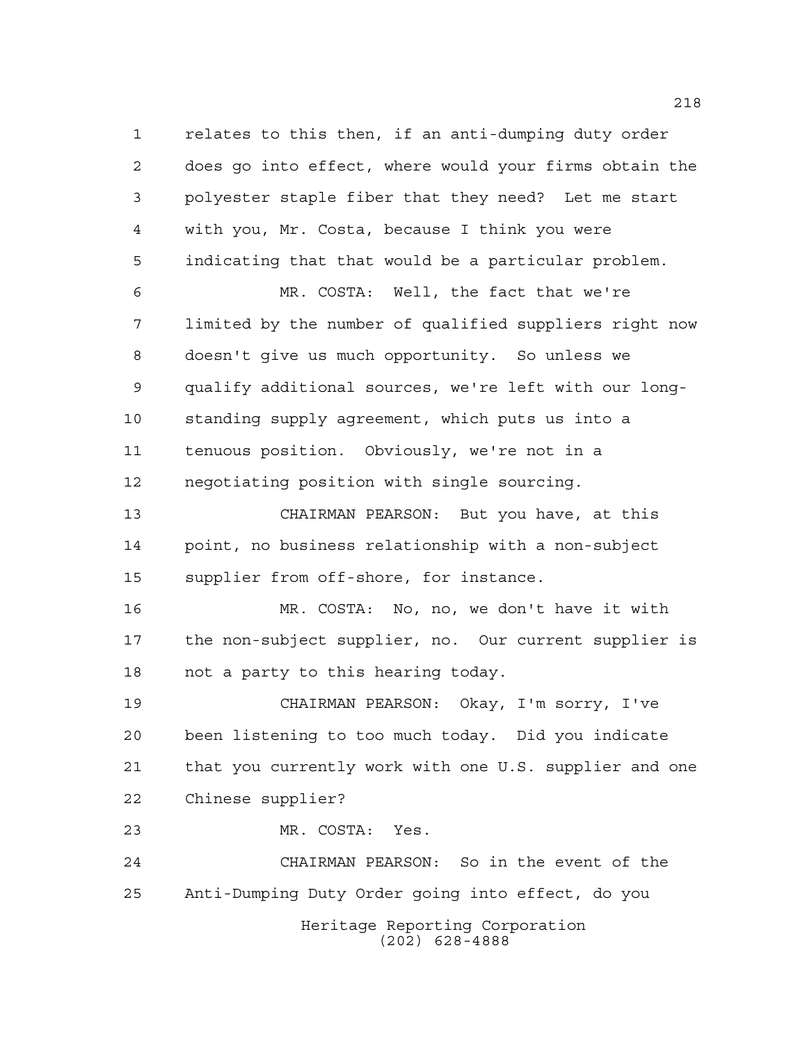relates to this then, if an anti-dumping duty order does go into effect, where would your firms obtain the polyester staple fiber that they need? Let me start with you, Mr. Costa, because I think you were indicating that that would be a particular problem.

MR. COSTA: Well, the fact that we're limited by the number of qualified suppliers right now doesn't give us much opportunity. So unless we qualify additional sources, we're left with our long-standing supply agreement, which puts us into a tenuous position. Obviously, we're not in a negotiating position with single sourcing.

CHAIRMAN PEARSON: But you have, at this point, no business relationship with a non-subject supplier from off-shore, for instance.

MR. COSTA: No, no, we don't have it with the non-subject supplier, no. Our current supplier is not a party to this hearing today.

CHAIRMAN PEARSON: Okay, I'm sorry, I've been listening to too much today. Did you indicate that you currently work with one U.S. supplier and one Chinese supplier?

MR. COSTA: Yes.

CHAIRMAN PEARSON: So in the event of the Anti-Dumping Duty Order going into effect, do you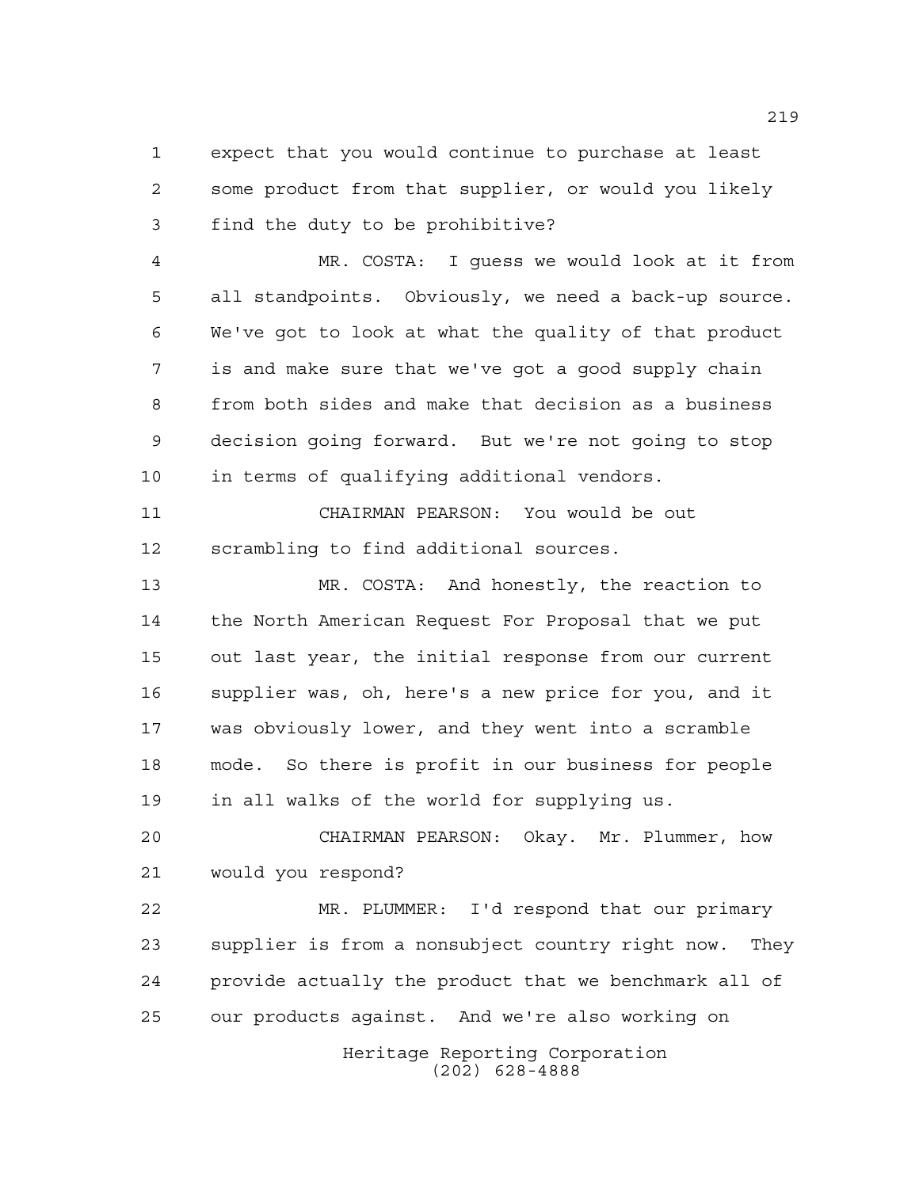expect that you would continue to purchase at least some product from that supplier, or would you likely find the duty to be prohibitive?

MR. COSTA: I guess we would look at it from all standpoints. Obviously, we need a back-up source. We've got to look at what the quality of that product is and make sure that we've got a good supply chain from both sides and make that decision as a business decision going forward. But we're not going to stop in terms of qualifying additional vendors.

CHAIRMAN PEARSON: You would be out scrambling to find additional sources.

MR. COSTA: And honestly, the reaction to the North American Request For Proposal that we put out last year, the initial response from our current supplier was, oh, here's a new price for you, and it was obviously lower, and they went into a scramble mode. So there is profit in our business for people in all walks of the world for supplying us.

CHAIRMAN PEARSON: Okay. Mr. Plummer, how would you respond?

MR. PLUMMER: I'd respond that our primary supplier is from a nonsubject country right now. They provide actually the product that we benchmark all of our products against. And we're also working on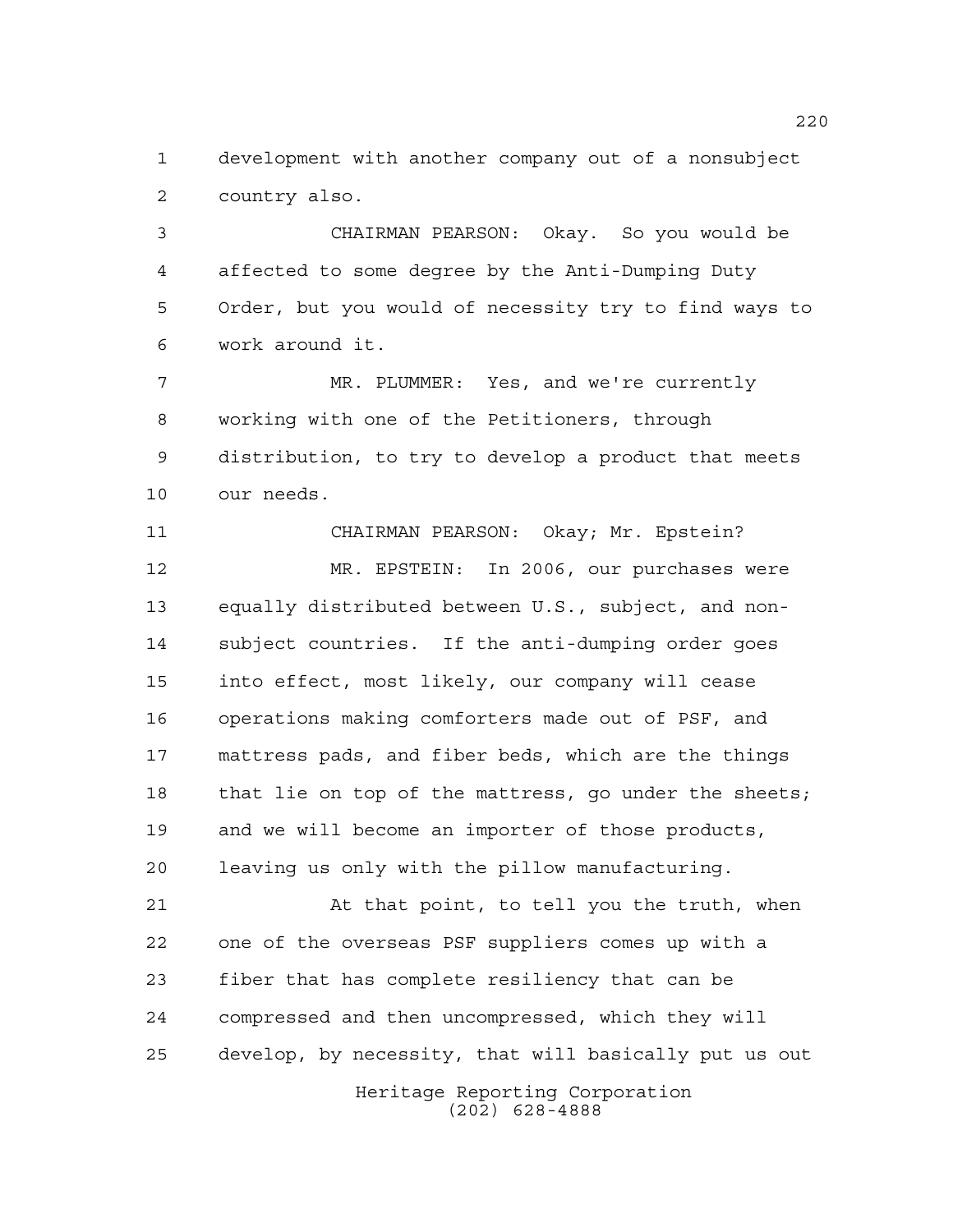development with another company out of a nonsubject country also.

CHAIRMAN PEARSON: Okay. So you would be affected to some degree by the Anti-Dumping Duty Order, but you would of necessity try to find ways to work around it.

MR. PLUMMER: Yes, and we're currently working with one of the Petitioners, through distribution, to try to develop a product that meets our needs.

CHAIRMAN PEARSON: Okay; Mr. Epstein?

MR. EPSTEIN: In 2006, our purchases were equally distributed between U.S., subject, and non-subject countries. If the anti-dumping order goes into effect, most likely, our company will cease operations making comforters made out of PSF, and mattress pads, and fiber beds, which are the things that lie on top of the mattress, go under the sheets; and we will become an importer of those products, leaving us only with the pillow manufacturing.

At that point, to tell you the truth, when one of the overseas PSF suppliers comes up with a fiber that has complete resiliency that can be compressed and then uncompressed, which they will develop, by necessity, that will basically put us out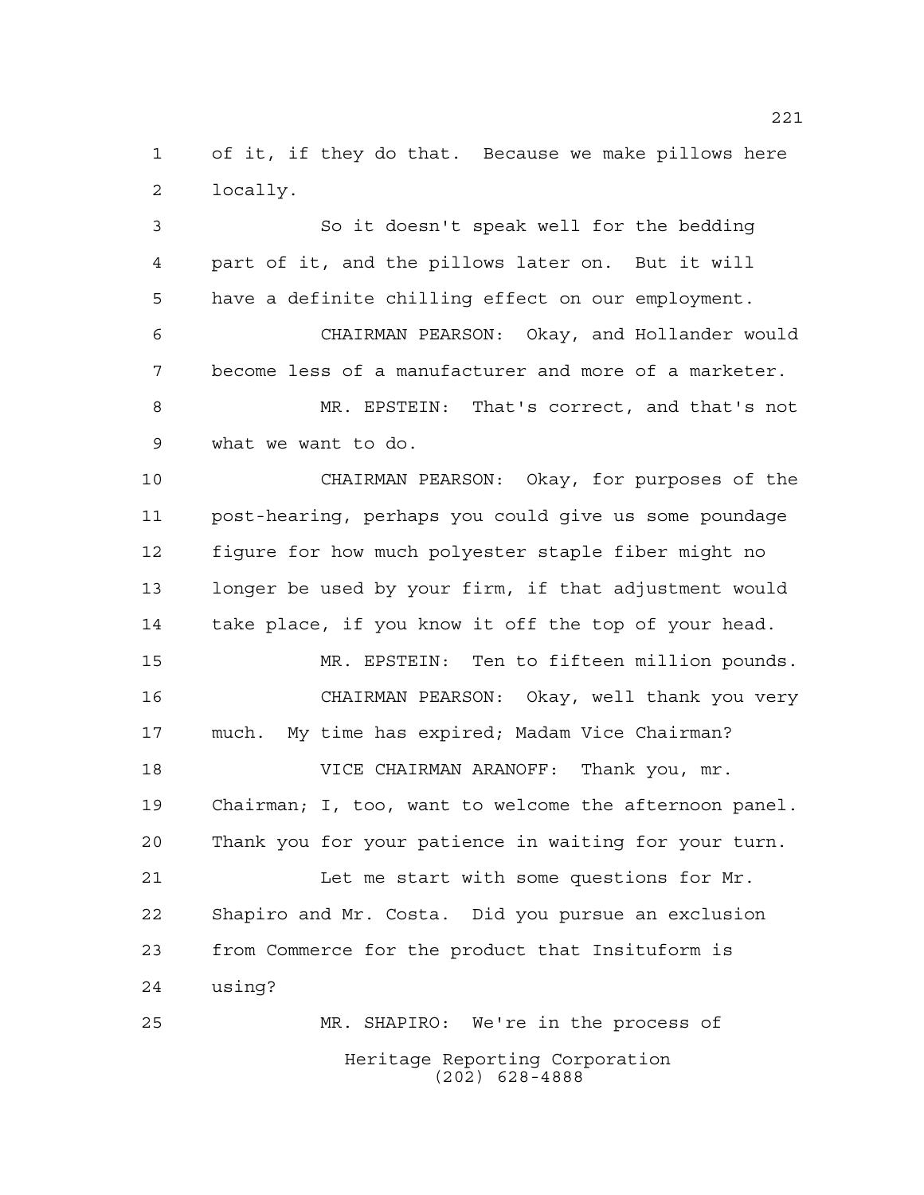of it, if they do that. Because we make pillows here locally.

So it doesn't speak well for the bedding part of it, and the pillows later on. But it will have a definite chilling effect on our employment.

CHAIRMAN PEARSON: Okay, and Hollander would become less of a manufacturer and more of a marketer.

MR. EPSTEIN: That's correct, and that's not what we want to do.

CHAIRMAN PEARSON: Okay, for purposes of the post-hearing, perhaps you could give us some poundage figure for how much polyester staple fiber might no longer be used by your firm, if that adjustment would take place, if you know it off the top of your head.

MR. EPSTEIN: Ten to fifteen million pounds.

CHAIRMAN PEARSON: Okay, well thank you very much. My time has expired; Madam Vice Chairman?

VICE CHAIRMAN ARANOFF: Thank you, mr. Chairman; I, too, want to welcome the afternoon panel. Thank you for your patience in waiting for your turn.

Let me start with some questions for Mr. Shapiro and Mr. Costa. Did you pursue an exclusion from Commerce for the product that Insituform is using?

MR. SHAPIRO: We're in the process of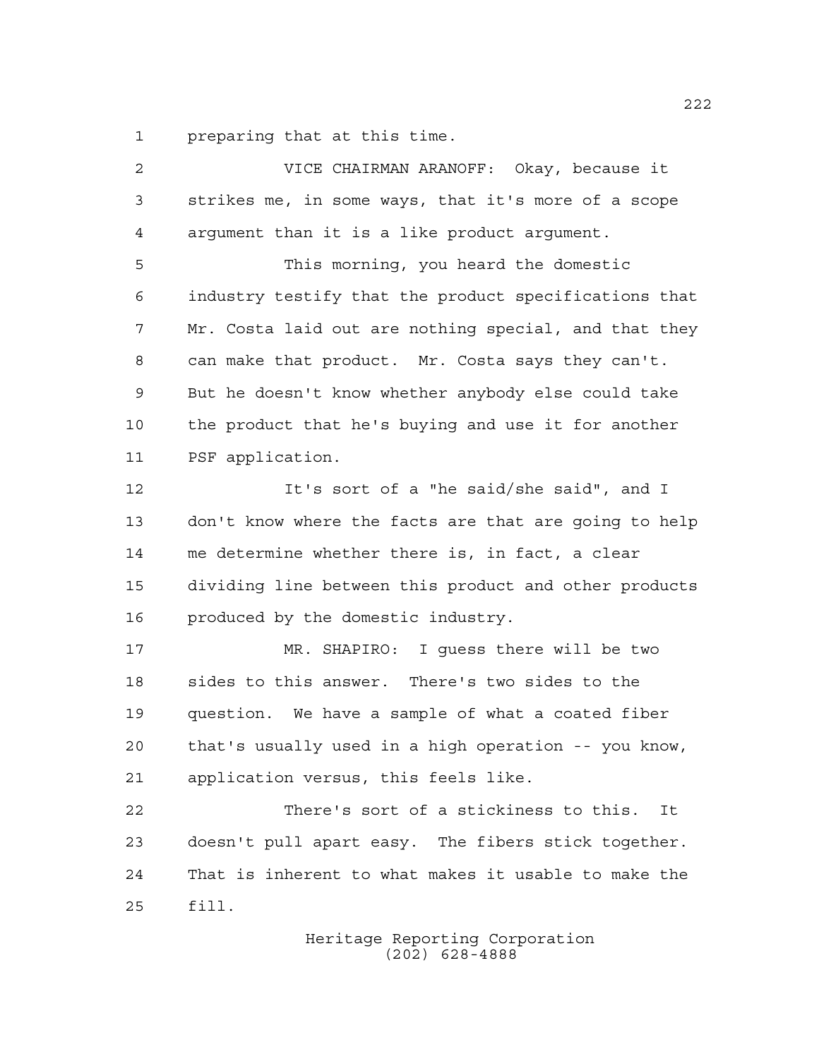preparing that at this time.

VICE CHAIRMAN ARANOFF: Okay, because it strikes me, in some ways, that it's more of a scope argument than it is a like product argument.

This morning, you heard the domestic industry testify that the product specifications that Mr. Costa laid out are nothing special, and that they can make that product. Mr. Costa says they can't. But he doesn't know whether anybody else could take the product that he's buying and use it for another PSF application.

It's sort of a "he said/she said", and I don't know where the facts are that are going to help me determine whether there is, in fact, a clear dividing line between this product and other products produced by the domestic industry.

MR. SHAPIRO: I guess there will be two sides to this answer. There's two sides to the question. We have a sample of what a coated fiber that's usually used in a high operation -- you know, application versus, this feels like.

There's sort of a stickiness to this. It doesn't pull apart easy. The fibers stick together. That is inherent to what makes it usable to make the fill.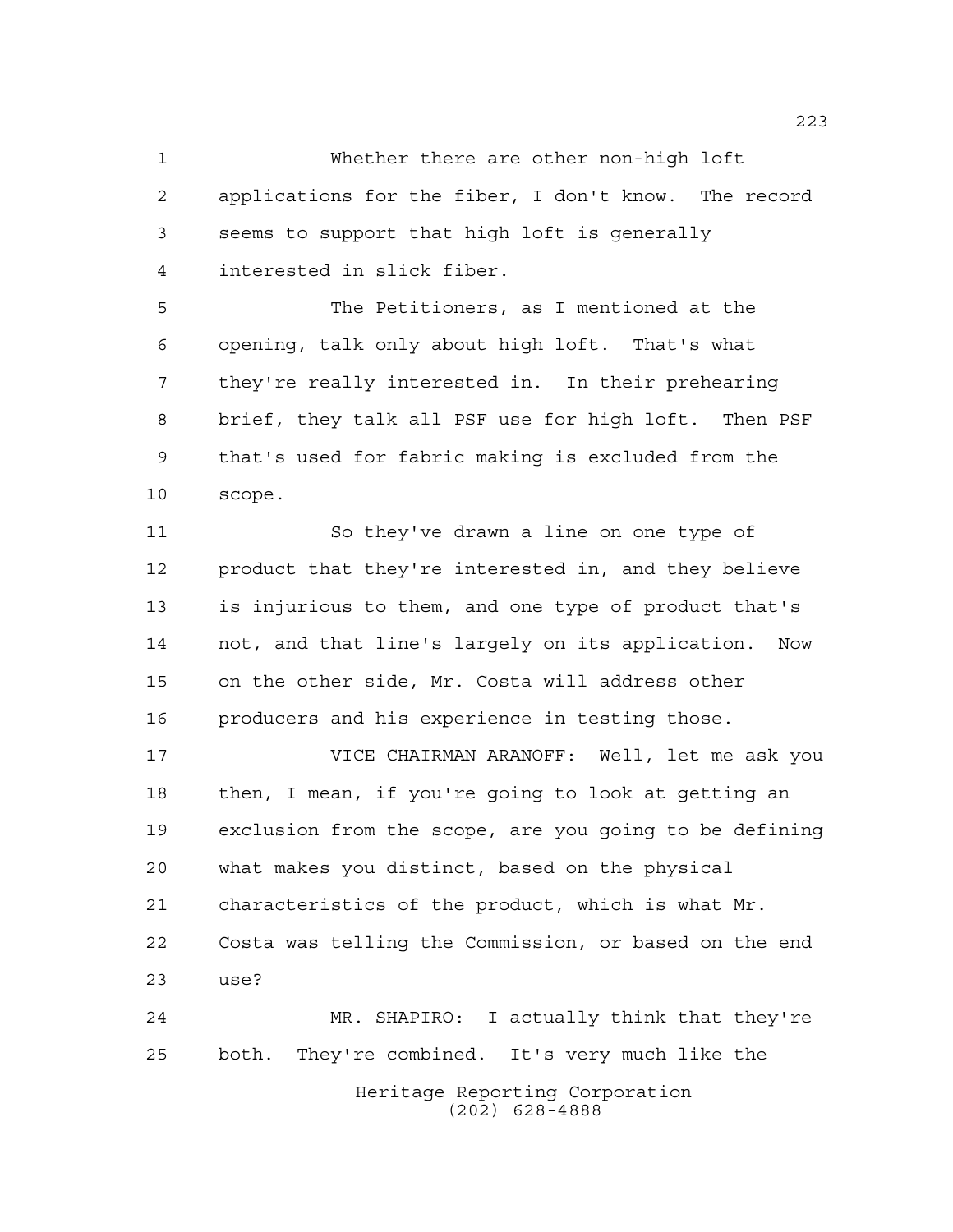Whether there are other non-high loft applications for the fiber, I don't know. The record seems to support that high loft is generally interested in slick fiber.

The Petitioners, as I mentioned at the opening, talk only about high loft. That's what they're really interested in. In their prehearing brief, they talk all PSF use for high loft. Then PSF that's used for fabric making is excluded from the scope.

So they've drawn a line on one type of product that they're interested in, and they believe is injurious to them, and one type of product that's not, and that line's largely on its application. Now on the other side, Mr. Costa will address other producers and his experience in testing those.

VICE CHAIRMAN ARANOFF: Well, let me ask you then, I mean, if you're going to look at getting an exclusion from the scope, are you going to be defining what makes you distinct, based on the physical characteristics of the product, which is what Mr. Costa was telling the Commission, or based on the end use?

MR. SHAPIRO: I actually think that they're both. They're combined. It's very much like the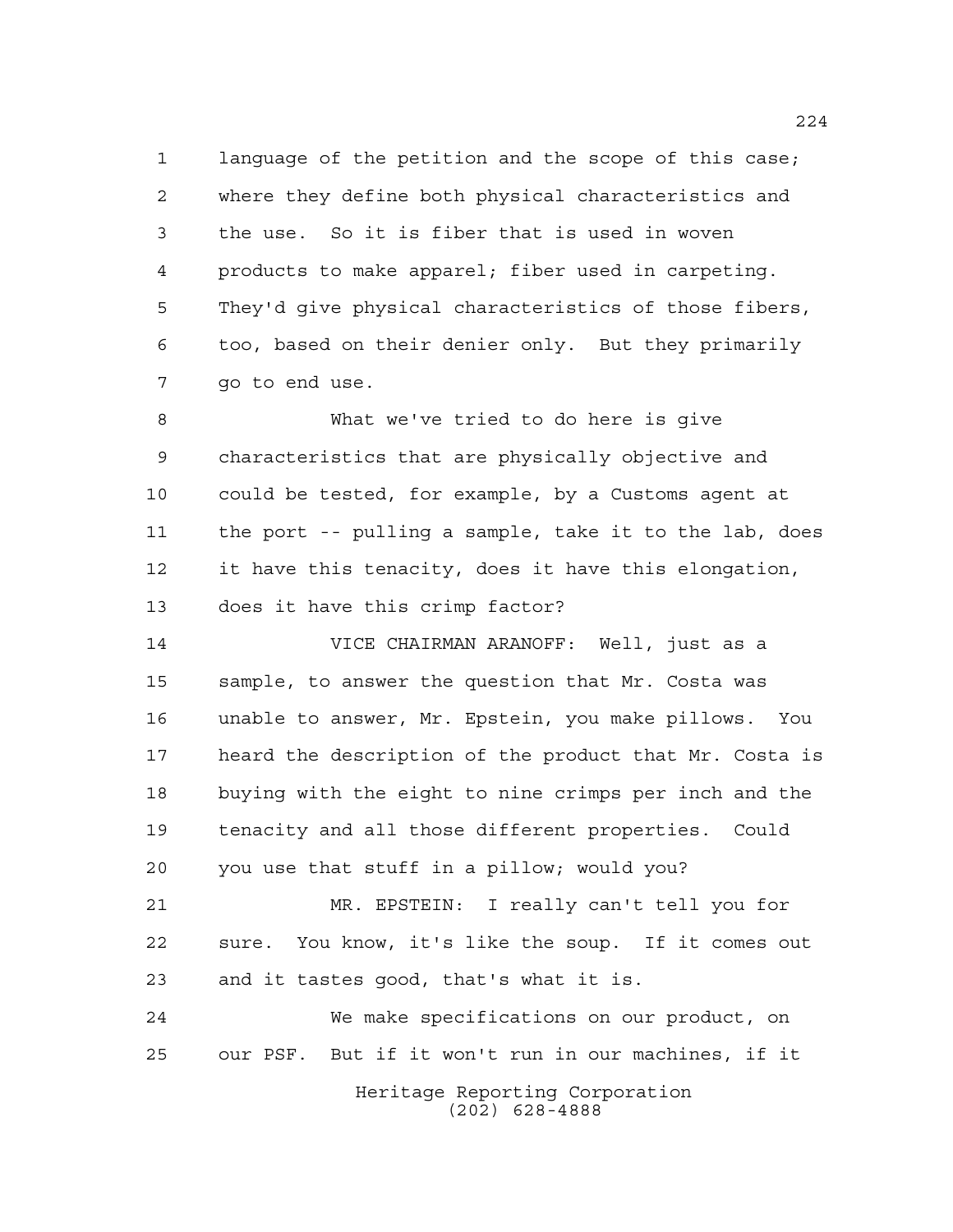language of the petition and the scope of this case; where they define both physical characteristics and the use. So it is fiber that is used in woven products to make apparel; fiber used in carpeting. They'd give physical characteristics of those fibers, too, based on their denier only. But they primarily go to end use.

What we've tried to do here is give characteristics that are physically objective and could be tested, for example, by a Customs agent at the port -- pulling a sample, take it to the lab, does it have this tenacity, does it have this elongation, does it have this crimp factor?

VICE CHAIRMAN ARANOFF: Well, just as a sample, to answer the question that Mr. Costa was unable to answer, Mr. Epstein, you make pillows. You heard the description of the product that Mr. Costa is buying with the eight to nine crimps per inch and the tenacity and all those different properties. Could you use that stuff in a pillow; would you?

MR. EPSTEIN: I really can't tell you for sure. You know, it's like the soup. If it comes out and it tastes good, that's what it is.

We make specifications on our product, on our PSF. But if it won't run in our machines, if it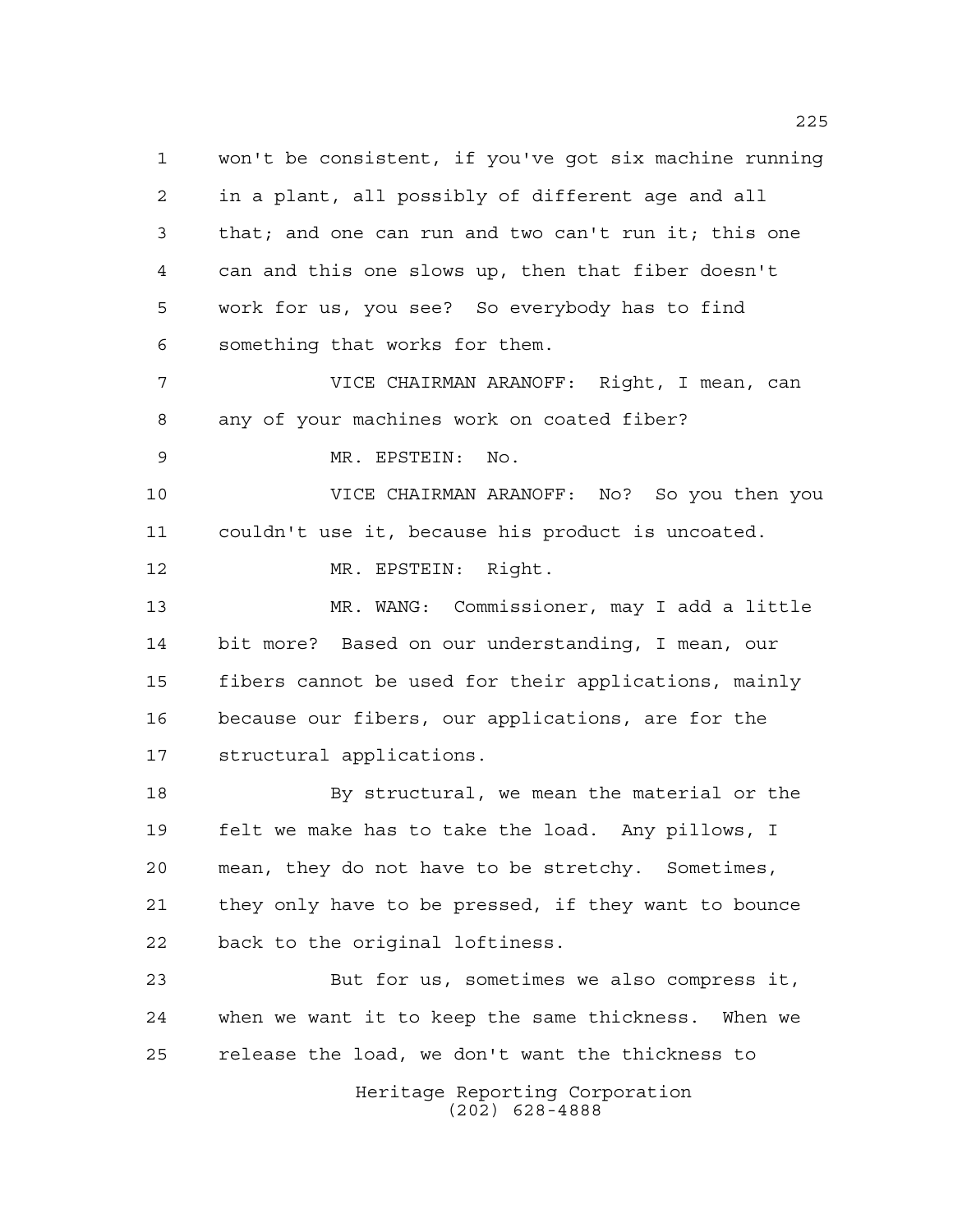won't be consistent, if you've got six machine running in a plant, all possibly of different age and all that; and one can run and two can't run it; this one can and this one slows up, then that fiber doesn't work for us, you see? So everybody has to find something that works for them.

VICE CHAIRMAN ARANOFF: Right, I mean, can any of your machines work on coated fiber?

MR. EPSTEIN: No.

VICE CHAIRMAN ARANOFF: No? So you then you couldn't use it, because his product is uncoated.

MR. EPSTEIN: Right.

MR. WANG: Commissioner, may I add a little bit more? Based on our understanding, I mean, our fibers cannot be used for their applications, mainly because our fibers, our applications, are for the structural applications.

By structural, we mean the material or the felt we make has to take the load. Any pillows, I mean, they do not have to be stretchy. Sometimes, they only have to be pressed, if they want to bounce back to the original loftiness.

But for us, sometimes we also compress it, when we want it to keep the same thickness. When we release the load, we don't want the thickness to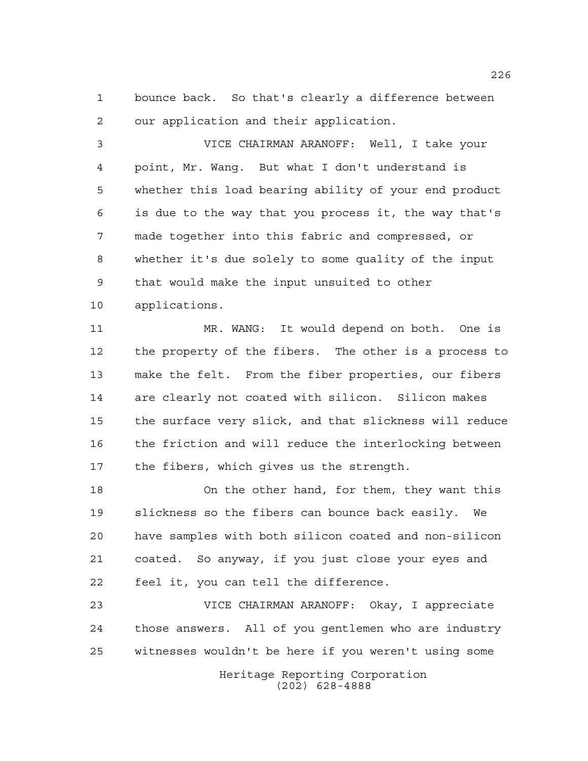bounce back. So that's clearly a difference between our application and their application.

VICE CHAIRMAN ARANOFF: Well, I take your point, Mr. Wang. But what I don't understand is whether this load bearing ability of your end product is due to the way that you process it, the way that's made together into this fabric and compressed, or whether it's due solely to some quality of the input that would make the input unsuited to other applications.

MR. WANG: It would depend on both. One is the property of the fibers. The other is a process to make the felt. From the fiber properties, our fibers are clearly not coated with silicon. Silicon makes the surface very slick, and that slickness will reduce the friction and will reduce the interlocking between the fibers, which gives us the strength.

On the other hand, for them, they want this slickness so the fibers can bounce back easily. We have samples with both silicon coated and non-silicon coated. So anyway, if you just close your eyes and feel it, you can tell the difference.

VICE CHAIRMAN ARANOFF: Okay, I appreciate those answers. All of you gentlemen who are industry witnesses wouldn't be here if you weren't using some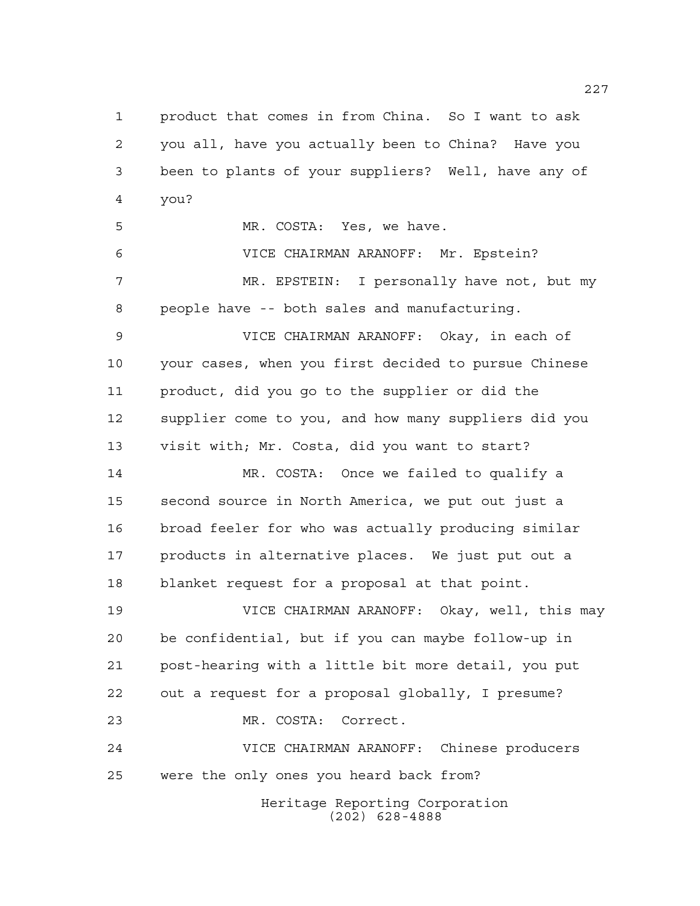product that comes in from China. So I want to ask you all, have you actually been to China? Have you been to plants of your suppliers? Well, have any of you?

MR. COSTA: Yes, we have.

VICE CHAIRMAN ARANOFF: Mr. Epstein?

MR. EPSTEIN: I personally have not, but my people have -- both sales and manufacturing.

VICE CHAIRMAN ARANOFF: Okay, in each of your cases, when you first decided to pursue Chinese product, did you go to the supplier or did the supplier come to you, and how many suppliers did you visit with; Mr. Costa, did you want to start?

MR. COSTA: Once we failed to qualify a second source in North America, we put out just a broad feeler for who was actually producing similar products in alternative places. We just put out a blanket request for a proposal at that point.

VICE CHAIRMAN ARANOFF: Okay, well, this may be confidential, but if you can maybe follow-up in post-hearing with a little bit more detail, you put out a request for a proposal globally, I presume?

MR. COSTA: Correct.

VICE CHAIRMAN ARANOFF: Chinese producers were the only ones you heard back from?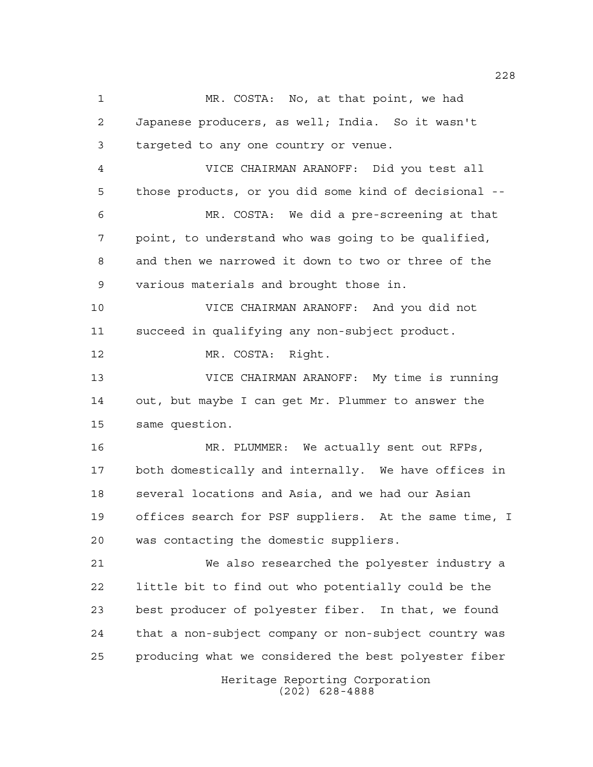MR. COSTA: No, at that point, we had Japanese producers, as well; India. So it wasn't targeted to any one country or venue.

VICE CHAIRMAN ARANOFF: Did you test all those products, or you did some kind of decisional --

MR. COSTA: We did a pre-screening at that point, to understand who was going to be qualified, and then we narrowed it down to two or three of the various materials and brought those in.

VICE CHAIRMAN ARANOFF: And you did not succeed in qualifying any non-subject product.

MR. COSTA: Right.

VICE CHAIRMAN ARANOFF: My time is running out, but maybe I can get Mr. Plummer to answer the same question.

MR. PLUMMER: We actually sent out RFPs, both domestically and internally. We have offices in several locations and Asia, and we had our Asian offices search for PSF suppliers. At the same time, I was contacting the domestic suppliers.

We also researched the polyester industry a little bit to find out who potentially could be the best producer of polyester fiber. In that, we found that a non-subject company or non-subject country was producing what we considered the best polyester fiber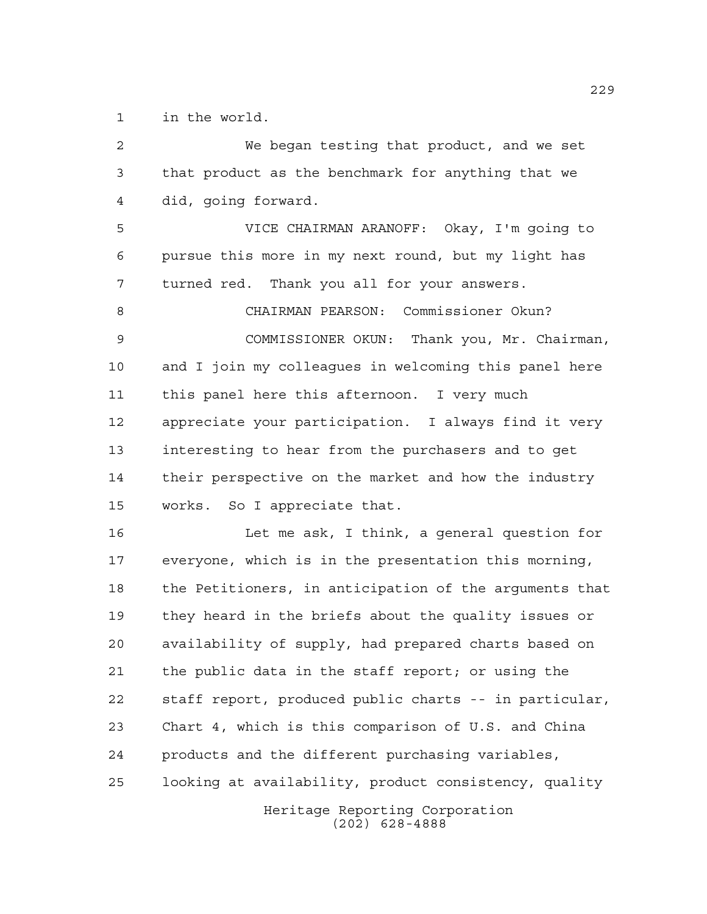in the world.

We began testing that product, and we set that product as the benchmark for anything that we did, going forward.

VICE CHAIRMAN ARANOFF: Okay, I'm going to pursue this more in my next round, but my light has turned red. Thank you all for your answers.

CHAIRMAN PEARSON: Commissioner Okun?

COMMISSIONER OKUN: Thank you, Mr. Chairman, and I join my colleagues in welcoming this panel here this panel here this afternoon. I very much appreciate your participation. I always find it very interesting to hear from the purchasers and to get their perspective on the market and how the industry works. So I appreciate that.

Let me ask, I think, a general question for everyone, which is in the presentation this morning, the Petitioners, in anticipation of the arguments that they heard in the briefs about the quality issues or availability of supply, had prepared charts based on the public data in the staff report; or using the staff report, produced public charts -- in particular, Chart 4, which is this comparison of U.S. and China products and the different purchasing variables, looking at availability, product consistency, quality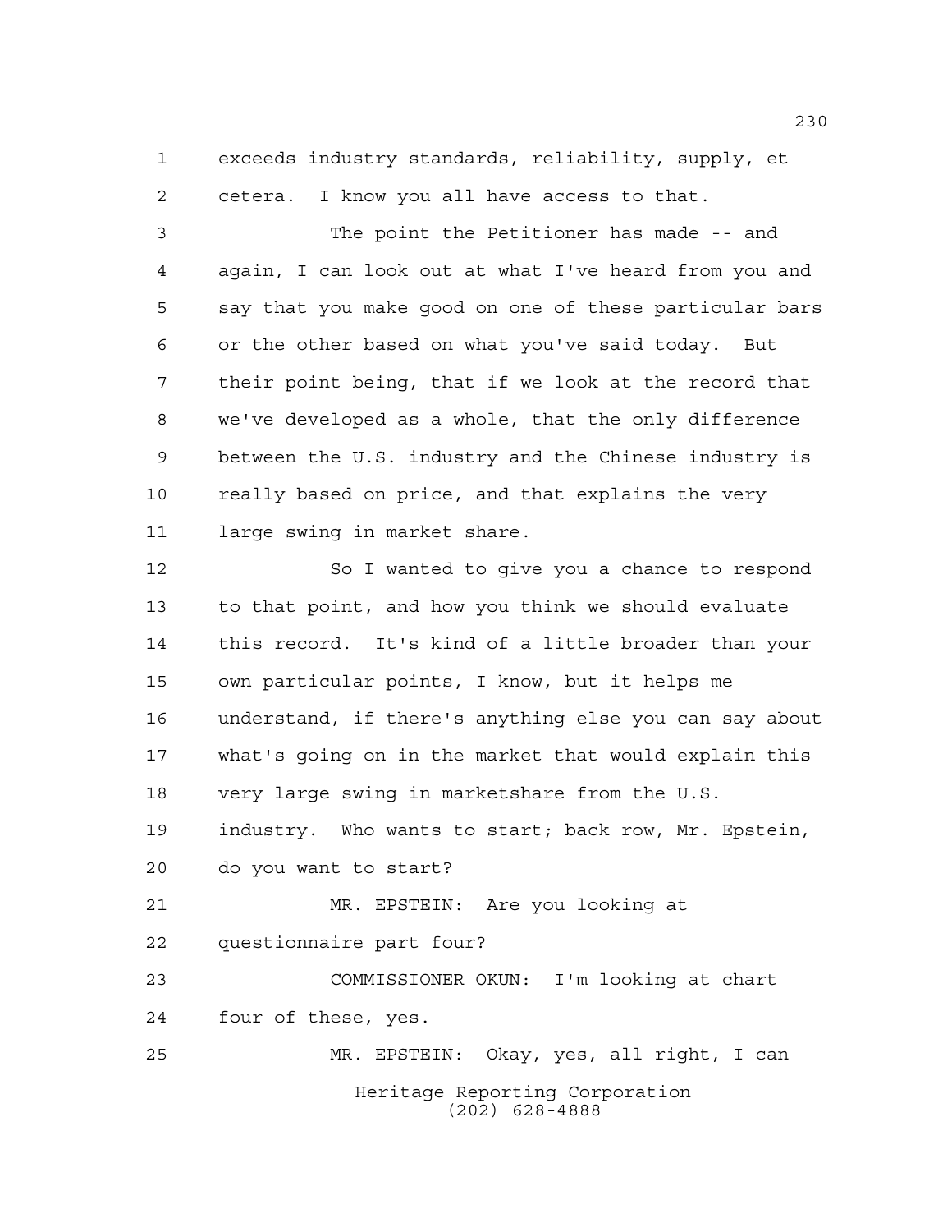exceeds industry standards, reliability, supply, et cetera. I know you all have access to that.

The point the Petitioner has made -- and again, I can look out at what I've heard from you and say that you make good on one of these particular bars or the other based on what you've said today. But their point being, that if we look at the record that we've developed as a whole, that the only difference between the U.S. industry and the Chinese industry is really based on price, and that explains the very large swing in market share.

So I wanted to give you a chance to respond to that point, and how you think we should evaluate this record. It's kind of a little broader than your own particular points, I know, but it helps me understand, if there's anything else you can say about what's going on in the market that would explain this very large swing in marketshare from the U.S. industry. Who wants to start; back row, Mr. Epstein, do you want to start?

MR. EPSTEIN: Are you looking at questionnaire part four?

COMMISSIONER OKUN: I'm looking at chart four of these, yes.

MR. EPSTEIN: Okay, yes, all right, I can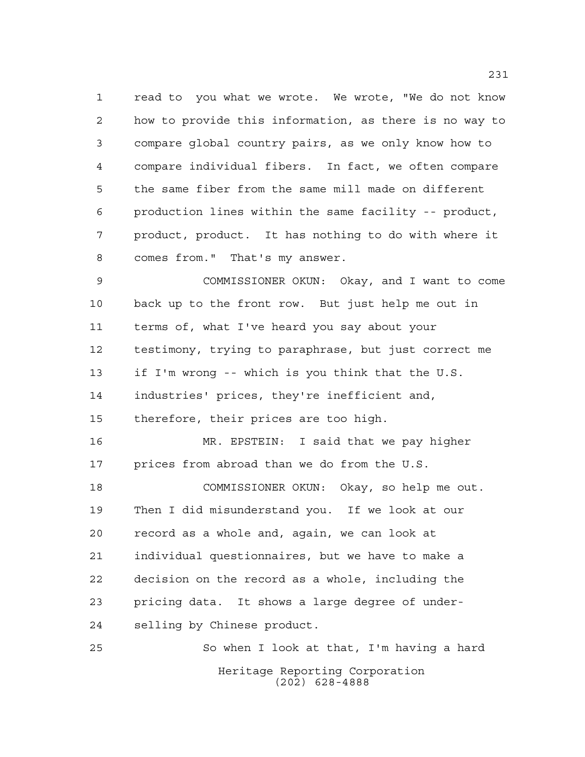read to you what we wrote. We wrote, "We do not know how to provide this information, as there is no way to compare global country pairs, as we only know how to compare individual fibers. In fact, we often compare the same fiber from the same mill made on different production lines within the same facility -- product, product, product. It has nothing to do with where it comes from." That's my answer.

COMMISSIONER OKUN: Okay, and I want to come back up to the front row. But just help me out in terms of, what I've heard you say about your testimony, trying to paraphrase, but just correct me if I'm wrong -- which is you think that the U.S. industries' prices, they're inefficient and, therefore, their prices are too high.

MR. EPSTEIN: I said that we pay higher prices from abroad than we do from the U.S.

COMMISSIONER OKUN: Okay, so help me out. Then I did misunderstand you. If we look at our record as a whole and, again, we can look at individual questionnaires, but we have to make a decision on the record as a whole, including the pricing data. It shows a large degree of under-selling by Chinese product.

So when I look at that, I'm having a hard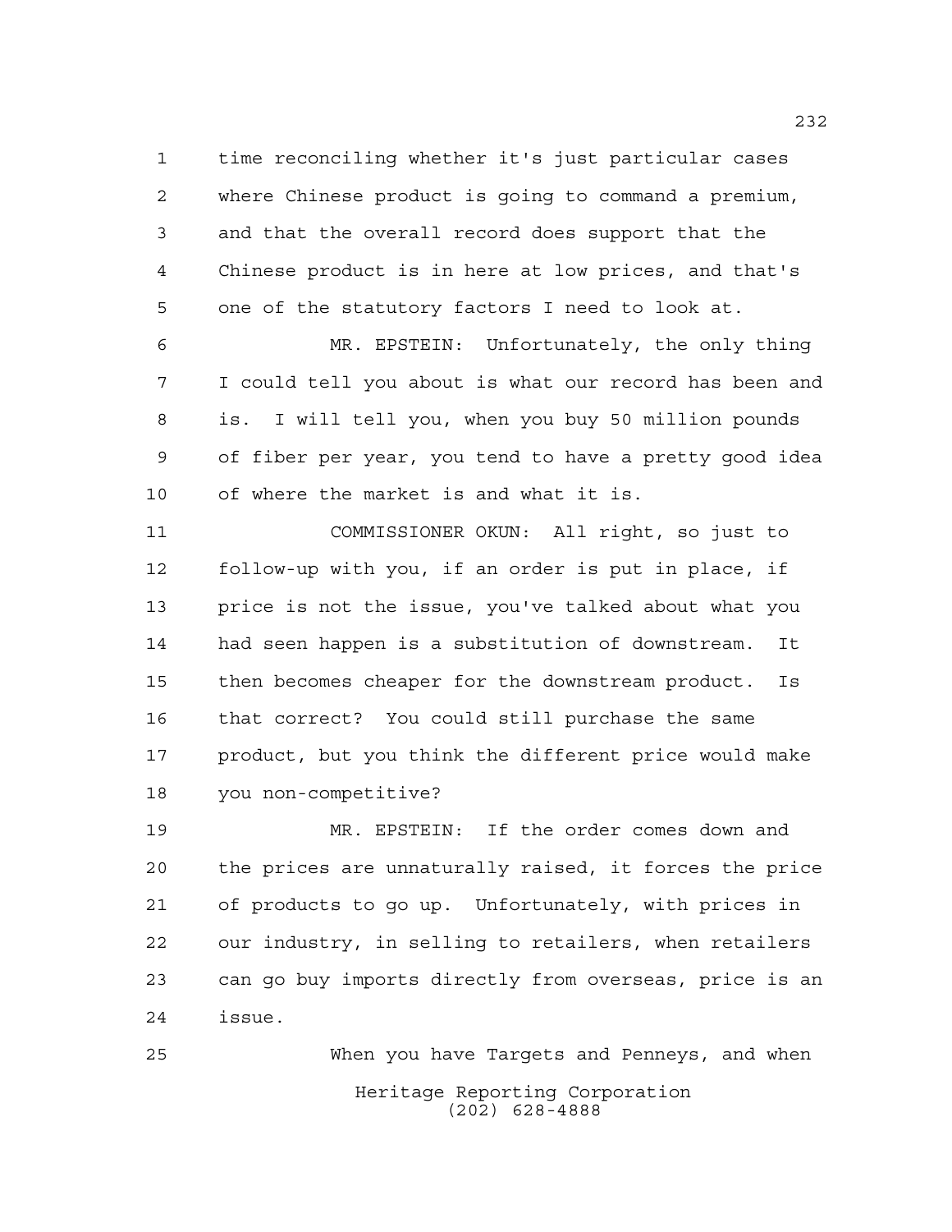time reconciling whether it's just particular cases where Chinese product is going to command a premium, and that the overall record does support that the Chinese product is in here at low prices, and that's one of the statutory factors I need to look at.

MR. EPSTEIN: Unfortunately, the only thing I could tell you about is what our record has been and is. I will tell you, when you buy 50 million pounds of fiber per year, you tend to have a pretty good idea of where the market is and what it is.

COMMISSIONER OKUN: All right, so just to follow-up with you, if an order is put in place, if price is not the issue, you've talked about what you had seen happen is a substitution of downstream. It then becomes cheaper for the downstream product. Is that correct? You could still purchase the same product, but you think the different price would make you non-competitive?

MR. EPSTEIN: If the order comes down and the prices are unnaturally raised, it forces the price of products to go up. Unfortunately, with prices in our industry, in selling to retailers, when retailers can go buy imports directly from overseas, price is an issue.

When you have Targets and Penneys, and when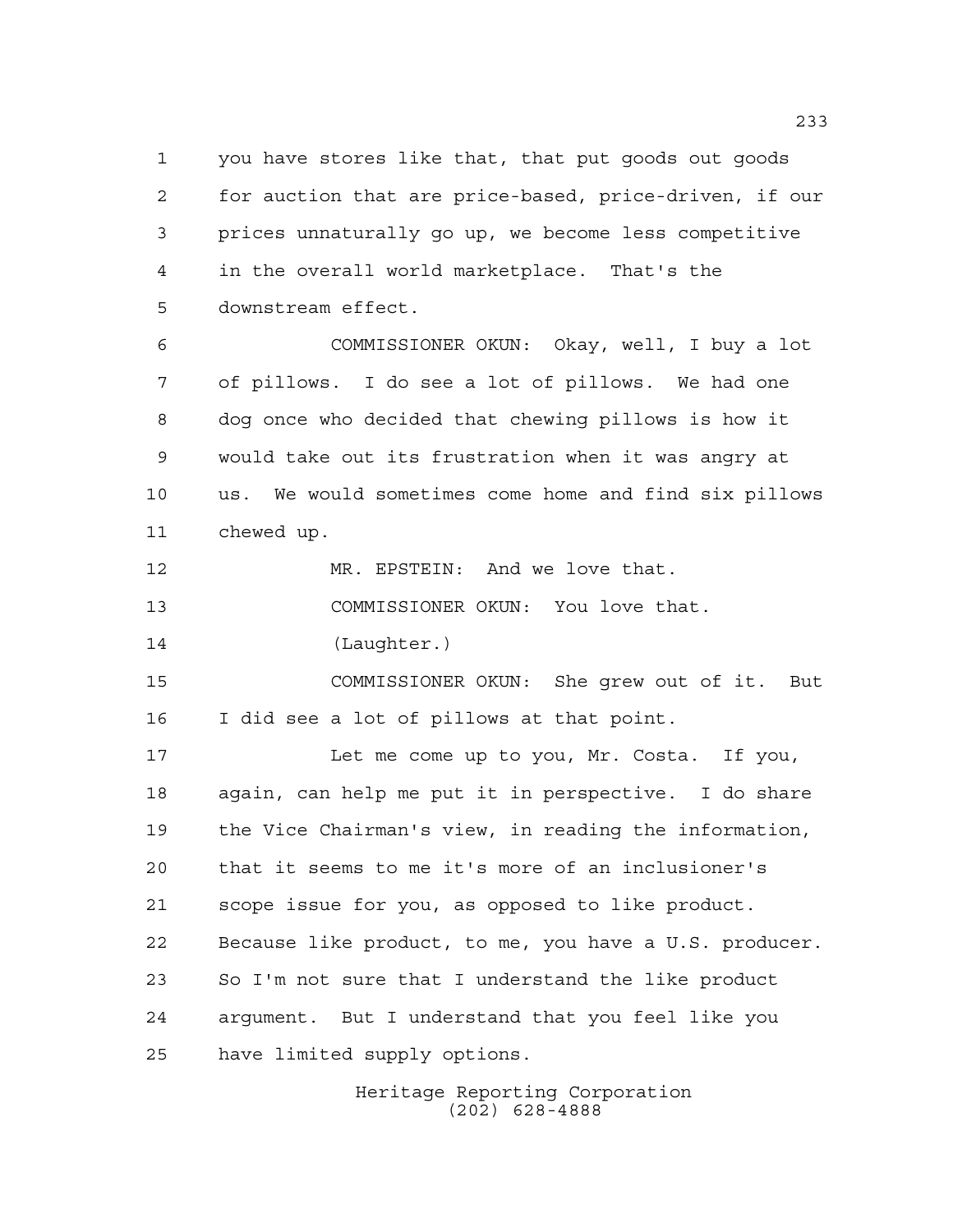you have stores like that, that put goods out goods for auction that are price-based, price-driven, if our prices unnaturally go up, we become less competitive in the overall world marketplace. That's the downstream effect.

COMMISSIONER OKUN: Okay, well, I buy a lot of pillows. I do see a lot of pillows. We had one dog once who decided that chewing pillows is how it would take out its frustration when it was angry at us. We would sometimes come home and find six pillows chewed up.

MR. EPSTEIN: And we love that.

COMMISSIONER OKUN: You love that.

(Laughter.)

COMMISSIONER OKUN: She grew out of it. But I did see a lot of pillows at that point.

Let me come up to you, Mr. Costa. If you, again, can help me put it in perspective. I do share the Vice Chairman's view, in reading the information, that it seems to me it's more of an inclusioner's scope issue for you, as opposed to like product. Because like product, to me, you have a U.S. producer. So I'm not sure that I understand the like product argument. But I understand that you feel like you have limited supply options.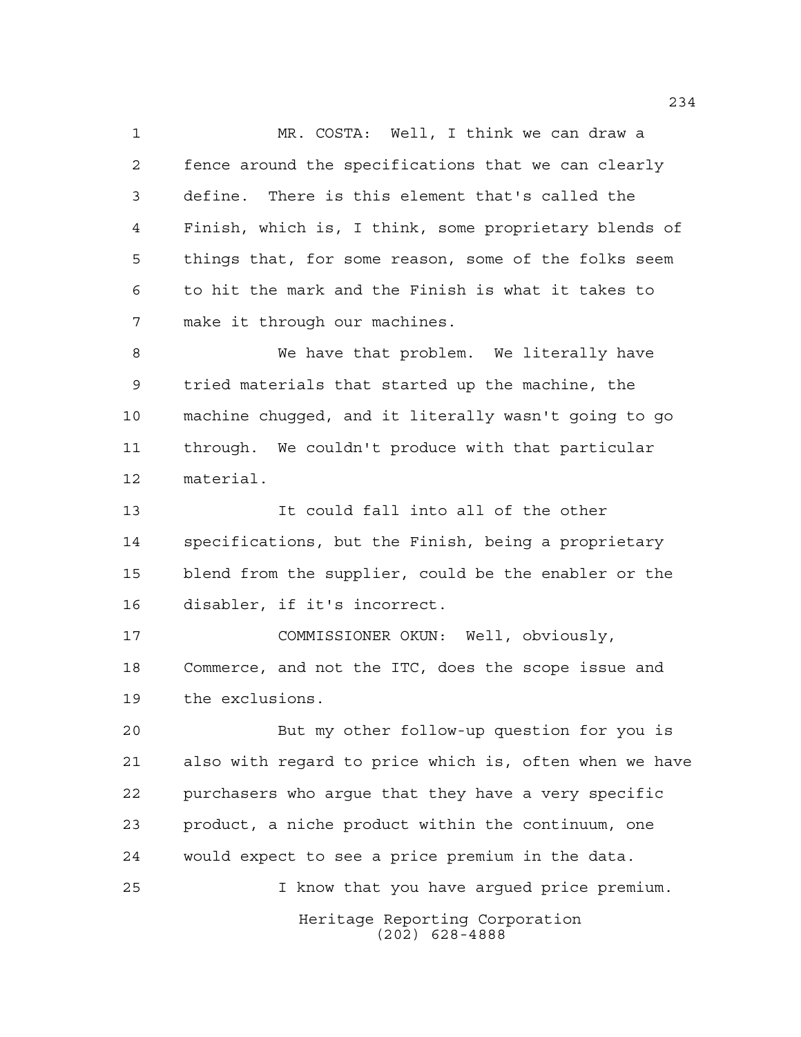MR. COSTA: Well, I think we can draw a fence around the specifications that we can clearly define. There is this element that's called the Finish, which is, I think, some proprietary blends of things that, for some reason, some of the folks seem to hit the mark and the Finish is what it takes to make it through our machines.

We have that problem. We literally have tried materials that started up the machine, the machine chugged, and it literally wasn't going to go through. We couldn't produce with that particular material.

It could fall into all of the other specifications, but the Finish, being a proprietary blend from the supplier, could be the enabler or the disabler, if it's incorrect.

COMMISSIONER OKUN: Well, obviously, Commerce, and not the ITC, does the scope issue and the exclusions.

But my other follow-up question for you is also with regard to price which is, often when we have purchasers who argue that they have a very specific product, a niche product within the continuum, one would expect to see a price premium in the data.

I know that you have argued price premium.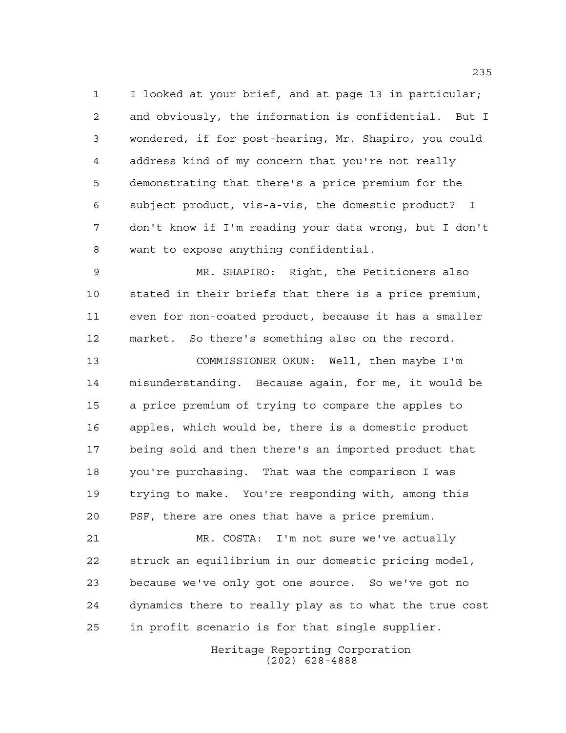I looked at your brief, and at page 13 in particular; and obviously, the information is confidential. But I wondered, if for post-hearing, Mr. Shapiro, you could address kind of my concern that you're not really demonstrating that there's a price premium for the subject product, vis-a-vis, the domestic product? I don't know if I'm reading your data wrong, but I don't want to expose anything confidential.

MR. SHAPIRO: Right, the Petitioners also stated in their briefs that there is a price premium, even for non-coated product, because it has a smaller market. So there's something also on the record.

COMMISSIONER OKUN: Well, then maybe I'm misunderstanding. Because again, for me, it would be a price premium of trying to compare the apples to apples, which would be, there is a domestic product being sold and then there's an imported product that you're purchasing. That was the comparison I was trying to make. You're responding with, among this PSF, there are ones that have a price premium.

MR. COSTA: I'm not sure we've actually struck an equilibrium in our domestic pricing model, because we've only got one source. So we've got no dynamics there to really play as to what the true cost in profit scenario is for that single supplier.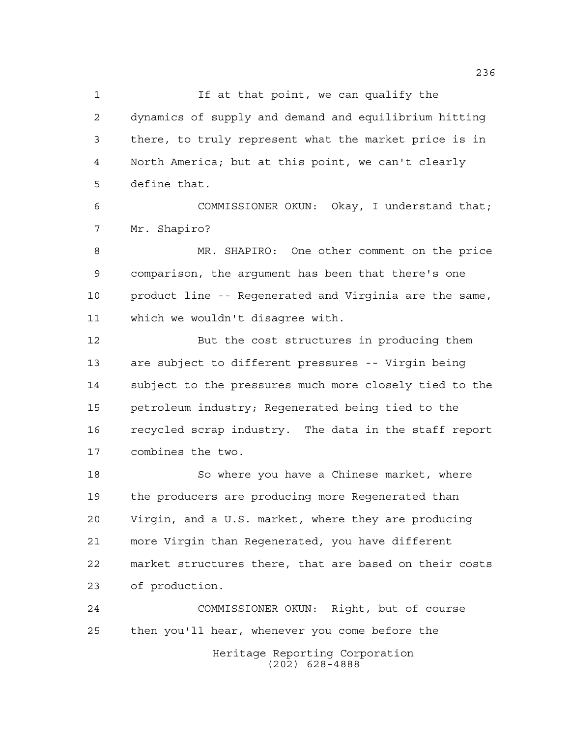If at that point, we can qualify the dynamics of supply and demand and equilibrium hitting there, to truly represent what the market price is in North America; but at this point, we can't clearly define that.

COMMISSIONER OKUN: Okay, I understand that; Mr. Shapiro?

MR. SHAPIRO: One other comment on the price comparison, the argument has been that there's one product line -- Regenerated and Virginia are the same, which we wouldn't disagree with.

But the cost structures in producing them are subject to different pressures -- Virgin being subject to the pressures much more closely tied to the petroleum industry; Regenerated being tied to the recycled scrap industry. The data in the staff report combines the two.

So where you have a Chinese market, where the producers are producing more Regenerated than Virgin, and a U.S. market, where they are producing more Virgin than Regenerated, you have different market structures there, that are based on their costs of production.

COMMISSIONER OKUN: Right, but of course then you'll hear, whenever you come before the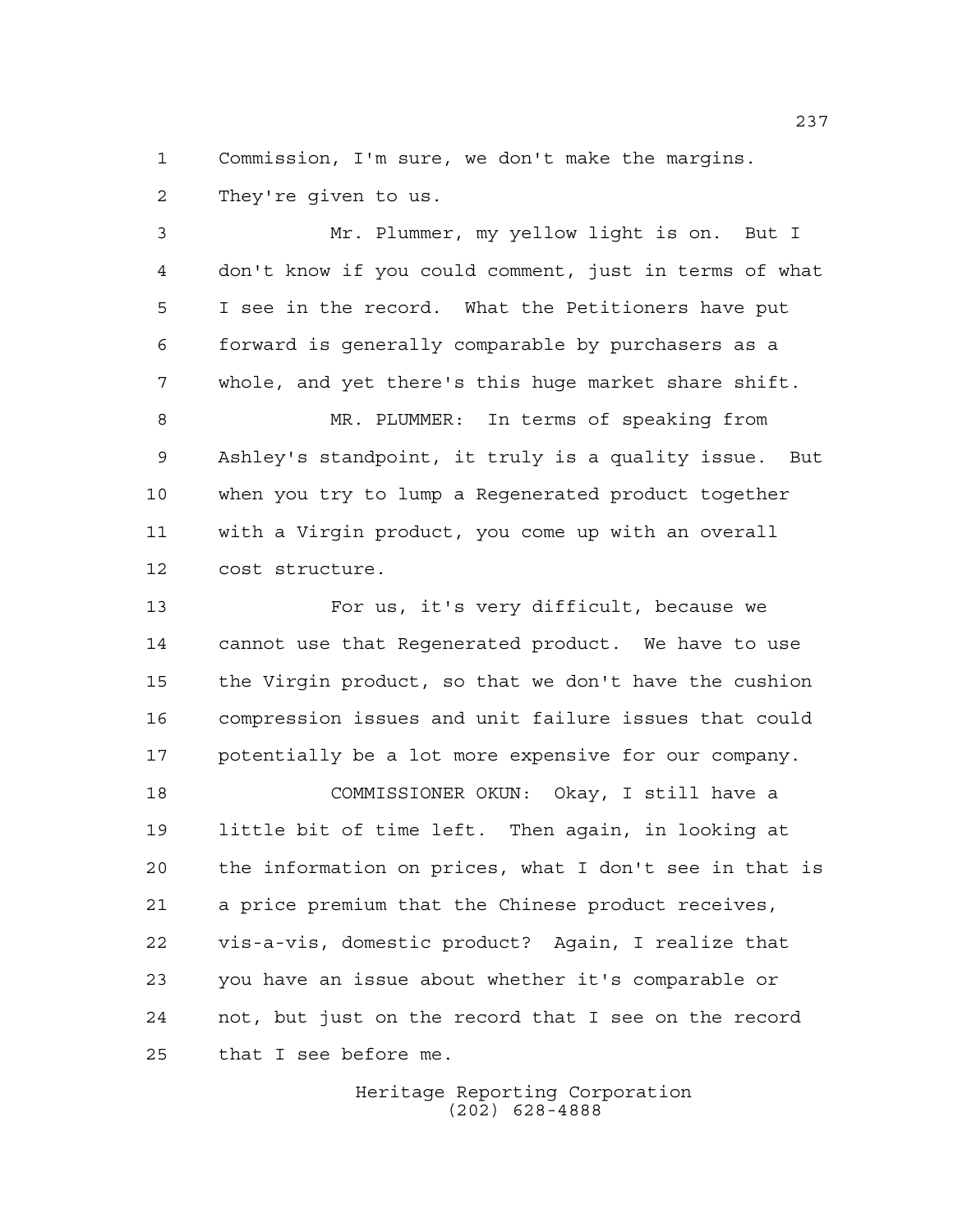Commission, I'm sure, we don't make the margins. They're given to us.

Mr. Plummer, my yellow light is on. But I don't know if you could comment, just in terms of what I see in the record. What the Petitioners have put forward is generally comparable by purchasers as a whole, and yet there's this huge market share shift.

MR. PLUMMER: In terms of speaking from Ashley's standpoint, it truly is a quality issue. But when you try to lump a Regenerated product together with a Virgin product, you come up with an overall cost structure.

For us, it's very difficult, because we cannot use that Regenerated product. We have to use the Virgin product, so that we don't have the cushion compression issues and unit failure issues that could potentially be a lot more expensive for our company.

COMMISSIONER OKUN: Okay, I still have a little bit of time left. Then again, in looking at the information on prices, what I don't see in that is a price premium that the Chinese product receives, vis-a-vis, domestic product? Again, I realize that you have an issue about whether it's comparable or not, but just on the record that I see on the record that I see before me.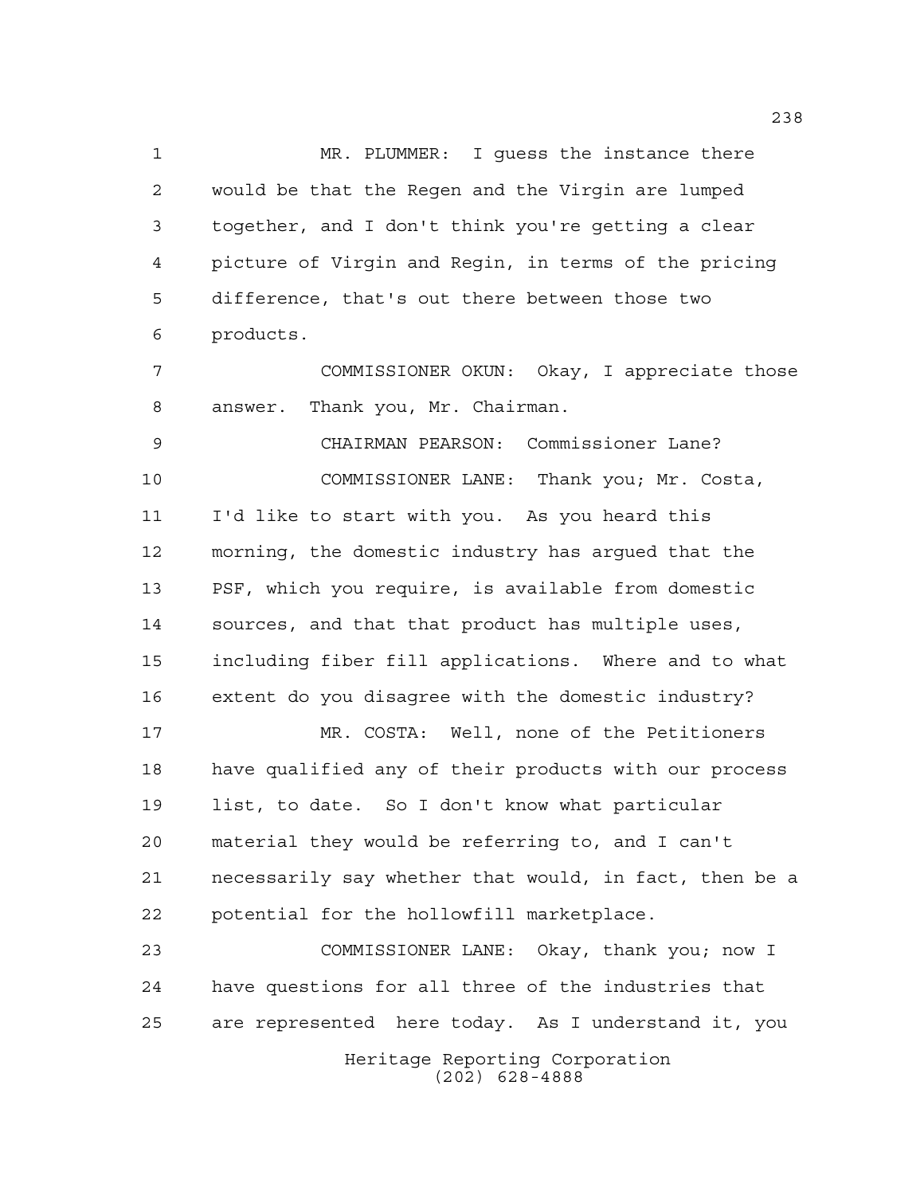MR. PLUMMER: I guess the instance there would be that the Regen and the Virgin are lumped together, and I don't think you're getting a clear picture of Virgin and Regin, in terms of the pricing difference, that's out there between those two products.

COMMISSIONER OKUN: Okay, I appreciate those answer. Thank you, Mr. Chairman.

CHAIRMAN PEARSON: Commissioner Lane?

COMMISSIONER LANE: Thank you; Mr. Costa, I'd like to start with you. As you heard this morning, the domestic industry has argued that the PSF, which you require, is available from domestic sources, and that that product has multiple uses, including fiber fill applications. Where and to what extent do you disagree with the domestic industry?

MR. COSTA: Well, none of the Petitioners have qualified any of their products with our process list, to date. So I don't know what particular material they would be referring to, and I can't necessarily say whether that would, in fact, then be a potential for the hollowfill marketplace.

COMMISSIONER LANE: Okay, thank you; now I have questions for all three of the industries that are represented here today. As I understand it, you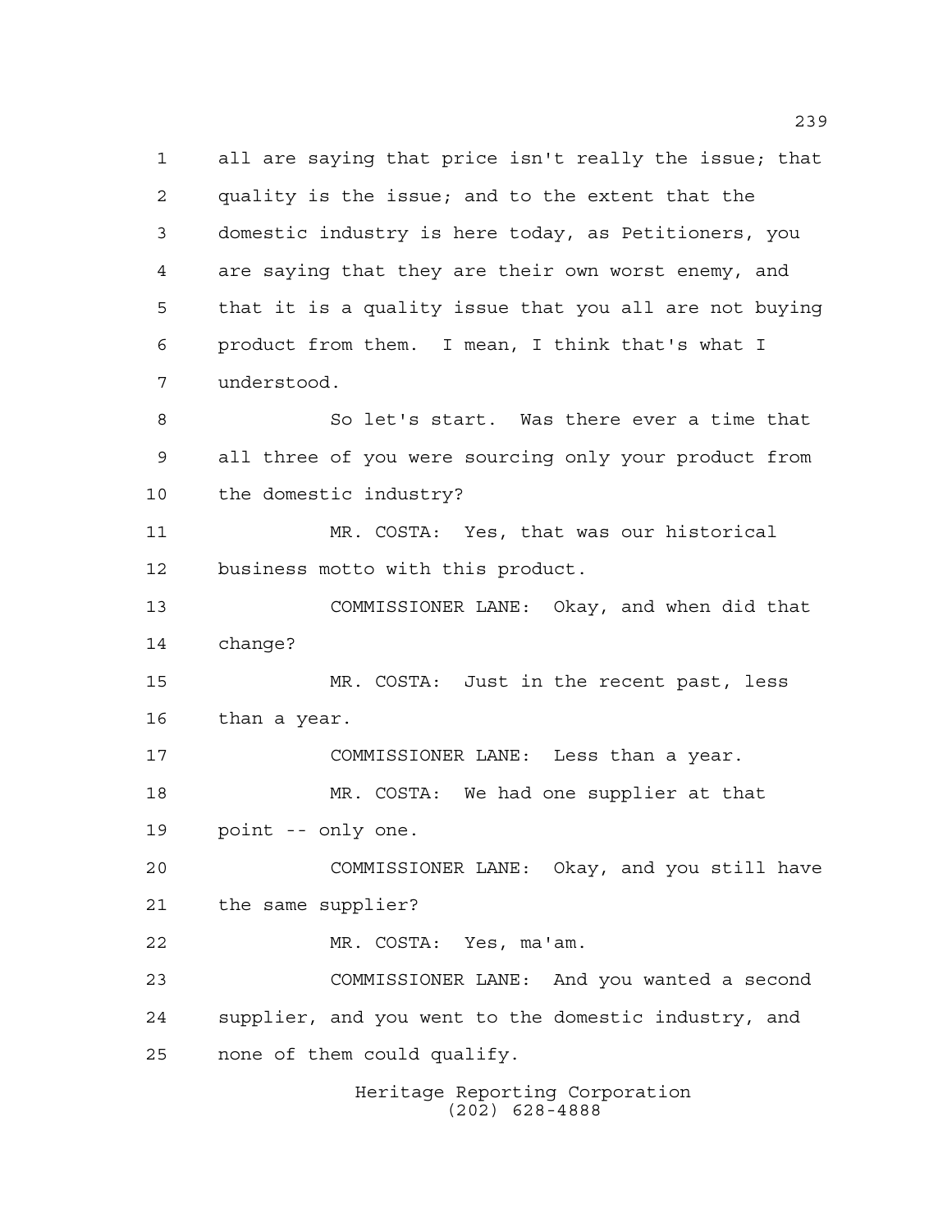all are saying that price isn't really the issue; that quality is the issue; and to the extent that the domestic industry is here today, as Petitioners, you are saying that they are their own worst enemy, and that it is a quality issue that you all are not buying product from them. I mean, I think that's what I understood.

So let's start. Was there ever a time that all three of you were sourcing only your product from the domestic industry?

MR. COSTA: Yes, that was our historical business motto with this product.

COMMISSIONER LANE: Okay, and when did that change?

MR. COSTA: Just in the recent past, less than a year.

COMMISSIONER LANE: Less than a year.

MR. COSTA: We had one supplier at that point -- only one.

COMMISSIONER LANE: Okay, and you still have the same supplier?

MR. COSTA: Yes, ma'am.

COMMISSIONER LANE: And you wanted a second supplier, and you went to the domestic industry, and none of them could qualify.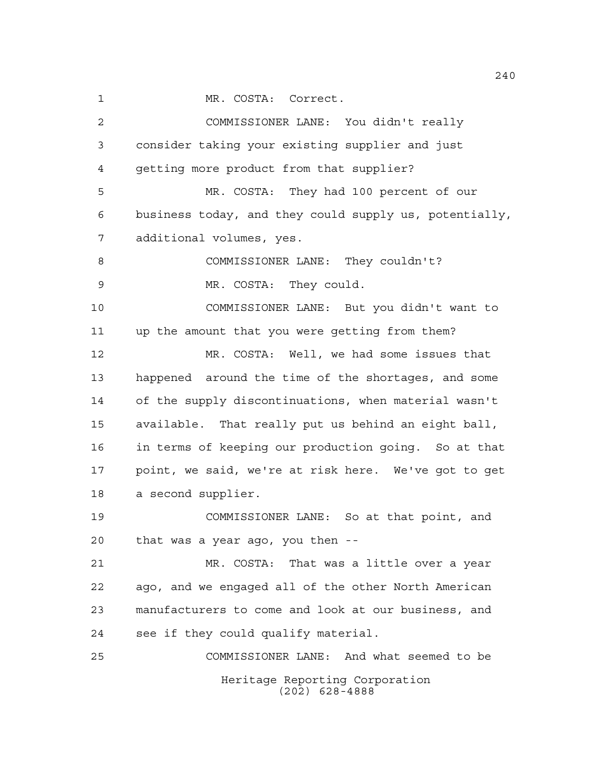MR. COSTA: Correct.

COMMISSIONER LANE: You didn't really consider taking your existing supplier and just getting more product from that supplier?

MR. COSTA: They had 100 percent of our business today, and they could supply us, potentially, additional volumes, yes.

COMMISSIONER LANE: They couldn't?

MR. COSTA: They could.

COMMISSIONER LANE: But you didn't want to up the amount that you were getting from them?

MR. COSTA: Well, we had some issues that happened around the time of the shortages, and some of the supply discontinuations, when material wasn't available. That really put us behind an eight ball, in terms of keeping our production going. So at that point, we said, we're at risk here. We've got to get a second supplier.

COMMISSIONER LANE: So at that point, and that was a year ago, you then --

MR. COSTA: That was a little over a year ago, and we engaged all of the other North American manufacturers to come and look at our business, and see if they could qualify material.

COMMISSIONER LANE: And what seemed to be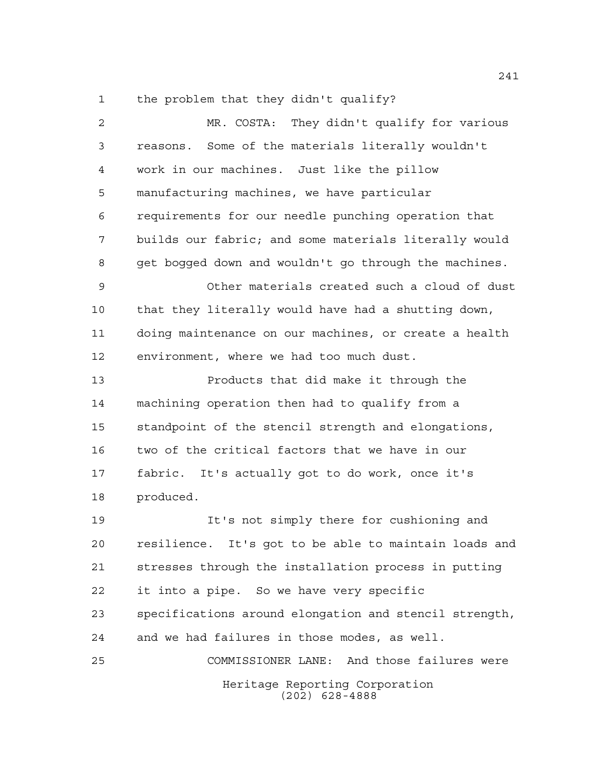the problem that they didn't qualify?

MR. COSTA: They didn't qualify for various reasons. Some of the materials literally wouldn't work in our machines. Just like the pillow manufacturing machines, we have particular requirements for our needle punching operation that builds our fabric; and some materials literally would get bogged down and wouldn't go through the machines.

Other materials created such a cloud of dust that they literally would have had a shutting down, doing maintenance on our machines, or create a health environment, where we had too much dust.

Products that did make it through the machining operation then had to qualify from a standpoint of the stencil strength and elongations, two of the critical factors that we have in our fabric. It's actually got to do work, once it's produced.

It's not simply there for cushioning and resilience. It's got to be able to maintain loads and stresses through the installation process in putting it into a pipe. So we have very specific specifications around elongation and stencil strength, and we had failures in those modes, as well.

COMMISSIONER LANE: And those failures were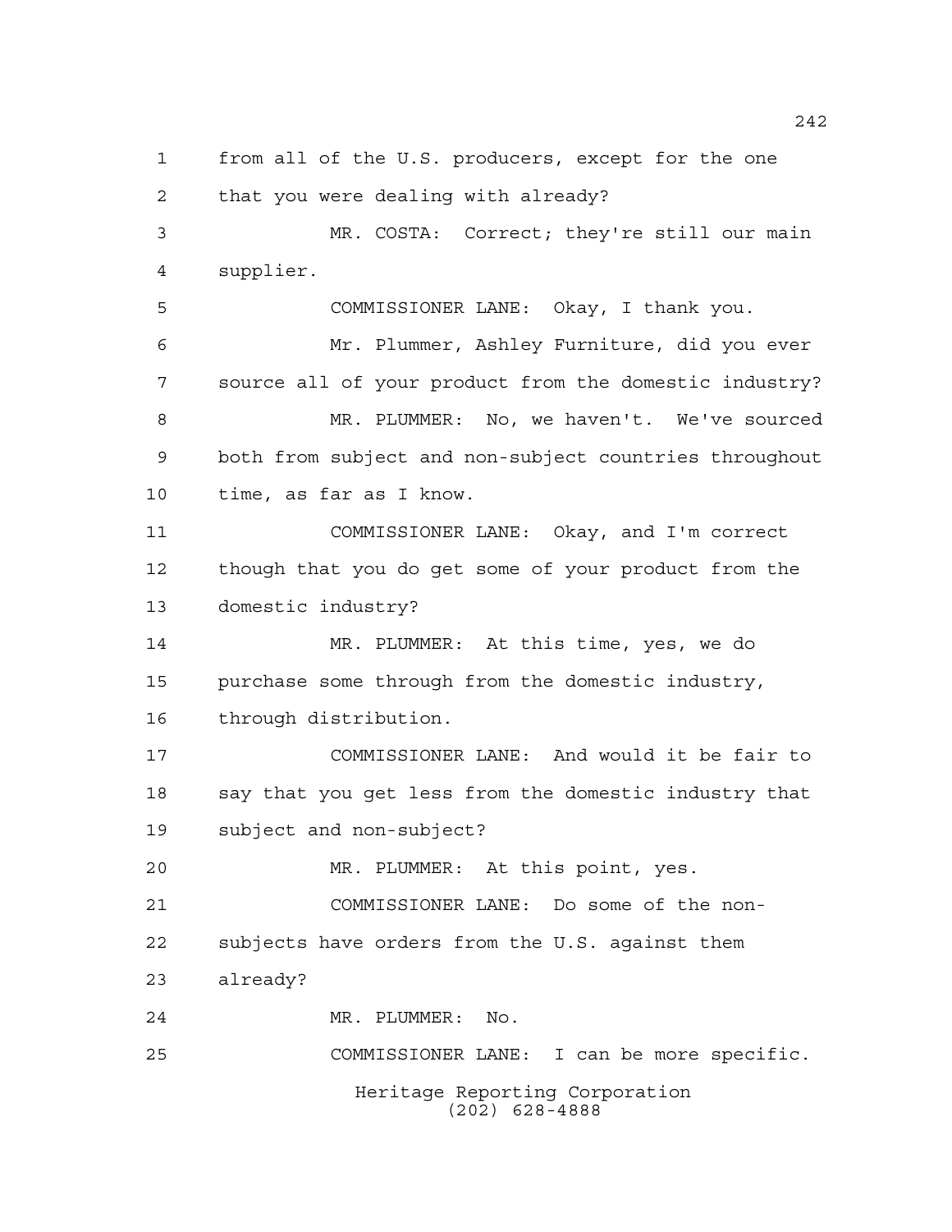from all of the U.S. producers, except for the one that you were dealing with already?

MR. COSTA: Correct; they're still our main supplier.

COMMISSIONER LANE: Okay, I thank you.

Mr. Plummer, Ashley Furniture, did you ever source all of your product from the domestic industry?

MR. PLUMMER: No, we haven't. We've sourced both from subject and non-subject countries throughout time, as far as I know.

COMMISSIONER LANE: Okay, and I'm correct though that you do get some of your product from the domestic industry?

MR. PLUMMER: At this time, yes, we do purchase some through from the domestic industry, through distribution.

COMMISSIONER LANE: And would it be fair to say that you get less from the domestic industry that subject and non-subject?

MR. PLUMMER: At this point, yes.

COMMISSIONER LANE: Do some of the non-subjects have orders from the U.S. against them already?

MR. PLUMMER: No.

COMMISSIONER LANE: I can be more specific.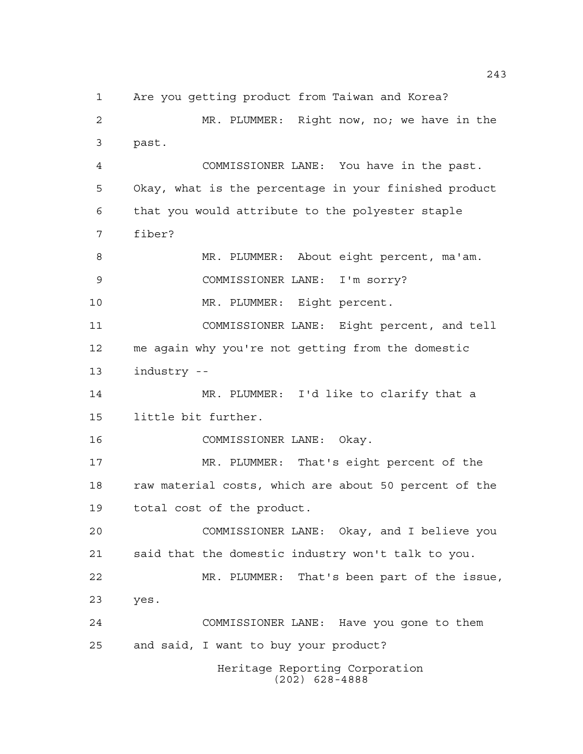Are you getting product from Taiwan and Korea?

MR. PLUMMER: Right now, no; we have in the past.

COMMISSIONER LANE: You have in the past. Okay, what is the percentage in your finished product that you would attribute to the polyester staple fiber?

MR. PLUMMER: About eight percent, ma'am.

COMMISSIONER LANE: I'm sorry?

MR. PLUMMER: Eight percent.

COMMISSIONER LANE: Eight percent, and tell me again why you're not getting from the domestic industry --

MR. PLUMMER: I'd like to clarify that a little bit further.

COMMISSIONER LANE: Okay.

MR. PLUMMER: That's eight percent of the raw material costs, which are about 50 percent of the total cost of the product.

COMMISSIONER LANE: Okay, and I believe you said that the domestic industry won't talk to you.

MR. PLUMMER: That's been part of the issue, yes.

COMMISSIONER LANE: Have you gone to them and said, I want to buy your product?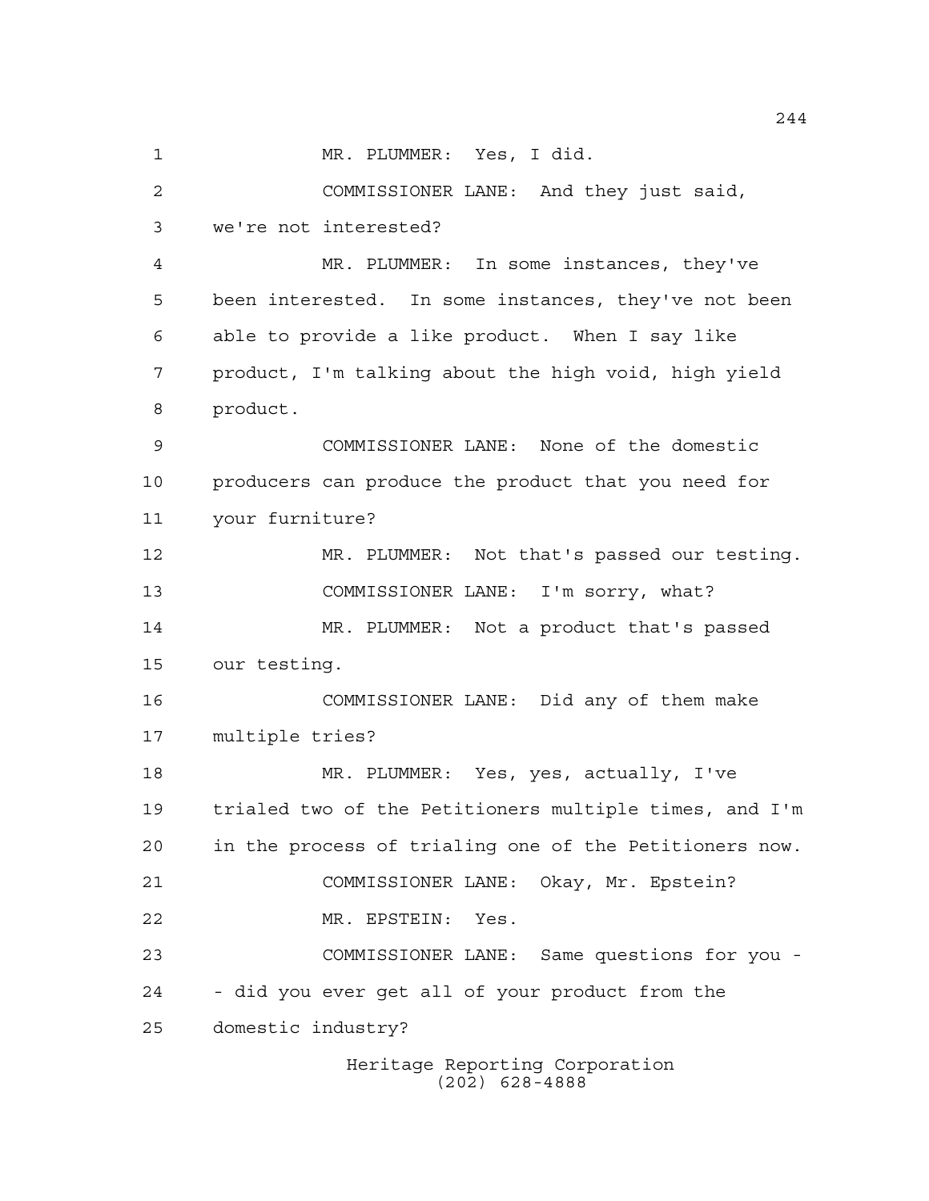MR. PLUMMER: Yes, I did.

COMMISSIONER LANE: And they just said, we're not interested?

MR. PLUMMER: In some instances, they've been interested. In some instances, they've not been able to provide a like product. When I say like product, I'm talking about the high void, high yield product.

COMMISSIONER LANE: None of the domestic producers can produce the product that you need for your furniture?

MR. PLUMMER: Not that's passed our testing.

COMMISSIONER LANE: I'm sorry, what?

MR. PLUMMER: Not a product that's passed our testing.

COMMISSIONER LANE: Did any of them make multiple tries?

MR. PLUMMER: Yes, yes, actually, I've trialed two of the Petitioners multiple times, and I'm in the process of trialing one of the Petitioners now.

COMMISSIONER LANE: Okay, Mr. Epstein?

MR. EPSTEIN: Yes.

COMMISSIONER LANE: Same questions for you -- did you ever get all of your product from the domestic industry?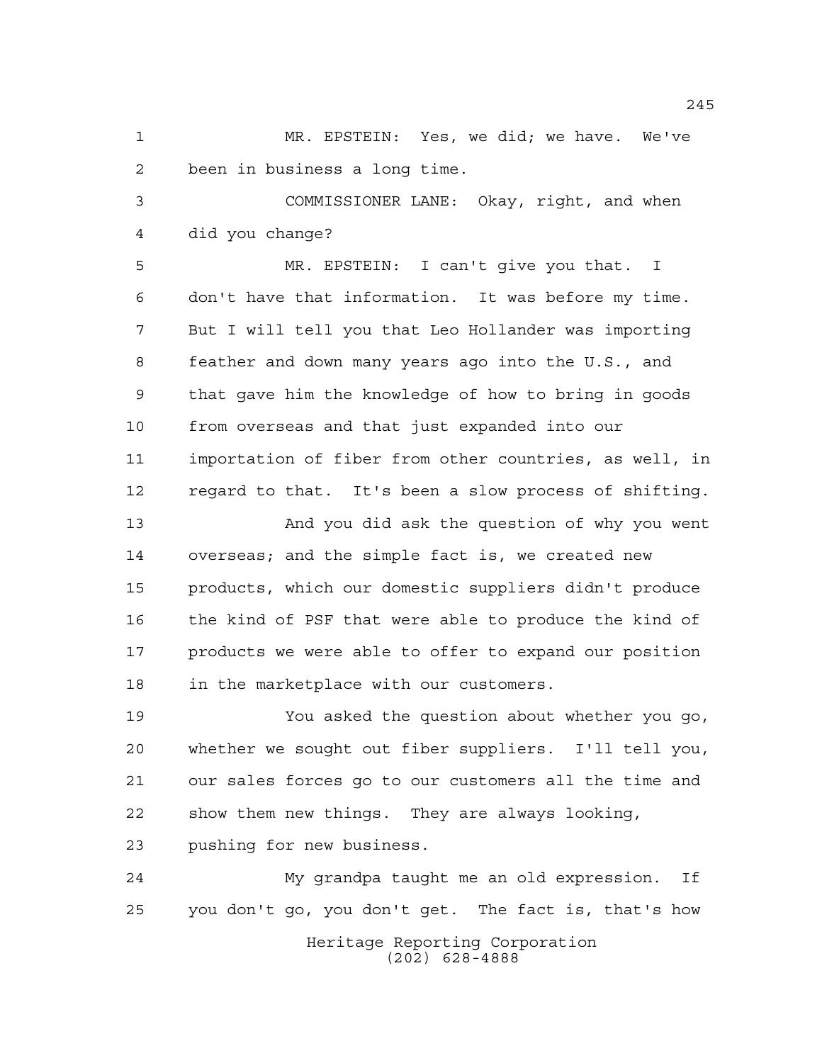MR. EPSTEIN: Yes, we did; we have. We've been in business a long time.

COMMISSIONER LANE: Okay, right, and when did you change?

MR. EPSTEIN: I can't give you that. I don't have that information. It was before my time. But I will tell you that Leo Hollander was importing feather and down many years ago into the U.S., and that gave him the knowledge of how to bring in goods from overseas and that just expanded into our importation of fiber from other countries, as well, in regard to that. It's been a slow process of shifting.

And you did ask the question of why you went overseas; and the simple fact is, we created new products, which our domestic suppliers didn't produce the kind of PSF that were able to produce the kind of products we were able to offer to expand our position in the marketplace with our customers.

You asked the question about whether you go, whether we sought out fiber suppliers. I'll tell you, our sales forces go to our customers all the time and show them new things. They are always looking, pushing for new business.

My grandpa taught me an old expression. If you don't go, you don't get. The fact is, that's how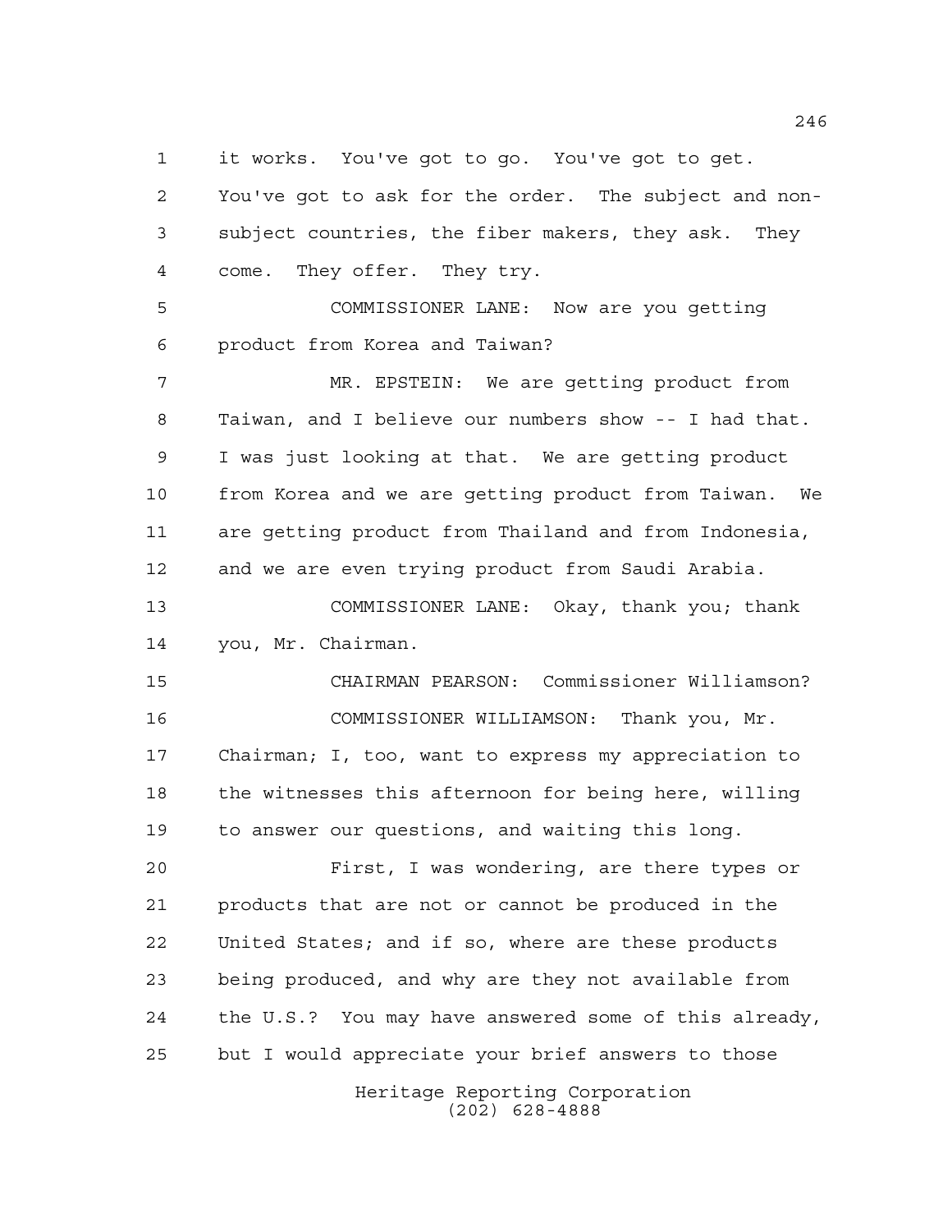1 it works. You've got to go. You've got to get.
2 You've got to ask for the order. The subject and non-
3 subject countries, the fiber makers, they ask. They
4 come. They offer. They try.

5 COMMISSIONER LANE: Now are you getting
6 product from Korea and Taiwan?

7 MR. EPSTEIN: We are getting product from
8 Taiwan, and I believe our numbers show -- I had that.
9 I was just looking at that. We are getting product
10 from Korea and we are getting product from Taiwan. We
11 are getting product from Thailand and from Indonesia,
12 and we are even trying product from Saudi Arabia.

13 COMMISSIONER LANE: Okay, thank you; thank
14 you, Mr. Chairman.

15 CHAIRMAN PEARSON: Commissioner Williamson?

16 COMMISSIONER WILLIAMSON: Thank you, Mr.
17 Chairman; I, too, want to express my appreciation to
18 the witnesses this afternoon for being here, willing
19 to answer our questions, and waiting this long.

20 First, I was wondering, are there types or
21 products that are not or cannot be produced in the
22 United States; and if so, where are these products
23 being produced, and why are they not available from
24 the U.S.? You may have answered some of this already,
25 but I would appreciate your brief answers to those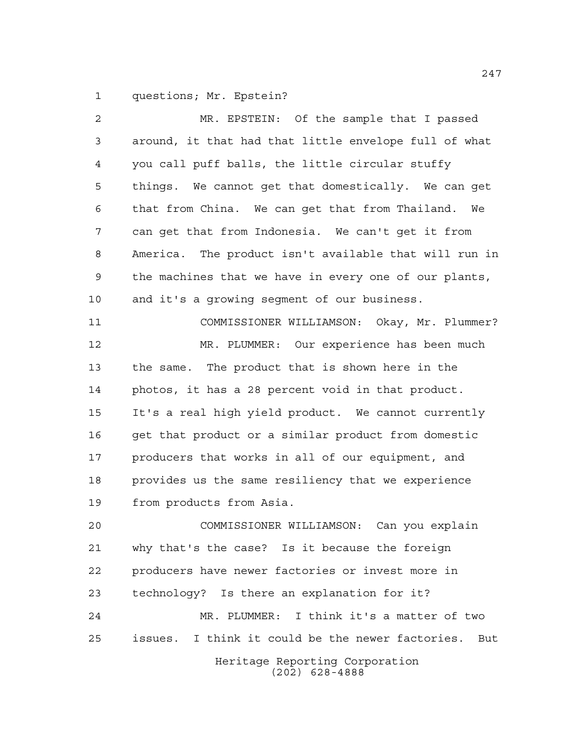questions; Mr. Epstein?

MR. EPSTEIN: Of the sample that I passed around, it that had that little envelope full of what you call puff balls, the little circular stuffy things. We cannot get that domestically. We can get that from China. We can get that from Thailand. We can get that from Indonesia. We can't get it from America. The product isn't available that will run in the machines that we have in every one of our plants, and it's a growing segment of our business.

COMMISSIONER WILLIAMSON: Okay, Mr. Plummer?

MR. PLUMMER: Our experience has been much the same. The product that is shown here in the photos, it has a 28 percent void in that product. It's a real high yield product. We cannot currently get that product or a similar product from domestic producers that works in all of our equipment, and provides us the same resiliency that we experience from products from Asia.

COMMISSIONER WILLIAMSON: Can you explain why that's the case? Is it because the foreign producers have newer factories or invest more in technology? Is there an explanation for it?

MR. PLUMMER: I think it's a matter of two issues. I think it could be the newer factories. But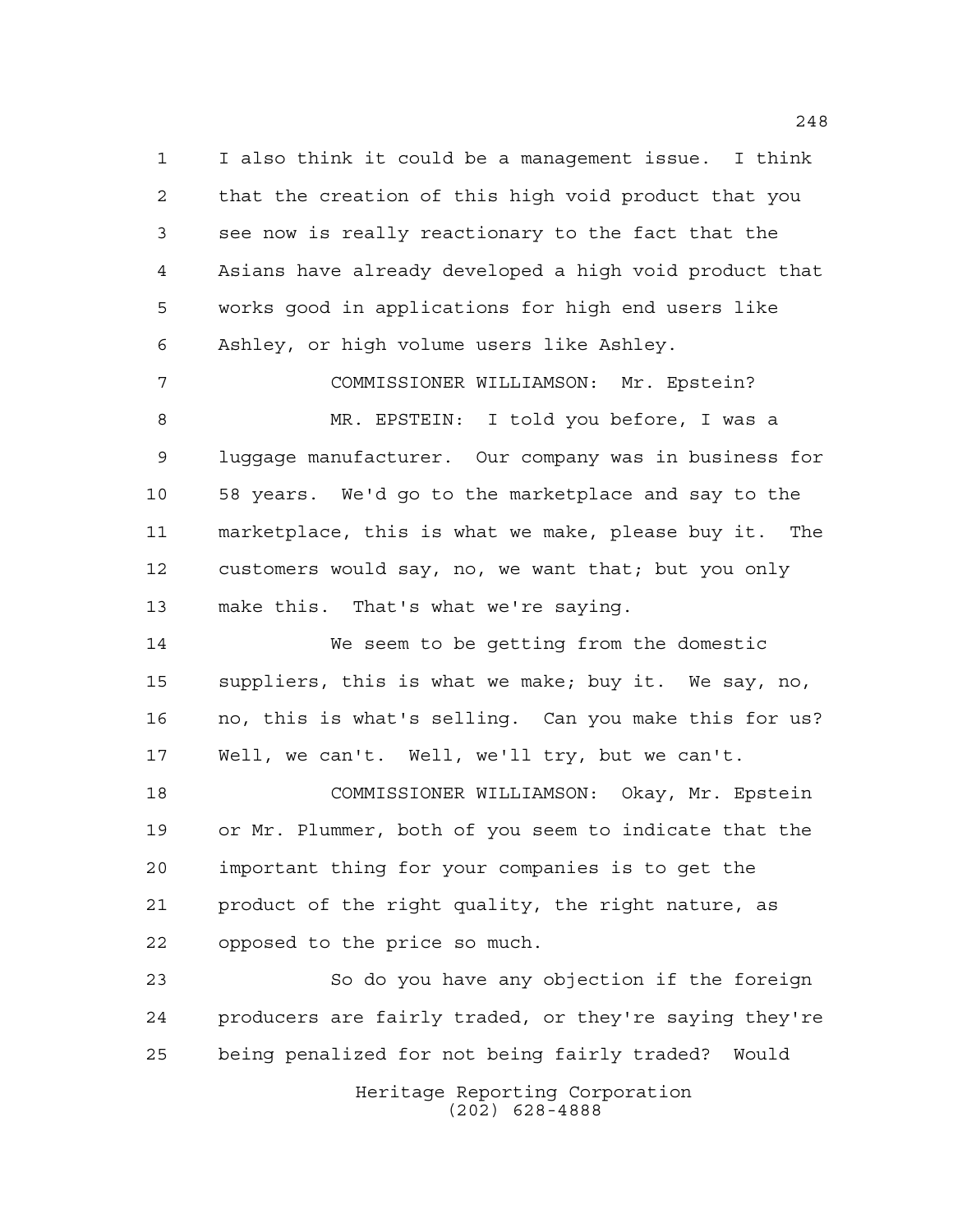I also think it could be a management issue. I think that the creation of this high void product that you see now is really reactionary to the fact that the Asians have already developed a high void product that works good in applications for high end users like Ashley, or high volume users like Ashley.

COMMISSIONER WILLIAMSON: Mr. Epstein?

MR. EPSTEIN: I told you before, I was a luggage manufacturer. Our company was in business for 58 years. We'd go to the marketplace and say to the marketplace, this is what we make, please buy it. The customers would say, no, we want that; but you only make this. That's what we're saying.

We seem to be getting from the domestic suppliers, this is what we make; buy it. We say, no, no, this is what's selling. Can you make this for us? Well, we can't. Well, we'll try, but we can't.

COMMISSIONER WILLIAMSON: Okay, Mr. Epstein or Mr. Plummer, both of you seem to indicate that the important thing for your companies is to get the product of the right quality, the right nature, as opposed to the price so much.

So do you have any objection if the foreign producers are fairly traded, or they're saying they're being penalized for not being fairly traded? Would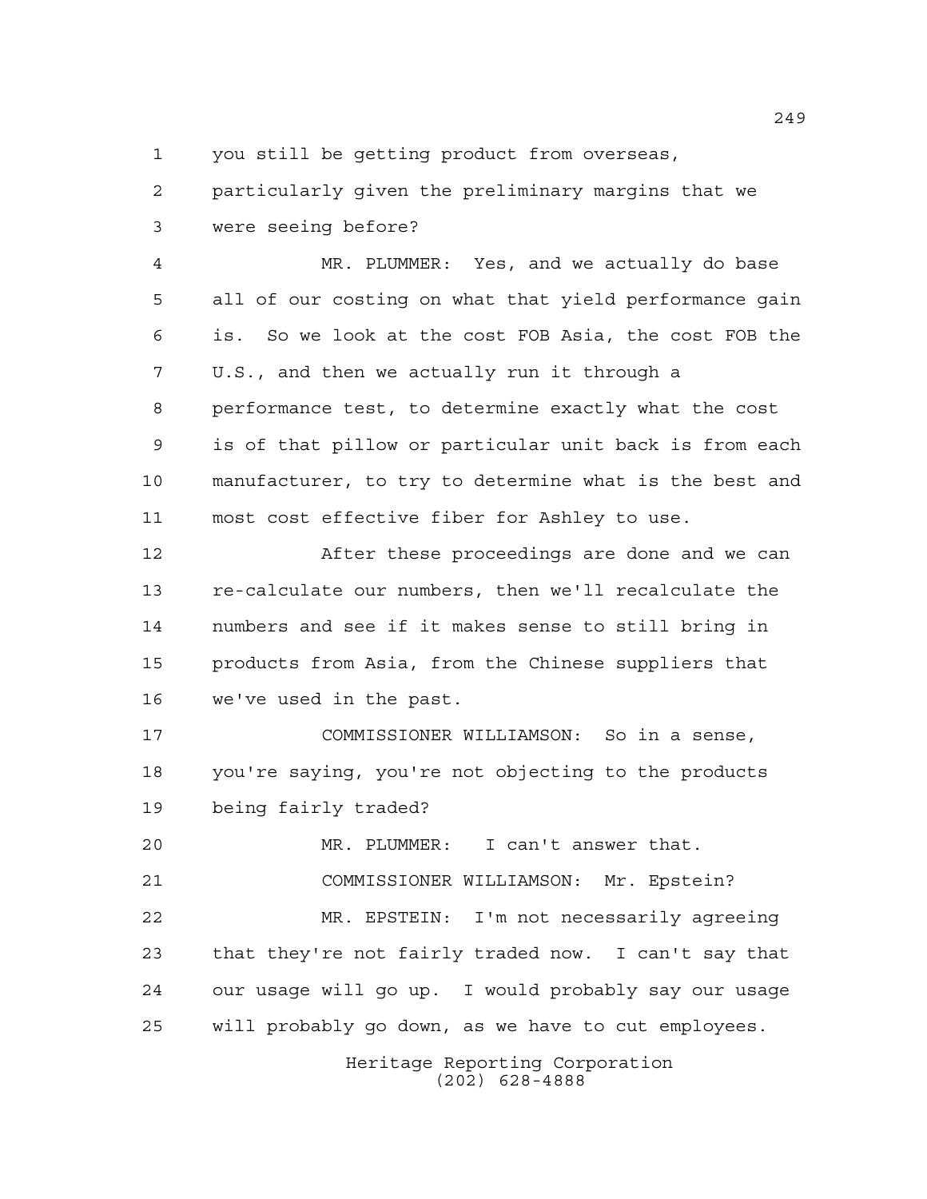you still be getting product from overseas, particularly given the preliminary margins that we were seeing before?

MR. PLUMMER: Yes, and we actually do base all of our costing on what that yield performance gain is. So we look at the cost FOB Asia, the cost FOB the U.S., and then we actually run it through a performance test, to determine exactly what the cost is of that pillow or particular unit back is from each manufacturer, to try to determine what is the best and most cost effective fiber for Ashley to use.

After these proceedings are done and we can re-calculate our numbers, then we'll recalculate the numbers and see if it makes sense to still bring in products from Asia, from the Chinese suppliers that we've used in the past.

COMMISSIONER WILLIAMSON: So in a sense, you're saying, you're not objecting to the products being fairly traded?

MR. PLUMMER: I can't answer that.

COMMISSIONER WILLIAMSON: Mr. Epstein?

MR. EPSTEIN: I'm not necessarily agreeing that they're not fairly traded now. I can't say that our usage will go up. I would probably say our usage will probably go down, as we have to cut employees.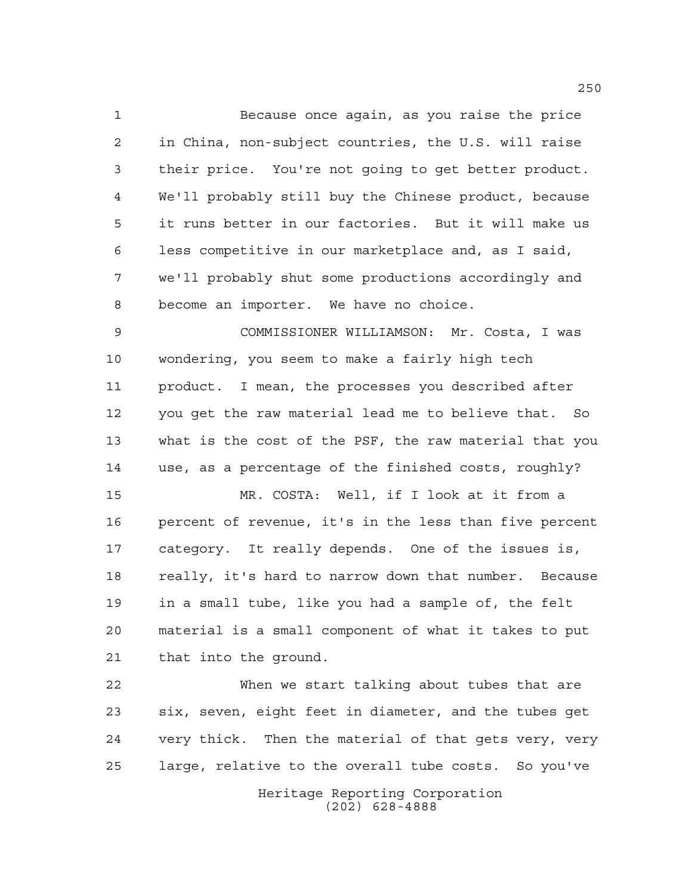Because once again, as you raise the price in China, non-subject countries, the U.S. will raise their price. You're not going to get better product. We'll probably still buy the Chinese product, because it runs better in our factories. But it will make us less competitive in our marketplace and, as I said, we'll probably shut some productions accordingly and become an importer. We have no choice.

COMMISSIONER WILLIAMSON: Mr. Costa, I was wondering, you seem to make a fairly high tech product. I mean, the processes you described after you get the raw material lead me to believe that. So what is the cost of the PSF, the raw material that you use, as a percentage of the finished costs, roughly?

MR. COSTA: Well, if I look at it from a percent of revenue, it's in the less than five percent category. It really depends. One of the issues is, really, it's hard to narrow down that number. Because in a small tube, like you had a sample of, the felt material is a small component of what it takes to put that into the ground.

When we start talking about tubes that are six, seven, eight feet in diameter, and the tubes get very thick. Then the material of that gets very, very large, relative to the overall tube costs. So you've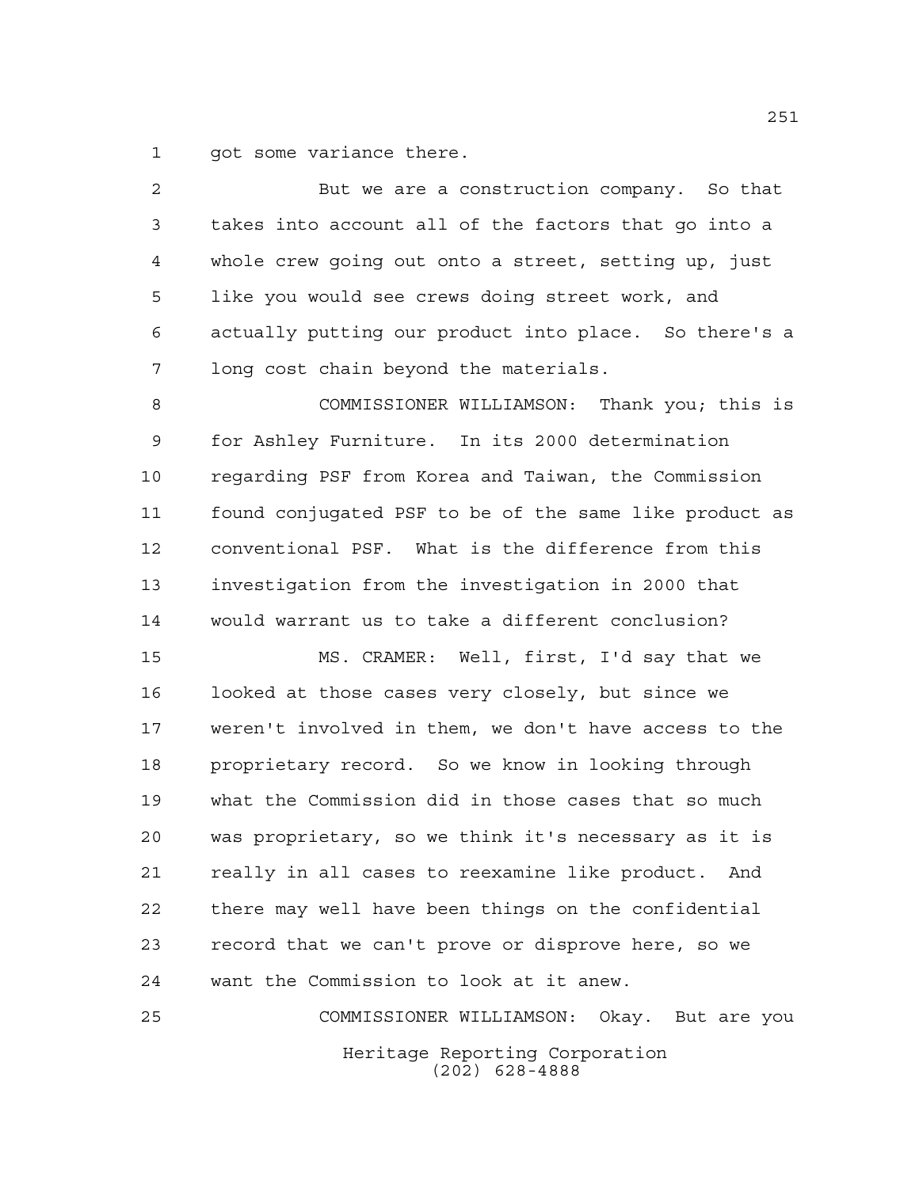got some variance there.

But we are a construction company. So that takes into account all of the factors that go into a whole crew going out onto a street, setting up, just like you would see crews doing street work, and actually putting our product into place. So there's a long cost chain beyond the materials.

COMMISSIONER WILLIAMSON: Thank you; this is for Ashley Furniture. In its 2000 determination regarding PSF from Korea and Taiwan, the Commission found conjugated PSF to be of the same like product as conventional PSF. What is the difference from this investigation from the investigation in 2000 that would warrant us to take a different conclusion?

MS. CRAMER: Well, first, I'd say that we looked at those cases very closely, but since we weren't involved in them, we don't have access to the proprietary record. So we know in looking through what the Commission did in those cases that so much was proprietary, so we think it's necessary as it is really in all cases to reexamine like product. And there may well have been things on the confidential record that we can't prove or disprove here, so we want the Commission to look at it anew.

COMMISSIONER WILLIAMSON: Okay. But are you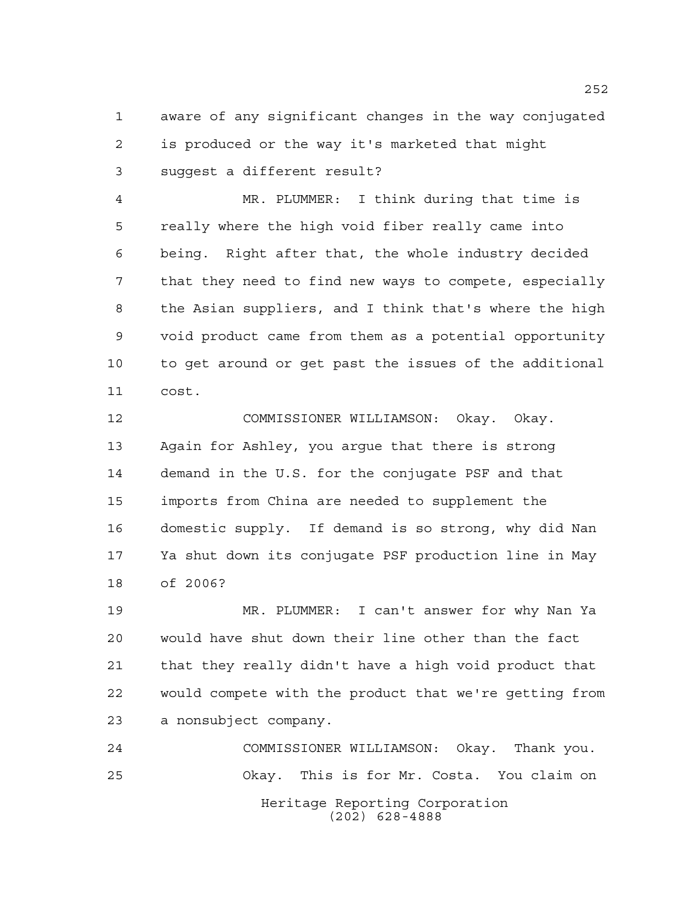aware of any significant changes in the way conjugated is produced or the way it's marketed that might suggest a different result?

MR. PLUMMER: I think during that time is really where the high void fiber really came into being. Right after that, the whole industry decided that they need to find new ways to compete, especially the Asian suppliers, and I think that's where the high void product came from them as a potential opportunity to get around or get past the issues of the additional cost.

COMMISSIONER WILLIAMSON: Okay. Okay. Again for Ashley, you argue that there is strong demand in the U.S. for the conjugate PSF and that imports from China are needed to supplement the domestic supply. If demand is so strong, why did Nan Ya shut down its conjugate PSF production line in May of 2006?

MR. PLUMMER: I can't answer for why Nan Ya would have shut down their line other than the fact that they really didn't have a high void product that would compete with the product that we're getting from a nonsubject company.

COMMISSIONER WILLIAMSON: Okay. Thank you. Okay. This is for Mr. Costa. You claim on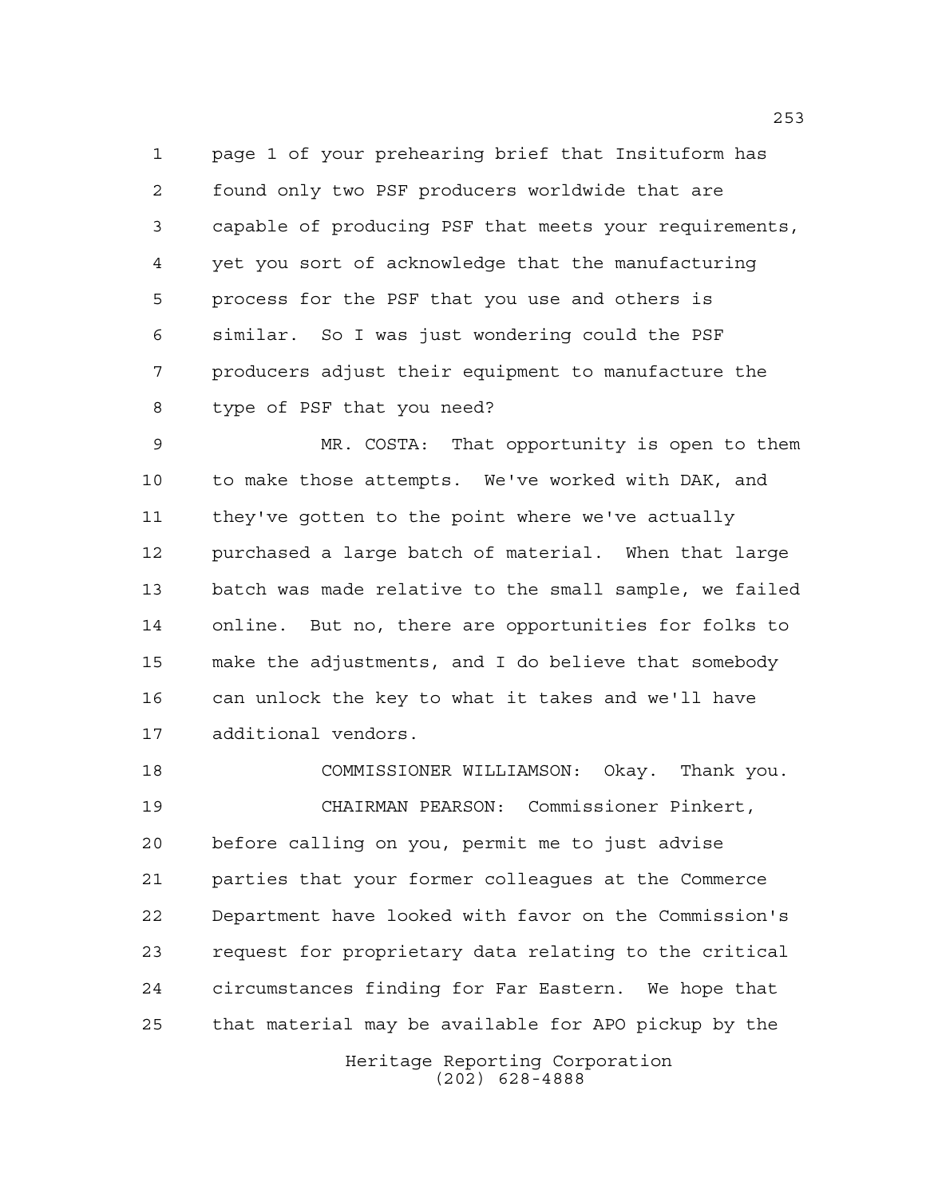page 1 of your prehearing brief that Insituform has found only two PSF producers worldwide that are capable of producing PSF that meets your requirements, yet you sort of acknowledge that the manufacturing process for the PSF that you use and others is similar. So I was just wondering could the PSF producers adjust their equipment to manufacture the type of PSF that you need?

MR. COSTA: That opportunity is open to them to make those attempts. We've worked with DAK, and they've gotten to the point where we've actually purchased a large batch of material. When that large batch was made relative to the small sample, we failed online. But no, there are opportunities for folks to make the adjustments, and I do believe that somebody can unlock the key to what it takes and we'll have additional vendors.

COMMISSIONER WILLIAMSON: Okay. Thank you.

CHAIRMAN PEARSON: Commissioner Pinkert, before calling on you, permit me to just advise parties that your former colleagues at the Commerce Department have looked with favor on the Commission's request for proprietary data relating to the critical circumstances finding for Far Eastern. We hope that that material may be available for APO pickup by the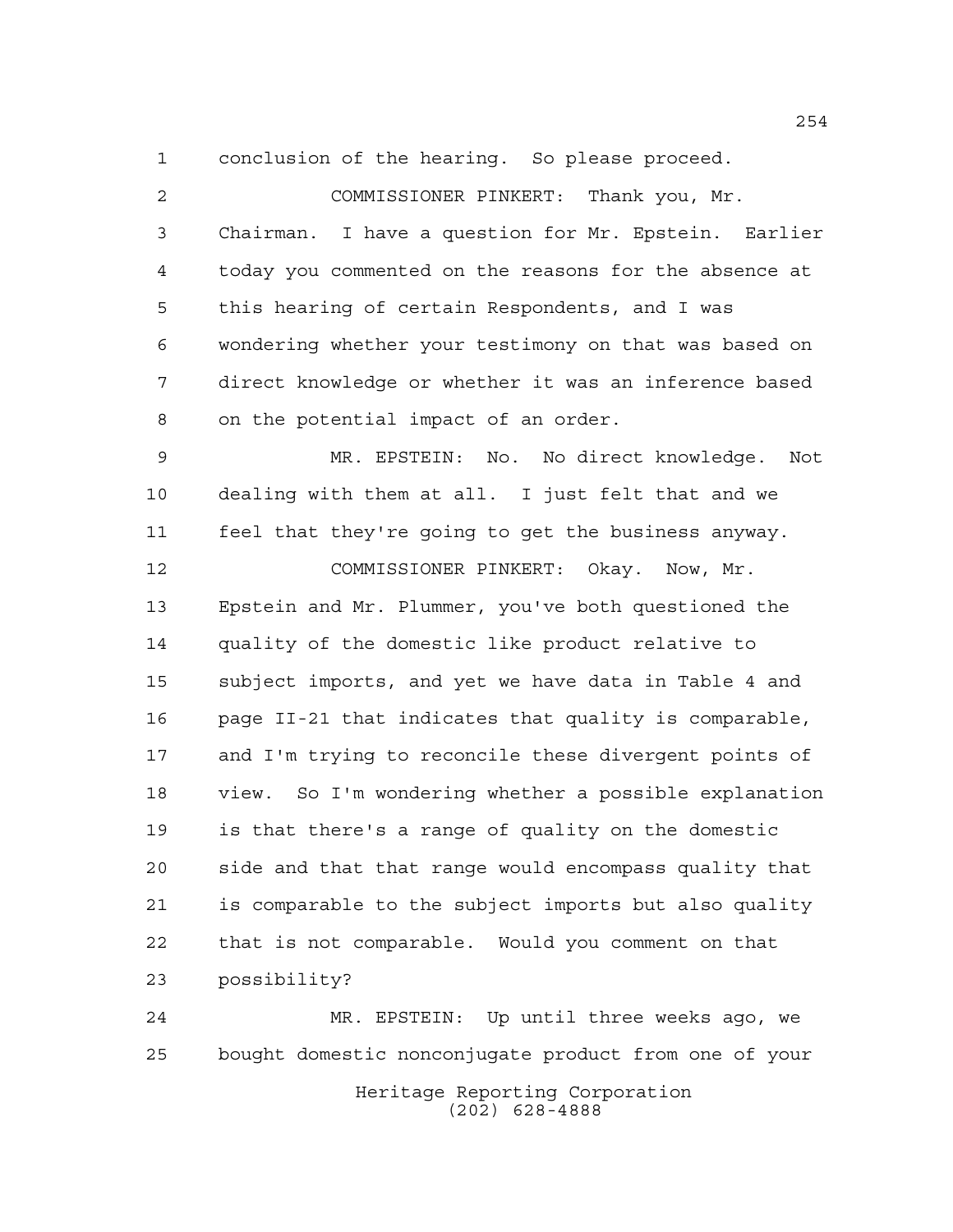conclusion of the hearing. So please proceed.

COMMISSIONER PINKERT: Thank you, Mr. Chairman. I have a question for Mr. Epstein. Earlier today you commented on the reasons for the absence at this hearing of certain Respondents, and I was wondering whether your testimony on that was based on direct knowledge or whether it was an inference based on the potential impact of an order.

MR. EPSTEIN: No. No direct knowledge. Not dealing with them at all. I just felt that and we feel that they're going to get the business anyway.

COMMISSIONER PINKERT: Okay. Now, Mr. Epstein and Mr. Plummer, you've both questioned the quality of the domestic like product relative to subject imports, and yet we have data in Table 4 and page II-21 that indicates that quality is comparable, and I'm trying to reconcile these divergent points of view. So I'm wondering whether a possible explanation is that there's a range of quality on the domestic side and that that range would encompass quality that is comparable to the subject imports but also quality that is not comparable. Would you comment on that possibility?

MR. EPSTEIN: Up until three weeks ago, we bought domestic nonconjugate product from one of your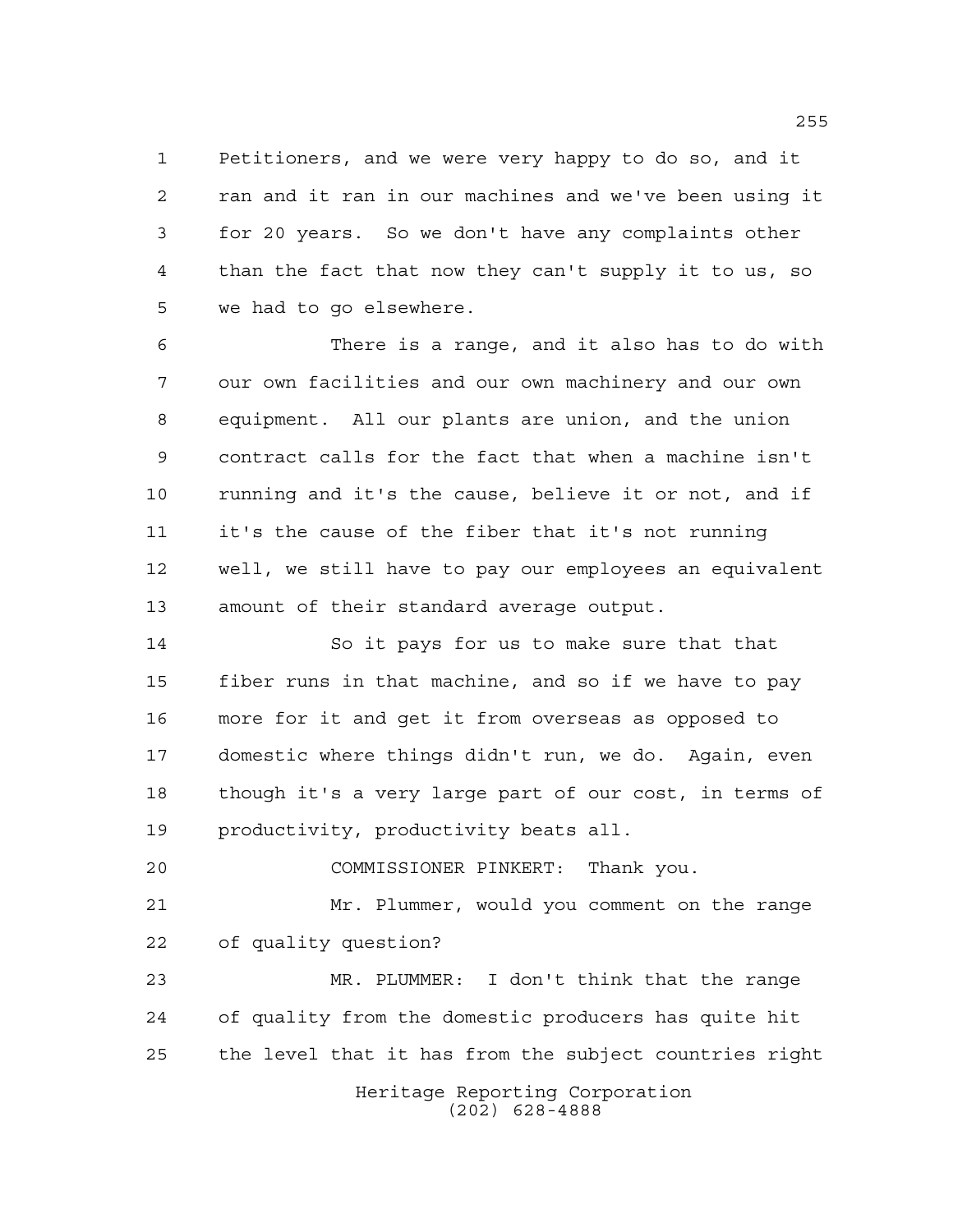Petitioners, and we were very happy to do so, and it ran and it ran in our machines and we've been using it for 20 years. So we don't have any complaints other than the fact that now they can't supply it to us, so we had to go elsewhere.

There is a range, and it also has to do with our own facilities and our own machinery and our own equipment. All our plants are union, and the union contract calls for the fact that when a machine isn't running and it's the cause, believe it or not, and if it's the cause of the fiber that it's not running well, we still have to pay our employees an equivalent amount of their standard average output.

So it pays for us to make sure that that fiber runs in that machine, and so if we have to pay more for it and get it from overseas as opposed to domestic where things didn't run, we do. Again, even though it's a very large part of our cost, in terms of productivity, productivity beats all.

COMMISSIONER PINKERT: Thank you.

Mr. Plummer, would you comment on the range of quality question?

MR. PLUMMER: I don't think that the range of quality from the domestic producers has quite hit the level that it has from the subject countries right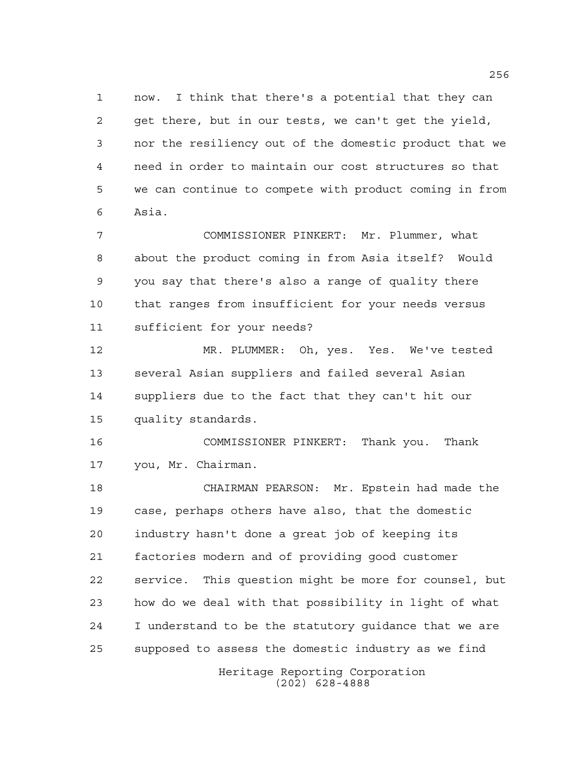now. I think that there's a potential that they can get there, but in our tests, we can't get the yield, nor the resiliency out of the domestic product that we need in order to maintain our cost structures so that we can continue to compete with product coming in from Asia.

COMMISSIONER PINKERT: Mr. Plummer, what about the product coming in from Asia itself? Would you say that there's also a range of quality there that ranges from insufficient for your needs versus sufficient for your needs?

MR. PLUMMER: Oh, yes. Yes. We've tested several Asian suppliers and failed several Asian suppliers due to the fact that they can't hit our quality standards.

COMMISSIONER PINKERT: Thank you. Thank you, Mr. Chairman.

CHAIRMAN PEARSON: Mr. Epstein had made the case, perhaps others have also, that the domestic industry hasn't done a great job of keeping its factories modern and of providing good customer service. This question might be more for counsel, but how do we deal with that possibility in light of what I understand to be the statutory guidance that we are supposed to assess the domestic industry as we find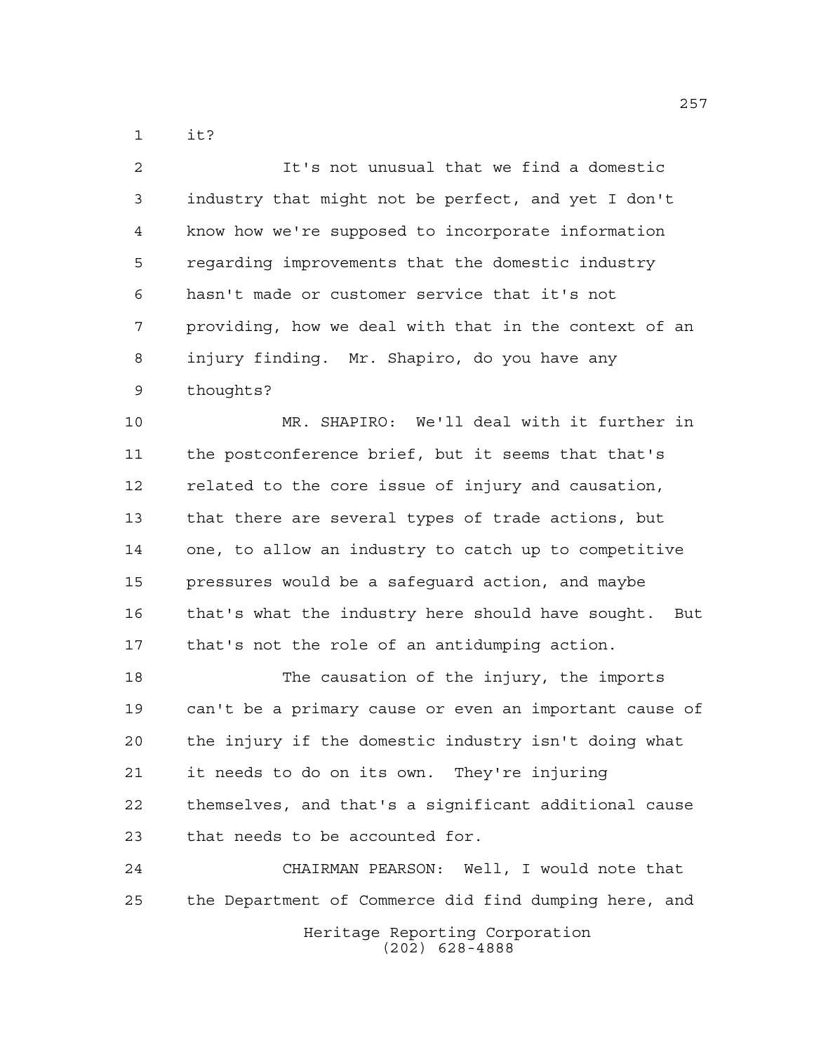it?

It's not unusual that we find a domestic industry that might not be perfect, and yet I don't know how we're supposed to incorporate information regarding improvements that the domestic industry hasn't made or customer service that it's not providing, how we deal with that in the context of an injury finding. Mr. Shapiro, do you have any thoughts?

MR. SHAPIRO: We'll deal with it further in the postconference brief, but it seems that that's related to the core issue of injury and causation, that there are several types of trade actions, but one, to allow an industry to catch up to competitive pressures would be a safeguard action, and maybe that's what the industry here should have sought. But that's not the role of an antidumping action.

The causation of the injury, the imports can't be a primary cause or even an important cause of the injury if the domestic industry isn't doing what it needs to do on its own. They're injuring themselves, and that's a significant additional cause that needs to be accounted for.

CHAIRMAN PEARSON: Well, I would note that the Department of Commerce did find dumping here, and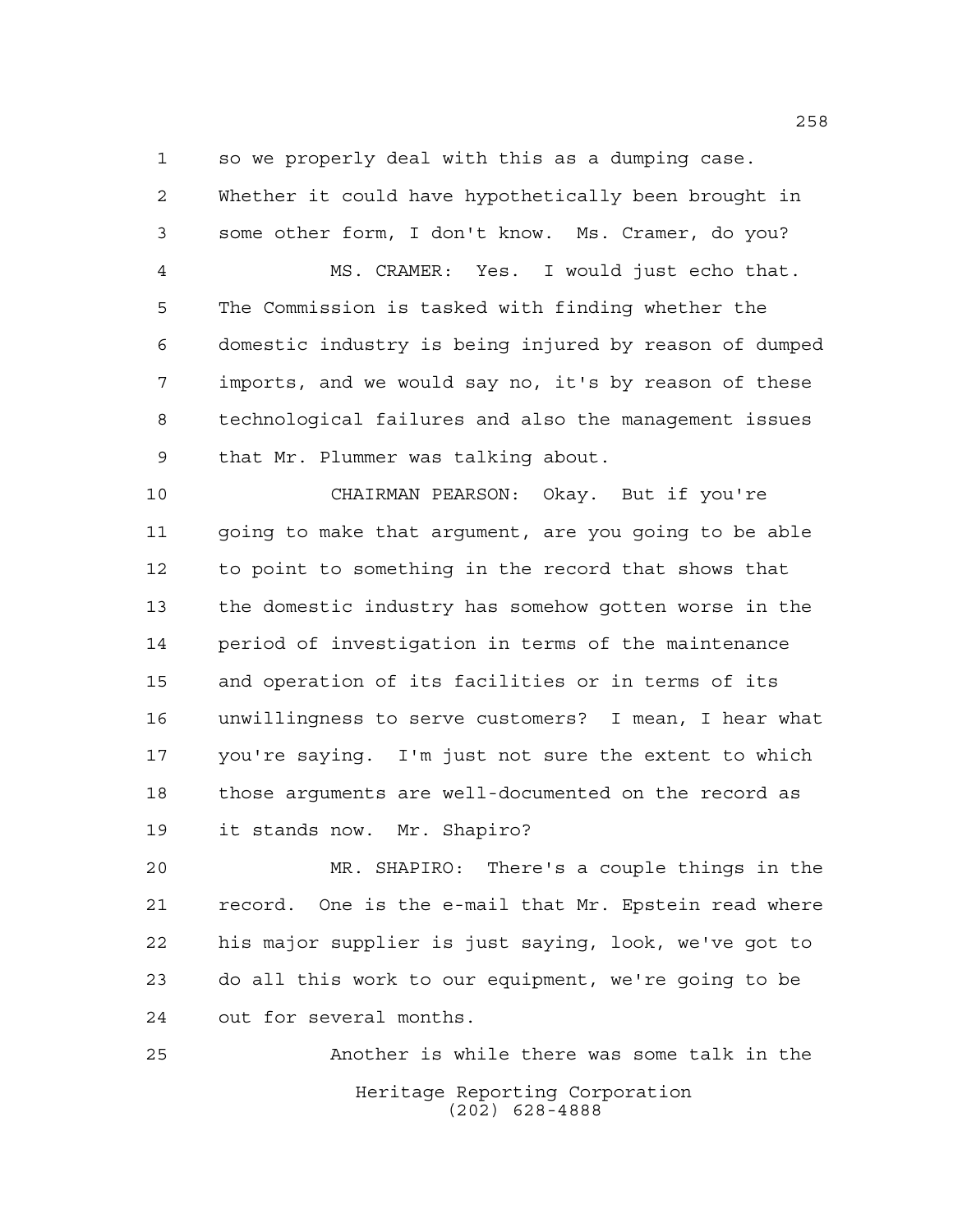so we properly deal with this as a dumping case. Whether it could have hypothetically been brought in some other form, I don't know. Ms. Cramer, do you?

MS. CRAMER: Yes. I would just echo that. The Commission is tasked with finding whether the domestic industry is being injured by reason of dumped imports, and we would say no, it's by reason of these technological failures and also the management issues that Mr. Plummer was talking about.

CHAIRMAN PEARSON: Okay. But if you're going to make that argument, are you going to be able to point to something in the record that shows that the domestic industry has somehow gotten worse in the period of investigation in terms of the maintenance and operation of its facilities or in terms of its unwillingness to serve customers? I mean, I hear what you're saying. I'm just not sure the extent to which those arguments are well-documented on the record as it stands now. Mr. Shapiro?

MR. SHAPIRO: There's a couple things in the record. One is the e-mail that Mr. Epstein read where his major supplier is just saying, look, we've got to do all this work to our equipment, we're going to be out for several months.

Another is while there was some talk in the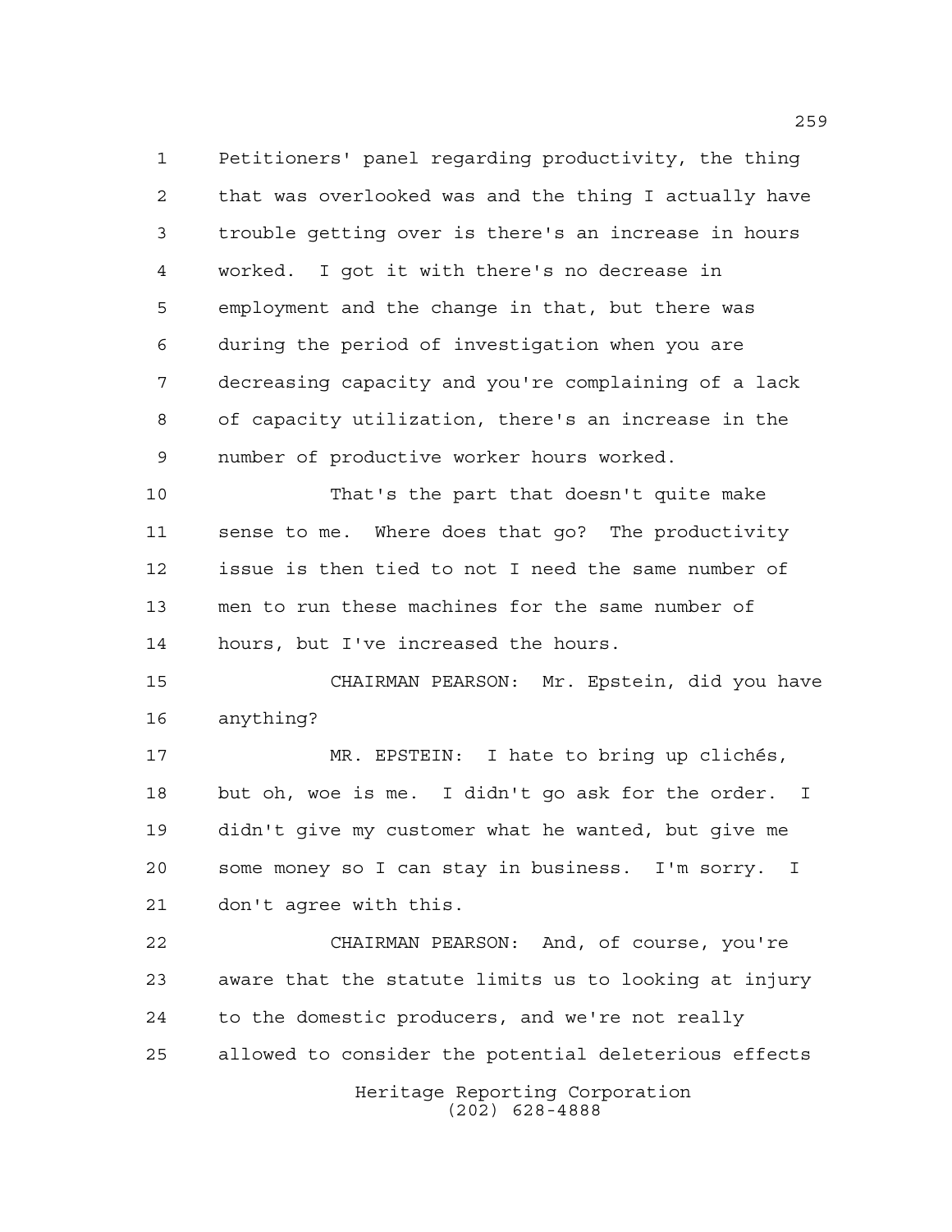Petitioners' panel regarding productivity, the thing that was overlooked was and the thing I actually have trouble getting over is there's an increase in hours worked. I got it with there's no decrease in employment and the change in that, but there was during the period of investigation when you are decreasing capacity and you're complaining of a lack of capacity utilization, there's an increase in the number of productive worker hours worked.

That's the part that doesn't quite make sense to me. Where does that go? The productivity issue is then tied to not I need the same number of men to run these machines for the same number of hours, but I've increased the hours.

CHAIRMAN PEARSON: Mr. Epstein, did you have anything?

MR. EPSTEIN: I hate to bring up clichés, but oh, woe is me. I didn't go ask for the order. I didn't give my customer what he wanted, but give me some money so I can stay in business. I'm sorry. I don't agree with this.

CHAIRMAN PEARSON: And, of course, you're aware that the statute limits us to looking at injury to the domestic producers, and we're not really allowed to consider the potential deleterious effects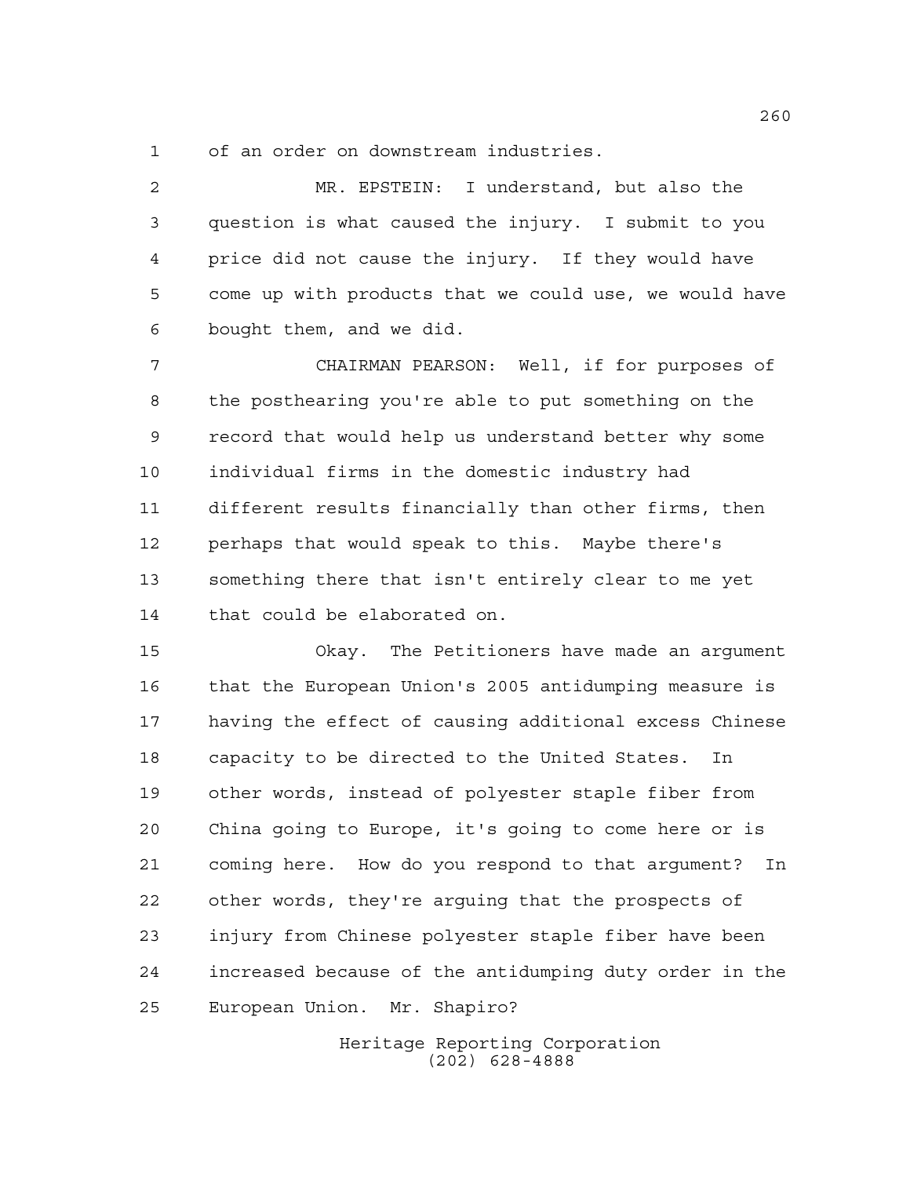of an order on downstream industries.

MR. EPSTEIN: I understand, but also the question is what caused the injury. I submit to you price did not cause the injury. If they would have come up with products that we could use, we would have bought them, and we did.

CHAIRMAN PEARSON: Well, if for purposes of the posthearing you're able to put something on the record that would help us understand better why some individual firms in the domestic industry had different results financially than other firms, then perhaps that would speak to this. Maybe there's something there that isn't entirely clear to me yet that could be elaborated on.

Okay. The Petitioners have made an argument that the European Union's 2005 antidumping measure is having the effect of causing additional excess Chinese capacity to be directed to the United States. In other words, instead of polyester staple fiber from China going to Europe, it's going to come here or is coming here. How do you respond to that argument? In other words, they're arguing that the prospects of injury from Chinese polyester staple fiber have been increased because of the antidumping duty order in the European Union. Mr. Shapiro?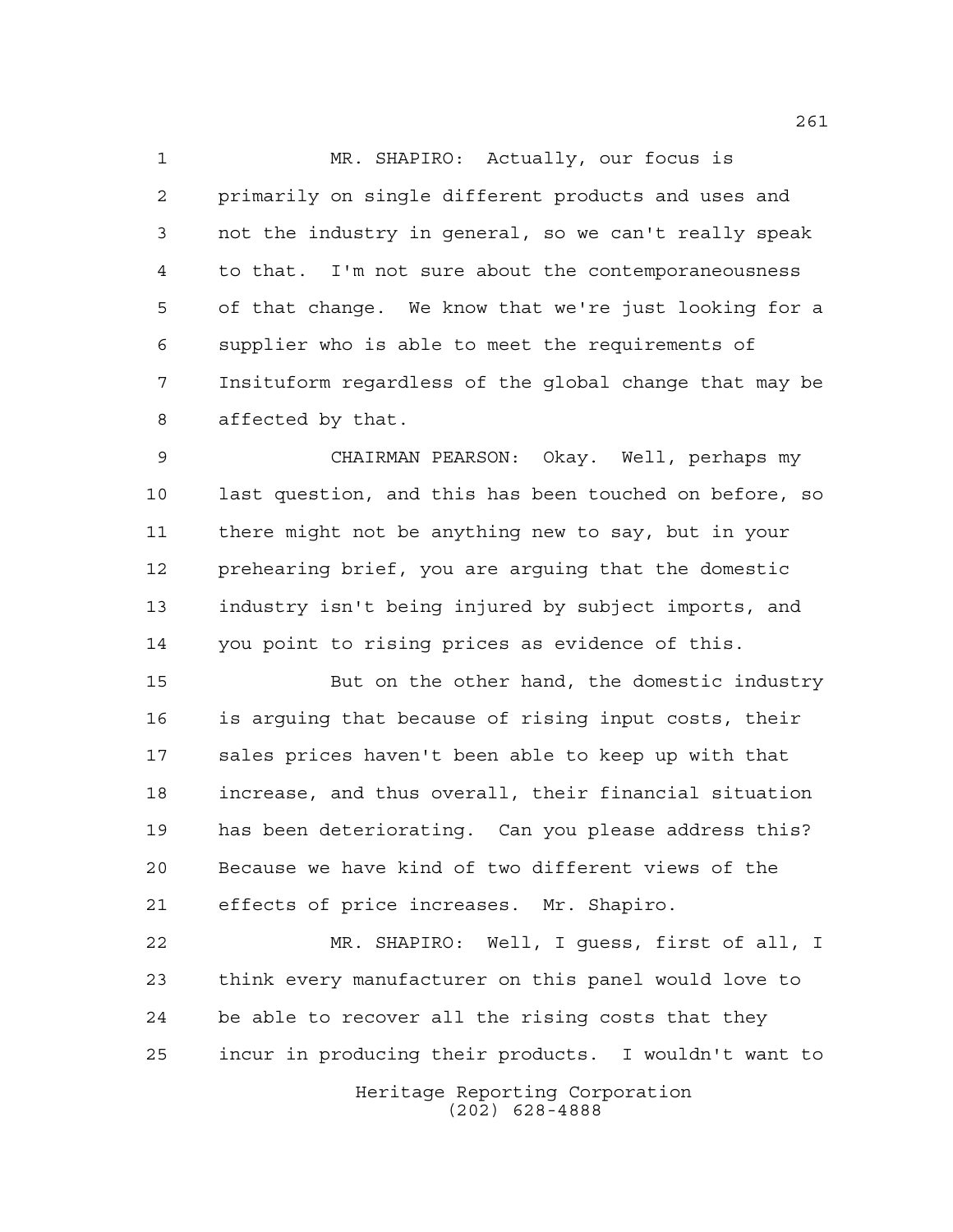MR. SHAPIRO: Actually, our focus is primarily on single different products and uses and not the industry in general, so we can't really speak to that. I'm not sure about the contemporaneousness of that change. We know that we're just looking for a supplier who is able to meet the requirements of Insituform regardless of the global change that may be affected by that.

CHAIRMAN PEARSON: Okay. Well, perhaps my last question, and this has been touched on before, so there might not be anything new to say, but in your prehearing brief, you are arguing that the domestic industry isn't being injured by subject imports, and you point to rising prices as evidence of this.

But on the other hand, the domestic industry is arguing that because of rising input costs, their sales prices haven't been able to keep up with that increase, and thus overall, their financial situation has been deteriorating. Can you please address this? Because we have kind of two different views of the effects of price increases. Mr. Shapiro.

MR. SHAPIRO: Well, I guess, first of all, I think every manufacturer on this panel would love to be able to recover all the rising costs that they incur in producing their products. I wouldn't want to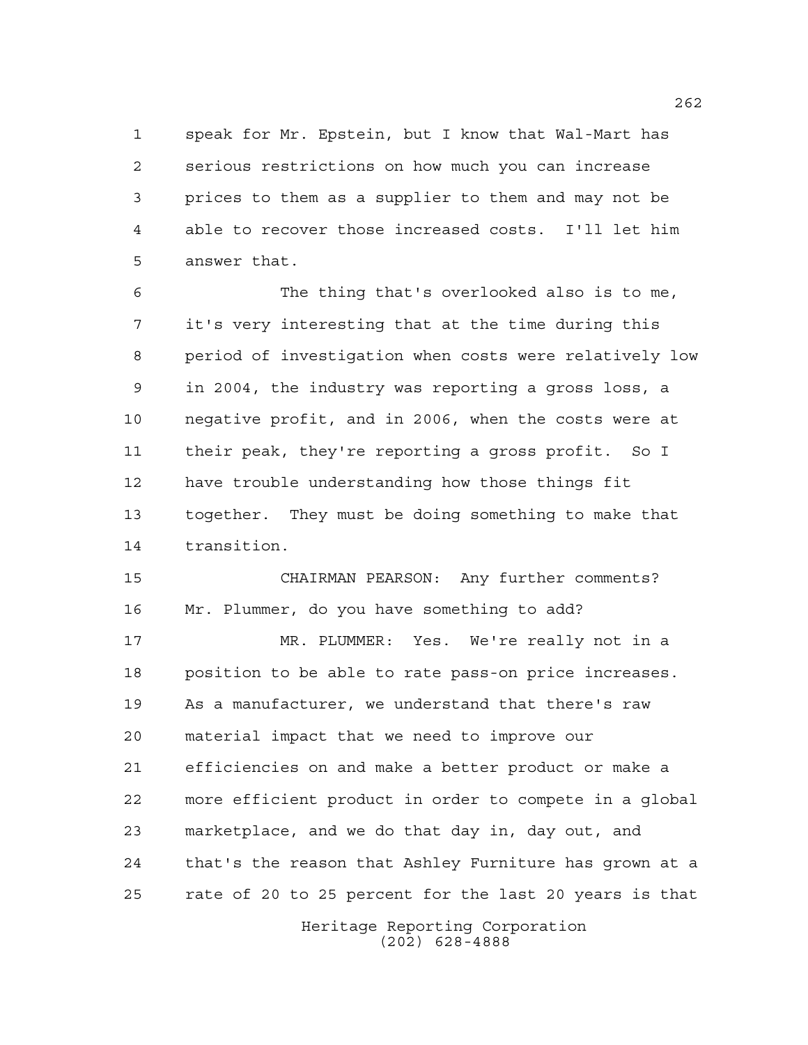speak for Mr. Epstein, but I know that Wal-Mart has serious restrictions on how much you can increase prices to them as a supplier to them and may not be able to recover those increased costs. I'll let him answer that.

The thing that's overlooked also is to me, it's very interesting that at the time during this period of investigation when costs were relatively low in 2004, the industry was reporting a gross loss, a negative profit, and in 2006, when the costs were at their peak, they're reporting a gross profit. So I have trouble understanding how those things fit together. They must be doing something to make that transition.

CHAIRMAN PEARSON: Any further comments? Mr. Plummer, do you have something to add?

MR. PLUMMER: Yes. We're really not in a position to be able to rate pass-on price increases. As a manufacturer, we understand that there's raw material impact that we need to improve our efficiencies on and make a better product or make a more efficient product in order to compete in a global marketplace, and we do that day in, day out, and that's the reason that Ashley Furniture has grown at a rate of 20 to 25 percent for the last 20 years is that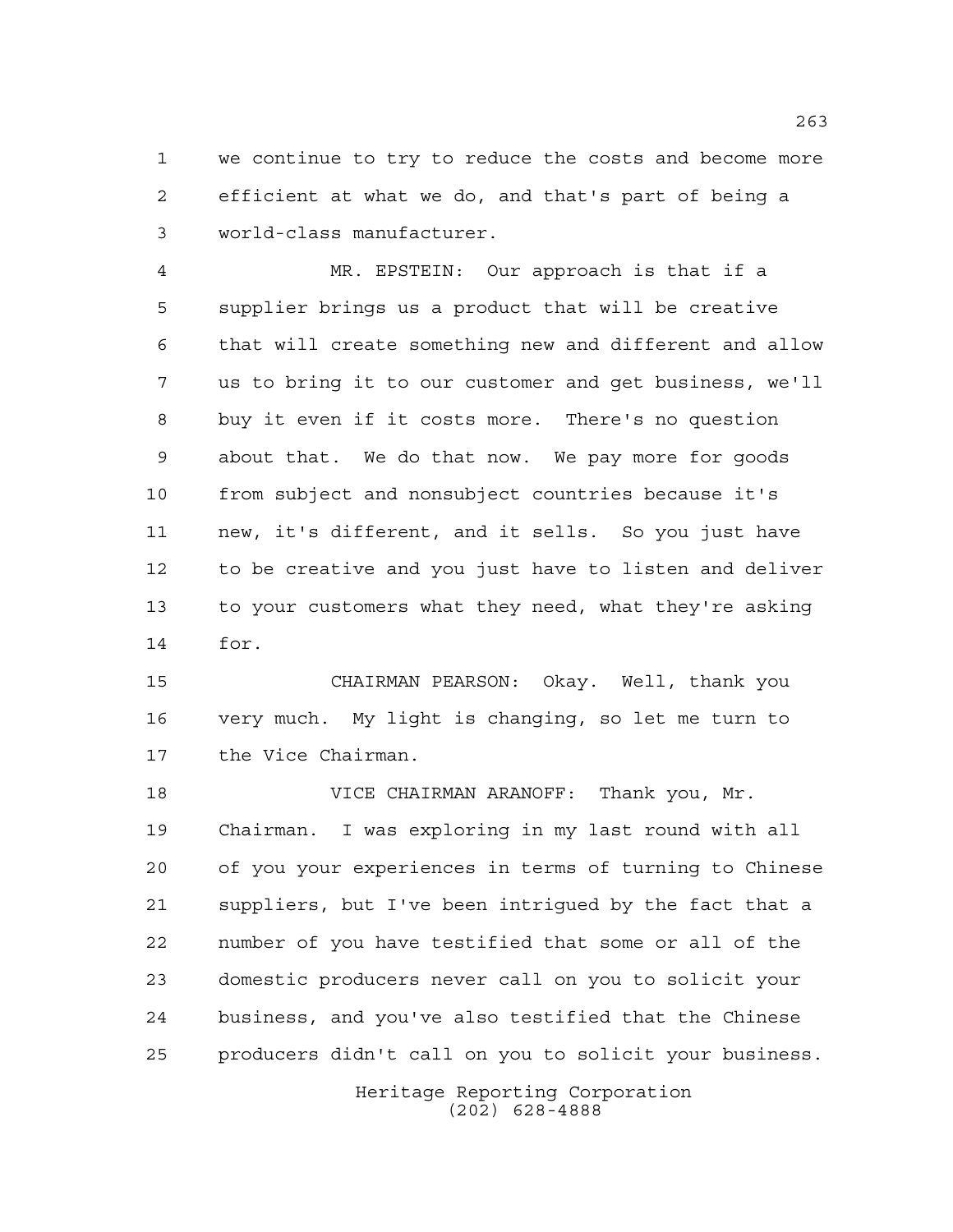we continue to try to reduce the costs and become more efficient at what we do, and that's part of being a world-class manufacturer.

MR. EPSTEIN: Our approach is that if a supplier brings us a product that will be creative that will create something new and different and allow us to bring it to our customer and get business, we'll buy it even if it costs more. There's no question about that. We do that now. We pay more for goods from subject and nonsubject countries because it's new, it's different, and it sells. So you just have to be creative and you just have to listen and deliver to your customers what they need, what they're asking for.

CHAIRMAN PEARSON: Okay. Well, thank you very much. My light is changing, so let me turn to the Vice Chairman.

VICE CHAIRMAN ARANOFF: Thank you, Mr. Chairman. I was exploring in my last round with all of you your experiences in terms of turning to Chinese suppliers, but I've been intrigued by the fact that a number of you have testified that some or all of the domestic producers never call on you to solicit your business, and you've also testified that the Chinese producers didn't call on you to solicit your business.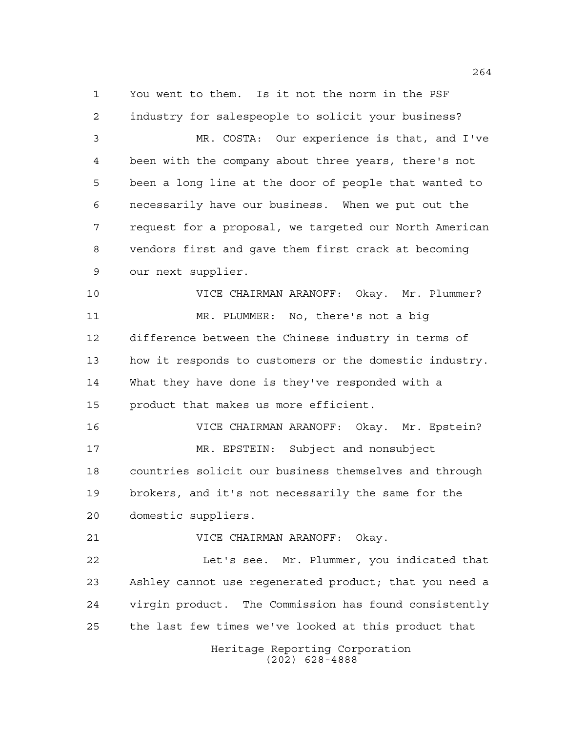You went to them. Is it not the norm in the PSF industry for salespeople to solicit your business?

MR. COSTA: Our experience is that, and I've been with the company about three years, there's not been a long line at the door of people that wanted to necessarily have our business. When we put out the request for a proposal, we targeted our North American vendors first and gave them first crack at becoming our next supplier.

VICE CHAIRMAN ARANOFF: Okay. Mr. Plummer?

MR. PLUMMER: No, there's not a big difference between the Chinese industry in terms of how it responds to customers or the domestic industry. What they have done is they've responded with a product that makes us more efficient.

VICE CHAIRMAN ARANOFF: Okay. Mr. Epstein?

MR. EPSTEIN: Subject and nonsubject countries solicit our business themselves and through brokers, and it's not necessarily the same for the domestic suppliers.

VICE CHAIRMAN ARANOFF: Okay.

Let's see. Mr. Plummer, you indicated that Ashley cannot use regenerated product; that you need a virgin product. The Commission has found consistently the last few times we've looked at this product that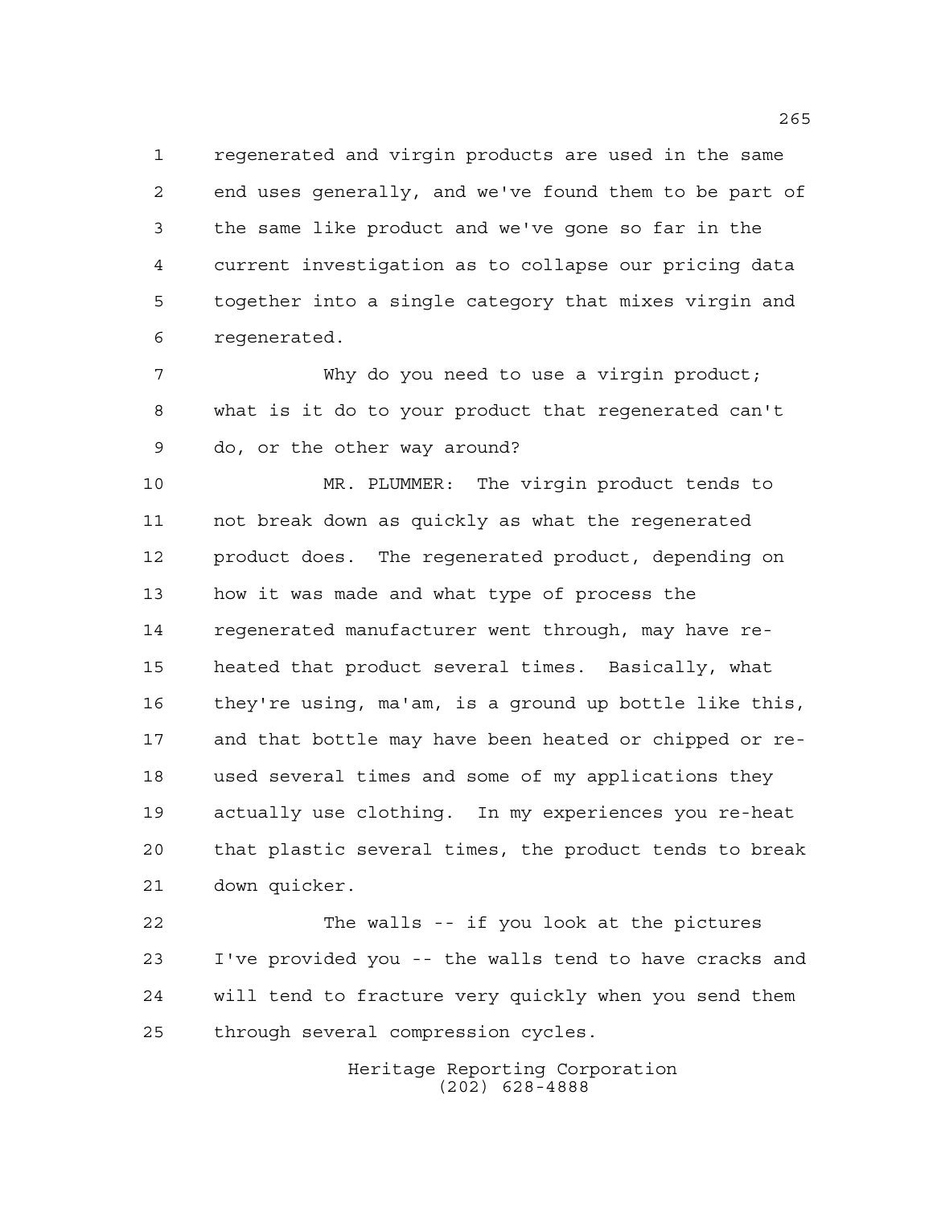regenerated and virgin products are used in the same end uses generally, and we've found them to be part of the same like product and we've gone so far in the current investigation as to collapse our pricing data together into a single category that mixes virgin and regenerated.

Why do you need to use a virgin product; what is it do to your product that regenerated can't do, or the other way around?

MR. PLUMMER: The virgin product tends to not break down as quickly as what the regenerated product does. The regenerated product, depending on how it was made and what type of process the regenerated manufacturer went through, may have re-heated that product several times. Basically, what they're using, ma'am, is a ground up bottle like this, and that bottle may have been heated or chipped or re-used several times and some of my applications they actually use clothing. In my experiences you re-heat that plastic several times, the product tends to break down quicker.

The walls -- if you look at the pictures I've provided you -- the walls tend to have cracks and will tend to fracture very quickly when you send them through several compression cycles.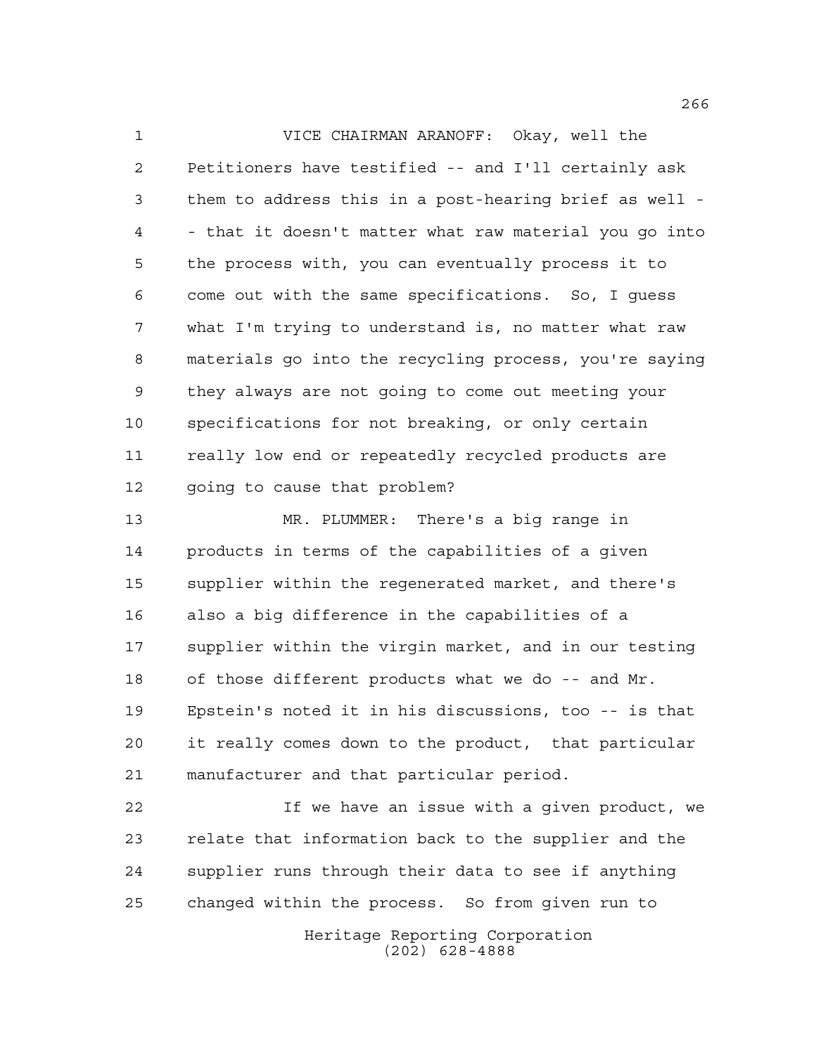VICE CHAIRMAN ARANOFF: Okay, well the Petitioners have testified -- and I'll certainly ask them to address this in a post-hearing brief as well -- that it doesn't matter what raw material you go into the process with, you can eventually process it to come out with the same specifications. So, I guess what I'm trying to understand is, no matter what raw materials go into the recycling process, you're saying they always are not going to come out meeting your specifications for not breaking, or only certain really low end or repeatedly recycled products are going to cause that problem?

MR. PLUMMER: There's a big range in products in terms of the capabilities of a given supplier within the regenerated market, and there's also a big difference in the capabilities of a supplier within the virgin market, and in our testing of those different products what we do -- and Mr. Epstein's noted it in his discussions, too -- is that it really comes down to the product, that particular manufacturer and that particular period.

If we have an issue with a given product, we relate that information back to the supplier and the supplier runs through their data to see if anything changed within the process. So from given run to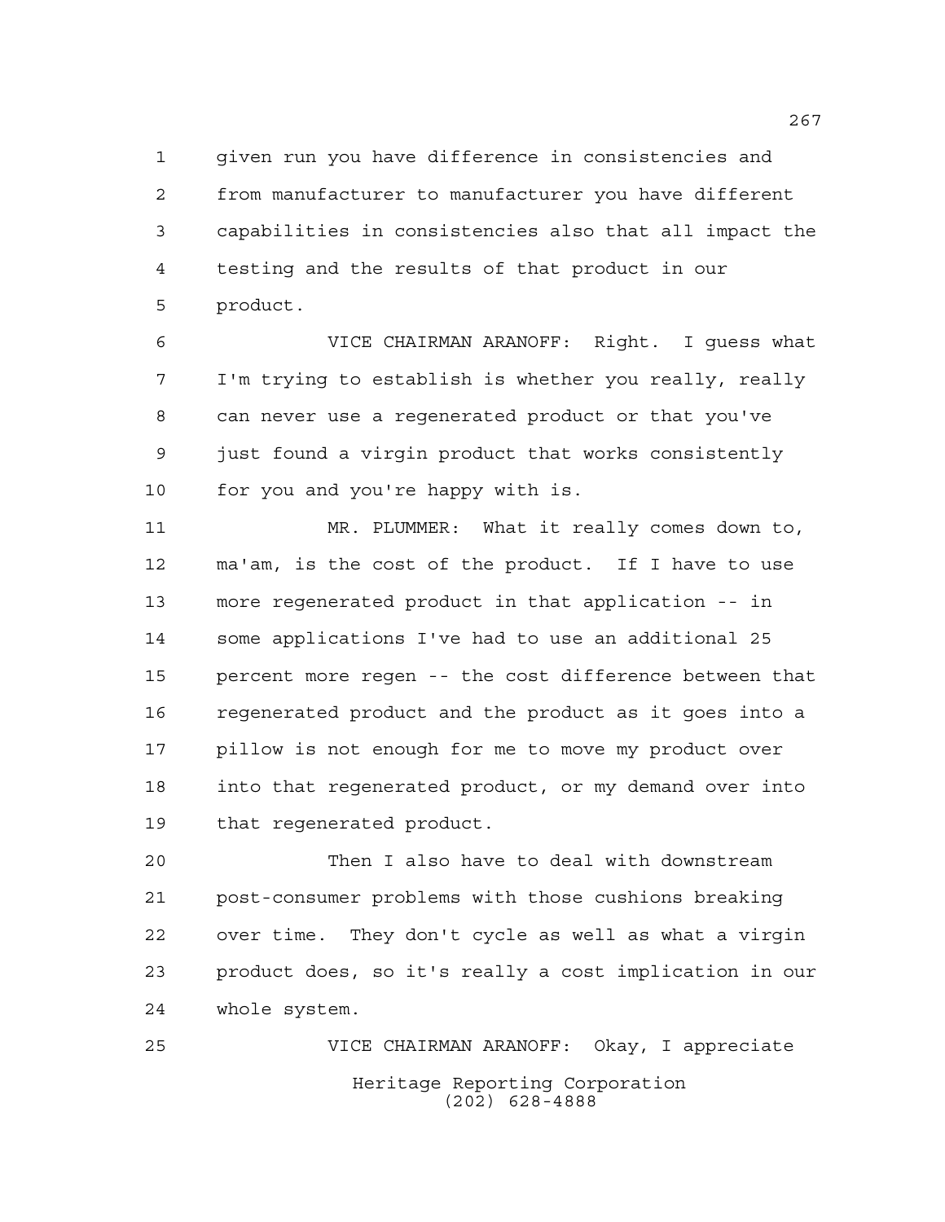given run you have difference in consistencies and from manufacturer to manufacturer you have different capabilities in consistencies also that all impact the testing and the results of that product in our product.

VICE CHAIRMAN ARANOFF: Right. I guess what I'm trying to establish is whether you really, really can never use a regenerated product or that you've just found a virgin product that works consistently for you and you're happy with is.

MR. PLUMMER: What it really comes down to, ma'am, is the cost of the product. If I have to use more regenerated product in that application -- in some applications I've had to use an additional 25 percent more regen -- the cost difference between that regenerated product and the product as it goes into a pillow is not enough for me to move my product over into that regenerated product, or my demand over into that regenerated product.

Then I also have to deal with downstream post-consumer problems with those cushions breaking over time. They don't cycle as well as what a virgin product does, so it's really a cost implication in our whole system.

VICE CHAIRMAN ARANOFF: Okay, I appreciate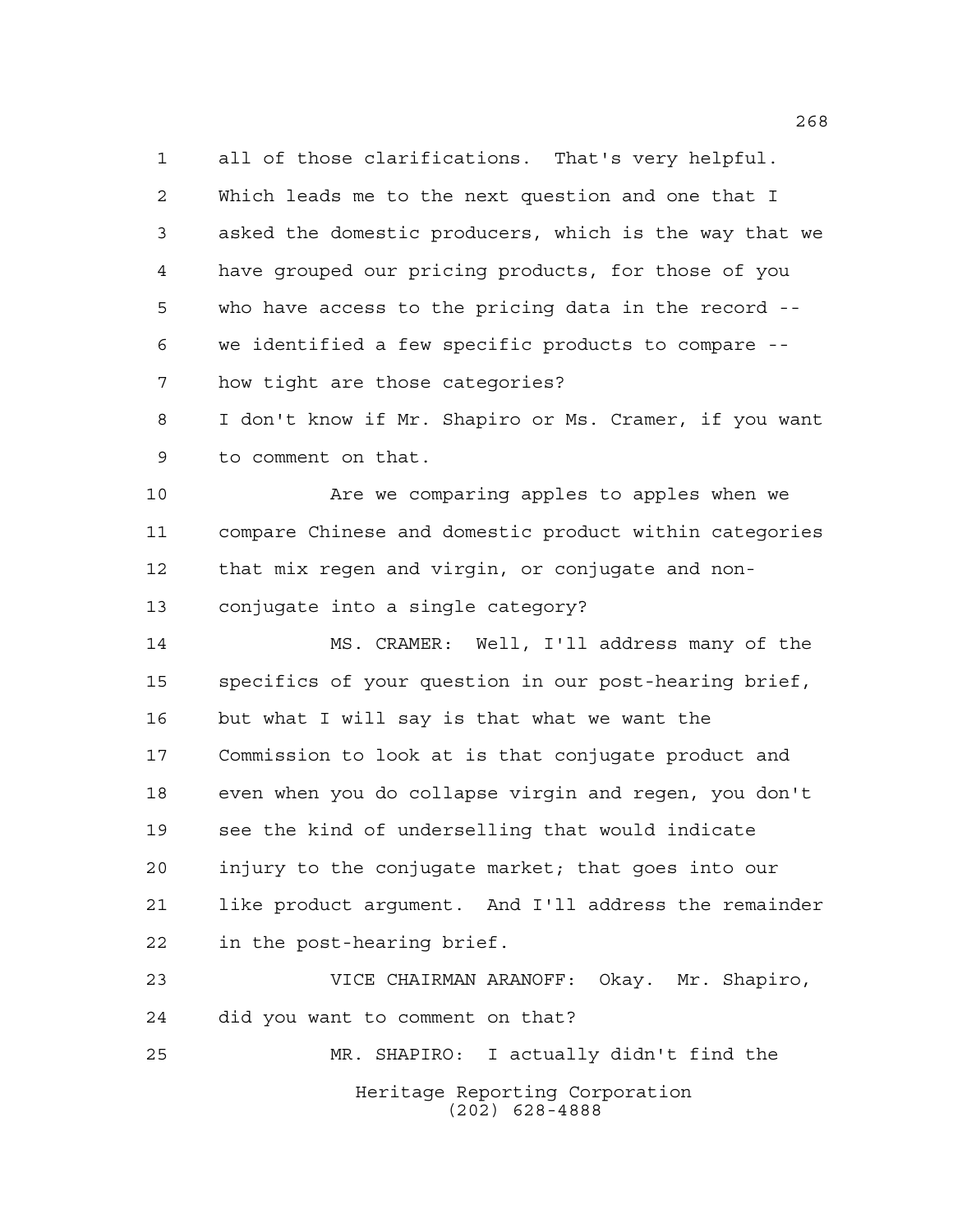all of those clarifications. That's very helpful. Which leads me to the next question and one that I asked the domestic producers, which is the way that we have grouped our pricing products, for those of you who have access to the pricing data in the record -- we identified a few specific products to compare -- how tight are those categories?

I don't know if Mr. Shapiro or Ms. Cramer, if you want to comment on that.

Are we comparing apples to apples when we compare Chinese and domestic product within categories that mix regen and virgin, or conjugate and non-conjugate into a single category?

MS. CRAMER: Well, I'll address many of the specifics of your question in our post-hearing brief, but what I will say is that what we want the Commission to look at is that conjugate product and even when you do collapse virgin and regen, you don't see the kind of underselling that would indicate injury to the conjugate market; that goes into our like product argument. And I'll address the remainder in the post-hearing brief.

VICE CHAIRMAN ARANOFF: Okay. Mr. Shapiro, did you want to comment on that?

MR. SHAPIRO: I actually didn't find the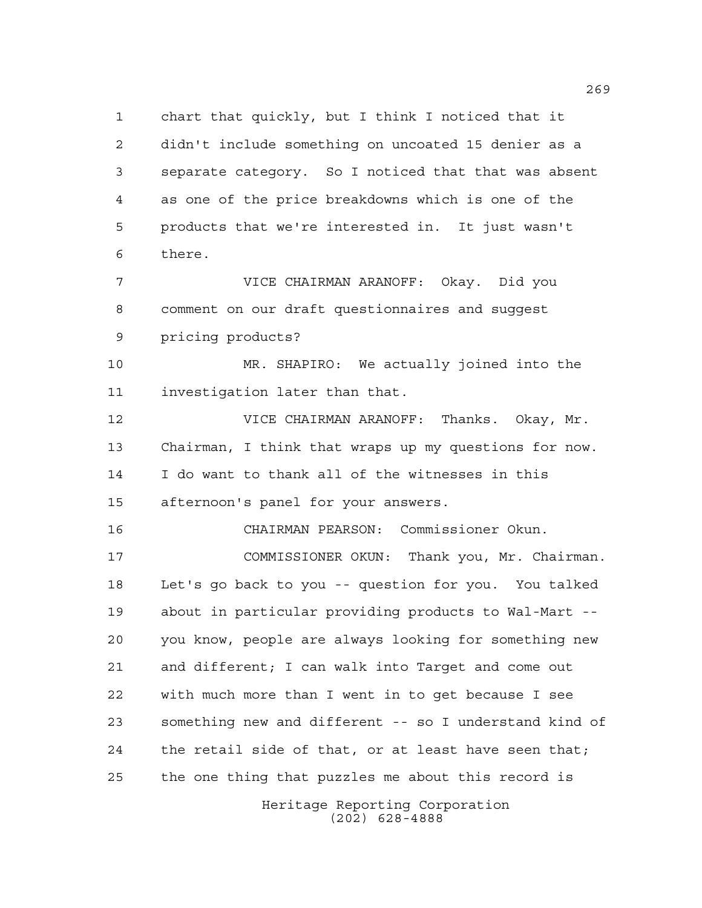chart that quickly, but I think I noticed that it didn't include something on uncoated 15 denier as a separate category. So I noticed that that was absent as one of the price breakdowns which is one of the products that we're interested in. It just wasn't there.

VICE CHAIRMAN ARANOFF: Okay. Did you comment on our draft questionnaires and suggest pricing products?

MR. SHAPIRO: We actually joined into the investigation later than that.

VICE CHAIRMAN ARANOFF: Thanks. Okay, Mr. Chairman, I think that wraps up my questions for now. I do want to thank all of the witnesses in this afternoon's panel for your answers.

CHAIRMAN PEARSON: Commissioner Okun.

COMMISSIONER OKUN: Thank you, Mr. Chairman. Let's go back to you -- question for you. You talked about in particular providing products to Wal-Mart -- you know, people are always looking for something new and different; I can walk into Target and come out with much more than I went in to get because I see something new and different -- so I understand kind of the retail side of that, or at least have seen that; the one thing that puzzles me about this record is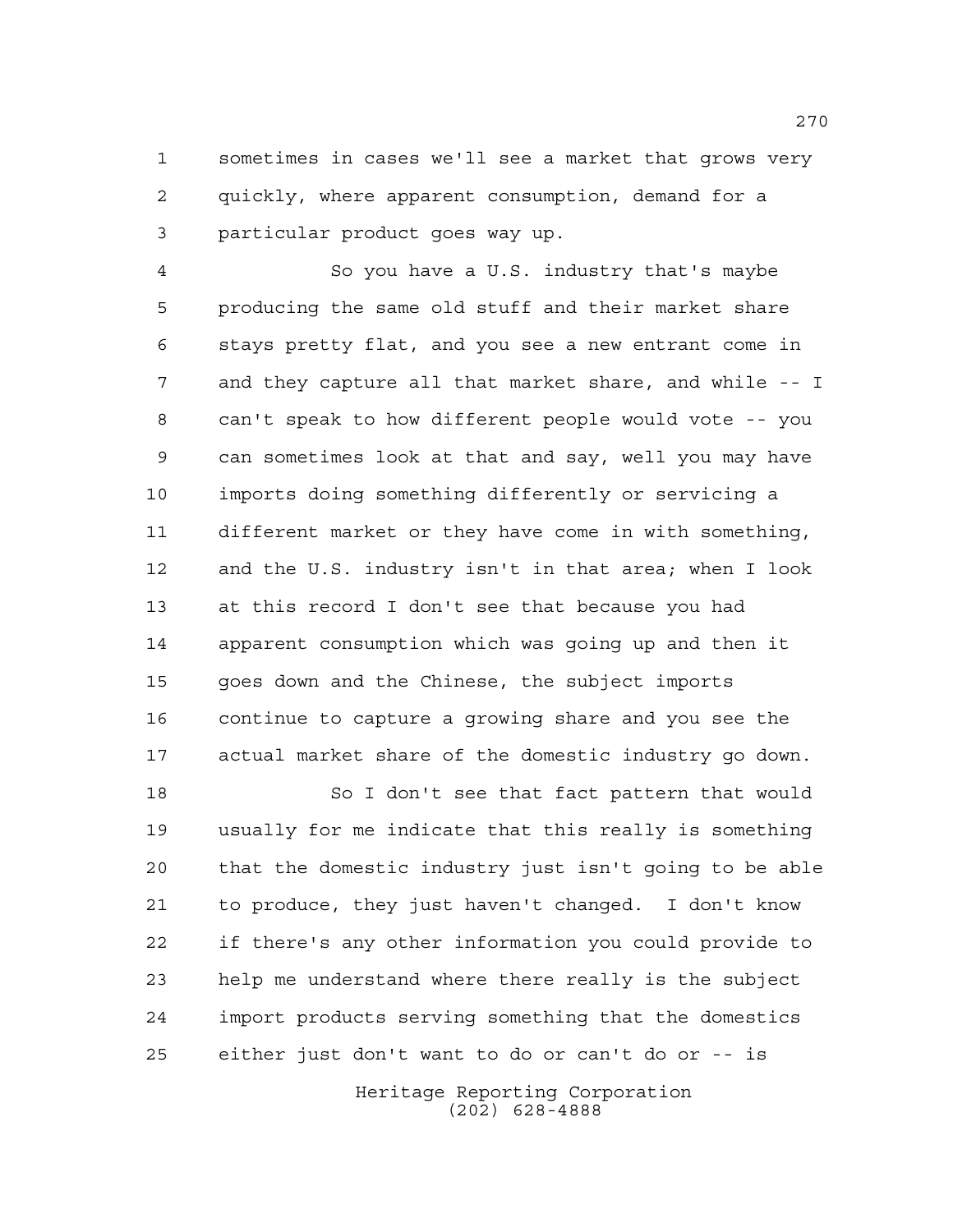sometimes in cases we'll see a market that grows very quickly, where apparent consumption, demand for a particular product goes way up.

So you have a U.S. industry that's maybe producing the same old stuff and their market share stays pretty flat, and you see a new entrant come in and they capture all that market share, and while -- I can't speak to how different people would vote -- you can sometimes look at that and say, well you may have imports doing something differently or servicing a different market or they have come in with something, and the U.S. industry isn't in that area; when I look at this record I don't see that because you had apparent consumption which was going up and then it goes down and the Chinese, the subject imports continue to capture a growing share and you see the actual market share of the domestic industry go down.

So I don't see that fact pattern that would usually for me indicate that this really is something that the domestic industry just isn't going to be able to produce, they just haven't changed. I don't know if there's any other information you could provide to help me understand where there really is the subject import products serving something that the domestics either just don't want to do or can't do or -- is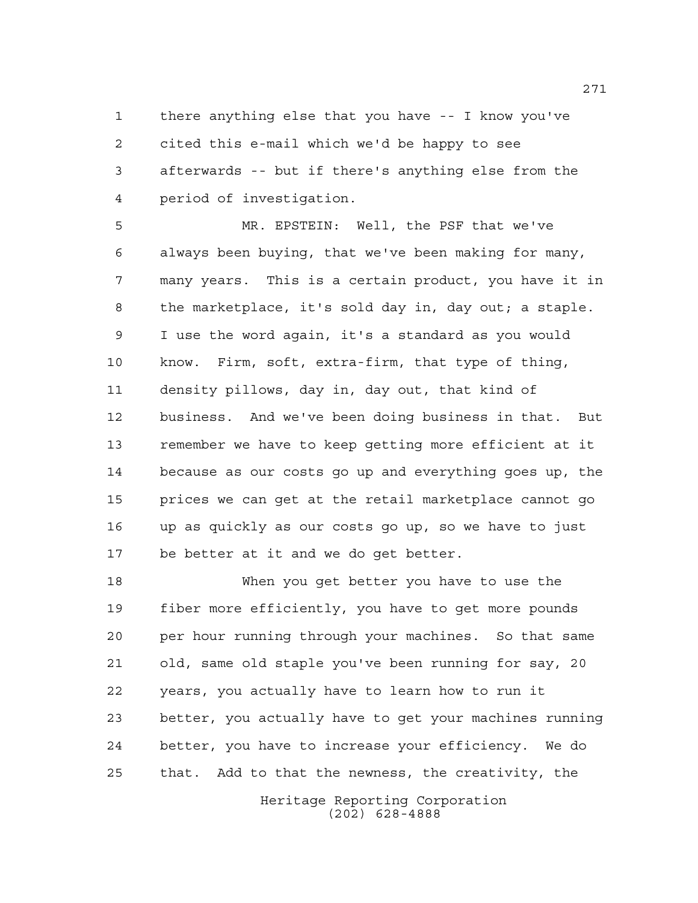there anything else that you have -- I know you've cited this e-mail which we'd be happy to see afterwards -- but if there's anything else from the period of investigation.

MR. EPSTEIN: Well, the PSF that we've always been buying, that we've been making for many, many years. This is a certain product, you have it in the marketplace, it's sold day in, day out; a staple. I use the word again, it's a standard as you would know. Firm, soft, extra-firm, that type of thing, density pillows, day in, day out, that kind of business. And we've been doing business in that. But remember we have to keep getting more efficient at it because as our costs go up and everything goes up, the prices we can get at the retail marketplace cannot go up as quickly as our costs go up, so we have to just be better at it and we do get better.

When you get better you have to use the fiber more efficiently, you have to get more pounds per hour running through your machines. So that same old, same old staple you've been running for say, 20 years, you actually have to learn how to run it better, you actually have to get your machines running better, you have to increase your efficiency. We do that. Add to that the newness, the creativity, the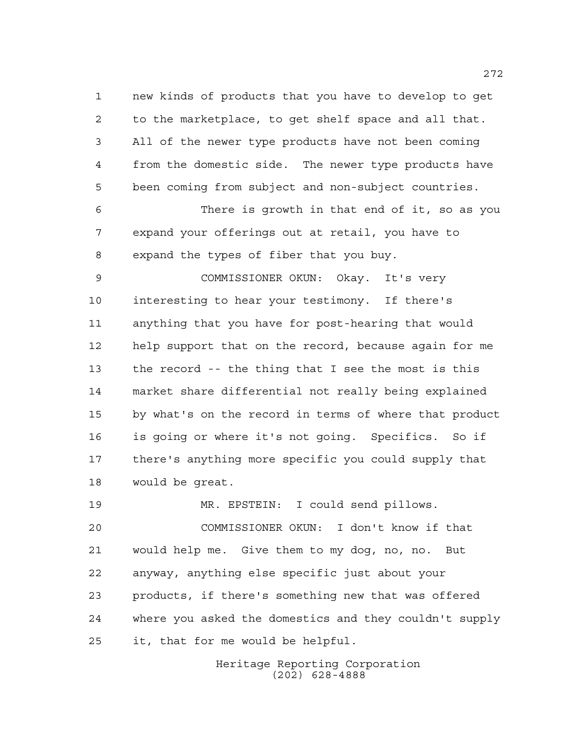new kinds of products that you have to develop to get to the marketplace, to get shelf space and all that. All of the newer type products have not been coming from the domestic side. The newer type products have been coming from subject and non-subject countries.

There is growth in that end of it, so as you expand your offerings out at retail, you have to expand the types of fiber that you buy.

COMMISSIONER OKUN: Okay. It's very interesting to hear your testimony. If there's anything that you have for post-hearing that would help support that on the record, because again for me the record -- the thing that I see the most is this market share differential not really being explained by what's on the record in terms of where that product is going or where it's not going. Specifics. So if there's anything more specific you could supply that would be great.

MR. EPSTEIN: I could send pillows.

COMMISSIONER OKUN: I don't know if that would help me. Give them to my dog, no, no. But anyway, anything else specific just about your products, if there's something new that was offered where you asked the domestics and they couldn't supply it, that for me would be helpful.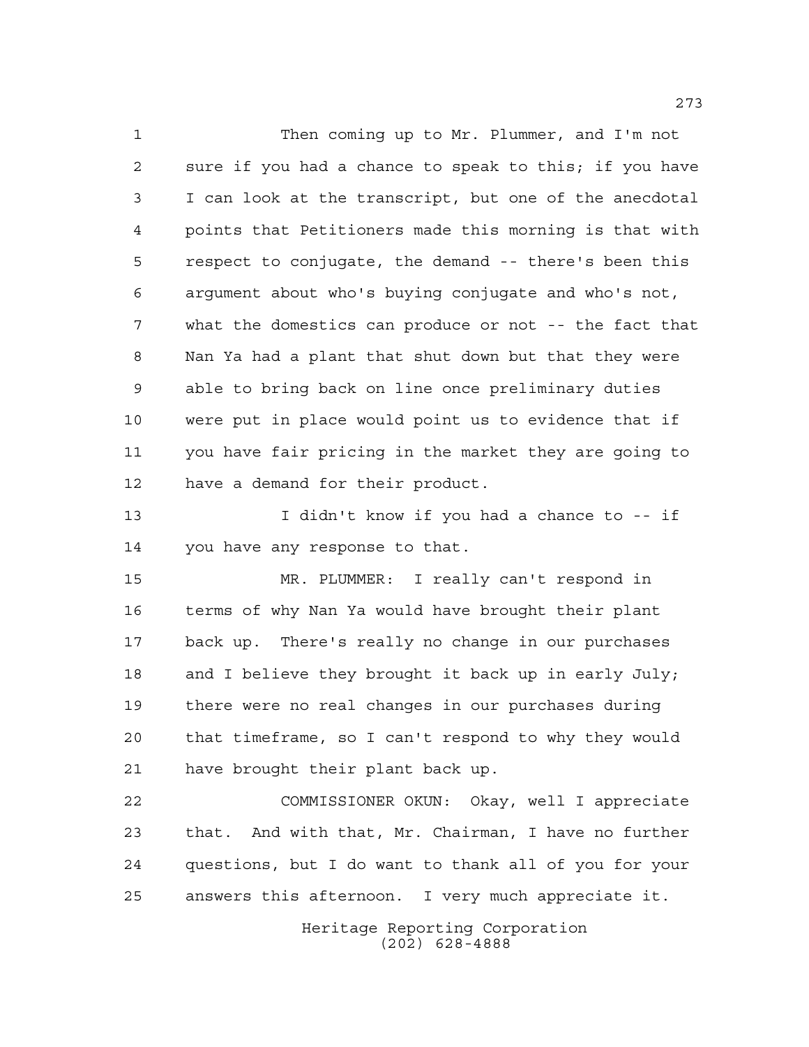Then coming up to Mr. Plummer, and I'm not sure if you had a chance to speak to this; if you have I can look at the transcript, but one of the anecdotal points that Petitioners made this morning is that with respect to conjugate, the demand -- there's been this argument about who's buying conjugate and who's not, what the domestics can produce or not -- the fact that Nan Ya had a plant that shut down but that they were able to bring back on line once preliminary duties were put in place would point us to evidence that if you have fair pricing in the market they are going to have a demand for their product.

I didn't know if you had a chance to -- if you have any response to that.

MR. PLUMMER: I really can't respond in terms of why Nan Ya would have brought their plant back up. There's really no change in our purchases and I believe they brought it back up in early July; there were no real changes in our purchases during that timeframe, so I can't respond to why they would have brought their plant back up.

COMMISSIONER OKUN: Okay, well I appreciate that. And with that, Mr. Chairman, I have no further questions, but I do want to thank all of you for your answers this afternoon. I very much appreciate it.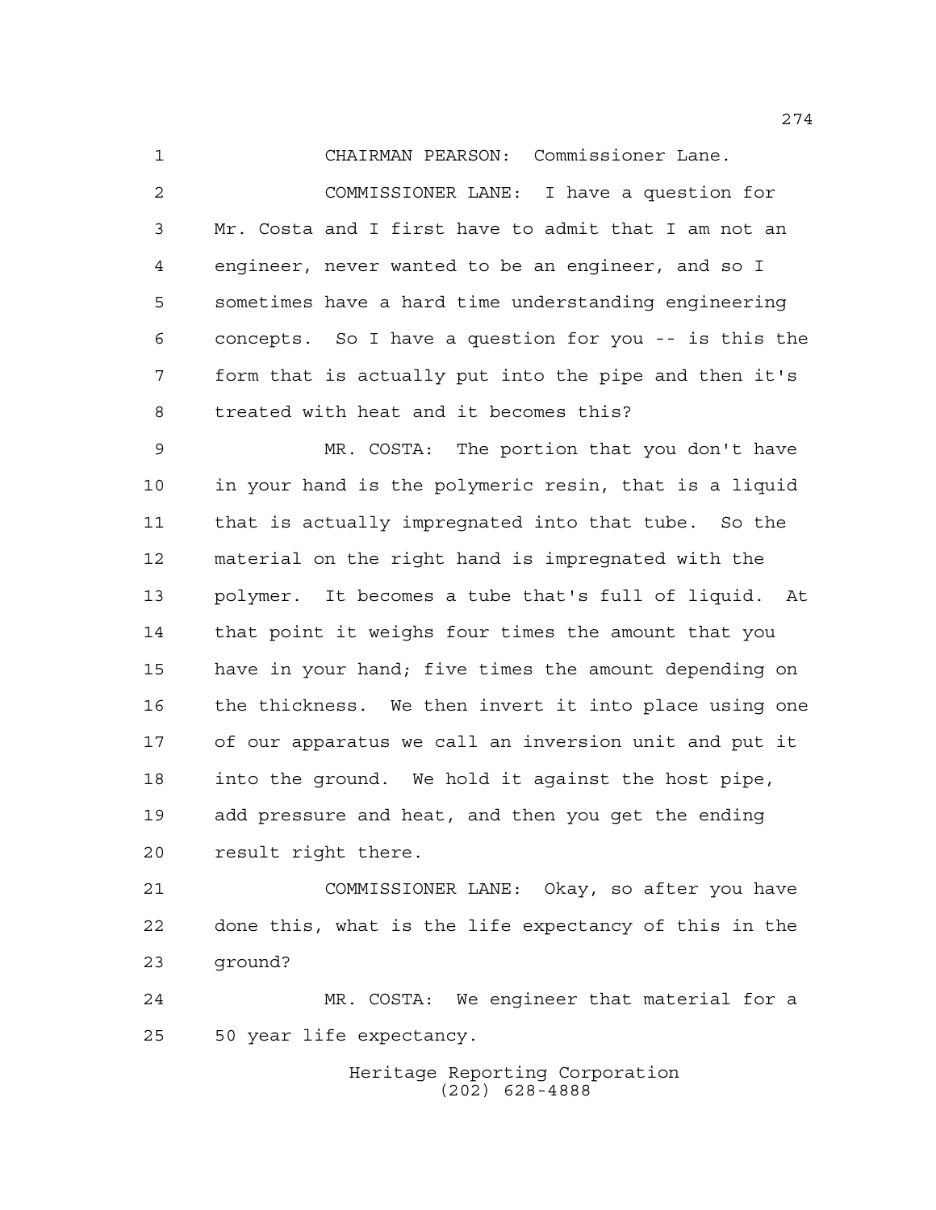CHAIRMAN PEARSON: Commissioner Lane.

COMMISSIONER LANE: I have a question for Mr. Costa and I first have to admit that I am not an engineer, never wanted to be an engineer, and so I sometimes have a hard time understanding engineering concepts. So I have a question for you -- is this the form that is actually put into the pipe and then it's treated with heat and it becomes this?

MR. COSTA: The portion that you don't have in your hand is the polymeric resin, that is a liquid that is actually impregnated into that tube. So the material on the right hand is impregnated with the polymer. It becomes a tube that's full of liquid. At that point it weighs four times the amount that you have in your hand; five times the amount depending on the thickness. We then invert it into place using one of our apparatus we call an inversion unit and put it into the ground. We hold it against the host pipe, add pressure and heat, and then you get the ending result right there.

COMMISSIONER LANE: Okay, so after you have done this, what is the life expectancy of this in the ground?

MR. COSTA: We engineer that material for a 50 year life expectancy.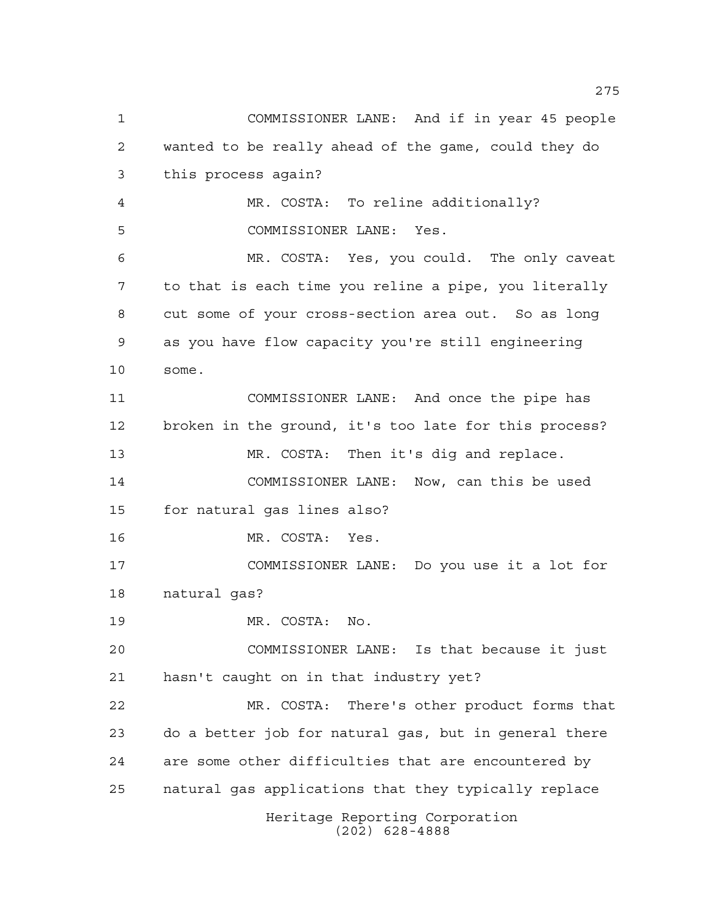COMMISSIONER LANE: And if in year 45 people wanted to be really ahead of the game, could they do this process again?

MR. COSTA: To reline additionally?

COMMISSIONER LANE: Yes.

MR. COSTA: Yes, you could. The only caveat to that is each time you reline a pipe, you literally cut some of your cross-section area out. So as long as you have flow capacity you're still engineering some.

COMMISSIONER LANE: And once the pipe has broken in the ground, it's too late for this process?

MR. COSTA: Then it's dig and replace.

COMMISSIONER LANE: Now, can this be used for natural gas lines also?

MR. COSTA: Yes.

COMMISSIONER LANE: Do you use it a lot for natural gas?

MR. COSTA: No.

COMMISSIONER LANE: Is that because it just hasn't caught on in that industry yet?

MR. COSTA: There's other product forms that do a better job for natural gas, but in general there are some other difficulties that are encountered by natural gas applications that they typically replace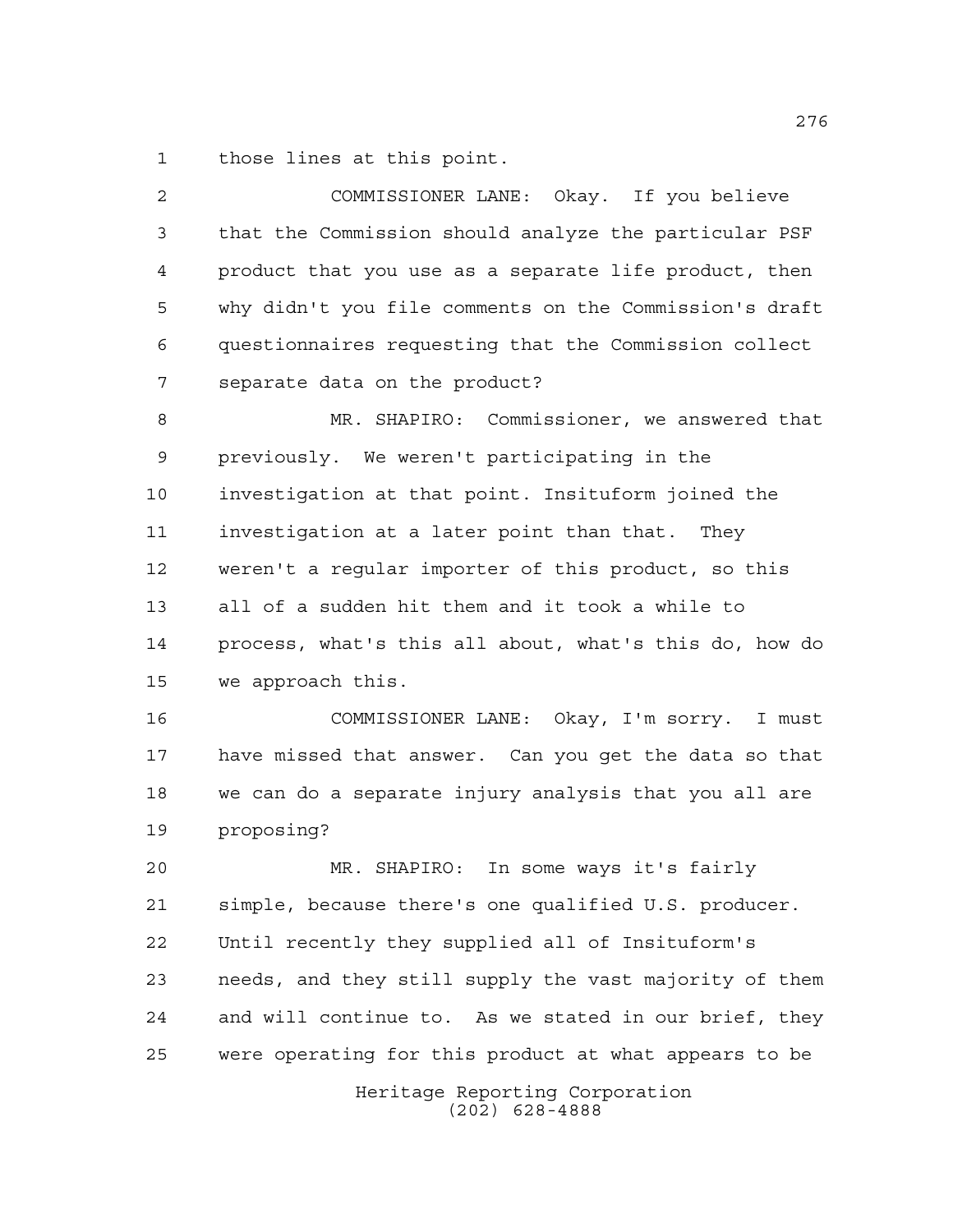those lines at this point.

COMMISSIONER LANE: Okay. If you believe that the Commission should analyze the particular PSF product that you use as a separate life product, then why didn't you file comments on the Commission's draft questionnaires requesting that the Commission collect separate data on the product?

MR. SHAPIRO: Commissioner, we answered that previously. We weren't participating in the investigation at that point. Insituform joined the investigation at a later point than that. They weren't a regular importer of this product, so this all of a sudden hit them and it took a while to process, what's this all about, what's this do, how do we approach this.

COMMISSIONER LANE: Okay, I'm sorry. I must have missed that answer. Can you get the data so that we can do a separate injury analysis that you all are proposing?

MR. SHAPIRO: In some ways it's fairly simple, because there's one qualified U.S. producer. Until recently they supplied all of Insituform's needs, and they still supply the vast majority of them and will continue to. As we stated in our brief, they were operating for this product at what appears to be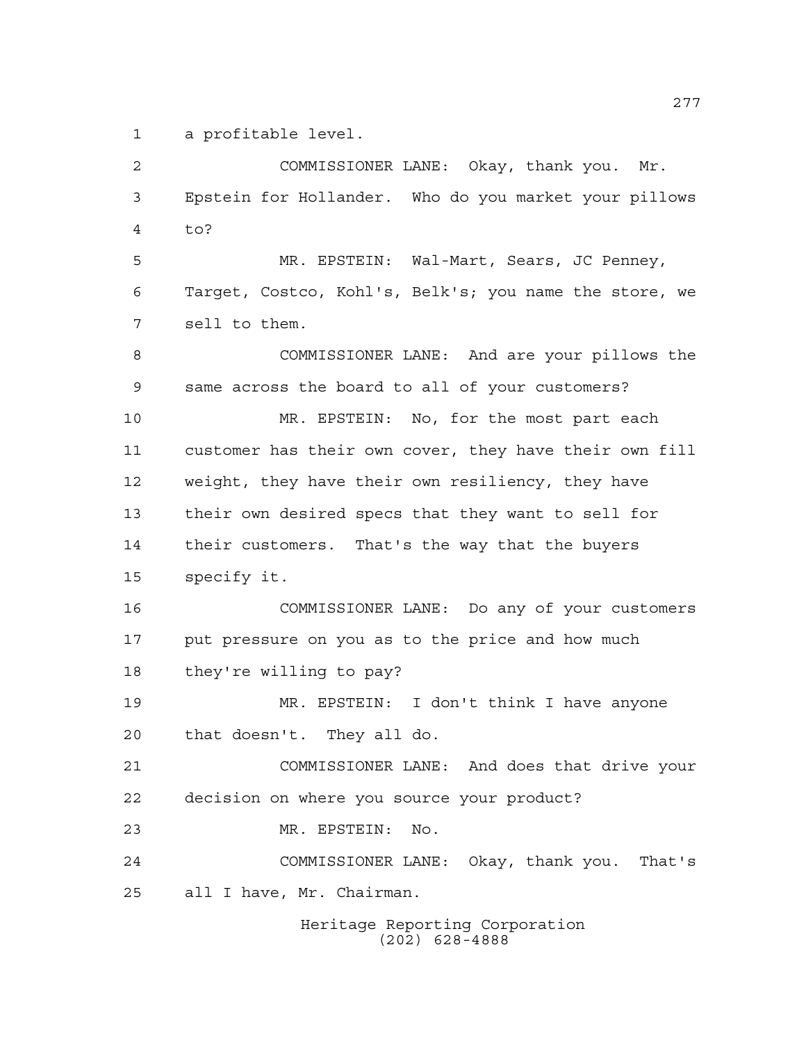a profitable level.

COMMISSIONER LANE: Okay, thank you. Mr. Epstein for Hollander. Who do you market your pillows to?

MR. EPSTEIN: Wal-Mart, Sears, JC Penney, Target, Costco, Kohl's, Belk's; you name the store, we sell to them.

COMMISSIONER LANE: And are your pillows the same across the board to all of your customers?

MR. EPSTEIN: No, for the most part each customer has their own cover, they have their own fill weight, they have their own resiliency, they have their own desired specs that they want to sell for their customers. That's the way that the buyers specify it.

COMMISSIONER LANE: Do any of your customers put pressure on you as to the price and how much they're willing to pay?

MR. EPSTEIN: I don't think I have anyone that doesn't. They all do.

COMMISSIONER LANE: And does that drive your decision on where you source your product?

MR. EPSTEIN: No.

COMMISSIONER LANE: Okay, thank you. That's all I have, Mr. Chairman.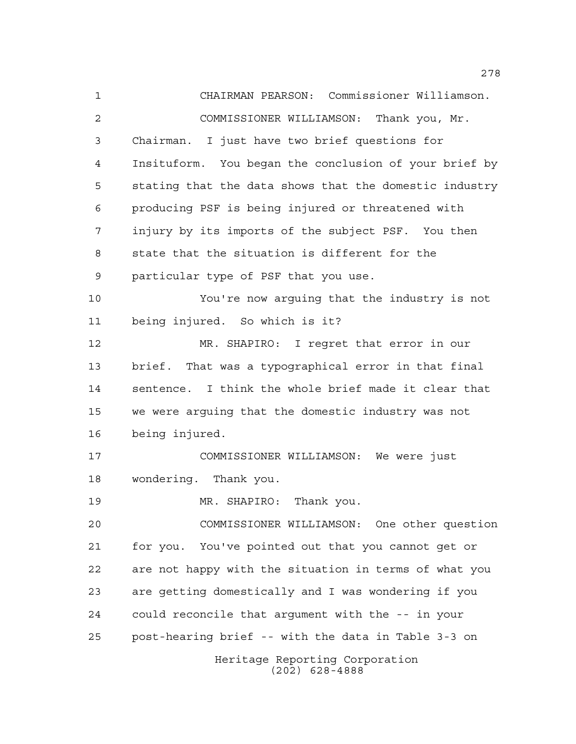CHAIRMAN PEARSON: Commissioner Williamson.

COMMISSIONER WILLIAMSON: Thank you, Mr. Chairman. I just have two brief questions for Insituform. You began the conclusion of your brief by stating that the data shows that the domestic industry producing PSF is being injured or threatened with injury by its imports of the subject PSF. You then state that the situation is different for the particular type of PSF that you use.

You're now arguing that the industry is not being injured. So which is it?

MR. SHAPIRO: I regret that error in our brief. That was a typographical error in that final sentence. I think the whole brief made it clear that we were arguing that the domestic industry was not being injured.

COMMISSIONER WILLIAMSON: We were just wondering. Thank you.

MR. SHAPIRO: Thank you.

COMMISSIONER WILLIAMSON: One other question for you. You've pointed out that you cannot get or are not happy with the situation in terms of what you are getting domestically and I was wondering if you could reconcile that argument with the -- in your post-hearing brief -- with the data in Table 3-3 on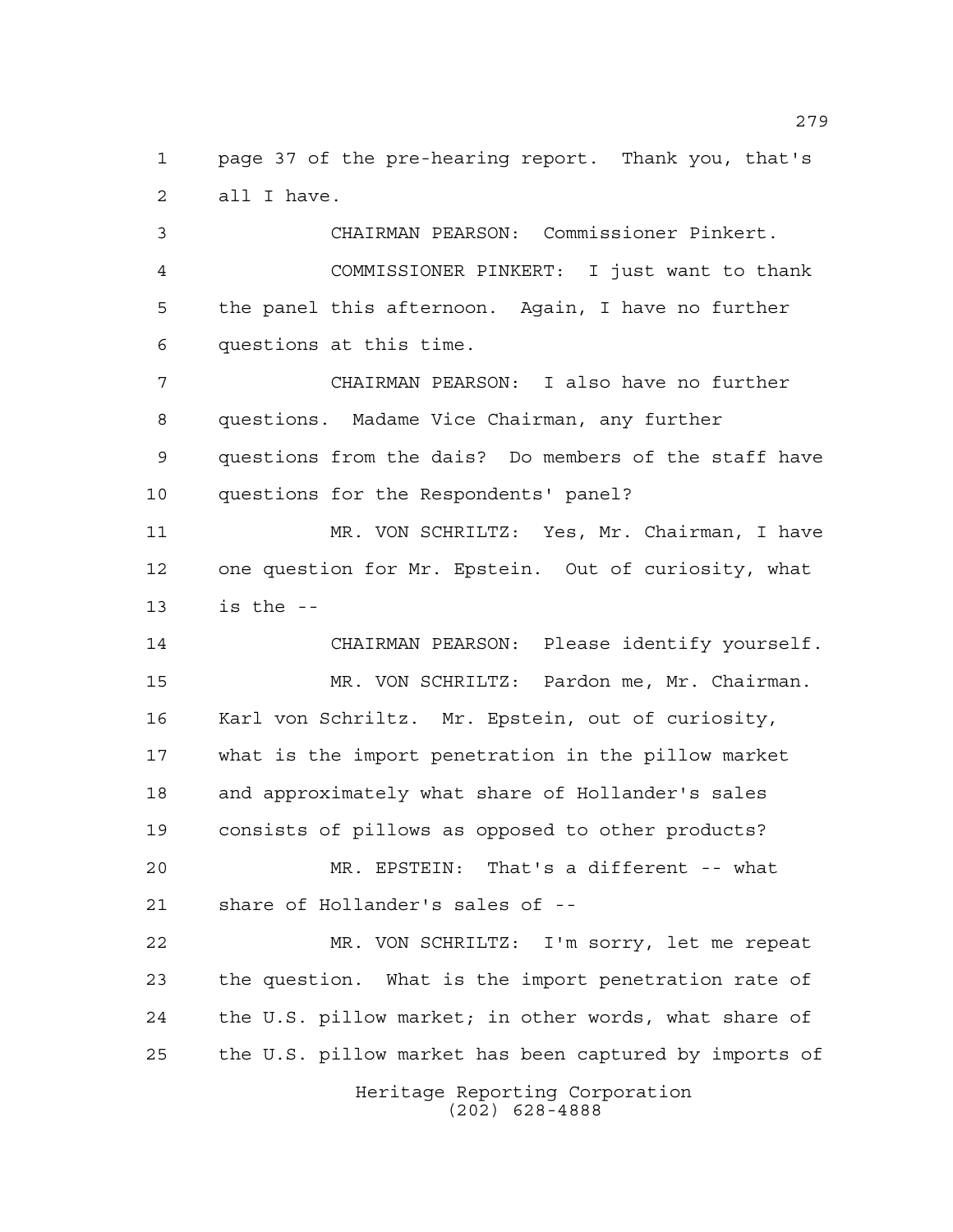page 37 of the pre-hearing report. Thank you, that's all I have.

CHAIRMAN PEARSON: Commissioner Pinkert.

COMMISSIONER PINKERT: I just want to thank the panel this afternoon. Again, I have no further questions at this time.

CHAIRMAN PEARSON: I also have no further questions. Madame Vice Chairman, any further questions from the dais? Do members of the staff have questions for the Respondents' panel?

MR. VON SCHRILTZ: Yes, Mr. Chairman, I have one question for Mr. Epstein. Out of curiosity, what is the --

CHAIRMAN PEARSON: Please identify yourself.

MR. VON SCHRILTZ: Pardon me, Mr. Chairman. Karl von Schriltz. Mr. Epstein, out of curiosity, what is the import penetration in the pillow market and approximately what share of Hollander's sales consists of pillows as opposed to other products?

MR. EPSTEIN: That's a different -- what share of Hollander's sales of --

MR. VON SCHRILTZ: I'm sorry, let me repeat the question. What is the import penetration rate of the U.S. pillow market; in other words, what share of the U.S. pillow market has been captured by imports of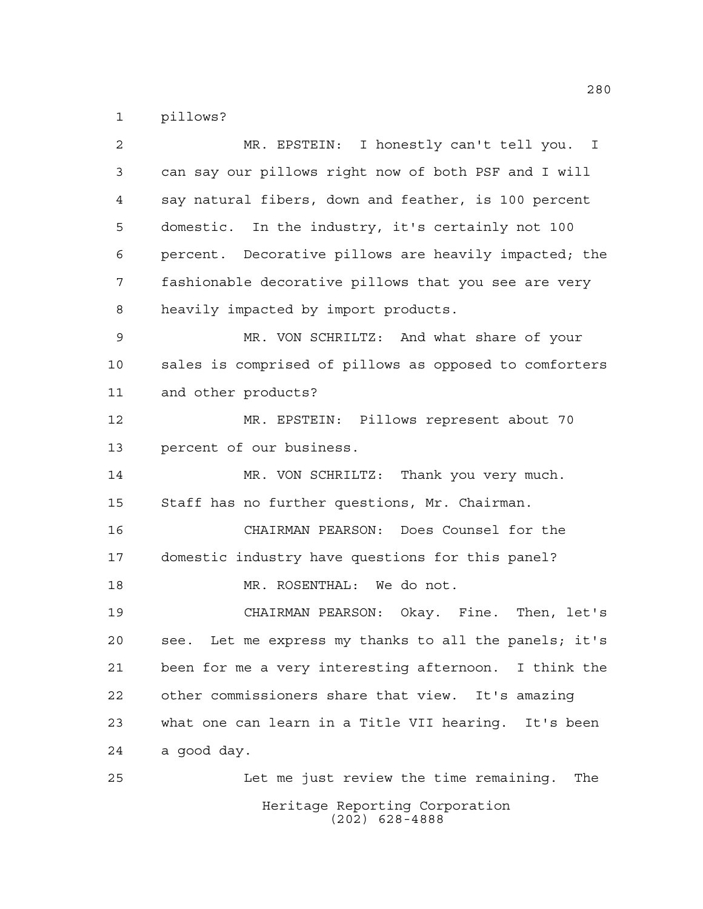pillows?

MR. EPSTEIN: I honestly can't tell you. I can say our pillows right now of both PSF and I will say natural fibers, down and feather, is 100 percent domestic. In the industry, it's certainly not 100 percent. Decorative pillows are heavily impacted; the fashionable decorative pillows that you see are very heavily impacted by import products.

MR. VON SCHRILTZ: And what share of your sales is comprised of pillows as opposed to comforters and other products?

MR. EPSTEIN: Pillows represent about 70 percent of our business.

MR. VON SCHRILTZ: Thank you very much. Staff has no further questions, Mr. Chairman.

CHAIRMAN PEARSON: Does Counsel for the domestic industry have questions for this panel?

MR. ROSENTHAL: We do not.

CHAIRMAN PEARSON: Okay. Fine. Then, let's see. Let me express my thanks to all the panels; it's been for me a very interesting afternoon. I think the other commissioners share that view. It's amazing what one can learn in a Title VII hearing. It's been a good day.

Let me just review the time remaining. The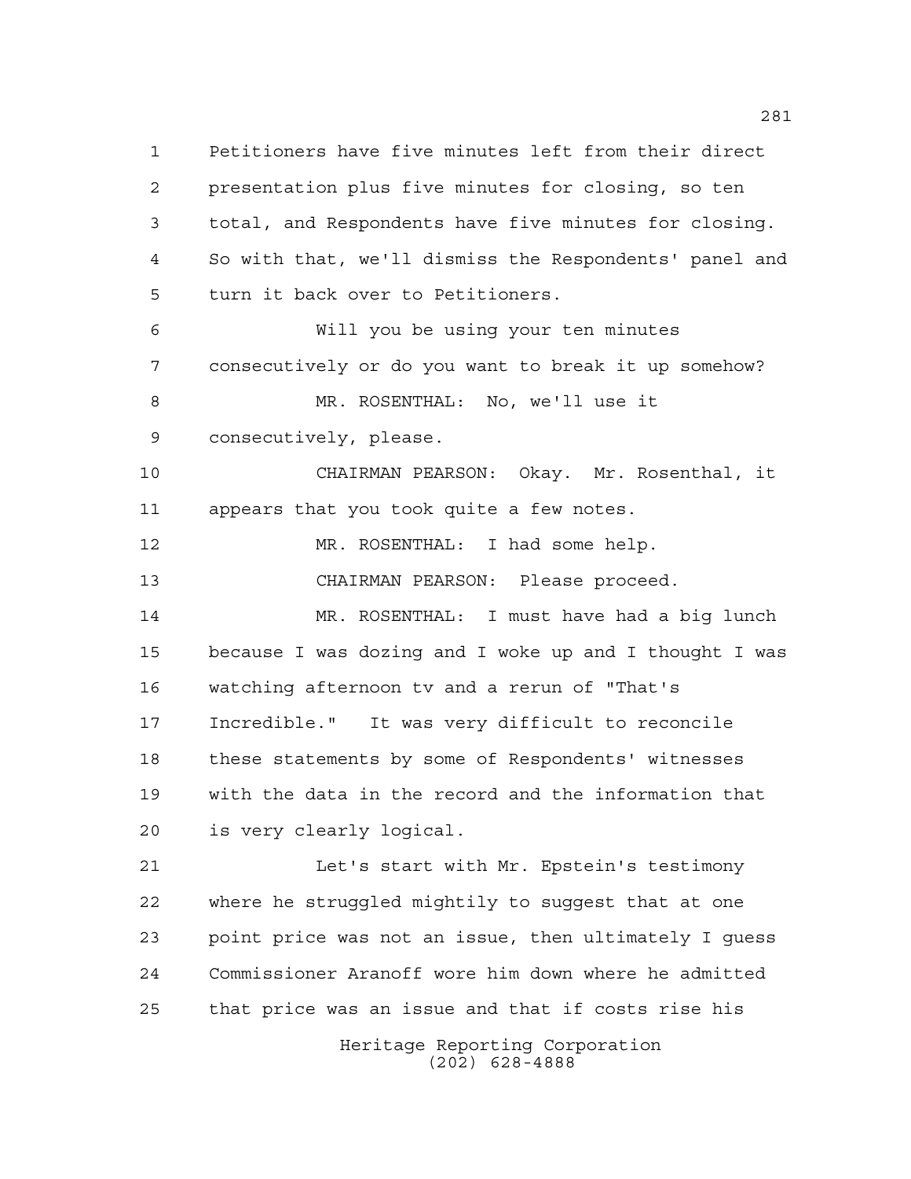Petitioners have five minutes left from their direct presentation plus five minutes for closing, so ten total, and Respondents have five minutes for closing. So with that, we'll dismiss the Respondents' panel and turn it back over to Petitioners.

Will you be using your ten minutes consecutively or do you want to break it up somehow?

MR. ROSENTHAL: No, we'll use it consecutively, please.

CHAIRMAN PEARSON: Okay. Mr. Rosenthal, it appears that you took quite a few notes.

MR. ROSENTHAL: I had some help.

CHAIRMAN PEARSON: Please proceed.

MR. ROSENTHAL: I must have had a big lunch because I was dozing and I woke up and I thought I was watching afternoon tv and a rerun of "That's Incredible." It was very difficult to reconcile these statements by some of Respondents' witnesses with the data in the record and the information that is very clearly logical.

Let's start with Mr. Epstein's testimony where he struggled mightily to suggest that at one point price was not an issue, then ultimately I guess Commissioner Aranoff wore him down where he admitted that price was an issue and that if costs rise his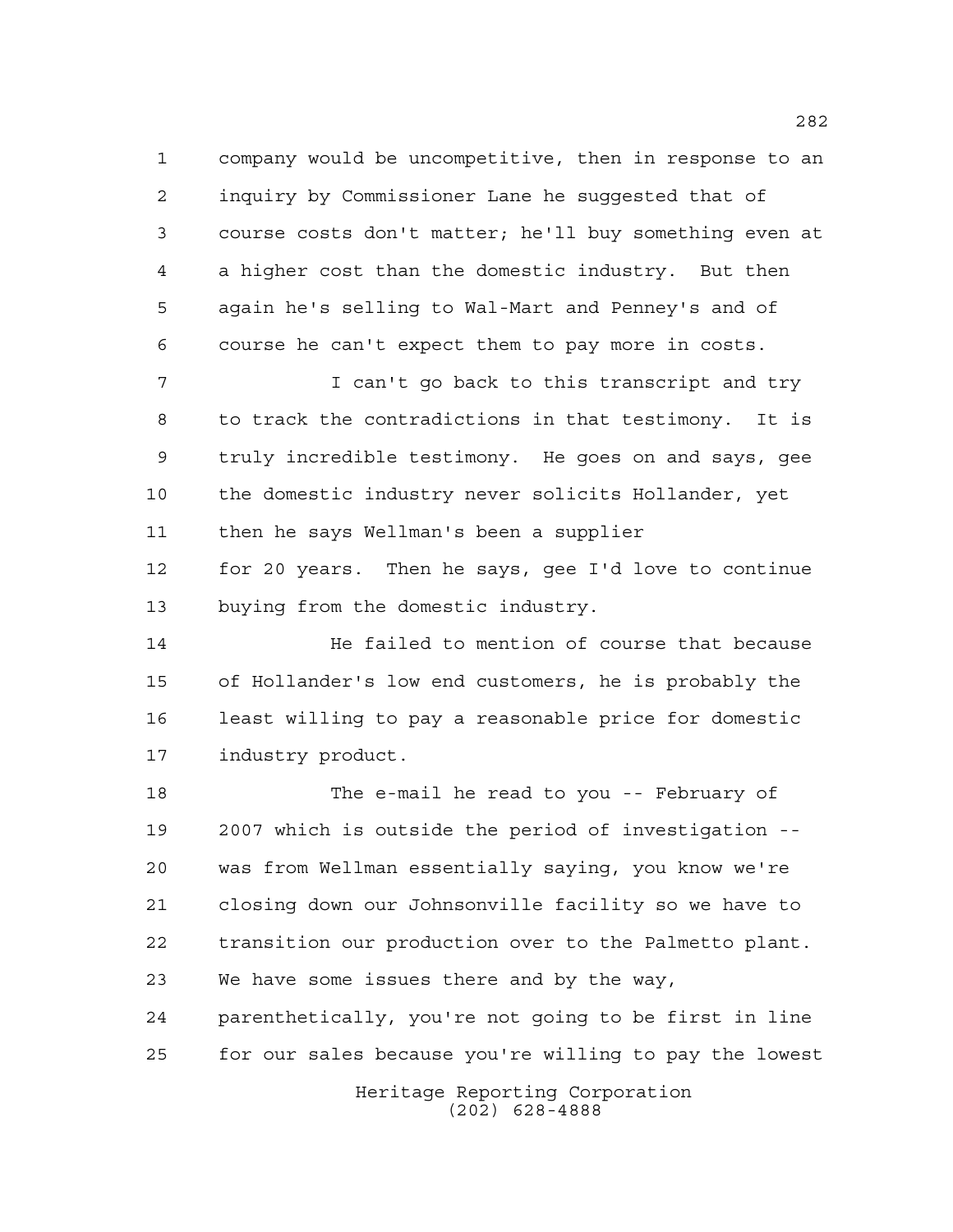company would be uncompetitive, then in response to an inquiry by Commissioner Lane he suggested that of course costs don't matter; he'll buy something even at a higher cost than the domestic industry. But then again he's selling to Wal-Mart and Penney's and of course he can't expect them to pay more in costs.

I can't go back to this transcript and try to track the contradictions in that testimony. It is truly incredible testimony. He goes on and says, gee the domestic industry never solicits Hollander, yet then he says Wellman's been a supplier for 20 years. Then he says, gee I'd love to continue buying from the domestic industry.

He failed to mention of course that because of Hollander's low end customers, he is probably the least willing to pay a reasonable price for domestic industry product.

The e-mail he read to you -- February of 2007 which is outside the period of investigation -- was from Wellman essentially saying, you know we're closing down our Johnsonville facility so we have to transition our production over to the Palmetto plant. We have some issues there and by the way, parenthetically, you're not going to be first in line for our sales because you're willing to pay the lowest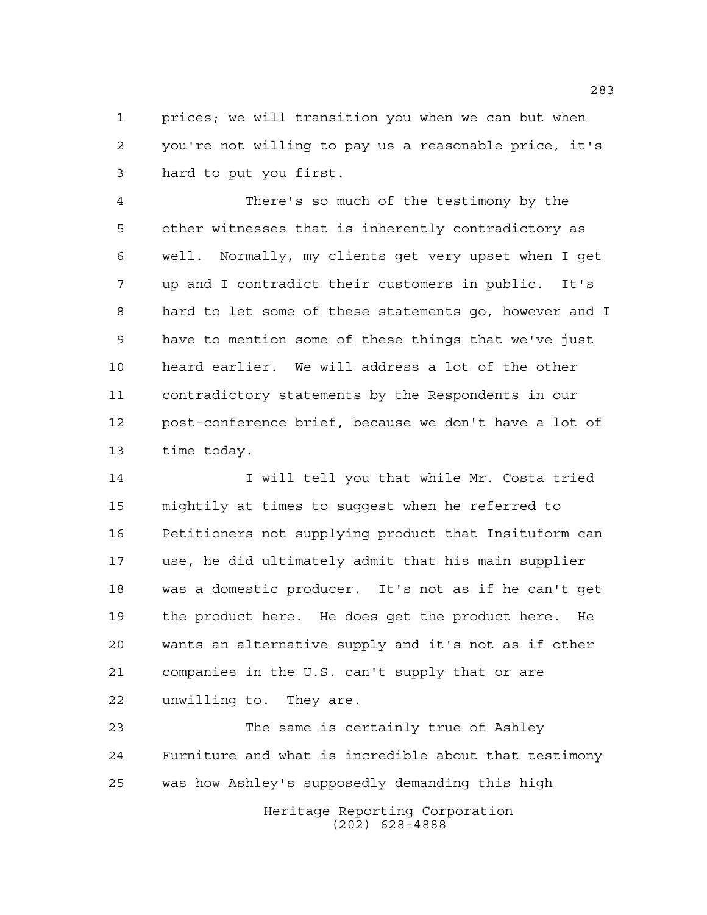prices; we will transition you when we can but when you're not willing to pay us a reasonable price, it's hard to put you first.

There's so much of the testimony by the other witnesses that is inherently contradictory as well. Normally, my clients get very upset when I get up and I contradict their customers in public. It's hard to let some of these statements go, however and I have to mention some of these things that we've just heard earlier. We will address a lot of the other contradictory statements by the Respondents in our post-conference brief, because we don't have a lot of time today.

I will tell you that while Mr. Costa tried mightily at times to suggest when he referred to Petitioners not supplying product that Insituform can use, he did ultimately admit that his main supplier was a domestic producer. It's not as if he can't get the product here. He does get the product here. He wants an alternative supply and it's not as if other companies in the U.S. can't supply that or are unwilling to. They are.

The same is certainly true of Ashley Furniture and what is incredible about that testimony was how Ashley's supposedly demanding this high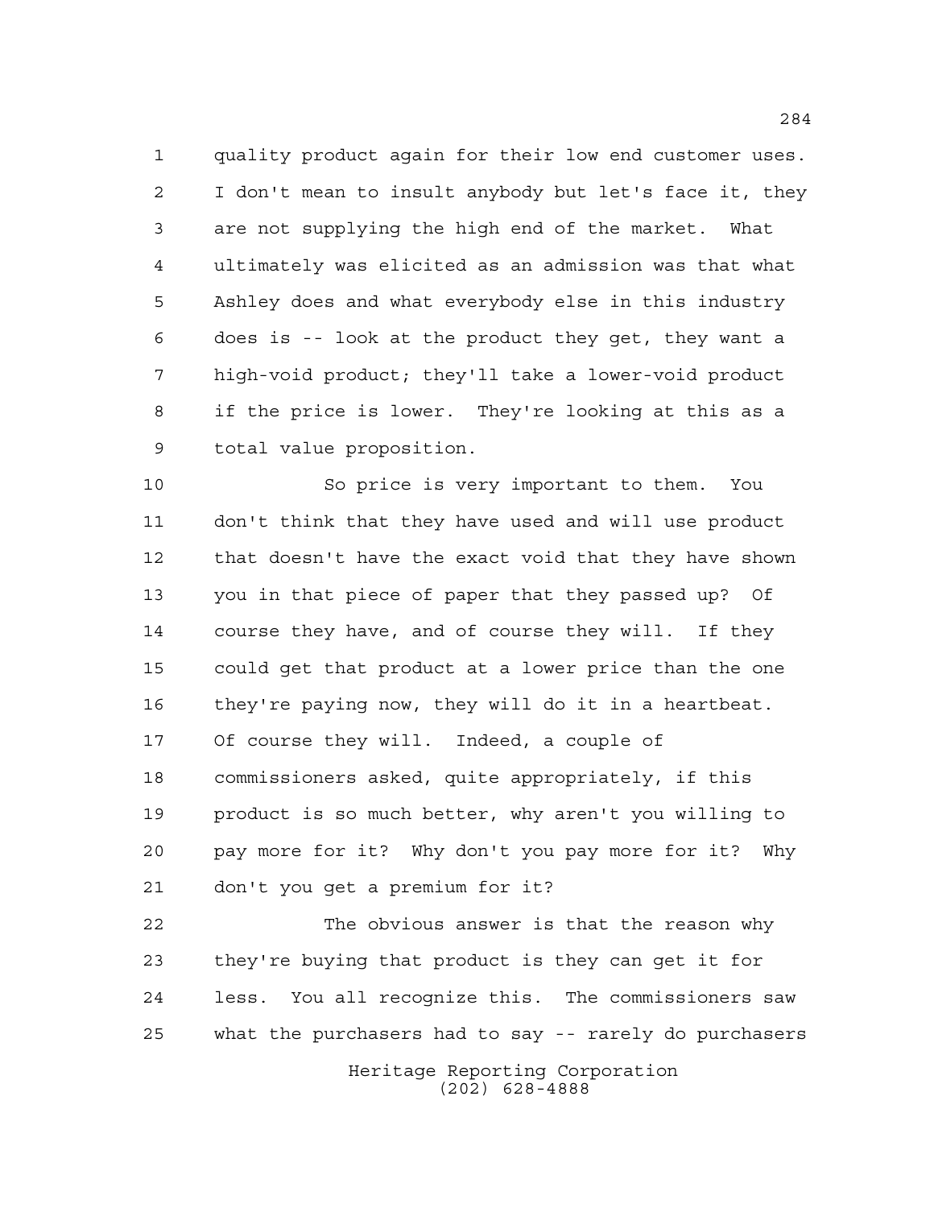quality product again for their low end customer uses. I don't mean to insult anybody but let's face it, they are not supplying the high end of the market. What ultimately was elicited as an admission was that what Ashley does and what everybody else in this industry does is -- look at the product they get, they want a high-void product; they'll take a lower-void product if the price is lower. They're looking at this as a total value proposition.

So price is very important to them. You don't think that they have used and will use product that doesn't have the exact void that they have shown you in that piece of paper that they passed up? Of course they have, and of course they will. If they could get that product at a lower price than the one they're paying now, they will do it in a heartbeat. Of course they will. Indeed, a couple of commissioners asked, quite appropriately, if this product is so much better, why aren't you willing to pay more for it? Why don't you pay more for it? Why don't you get a premium for it?

The obvious answer is that the reason why they're buying that product is they can get it for less. You all recognize this. The commissioners saw what the purchasers had to say -- rarely do purchasers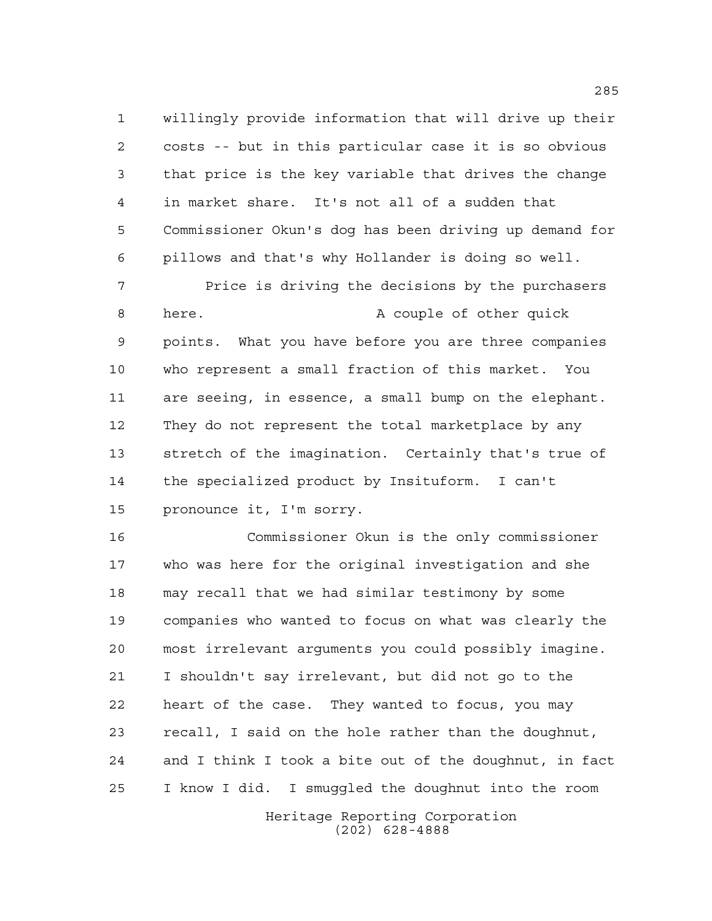willingly provide information that will drive up their costs -- but in this particular case it is so obvious that price is the key variable that drives the change in market share. It's not all of a sudden that Commissioner Okun's dog has been driving up demand for pillows and that's why Hollander is doing so well.

Price is driving the decisions by the purchasers here. A couple of other quick points. What you have before you are three companies who represent a small fraction of this market. You are seeing, in essence, a small bump on the elephant. They do not represent the total marketplace by any stretch of the imagination. Certainly that's true of the specialized product by Insituform. I can't pronounce it, I'm sorry.

Commissioner Okun is the only commissioner who was here for the original investigation and she may recall that we had similar testimony by some companies who wanted to focus on what was clearly the most irrelevant arguments you could possibly imagine. I shouldn't say irrelevant, but did not go to the heart of the case. They wanted to focus, you may recall, I said on the hole rather than the doughnut, and I think I took a bite out of the doughnut, in fact I know I did. I smuggled the doughnut into the room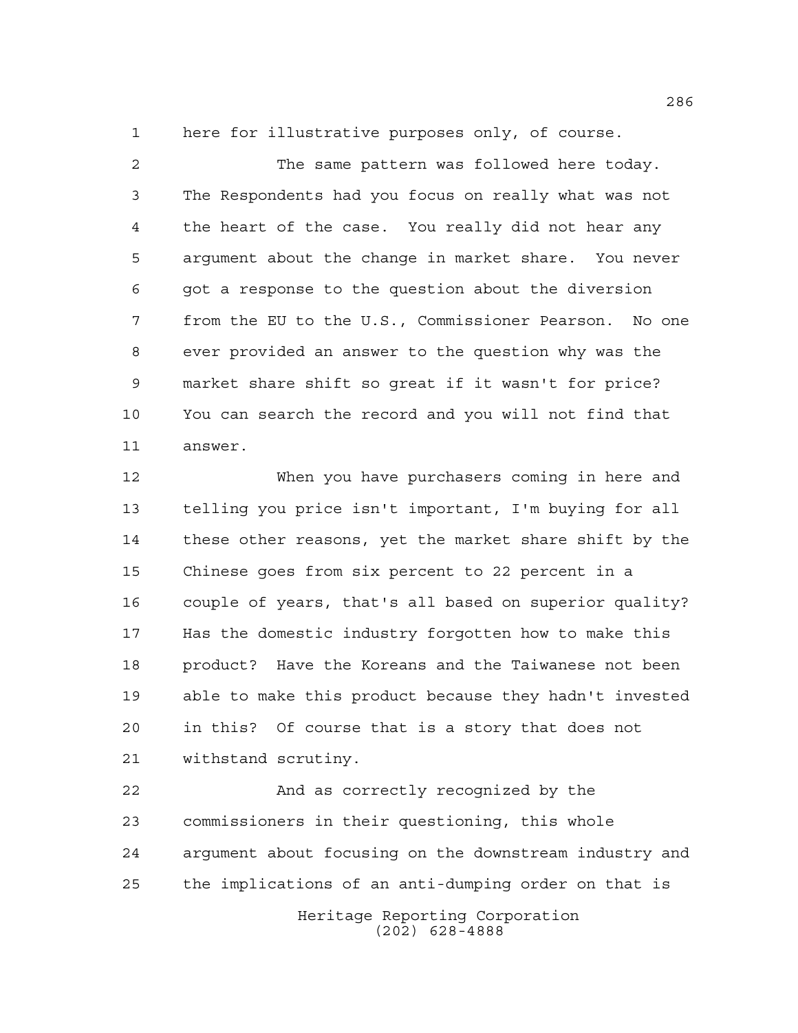here for illustrative purposes only, of course.

The same pattern was followed here today. The Respondents had you focus on really what was not the heart of the case. You really did not hear any argument about the change in market share. You never got a response to the question about the diversion from the EU to the U.S., Commissioner Pearson. No one ever provided an answer to the question why was the market share shift so great if it wasn't for price? You can search the record and you will not find that answer.

When you have purchasers coming in here and telling you price isn't important, I'm buying for all these other reasons, yet the market share shift by the Chinese goes from six percent to 22 percent in a couple of years, that's all based on superior quality? Has the domestic industry forgotten how to make this product? Have the Koreans and the Taiwanese not been able to make this product because they hadn't invested in this? Of course that is a story that does not withstand scrutiny.

And as correctly recognized by the commissioners in their questioning, this whole argument about focusing on the downstream industry and the implications of an anti-dumping order on that is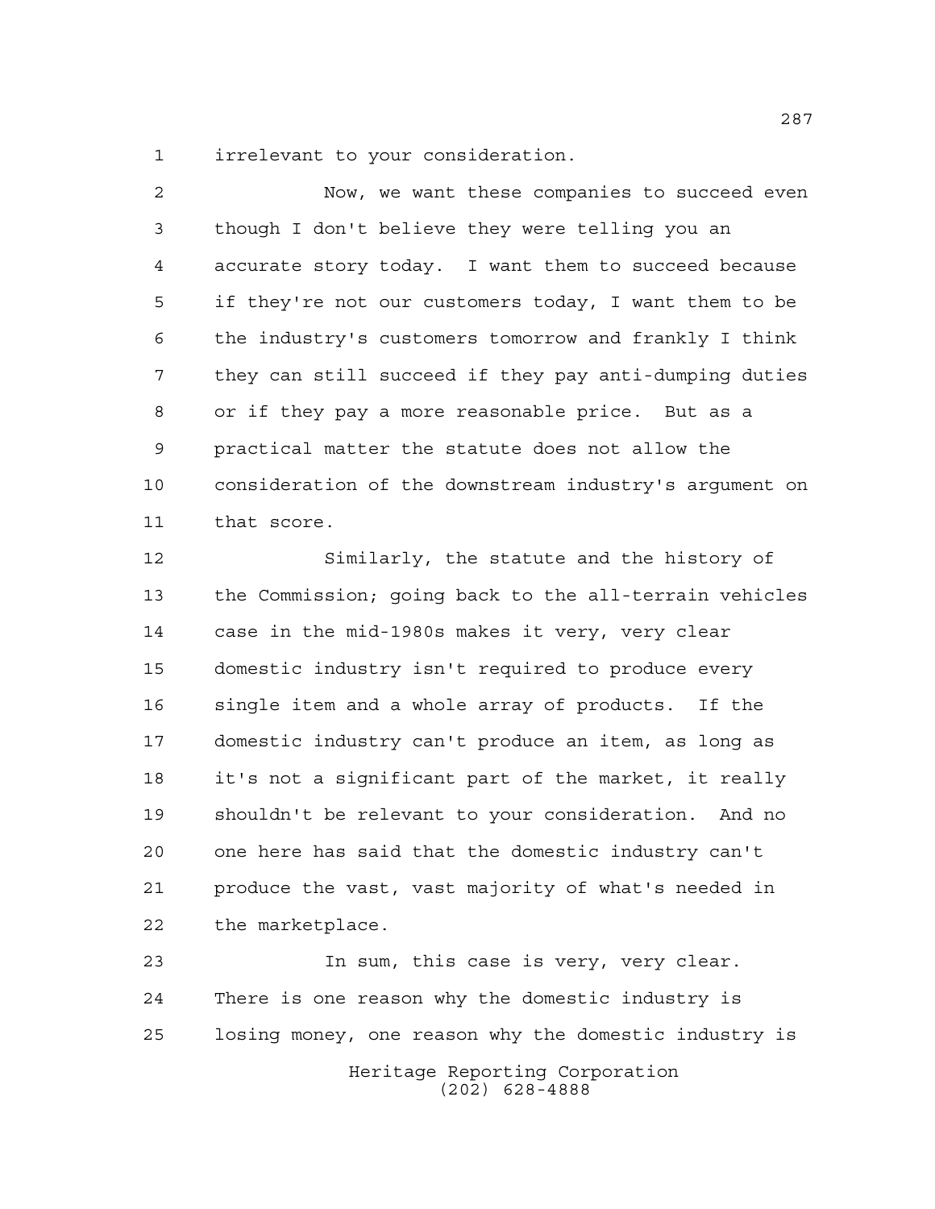irrelevant to your consideration.

Now, we want these companies to succeed even though I don't believe they were telling you an accurate story today. I want them to succeed because if they're not our customers today, I want them to be the industry's customers tomorrow and frankly I think they can still succeed if they pay anti-dumping duties or if they pay a more reasonable price. But as a practical matter the statute does not allow the consideration of the downstream industry's argument on that score.

Similarly, the statute and the history of the Commission; going back to the all-terrain vehicles case in the mid-1980s makes it very, very clear domestic industry isn't required to produce every single item and a whole array of products. If the domestic industry can't produce an item, as long as it's not a significant part of the market, it really shouldn't be relevant to your consideration. And no one here has said that the domestic industry can't produce the vast, vast majority of what's needed in the marketplace.

In sum, this case is very, very clear. There is one reason why the domestic industry is losing money, one reason why the domestic industry is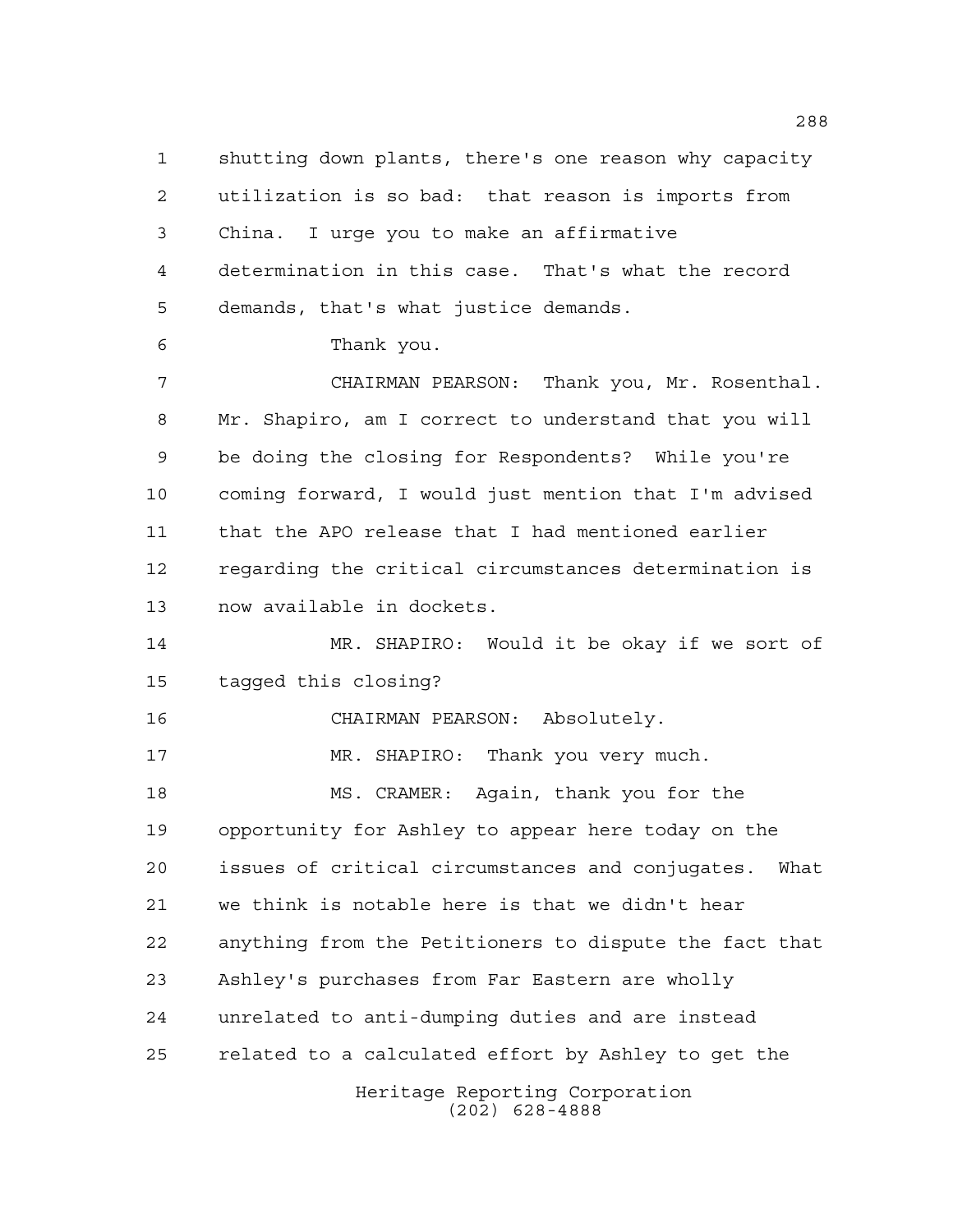shutting down plants, there's one reason why capacity utilization is so bad: that reason is imports from China. I urge you to make an affirmative determination in this case. That's what the record demands, that's what justice demands.

Thank you.

CHAIRMAN PEARSON: Thank you, Mr. Rosenthal. Mr. Shapiro, am I correct to understand that you will be doing the closing for Respondents? While you're coming forward, I would just mention that I'm advised that the APO release that I had mentioned earlier regarding the critical circumstances determination is now available in dockets.

MR. SHAPIRO: Would it be okay if we sort of tagged this closing?

CHAIRMAN PEARSON: Absolutely.

MR. SHAPIRO: Thank you very much.

MS. CRAMER: Again, thank you for the opportunity for Ashley to appear here today on the issues of critical circumstances and conjugates. What we think is notable here is that we didn't hear anything from the Petitioners to dispute the fact that Ashley's purchases from Far Eastern are wholly unrelated to anti-dumping duties and are instead related to a calculated effort by Ashley to get the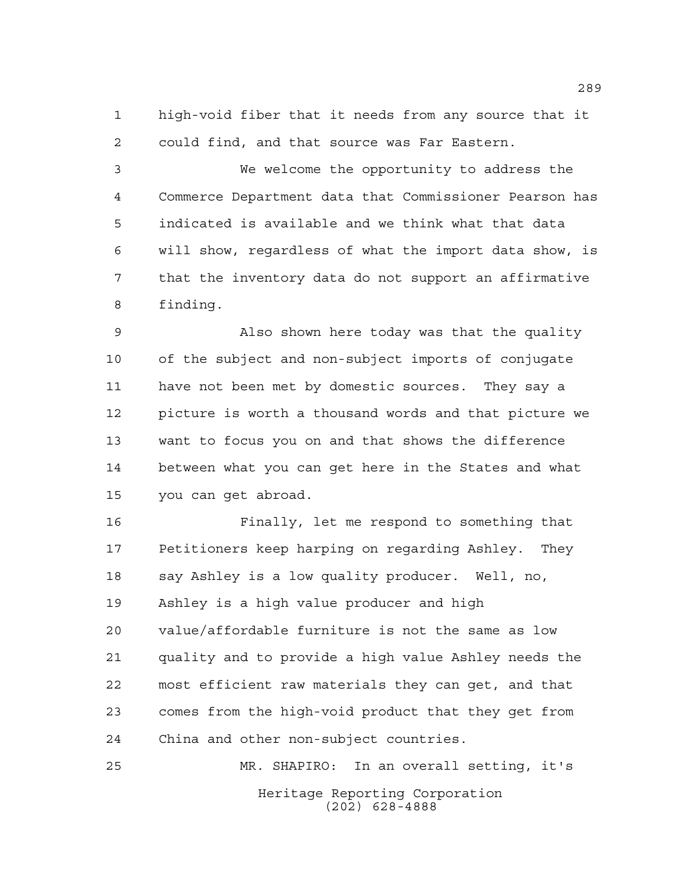high-void fiber that it needs from any source that it could find, and that source was Far Eastern.

We welcome the opportunity to address the Commerce Department data that Commissioner Pearson has indicated is available and we think what that data will show, regardless of what the import data show, is that the inventory data do not support an affirmative finding.

Also shown here today was that the quality of the subject and non-subject imports of conjugate have not been met by domestic sources. They say a picture is worth a thousand words and that picture we want to focus you on and that shows the difference between what you can get here in the States and what you can get abroad.

Finally, let me respond to something that Petitioners keep harping on regarding Ashley. They say Ashley is a low quality producer. Well, no, Ashley is a high value producer and high value/affordable furniture is not the same as low quality and to provide a high value Ashley needs the most efficient raw materials they can get, and that comes from the high-void product that they get from China and other non-subject countries.

MR. SHAPIRO: In an overall setting, it's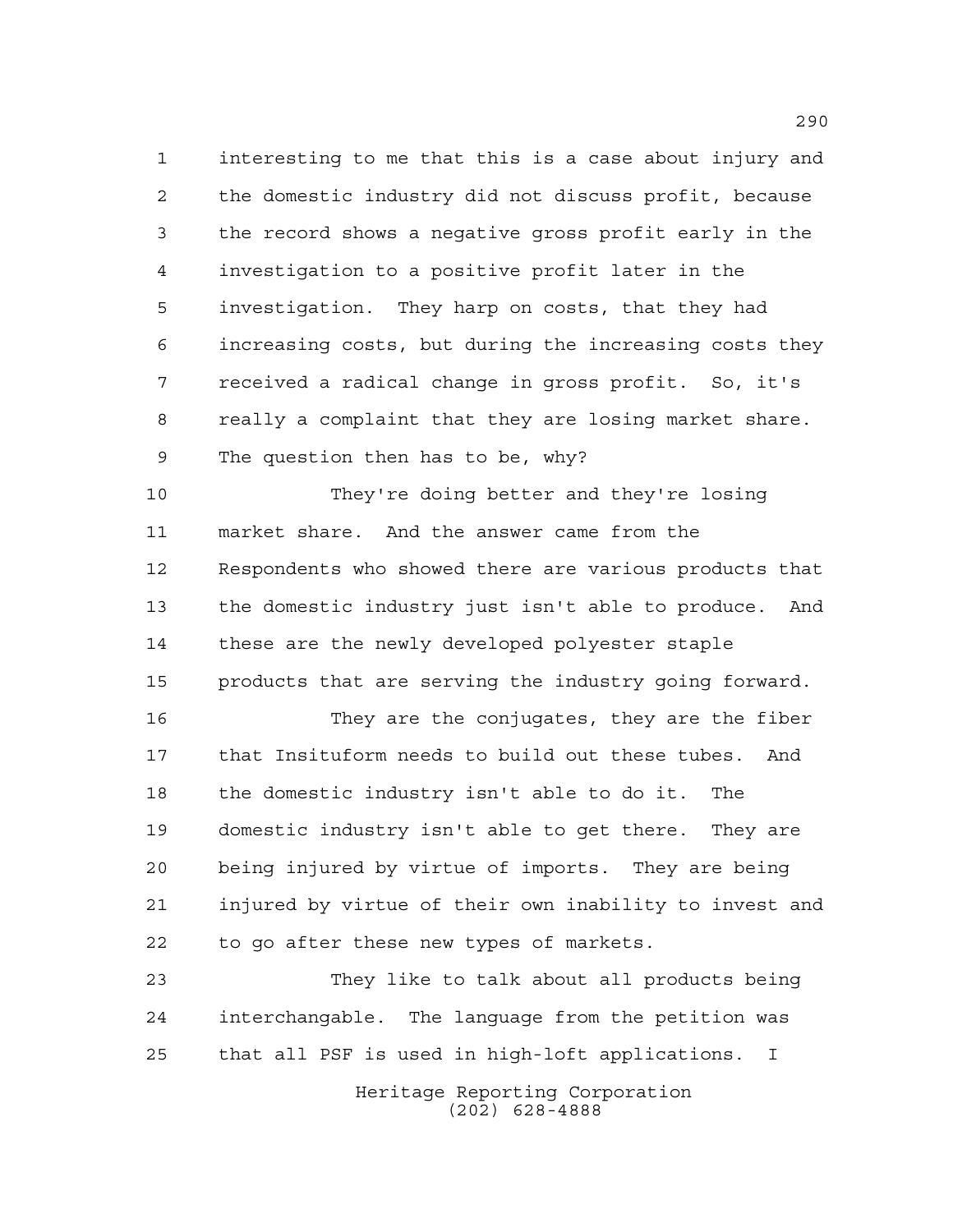interesting to me that this is a case about injury and the domestic industry did not discuss profit, because the record shows a negative gross profit early in the investigation to a positive profit later in the investigation. They harp on costs, that they had increasing costs, but during the increasing costs they received a radical change in gross profit. So, it's really a complaint that they are losing market share. The question then has to be, why?

They're doing better and they're losing market share. And the answer came from the Respondents who showed there are various products that the domestic industry just isn't able to produce. And these are the newly developed polyester staple products that are serving the industry going forward.

They are the conjugates, they are the fiber that Insituform needs to build out these tubes. And the domestic industry isn't able to do it. The domestic industry isn't able to get there. They are being injured by virtue of imports. They are being injured by virtue of their own inability to invest and to go after these new types of markets.

They like to talk about all products being interchangable. The language from the petition was that all PSF is used in high-loft applications. I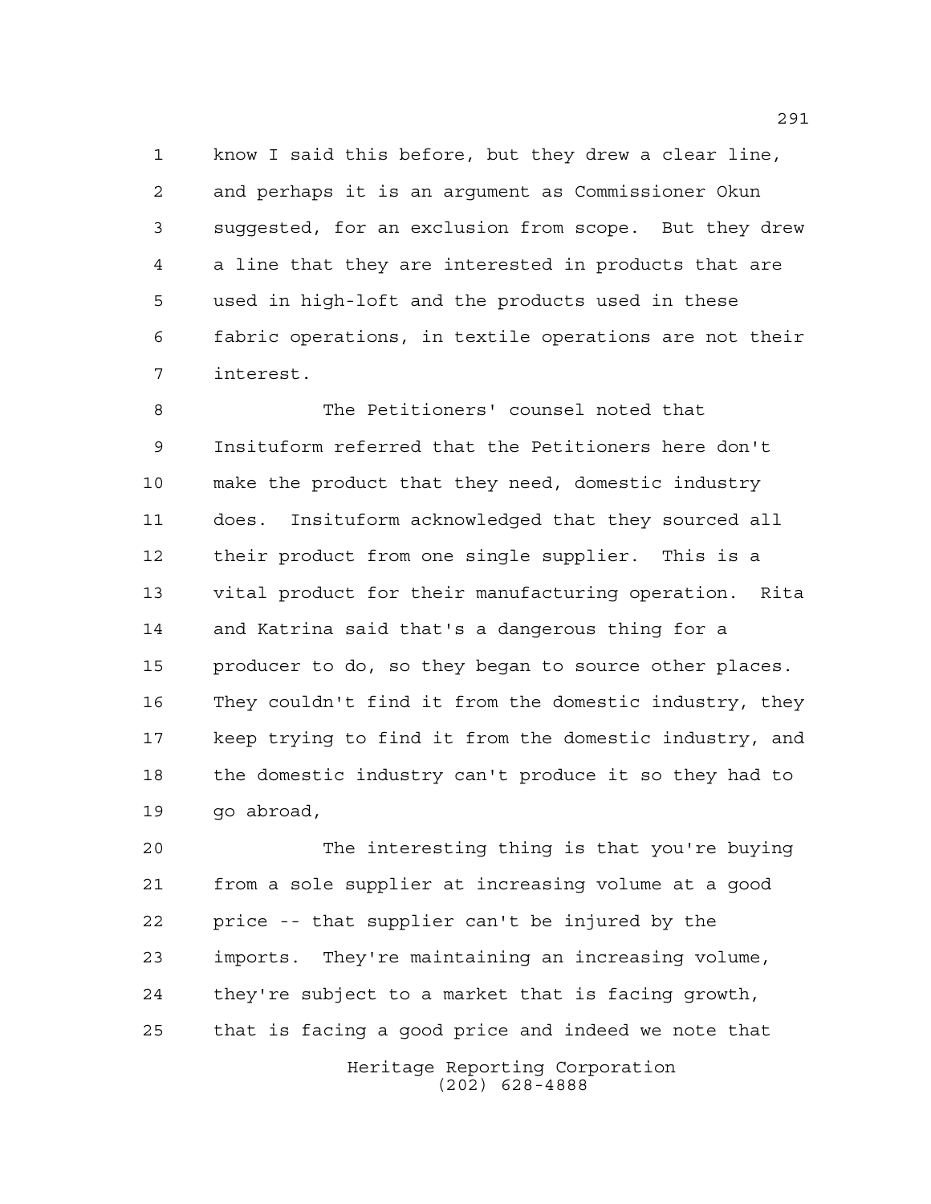know I said this before, but they drew a clear line, and perhaps it is an argument as Commissioner Okun suggested, for an exclusion from scope. But they drew a line that they are interested in products that are used in high-loft and the products used in these fabric operations, in textile operations are not their interest.

The Petitioners' counsel noted that Insituform referred that the Petitioners here don't make the product that they need, domestic industry does. Insituform acknowledged that they sourced all their product from one single supplier. This is a vital product for their manufacturing operation. Rita and Katrina said that's a dangerous thing for a producer to do, so they began to source other places. They couldn't find it from the domestic industry, they keep trying to find it from the domestic industry, and the domestic industry can't produce it so they had to go abroad,

The interesting thing is that you're buying from a sole supplier at increasing volume at a good price -- that supplier can't be injured by the imports. They're maintaining an increasing volume, they're subject to a market that is facing growth, that is facing a good price and indeed we note that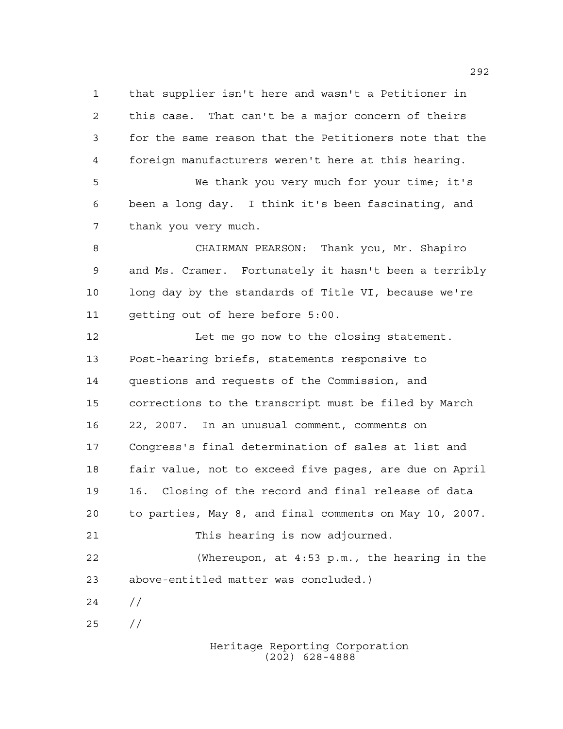that supplier isn't here and wasn't a Petitioner in this case. That can't be a major concern of theirs for the same reason that the Petitioners note that the foreign manufacturers weren't here at this hearing.

We thank you very much for your time; it's been a long day. I think it's been fascinating, and thank you very much.

CHAIRMAN PEARSON: Thank you, Mr. Shapiro and Ms. Cramer. Fortunately it hasn't been a terribly long day by the standards of Title VI, because we're getting out of here before 5:00.

Let me go now to the closing statement. Post-hearing briefs, statements responsive to questions and requests of the Commission, and corrections to the transcript must be filed by March 22, 2007. In an unusual comment, comments on Congress's final determination of sales at list and fair value, not to exceed five pages, are due on April 16. Closing of the record and final release of data to parties, May 8, and final comments on May 10, 2007.

This hearing is now adjourned.

(Whereupon, at 4:53 p.m., the hearing in the above-entitled matter was concluded.)

//

//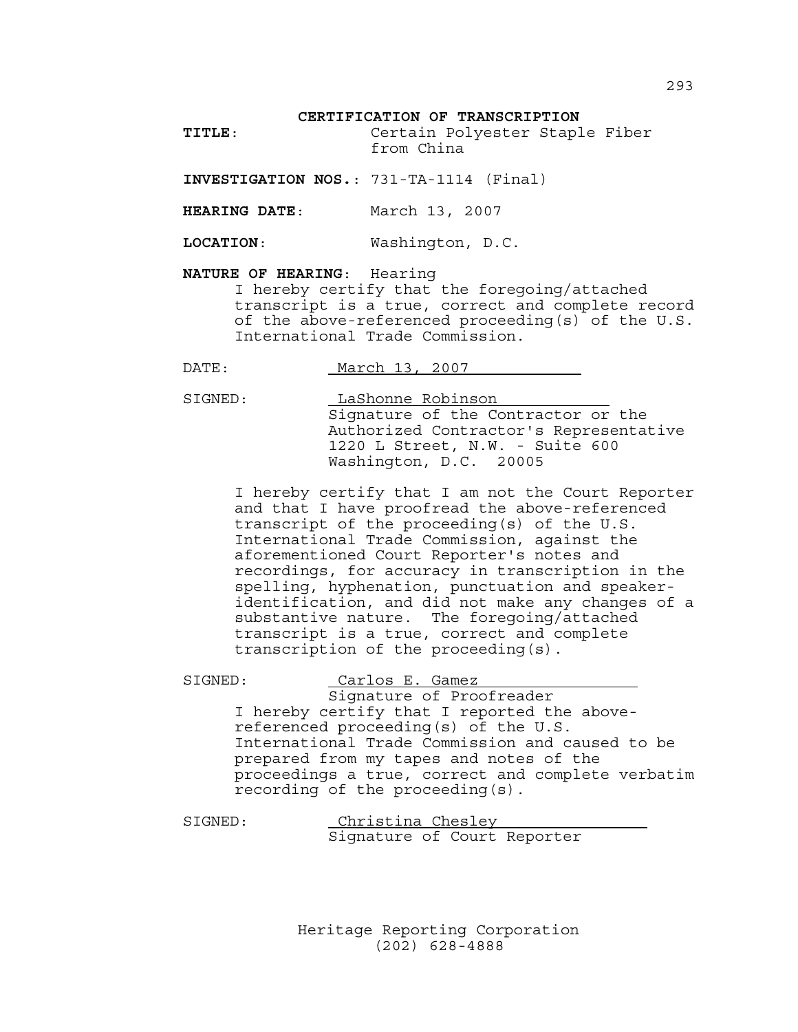## CERTIFICATION OF TRANSCRIPTION

**TITLE**: Certain Polyester Staple Fiber from China

**INVESTIGATION NOS.**: 731-TA-1114 (Final)

**HEARING DATE**: March 13, 2007

**LOCATION**: Washington, D.C.

**NATURE OF HEARING**: Hearing

I hereby certify that the foregoing/attached transcript is a true, correct and complete record of the above-referenced proceeding(s) of the U.S. International Trade Commission.

DATE: March 13, 2007

SIGNED: LaShonne Robinson
Signature of the Contractor or the Authorized Contractor's Representative
1220 L Street, N.W. - Suite 600
Washington, D.C. 20005

I hereby certify that I am not the Court Reporter and that I have proofread the above-referenced transcript of the proceeding(s) of the U.S. International Trade Commission, against the aforementioned Court Reporter's notes and recordings, for accuracy in transcription in the spelling, hyphenation, punctuation and speaker-identification, and did not make any changes of a substantive nature. The foregoing/attached transcript is a true, correct and complete transcription of the proceeding(s).

SIGNED: Carlos E. Gamez
Signature of Proofreader

I hereby certify that I reported the above-referenced proceeding(s) of the U.S. International Trade Commission and caused to be prepared from my tapes and notes of the proceedings a true, correct and complete verbatim recording of the proceeding(s).

SIGNED: Christina Chesley
Signature of Court Reporter